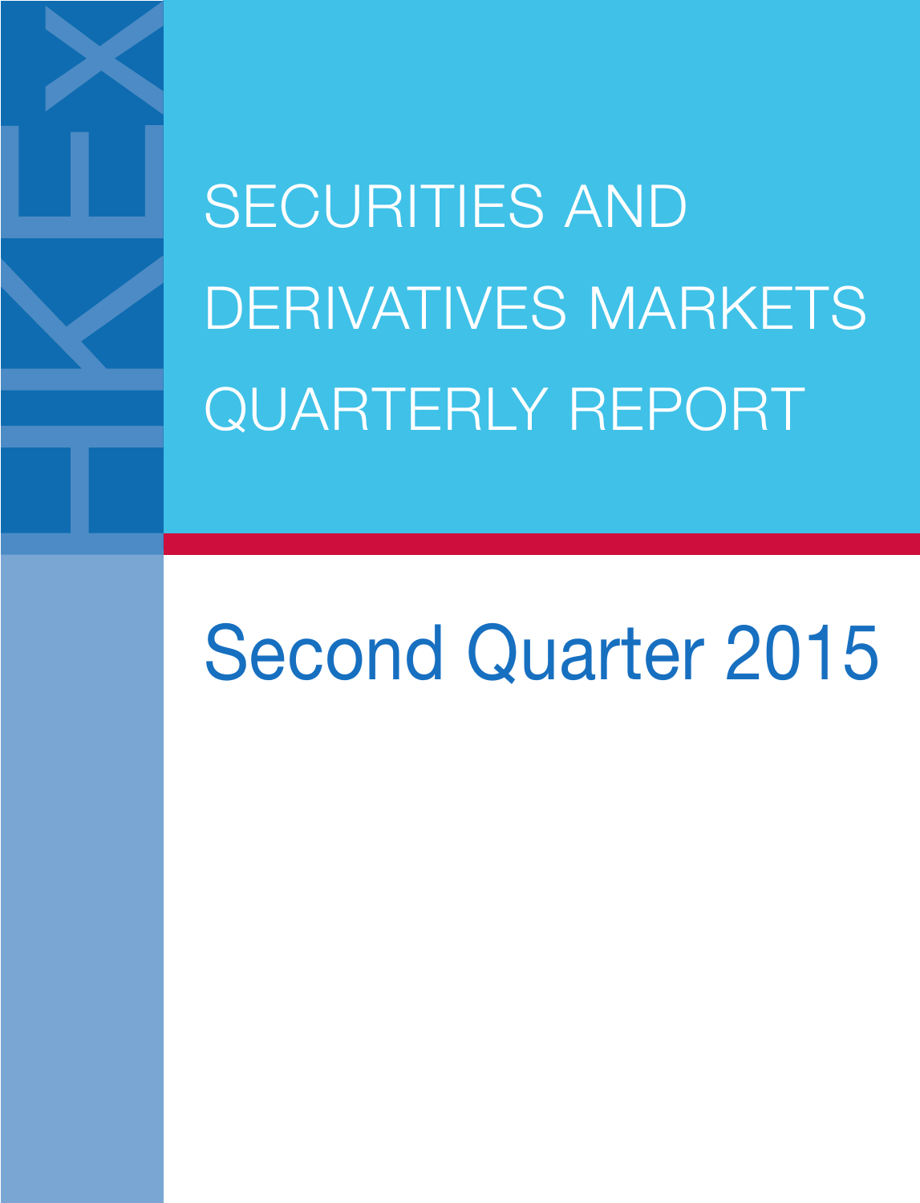# SECURITIES AND DERIVATIVES MARKETS QUARTERLY REPORT

## Second Quarter 2015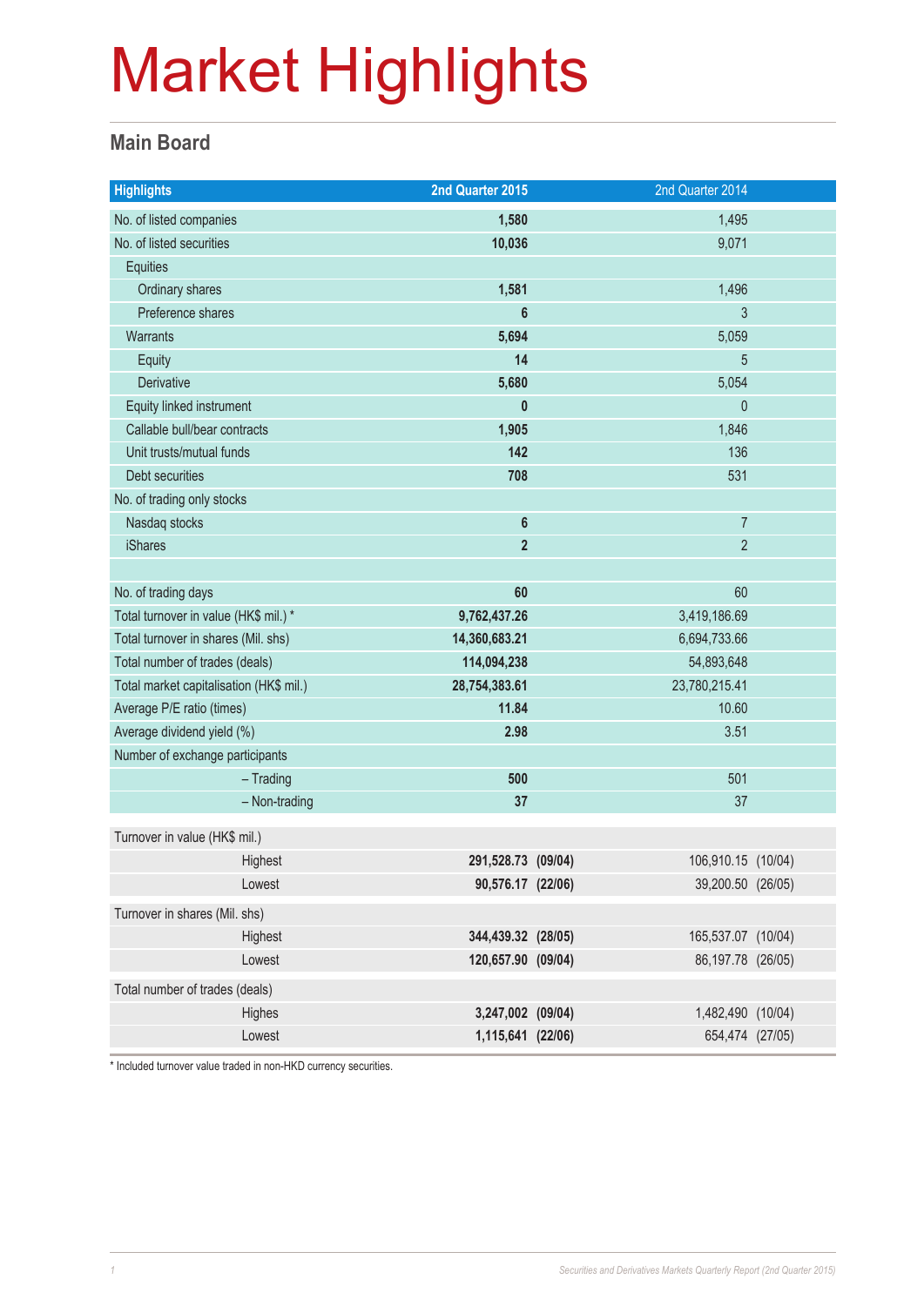# Market Highlights

## Main Board

| Highlights | 2nd Quarter 2015 | 2nd Quarter 2014 |
|---|---|---|
| No. of listed companies | **1,580** | 1,495 |
| No. of listed securities | **10,036** | 9,071 |
| Equities | | |
| Ordinary shares | **1,581** | 1,496 |
| Preference shares | **6** | 3 |
| Warrants | **5,694** | 5,059 |
| Equity | **14** | 5 |
| Derivative | **5,680** | 5,054 |
| Equity linked instrument | **0** | 0 |
| Callable bull/bear contracts | **1,905** | 1,846 |
| Unit trusts/mutual funds | **142** | 136 |
| Debt securities | **708** | 531 |
| No. of trading only stocks | | |
| Nasdaq stocks | **6** | 7 |
| iShares | **2** | 2 |
| | | |
| No. of trading days | **60** | 60 |
| Total turnover in value (HK$ mil.) * | **9,762,437.26** | 3,419,186.69 |
| Total turnover in shares (Mil. shs) | **14,360,683.21** | 6,694,733.66 |
| Total number of trades (deals) | **114,094,238** | 54,893,648 |
| Total market capitalisation (HK$ mil.) | **28,754,383.61** | 23,780,215.41 |
| Average P/E ratio (times) | **11.84** | 10.60 |
| Average dividend yield (%) | **2.98** | 3.51 |
| Number of exchange participants | | |
| – Trading | **500** | 501 |
| – Non-trading | **37** | 37 |
| Turnover in value (HK$ mil.) | | |
| Highest | **291,528.73 (09/04)** | 106,910.15 (10/04) |
| Lowest | **90,576.17 (22/06)** | 39,200.50 (26/05) |
| Turnover in shares (Mil. shs) | | |
| Highest | **344,439.32 (28/05)** | 165,537.07 (10/04) |
| Lowest | **120,657.90 (09/04)** | 86,197.78 (26/05) |
| Total number of trades (deals) | | |
| Highes | **3,247,002 (09/04)** | 1,482,490 (10/04) |
| Lowest | **1,115,641 (22/06)** | 654,474 (27/05) |

* Included turnover value traded in non-HKD currency securities.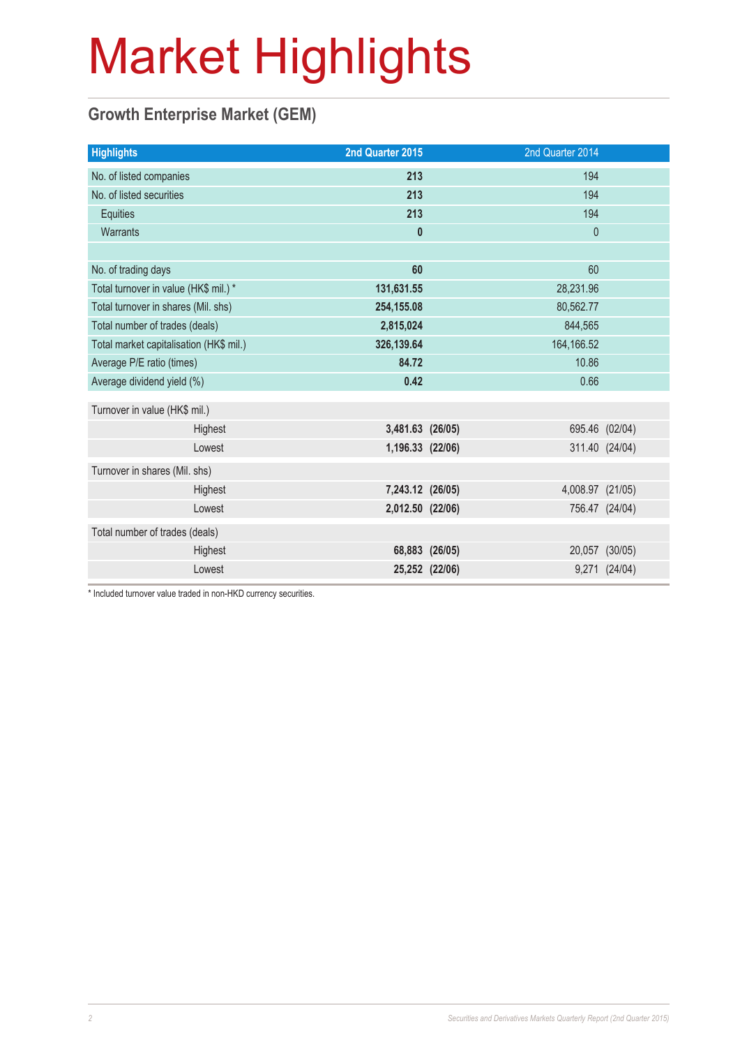# Market Highlights

## Growth Enterprise Market (GEM)

| Highlights | 2nd Quarter 2015 | | 2nd Quarter 2014 | |
|---|---|---|---|---|
| No. of listed companies | **213** | | 194 | |
| No. of listed securities | **213** | | 194 | |
| Equities | **213** | | 194 | |
| Warrants | **0** | | 0 | |
| | | | | |
| No. of trading days | **60** | | 60 | |
| Total turnover in value (HK$ mil.) * | **131,631.55** | | 28,231.96 | |
| Total turnover in shares (Mil. shs) | **254,155.08** | | 80,562.77 | |
| Total number of trades (deals) | **2,815,024** | | 844,565 | |
| Total market capitalisation (HK$ mil.) | **326,139.64** | | 164,166.52 | |
| Average P/E ratio (times) | **84.72** | | 10.86 | |
| Average dividend yield (%) | **0.42** | | 0.66 | |
| Turnover in value (HK$ mil.) | | | | |
| Highest | **3,481.63** | **(26/05)** | 695.46 | (02/04) |
| Lowest | **1,196.33** | **(22/06)** | 311.40 | (24/04) |
| Turnover in shares (Mil. shs) | | | | |
| Highest | **7,243.12** | **(26/05)** | 4,008.97 | (21/05) |
| Lowest | **2,012.50** | **(22/06)** | 756.47 | (24/04) |
| Total number of trades (deals) | | | | |
| Highest | **68,883** | **(26/05)** | 20,057 | (30/05) |
| Lowest | **25,252** | **(22/06)** | 9,271 | (24/04) |

* Included turnover value traded in non-HKD currency securities.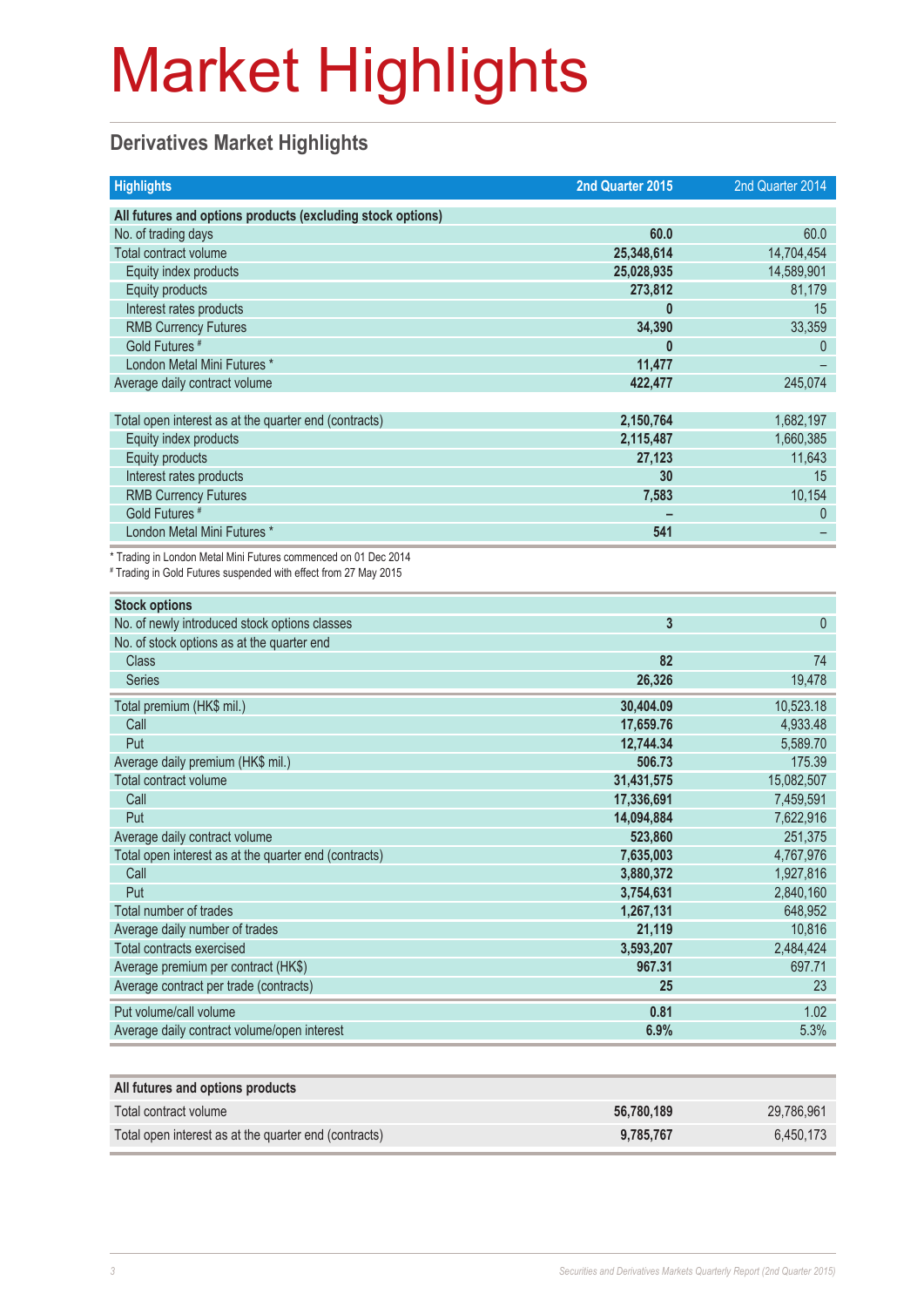# Market Highlights

## Derivatives Market Highlights

| Highlights | 2nd Quarter 2015 | 2nd Quarter 2014 |
|---|---|---|
| **All futures and options products (excluding stock options)** | | |
| No. of trading days | **60.0** | 60.0 |
| Total contract volume | **25,348,614** | 14,704,454 |
| Equity index products | **25,028,935** | 14,589,901 |
| Equity products | **273,812** | 81,179 |
| Interest rates products | **0** | 15 |
| RMB Currency Futures | **34,390** | 33,359 |
| Gold Futures # | **0** | 0 |
| London Metal Mini Futures * | **11,477** | – |
| Average daily contract volume | **422,477** | 245,074 |
| | | |
| Total open interest as at the quarter end (contracts) | **2,150,764** | 1,682,197 |
| Equity index products | **2,115,487** | 1,660,385 |
| Equity products | **27,123** | 11,643 |
| Interest rates products | **30** | 15 |
| RMB Currency Futures | **7,583** | 10,154 |
| Gold Futures # | **–** | 0 |
| London Metal Mini Futures * | **541** | – |

\* Trading in London Metal Mini Futures commenced on 01 Dec 2014
\# Trading in Gold Futures suspended with effect from 27 May 2015

| Stock options | 2nd Quarter 2015 | 2nd Quarter 2014 |
|---|---|---|
| No. of newly introduced stock options classes | **3** | 0 |
| No. of stock options as at the quarter end | | |
| Class | **82** | 74 |
| Series | **26,326** | 19,478 |
| Total premium (HK$ mil.) | **30,404.09** | 10,523.18 |
| Call | **17,659.76** | 4,933.48 |
| Put | **12,744.34** | 5,589.70 |
| Average daily premium (HK$ mil.) | **506.73** | 175.39 |
| Total contract volume | **31,431,575** | 15,082,507 |
| Call | **17,336,691** | 7,459,591 |
| Put | **14,094,884** | 7,622,916 |
| Average daily contract volume | **523,860** | 251,375 |
| Total open interest as at the quarter end (contracts) | **7,635,003** | 4,767,976 |
| Call | **3,880,372** | 1,927,816 |
| Put | **3,754,631** | 2,840,160 |
| Total number of trades | **1,267,131** | 648,952 |
| Average daily number of trades | **21,119** | 10,816 |
| Total contracts exercised | **3,593,207** | 2,484,424 |
| Average premium per contract (HK$) | **967.31** | 697.71 |
| Average contract per trade (contracts) | **25** | 23 |
| Put volume/call volume | **0.81** | 1.02 |
| Average daily contract volume/open interest | **6.9%** | 5.3% |

| All futures and options products | 2nd Quarter 2015 | 2nd Quarter 2014 |
|---|---|---|
| Total contract volume | **56,780,189** | 29,786,961 |
| Total open interest as at the quarter end (contracts) | **9,785,767** | 6,450,173 |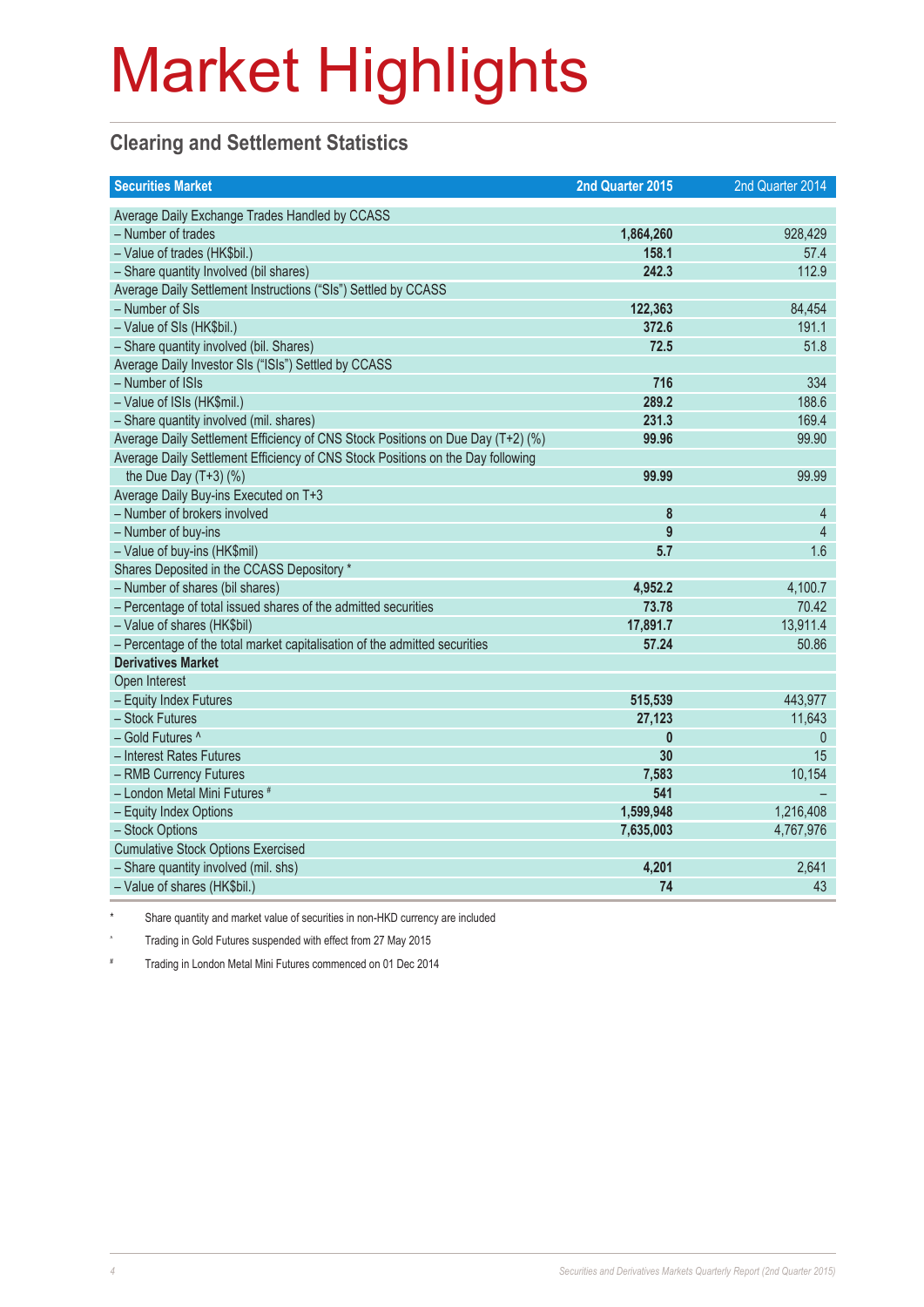# Market Highlights

## Clearing and Settlement Statistics

| Securities Market | 2nd Quarter 2015 | 2nd Quarter 2014 |
|---|---|---|
| Average Daily Exchange Trades Handled by CCASS | | |
| – Number of trades | **1,864,260** | 928,429 |
| – Value of trades (HK$bil.) | **158.1** | 57.4 |
| – Share quantity Involved (bil shares) | **242.3** | 112.9 |
| Average Daily Settlement Instructions ("SIs") Settled by CCASS | | |
| – Number of SIs | **122,363** | 84,454 |
| – Value of SIs (HK$bil.) | **372.6** | 191.1 |
| – Share quantity involved (bil. Shares) | **72.5** | 51.8 |
| Average Daily Investor SIs ("ISIs") Settled by CCASS | | |
| – Number of ISIs | **716** | 334 |
| – Value of ISIs (HK$mil.) | **289.2** | 188.6 |
| – Share quantity involved (mil. shares) | **231.3** | 169.4 |
| Average Daily Settlement Efficiency of CNS Stock Positions on Due Day (T+2) (%) | **99.96** | 99.90 |
| Average Daily Settlement Efficiency of CNS Stock Positions on the Day following the Due Day (T+3) (%) | **99.99** | 99.99 |
| Average Daily Buy-ins Executed on T+3 | | |
| – Number of brokers involved | **8** | 4 |
| – Number of buy-ins | **9** | 4 |
| – Value of buy-ins (HK$mil) | **5.7** | 1.6 |
| Shares Deposited in the CCASS Depository * | | |
| – Number of shares (bil shares) | **4,952.2** | 4,100.7 |
| – Percentage of total issued shares of the admitted securities | **73.78** | 70.42 |
| – Value of shares (HK$bil) | **17,891.7** | 13,911.4 |
| – Percentage of the total market capitalisation of the admitted securities | **57.24** | 50.86 |
| **Derivatives Market** | | |
| Open Interest | | |
| – Equity Index Futures | **515,539** | 443,977 |
| – Stock Futures | **27,123** | 11,643 |
| – Gold Futures ^ | **0** | 0 |
| – Interest Rates Futures | **30** | 15 |
| – RMB Currency Futures | **7,583** | 10,154 |
| – London Metal Mini Futures # | **541** | – |
| – Equity Index Options | **1,599,948** | 1,216,408 |
| – Stock Options | **7,635,003** | 4,767,976 |
| Cumulative Stock Options Exercised | | |
| – Share quantity involved (mil. shs) | **4,201** | 2,641 |
| – Value of shares (HK$bil.) | **74** | 43 |

\* Share quantity and market value of securities in non-HKD currency are included

^ Trading in Gold Futures suspended with effect from 27 May 2015

# Trading in London Metal Mini Futures commenced on 01 Dec 2014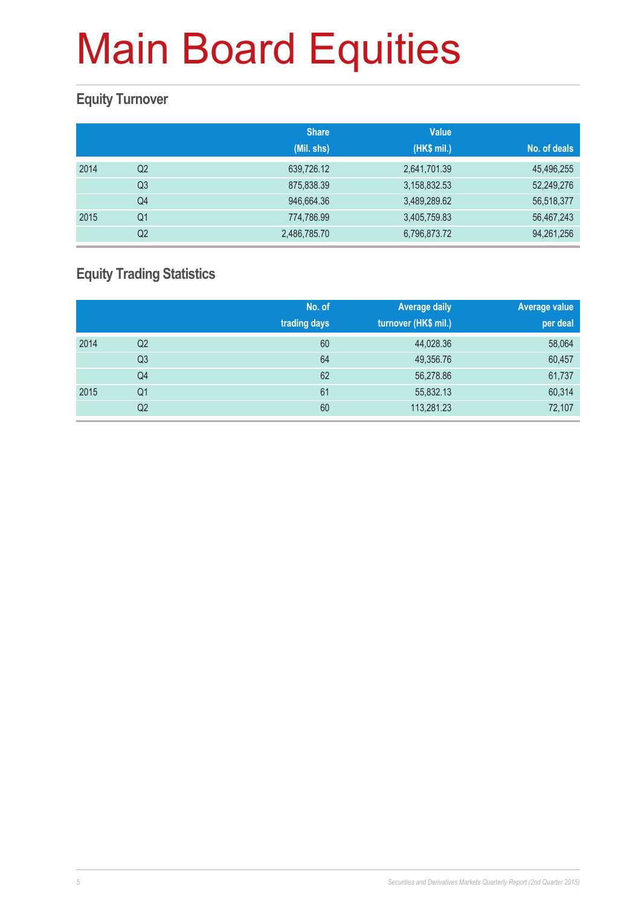# Main Board Equities

## Equity Turnover

| | | Share (Mil. shs) | Value (HK$ mil.) | No. of deals |
|---|---|---|---|---|
| 2014 | Q2 | 639,726.12 | 2,641,701.39 | 45,496,255 |
| | Q3 | 875,838.39 | 3,158,832.53 | 52,249,276 |
| | Q4 | 946,664.36 | 3,489,289.62 | 56,518,377 |
| 2015 | Q1 | 774,786.99 | 3,405,759.83 | 56,467,243 |
| | Q2 | 2,486,785.70 | 6,796,873.72 | 94,261,256 |

## Equity Trading Statistics

| | | No. of trading days | Average daily turnover (HK$ mil.) | Average value per deal |
|---|---|---|---|---|
| 2014 | Q2 | 60 | 44,028.36 | 58,064 |
| | Q3 | 64 | 49,356.76 | 60,457 |
| | Q4 | 62 | 56,278.86 | 61,737 |
| 2015 | Q1 | 61 | 55,832.13 | 60,314 |
| | Q2 | 60 | 113,281.23 | 72,107 |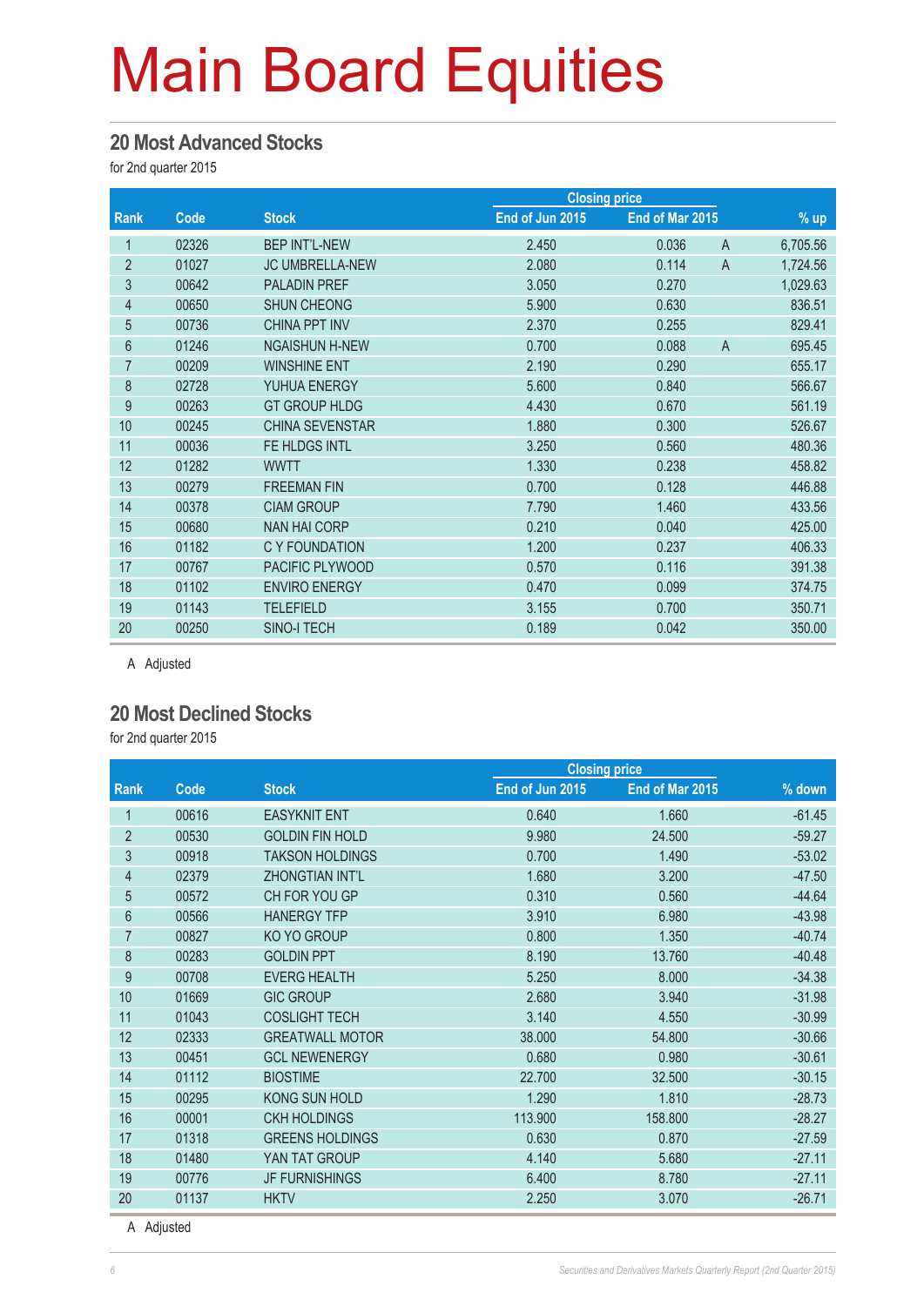# Main Board Equities

## 20 Most Advanced Stocks

for 2nd quarter 2015

| Rank | Code | Stock | Closing price | | | % up |
|---|---|---|---|---|---|---|
| | | | End of Jun 2015 | End of Mar 2015 | | |
| 1 | 02326 | BEP INT'L-NEW | 2.450 | 0.036 | A | 6,705.56 |
| 2 | 01027 | JC UMBRELLA-NEW | 2.080 | 0.114 | A | 1,724.56 |
| 3 | 00642 | PALADIN PREF | 3.050 | 0.270 | | 1,029.63 |
| 4 | 00650 | SHUN CHEONG | 5.900 | 0.630 | | 836.51 |
| 5 | 00736 | CHINA PPT INV | 2.370 | 0.255 | | 829.41 |
| 6 | 01246 | NGAISHUN H-NEW | 0.700 | 0.088 | A | 695.45 |
| 7 | 00209 | WINSHINE ENT | 2.190 | 0.290 | | 655.17 |
| 8 | 02728 | YUHUA ENERGY | 5.600 | 0.840 | | 566.67 |
| 9 | 00263 | GT GROUP HLDG | 4.430 | 0.670 | | 561.19 |
| 10 | 00245 | CHINA SEVENSTAR | 1.880 | 0.300 | | 526.67 |
| 11 | 00036 | FE HLDGS INTL | 3.250 | 0.560 | | 480.36 |
| 12 | 01282 | WWTT | 1.330 | 0.238 | | 458.82 |
| 13 | 00279 | FREEMAN FIN | 0.700 | 0.128 | | 446.88 |
| 14 | 00378 | CIAM GROUP | 7.790 | 1.460 | | 433.56 |
| 15 | 00680 | NAN HAI CORP | 0.210 | 0.040 | | 425.00 |
| 16 | 01182 | C Y FOUNDATION | 1.200 | 0.237 | | 406.33 |
| 17 | 00767 | PACIFIC PLYWOOD | 0.570 | 0.116 | | 391.38 |
| 18 | 01102 | ENVIRO ENERGY | 0.470 | 0.099 | | 374.75 |
| 19 | 01143 | TELEFIELD | 3.155 | 0.700 | | 350.71 |
| 20 | 00250 | SINO-I TECH | 0.189 | 0.042 | | 350.00 |

A Adjusted

## 20 Most Declined Stocks

for 2nd quarter 2015

| Rank | Code | Stock | Closing price | | % down |
|---|---|---|---|---|---|
| | | | End of Jun 2015 | End of Mar 2015 | |
| 1 | 00616 | EASYKNIT ENT | 0.640 | 1.660 | -61.45 |
| 2 | 00530 | GOLDIN FIN HOLD | 9.980 | 24.500 | -59.27 |
| 3 | 00918 | TAKSON HOLDINGS | 0.700 | 1.490 | -53.02 |
| 4 | 02379 | ZHONGTIAN INT'L | 1.680 | 3.200 | -47.50 |
| 5 | 00572 | CH FOR YOU GP | 0.310 | 0.560 | -44.64 |
| 6 | 00566 | HANERGY TFP | 3.910 | 6.980 | -43.98 |
| 7 | 00827 | KO YO GROUP | 0.800 | 1.350 | -40.74 |
| 8 | 00283 | GOLDIN PPT | 8.190 | 13.760 | -40.48 |
| 9 | 00708 | EVERG HEALTH | 5.250 | 8.000 | -34.38 |
| 10 | 01669 | GIC GROUP | 2.680 | 3.940 | -31.98 |
| 11 | 01043 | COSLIGHT TECH | 3.140 | 4.550 | -30.99 |
| 12 | 02333 | GREATWALL MOTOR | 38.000 | 54.800 | -30.66 |
| 13 | 00451 | GCL NEWENERGY | 0.680 | 0.980 | -30.61 |
| 14 | 01112 | BIOSTIME | 22.700 | 32.500 | -30.15 |
| 15 | 00295 | KONG SUN HOLD | 1.290 | 1.810 | -28.73 |
| 16 | 00001 | CKH HOLDINGS | 113.900 | 158.800 | -28.27 |
| 17 | 01318 | GREENS HOLDINGS | 0.630 | 0.870 | -27.59 |
| 18 | 01480 | YAN TAT GROUP | 4.140 | 5.680 | -27.11 |
| 19 | 00776 | JF FURNISHINGS | 6.400 | 8.780 | -27.11 |
| 20 | 01137 | HKTV | 2.250 | 3.070 | -26.71 |

A Adjusted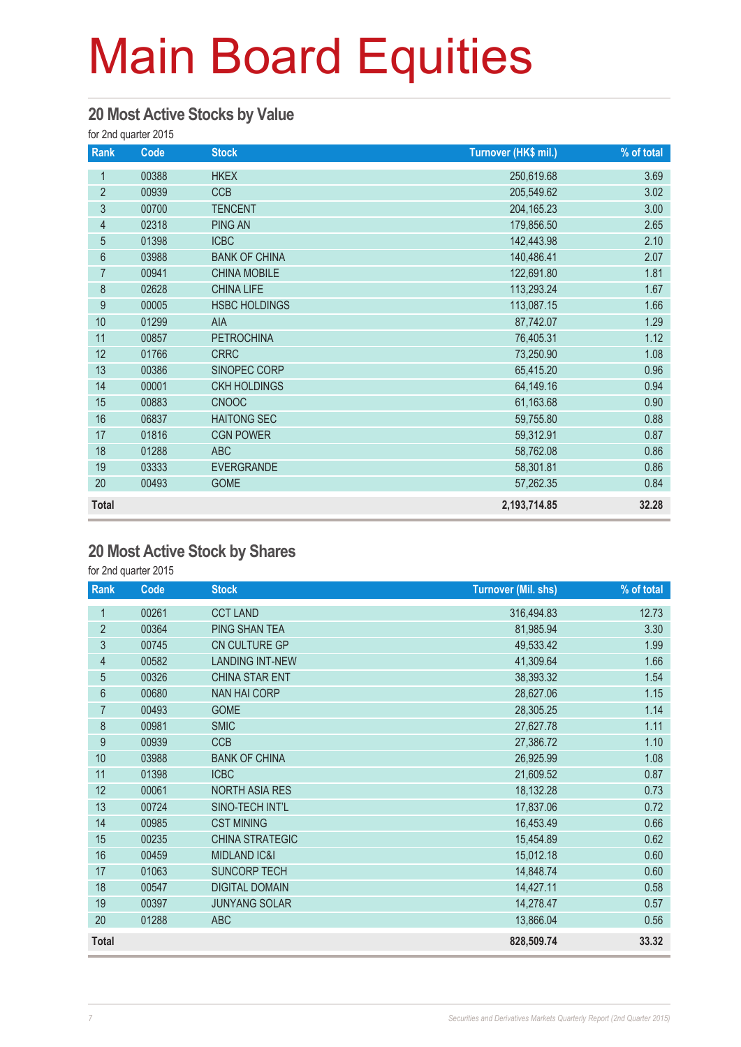# Main Board Equities

## 20 Most Active Stocks by Value

for 2nd quarter 2015

| Rank | Code | Stock | Turnover (HK$ mil.) | % of total |
|---|---|---|---|---|
| 1 | 00388 | HKEX | 250,619.68 | 3.69 |
| 2 | 00939 | CCB | 205,549.62 | 3.02 |
| 3 | 00700 | TENCENT | 204,165.23 | 3.00 |
| 4 | 02318 | PING AN | 179,856.50 | 2.65 |
| 5 | 01398 | ICBC | 142,443.98 | 2.10 |
| 6 | 03988 | BANK OF CHINA | 140,486.41 | 2.07 |
| 7 | 00941 | CHINA MOBILE | 122,691.80 | 1.81 |
| 8 | 02628 | CHINA LIFE | 113,293.24 | 1.67 |
| 9 | 00005 | HSBC HOLDINGS | 113,087.15 | 1.66 |
| 10 | 01299 | AIA | 87,742.07 | 1.29 |
| 11 | 00857 | PETROCHINA | 76,405.31 | 1.12 |
| 12 | 01766 | CRRC | 73,250.90 | 1.08 |
| 13 | 00386 | SINOPEC CORP | 65,415.20 | 0.96 |
| 14 | 00001 | CKH HOLDINGS | 64,149.16 | 0.94 |
| 15 | 00883 | CNOOC | 61,163.68 | 0.90 |
| 16 | 06837 | HAITONG SEC | 59,755.80 | 0.88 |
| 17 | 01816 | CGN POWER | 59,312.91 | 0.87 |
| 18 | 01288 | ABC | 58,762.08 | 0.86 |
| 19 | 03333 | EVERGRANDE | 58,301.81 | 0.86 |
| 20 | 00493 | GOME | 57,262.35 | 0.84 |
| **Total** | | | **2,193,714.85** | **32.28** |

## 20 Most Active Stock by Shares

for 2nd quarter 2015

| Rank | Code | Stock | Turnover (Mil. shs) | % of total |
|---|---|---|---|---|
| 1 | 00261 | CCT LAND | 316,494.83 | 12.73 |
| 2 | 00364 | PING SHAN TEA | 81,985.94 | 3.30 |
| 3 | 00745 | CN CULTURE GP | 49,533.42 | 1.99 |
| 4 | 00582 | LANDING INT-NEW | 41,309.64 | 1.66 |
| 5 | 00326 | CHINA STAR ENT | 38,393.32 | 1.54 |
| 6 | 00680 | NAN HAI CORP | 28,627.06 | 1.15 |
| 7 | 00493 | GOME | 28,305.25 | 1.14 |
| 8 | 00981 | SMIC | 27,627.78 | 1.11 |
| 9 | 00939 | CCB | 27,386.72 | 1.10 |
| 10 | 03988 | BANK OF CHINA | 26,925.99 | 1.08 |
| 11 | 01398 | ICBC | 21,609.52 | 0.87 |
| 12 | 00061 | NORTH ASIA RES | 18,132.28 | 0.73 |
| 13 | 00724 | SINO-TECH INT'L | 17,837.06 | 0.72 |
| 14 | 00985 | CST MINING | 16,453.49 | 0.66 |
| 15 | 00235 | CHINA STRATEGIC | 15,454.89 | 0.62 |
| 16 | 00459 | MIDLAND IC&I | 15,012.18 | 0.60 |
| 17 | 01063 | SUNCORP TECH | 14,848.74 | 0.60 |
| 18 | 00547 | DIGITAL DOMAIN | 14,427.11 | 0.58 |
| 19 | 00397 | JUNYANG SOLAR | 14,278.47 | 0.57 |
| 20 | 01288 | ABC | 13,866.04 | 0.56 |
| **Total** | | | **828,509.74** | **33.32** |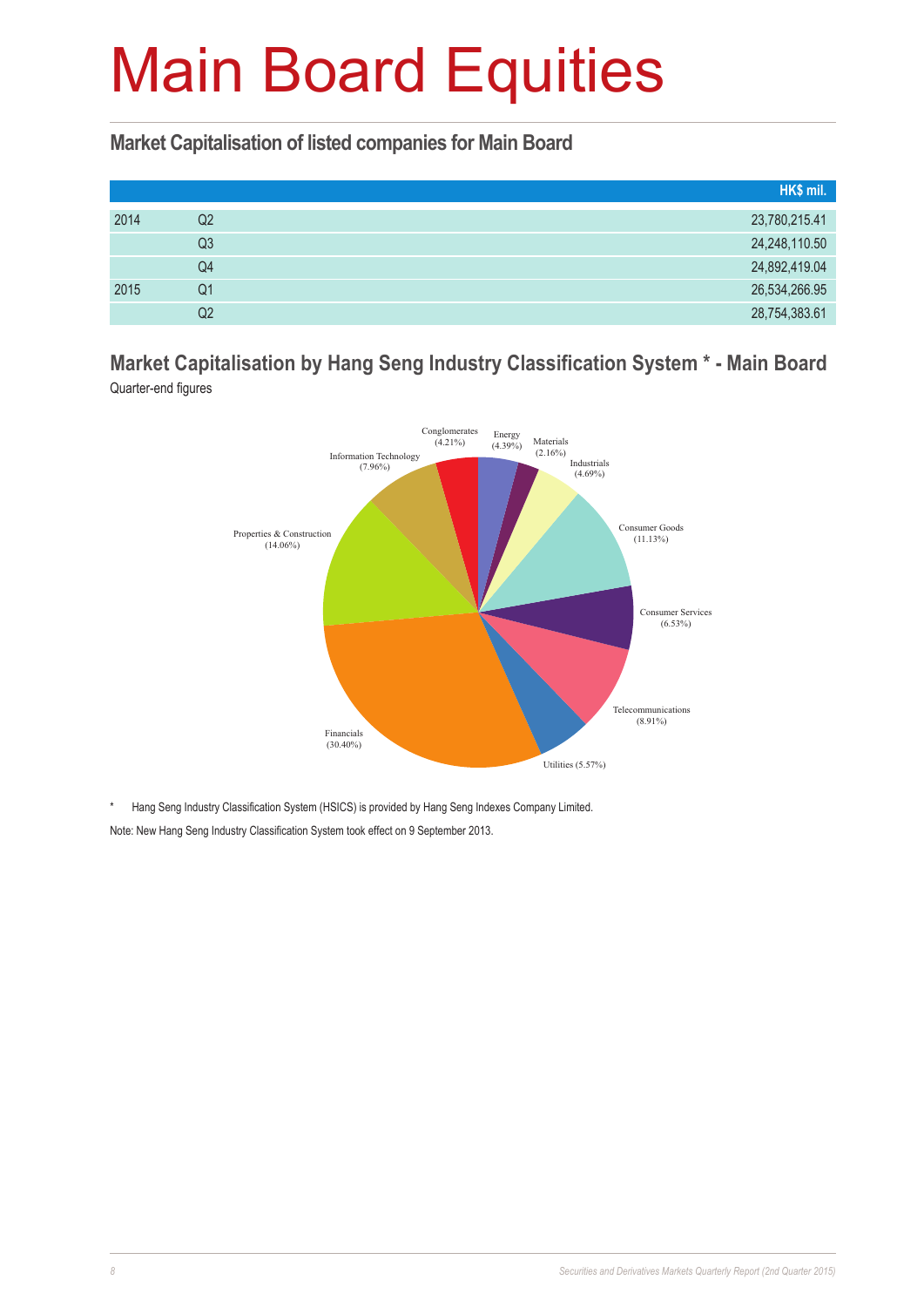# Main Board Equities

## Market Capitalisation of listed companies for Main Board

| | | HK$ mil. |
|---|---|---|
| 2014 | Q2 | 23,780,215.41 |
| | Q3 | 24,248,110.50 |
| | Q4 | 24,892,419.04 |
| 2015 | Q1 | 26,534,266.95 |
| | Q2 | 28,754,383.61 |

## Market Capitalisation by Hang Seng Industry Classification System * - Main Board

Quarter-end figures

Conglomerates (4.21%)
Energy (4.39%)
Materials (2.16%)
Industrials (4.69%)
Consumer Goods (11.13%)
Consumer Services (6.53%)
Telecommunications (8.91%)
Utilities (5.57%)
Financials (30.40%)
Properties & Construction (14.06%)
Information Technology (7.96%)

\* Hang Seng Industry Classification System (HSICS) is provided by Hang Seng Indexes Company Limited.

Note: New Hang Seng Industry Classification System took effect on 9 September 2013.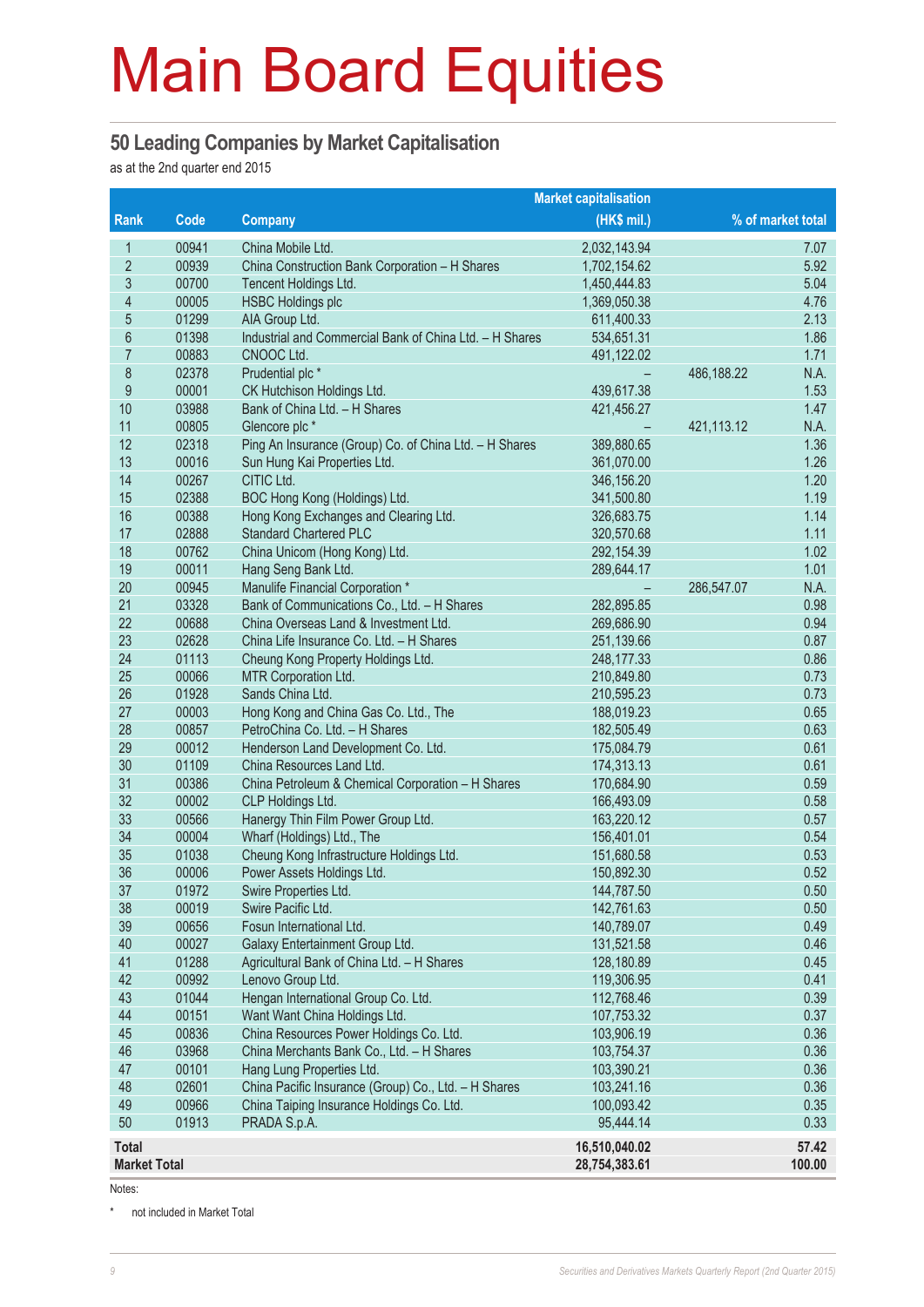# Main Board Equities

## 50 Leading Companies by Market Capitalisation

as at the 2nd quarter end 2015

| Rank | Code | Company | Market capitalisation (HK$ mil.) | | % of market total |
|---|---|---|---|---|---|
| 1 | 00941 | China Mobile Ltd. | 2,032,143.94 | | 7.07 |
| 2 | 00939 | China Construction Bank Corporation – H Shares | 1,702,154.62 | | 5.92 |
| 3 | 00700 | Tencent Holdings Ltd. | 1,450,444.83 | | 5.04 |
| 4 | 00005 | HSBC Holdings plc | 1,369,050.38 | | 4.76 |
| 5 | 01299 | AIA Group Ltd. | 611,400.33 | | 2.13 |
| 6 | 01398 | Industrial and Commercial Bank of China Ltd. – H Shares | 534,651.31 | | 1.86 |
| 7 | 00883 | CNOOC Ltd. | 491,122.02 | | 1.71 |
| 8 | 02378 | Prudential plc * | – | 486,188.22 | N.A. |
| 9 | 00001 | CK Hutchison Holdings Ltd. | 439,617.38 | | 1.53 |
| 10 | 03988 | Bank of China Ltd. – H Shares | 421,456.27 | | 1.47 |
| 11 | 00805 | Glencore plc * | – | 421,113.12 | N.A. |
| 12 | 02318 | Ping An Insurance (Group) Co. of China Ltd. – H Shares | 389,880.65 | | 1.36 |
| 13 | 00016 | Sun Hung Kai Properties Ltd. | 361,070.00 | | 1.26 |
| 14 | 00267 | CITIC Ltd. | 346,156.20 | | 1.20 |
| 15 | 02388 | BOC Hong Kong (Holdings) Ltd. | 341,500.80 | | 1.19 |
| 16 | 00388 | Hong Kong Exchanges and Clearing Ltd. | 326,683.75 | | 1.14 |
| 17 | 02888 | Standard Chartered PLC | 320,570.68 | | 1.11 |
| 18 | 00762 | China Unicom (Hong Kong) Ltd. | 292,154.39 | | 1.02 |
| 19 | 00011 | Hang Seng Bank Ltd. | 289,644.17 | | 1.01 |
| 20 | 00945 | Manulife Financial Corporation * | – | 286,547.07 | N.A. |
| 21 | 03328 | Bank of Communications Co., Ltd. – H Shares | 282,895.85 | | 0.98 |
| 22 | 00688 | China Overseas Land & Investment Ltd. | 269,686.90 | | 0.94 |
| 23 | 02628 | China Life Insurance Co. Ltd. – H Shares | 251,139.66 | | 0.87 |
| 24 | 01113 | Cheung Kong Property Holdings Ltd. | 248,177.33 | | 0.86 |
| 25 | 00066 | MTR Corporation Ltd. | 210,849.80 | | 0.73 |
| 26 | 01928 | Sands China Ltd. | 210,595.23 | | 0.73 |
| 27 | 00003 | Hong Kong and China Gas Co. Ltd., The | 188,019.23 | | 0.65 |
| 28 | 00857 | PetroChina Co. Ltd. – H Shares | 182,505.49 | | 0.63 |
| 29 | 00012 | Henderson Land Development Co. Ltd. | 175,084.79 | | 0.61 |
| 30 | 01109 | China Resources Land Ltd. | 174,313.13 | | 0.61 |
| 31 | 00386 | China Petroleum & Chemical Corporation – H Shares | 170,684.90 | | 0.59 |
| 32 | 00002 | CLP Holdings Ltd. | 166,493.09 | | 0.58 |
| 33 | 00566 | Hanergy Thin Film Power Group Ltd. | 163,220.12 | | 0.57 |
| 34 | 00004 | Wharf (Holdings) Ltd., The | 156,401.01 | | 0.54 |
| 35 | 01038 | Cheung Kong Infrastructure Holdings Ltd. | 151,680.58 | | 0.53 |
| 36 | 00006 | Power Assets Holdings Ltd. | 150,892.30 | | 0.52 |
| 37 | 01972 | Swire Properties Ltd. | 144,787.50 | | 0.50 |
| 38 | 00019 | Swire Pacific Ltd. | 142,761.63 | | 0.50 |
| 39 | 00656 | Fosun International Ltd. | 140,789.07 | | 0.49 |
| 40 | 00027 | Galaxy Entertainment Group Ltd. | 131,521.58 | | 0.46 |
| 41 | 01288 | Agricultural Bank of China Ltd. – H Shares | 128,180.89 | | 0.45 |
| 42 | 00992 | Lenovo Group Ltd. | 119,306.95 | | 0.41 |
| 43 | 01044 | Hengan International Group Co. Ltd. | 112,768.46 | | 0.39 |
| 44 | 00151 | Want Want China Holdings Ltd. | 107,753.32 | | 0.37 |
| 45 | 00836 | China Resources Power Holdings Co. Ltd. | 103,906.19 | | 0.36 |
| 46 | 03968 | China Merchants Bank Co., Ltd. – H Shares | 103,754.37 | | 0.36 |
| 47 | 00101 | Hang Lung Properties Ltd. | 103,390.21 | | 0.36 |
| 48 | 02601 | China Pacific Insurance (Group) Co., Ltd. – H Shares | 103,241.16 | | 0.36 |
| 49 | 00966 | China Taiping Insurance Holdings Co. Ltd. | 100,093.42 | | 0.35 |
| 50 | 01913 | PRADA S.p.A. | 95,444.14 | | 0.33 |
| **Total** | | | **16,510,040.02** | | **57.42** |
| **Market Total** | | | **28,754,383.61** | | **100.00** |

Notes:

* not included in Market Total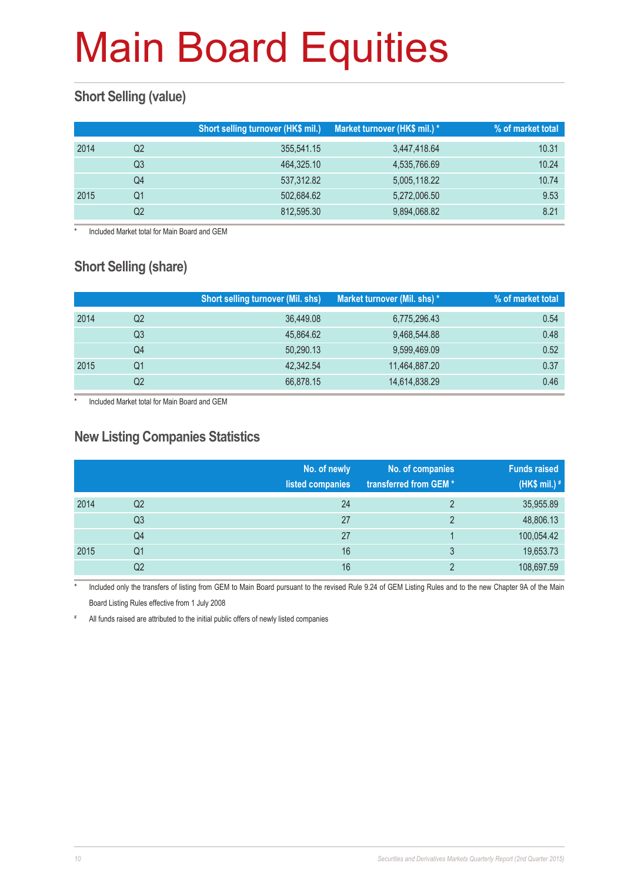# Main Board Equities

## Short Selling (value)

| | | Short selling turnover (HK$ mil.) | Market turnover (HK$ mil.) * | % of market total |
|---|---|---|---|---|
| 2014 | Q2 | 355,541.15 | 3,447,418.64 | 10.31 |
| | Q3 | 464,325.10 | 4,535,766.69 | 10.24 |
| | Q4 | 537,312.82 | 5,005,118.22 | 10.74 |
| 2015 | Q1 | 502,684.62 | 5,272,006.50 | 9.53 |
| | Q2 | 812,595.30 | 9,894,068.82 | 8.21 |

\* Included Market total for Main Board and GEM

## Short Selling (share)

| | | Short selling turnover (Mil. shs) | Market turnover (Mil. shs) * | % of market total |
|---|---|---|---|---|
| 2014 | Q2 | 36,449.08 | 6,775,296.43 | 0.54 |
| | Q3 | 45,864.62 | 9,468,544.88 | 0.48 |
| | Q4 | 50,290.13 | 9,599,469.09 | 0.52 |
| 2015 | Q1 | 42,342.54 | 11,464,887.20 | 0.37 |
| | Q2 | 66,878.15 | 14,614,838.29 | 0.46 |

\* Included Market total for Main Board and GEM

## New Listing Companies Statistics

| | | No. of newly listed companies | No. of companies transferred from GEM * | Funds raised (HK$ mil.) # |
|---|---|---|---|---|
| 2014 | Q2 | 24 | 2 | 35,955.89 |
| | Q3 | 27 | 2 | 48,806.13 |
| | Q4 | 27 | 1 | 100,054.42 |
| 2015 | Q1 | 16 | 3 | 19,653.73 |
| | Q2 | 16 | 2 | 108,697.59 |

\* Included only the transfers of listing from GEM to Main Board pursuant to the revised Rule 9.24 of GEM Listing Rules and to the new Chapter 9A of the Main Board Listing Rules effective from 1 July 2008

\# All funds raised are attributed to the initial public offers of newly listed companies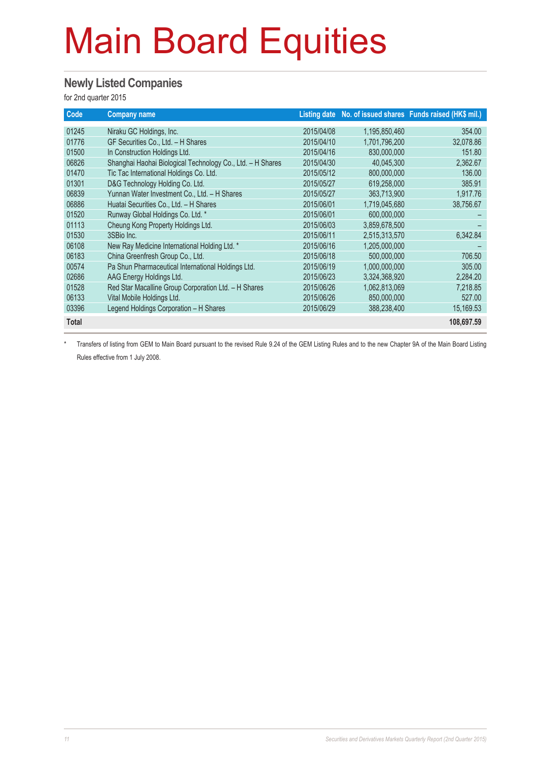# Main Board Equities

## Newly Listed Companies

for 2nd quarter 2015

| Code | Company name | Listing date | No. of issued shares | Funds raised (HK$ mil.) |
|---|---|---|---|---|
| 01245 | Niraku GC Holdings, Inc. | 2015/04/08 | 1,195,850,460 | 354.00 |
| 01776 | GF Securities Co., Ltd. – H Shares | 2015/04/10 | 1,701,796,200 | 32,078.86 |
| 01500 | In Construction Holdings Ltd. | 2015/04/16 | 830,000,000 | 151.80 |
| 06826 | Shanghai Haohai Biological Technology Co., Ltd. – H Shares | 2015/04/30 | 40,045,300 | 2,362.67 |
| 01470 | Tic Tac International Holdings Co. Ltd. | 2015/05/12 | 800,000,000 | 136.00 |
| 01301 | D&G Technology Holding Co. Ltd. | 2015/05/27 | 619,258,000 | 385.91 |
| 06839 | Yunnan Water Investment Co., Ltd. – H Shares | 2015/05/27 | 363,713,900 | 1,917.76 |
| 06886 | Huatai Securities Co., Ltd. – H Shares | 2015/06/01 | 1,719,045,680 | 38,756.67 |
| 01520 | Runway Global Holdings Co. Ltd. * | 2015/06/01 | 600,000,000 | – |
| 01113 | Cheung Kong Property Holdings Ltd. | 2015/06/03 | 3,859,678,500 | – |
| 01530 | 3SBio Inc. | 2015/06/11 | 2,515,313,570 | 6,342.84 |
| 06108 | New Ray Medicine International Holding Ltd. * | 2015/06/16 | 1,205,000,000 | – |
| 06183 | China Greenfresh Group Co., Ltd. | 2015/06/18 | 500,000,000 | 706.50 |
| 00574 | Pa Shun Pharmaceutical International Holdings Ltd. | 2015/06/19 | 1,000,000,000 | 305.00 |
| 02686 | AAG Energy Holdings Ltd. | 2015/06/23 | 3,324,368,920 | 2,284.20 |
| 01528 | Red Star Macalline Group Corporation Ltd. – H Shares | 2015/06/26 | 1,062,813,069 | 7,218.85 |
| 06133 | Vital Mobile Holdings Ltd. | 2015/06/26 | 850,000,000 | 527.00 |
| 03396 | Legend Holdings Corporation – H Shares | 2015/06/29 | 388,238,400 | 15,169.53 |
| **Total** | | | | **108,697.59** |

\* Transfers of listing from GEM to Main Board pursuant to the revised Rule 9.24 of the GEM Listing Rules and to the new Chapter 9A of the Main Board Listing Rules effective from 1 July 2008.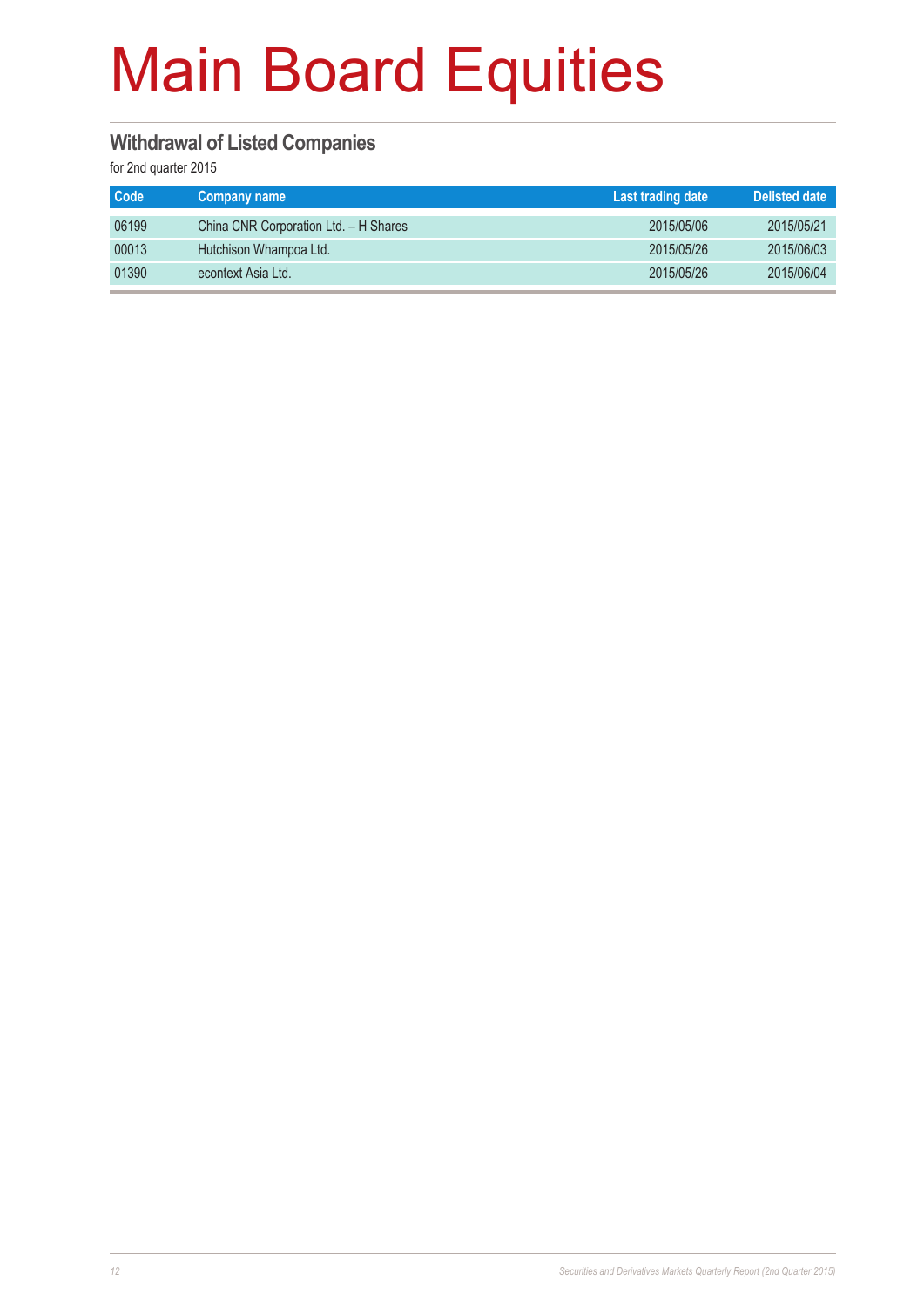# Main Board Equities

## Withdrawal of Listed Companies

for 2nd quarter 2015

| Code | Company name | Last trading date | Delisted date |
| --- | --- | --- | --- |
| 06199 | China CNR Corporation Ltd. – H Shares | 2015/05/06 | 2015/05/21 |
| 00013 | Hutchison Whampoa Ltd. | 2015/05/26 | 2015/06/03 |
| 01390 | econtext Asia Ltd. | 2015/05/26 | 2015/06/04 |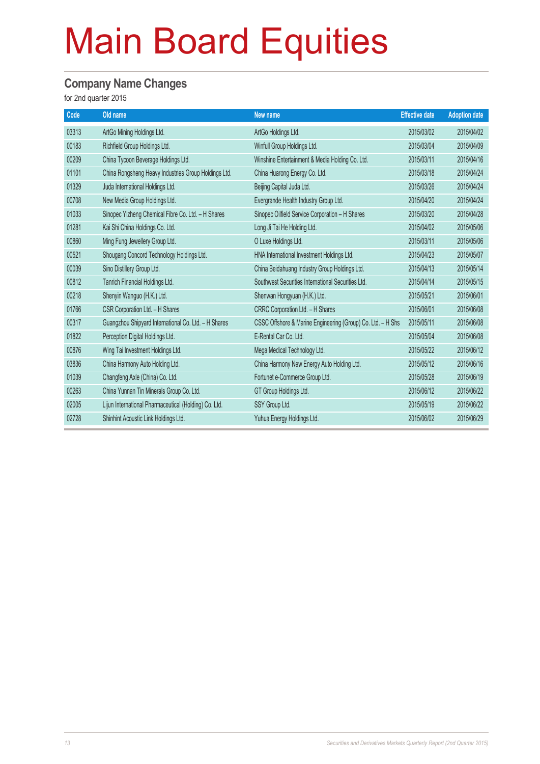# Main Board Equities

## Company Name Changes

for 2nd quarter 2015

| Code | Old name | New name | Effective date | Adoption date |
|---|---|---|---|---|
| 03313 | ArtGo Mining Holdings Ltd. | ArtGo Holdings Ltd. | 2015/03/02 | 2015/04/02 |
| 00183 | Richfield Group Holdings Ltd. | Winfull Group Holdings Ltd. | 2015/03/04 | 2015/04/09 |
| 00209 | China Tycoon Beverage Holdings Ltd. | Winshine Entertainment & Media Holding Co. Ltd. | 2015/03/11 | 2015/04/16 |
| 01101 | China Rongsheng Heavy Industries Group Holdings Ltd. | China Huarong Energy Co. Ltd. | 2015/03/18 | 2015/04/24 |
| 01329 | Juda International Holdings Ltd. | Beijing Capital Juda Ltd. | 2015/03/26 | 2015/04/24 |
| 00708 | New Media Group Holdings Ltd. | Evergrande Health Industry Group Ltd. | 2015/04/20 | 2015/04/24 |
| 01033 | Sinopec Yizheng Chemical Fibre Co. Ltd. – H Shares | Sinopec Oilfield Service Corporation – H Shares | 2015/03/20 | 2015/04/28 |
| 01281 | Kai Shi China Holdings Co. Ltd. | Long Ji Tai He Holding Ltd. | 2015/04/02 | 2015/05/06 |
| 00860 | Ming Fung Jewellery Group Ltd. | O Luxe Holdings Ltd. | 2015/03/11 | 2015/05/06 |
| 00521 | Shougang Concord Technology Holdings Ltd. | HNA International Investment Holdings Ltd. | 2015/04/23 | 2015/05/07 |
| 00039 | Sino Distillery Group Ltd. | China Beidahuang Industry Group Holdings Ltd. | 2015/04/13 | 2015/05/14 |
| 00812 | Tanrich Financial Holdings Ltd. | Southwest Securities International Securities Ltd. | 2015/04/14 | 2015/05/15 |
| 00218 | Shenyin Wanguo (H.K.) Ltd. | Shenwan Hongyuan (H.K.) Ltd. | 2015/05/21 | 2015/06/01 |
| 01766 | CSR Corporation Ltd. – H Shares | CRRC Corporation Ltd. – H Shares | 2015/06/01 | 2015/06/08 |
| 00317 | Guangzhou Shipyard International Co. Ltd. – H Shares | CSSC Offshore & Marine Engineering (Group) Co. Ltd. – H Shs | 2015/05/11 | 2015/06/08 |
| 01822 | Perception Digital Holdings Ltd. | E-Rental Car Co. Ltd. | 2015/05/04 | 2015/06/08 |
| 00876 | Wing Tai Investment Holdings Ltd. | Mega Medical Technology Ltd. | 2015/05/22 | 2015/06/12 |
| 03836 | China Harmony Auto Holding Ltd. | China Harmony New Energy Auto Holding Ltd. | 2015/05/12 | 2015/06/16 |
| 01039 | Changfeng Axle (China) Co. Ltd. | Fortunet e-Commerce Group Ltd. | 2015/05/28 | 2015/06/19 |
| 00263 | China Yunnan Tin Minerals Group Co. Ltd. | GT Group Holdings Ltd. | 2015/06/12 | 2015/06/22 |
| 02005 | Lijun International Pharmaceutical (Holding) Co. Ltd. | SSY Group Ltd. | 2015/05/19 | 2015/06/22 |
| 02728 | Shinhint Acoustic Link Holdings Ltd. | Yuhua Energy Holdings Ltd. | 2015/06/02 | 2015/06/29 |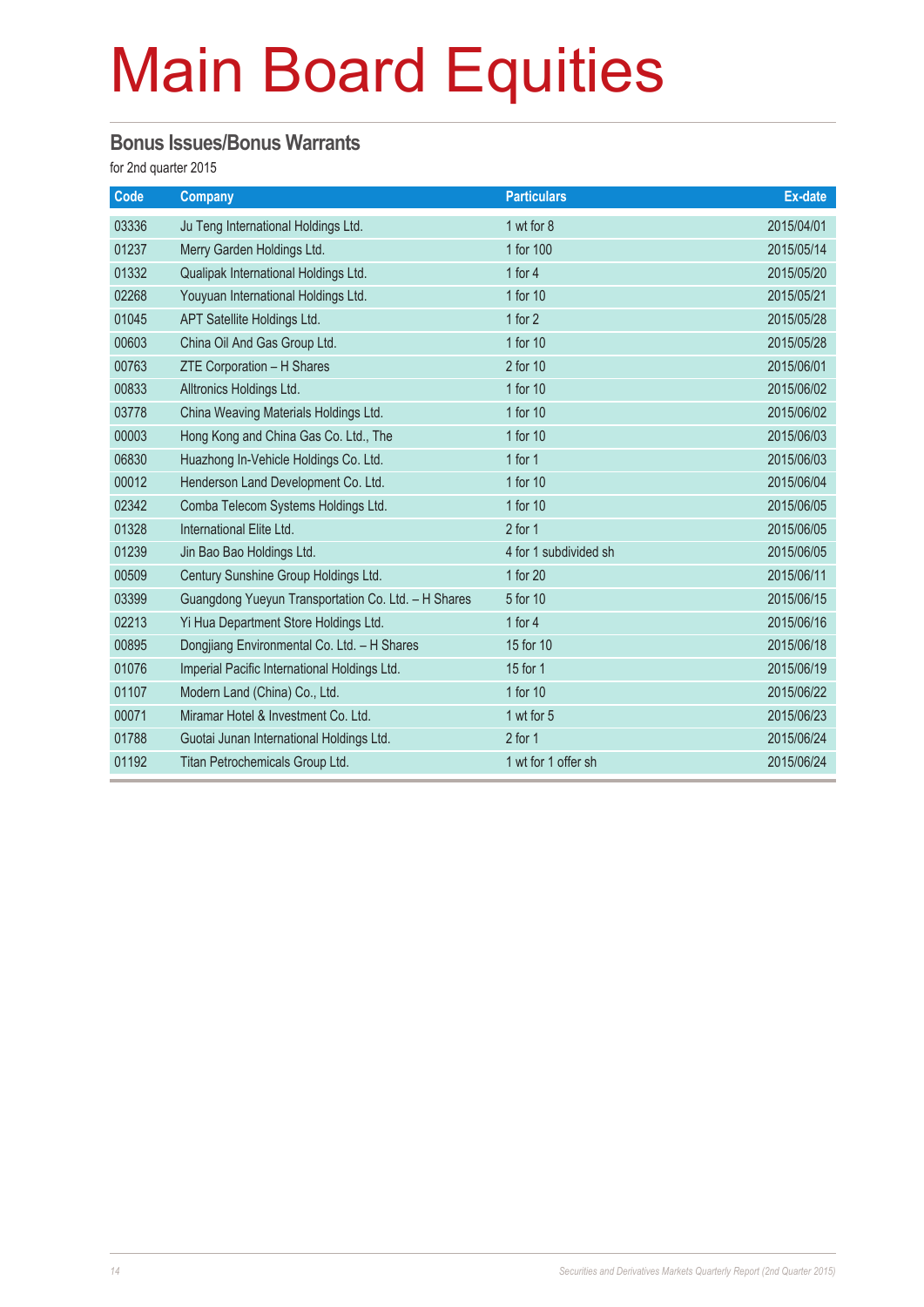# Main Board Equities

## Bonus Issues/Bonus Warrants

for 2nd quarter 2015

| Code | Company | Particulars | Ex-date |
|---|---|---|---|
| 03336 | Ju Teng International Holdings Ltd. | 1 wt for 8 | 2015/04/01 |
| 01237 | Merry Garden Holdings Ltd. | 1 for 100 | 2015/05/14 |
| 01332 | Qualipak International Holdings Ltd. | 1 for 4 | 2015/05/20 |
| 02268 | Youyuan International Holdings Ltd. | 1 for 10 | 2015/05/21 |
| 01045 | APT Satellite Holdings Ltd. | 1 for 2 | 2015/05/28 |
| 00603 | China Oil And Gas Group Ltd. | 1 for 10 | 2015/05/28 |
| 00763 | ZTE Corporation – H Shares | 2 for 10 | 2015/06/01 |
| 00833 | Alltronics Holdings Ltd. | 1 for 10 | 2015/06/02 |
| 03778 | China Weaving Materials Holdings Ltd. | 1 for 10 | 2015/06/02 |
| 00003 | Hong Kong and China Gas Co. Ltd., The | 1 for 10 | 2015/06/03 |
| 06830 | Huazhong In-Vehicle Holdings Co. Ltd. | 1 for 1 | 2015/06/03 |
| 00012 | Henderson Land Development Co. Ltd. | 1 for 10 | 2015/06/04 |
| 02342 | Comba Telecom Systems Holdings Ltd. | 1 for 10 | 2015/06/05 |
| 01328 | International Elite Ltd. | 2 for 1 | 2015/06/05 |
| 01239 | Jin Bao Bao Holdings Ltd. | 4 for 1 subdivided sh | 2015/06/05 |
| 00509 | Century Sunshine Group Holdings Ltd. | 1 for 20 | 2015/06/11 |
| 03399 | Guangdong Yueyun Transportation Co. Ltd. – H Shares | 5 for 10 | 2015/06/15 |
| 02213 | Yi Hua Department Store Holdings Ltd. | 1 for 4 | 2015/06/16 |
| 00895 | Dongjiang Environmental Co. Ltd. – H Shares | 15 for 10 | 2015/06/18 |
| 01076 | Imperial Pacific International Holdings Ltd. | 15 for 1 | 2015/06/19 |
| 01107 | Modern Land (China) Co., Ltd. | 1 for 10 | 2015/06/22 |
| 00071 | Miramar Hotel & Investment Co. Ltd. | 1 wt for 5 | 2015/06/23 |
| 01788 | Guotai Junan International Holdings Ltd. | 2 for 1 | 2015/06/24 |
| 01192 | Titan Petrochemicals Group Ltd. | 1 wt for 1 offer sh | 2015/06/24 |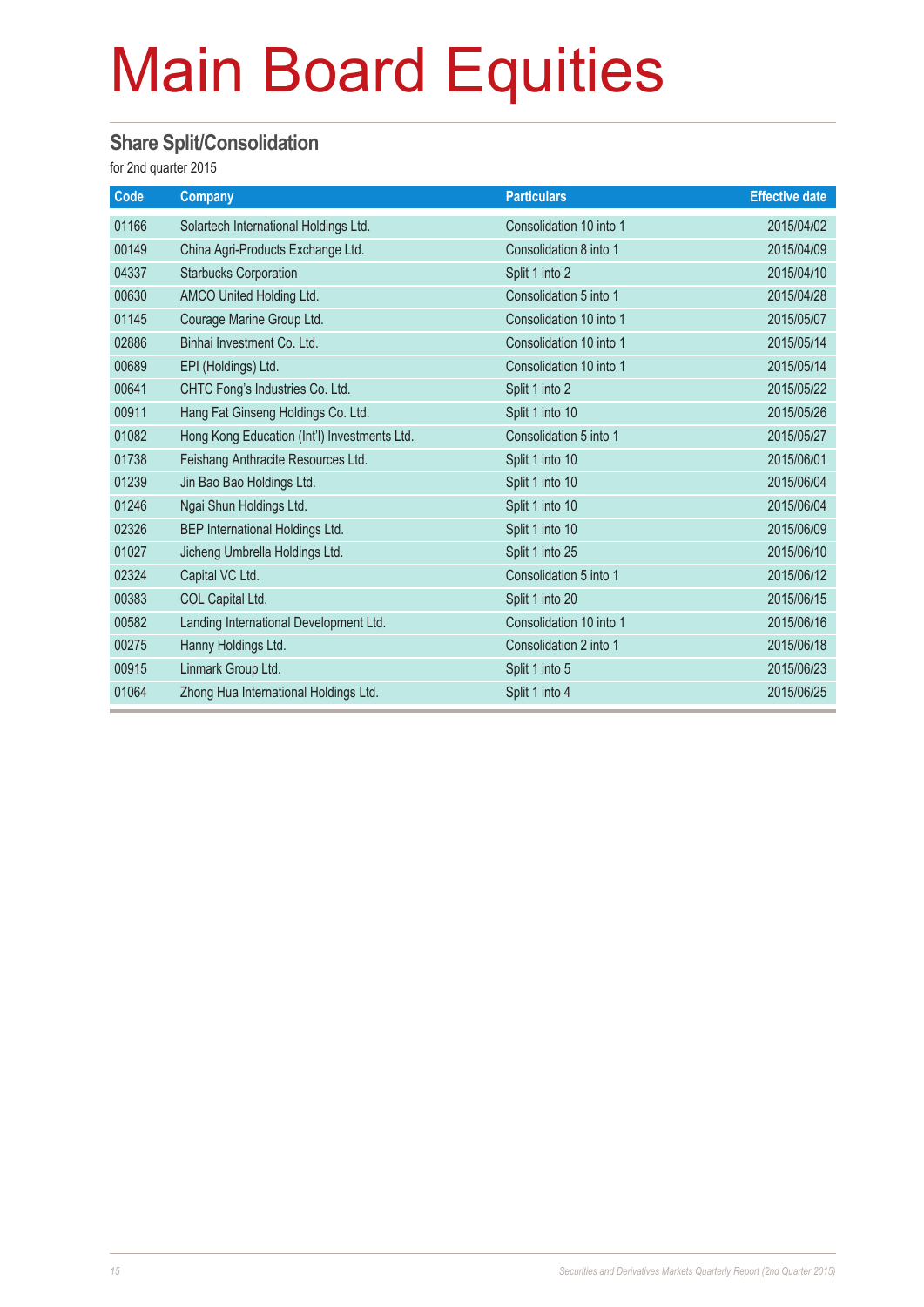# Main Board Equities

## Share Split/Consolidation

for 2nd quarter 2015

| Code | Company | Particulars | Effective date |
|---|---|---|---|
| 01166 | Solartech International Holdings Ltd. | Consolidation 10 into 1 | 2015/04/02 |
| 00149 | China Agri-Products Exchange Ltd. | Consolidation 8 into 1 | 2015/04/09 |
| 04337 | Starbucks Corporation | Split 1 into 2 | 2015/04/10 |
| 00630 | AMCO United Holding Ltd. | Consolidation 5 into 1 | 2015/04/28 |
| 01145 | Courage Marine Group Ltd. | Consolidation 10 into 1 | 2015/05/07 |
| 02886 | Binhai Investment Co. Ltd. | Consolidation 10 into 1 | 2015/05/14 |
| 00689 | EPI (Holdings) Ltd. | Consolidation 10 into 1 | 2015/05/14 |
| 00641 | CHTC Fong's Industries Co. Ltd. | Split 1 into 2 | 2015/05/22 |
| 00911 | Hang Fat Ginseng Holdings Co. Ltd. | Split 1 into 10 | 2015/05/26 |
| 01082 | Hong Kong Education (Int'l) Investments Ltd. | Consolidation 5 into 1 | 2015/05/27 |
| 01738 | Feishang Anthracite Resources Ltd. | Split 1 into 10 | 2015/06/01 |
| 01239 | Jin Bao Bao Holdings Ltd. | Split 1 into 10 | 2015/06/04 |
| 01246 | Ngai Shun Holdings Ltd. | Split 1 into 10 | 2015/06/04 |
| 02326 | BEP International Holdings Ltd. | Split 1 into 10 | 2015/06/09 |
| 01027 | Jicheng Umbrella Holdings Ltd. | Split 1 into 25 | 2015/06/10 |
| 02324 | Capital VC Ltd. | Consolidation 5 into 1 | 2015/06/12 |
| 00383 | COL Capital Ltd. | Split 1 into 20 | 2015/06/15 |
| 00582 | Landing International Development Ltd. | Consolidation 10 into 1 | 2015/06/16 |
| 00275 | Hanny Holdings Ltd. | Consolidation 2 into 1 | 2015/06/18 |
| 00915 | Linmark Group Ltd. | Split 1 into 5 | 2015/06/23 |
| 01064 | Zhong Hua International Holdings Ltd. | Split 1 into 4 | 2015/06/25 |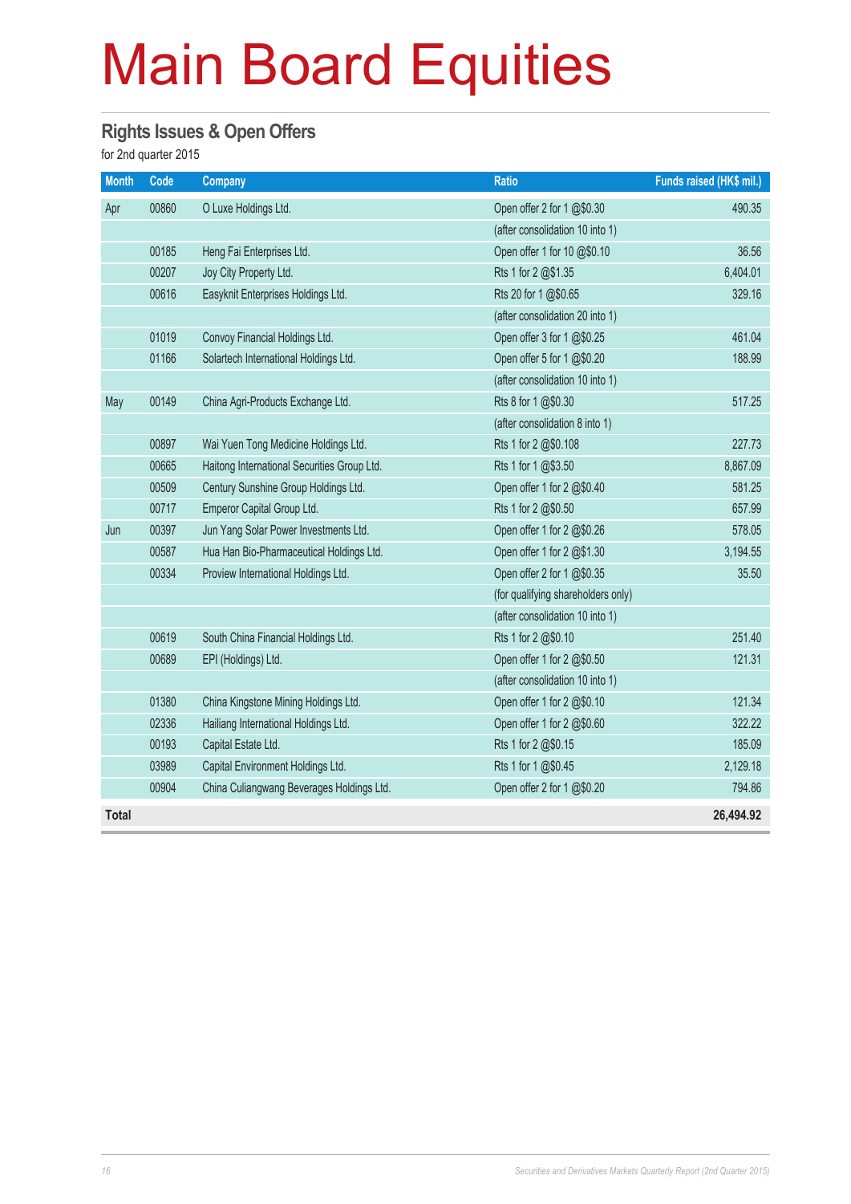# Main Board Equities

## Rights Issues & Open Offers

for 2nd quarter 2015

| Month | Code | Company | Ratio | Funds raised (HK$ mil.) |
|---|---|---|---|---|
| Apr | 00860 | O Luxe Holdings Ltd. | Open offer 2 for 1 @$0.30 | 490.35 |
| | | | (after consolidation 10 into 1) | |
| | 00185 | Heng Fai Enterprises Ltd. | Open offer 1 for 10 @$0.10 | 36.56 |
| | 00207 | Joy City Property Ltd. | Rts 1 for 2 @$1.35 | 6,404.01 |
| | 00616 | Easyknit Enterprises Holdings Ltd. | Rts 20 for 1 @$0.65 | 329.16 |
| | | | (after consolidation 20 into 1) | |
| | 01019 | Convoy Financial Holdings Ltd. | Open offer 3 for 1 @$0.25 | 461.04 |
| | 01166 | Solartech International Holdings Ltd. | Open offer 5 for 1 @$0.20 | 188.99 |
| | | | (after consolidation 10 into 1) | |
| May | 00149 | China Agri-Products Exchange Ltd. | Rts 8 for 1 @$0.30 | 517.25 |
| | | | (after consolidation 8 into 1) | |
| | 00897 | Wai Yuen Tong Medicine Holdings Ltd. | Rts 1 for 2 @$0.108 | 227.73 |
| | 00665 | Haitong International Securities Group Ltd. | Rts 1 for 1 @$3.50 | 8,867.09 |
| | 00509 | Century Sunshine Group Holdings Ltd. | Open offer 1 for 2 @$0.40 | 581.25 |
| | 00717 | Emperor Capital Group Ltd. | Rts 1 for 2 @$0.50 | 657.99 |
| Jun | 00397 | Jun Yang Solar Power Investments Ltd. | Open offer 1 for 2 @$0.26 | 578.05 |
| | 00587 | Hua Han Bio-Pharmaceutical Holdings Ltd. | Open offer 1 for 2 @$1.30 | 3,194.55 |
| | 00334 | Proview International Holdings Ltd. | Open offer 2 for 1 @$0.35 | 35.50 |
| | | | (for qualifying shareholders only) | |
| | | | (after consolidation 10 into 1) | |
| | 00619 | South China Financial Holdings Ltd. | Rts 1 for 2 @$0.10 | 251.40 |
| | 00689 | EPI (Holdings) Ltd. | Open offer 1 for 2 @$0.50 | 121.31 |
| | | | (after consolidation 10 into 1) | |
| | 01380 | China Kingstone Mining Holdings Ltd. | Open offer 1 for 2 @$0.10 | 121.34 |
| | 02336 | Hailiang International Holdings Ltd. | Open offer 1 for 2 @$0.60 | 322.22 |
| | 00193 | Capital Estate Ltd. | Rts 1 for 2 @$0.15 | 185.09 |
| | 03989 | Capital Environment Holdings Ltd. | Rts 1 for 1 @$0.45 | 2,129.18 |
| | 00904 | China Culiangwang Beverages Holdings Ltd. | Open offer 2 for 1 @$0.20 | 794.86 |
| **Total** | | | | **26,494.92** |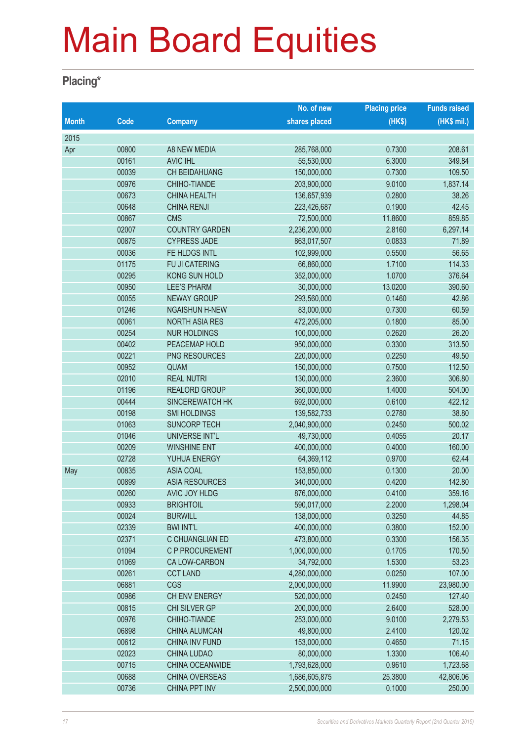# Main Board Equities

## Placing*

| Month | Code | Company | No. of new shares placed | Placing price (HK$) | Funds raised (HK$ mil.) |
|---|---|---|---|---|---|
| 2015 | | | | | |
| Apr | 00800 | A8 NEW MEDIA | 285,768,000 | 0.7300 | 208.61 |
| | 00161 | AVIC IHL | 55,530,000 | 6.3000 | 349.84 |
| | 00039 | CH BEIDAHUANG | 150,000,000 | 0.7300 | 109.50 |
| | 00976 | CHIHO-TIANDE | 203,900,000 | 9.0100 | 1,837.14 |
| | 00673 | CHINA HEALTH | 136,657,939 | 0.2800 | 38.26 |
| | 00648 | CHINA RENJI | 223,426,687 | 0.1900 | 42.45 |
| | 00867 | CMS | 72,500,000 | 11.8600 | 859.85 |
| | 02007 | COUNTRY GARDEN | 2,236,200,000 | 2.8160 | 6,297.14 |
| | 00875 | CYPRESS JADE | 863,017,507 | 0.0833 | 71.89 |
| | 00036 | FE HLDGS INTL | 102,999,000 | 0.5500 | 56.65 |
| | 01175 | FU JI CATERING | 66,860,000 | 1.7100 | 114.33 |
| | 00295 | KONG SUN HOLD | 352,000,000 | 1.0700 | 376.64 |
| | 00950 | LEE'S PHARM | 30,000,000 | 13.0200 | 390.60 |
| | 00055 | NEWAY GROUP | 293,560,000 | 0.1460 | 42.86 |
| | 01246 | NGAISHUN H-NEW | 83,000,000 | 0.7300 | 60.59 |
| | 00061 | NORTH ASIA RES | 472,205,000 | 0.1800 | 85.00 |
| | 00254 | NUR HOLDINGS | 100,000,000 | 0.2620 | 26.20 |
| | 00402 | PEACEMAP HOLD | 950,000,000 | 0.3300 | 313.50 |
| | 00221 | PNG RESOURCES | 220,000,000 | 0.2250 | 49.50 |
| | 00952 | QUAM | 150,000,000 | 0.7500 | 112.50 |
| | 02010 | REAL NUTRI | 130,000,000 | 2.3600 | 306.80 |
| | 01196 | REALORD GROUP | 360,000,000 | 1.4000 | 504.00 |
| | 00444 | SINCEREWATCH HK | 692,000,000 | 0.6100 | 422.12 |
| | 00198 | SMI HOLDINGS | 139,582,733 | 0.2780 | 38.80 |
| | 01063 | SUNCORP TECH | 2,040,900,000 | 0.2450 | 500.02 |
| | 01046 | UNIVERSE INT'L | 49,730,000 | 0.4055 | 20.17 |
| | 00209 | WINSHINE ENT | 400,000,000 | 0.4000 | 160.00 |
| | 02728 | YUHUA ENERGY | 64,369,112 | 0.9700 | 62.44 |
| May | 00835 | ASIA COAL | 153,850,000 | 0.1300 | 20.00 |
| | 00899 | ASIA RESOURCES | 340,000,000 | 0.4200 | 142.80 |
| | 00260 | AVIC JOY HLDG | 876,000,000 | 0.4100 | 359.16 |
| | 00933 | BRIGHTOIL | 590,017,000 | 2.2000 | 1,298.04 |
| | 00024 | BURWILL | 138,000,000 | 0.3250 | 44.85 |
| | 02339 | BWI INT'L | 400,000,000 | 0.3800 | 152.00 |
| | 02371 | C CHUANGLIAN ED | 473,800,000 | 0.3300 | 156.35 |
| | 01094 | C P PROCUREMENT | 1,000,000,000 | 0.1705 | 170.50 |
| | 01069 | CA LOW-CARBON | 34,792,000 | 1.5300 | 53.23 |
| | 00261 | CCT LAND | 4,280,000,000 | 0.0250 | 107.00 |
| | 06881 | CGS | 2,000,000,000 | 11.9900 | 23,980.00 |
| | 00986 | CH ENV ENERGY | 520,000,000 | 0.2450 | 127.40 |
| | 00815 | CHI SILVER GP | 200,000,000 | 2.6400 | 528.00 |
| | 00976 | CHIHO-TIANDE | 253,000,000 | 9.0100 | 2,279.53 |
| | 06898 | CHINA ALUMCAN | 49,800,000 | 2.4100 | 120.02 |
| | 00612 | CHINA INV FUND | 153,000,000 | 0.4650 | 71.15 |
| | 02023 | CHINA LUDAO | 80,000,000 | 1.3300 | 106.40 |
| | 00715 | CHINA OCEANWIDE | 1,793,628,000 | 0.9610 | 1,723.68 |
| | 00688 | CHINA OVERSEAS | 1,686,605,875 | 25.3800 | 42,806.06 |
| | 00736 | CHINA PPT INV | 2,500,000,000 | 0.1000 | 250.00 |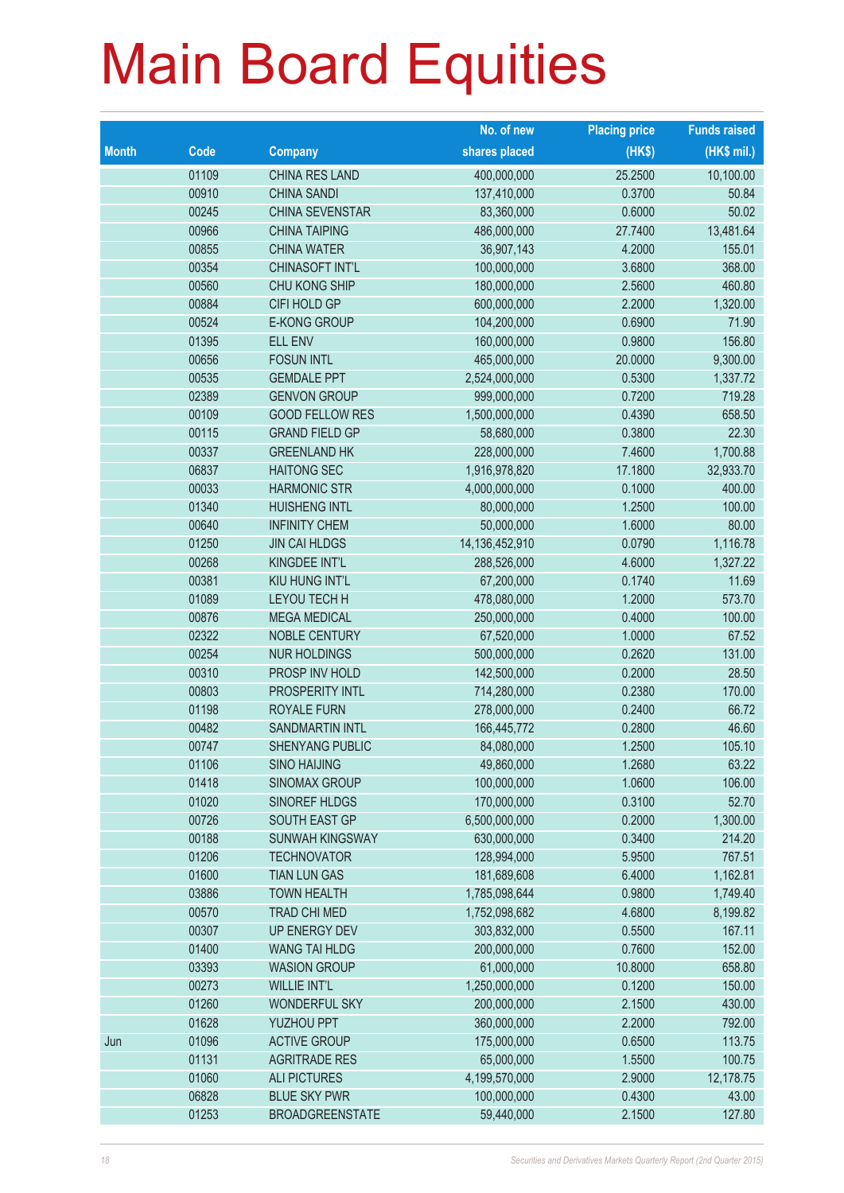# Main Board Equities

| Month | Code | Company | No. of new shares placed | Placing price (HK$) | Funds raised (HK$ mil.) |
|---|---|---|---|---|---|
| | 01109 | CHINA RES LAND | 400,000,000 | 25.2500 | 10,100.00 |
| | 00910 | CHINA SANDI | 137,410,000 | 0.3700 | 50.84 |
| | 00245 | CHINA SEVENSTAR | 83,360,000 | 0.6000 | 50.02 |
| | 00966 | CHINA TAIPING | 486,000,000 | 27.7400 | 13,481.64 |
| | 00855 | CHINA WATER | 36,907,143 | 4.2000 | 155.01 |
| | 00354 | CHINASOFT INT'L | 100,000,000 | 3.6800 | 368.00 |
| | 00560 | CHU KONG SHIP | 180,000,000 | 2.5600 | 460.80 |
| | 00884 | CIFI HOLD GP | 600,000,000 | 2.2000 | 1,320.00 |
| | 00524 | E-KONG GROUP | 104,200,000 | 0.6900 | 71.90 |
| | 01395 | ELL ENV | 160,000,000 | 0.9800 | 156.80 |
| | 00656 | FOSUN INTL | 465,000,000 | 20.0000 | 9,300.00 |
| | 00535 | GEMDALE PPT | 2,524,000,000 | 0.5300 | 1,337.72 |
| | 02389 | GENVON GROUP | 999,000,000 | 0.7200 | 719.28 |
| | 00109 | GOOD FELLOW RES | 1,500,000,000 | 0.4390 | 658.50 |
| | 00115 | GRAND FIELD GP | 58,680,000 | 0.3800 | 22.30 |
| | 00337 | GREENLAND HK | 228,000,000 | 7.4600 | 1,700.88 |
| | 06837 | HAITONG SEC | 1,916,978,820 | 17.1800 | 32,933.70 |
| | 00033 | HARMONIC STR | 4,000,000,000 | 0.1000 | 400.00 |
| | 01340 | HUISHENG INTL | 80,000,000 | 1.2500 | 100.00 |
| | 00640 | INFINITY CHEM | 50,000,000 | 1.6000 | 80.00 |
| | 01250 | JIN CAI HLDGS | 14,136,452,910 | 0.0790 | 1,116.78 |
| | 00268 | KINGDEE INT'L | 288,526,000 | 4.6000 | 1,327.22 |
| | 00381 | KIU HUNG INT'L | 67,200,000 | 0.1740 | 11.69 |
| | 01089 | LEYOU TECH H | 478,080,000 | 1.2000 | 573.70 |
| | 00876 | MEGA MEDICAL | 250,000,000 | 0.4000 | 100.00 |
| | 02322 | NOBLE CENTURY | 67,520,000 | 1.0000 | 67.52 |
| | 00254 | NUR HOLDINGS | 500,000,000 | 0.2620 | 131.00 |
| | 00310 | PROSP INV HOLD | 142,500,000 | 0.2000 | 28.50 |
| | 00803 | PROSPERITY INTL | 714,280,000 | 0.2380 | 170.00 |
| | 01198 | ROYALE FURN | 278,000,000 | 0.2400 | 66.72 |
| | 00482 | SANDMARTIN INTL | 166,445,772 | 0.2800 | 46.60 |
| | 00747 | SHENYANG PUBLIC | 84,080,000 | 1.2500 | 105.10 |
| | 01106 | SINO HAIJING | 49,860,000 | 1.2680 | 63.22 |
| | 01418 | SINOMAX GROUP | 100,000,000 | 1.0600 | 106.00 |
| | 01020 | SINOREF HLDGS | 170,000,000 | 0.3100 | 52.70 |
| | 00726 | SOUTH EAST GP | 6,500,000,000 | 0.2000 | 1,300.00 |
| | 00188 | SUNWAH KINGSWAY | 630,000,000 | 0.3400 | 214.20 |
| | 01206 | TECHNOVATOR | 128,994,000 | 5.9500 | 767.51 |
| | 01600 | TIAN LUN GAS | 181,689,608 | 6.4000 | 1,162.81 |
| | 03886 | TOWN HEALTH | 1,785,098,644 | 0.9800 | 1,749.40 |
| | 00570 | TRAD CHI MED | 1,752,098,682 | 4.6800 | 8,199.82 |
| | 00307 | UP ENERGY DEV | 303,832,000 | 0.5500 | 167.11 |
| | 01400 | WANG TAI HLDG | 200,000,000 | 0.7600 | 152.00 |
| | 03393 | WASION GROUP | 61,000,000 | 10.8000 | 658.80 |
| | 00273 | WILLIE INT'L | 1,250,000,000 | 0.1200 | 150.00 |
| | 01260 | WONDERFUL SKY | 200,000,000 | 2.1500 | 430.00 |
| | 01628 | YUZHOU PPT | 360,000,000 | 2.2000 | 792.00 |
| Jun | 01096 | ACTIVE GROUP | 175,000,000 | 0.6500 | 113.75 |
| | 01131 | AGRITRADE RES | 65,000,000 | 1.5500 | 100.75 |
| | 01060 | ALI PICTURES | 4,199,570,000 | 2.9000 | 12,178.75 |
| | 06828 | BLUE SKY PWR | 100,000,000 | 0.4300 | 43.00 |
| | 01253 | BROADGREENSTATE | 59,440,000 | 2.1500 | 127.80 |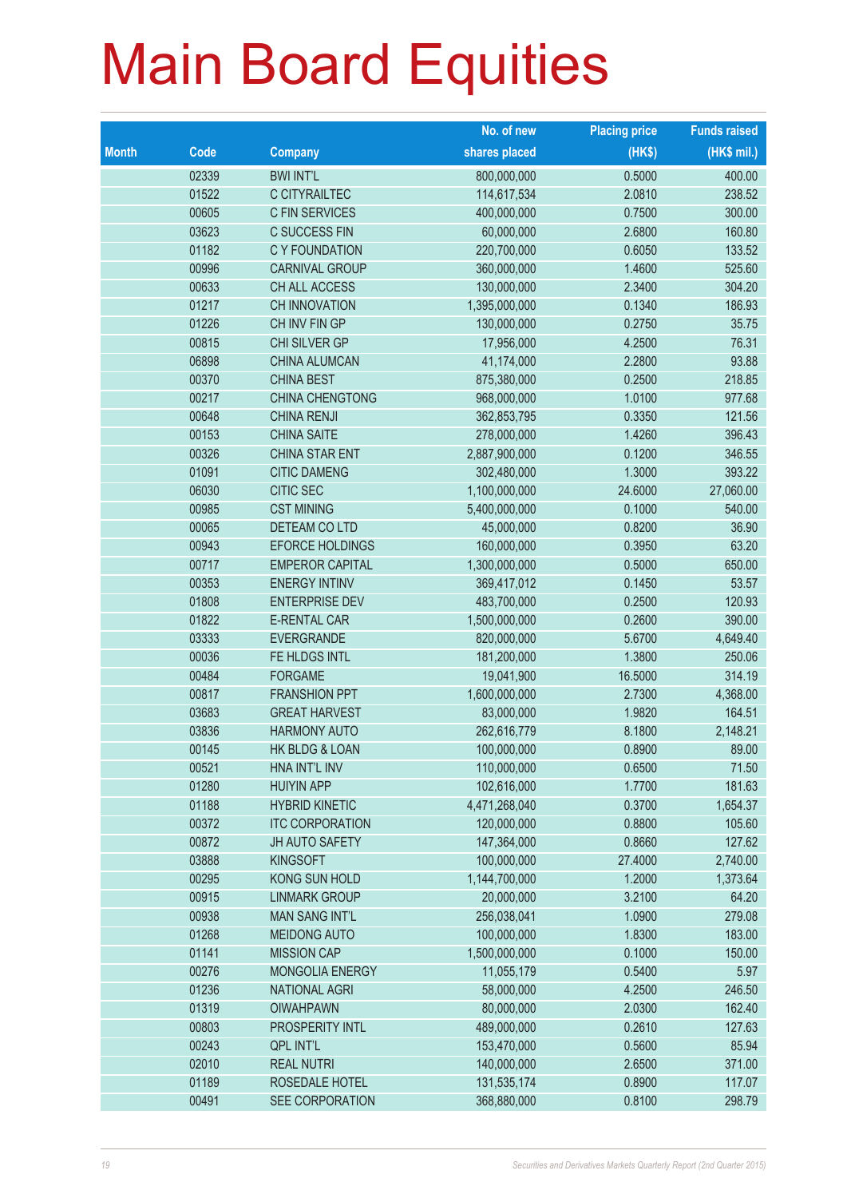# Main Board Equities

| Month | Code | Company | No. of new shares placed | Placing price (HK$) | Funds raised (HK$ mil.) |
|---|---|---|---|---|---|
| | 02339 | BWI INT'L | 800,000,000 | 0.5000 | 400.00 |
| | 01522 | C CITYRAILTEC | 114,617,534 | 2.0810 | 238.52 |
| | 00605 | C FIN SERVICES | 400,000,000 | 0.7500 | 300.00 |
| | 03623 | C SUCCESS FIN | 60,000,000 | 2.6800 | 160.80 |
| | 01182 | C Y FOUNDATION | 220,700,000 | 0.6050 | 133.52 |
| | 00996 | CARNIVAL GROUP | 360,000,000 | 1.4600 | 525.60 |
| | 00633 | CH ALL ACCESS | 130,000,000 | 2.3400 | 304.20 |
| | 01217 | CH INNOVATION | 1,395,000,000 | 0.1340 | 186.93 |
| | 01226 | CH INV FIN GP | 130,000,000 | 0.2750 | 35.75 |
| | 00815 | CHI SILVER GP | 17,956,000 | 4.2500 | 76.31 |
| | 06898 | CHINA ALUMCAN | 41,174,000 | 2.2800 | 93.88 |
| | 00370 | CHINA BEST | 875,380,000 | 0.2500 | 218.85 |
| | 00217 | CHINA CHENGTONG | 968,000,000 | 1.0100 | 977.68 |
| | 00648 | CHINA RENJI | 362,853,795 | 0.3350 | 121.56 |
| | 00153 | CHINA SAITE | 278,000,000 | 1.4260 | 396.43 |
| | 00326 | CHINA STAR ENT | 2,887,900,000 | 0.1200 | 346.55 |
| | 01091 | CITIC DAMENG | 302,480,000 | 1.3000 | 393.22 |
| | 06030 | CITIC SEC | 1,100,000,000 | 24.6000 | 27,060.00 |
| | 00985 | CST MINING | 5,400,000,000 | 0.1000 | 540.00 |
| | 00065 | DETEAM CO LTD | 45,000,000 | 0.8200 | 36.90 |
| | 00943 | EFORCE HOLDINGS | 160,000,000 | 0.3950 | 63.20 |
| | 00717 | EMPEROR CAPITAL | 1,300,000,000 | 0.5000 | 650.00 |
| | 00353 | ENERGY INTINV | 369,417,012 | 0.1450 | 53.57 |
| | 01808 | ENTERPRISE DEV | 483,700,000 | 0.2500 | 120.93 |
| | 01822 | E-RENTAL CAR | 1,500,000,000 | 0.2600 | 390.00 |
| | 03333 | EVERGRANDE | 820,000,000 | 5.6700 | 4,649.40 |
| | 00036 | FE HLDGS INTL | 181,200,000 | 1.3800 | 250.06 |
| | 00484 | FORGAME | 19,041,900 | 16.5000 | 314.19 |
| | 00817 | FRANSHION PPT | 1,600,000,000 | 2.7300 | 4,368.00 |
| | 03683 | GREAT HARVEST | 83,000,000 | 1.9820 | 164.51 |
| | 03836 | HARMONY AUTO | 262,616,779 | 8.1800 | 2,148.21 |
| | 00145 | HK BLDG & LOAN | 100,000,000 | 0.8900 | 89.00 |
| | 00521 | HNA INT'L INV | 110,000,000 | 0.6500 | 71.50 |
| | 01280 | HUIYIN APP | 102,616,000 | 1.7700 | 181.63 |
| | 01188 | HYBRID KINETIC | 4,471,268,040 | 0.3700 | 1,654.37 |
| | 00372 | ITC CORPORATION | 120,000,000 | 0.8800 | 105.60 |
| | 00872 | JH AUTO SAFETY | 147,364,000 | 0.8660 | 127.62 |
| | 03888 | KINGSOFT | 100,000,000 | 27.4000 | 2,740.00 |
| | 00295 | KONG SUN HOLD | 1,144,700,000 | 1.2000 | 1,373.64 |
| | 00915 | LINMARK GROUP | 20,000,000 | 3.2100 | 64.20 |
| | 00938 | MAN SANG INT'L | 256,038,041 | 1.0900 | 279.08 |
| | 01268 | MEIDONG AUTO | 100,000,000 | 1.8300 | 183.00 |
| | 01141 | MISSION CAP | 1,500,000,000 | 0.1000 | 150.00 |
| | 00276 | MONGOLIA ENERGY | 11,055,179 | 0.5400 | 5.97 |
| | 01236 | NATIONAL AGRI | 58,000,000 | 4.2500 | 246.50 |
| | 01319 | OIWAHPAWN | 80,000,000 | 2.0300 | 162.40 |
| | 00803 | PROSPERITY INTL | 489,000,000 | 0.2610 | 127.63 |
| | 00243 | QPL INT'L | 153,470,000 | 0.5600 | 85.94 |
| | 02010 | REAL NUTRI | 140,000,000 | 2.6500 | 371.00 |
| | 01189 | ROSEDALE HOTEL | 131,535,174 | 0.8900 | 117.07 |
| | 00491 | SEE CORPORATION | 368,880,000 | 0.8100 | 298.79 |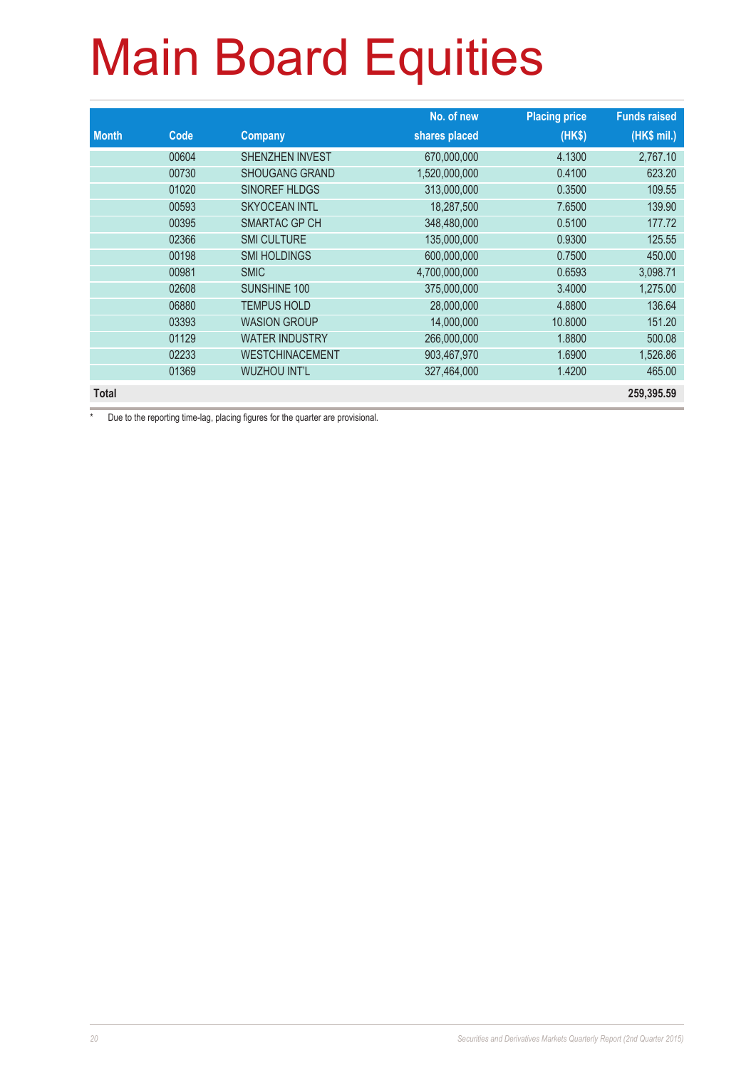# Main Board Equities

| Month | Code | Company | No. of new shares placed | Placing price (HK$) | Funds raised (HK$ mil.) |
|---|---|---|---|---|---|
| | 00604 | SHENZHEN INVEST | 670,000,000 | 4.1300 | 2,767.10 |
| | 00730 | SHOUGANG GRAND | 1,520,000,000 | 0.4100 | 623.20 |
| | 01020 | SINOREF HLDGS | 313,000,000 | 0.3500 | 109.55 |
| | 00593 | SKYOCEAN INTL | 18,287,500 | 7.6500 | 139.90 |
| | 00395 | SMARTAC GP CH | 348,480,000 | 0.5100 | 177.72 |
| | 02366 | SMI CULTURE | 135,000,000 | 0.9300 | 125.55 |
| | 00198 | SMI HOLDINGS | 600,000,000 | 0.7500 | 450.00 |
| | 00981 | SMIC | 4,700,000,000 | 0.6593 | 3,098.71 |
| | 02608 | SUNSHINE 100 | 375,000,000 | 3.4000 | 1,275.00 |
| | 06880 | TEMPUS HOLD | 28,000,000 | 4.8800 | 136.64 |
| | 03393 | WASION GROUP | 14,000,000 | 10.8000 | 151.20 |
| | 01129 | WATER INDUSTRY | 266,000,000 | 1.8800 | 500.08 |
| | 02233 | WESTCHINACEMENT | 903,467,970 | 1.6900 | 1,526.86 |
| | 01369 | WUZHOU INT'L | 327,464,000 | 1.4200 | 465.00 |
| **Total** | | | | | **259,395.59** |

* Due to the reporting time-lag, placing figures for the quarter are provisional.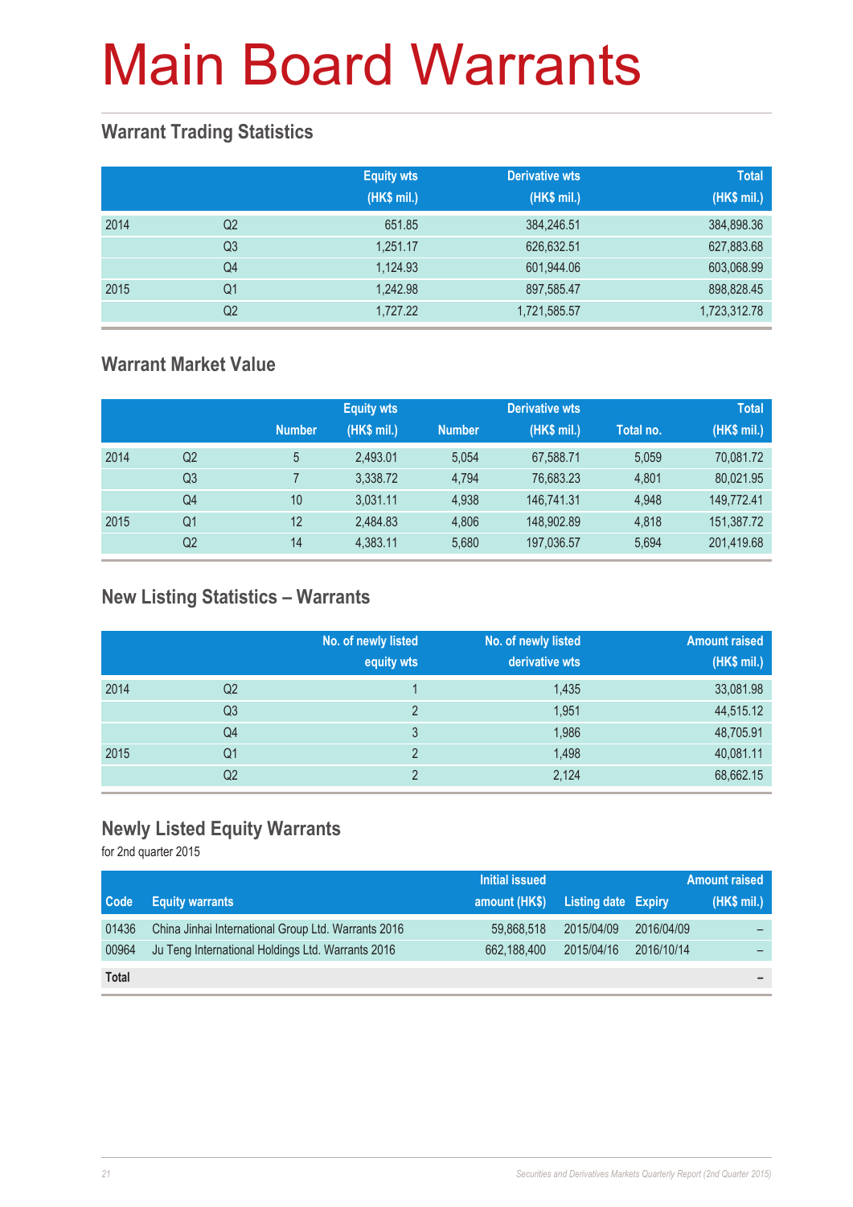# Main Board Warrants

## Warrant Trading Statistics

| | | Equity wts (HK$ mil.) | Derivative wts (HK$ mil.) | Total (HK$ mil.) |
|---|---|---|---|---|
| 2014 | Q2 | 651.85 | 384,246.51 | 384,898.36 |
| | Q3 | 1,251.17 | 626,632.51 | 627,883.68 |
| | Q4 | 1,124.93 | 601,944.06 | 603,068.99 |
| 2015 | Q1 | 1,242.98 | 897,585.47 | 898,828.45 |
| | Q2 | 1,727.22 | 1,721,585.57 | 1,723,312.78 |

## Warrant Market Value

| | | Equity wts | | Derivative wts | | Total | |
|---|---|---|---|---|---|---|---|
| | | Number | (HK$ mil.) | Number | (HK$ mil.) | Total no. | (HK$ mil.) |
| 2014 | Q2 | 5 | 2,493.01 | 5,054 | 67,588.71 | 5,059 | 70,081.72 |
| | Q3 | 7 | 3,338.72 | 4,794 | 76,683.23 | 4,801 | 80,021.95 |
| | Q4 | 10 | 3,031.11 | 4,938 | 146,741.31 | 4,948 | 149,772.41 |
| 2015 | Q1 | 12 | 2,484.83 | 4,806 | 148,902.89 | 4,818 | 151,387.72 |
| | Q2 | 14 | 4,383.11 | 5,680 | 197,036.57 | 5,694 | 201,419.68 |

## New Listing Statistics – Warrants

| | | No. of newly listed equity wts | No. of newly listed derivative wts | Amount raised (HK$ mil.) |
|---|---|---|---|---|
| 2014 | Q2 | 1 | 1,435 | 33,081.98 |
| | Q3 | 2 | 1,951 | 44,515.12 |
| | Q4 | 3 | 1,986 | 48,705.91 |
| 2015 | Q1 | 2 | 1,498 | 40,081.11 |
| | Q2 | 2 | 2,124 | 68,662.15 |

## Newly Listed Equity Warrants

for 2nd quarter 2015

| Code | Equity warrants | Initial issued amount (HK$) | Listing date | Expiry | Amount raised (HK$ mil.) |
|---|---|---|---|---|---|
| 01436 | China Jinhai International Group Ltd. Warrants 2016 | 59,868,518 | 2015/04/09 | 2016/04/09 | – |
| 00964 | Ju Teng International Holdings Ltd. Warrants 2016 | 662,188,400 | 2015/04/16 | 2016/10/14 | – |
| **Total** | | | | | – |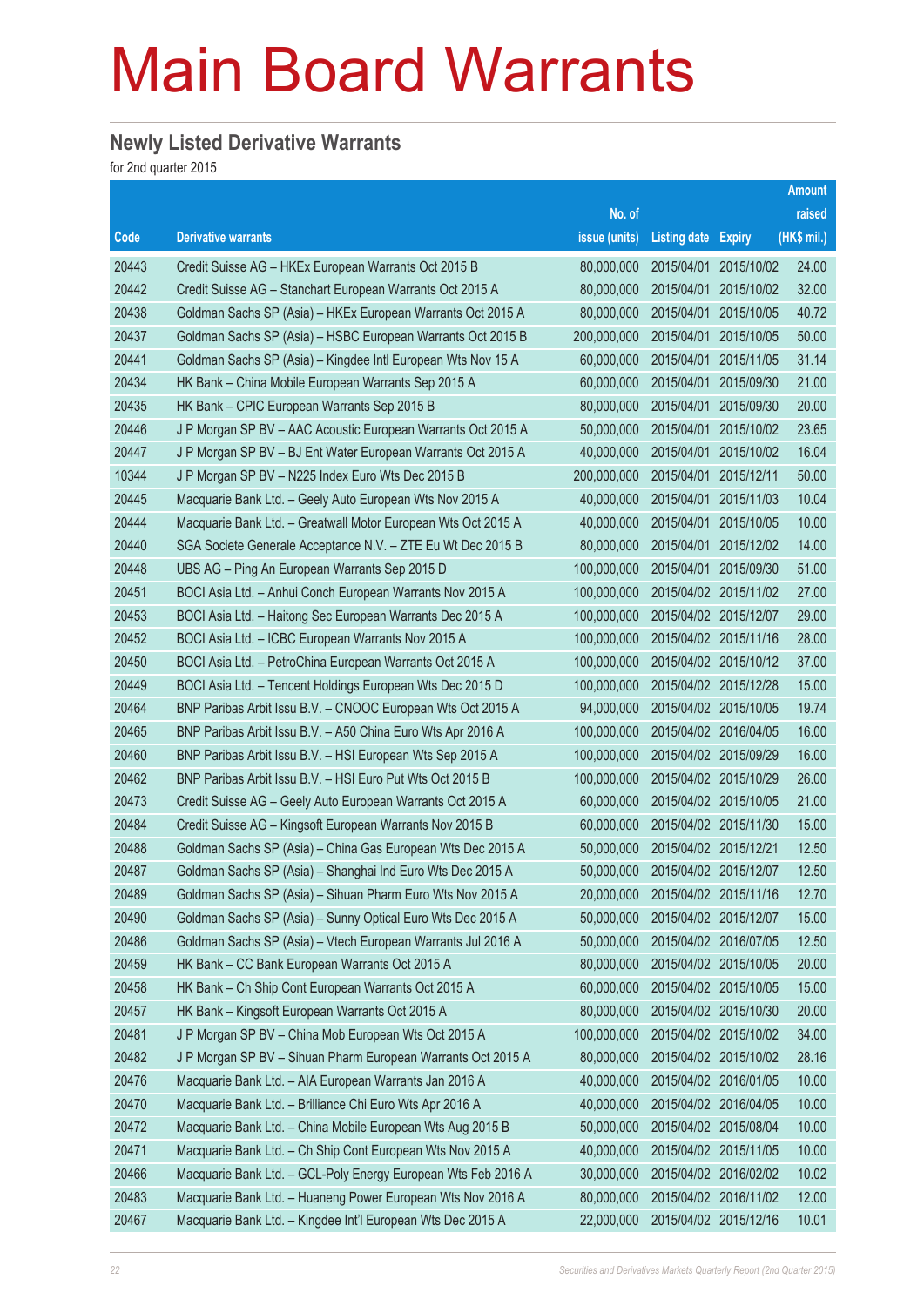# Main Board Warrants

## Newly Listed Derivative Warrants

for 2nd quarter 2015

| Code | Derivative warrants | No. of issue (units) | Listing date | Expiry | Amount raised (HK$ mil.) |
|---|---|---|---|---|---|
| 20443 | Credit Suisse AG – HKEx European Warrants Oct 2015 B | 80,000,000 | 2015/04/01 | 2015/10/02 | 24.00 |
| 20442 | Credit Suisse AG – Stanchart European Warrants Oct 2015 A | 80,000,000 | 2015/04/01 | 2015/10/02 | 32.00 |
| 20438 | Goldman Sachs SP (Asia) – HKEx European Warrants Oct 2015 A | 80,000,000 | 2015/04/01 | 2015/10/05 | 40.72 |
| 20437 | Goldman Sachs SP (Asia) – HSBC European Warrants Oct 2015 B | 200,000,000 | 2015/04/01 | 2015/10/05 | 50.00 |
| 20441 | Goldman Sachs SP (Asia) – Kingdee Intl European Wts Nov 15 A | 60,000,000 | 2015/04/01 | 2015/11/05 | 31.14 |
| 20434 | HK Bank – China Mobile European Warrants Sep 2015 A | 60,000,000 | 2015/04/01 | 2015/09/30 | 21.00 |
| 20435 | HK Bank – CPIC European Warrants Sep 2015 B | 80,000,000 | 2015/04/01 | 2015/09/30 | 20.00 |
| 20446 | J P Morgan SP BV – AAC Acoustic European Warrants Oct 2015 A | 50,000,000 | 2015/04/01 | 2015/10/02 | 23.65 |
| 20447 | J P Morgan SP BV – BJ Ent Water European Warrants Oct 2015 A | 40,000,000 | 2015/04/01 | 2015/10/02 | 16.04 |
| 10344 | J P Morgan SP BV – N225 Index Euro Wts Dec 2015 B | 200,000,000 | 2015/04/01 | 2015/12/11 | 50.00 |
| 20445 | Macquarie Bank Ltd. – Geely Auto European Wts Nov 2015 A | 40,000,000 | 2015/04/01 | 2015/11/03 | 10.04 |
| 20444 | Macquarie Bank Ltd. – Greatwall Motor European Wts Oct 2015 A | 40,000,000 | 2015/04/01 | 2015/10/05 | 10.00 |
| 20440 | SGA Societe Generale Acceptance N.V. – ZTE Eu Wt Dec 2015 B | 80,000,000 | 2015/04/01 | 2015/12/02 | 14.00 |
| 20448 | UBS AG – Ping An European Warrants Sep 2015 D | 100,000,000 | 2015/04/01 | 2015/09/30 | 51.00 |
| 20451 | BOCI Asia Ltd. – Anhui Conch European Warrants Nov 2015 A | 100,000,000 | 2015/04/02 | 2015/11/02 | 27.00 |
| 20453 | BOCI Asia Ltd. – Haitong Sec European Warrants Dec 2015 A | 100,000,000 | 2015/04/02 | 2015/12/07 | 29.00 |
| 20452 | BOCI Asia Ltd. – ICBC European Warrants Nov 2015 A | 100,000,000 | 2015/04/02 | 2015/11/16 | 28.00 |
| 20450 | BOCI Asia Ltd. – PetroChina European Warrants Oct 2015 A | 100,000,000 | 2015/04/02 | 2015/10/12 | 37.00 |
| 20449 | BOCI Asia Ltd. – Tencent Holdings European Wts Dec 2015 D | 100,000,000 | 2015/04/02 | 2015/12/28 | 15.00 |
| 20464 | BNP Paribas Arbit Issu B.V. – CNOOC European Wts Oct 2015 A | 94,000,000 | 2015/04/02 | 2015/10/05 | 19.74 |
| 20465 | BNP Paribas Arbit Issu B.V. – A50 China Euro Wts Apr 2016 A | 100,000,000 | 2015/04/02 | 2016/04/05 | 16.00 |
| 20460 | BNP Paribas Arbit Issu B.V. – HSI European Wts Sep 2015 A | 100,000,000 | 2015/04/02 | 2015/09/29 | 16.00 |
| 20462 | BNP Paribas Arbit Issu B.V. – HSI Euro Put Wts Oct 2015 B | 100,000,000 | 2015/04/02 | 2015/10/29 | 26.00 |
| 20473 | Credit Suisse AG – Geely Auto European Warrants Oct 2015 A | 60,000,000 | 2015/04/02 | 2015/10/05 | 21.00 |
| 20484 | Credit Suisse AG – Kingsoft European Warrants Nov 2015 B | 60,000,000 | 2015/04/02 | 2015/11/30 | 15.00 |
| 20488 | Goldman Sachs SP (Asia) – China Gas European Wts Dec 2015 A | 50,000,000 | 2015/04/02 | 2015/12/21 | 12.50 |
| 20487 | Goldman Sachs SP (Asia) – Shanghai Ind Euro Wts Dec 2015 A | 50,000,000 | 2015/04/02 | 2015/12/07 | 12.50 |
| 20489 | Goldman Sachs SP (Asia) – Sihuan Pharm Euro Wts Nov 2015 A | 20,000,000 | 2015/04/02 | 2015/11/16 | 12.70 |
| 20490 | Goldman Sachs SP (Asia) – Sunny Optical Euro Wts Dec 2015 A | 50,000,000 | 2015/04/02 | 2015/12/07 | 15.00 |
| 20486 | Goldman Sachs SP (Asia) – Vtech European Warrants Jul 2016 A | 50,000,000 | 2015/04/02 | 2016/07/05 | 12.50 |
| 20459 | HK Bank – CC Bank European Warrants Oct 2015 A | 80,000,000 | 2015/04/02 | 2015/10/05 | 20.00 |
| 20458 | HK Bank – Ch Ship Cont European Warrants Oct 2015 A | 60,000,000 | 2015/04/02 | 2015/10/05 | 15.00 |
| 20457 | HK Bank – Kingsoft European Warrants Oct 2015 A | 80,000,000 | 2015/04/02 | 2015/10/30 | 20.00 |
| 20481 | J P Morgan SP BV – China Mob European Wts Oct 2015 A | 100,000,000 | 2015/04/02 | 2015/10/02 | 34.00 |
| 20482 | J P Morgan SP BV – Sihuan Pharm European Warrants Oct 2015 A | 80,000,000 | 2015/04/02 | 2015/10/02 | 28.16 |
| 20476 | Macquarie Bank Ltd. – AIA European Warrants Jan 2016 A | 40,000,000 | 2015/04/02 | 2016/01/05 | 10.00 |
| 20470 | Macquarie Bank Ltd. – Brilliance Chi Euro Wts Apr 2016 A | 40,000,000 | 2015/04/02 | 2016/04/05 | 10.00 |
| 20472 | Macquarie Bank Ltd. – China Mobile European Wts Aug 2015 B | 50,000,000 | 2015/04/02 | 2015/08/04 | 10.00 |
| 20471 | Macquarie Bank Ltd. – Ch Ship Cont European Wts Nov 2015 A | 40,000,000 | 2015/04/02 | 2015/11/05 | 10.00 |
| 20466 | Macquarie Bank Ltd. – GCL-Poly Energy European Wts Feb 2016 A | 30,000,000 | 2015/04/02 | 2016/02/02 | 10.02 |
| 20483 | Macquarie Bank Ltd. – Huaneng Power European Wts Nov 2016 A | 80,000,000 | 2015/04/02 | 2016/11/02 | 12.00 |
| 20467 | Macquarie Bank Ltd. – Kingdee Int'l European Wts Dec 2015 A | 22,000,000 | 2015/04/02 | 2015/12/16 | 10.01 |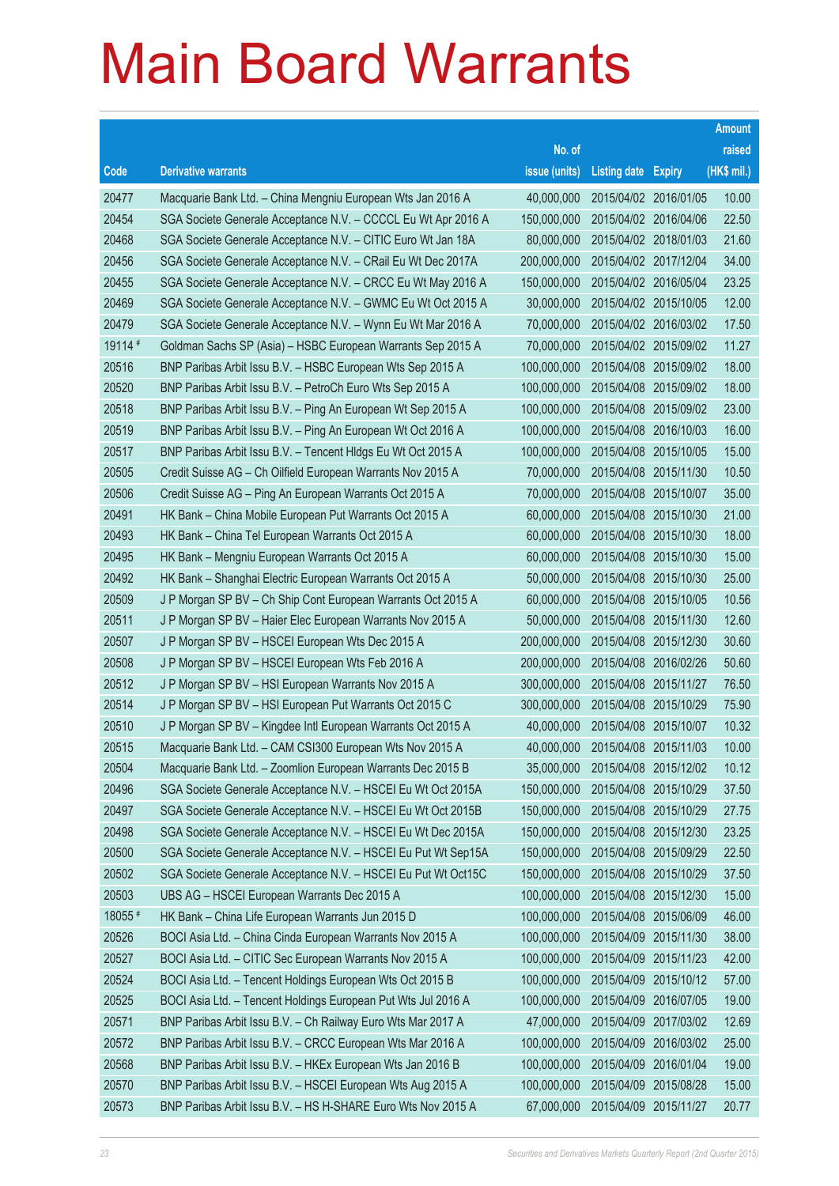# Main Board Warrants

| Code | Derivative warrants | No. of issue (units) | Listing date | Expiry | Amount raised (HK$ mil.) |
|---|---|---|---|---|---|
| 20477 | Macquarie Bank Ltd. – China Mengniu European Wts Jan 2016 A | 40,000,000 | 2015/04/02 | 2016/01/05 | 10.00 |
| 20454 | SGA Societe Generale Acceptance N.V. – CCCCL Eu Wt Apr 2016 A | 150,000,000 | 2015/04/02 | 2016/04/06 | 22.50 |
| 20468 | SGA Societe Generale Acceptance N.V. – CITIC Euro Wt Jan 18A | 80,000,000 | 2015/04/02 | 2018/01/03 | 21.60 |
| 20456 | SGA Societe Generale Acceptance N.V. – CRail Eu Wt Dec 2017A | 200,000,000 | 2015/04/02 | 2017/12/04 | 34.00 |
| 20455 | SGA Societe Generale Acceptance N.V. – CRCC Eu Wt May 2016 A | 150,000,000 | 2015/04/02 | 2016/05/04 | 23.25 |
| 20469 | SGA Societe Generale Acceptance N.V. – GWMC Eu Wt Oct 2015 A | 30,000,000 | 2015/04/02 | 2015/10/05 | 12.00 |
| 20479 | SGA Societe Generale Acceptance N.V. – Wynn Eu Wt Mar 2016 A | 70,000,000 | 2015/04/02 | 2016/03/02 | 17.50 |
| 19114 # | Goldman Sachs SP (Asia) – HSBC European Warrants Sep 2015 A | 70,000,000 | 2015/04/02 | 2015/09/02 | 11.27 |
| 20516 | BNP Paribas Arbit Issu B.V. – HSBC European Wts Sep 2015 A | 100,000,000 | 2015/04/08 | 2015/09/02 | 18.00 |
| 20520 | BNP Paribas Arbit Issu B.V. – PetroCh Euro Wts Sep 2015 A | 100,000,000 | 2015/04/08 | 2015/09/02 | 18.00 |
| 20518 | BNP Paribas Arbit Issu B.V. – Ping An European Wt Sep 2015 A | 100,000,000 | 2015/04/08 | 2015/09/02 | 23.00 |
| 20519 | BNP Paribas Arbit Issu B.V. – Ping An European Wt Oct 2016 A | 100,000,000 | 2015/04/08 | 2016/10/03 | 16.00 |
| 20517 | BNP Paribas Arbit Issu B.V. – Tencent Hldgs Eu Wt Oct 2015 A | 100,000,000 | 2015/04/08 | 2015/10/05 | 15.00 |
| 20505 | Credit Suisse AG – Ch Oilfield European Warrants Nov 2015 A | 70,000,000 | 2015/04/08 | 2015/11/30 | 10.50 |
| 20506 | Credit Suisse AG – Ping An European Warrants Oct 2015 A | 70,000,000 | 2015/04/08 | 2015/10/07 | 35.00 |
| 20491 | HK Bank – China Mobile European Put Warrants Oct 2015 A | 60,000,000 | 2015/04/08 | 2015/10/30 | 21.00 |
| 20493 | HK Bank – China Tel European Warrants Oct 2015 A | 60,000,000 | 2015/04/08 | 2015/10/30 | 18.00 |
| 20495 | HK Bank – Mengniu European Warrants Oct 2015 A | 60,000,000 | 2015/04/08 | 2015/10/30 | 15.00 |
| 20492 | HK Bank – Shanghai Electric European Warrants Oct 2015 A | 50,000,000 | 2015/04/08 | 2015/10/30 | 25.00 |
| 20509 | J P Morgan SP BV – Ch Ship Cont European Warrants Oct 2015 A | 60,000,000 | 2015/04/08 | 2015/10/05 | 10.56 |
| 20511 | J P Morgan SP BV – Haier Elec European Warrants Nov 2015 A | 50,000,000 | 2015/04/08 | 2015/11/30 | 12.60 |
| 20507 | J P Morgan SP BV – HSCEI European Wts Dec 2015 A | 200,000,000 | 2015/04/08 | 2015/12/30 | 30.60 |
| 20508 | J P Morgan SP BV – HSCEI European Wts Feb 2016 A | 200,000,000 | 2015/04/08 | 2016/02/26 | 50.60 |
| 20512 | J P Morgan SP BV – HSI European Warrants Nov 2015 A | 300,000,000 | 2015/04/08 | 2015/11/27 | 76.50 |
| 20514 | J P Morgan SP BV – HSI European Put Warrants Oct 2015 C | 300,000,000 | 2015/04/08 | 2015/10/29 | 75.90 |
| 20510 | J P Morgan SP BV – Kingdee Intl European Warrants Oct 2015 A | 40,000,000 | 2015/04/08 | 2015/10/07 | 10.32 |
| 20515 | Macquarie Bank Ltd. – CAM CSI300 European Wts Nov 2015 A | 40,000,000 | 2015/04/08 | 2015/11/03 | 10.00 |
| 20504 | Macquarie Bank Ltd. – Zoomlion European Warrants Dec 2015 B | 35,000,000 | 2015/04/08 | 2015/12/02 | 10.12 |
| 20496 | SGA Societe Generale Acceptance N.V. – HSCEI Eu Wt Oct 2015A | 150,000,000 | 2015/04/08 | 2015/10/29 | 37.50 |
| 20497 | SGA Societe Generale Acceptance N.V. – HSCEI Eu Wt Oct 2015B | 150,000,000 | 2015/04/08 | 2015/10/29 | 27.75 |
| 20498 | SGA Societe Generale Acceptance N.V. – HSCEI Eu Wt Dec 2015A | 150,000,000 | 2015/04/08 | 2015/12/30 | 23.25 |
| 20500 | SGA Societe Generale Acceptance N.V. – HSCEI Eu Put Wt Sep15A | 150,000,000 | 2015/04/08 | 2015/09/29 | 22.50 |
| 20502 | SGA Societe Generale Acceptance N.V. – HSCEI Eu Put Wt Oct15C | 150,000,000 | 2015/04/08 | 2015/10/29 | 37.50 |
| 20503 | UBS AG – HSCEI European Warrants Dec 2015 A | 100,000,000 | 2015/04/08 | 2015/12/30 | 15.00 |
| 18055 # | HK Bank – China Life European Warrants Jun 2015 D | 100,000,000 | 2015/04/08 | 2015/06/09 | 46.00 |
| 20526 | BOCI Asia Ltd. – China Cinda European Warrants Nov 2015 A | 100,000,000 | 2015/04/09 | 2015/11/30 | 38.00 |
| 20527 | BOCI Asia Ltd. – CITIC Sec European Warrants Nov 2015 A | 100,000,000 | 2015/04/09 | 2015/11/23 | 42.00 |
| 20524 | BOCI Asia Ltd. – Tencent Holdings European Wts Oct 2015 B | 100,000,000 | 2015/04/09 | 2015/10/12 | 57.00 |
| 20525 | BOCI Asia Ltd. – Tencent Holdings European Put Wts Jul 2016 A | 100,000,000 | 2015/04/09 | 2016/07/05 | 19.00 |
| 20571 | BNP Paribas Arbit Issu B.V. – Ch Railway Euro Wts Mar 2017 A | 47,000,000 | 2015/04/09 | 2017/03/02 | 12.69 |
| 20572 | BNP Paribas Arbit Issu B.V. – CRCC European Wts Mar 2016 A | 100,000,000 | 2015/04/09 | 2016/03/02 | 25.00 |
| 20568 | BNP Paribas Arbit Issu B.V. – HKEx European Wts Jan 2016 B | 100,000,000 | 2015/04/09 | 2016/01/04 | 19.00 |
| 20570 | BNP Paribas Arbit Issu B.V. – HSCEI European Wts Aug 2015 A | 100,000,000 | 2015/04/09 | 2015/08/28 | 15.00 |
| 20573 | BNP Paribas Arbit Issu B.V. – HS H-SHARE Euro Wts Nov 2015 A | 67,000,000 | 2015/04/09 | 2015/11/27 | 20.77 |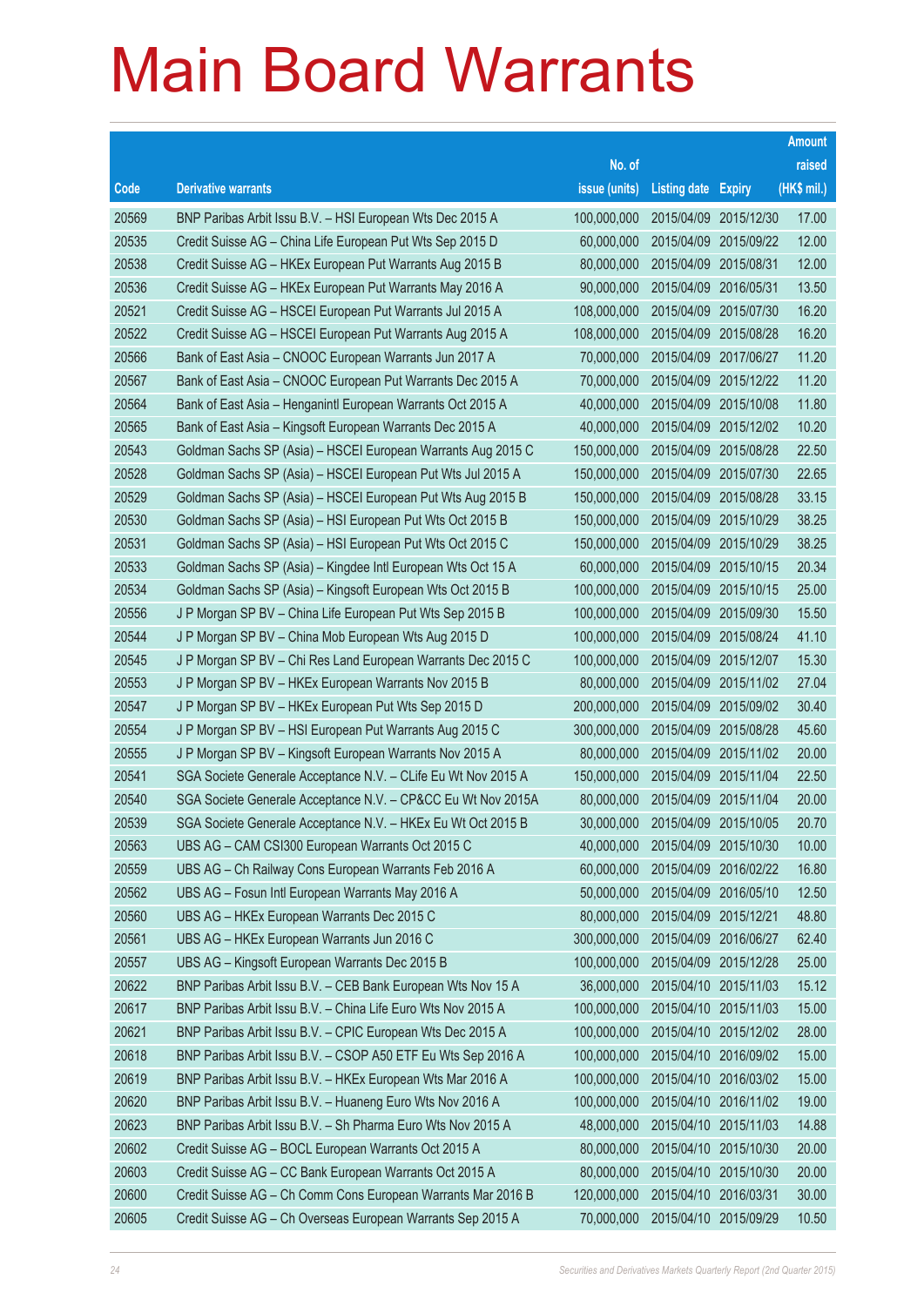# Main Board Warrants

| Code | Derivative warrants | No. of issue (units) | Listing date | Expiry | Amount raised (HK$ mil.) |
|---|---|---|---|---|---|
| 20569 | BNP Paribas Arbit Issu B.V. – HSI European Wts Dec 2015 A | 100,000,000 | 2015/04/09 | 2015/12/30 | 17.00 |
| 20535 | Credit Suisse AG – China Life European Put Wts Sep 2015 D | 60,000,000 | 2015/04/09 | 2015/09/22 | 12.00 |
| 20538 | Credit Suisse AG – HKEx European Put Warrants Aug 2015 B | 80,000,000 | 2015/04/09 | 2015/08/31 | 12.00 |
| 20536 | Credit Suisse AG – HKEx European Put Warrants May 2016 A | 90,000,000 | 2015/04/09 | 2016/05/31 | 13.50 |
| 20521 | Credit Suisse AG – HSCEI European Put Warrants Jul 2015 A | 108,000,000 | 2015/04/09 | 2015/07/30 | 16.20 |
| 20522 | Credit Suisse AG – HSCEI European Put Warrants Aug 2015 A | 108,000,000 | 2015/04/09 | 2015/08/28 | 16.20 |
| 20566 | Bank of East Asia – CNOOC European Warrants Jun 2017 A | 70,000,000 | 2015/04/09 | 2017/06/27 | 11.20 |
| 20567 | Bank of East Asia – CNOOC European Put Warrants Dec 2015 A | 70,000,000 | 2015/04/09 | 2015/12/22 | 11.20 |
| 20564 | Bank of East Asia – Henganintl European Warrants Oct 2015 A | 40,000,000 | 2015/04/09 | 2015/10/08 | 11.80 |
| 20565 | Bank of East Asia – Kingsoft European Warrants Dec 2015 A | 40,000,000 | 2015/04/09 | 2015/12/02 | 10.20 |
| 20543 | Goldman Sachs SP (Asia) – HSCEI European Warrants Aug 2015 C | 150,000,000 | 2015/04/09 | 2015/08/28 | 22.50 |
| 20528 | Goldman Sachs SP (Asia) – HSCEI European Put Wts Jul 2015 A | 150,000,000 | 2015/04/09 | 2015/07/30 | 22.65 |
| 20529 | Goldman Sachs SP (Asia) – HSCEI European Put Wts Aug 2015 B | 150,000,000 | 2015/04/09 | 2015/08/28 | 33.15 |
| 20530 | Goldman Sachs SP (Asia) – HSI European Put Wts Oct 2015 B | 150,000,000 | 2015/04/09 | 2015/10/29 | 38.25 |
| 20531 | Goldman Sachs SP (Asia) – HSI European Put Wts Oct 2015 C | 150,000,000 | 2015/04/09 | 2015/10/29 | 38.25 |
| 20533 | Goldman Sachs SP (Asia) – Kingdee Intl European Wts Oct 15 A | 60,000,000 | 2015/04/09 | 2015/10/15 | 20.34 |
| 20534 | Goldman Sachs SP (Asia) – Kingsoft European Wts Oct 2015 B | 100,000,000 | 2015/04/09 | 2015/10/15 | 25.00 |
| 20556 | J P Morgan SP BV – China Life European Put Wts Sep 2015 B | 100,000,000 | 2015/04/09 | 2015/09/30 | 15.50 |
| 20544 | J P Morgan SP BV – China Mob European Wts Aug 2015 D | 100,000,000 | 2015/04/09 | 2015/08/24 | 41.10 |
| 20545 | J P Morgan SP BV – Chi Res Land European Warrants Dec 2015 C | 100,000,000 | 2015/04/09 | 2015/12/07 | 15.30 |
| 20553 | J P Morgan SP BV – HKEx European Warrants Nov 2015 B | 80,000,000 | 2015/04/09 | 2015/11/02 | 27.04 |
| 20547 | J P Morgan SP BV – HKEx European Put Wts Sep 2015 D | 200,000,000 | 2015/04/09 | 2015/09/02 | 30.40 |
| 20554 | J P Morgan SP BV – HSI European Put Warrants Aug 2015 C | 300,000,000 | 2015/04/09 | 2015/08/28 | 45.60 |
| 20555 | J P Morgan SP BV – Kingsoft European Warrants Nov 2015 A | 80,000,000 | 2015/04/09 | 2015/11/02 | 20.00 |
| 20541 | SGA Societe Generale Acceptance N.V. – CLife Eu Wt Nov 2015 A | 150,000,000 | 2015/04/09 | 2015/11/04 | 22.50 |
| 20540 | SGA Societe Generale Acceptance N.V. – CP&CC Eu Wt Nov 2015A | 80,000,000 | 2015/04/09 | 2015/11/04 | 20.00 |
| 20539 | SGA Societe Generale Acceptance N.V. – HKEx Eu Wt Oct 2015 B | 30,000,000 | 2015/04/09 | 2015/10/05 | 20.70 |
| 20563 | UBS AG – CAM CSI300 European Warrants Oct 2015 C | 40,000,000 | 2015/04/09 | 2015/10/30 | 10.00 |
| 20559 | UBS AG – Ch Railway Cons European Warrants Feb 2016 A | 60,000,000 | 2015/04/09 | 2016/02/22 | 16.80 |
| 20562 | UBS AG – Fosun Intl European Warrants May 2016 A | 50,000,000 | 2015/04/09 | 2016/05/10 | 12.50 |
| 20560 | UBS AG – HKEx European Warrants Dec 2015 C | 80,000,000 | 2015/04/09 | 2015/12/21 | 48.80 |
| 20561 | UBS AG – HKEx European Warrants Jun 2016 C | 300,000,000 | 2015/04/09 | 2016/06/27 | 62.40 |
| 20557 | UBS AG – Kingsoft European Warrants Dec 2015 B | 100,000,000 | 2015/04/09 | 2015/12/28 | 25.00 |
| 20622 | BNP Paribas Arbit Issu B.V. – CEB Bank European Wts Nov 15 A | 36,000,000 | 2015/04/10 | 2015/11/03 | 15.12 |
| 20617 | BNP Paribas Arbit Issu B.V. – China Life Euro Wts Nov 2015 A | 100,000,000 | 2015/04/10 | 2015/11/03 | 15.00 |
| 20621 | BNP Paribas Arbit Issu B.V. – CPIC European Wts Dec 2015 A | 100,000,000 | 2015/04/10 | 2015/12/02 | 28.00 |
| 20618 | BNP Paribas Arbit Issu B.V. – CSOP A50 ETF Eu Wts Sep 2016 A | 100,000,000 | 2015/04/10 | 2016/09/02 | 15.00 |
| 20619 | BNP Paribas Arbit Issu B.V. – HKEx European Wts Mar 2016 A | 100,000,000 | 2015/04/10 | 2016/03/02 | 15.00 |
| 20620 | BNP Paribas Arbit Issu B.V. – Huaneng Euro Wts Nov 2016 A | 100,000,000 | 2015/04/10 | 2016/11/02 | 19.00 |
| 20623 | BNP Paribas Arbit Issu B.V. – Sh Pharma Euro Wts Nov 2015 A | 48,000,000 | 2015/04/10 | 2015/11/03 | 14.88 |
| 20602 | Credit Suisse AG – BOCL European Warrants Oct 2015 A | 80,000,000 | 2015/04/10 | 2015/10/30 | 20.00 |
| 20603 | Credit Suisse AG – CC Bank European Warrants Oct 2015 A | 80,000,000 | 2015/04/10 | 2015/10/30 | 20.00 |
| 20600 | Credit Suisse AG – Ch Comm Cons European Warrants Mar 2016 B | 120,000,000 | 2015/04/10 | 2016/03/31 | 30.00 |
| 20605 | Credit Suisse AG – Ch Overseas European Warrants Sep 2015 A | 70,000,000 | 2015/04/10 | 2015/09/29 | 10.50 |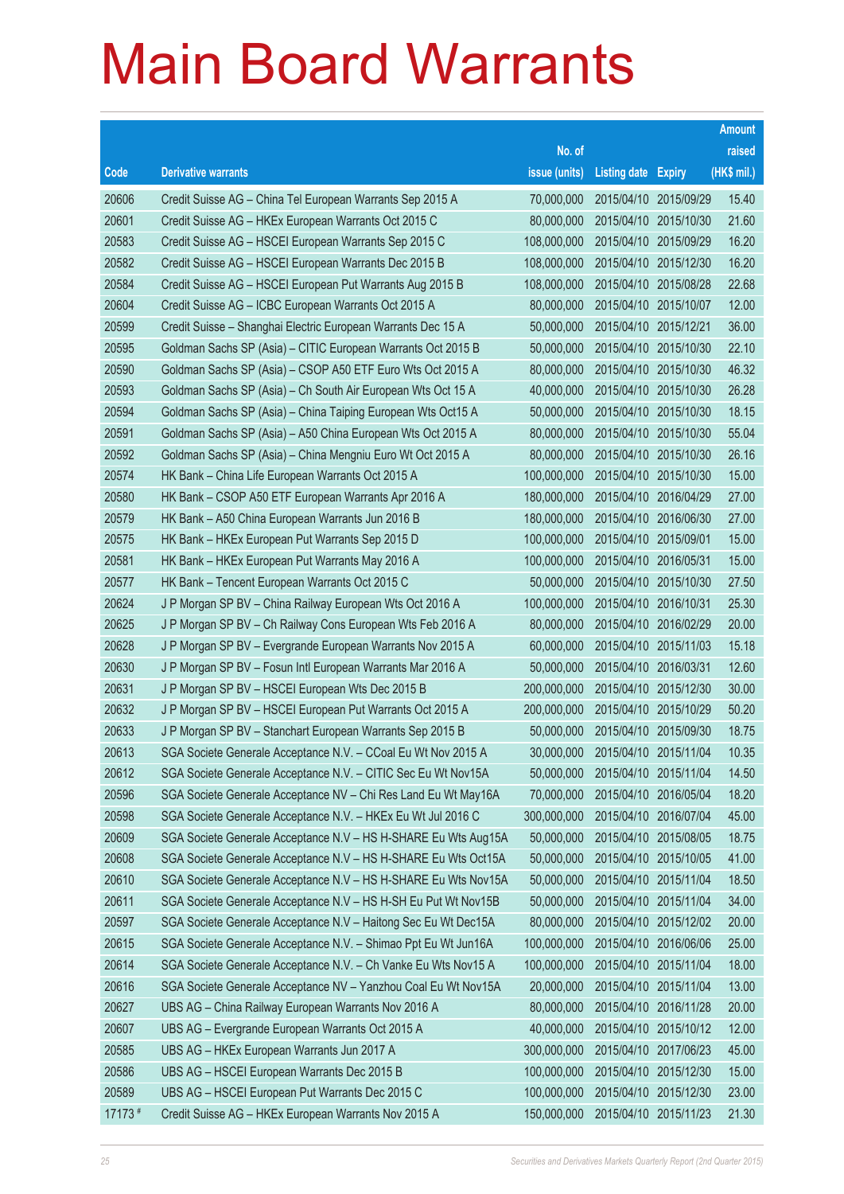# Main Board Warrants

| Code | Derivative warrants | No. of issue (units) | Listing date | Expiry | Amount raised (HK$ mil.) |
|---|---|---|---|---|---|
| 20606 | Credit Suisse AG – China Tel European Warrants Sep 2015 A | 70,000,000 | 2015/04/10 | 2015/09/29 | 15.40 |
| 20601 | Credit Suisse AG – HKEx European Warrants Oct 2015 C | 80,000,000 | 2015/04/10 | 2015/10/30 | 21.60 |
| 20583 | Credit Suisse AG – HSCEI European Warrants Sep 2015 C | 108,000,000 | 2015/04/10 | 2015/09/29 | 16.20 |
| 20582 | Credit Suisse AG – HSCEI European Warrants Dec 2015 B | 108,000,000 | 2015/04/10 | 2015/12/30 | 16.20 |
| 20584 | Credit Suisse AG – HSCEI European Put Warrants Aug 2015 B | 108,000,000 | 2015/04/10 | 2015/08/28 | 22.68 |
| 20604 | Credit Suisse AG – ICBC European Warrants Oct 2015 A | 80,000,000 | 2015/04/10 | 2015/10/07 | 12.00 |
| 20599 | Credit Suisse – Shanghai Electric European Warrants Dec 15 A | 50,000,000 | 2015/04/10 | 2015/12/21 | 36.00 |
| 20595 | Goldman Sachs SP (Asia) – CITIC European Warrants Oct 2015 B | 50,000,000 | 2015/04/10 | 2015/10/30 | 22.10 |
| 20590 | Goldman Sachs SP (Asia) – CSOP A50 ETF Euro Wts Oct 2015 A | 80,000,000 | 2015/04/10 | 2015/10/30 | 46.32 |
| 20593 | Goldman Sachs SP (Asia) – Ch South Air European Wts Oct 15 A | 40,000,000 | 2015/04/10 | 2015/10/30 | 26.28 |
| 20594 | Goldman Sachs SP (Asia) – China Taiping European Wts Oct15 A | 50,000,000 | 2015/04/10 | 2015/10/30 | 18.15 |
| 20591 | Goldman Sachs SP (Asia) – A50 China European Wts Oct 2015 A | 80,000,000 | 2015/04/10 | 2015/10/30 | 55.04 |
| 20592 | Goldman Sachs SP (Asia) – China Mengniu Euro Wt Oct 2015 A | 80,000,000 | 2015/04/10 | 2015/10/30 | 26.16 |
| 20574 | HK Bank – China Life European Warrants Oct 2015 A | 100,000,000 | 2015/04/10 | 2015/10/30 | 15.00 |
| 20580 | HK Bank – CSOP A50 ETF European Warrants Apr 2016 A | 180,000,000 | 2015/04/10 | 2016/04/29 | 27.00 |
| 20579 | HK Bank – A50 China European Warrants Jun 2016 B | 180,000,000 | 2015/04/10 | 2016/06/30 | 27.00 |
| 20575 | HK Bank – HKEx European Put Warrants Sep 2015 D | 100,000,000 | 2015/04/10 | 2015/09/01 | 15.00 |
| 20581 | HK Bank – HKEx European Put Warrants May 2016 A | 100,000,000 | 2015/04/10 | 2016/05/31 | 15.00 |
| 20577 | HK Bank – Tencent European Warrants Oct 2015 C | 50,000,000 | 2015/04/10 | 2015/10/30 | 27.50 |
| 20624 | J P Morgan SP BV – China Railway European Wts Oct 2016 A | 100,000,000 | 2015/04/10 | 2016/10/31 | 25.30 |
| 20625 | J P Morgan SP BV – Ch Railway Cons European Wts Feb 2016 A | 80,000,000 | 2015/04/10 | 2016/02/29 | 20.00 |
| 20628 | J P Morgan SP BV – Evergrande European Warrants Nov 2015 A | 60,000,000 | 2015/04/10 | 2015/11/03 | 15.18 |
| 20630 | J P Morgan SP BV – Fosun Intl European Warrants Mar 2016 A | 50,000,000 | 2015/04/10 | 2016/03/31 | 12.60 |
| 20631 | J P Morgan SP BV – HSCEI European Wts Dec 2015 B | 200,000,000 | 2015/04/10 | 2015/12/30 | 30.00 |
| 20632 | J P Morgan SP BV – HSCEI European Put Warrants Oct 2015 A | 200,000,000 | 2015/04/10 | 2015/10/29 | 50.20 |
| 20633 | J P Morgan SP BV – Stanchart European Warrants Sep 2015 B | 50,000,000 | 2015/04/10 | 2015/09/30 | 18.75 |
| 20613 | SGA Societe Generale Acceptance N.V. – CCoal Eu Wt Nov 2015 A | 30,000,000 | 2015/04/10 | 2015/11/04 | 10.35 |
| 20612 | SGA Societe Generale Acceptance N.V. – CITIC Sec Eu Wt Nov15A | 50,000,000 | 2015/04/10 | 2015/11/04 | 14.50 |
| 20596 | SGA Societe Generale Acceptance NV – Chi Res Land Eu Wt May16A | 70,000,000 | 2015/04/10 | 2016/05/04 | 18.20 |
| 20598 | SGA Societe Generale Acceptance N.V. – HKEx Eu Wt Jul 2016 C | 300,000,000 | 2015/04/10 | 2016/07/04 | 45.00 |
| 20609 | SGA Societe Generale Acceptance N.V – HS H-SHARE Eu Wts Aug15A | 50,000,000 | 2015/04/10 | 2015/08/05 | 18.75 |
| 20608 | SGA Societe Generale Acceptance N.V – HS H-SHARE Eu Wts Oct15A | 50,000,000 | 2015/04/10 | 2015/10/05 | 41.00 |
| 20610 | SGA Societe Generale Acceptance N.V – HS H-SHARE Eu Wts Nov15A | 50,000,000 | 2015/04/10 | 2015/11/04 | 18.50 |
| 20611 | SGA Societe Generale Acceptance N.V – HS H-SH Eu Put Wt Nov15B | 50,000,000 | 2015/04/10 | 2015/11/04 | 34.00 |
| 20597 | SGA Societe Generale Acceptance N.V – Haitong Sec Eu Wt Dec15A | 80,000,000 | 2015/04/10 | 2015/12/02 | 20.00 |
| 20615 | SGA Societe Generale Acceptance N.V. – Shimao Ppt Eu Wt Jun16A | 100,000,000 | 2015/04/10 | 2016/06/06 | 25.00 |
| 20614 | SGA Societe Generale Acceptance N.V. – Ch Vanke Eu Wts Nov15 A | 100,000,000 | 2015/04/10 | 2015/11/04 | 18.00 |
| 20616 | SGA Societe Generale Acceptance NV – Yanzhou Coal Eu Wt Nov15A | 20,000,000 | 2015/04/10 | 2015/11/04 | 13.00 |
| 20627 | UBS AG – China Railway European Warrants Nov 2016 A | 80,000,000 | 2015/04/10 | 2016/11/28 | 20.00 |
| 20607 | UBS AG – Evergrande European Warrants Oct 2015 A | 40,000,000 | 2015/04/10 | 2015/10/12 | 12.00 |
| 20585 | UBS AG – HKEx European Warrants Jun 2017 A | 300,000,000 | 2015/04/10 | 2017/06/23 | 45.00 |
| 20586 | UBS AG – HSCEI European Warrants Dec 2015 B | 100,000,000 | 2015/04/10 | 2015/12/30 | 15.00 |
| 20589 | UBS AG – HSCEI European Put Warrants Dec 2015 C | 100,000,000 | 2015/04/10 | 2015/12/30 | 23.00 |
| 17173 # | Credit Suisse AG – HKEx European Warrants Nov 2015 A | 150,000,000 | 2015/04/10 | 2015/11/23 | 21.30 |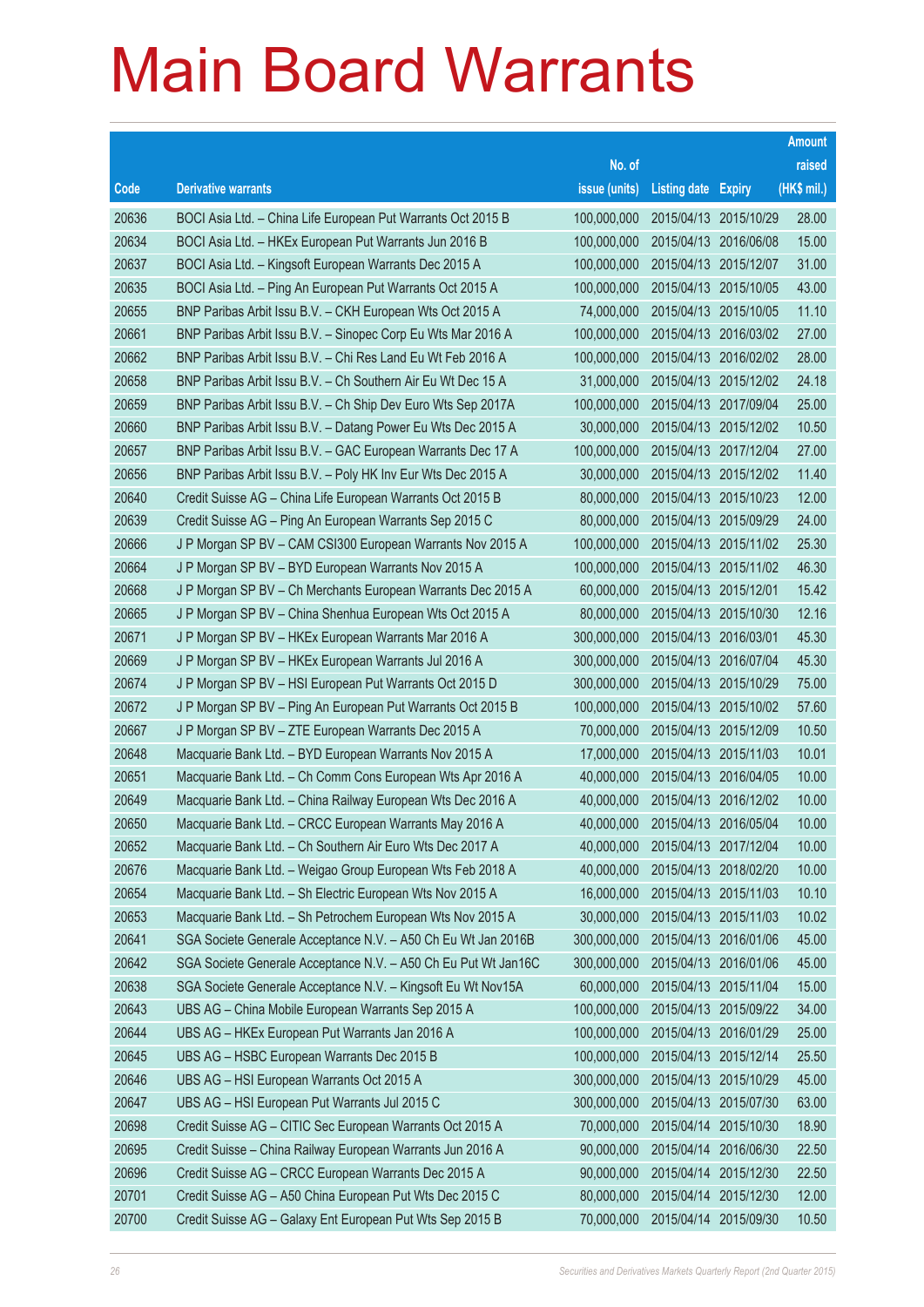# Main Board Warrants

| Code | Derivative warrants | No. of issue (units) | Listing date | Expiry | Amount raised (HK$ mil.) |
|---|---|---|---|---|---|
| 20636 | BOCI Asia Ltd. – China Life European Put Warrants Oct 2015 B | 100,000,000 | 2015/04/13 | 2015/10/29 | 28.00 |
| 20634 | BOCI Asia Ltd. – HKEx European Put Warrants Jun 2016 B | 100,000,000 | 2015/04/13 | 2016/06/08 | 15.00 |
| 20637 | BOCI Asia Ltd. – Kingsoft European Warrants Dec 2015 A | 100,000,000 | 2015/04/13 | 2015/12/07 | 31.00 |
| 20635 | BOCI Asia Ltd. – Ping An European Put Warrants Oct 2015 A | 100,000,000 | 2015/04/13 | 2015/10/05 | 43.00 |
| 20655 | BNP Paribas Arbit Issu B.V. – CKH European Wts Oct 2015 A | 74,000,000 | 2015/04/13 | 2015/10/05 | 11.10 |
| 20661 | BNP Paribas Arbit Issu B.V. – Sinopec Corp Eu Wts Mar 2016 A | 100,000,000 | 2015/04/13 | 2016/03/02 | 27.00 |
| 20662 | BNP Paribas Arbit Issu B.V. – Chi Res Land Eu Wt Feb 2016 A | 100,000,000 | 2015/04/13 | 2016/02/02 | 28.00 |
| 20658 | BNP Paribas Arbit Issu B.V. – Ch Southern Air Eu Wt Dec 15 A | 31,000,000 | 2015/04/13 | 2015/12/02 | 24.18 |
| 20659 | BNP Paribas Arbit Issu B.V. – Ch Ship Dev Euro Wts Sep 2017A | 100,000,000 | 2015/04/13 | 2017/09/04 | 25.00 |
| 20660 | BNP Paribas Arbit Issu B.V. – Datang Power Eu Wts Dec 2015 A | 30,000,000 | 2015/04/13 | 2015/12/02 | 10.50 |
| 20657 | BNP Paribas Arbit Issu B.V. – GAC European Warrants Dec 17 A | 100,000,000 | 2015/04/13 | 2017/12/04 | 27.00 |
| 20656 | BNP Paribas Arbit Issu B.V. – Poly HK Inv Eur Wts Dec 2015 A | 30,000,000 | 2015/04/13 | 2015/12/02 | 11.40 |
| 20640 | Credit Suisse AG – China Life European Warrants Oct 2015 B | 80,000,000 | 2015/04/13 | 2015/10/23 | 12.00 |
| 20639 | Credit Suisse AG – Ping An European Warrants Sep 2015 C | 80,000,000 | 2015/04/13 | 2015/09/29 | 24.00 |
| 20666 | J P Morgan SP BV – CAM CSI300 European Warrants Nov 2015 A | 100,000,000 | 2015/04/13 | 2015/11/02 | 25.30 |
| 20664 | J P Morgan SP BV – BYD European Warrants Nov 2015 A | 100,000,000 | 2015/04/13 | 2015/11/02 | 46.30 |
| 20668 | J P Morgan SP BV – Ch Merchants European Warrants Dec 2015 A | 60,000,000 | 2015/04/13 | 2015/12/01 | 15.42 |
| 20665 | J P Morgan SP BV – China Shenhua European Wts Oct 2015 A | 80,000,000 | 2015/04/13 | 2015/10/30 | 12.16 |
| 20671 | J P Morgan SP BV – HKEx European Warrants Mar 2016 A | 300,000,000 | 2015/04/13 | 2016/03/01 | 45.30 |
| 20669 | J P Morgan SP BV – HKEx European Warrants Jul 2016 A | 300,000,000 | 2015/04/13 | 2016/07/04 | 45.30 |
| 20674 | J P Morgan SP BV – HSI European Put Warrants Oct 2015 D | 300,000,000 | 2015/04/13 | 2015/10/29 | 75.00 |
| 20672 | J P Morgan SP BV – Ping An European Put Warrants Oct 2015 B | 100,000,000 | 2015/04/13 | 2015/10/02 | 57.60 |
| 20667 | J P Morgan SP BV – ZTE European Warrants Dec 2015 A | 70,000,000 | 2015/04/13 | 2015/12/09 | 10.50 |
| 20648 | Macquarie Bank Ltd. – BYD European Warrants Nov 2015 A | 17,000,000 | 2015/04/13 | 2015/11/03 | 10.01 |
| 20651 | Macquarie Bank Ltd. – Ch Comm Cons European Wts Apr 2016 A | 40,000,000 | 2015/04/13 | 2016/04/05 | 10.00 |
| 20649 | Macquarie Bank Ltd. – China Railway European Wts Dec 2016 A | 40,000,000 | 2015/04/13 | 2016/12/02 | 10.00 |
| 20650 | Macquarie Bank Ltd. – CRCC European Warrants May 2016 A | 40,000,000 | 2015/04/13 | 2016/05/04 | 10.00 |
| 20652 | Macquarie Bank Ltd. – Ch Southern Air Euro Wts Dec 2017 A | 40,000,000 | 2015/04/13 | 2017/12/04 | 10.00 |
| 20676 | Macquarie Bank Ltd. – Weigao Group European Wts Feb 2018 A | 40,000,000 | 2015/04/13 | 2018/02/20 | 10.00 |
| 20654 | Macquarie Bank Ltd. – Sh Electric European Wts Nov 2015 A | 16,000,000 | 2015/04/13 | 2015/11/03 | 10.10 |
| 20653 | Macquarie Bank Ltd. – Sh Petrochem European Wts Nov 2015 A | 30,000,000 | 2015/04/13 | 2015/11/03 | 10.02 |
| 20641 | SGA Societe Generale Acceptance N.V. – A50 Ch Eu Wt Jan 2016B | 300,000,000 | 2015/04/13 | 2016/01/06 | 45.00 |
| 20642 | SGA Societe Generale Acceptance N.V. – A50 Ch Eu Put Wt Jan16C | 300,000,000 | 2015/04/13 | 2016/01/06 | 45.00 |
| 20638 | SGA Societe Generale Acceptance N.V. – Kingsoft Eu Wt Nov15A | 60,000,000 | 2015/04/13 | 2015/11/04 | 15.00 |
| 20643 | UBS AG – China Mobile European Warrants Sep 2015 A | 100,000,000 | 2015/04/13 | 2015/09/22 | 34.00 |
| 20644 | UBS AG – HKEx European Put Warrants Jan 2016 A | 100,000,000 | 2015/04/13 | 2016/01/29 | 25.00 |
| 20645 | UBS AG – HSBC European Warrants Dec 2015 B | 100,000,000 | 2015/04/13 | 2015/12/14 | 25.50 |
| 20646 | UBS AG – HSI European Warrants Oct 2015 A | 300,000,000 | 2015/04/13 | 2015/10/29 | 45.00 |
| 20647 | UBS AG – HSI European Put Warrants Jul 2015 C | 300,000,000 | 2015/04/13 | 2015/07/30 | 63.00 |
| 20698 | Credit Suisse AG – CITIC Sec European Warrants Oct 2015 A | 70,000,000 | 2015/04/14 | 2015/10/30 | 18.90 |
| 20695 | Credit Suisse – China Railway European Warrants Jun 2016 A | 90,000,000 | 2015/04/14 | 2016/06/30 | 22.50 |
| 20696 | Credit Suisse AG – CRCC European Warrants Dec 2015 A | 90,000,000 | 2015/04/14 | 2015/12/30 | 22.50 |
| 20701 | Credit Suisse AG – A50 China European Put Wts Dec 2015 C | 80,000,000 | 2015/04/14 | 2015/12/30 | 12.00 |
| 20700 | Credit Suisse AG – Galaxy Ent European Put Wts Sep 2015 B | 70,000,000 | 2015/04/14 | 2015/09/30 | 10.50 |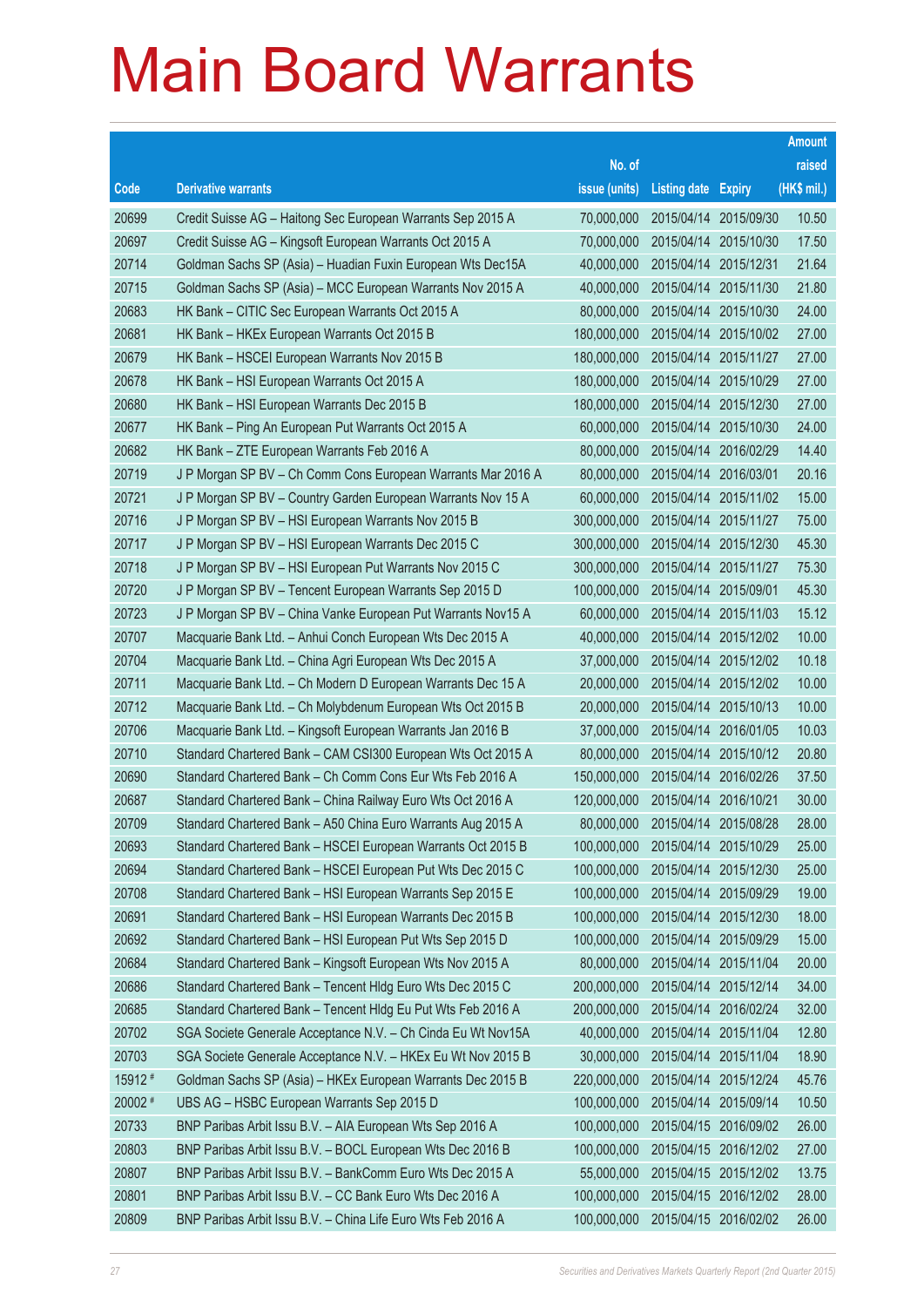# Main Board Warrants

| Code | Derivative warrants | No. of issue (units) | Listing date | Expiry | Amount raised (HK$ mil.) |
|---|---|---|---|---|---|
| 20699 | Credit Suisse AG – Haitong Sec European Warrants Sep 2015 A | 70,000,000 | 2015/04/14 | 2015/09/30 | 10.50 |
| 20697 | Credit Suisse AG – Kingsoft European Warrants Oct 2015 A | 70,000,000 | 2015/04/14 | 2015/10/30 | 17.50 |
| 20714 | Goldman Sachs SP (Asia) – Huadian Fuxin European Wts Dec15A | 40,000,000 | 2015/04/14 | 2015/12/31 | 21.64 |
| 20715 | Goldman Sachs SP (Asia) – MCC European Warrants Nov 2015 A | 40,000,000 | 2015/04/14 | 2015/11/30 | 21.80 |
| 20683 | HK Bank – CITIC Sec European Warrants Oct 2015 A | 80,000,000 | 2015/04/14 | 2015/10/30 | 24.00 |
| 20681 | HK Bank – HKEx European Warrants Oct 2015 B | 180,000,000 | 2015/04/14 | 2015/10/02 | 27.00 |
| 20679 | HK Bank – HSCEI European Warrants Nov 2015 B | 180,000,000 | 2015/04/14 | 2015/11/27 | 27.00 |
| 20678 | HK Bank – HSI European Warrants Oct 2015 A | 180,000,000 | 2015/04/14 | 2015/10/29 | 27.00 |
| 20680 | HK Bank – HSI European Warrants Dec 2015 B | 180,000,000 | 2015/04/14 | 2015/12/30 | 27.00 |
| 20677 | HK Bank – Ping An European Put Warrants Oct 2015 A | 60,000,000 | 2015/04/14 | 2015/10/30 | 24.00 |
| 20682 | HK Bank – ZTE European Warrants Feb 2016 A | 80,000,000 | 2015/04/14 | 2016/02/29 | 14.40 |
| 20719 | J P Morgan SP BV – Ch Comm Cons European Warrants Mar 2016 A | 80,000,000 | 2015/04/14 | 2016/03/01 | 20.16 |
| 20721 | J P Morgan SP BV – Country Garden European Warrants Nov 15 A | 60,000,000 | 2015/04/14 | 2015/11/02 | 15.00 |
| 20716 | J P Morgan SP BV – HSI European Warrants Nov 2015 B | 300,000,000 | 2015/04/14 | 2015/11/27 | 75.00 |
| 20717 | J P Morgan SP BV – HSI European Warrants Dec 2015 C | 300,000,000 | 2015/04/14 | 2015/12/30 | 45.30 |
| 20718 | J P Morgan SP BV – HSI European Put Warrants Nov 2015 C | 300,000,000 | 2015/04/14 | 2015/11/27 | 75.30 |
| 20720 | J P Morgan SP BV – Tencent European Warrants Sep 2015 D | 100,000,000 | 2015/04/14 | 2015/09/01 | 45.30 |
| 20723 | J P Morgan SP BV – China Vanke European Put Warrants Nov15 A | 60,000,000 | 2015/04/14 | 2015/11/03 | 15.12 |
| 20707 | Macquarie Bank Ltd. – Anhui Conch European Wts Dec 2015 A | 40,000,000 | 2015/04/14 | 2015/12/02 | 10.00 |
| 20704 | Macquarie Bank Ltd. – China Agri European Wts Dec 2015 A | 37,000,000 | 2015/04/14 | 2015/12/02 | 10.18 |
| 20711 | Macquarie Bank Ltd. – Ch Modern D European Warrants Dec 15 A | 20,000,000 | 2015/04/14 | 2015/12/02 | 10.00 |
| 20712 | Macquarie Bank Ltd. – Ch Molybdenum European Wts Oct 2015 B | 20,000,000 | 2015/04/14 | 2015/10/13 | 10.00 |
| 20706 | Macquarie Bank Ltd. – Kingsoft European Warrants Jan 2016 B | 37,000,000 | 2015/04/14 | 2016/01/05 | 10.03 |
| 20710 | Standard Chartered Bank – CAM CSI300 European Wts Oct 2015 A | 80,000,000 | 2015/04/14 | 2015/10/12 | 20.80 |
| 20690 | Standard Chartered Bank – Ch Comm Cons Eur Wts Feb 2016 A | 150,000,000 | 2015/04/14 | 2016/02/26 | 37.50 |
| 20687 | Standard Chartered Bank – China Railway Euro Wts Oct 2016 A | 120,000,000 | 2015/04/14 | 2016/10/21 | 30.00 |
| 20709 | Standard Chartered Bank – A50 China Euro Warrants Aug 2015 A | 80,000,000 | 2015/04/14 | 2015/08/28 | 28.00 |
| 20693 | Standard Chartered Bank – HSCEI European Warrants Oct 2015 B | 100,000,000 | 2015/04/14 | 2015/10/29 | 25.00 |
| 20694 | Standard Chartered Bank – HSCEI European Put Wts Dec 2015 C | 100,000,000 | 2015/04/14 | 2015/12/30 | 25.00 |
| 20708 | Standard Chartered Bank – HSI European Warrants Sep 2015 E | 100,000,000 | 2015/04/14 | 2015/09/29 | 19.00 |
| 20691 | Standard Chartered Bank – HSI European Warrants Dec 2015 B | 100,000,000 | 2015/04/14 | 2015/12/30 | 18.00 |
| 20692 | Standard Chartered Bank – HSI European Put Wts Sep 2015 D | 100,000,000 | 2015/04/14 | 2015/09/29 | 15.00 |
| 20684 | Standard Chartered Bank – Kingsoft European Wts Nov 2015 A | 80,000,000 | 2015/04/14 | 2015/11/04 | 20.00 |
| 20686 | Standard Chartered Bank – Tencent Hldg Euro Wts Dec 2015 C | 200,000,000 | 2015/04/14 | 2015/12/14 | 34.00 |
| 20685 | Standard Chartered Bank – Tencent Hldg Eu Put Wts Feb 2016 A | 200,000,000 | 2015/04/14 | 2016/02/24 | 32.00 |
| 20702 | SGA Societe Generale Acceptance N.V. – Ch Cinda Eu Wt Nov15A | 40,000,000 | 2015/04/14 | 2015/11/04 | 12.80 |
| 20703 | SGA Societe Generale Acceptance N.V. – HKEx Eu Wt Nov 2015 B | 30,000,000 | 2015/04/14 | 2015/11/04 | 18.90 |
| 15912 # | Goldman Sachs SP (Asia) – HKEx European Warrants Dec 2015 B | 220,000,000 | 2015/04/14 | 2015/12/24 | 45.76 |
| 20002 # | UBS AG – HSBC European Warrants Sep 2015 D | 100,000,000 | 2015/04/14 | 2015/09/14 | 10.50 |
| 20733 | BNP Paribas Arbit Issu B.V. – AIA European Wts Sep 2016 A | 100,000,000 | 2015/04/15 | 2016/09/02 | 26.00 |
| 20803 | BNP Paribas Arbit Issu B.V. – BOCL European Wts Dec 2016 B | 100,000,000 | 2015/04/15 | 2016/12/02 | 27.00 |
| 20807 | BNP Paribas Arbit Issu B.V. – BankComm Euro Wts Dec 2015 A | 55,000,000 | 2015/04/15 | 2015/12/02 | 13.75 |
| 20801 | BNP Paribas Arbit Issu B.V. – CC Bank Euro Wts Dec 2016 A | 100,000,000 | 2015/04/15 | 2016/12/02 | 28.00 |
| 20809 | BNP Paribas Arbit Issu B.V. – China Life Euro Wts Feb 2016 A | 100,000,000 | 2015/04/15 | 2016/02/02 | 26.00 |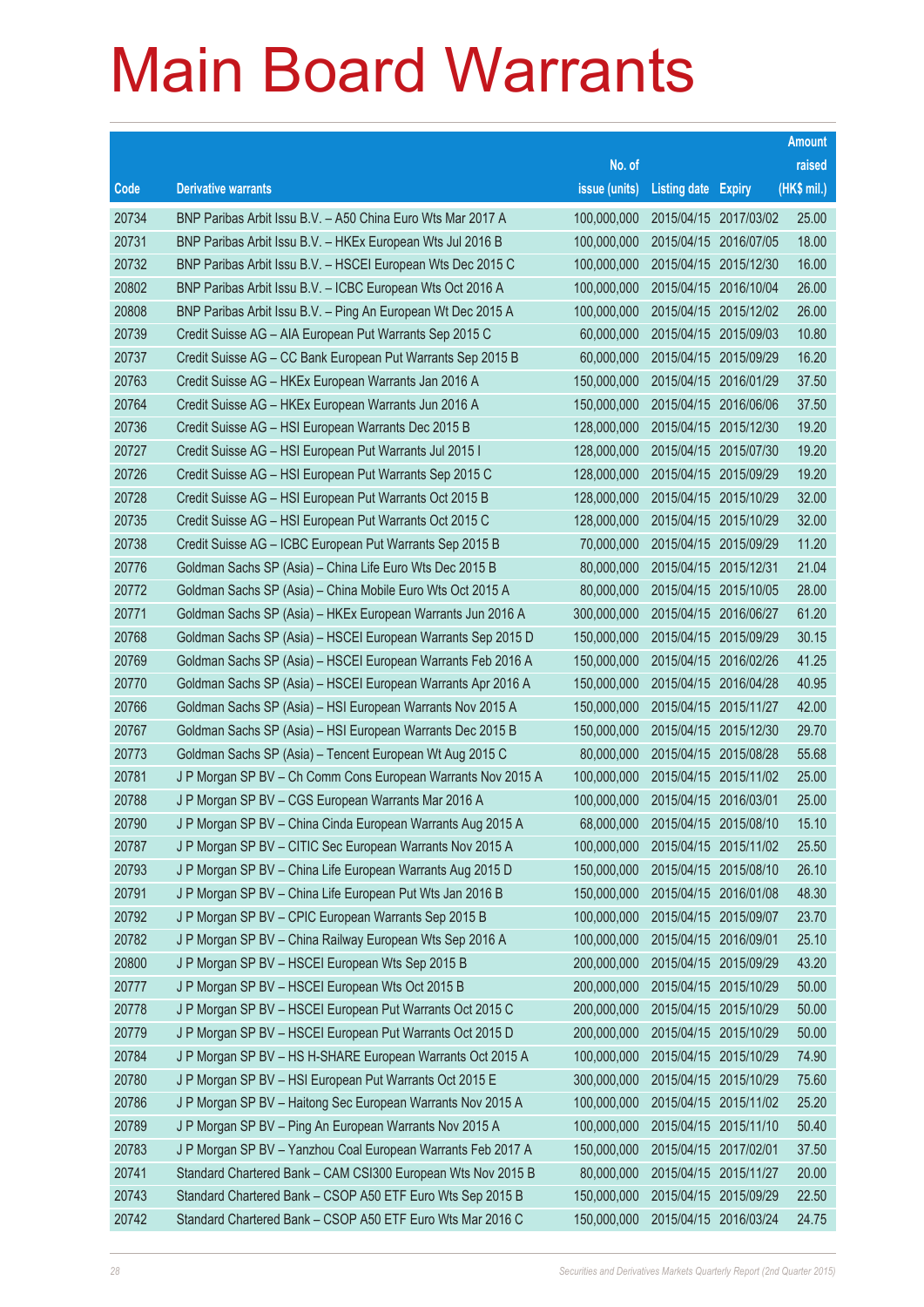# Main Board Warrants

| Code | Derivative warrants | No. of issue (units) | Listing date | Expiry | Amount raised (HK$ mil.) |
|---|---|---|---|---|---|
| 20734 | BNP Paribas Arbit Issu B.V. – A50 China Euro Wts Mar 2017 A | 100,000,000 | 2015/04/15 | 2017/03/02 | 25.00 |
| 20731 | BNP Paribas Arbit Issu B.V. – HKEx European Wts Jul 2016 B | 100,000,000 | 2015/04/15 | 2016/07/05 | 18.00 |
| 20732 | BNP Paribas Arbit Issu B.V. – HSCEI European Wts Dec 2015 C | 100,000,000 | 2015/04/15 | 2015/12/30 | 16.00 |
| 20802 | BNP Paribas Arbit Issu B.V. – ICBC European Wts Oct 2016 A | 100,000,000 | 2015/04/15 | 2016/10/04 | 26.00 |
| 20808 | BNP Paribas Arbit Issu B.V. – Ping An European Wt Dec 2015 A | 100,000,000 | 2015/04/15 | 2015/12/02 | 26.00 |
| 20739 | Credit Suisse AG – AIA European Put Warrants Sep 2015 C | 60,000,000 | 2015/04/15 | 2015/09/03 | 10.80 |
| 20737 | Credit Suisse AG – CC Bank European Put Warrants Sep 2015 B | 60,000,000 | 2015/04/15 | 2015/09/29 | 16.20 |
| 20763 | Credit Suisse AG – HKEx European Warrants Jan 2016 A | 150,000,000 | 2015/04/15 | 2016/01/29 | 37.50 |
| 20764 | Credit Suisse AG – HKEx European Warrants Jun 2016 A | 150,000,000 | 2015/04/15 | 2016/06/06 | 37.50 |
| 20736 | Credit Suisse AG – HSI European Warrants Dec 2015 B | 128,000,000 | 2015/04/15 | 2015/12/30 | 19.20 |
| 20727 | Credit Suisse AG – HSI European Put Warrants Jul 2015 I | 128,000,000 | 2015/04/15 | 2015/07/30 | 19.20 |
| 20726 | Credit Suisse AG – HSI European Put Warrants Sep 2015 C | 128,000,000 | 2015/04/15 | 2015/09/29 | 19.20 |
| 20728 | Credit Suisse AG – HSI European Put Warrants Oct 2015 B | 128,000,000 | 2015/04/15 | 2015/10/29 | 32.00 |
| 20735 | Credit Suisse AG – HSI European Put Warrants Oct 2015 C | 128,000,000 | 2015/04/15 | 2015/10/29 | 32.00 |
| 20738 | Credit Suisse AG – ICBC European Put Warrants Sep 2015 B | 70,000,000 | 2015/04/15 | 2015/09/29 | 11.20 |
| 20776 | Goldman Sachs SP (Asia) – China Life Euro Wts Dec 2015 B | 80,000,000 | 2015/04/15 | 2015/12/31 | 21.04 |
| 20772 | Goldman Sachs SP (Asia) – China Mobile Euro Wts Oct 2015 A | 80,000,000 | 2015/04/15 | 2015/10/05 | 28.00 |
| 20771 | Goldman Sachs SP (Asia) – HKEx European Warrants Jun 2016 A | 300,000,000 | 2015/04/15 | 2016/06/27 | 61.20 |
| 20768 | Goldman Sachs SP (Asia) – HSCEI European Warrants Sep 2015 D | 150,000,000 | 2015/04/15 | 2015/09/29 | 30.15 |
| 20769 | Goldman Sachs SP (Asia) – HSCEI European Warrants Feb 2016 A | 150,000,000 | 2015/04/15 | 2016/02/26 | 41.25 |
| 20770 | Goldman Sachs SP (Asia) – HSCEI European Warrants Apr 2016 A | 150,000,000 | 2015/04/15 | 2016/04/28 | 40.95 |
| 20766 | Goldman Sachs SP (Asia) – HSI European Warrants Nov 2015 A | 150,000,000 | 2015/04/15 | 2015/11/27 | 42.00 |
| 20767 | Goldman Sachs SP (Asia) – HSI European Warrants Dec 2015 B | 150,000,000 | 2015/04/15 | 2015/12/30 | 29.70 |
| 20773 | Goldman Sachs SP (Asia) – Tencent European Wt Aug 2015 C | 80,000,000 | 2015/04/15 | 2015/08/28 | 55.68 |
| 20781 | J P Morgan SP BV – Ch Comm Cons European Warrants Nov 2015 A | 100,000,000 | 2015/04/15 | 2015/11/02 | 25.00 |
| 20788 | J P Morgan SP BV – CGS European Warrants Mar 2016 A | 100,000,000 | 2015/04/15 | 2016/03/01 | 25.00 |
| 20790 | J P Morgan SP BV – China Cinda European Warrants Aug 2015 A | 68,000,000 | 2015/04/15 | 2015/08/10 | 15.10 |
| 20787 | J P Morgan SP BV – CITIC Sec European Warrants Nov 2015 A | 100,000,000 | 2015/04/15 | 2015/11/02 | 25.50 |
| 20793 | J P Morgan SP BV – China Life European Warrants Aug 2015 D | 150,000,000 | 2015/04/15 | 2015/08/10 | 26.10 |
| 20791 | J P Morgan SP BV – China Life European Put Wts Jan 2016 B | 150,000,000 | 2015/04/15 | 2016/01/08 | 48.30 |
| 20792 | J P Morgan SP BV – CPIC European Warrants Sep 2015 B | 100,000,000 | 2015/04/15 | 2015/09/07 | 23.70 |
| 20782 | J P Morgan SP BV – China Railway European Wts Sep 2016 A | 100,000,000 | 2015/04/15 | 2016/09/01 | 25.10 |
| 20800 | J P Morgan SP BV – HSCEI European Wts Sep 2015 B | 200,000,000 | 2015/04/15 | 2015/09/29 | 43.20 |
| 20777 | J P Morgan SP BV – HSCEI European Wts Oct 2015 B | 200,000,000 | 2015/04/15 | 2015/10/29 | 50.00 |
| 20778 | J P Morgan SP BV – HSCEI European Put Warrants Oct 2015 C | 200,000,000 | 2015/04/15 | 2015/10/29 | 50.00 |
| 20779 | J P Morgan SP BV – HSCEI European Put Warrants Oct 2015 D | 200,000,000 | 2015/04/15 | 2015/10/29 | 50.00 |
| 20784 | J P Morgan SP BV – HS H-SHARE European Warrants Oct 2015 A | 100,000,000 | 2015/04/15 | 2015/10/29 | 74.90 |
| 20780 | J P Morgan SP BV – HSI European Put Warrants Oct 2015 E | 300,000,000 | 2015/04/15 | 2015/10/29 | 75.60 |
| 20786 | J P Morgan SP BV – Haitong Sec European Warrants Nov 2015 A | 100,000,000 | 2015/04/15 | 2015/11/02 | 25.20 |
| 20789 | J P Morgan SP BV – Ping An European Warrants Nov 2015 A | 100,000,000 | 2015/04/15 | 2015/11/10 | 50.40 |
| 20783 | J P Morgan SP BV – Yanzhou Coal European Warrants Feb 2017 A | 150,000,000 | 2015/04/15 | 2017/02/01 | 37.50 |
| 20741 | Standard Chartered Bank – CAM CSI300 European Wts Nov 2015 B | 80,000,000 | 2015/04/15 | 2015/11/27 | 20.00 |
| 20743 | Standard Chartered Bank – CSOP A50 ETF Euro Wts Sep 2015 B | 150,000,000 | 2015/04/15 | 2015/09/29 | 22.50 |
| 20742 | Standard Chartered Bank – CSOP A50 ETF Euro Wts Mar 2016 C | 150,000,000 | 2015/04/15 | 2016/03/24 | 24.75 |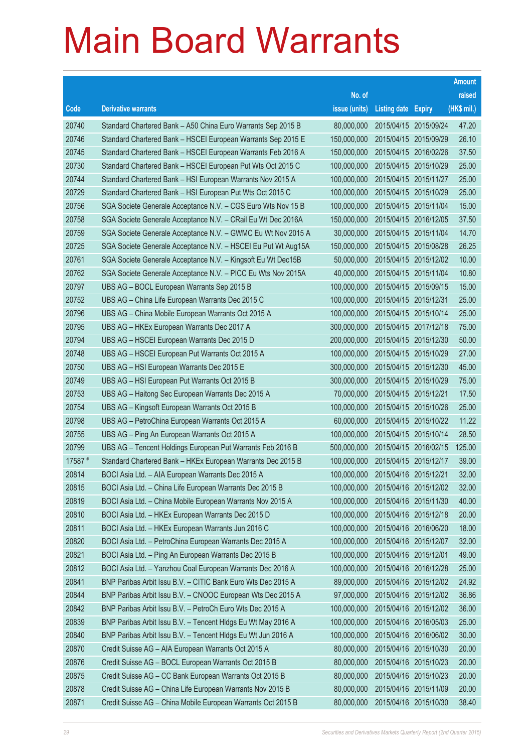# Main Board Warrants

| Code | Derivative warrants | No. of issue (units) | Listing date | Expiry | Amount raised (HK$ mil.) |
|---|---|---|---|---|---|
| 20740 | Standard Chartered Bank – A50 China Euro Warrants Sep 2015 B | 80,000,000 | 2015/04/15 | 2015/09/24 | 47.20 |
| 20746 | Standard Chartered Bank – HSCEI European Warrants Sep 2015 E | 150,000,000 | 2015/04/15 | 2015/09/29 | 26.10 |
| 20745 | Standard Chartered Bank – HSCEI European Warrants Feb 2016 A | 150,000,000 | 2015/04/15 | 2016/02/26 | 37.50 |
| 20730 | Standard Chartered Bank – HSCEI European Put Wts Oct 2015 C | 100,000,000 | 2015/04/15 | 2015/10/29 | 25.00 |
| 20744 | Standard Chartered Bank – HSI European Warrants Nov 2015 A | 100,000,000 | 2015/04/15 | 2015/11/27 | 25.00 |
| 20729 | Standard Chartered Bank – HSI European Put Wts Oct 2015 C | 100,000,000 | 2015/04/15 | 2015/10/29 | 25.00 |
| 20756 | SGA Societe Generale Acceptance N.V. – CGS Euro Wts Nov 15 B | 100,000,000 | 2015/04/15 | 2015/11/04 | 15.00 |
| 20758 | SGA Societe Generale Acceptance N.V. – CRail Eu Wt Dec 2016A | 150,000,000 | 2015/04/15 | 2016/12/05 | 37.50 |
| 20759 | SGA Societe Generale Acceptance N.V. – GWMC Eu Wt Nov 2015 A | 30,000,000 | 2015/04/15 | 2015/11/04 | 14.70 |
| 20725 | SGA Societe Generale Acceptance N.V. – HSCEI Eu Put Wt Aug15A | 150,000,000 | 2015/04/15 | 2015/08/28 | 26.25 |
| 20761 | SGA Societe Generale Acceptance N.V. – Kingsoft Eu Wt Dec15B | 50,000,000 | 2015/04/15 | 2015/12/02 | 10.00 |
| 20762 | SGA Societe Generale Acceptance N.V. – PICC Eu Wts Nov 2015A | 40,000,000 | 2015/04/15 | 2015/11/04 | 10.80 |
| 20797 | UBS AG – BOCL European Warrants Sep 2015 B | 100,000,000 | 2015/04/15 | 2015/09/15 | 15.00 |
| 20752 | UBS AG – China Life European Warrants Dec 2015 C | 100,000,000 | 2015/04/15 | 2015/12/31 | 25.00 |
| 20796 | UBS AG – China Mobile European Warrants Oct 2015 A | 100,000,000 | 2015/04/15 | 2015/10/14 | 25.00 |
| 20795 | UBS AG – HKEx European Warrants Dec 2017 A | 300,000,000 | 2015/04/15 | 2017/12/18 | 75.00 |
| 20794 | UBS AG – HSCEI European Warrants Dec 2015 D | 200,000,000 | 2015/04/15 | 2015/12/30 | 50.00 |
| 20748 | UBS AG – HSCEI European Put Warrants Oct 2015 A | 100,000,000 | 2015/04/15 | 2015/10/29 | 27.00 |
| 20750 | UBS AG – HSI European Warrants Dec 2015 E | 300,000,000 | 2015/04/15 | 2015/12/30 | 45.00 |
| 20749 | UBS AG – HSI European Put Warrants Oct 2015 B | 300,000,000 | 2015/04/15 | 2015/10/29 | 75.00 |
| 20753 | UBS AG – Haitong Sec European Warrants Dec 2015 A | 70,000,000 | 2015/04/15 | 2015/12/21 | 17.50 |
| 20754 | UBS AG – Kingsoft European Warrants Oct 2015 B | 100,000,000 | 2015/04/15 | 2015/10/26 | 25.00 |
| 20798 | UBS AG – PetroChina European Warrants Oct 2015 A | 60,000,000 | 2015/04/15 | 2015/10/22 | 11.22 |
| 20755 | UBS AG – Ping An European Warrants Oct 2015 A | 100,000,000 | 2015/04/15 | 2015/10/14 | 28.50 |
| 20799 | UBS AG – Tencent Holdings European Put Warrants Feb 2016 B | 500,000,000 | 2015/04/15 | 2016/02/15 | 125.00 |
| 17587 # | Standard Chartered Bank – HKEx European Warrants Dec 2015 B | 100,000,000 | 2015/04/15 | 2015/12/17 | 39.00 |
| 20814 | BOCI Asia Ltd. – AIA European Warrants Dec 2015 A | 100,000,000 | 2015/04/16 | 2015/12/21 | 32.00 |
| 20815 | BOCI Asia Ltd. – China Life European Warrants Dec 2015 B | 100,000,000 | 2015/04/16 | 2015/12/02 | 32.00 |
| 20819 | BOCI Asia Ltd. – China Mobile European Warrants Nov 2015 A | 100,000,000 | 2015/04/16 | 2015/11/30 | 40.00 |
| 20810 | BOCI Asia Ltd. – HKEx European Warrants Dec 2015 D | 100,000,000 | 2015/04/16 | 2015/12/18 | 20.00 |
| 20811 | BOCI Asia Ltd. – HKEx European Warrants Jun 2016 C | 100,000,000 | 2015/04/16 | 2016/06/20 | 18.00 |
| 20820 | BOCI Asia Ltd. – PetroChina European Warrants Dec 2015 A | 100,000,000 | 2015/04/16 | 2015/12/07 | 32.00 |
| 20821 | BOCI Asia Ltd. – Ping An European Warrants Dec 2015 B | 100,000,000 | 2015/04/16 | 2015/12/01 | 49.00 |
| 20812 | BOCI Asia Ltd. – Yanzhou Coal European Warrants Dec 2016 A | 100,000,000 | 2015/04/16 | 2016/12/28 | 25.00 |
| 20841 | BNP Paribas Arbit Issu B.V. – CITIC Bank Euro Wts Dec 2015 A | 89,000,000 | 2015/04/16 | 2015/12/02 | 24.92 |
| 20844 | BNP Paribas Arbit Issu B.V. – CNOOC European Wts Dec 2015 A | 97,000,000 | 2015/04/16 | 2015/12/02 | 36.86 |
| 20842 | BNP Paribas Arbit Issu B.V. – PetroCh Euro Wts Dec 2015 A | 100,000,000 | 2015/04/16 | 2015/12/02 | 36.00 |
| 20839 | BNP Paribas Arbit Issu B.V. – Tencent Hldgs Eu Wt May 2016 A | 100,000,000 | 2015/04/16 | 2016/05/03 | 25.00 |
| 20840 | BNP Paribas Arbit Issu B.V. – Tencent Hldgs Eu Wt Jun 2016 A | 100,000,000 | 2015/04/16 | 2016/06/02 | 30.00 |
| 20870 | Credit Suisse AG – AIA European Warrants Oct 2015 A | 80,000,000 | 2015/04/16 | 2015/10/30 | 20.00 |
| 20876 | Credit Suisse AG – BOCL European Warrants Oct 2015 B | 80,000,000 | 2015/04/16 | 2015/10/23 | 20.00 |
| 20875 | Credit Suisse AG – CC Bank European Warrants Oct 2015 B | 80,000,000 | 2015/04/16 | 2015/10/23 | 20.00 |
| 20878 | Credit Suisse AG – China Life European Warrants Nov 2015 B | 80,000,000 | 2015/04/16 | 2015/11/09 | 20.00 |
| 20871 | Credit Suisse AG – China Mobile European Warrants Oct 2015 B | 80,000,000 | 2015/04/16 | 2015/10/30 | 38.40 |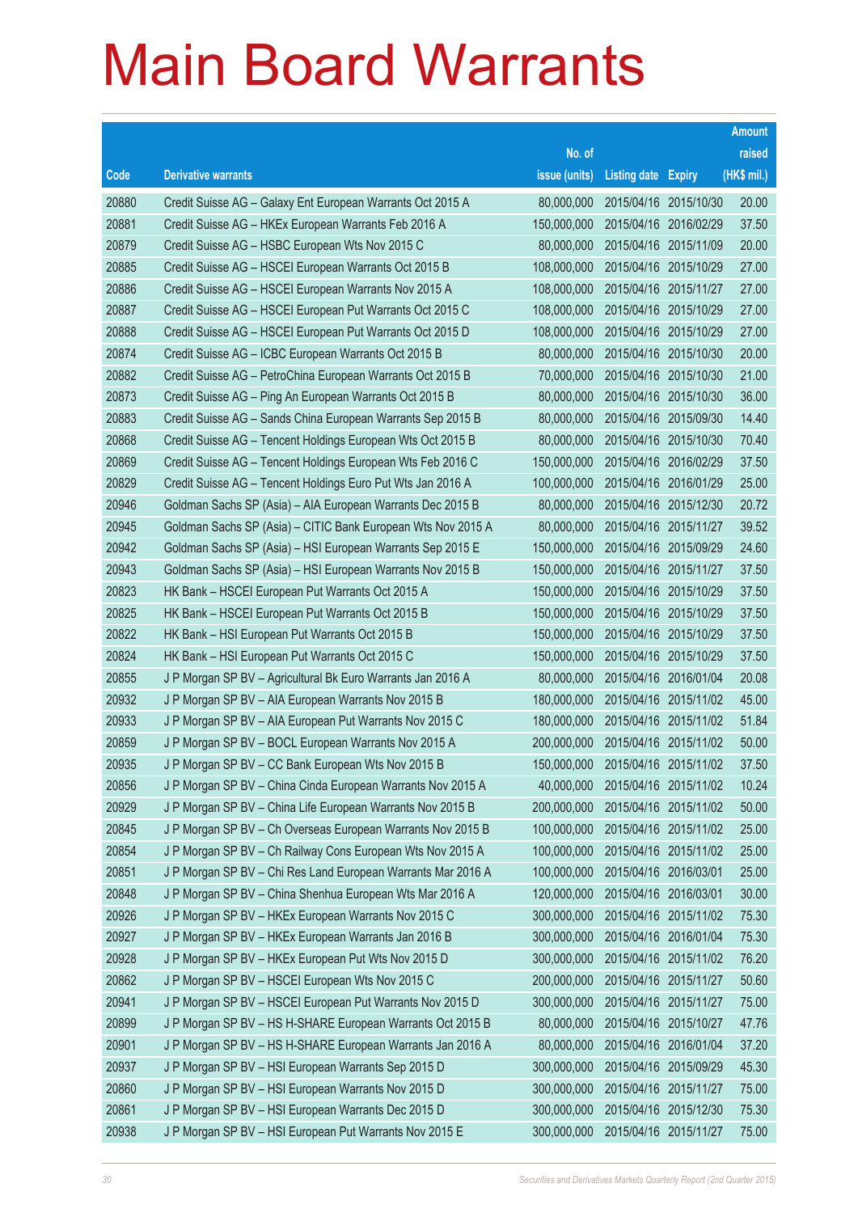# Main Board Warrants

| Code | Derivative warrants | No. of issue (units) | Listing date | Expiry | Amount raised (HK$ mil.) |
|---|---|---|---|---|---|
| 20880 | Credit Suisse AG – Galaxy Ent European Warrants Oct 2015 A | 80,000,000 | 2015/04/16 | 2015/10/30 | 20.00 |
| 20881 | Credit Suisse AG – HKEx European Warrants Feb 2016 A | 150,000,000 | 2015/04/16 | 2016/02/29 | 37.50 |
| 20879 | Credit Suisse AG – HSBC European Wts Nov 2015 C | 80,000,000 | 2015/04/16 | 2015/11/09 | 20.00 |
| 20885 | Credit Suisse AG – HSCEI European Warrants Oct 2015 B | 108,000,000 | 2015/04/16 | 2015/10/29 | 27.00 |
| 20886 | Credit Suisse AG – HSCEI European Warrants Nov 2015 A | 108,000,000 | 2015/04/16 | 2015/11/27 | 27.00 |
| 20887 | Credit Suisse AG – HSCEI European Put Warrants Oct 2015 C | 108,000,000 | 2015/04/16 | 2015/10/29 | 27.00 |
| 20888 | Credit Suisse AG – HSCEI European Put Warrants Oct 2015 D | 108,000,000 | 2015/04/16 | 2015/10/29 | 27.00 |
| 20874 | Credit Suisse AG – ICBC European Warrants Oct 2015 B | 80,000,000 | 2015/04/16 | 2015/10/30 | 20.00 |
| 20882 | Credit Suisse AG – PetroChina European Warrants Oct 2015 B | 70,000,000 | 2015/04/16 | 2015/10/30 | 21.00 |
| 20873 | Credit Suisse AG – Ping An European Warrants Oct 2015 B | 80,000,000 | 2015/04/16 | 2015/10/30 | 36.00 |
| 20883 | Credit Suisse AG – Sands China European Warrants Sep 2015 B | 80,000,000 | 2015/04/16 | 2015/09/30 | 14.40 |
| 20868 | Credit Suisse AG – Tencent Holdings European Wts Oct 2015 B | 80,000,000 | 2015/04/16 | 2015/10/30 | 70.40 |
| 20869 | Credit Suisse AG – Tencent Holdings European Wts Feb 2016 C | 150,000,000 | 2015/04/16 | 2016/02/29 | 37.50 |
| 20829 | Credit Suisse AG – Tencent Holdings Euro Put Wts Jan 2016 A | 100,000,000 | 2015/04/16 | 2016/01/29 | 25.00 |
| 20946 | Goldman Sachs SP (Asia) – AIA European Warrants Dec 2015 B | 80,000,000 | 2015/04/16 | 2015/12/30 | 20.72 |
| 20945 | Goldman Sachs SP (Asia) – CITIC Bank European Wts Nov 2015 A | 80,000,000 | 2015/04/16 | 2015/11/27 | 39.52 |
| 20942 | Goldman Sachs SP (Asia) – HSI European Warrants Sep 2015 E | 150,000,000 | 2015/04/16 | 2015/09/29 | 24.60 |
| 20943 | Goldman Sachs SP (Asia) – HSI European Warrants Nov 2015 B | 150,000,000 | 2015/04/16 | 2015/11/27 | 37.50 |
| 20823 | HK Bank – HSCEI European Put Warrants Oct 2015 A | 150,000,000 | 2015/04/16 | 2015/10/29 | 37.50 |
| 20825 | HK Bank – HSCEI European Put Warrants Oct 2015 B | 150,000,000 | 2015/04/16 | 2015/10/29 | 37.50 |
| 20822 | HK Bank – HSI European Put Warrants Oct 2015 B | 150,000,000 | 2015/04/16 | 2015/10/29 | 37.50 |
| 20824 | HK Bank – HSI European Put Warrants Oct 2015 C | 150,000,000 | 2015/04/16 | 2015/10/29 | 37.50 |
| 20855 | J P Morgan SP BV – Agricultural Bk Euro Warrants Jan 2016 A | 80,000,000 | 2015/04/16 | 2016/01/04 | 20.08 |
| 20932 | J P Morgan SP BV – AIA European Warrants Nov 2015 B | 180,000,000 | 2015/04/16 | 2015/11/02 | 45.00 |
| 20933 | J P Morgan SP BV – AIA European Put Warrants Nov 2015 C | 180,000,000 | 2015/04/16 | 2015/11/02 | 51.84 |
| 20859 | J P Morgan SP BV – BOCL European Warrants Nov 2015 A | 200,000,000 | 2015/04/16 | 2015/11/02 | 50.00 |
| 20935 | J P Morgan SP BV – CC Bank European Wts Nov 2015 B | 150,000,000 | 2015/04/16 | 2015/11/02 | 37.50 |
| 20856 | J P Morgan SP BV – China Cinda European Warrants Nov 2015 A | 40,000,000 | 2015/04/16 | 2015/11/02 | 10.24 |
| 20929 | J P Morgan SP BV – China Life European Warrants Nov 2015 B | 200,000,000 | 2015/04/16 | 2015/11/02 | 50.00 |
| 20845 | J P Morgan SP BV – Ch Overseas European Warrants Nov 2015 B | 100,000,000 | 2015/04/16 | 2015/11/02 | 25.00 |
| 20854 | J P Morgan SP BV – Ch Railway Cons European Wts Nov 2015 A | 100,000,000 | 2015/04/16 | 2015/11/02 | 25.00 |
| 20851 | J P Morgan SP BV – Chi Res Land European Warrants Mar 2016 A | 100,000,000 | 2015/04/16 | 2016/03/01 | 25.00 |
| 20848 | J P Morgan SP BV – China Shenhua European Wts Mar 2016 A | 120,000,000 | 2015/04/16 | 2016/03/01 | 30.00 |
| 20926 | J P Morgan SP BV – HKEx European Warrants Nov 2015 C | 300,000,000 | 2015/04/16 | 2015/11/02 | 75.30 |
| 20927 | J P Morgan SP BV – HKEx European Warrants Jan 2016 B | 300,000,000 | 2015/04/16 | 2016/01/04 | 75.30 |
| 20928 | J P Morgan SP BV – HKEx European Put Wts Nov 2015 D | 300,000,000 | 2015/04/16 | 2015/11/02 | 76.20 |
| 20862 | J P Morgan SP BV – HSCEI European Wts Nov 2015 C | 200,000,000 | 2015/04/16 | 2015/11/27 | 50.60 |
| 20941 | J P Morgan SP BV – HSCEI European Put Warrants Nov 2015 D | 300,000,000 | 2015/04/16 | 2015/11/27 | 75.00 |
| 20899 | J P Morgan SP BV – HS H-SHARE European Warrants Oct 2015 B | 80,000,000 | 2015/04/16 | 2015/10/27 | 47.76 |
| 20901 | J P Morgan SP BV – HS H-SHARE European Warrants Jan 2016 A | 80,000,000 | 2015/04/16 | 2016/01/04 | 37.20 |
| 20937 | J P Morgan SP BV – HSI European Warrants Sep 2015 D | 300,000,000 | 2015/04/16 | 2015/09/29 | 45.30 |
| 20860 | J P Morgan SP BV – HSI European Warrants Nov 2015 D | 300,000,000 | 2015/04/16 | 2015/11/27 | 75.00 |
| 20861 | J P Morgan SP BV – HSI European Warrants Dec 2015 D | 300,000,000 | 2015/04/16 | 2015/12/30 | 75.30 |
| 20938 | J P Morgan SP BV – HSI European Put Warrants Nov 2015 E | 300,000,000 | 2015/04/16 | 2015/11/27 | 75.00 |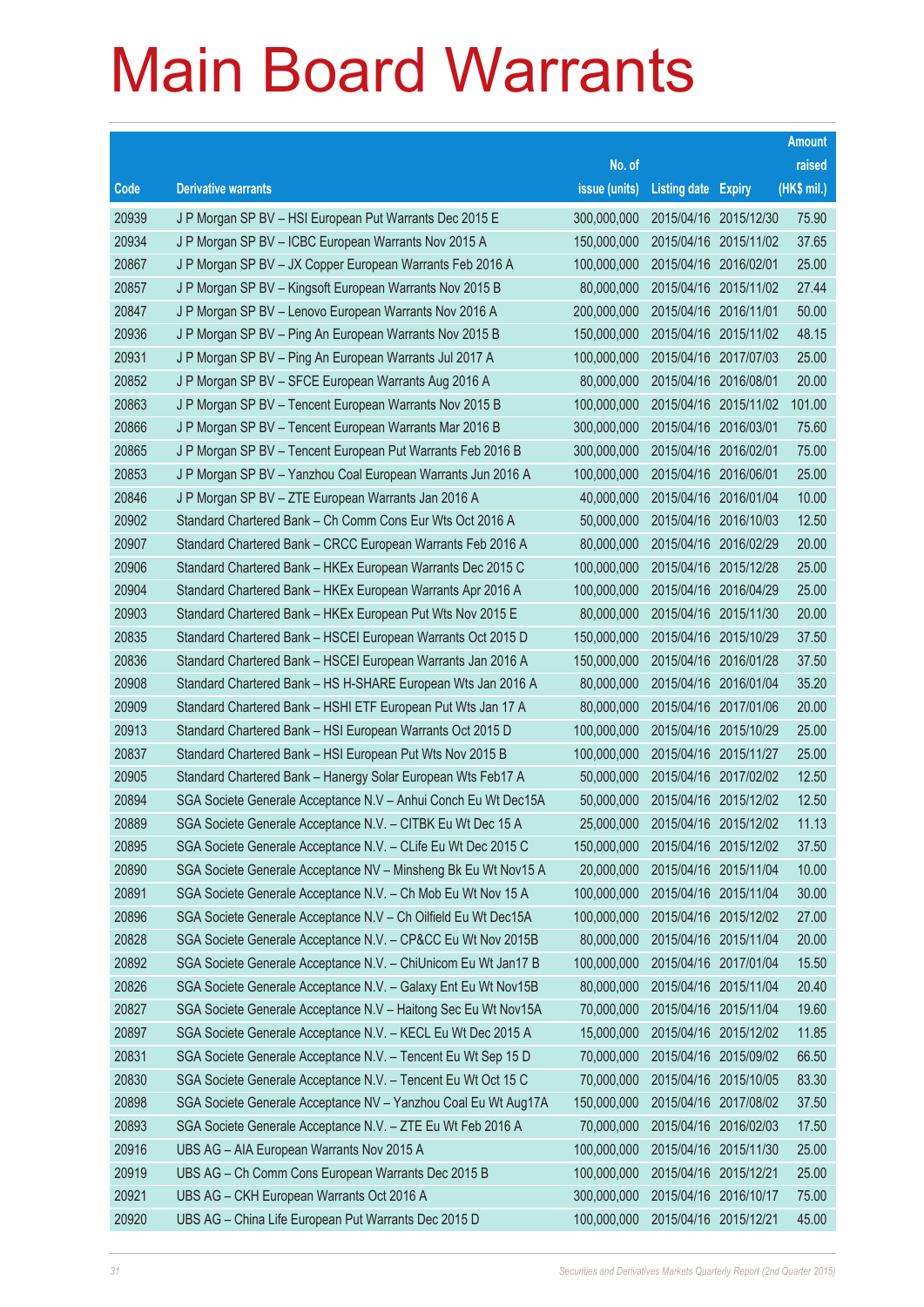# Main Board Warrants

| Code | Derivative warrants | No. of issue (units) | Listing date | Expiry | Amount raised (HK$ mil.) |
|---|---|---|---|---|---|
| 20939 | J P Morgan SP BV – HSI European Put Warrants Dec 2015 E | 300,000,000 | 2015/04/16 | 2015/12/30 | 75.90 |
| 20934 | J P Morgan SP BV – ICBC European Warrants Nov 2015 A | 150,000,000 | 2015/04/16 | 2015/11/02 | 37.65 |
| 20867 | J P Morgan SP BV – JX Copper European Warrants Feb 2016 A | 100,000,000 | 2015/04/16 | 2016/02/01 | 25.00 |
| 20857 | J P Morgan SP BV – Kingsoft European Warrants Nov 2015 B | 80,000,000 | 2015/04/16 | 2015/11/02 | 27.44 |
| 20847 | J P Morgan SP BV – Lenovo European Warrants Nov 2016 A | 200,000,000 | 2015/04/16 | 2016/11/01 | 50.00 |
| 20936 | J P Morgan SP BV – Ping An European Warrants Nov 2015 B | 150,000,000 | 2015/04/16 | 2015/11/02 | 48.15 |
| 20931 | J P Morgan SP BV – Ping An European Warrants Jul 2017 A | 100,000,000 | 2015/04/16 | 2017/07/03 | 25.00 |
| 20852 | J P Morgan SP BV – SFCE European Warrants Aug 2016 A | 80,000,000 | 2015/04/16 | 2016/08/01 | 20.00 |
| 20863 | J P Morgan SP BV – Tencent European Warrants Nov 2015 B | 100,000,000 | 2015/04/16 | 2015/11/02 | 101.00 |
| 20866 | J P Morgan SP BV – Tencent European Warrants Mar 2016 B | 300,000,000 | 2015/04/16 | 2016/03/01 | 75.60 |
| 20865 | J P Morgan SP BV – Tencent European Put Warrants Feb 2016 B | 300,000,000 | 2015/04/16 | 2016/02/01 | 75.00 |
| 20853 | J P Morgan SP BV – Yanzhou Coal European Warrants Jun 2016 A | 100,000,000 | 2015/04/16 | 2016/06/01 | 25.00 |
| 20846 | J P Morgan SP BV – ZTE European Warrants Jan 2016 A | 40,000,000 | 2015/04/16 | 2016/01/04 | 10.00 |
| 20902 | Standard Chartered Bank – Ch Comm Cons Eur Wts Oct 2016 A | 50,000,000 | 2015/04/16 | 2016/10/03 | 12.50 |
| 20907 | Standard Chartered Bank – CRCC European Warrants Feb 2016 A | 80,000,000 | 2015/04/16 | 2016/02/29 | 20.00 |
| 20906 | Standard Chartered Bank – HKEx European Warrants Dec 2015 C | 100,000,000 | 2015/04/16 | 2015/12/28 | 25.00 |
| 20904 | Standard Chartered Bank – HKEx European Warrants Apr 2016 A | 100,000,000 | 2015/04/16 | 2016/04/29 | 25.00 |
| 20903 | Standard Chartered Bank – HKEx European Put Wts Nov 2015 E | 80,000,000 | 2015/04/16 | 2015/11/30 | 20.00 |
| 20835 | Standard Chartered Bank – HSCEI European Warrants Oct 2015 D | 150,000,000 | 2015/04/16 | 2015/10/29 | 37.50 |
| 20836 | Standard Chartered Bank – HSCEI European Warrants Jan 2016 A | 150,000,000 | 2015/04/16 | 2016/01/28 | 37.50 |
| 20908 | Standard Chartered Bank – HS H-SHARE European Wts Jan 2016 A | 80,000,000 | 2015/04/16 | 2016/01/04 | 35.20 |
| 20909 | Standard Chartered Bank – HSHI ETF European Put Wts Jan 17 A | 80,000,000 | 2015/04/16 | 2017/01/06 | 20.00 |
| 20913 | Standard Chartered Bank – HSI European Warrants Oct 2015 D | 100,000,000 | 2015/04/16 | 2015/10/29 | 25.00 |
| 20837 | Standard Chartered Bank – HSI European Put Wts Nov 2015 B | 100,000,000 | 2015/04/16 | 2015/11/27 | 25.00 |
| 20905 | Standard Chartered Bank – Hanergy Solar European Wts Feb17 A | 50,000,000 | 2015/04/16 | 2017/02/02 | 12.50 |
| 20894 | SGA Societe Generale Acceptance N.V – Anhui Conch Eu Wt Dec15A | 50,000,000 | 2015/04/16 | 2015/12/02 | 12.50 |
| 20889 | SGA Societe Generale Acceptance N.V. – CITBK Eu Wt Dec 15 A | 25,000,000 | 2015/04/16 | 2015/12/02 | 11.13 |
| 20895 | SGA Societe Generale Acceptance N.V. – CLife Eu Wt Dec 2015 C | 150,000,000 | 2015/04/16 | 2015/12/02 | 37.50 |
| 20890 | SGA Societe Generale Acceptance NV – Minsheng Bk Eu Wt Nov15 A | 20,000,000 | 2015/04/16 | 2015/11/04 | 10.00 |
| 20891 | SGA Societe Generale Acceptance N.V. – Ch Mob Eu Wt Nov 15 A | 100,000,000 | 2015/04/16 | 2015/11/04 | 30.00 |
| 20896 | SGA Societe Generale Acceptance N.V – Ch Oilfield Eu Wt Dec15A | 100,000,000 | 2015/04/16 | 2015/12/02 | 27.00 |
| 20828 | SGA Societe Generale Acceptance N.V. – CP&CC Eu Wt Nov 2015B | 80,000,000 | 2015/04/16 | 2015/11/04 | 20.00 |
| 20892 | SGA Societe Generale Acceptance N.V. – ChiUnicom Eu Wt Jan17 B | 100,000,000 | 2015/04/16 | 2017/01/04 | 15.50 |
| 20826 | SGA Societe Generale Acceptance N.V. – Galaxy Ent Eu Wt Nov15B | 80,000,000 | 2015/04/16 | 2015/11/04 | 20.40 |
| 20827 | SGA Societe Generale Acceptance N.V – Haitong Sec Eu Wt Nov15A | 70,000,000 | 2015/04/16 | 2015/11/04 | 19.60 |
| 20897 | SGA Societe Generale Acceptance N.V. – KECL Eu Wt Dec 2015 A | 15,000,000 | 2015/04/16 | 2015/12/02 | 11.85 |
| 20831 | SGA Societe Generale Acceptance N.V. – Tencent Eu Wt Sep 15 D | 70,000,000 | 2015/04/16 | 2015/09/02 | 66.50 |
| 20830 | SGA Societe Generale Acceptance N.V. – Tencent Eu Wt Oct 15 C | 70,000,000 | 2015/04/16 | 2015/10/05 | 83.30 |
| 20898 | SGA Societe Generale Acceptance NV – Yanzhou Coal Eu Wt Aug17A | 150,000,000 | 2015/04/16 | 2017/08/02 | 37.50 |
| 20893 | SGA Societe Generale Acceptance N.V. – ZTE Eu Wt Feb 2016 A | 70,000,000 | 2015/04/16 | 2016/02/03 | 17.50 |
| 20916 | UBS AG – AIA European Warrants Nov 2015 A | 100,000,000 | 2015/04/16 | 2015/11/30 | 25.00 |
| 20919 | UBS AG – Ch Comm Cons European Warrants Dec 2015 B | 100,000,000 | 2015/04/16 | 2015/12/21 | 25.00 |
| 20921 | UBS AG – CKH European Warrants Oct 2016 A | 300,000,000 | 2015/04/16 | 2016/10/17 | 75.00 |
| 20920 | UBS AG – China Life European Put Warrants Dec 2015 D | 100,000,000 | 2015/04/16 | 2015/12/21 | 45.00 |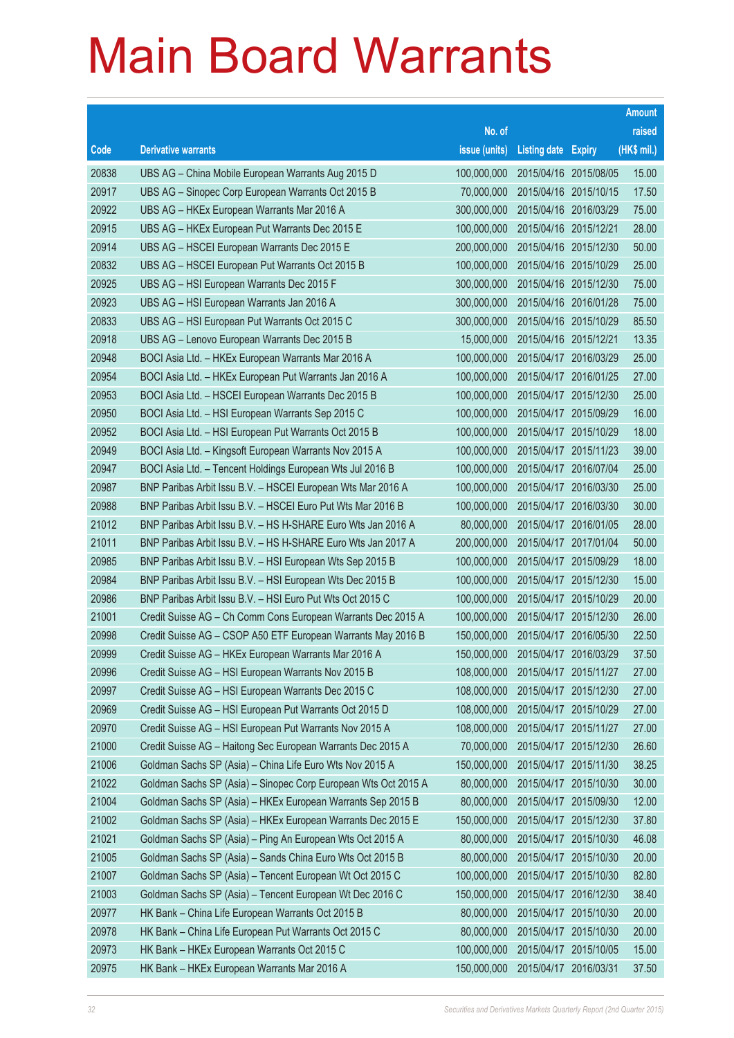# Main Board Warrants

| Code | Derivative warrants | No. of issue (units) | Listing date | Expiry | Amount raised (HK$ mil.) |
|---|---|---|---|---|---|
| 20838 | UBS AG – China Mobile European Warrants Aug 2015 D | 100,000,000 | 2015/04/16 | 2015/08/05 | 15.00 |
| 20917 | UBS AG – Sinopec Corp European Warrants Oct 2015 B | 70,000,000 | 2015/04/16 | 2015/10/15 | 17.50 |
| 20922 | UBS AG – HKEx European Warrants Mar 2016 A | 300,000,000 | 2015/04/16 | 2016/03/29 | 75.00 |
| 20915 | UBS AG – HKEx European Put Warrants Dec 2015 E | 100,000,000 | 2015/04/16 | 2015/12/21 | 28.00 |
| 20914 | UBS AG – HSCEI European Warrants Dec 2015 E | 200,000,000 | 2015/04/16 | 2015/12/30 | 50.00 |
| 20832 | UBS AG – HSCEI European Put Warrants Oct 2015 B | 100,000,000 | 2015/04/16 | 2015/10/29 | 25.00 |
| 20925 | UBS AG – HSI European Warrants Dec 2015 F | 300,000,000 | 2015/04/16 | 2015/12/30 | 75.00 |
| 20923 | UBS AG – HSI European Warrants Jan 2016 A | 300,000,000 | 2015/04/16 | 2016/01/28 | 75.00 |
| 20833 | UBS AG – HSI European Put Warrants Oct 2015 C | 300,000,000 | 2015/04/16 | 2015/10/29 | 85.50 |
| 20918 | UBS AG – Lenovo European Warrants Dec 2015 B | 15,000,000 | 2015/04/16 | 2015/12/21 | 13.35 |
| 20948 | BOCI Asia Ltd. – HKEx European Warrants Mar 2016 A | 100,000,000 | 2015/04/17 | 2016/03/29 | 25.00 |
| 20954 | BOCI Asia Ltd. – HKEx European Put Warrants Jan 2016 A | 100,000,000 | 2015/04/17 | 2016/01/25 | 27.00 |
| 20953 | BOCI Asia Ltd. – HSCEI European Warrants Dec 2015 B | 100,000,000 | 2015/04/17 | 2015/12/30 | 25.00 |
| 20950 | BOCI Asia Ltd. – HSI European Warrants Sep 2015 C | 100,000,000 | 2015/04/17 | 2015/09/29 | 16.00 |
| 20952 | BOCI Asia Ltd. – HSI European Put Warrants Oct 2015 B | 100,000,000 | 2015/04/17 | 2015/10/29 | 18.00 |
| 20949 | BOCI Asia Ltd. – Kingsoft European Warrants Nov 2015 A | 100,000,000 | 2015/04/17 | 2015/11/23 | 39.00 |
| 20947 | BOCI Asia Ltd. – Tencent Holdings European Wts Jul 2016 B | 100,000,000 | 2015/04/17 | 2016/07/04 | 25.00 |
| 20987 | BNP Paribas Arbit Issu B.V. – HSCEI European Wts Mar 2016 A | 100,000,000 | 2015/04/17 | 2016/03/30 | 25.00 |
| 20988 | BNP Paribas Arbit Issu B.V. – HSCEI Euro Put Wts Mar 2016 B | 100,000,000 | 2015/04/17 | 2016/03/30 | 30.00 |
| 21012 | BNP Paribas Arbit Issu B.V. – HS H-SHARE Euro Wts Jan 2016 A | 80,000,000 | 2015/04/17 | 2016/01/05 | 28.00 |
| 21011 | BNP Paribas Arbit Issu B.V. – HS H-SHARE Euro Wts Jan 2017 A | 200,000,000 | 2015/04/17 | 2017/01/04 | 50.00 |
| 20985 | BNP Paribas Arbit Issu B.V. – HSI European Wts Sep 2015 B | 100,000,000 | 2015/04/17 | 2015/09/29 | 18.00 |
| 20984 | BNP Paribas Arbit Issu B.V. – HSI European Wts Dec 2015 B | 100,000,000 | 2015/04/17 | 2015/12/30 | 15.00 |
| 20986 | BNP Paribas Arbit Issu B.V. – HSI Euro Put Wts Oct 2015 C | 100,000,000 | 2015/04/17 | 2015/10/29 | 20.00 |
| 21001 | Credit Suisse AG – Ch Comm Cons European Warrants Dec 2015 A | 100,000,000 | 2015/04/17 | 2015/12/30 | 26.00 |
| 20998 | Credit Suisse AG – CSOP A50 ETF European Warrants May 2016 B | 150,000,000 | 2015/04/17 | 2016/05/30 | 22.50 |
| 20999 | Credit Suisse AG – HKEx European Warrants Mar 2016 A | 150,000,000 | 2015/04/17 | 2016/03/29 | 37.50 |
| 20996 | Credit Suisse AG – HSI European Warrants Nov 2015 B | 108,000,000 | 2015/04/17 | 2015/11/27 | 27.00 |
| 20997 | Credit Suisse AG – HSI European Warrants Dec 2015 C | 108,000,000 | 2015/04/17 | 2015/12/30 | 27.00 |
| 20969 | Credit Suisse AG – HSI European Put Warrants Oct 2015 D | 108,000,000 | 2015/04/17 | 2015/10/29 | 27.00 |
| 20970 | Credit Suisse AG – HSI European Put Warrants Nov 2015 A | 108,000,000 | 2015/04/17 | 2015/11/27 | 27.00 |
| 21000 | Credit Suisse AG – Haitong Sec European Warrants Dec 2015 A | 70,000,000 | 2015/04/17 | 2015/12/30 | 26.60 |
| 21006 | Goldman Sachs SP (Asia) – China Life Euro Wts Nov 2015 A | 150,000,000 | 2015/04/17 | 2015/11/30 | 38.25 |
| 21022 | Goldman Sachs SP (Asia) – Sinopec Corp European Wts Oct 2015 A | 80,000,000 | 2015/04/17 | 2015/10/30 | 30.00 |
| 21004 | Goldman Sachs SP (Asia) – HKEx European Warrants Sep 2015 B | 80,000,000 | 2015/04/17 | 2015/09/30 | 12.00 |
| 21002 | Goldman Sachs SP (Asia) – HKEx European Warrants Dec 2015 E | 150,000,000 | 2015/04/17 | 2015/12/30 | 37.80 |
| 21021 | Goldman Sachs SP (Asia) – Ping An European Wts Oct 2015 A | 80,000,000 | 2015/04/17 | 2015/10/30 | 46.08 |
| 21005 | Goldman Sachs SP (Asia) – Sands China Euro Wts Oct 2015 B | 80,000,000 | 2015/04/17 | 2015/10/30 | 20.00 |
| 21007 | Goldman Sachs SP (Asia) – Tencent European Wt Oct 2015 C | 100,000,000 | 2015/04/17 | 2015/10/30 | 82.80 |
| 21003 | Goldman Sachs SP (Asia) – Tencent European Wt Dec 2016 C | 150,000,000 | 2015/04/17 | 2016/12/30 | 38.40 |
| 20977 | HK Bank – China Life European Warrants Oct 2015 B | 80,000,000 | 2015/04/17 | 2015/10/30 | 20.00 |
| 20978 | HK Bank – China Life European Put Warrants Oct 2015 C | 80,000,000 | 2015/04/17 | 2015/10/30 | 20.00 |
| 20973 | HK Bank – HKEx European Warrants Oct 2015 C | 100,000,000 | 2015/04/17 | 2015/10/05 | 15.00 |
| 20975 | HK Bank – HKEx European Warrants Mar 2016 A | 150,000,000 | 2015/04/17 | 2016/03/31 | 37.50 |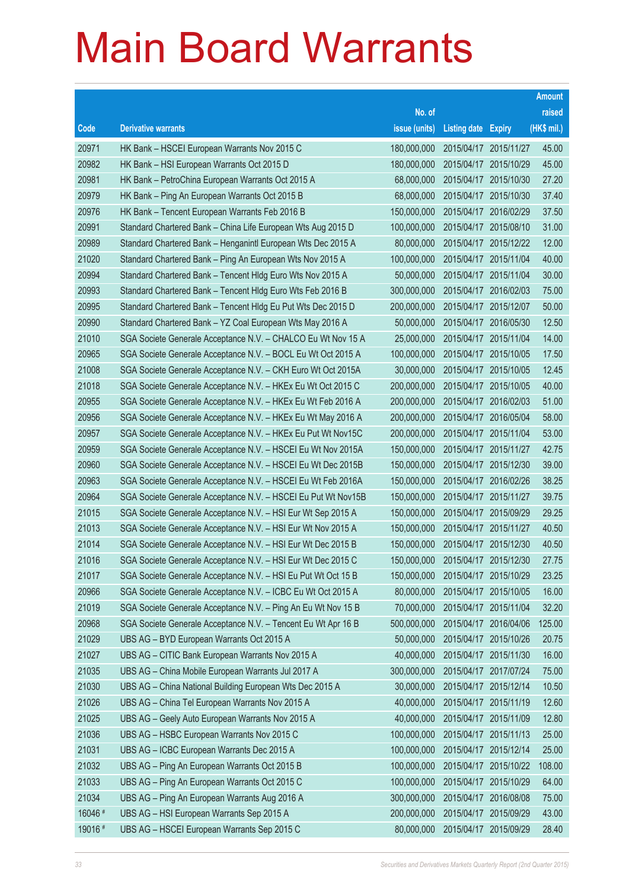# Main Board Warrants

| Code | Derivative warrants | No. of issue (units) | Listing date | Expiry | Amount raised (HK$ mil.) |
|---|---|---|---|---|---|
| 20971 | HK Bank – HSCEI European Warrants Nov 2015 C | 180,000,000 | 2015/04/17 | 2015/11/27 | 45.00 |
| 20982 | HK Bank – HSI European Warrants Oct 2015 D | 180,000,000 | 2015/04/17 | 2015/10/29 | 45.00 |
| 20981 | HK Bank – PetroChina European Warrants Oct 2015 A | 68,000,000 | 2015/04/17 | 2015/10/30 | 27.20 |
| 20979 | HK Bank – Ping An European Warrants Oct 2015 B | 68,000,000 | 2015/04/17 | 2015/10/30 | 37.40 |
| 20976 | HK Bank – Tencent European Warrants Feb 2016 B | 150,000,000 | 2015/04/17 | 2016/02/29 | 37.50 |
| 20991 | Standard Chartered Bank – China Life European Wts Aug 2015 D | 100,000,000 | 2015/04/17 | 2015/08/10 | 31.00 |
| 20989 | Standard Chartered Bank – Henganintl European Wts Dec 2015 A | 80,000,000 | 2015/04/17 | 2015/12/22 | 12.00 |
| 21020 | Standard Chartered Bank – Ping An European Wts Nov 2015 A | 100,000,000 | 2015/04/17 | 2015/11/04 | 40.00 |
| 20994 | Standard Chartered Bank – Tencent Hldg Euro Wts Nov 2015 A | 50,000,000 | 2015/04/17 | 2015/11/04 | 30.00 |
| 20993 | Standard Chartered Bank – Tencent Hldg Euro Wts Feb 2016 B | 300,000,000 | 2015/04/17 | 2016/02/03 | 75.00 |
| 20995 | Standard Chartered Bank – Tencent Hldg Eu Put Wts Dec 2015 D | 200,000,000 | 2015/04/17 | 2015/12/07 | 50.00 |
| 20990 | Standard Chartered Bank – YZ Coal European Wts May 2016 A | 50,000,000 | 2015/04/17 | 2016/05/30 | 12.50 |
| 21010 | SGA Societe Generale Acceptance N.V. – CHALCO Eu Wt Nov 15 A | 25,000,000 | 2015/04/17 | 2015/11/04 | 14.00 |
| 20965 | SGA Societe Generale Acceptance N.V. – BOCL Eu Wt Oct 2015 A | 100,000,000 | 2015/04/17 | 2015/10/05 | 17.50 |
| 21008 | SGA Societe Generale Acceptance N.V. – CKH Euro Wt Oct 2015A | 30,000,000 | 2015/04/17 | 2015/10/05 | 12.45 |
| 21018 | SGA Societe Generale Acceptance N.V. – HKEx Eu Wt Oct 2015 C | 200,000,000 | 2015/04/17 | 2015/10/05 | 40.00 |
| 20955 | SGA Societe Generale Acceptance N.V. – HKEx Eu Wt Feb 2016 A | 200,000,000 | 2015/04/17 | 2016/02/03 | 51.00 |
| 20956 | SGA Societe Generale Acceptance N.V. – HKEx Eu Wt May 2016 A | 200,000,000 | 2015/04/17 | 2016/05/04 | 58.00 |
| 20957 | SGA Societe Generale Acceptance N.V. – HKEx Eu Put Wt Nov15C | 200,000,000 | 2015/04/17 | 2015/11/04 | 53.00 |
| 20959 | SGA Societe Generale Acceptance N.V. – HSCEI Eu Wt Nov 2015A | 150,000,000 | 2015/04/17 | 2015/11/27 | 42.75 |
| 20960 | SGA Societe Generale Acceptance N.V. – HSCEI Eu Wt Dec 2015B | 150,000,000 | 2015/04/17 | 2015/12/30 | 39.00 |
| 20963 | SGA Societe Generale Acceptance N.V. – HSCEI Eu Wt Feb 2016A | 150,000,000 | 2015/04/17 | 2016/02/26 | 38.25 |
| 20964 | SGA Societe Generale Acceptance N.V. – HSCEI Eu Put Wt Nov15B | 150,000,000 | 2015/04/17 | 2015/11/27 | 39.75 |
| 21015 | SGA Societe Generale Acceptance N.V. – HSI Eur Wt Sep 2015 A | 150,000,000 | 2015/04/17 | 2015/09/29 | 29.25 |
| 21013 | SGA Societe Generale Acceptance N.V. – HSI Eur Wt Nov 2015 A | 150,000,000 | 2015/04/17 | 2015/11/27 | 40.50 |
| 21014 | SGA Societe Generale Acceptance N.V. – HSI Eur Wt Dec 2015 B | 150,000,000 | 2015/04/17 | 2015/12/30 | 40.50 |
| 21016 | SGA Societe Generale Acceptance N.V. – HSI Eur Wt Dec 2015 C | 150,000,000 | 2015/04/17 | 2015/12/30 | 27.75 |
| 21017 | SGA Societe Generale Acceptance N.V. – HSI Eu Put Wt Oct 15 B | 150,000,000 | 2015/04/17 | 2015/10/29 | 23.25 |
| 20966 | SGA Societe Generale Acceptance N.V. – ICBC Eu Wt Oct 2015 A | 80,000,000 | 2015/04/17 | 2015/10/05 | 16.00 |
| 21019 | SGA Societe Generale Acceptance N.V. – Ping An Eu Wt Nov 15 B | 70,000,000 | 2015/04/17 | 2015/11/04 | 32.20 |
| 20968 | SGA Societe Generale Acceptance N.V. – Tencent Eu Wt Apr 16 B | 500,000,000 | 2015/04/17 | 2016/04/06 | 125.00 |
| 21029 | UBS AG – BYD European Warrants Oct 2015 A | 50,000,000 | 2015/04/17 | 2015/10/26 | 20.75 |
| 21027 | UBS AG – CITIC Bank European Warrants Nov 2015 A | 40,000,000 | 2015/04/17 | 2015/11/30 | 16.00 |
| 21035 | UBS AG – China Mobile European Warrants Jul 2017 A | 300,000,000 | 2015/04/17 | 2017/07/24 | 75.00 |
| 21030 | UBS AG – China National Building European Wts Dec 2015 A | 30,000,000 | 2015/04/17 | 2015/12/14 | 10.50 |
| 21026 | UBS AG – China Tel European Warrants Nov 2015 A | 40,000,000 | 2015/04/17 | 2015/11/19 | 12.60 |
| 21025 | UBS AG – Geely Auto European Warrants Nov 2015 A | 40,000,000 | 2015/04/17 | 2015/11/09 | 12.80 |
| 21036 | UBS AG – HSBC European Warrants Nov 2015 C | 100,000,000 | 2015/04/17 | 2015/11/13 | 25.00 |
| 21031 | UBS AG – ICBC European Warrants Dec 2015 A | 100,000,000 | 2015/04/17 | 2015/12/14 | 25.00 |
| 21032 | UBS AG – Ping An European Warrants Oct 2015 B | 100,000,000 | 2015/04/17 | 2015/10/22 | 108.00 |
| 21033 | UBS AG – Ping An European Warrants Oct 2015 C | 100,000,000 | 2015/04/17 | 2015/10/29 | 64.00 |
| 21034 | UBS AG – Ping An European Warrants Aug 2016 A | 300,000,000 | 2015/04/17 | 2016/08/08 | 75.00 |
| 16046 # | UBS AG – HSI European Warrants Sep 2015 A | 200,000,000 | 2015/04/17 | 2015/09/29 | 43.00 |
| 19016 # | UBS AG – HSCEI European Warrants Sep 2015 C | 80,000,000 | 2015/04/17 | 2015/09/29 | 28.40 |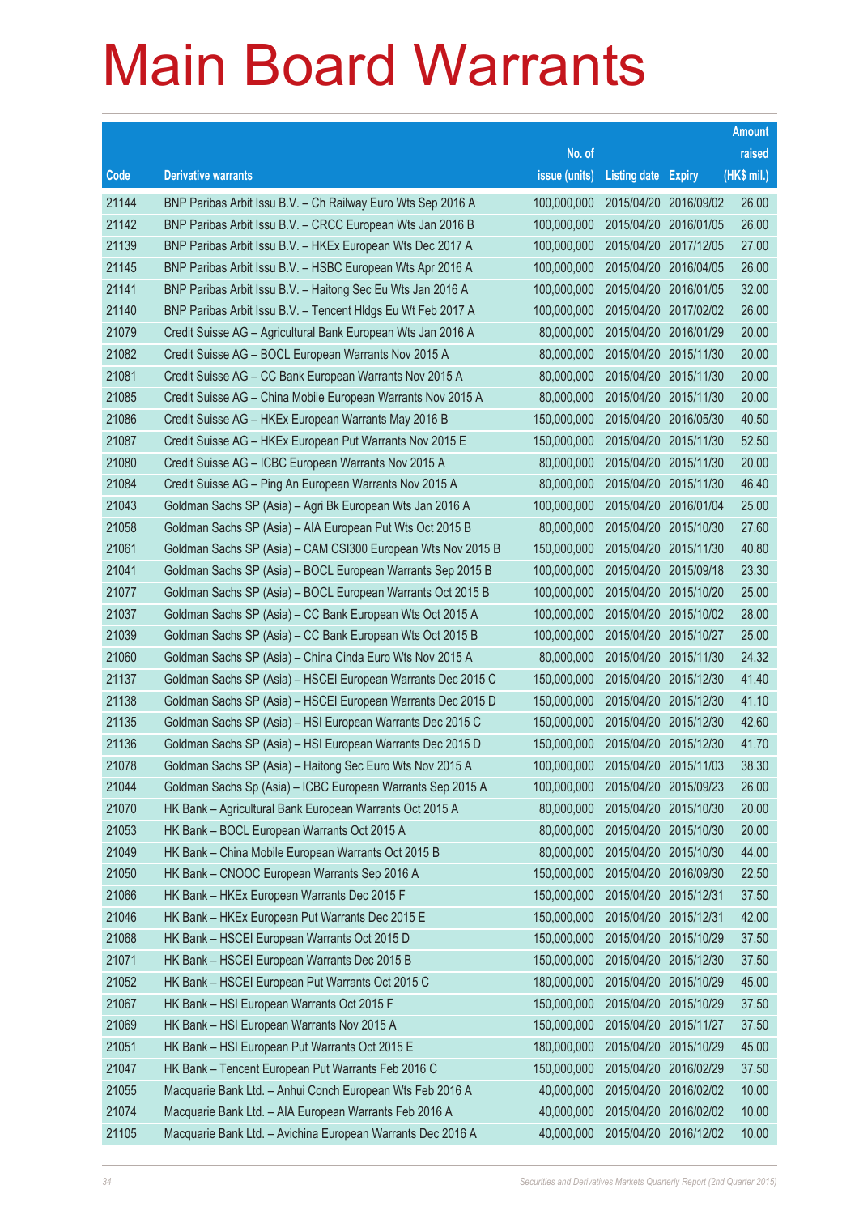# Main Board Warrants

| Code | Derivative warrants | No. of issue (units) | Listing date | Expiry | Amount raised (HK$ mil.) |
|---|---|---|---|---|---|
| 21144 | BNP Paribas Arbit Issu B.V. – Ch Railway Euro Wts Sep 2016 A | 100,000,000 | 2015/04/20 | 2016/09/02 | 26.00 |
| 21142 | BNP Paribas Arbit Issu B.V. – CRCC European Wts Jan 2016 B | 100,000,000 | 2015/04/20 | 2016/01/05 | 26.00 |
| 21139 | BNP Paribas Arbit Issu B.V. – HKEx European Wts Dec 2017 A | 100,000,000 | 2015/04/20 | 2017/12/05 | 27.00 |
| 21145 | BNP Paribas Arbit Issu B.V. – HSBC European Wts Apr 2016 A | 100,000,000 | 2015/04/20 | 2016/04/05 | 26.00 |
| 21141 | BNP Paribas Arbit Issu B.V. – Haitong Sec Eu Wts Jan 2016 A | 100,000,000 | 2015/04/20 | 2016/01/05 | 32.00 |
| 21140 | BNP Paribas Arbit Issu B.V. – Tencent Hldgs Eu Wt Feb 2017 A | 100,000,000 | 2015/04/20 | 2017/02/02 | 26.00 |
| 21079 | Credit Suisse AG – Agricultural Bank European Wts Jan 2016 A | 80,000,000 | 2015/04/20 | 2016/01/29 | 20.00 |
| 21082 | Credit Suisse AG – BOCL European Warrants Nov 2015 A | 80,000,000 | 2015/04/20 | 2015/11/30 | 20.00 |
| 21081 | Credit Suisse AG – CC Bank European Warrants Nov 2015 A | 80,000,000 | 2015/04/20 | 2015/11/30 | 20.00 |
| 21085 | Credit Suisse AG – China Mobile European Warrants Nov 2015 A | 80,000,000 | 2015/04/20 | 2015/11/30 | 20.00 |
| 21086 | Credit Suisse AG – HKEx European Warrants May 2016 B | 150,000,000 | 2015/04/20 | 2016/05/30 | 40.50 |
| 21087 | Credit Suisse AG – HKEx European Put Warrants Nov 2015 E | 150,000,000 | 2015/04/20 | 2015/11/30 | 52.50 |
| 21080 | Credit Suisse AG – ICBC European Warrants Nov 2015 A | 80,000,000 | 2015/04/20 | 2015/11/30 | 20.00 |
| 21084 | Credit Suisse AG – Ping An European Warrants Nov 2015 A | 80,000,000 | 2015/04/20 | 2015/11/30 | 46.40 |
| 21043 | Goldman Sachs SP (Asia) – Agri Bk European Wts Jan 2016 A | 100,000,000 | 2015/04/20 | 2016/01/04 | 25.00 |
| 21058 | Goldman Sachs SP (Asia) – AIA European Put Wts Oct 2015 B | 80,000,000 | 2015/04/20 | 2015/10/30 | 27.60 |
| 21061 | Goldman Sachs SP (Asia) – CAM CSI300 European Wts Nov 2015 B | 150,000,000 | 2015/04/20 | 2015/11/30 | 40.80 |
| 21041 | Goldman Sachs SP (Asia) – BOCL European Warrants Sep 2015 B | 100,000,000 | 2015/04/20 | 2015/09/18 | 23.30 |
| 21077 | Goldman Sachs SP (Asia) – BOCL European Warrants Oct 2015 B | 100,000,000 | 2015/04/20 | 2015/10/20 | 25.00 |
| 21037 | Goldman Sachs SP (Asia) – CC Bank European Wts Oct 2015 A | 100,000,000 | 2015/04/20 | 2015/10/02 | 28.00 |
| 21039 | Goldman Sachs SP (Asia) – CC Bank European Wts Oct 2015 B | 100,000,000 | 2015/04/20 | 2015/10/27 | 25.00 |
| 21060 | Goldman Sachs SP (Asia) – China Cinda Euro Wts Nov 2015 A | 80,000,000 | 2015/04/20 | 2015/11/30 | 24.32 |
| 21137 | Goldman Sachs SP (Asia) – HSCEI European Warrants Dec 2015 C | 150,000,000 | 2015/04/20 | 2015/12/30 | 41.40 |
| 21138 | Goldman Sachs SP (Asia) – HSCEI European Warrants Dec 2015 D | 150,000,000 | 2015/04/20 | 2015/12/30 | 41.10 |
| 21135 | Goldman Sachs SP (Asia) – HSI European Warrants Dec 2015 C | 150,000,000 | 2015/04/20 | 2015/12/30 | 42.60 |
| 21136 | Goldman Sachs SP (Asia) – HSI European Warrants Dec 2015 D | 150,000,000 | 2015/04/20 | 2015/12/30 | 41.70 |
| 21078 | Goldman Sachs SP (Asia) – Haitong Sec Euro Wts Nov 2015 A | 100,000,000 | 2015/04/20 | 2015/11/03 | 38.30 |
| 21044 | Goldman Sachs Sp (Asia) – ICBC European Warrants Sep 2015 A | 100,000,000 | 2015/04/20 | 2015/09/23 | 26.00 |
| 21070 | HK Bank – Agricultural Bank European Warrants Oct 2015 A | 80,000,000 | 2015/04/20 | 2015/10/30 | 20.00 |
| 21053 | HK Bank – BOCL European Warrants Oct 2015 A | 80,000,000 | 2015/04/20 | 2015/10/30 | 20.00 |
| 21049 | HK Bank – China Mobile European Warrants Oct 2015 B | 80,000,000 | 2015/04/20 | 2015/10/30 | 44.00 |
| 21050 | HK Bank – CNOOC European Warrants Sep 2016 A | 150,000,000 | 2015/04/20 | 2016/09/30 | 22.50 |
| 21066 | HK Bank – HKEx European Warrants Dec 2015 F | 150,000,000 | 2015/04/20 | 2015/12/31 | 37.50 |
| 21046 | HK Bank – HKEx European Put Warrants Dec 2015 E | 150,000,000 | 2015/04/20 | 2015/12/31 | 42.00 |
| 21068 | HK Bank – HSCEI European Warrants Oct 2015 D | 150,000,000 | 2015/04/20 | 2015/10/29 | 37.50 |
| 21071 | HK Bank – HSCEI European Warrants Dec 2015 B | 150,000,000 | 2015/04/20 | 2015/12/30 | 37.50 |
| 21052 | HK Bank – HSCEI European Put Warrants Oct 2015 C | 180,000,000 | 2015/04/20 | 2015/10/29 | 45.00 |
| 21067 | HK Bank – HSI European Warrants Oct 2015 F | 150,000,000 | 2015/04/20 | 2015/10/29 | 37.50 |
| 21069 | HK Bank – HSI European Warrants Nov 2015 A | 150,000,000 | 2015/04/20 | 2015/11/27 | 37.50 |
| 21051 | HK Bank – HSI European Put Warrants Oct 2015 E | 180,000,000 | 2015/04/20 | 2015/10/29 | 45.00 |
| 21047 | HK Bank – Tencent European Put Warrants Feb 2016 C | 150,000,000 | 2015/04/20 | 2016/02/29 | 37.50 |
| 21055 | Macquarie Bank Ltd. – Anhui Conch European Wts Feb 2016 A | 40,000,000 | 2015/04/20 | 2016/02/02 | 10.00 |
| 21074 | Macquarie Bank Ltd. – AIA European Warrants Feb 2016 A | 40,000,000 | 2015/04/20 | 2016/02/02 | 10.00 |
| 21105 | Macquarie Bank Ltd. – Avichina European Warrants Dec 2016 A | 40,000,000 | 2015/04/20 | 2016/12/02 | 10.00 |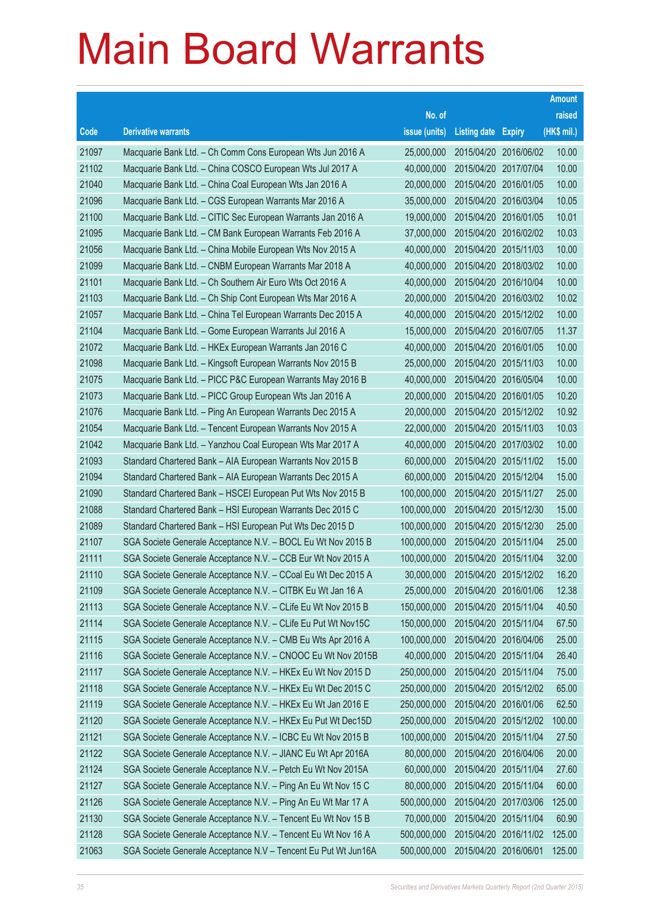# Main Board Warrants

| Code | Derivative warrants | No. of issue (units) | Listing date | Expiry | Amount raised (HK$ mil.) |
|---|---|---|---|---|---|
| 21097 | Macquarie Bank Ltd. – Ch Comm Cons European Wts Jun 2016 A | 25,000,000 | 2015/04/20 | 2016/06/02 | 10.00 |
| 21102 | Macquarie Bank Ltd. – China COSCO European Wts Jul 2017 A | 40,000,000 | 2015/04/20 | 2017/07/04 | 10.00 |
| 21040 | Macquarie Bank Ltd. – China Coal European Wts Jan 2016 A | 20,000,000 | 2015/04/20 | 2016/01/05 | 10.00 |
| 21096 | Macquarie Bank Ltd. – CGS European Warrants Mar 2016 A | 35,000,000 | 2015/04/20 | 2016/03/04 | 10.05 |
| 21100 | Macquarie Bank Ltd. – CITIC Sec European Warrants Jan 2016 A | 19,000,000 | 2015/04/20 | 2016/01/05 | 10.01 |
| 21095 | Macquarie Bank Ltd. – CM Bank European Warrants Feb 2016 A | 37,000,000 | 2015/04/20 | 2016/02/02 | 10.03 |
| 21056 | Macquarie Bank Ltd. – China Mobile European Wts Nov 2015 A | 40,000,000 | 2015/04/20 | 2015/11/03 | 10.00 |
| 21099 | Macquarie Bank Ltd. – CNBM European Warrants Mar 2018 A | 40,000,000 | 2015/04/20 | 2018/03/02 | 10.00 |
| 21101 | Macquarie Bank Ltd. – Ch Southern Air Euro Wts Oct 2016 A | 40,000,000 | 2015/04/20 | 2016/10/04 | 10.00 |
| 21103 | Macquarie Bank Ltd. – Ch Ship Cont European Wts Mar 2016 A | 20,000,000 | 2015/04/20 | 2016/03/02 | 10.02 |
| 21057 | Macquarie Bank Ltd. – China Tel European Warrants Dec 2015 A | 40,000,000 | 2015/04/20 | 2015/12/02 | 10.00 |
| 21104 | Macquarie Bank Ltd. – Gome European Warrants Jul 2016 A | 15,000,000 | 2015/04/20 | 2016/07/05 | 11.37 |
| 21072 | Macquarie Bank Ltd. – HKEx European Warrants Jan 2016 C | 40,000,000 | 2015/04/20 | 2016/01/05 | 10.00 |
| 21098 | Macquarie Bank Ltd. – Kingsoft European Warrants Nov 2015 B | 25,000,000 | 2015/04/20 | 2015/11/03 | 10.00 |
| 21075 | Macquarie Bank Ltd. – PICC P&C European Warrants May 2016 B | 40,000,000 | 2015/04/20 | 2016/05/04 | 10.00 |
| 21073 | Macquarie Bank Ltd. – PICC Group European Wts Jan 2016 A | 20,000,000 | 2015/04/20 | 2016/01/05 | 10.20 |
| 21076 | Macquarie Bank Ltd. – Ping An European Warrants Dec 2015 A | 20,000,000 | 2015/04/20 | 2015/12/02 | 10.92 |
| 21054 | Macquarie Bank Ltd. – Tencent European Warrants Nov 2015 A | 22,000,000 | 2015/04/20 | 2015/11/03 | 10.03 |
| 21042 | Macquarie Bank Ltd. – Yanzhou Coal European Wts Mar 2017 A | 40,000,000 | 2015/04/20 | 2017/03/02 | 10.00 |
| 21093 | Standard Chartered Bank – AIA European Warrants Nov 2015 B | 60,000,000 | 2015/04/20 | 2015/11/02 | 15.00 |
| 21094 | Standard Chartered Bank – AIA European Warrants Dec 2015 A | 60,000,000 | 2015/04/20 | 2015/12/04 | 15.00 |
| 21090 | Standard Chartered Bank – HSCEI European Put Wts Nov 2015 B | 100,000,000 | 2015/04/20 | 2015/11/27 | 25.00 |
| 21088 | Standard Chartered Bank – HSI European Warrants Dec 2015 C | 100,000,000 | 2015/04/20 | 2015/12/30 | 15.00 |
| 21089 | Standard Chartered Bank – HSI European Put Wts Dec 2015 D | 100,000,000 | 2015/04/20 | 2015/12/30 | 25.00 |
| 21107 | SGA Societe Generale Acceptance N.V. – BOCL Eu Wt Nov 2015 B | 100,000,000 | 2015/04/20 | 2015/11/04 | 25.00 |
| 21111 | SGA Societe Generale Acceptance N.V. – CCB Eur Wt Nov 2015 A | 100,000,000 | 2015/04/20 | 2015/11/04 | 32.00 |
| 21110 | SGA Societe Generale Acceptance N.V. – CCoal Eu Wt Dec 2015 A | 30,000,000 | 2015/04/20 | 2015/12/02 | 16.20 |
| 21109 | SGA Societe Generale Acceptance N.V. – CITBK Eu Wt Jan 16 A | 25,000,000 | 2015/04/20 | 2016/01/06 | 12.38 |
| 21113 | SGA Societe Generale Acceptance N.V. – CLife Eu Wt Nov 2015 B | 150,000,000 | 2015/04/20 | 2015/11/04 | 40.50 |
| 21114 | SGA Societe Generale Acceptance N.V. – CLife Eu Put Wt Nov15C | 150,000,000 | 2015/04/20 | 2015/11/04 | 67.50 |
| 21115 | SGA Societe Generale Acceptance N.V. – CMB Eu Wts Apr 2016 A | 100,000,000 | 2015/04/20 | 2016/04/06 | 25.00 |
| 21116 | SGA Societe Generale Acceptance N.V. – CNOOC Eu Wt Nov 2015B | 40,000,000 | 2015/04/20 | 2015/11/04 | 26.40 |
| 21117 | SGA Societe Generale Acceptance N.V. – HKEx Eu Wt Nov 2015 D | 250,000,000 | 2015/04/20 | 2015/11/04 | 75.00 |
| 21118 | SGA Societe Generale Acceptance N.V. – HKEx Eu Wt Dec 2015 C | 250,000,000 | 2015/04/20 | 2015/12/02 | 65.00 |
| 21119 | SGA Societe Generale Acceptance N.V. – HKEx Eu Wt Jan 2016 E | 250,000,000 | 2015/04/20 | 2016/01/06 | 62.50 |
| 21120 | SGA Societe Generale Acceptance N.V. – HKEx Eu Put Wt Dec15D | 250,000,000 | 2015/04/20 | 2015/12/02 | 100.00 |
| 21121 | SGA Societe Generale Acceptance N.V. – ICBC Eu Wt Nov 2015 B | 100,000,000 | 2015/04/20 | 2015/11/04 | 27.50 |
| 21122 | SGA Societe Generale Acceptance N.V. – JIANC Eu Wt Apr 2016A | 80,000,000 | 2015/04/20 | 2016/04/06 | 20.00 |
| 21124 | SGA Societe Generale Acceptance N.V. – Petch Eu Wt Nov 2015A | 60,000,000 | 2015/04/20 | 2015/11/04 | 27.60 |
| 21127 | SGA Societe Generale Acceptance N.V. – Ping An Eu Wt Nov 15 C | 80,000,000 | 2015/04/20 | 2015/11/04 | 60.00 |
| 21126 | SGA Societe Generale Acceptance N.V. – Ping An Eu Wt Mar 17 A | 500,000,000 | 2015/04/20 | 2017/03/06 | 125.00 |
| 21130 | SGA Societe Generale Acceptance N.V. – Tencent Eu Wt Nov 15 B | 70,000,000 | 2015/04/20 | 2015/11/04 | 60.90 |
| 21128 | SGA Societe Generale Acceptance N.V. – Tencent Eu Wt Nov 16 A | 500,000,000 | 2015/04/20 | 2016/11/02 | 125.00 |
| 21063 | SGA Societe Generale Acceptance N.V – Tencent Eu Put Wt Jun16A | 500,000,000 | 2015/04/20 | 2016/06/01 | 125.00 |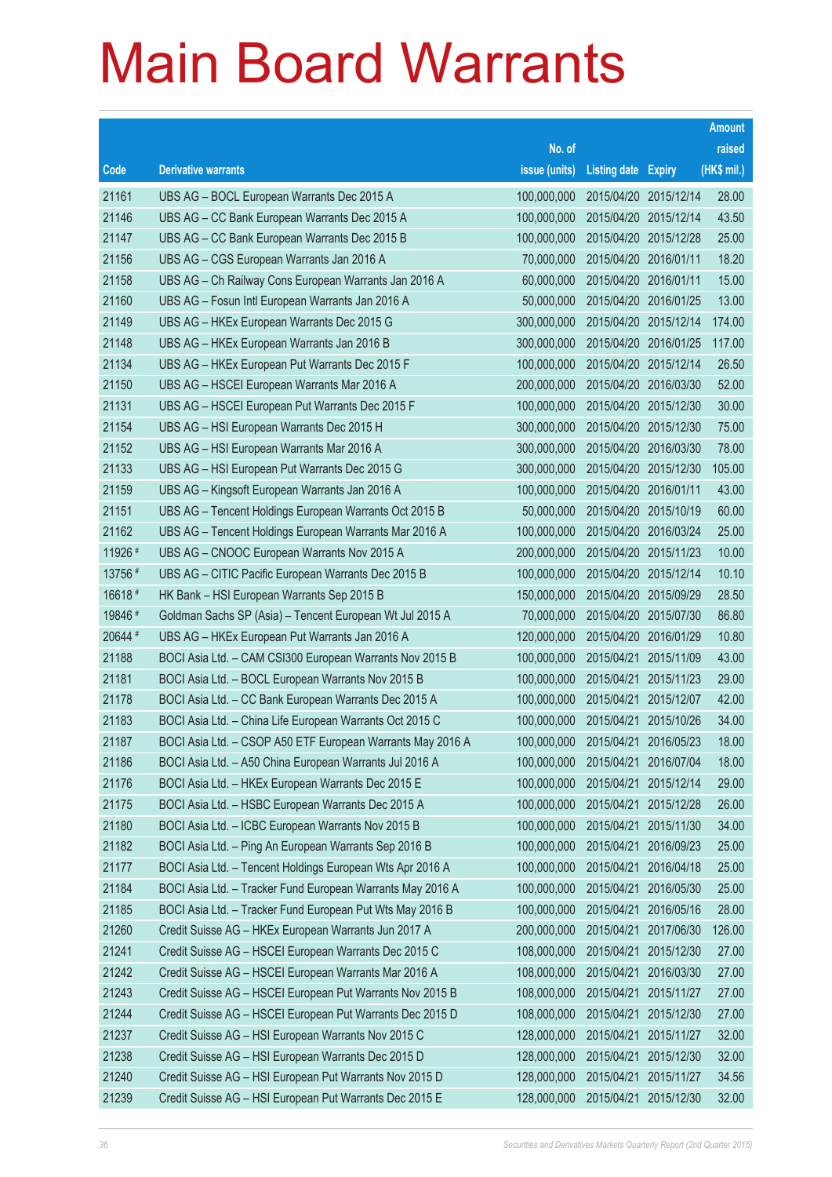# Main Board Warrants

| Code | Derivative warrants | No. of issue (units) | Listing date | Expiry | Amount raised (HK$ mil.) |
|---|---|---|---|---|---|
| 21161 | UBS AG – BOCL European Warrants Dec 2015 A | 100,000,000 | 2015/04/20 | 2015/12/14 | 28.00 |
| 21146 | UBS AG – CC Bank European Warrants Dec 2015 A | 100,000,000 | 2015/04/20 | 2015/12/14 | 43.50 |
| 21147 | UBS AG – CC Bank European Warrants Dec 2015 B | 100,000,000 | 2015/04/20 | 2015/12/28 | 25.00 |
| 21156 | UBS AG – CGS European Warrants Jan 2016 A | 70,000,000 | 2015/04/20 | 2016/01/11 | 18.20 |
| 21158 | UBS AG – Ch Railway Cons European Warrants Jan 2016 A | 60,000,000 | 2015/04/20 | 2016/01/11 | 15.00 |
| 21160 | UBS AG – Fosun Intl European Warrants Jan 2016 A | 50,000,000 | 2015/04/20 | 2016/01/25 | 13.00 |
| 21149 | UBS AG – HKEx European Warrants Dec 2015 G | 300,000,000 | 2015/04/20 | 2015/12/14 | 174.00 |
| 21148 | UBS AG – HKEx European Warrants Jan 2016 B | 300,000,000 | 2015/04/20 | 2016/01/25 | 117.00 |
| 21134 | UBS AG – HKEx European Put Warrants Dec 2015 F | 100,000,000 | 2015/04/20 | 2015/12/14 | 26.50 |
| 21150 | UBS AG – HSCEI European Warrants Mar 2016 A | 200,000,000 | 2015/04/20 | 2016/03/30 | 52.00 |
| 21131 | UBS AG – HSCEI European Put Warrants Dec 2015 F | 100,000,000 | 2015/04/20 | 2015/12/30 | 30.00 |
| 21154 | UBS AG – HSI European Warrants Dec 2015 H | 300,000,000 | 2015/04/20 | 2015/12/30 | 75.00 |
| 21152 | UBS AG – HSI European Warrants Mar 2016 A | 300,000,000 | 2015/04/20 | 2016/03/30 | 78.00 |
| 21133 | UBS AG – HSI European Put Warrants Dec 2015 G | 300,000,000 | 2015/04/20 | 2015/12/30 | 105.00 |
| 21159 | UBS AG – Kingsoft European Warrants Jan 2016 A | 100,000,000 | 2015/04/20 | 2016/01/11 | 43.00 |
| 21151 | UBS AG – Tencent Holdings European Warrants Oct 2015 B | 50,000,000 | 2015/04/20 | 2015/10/19 | 60.00 |
| 21162 | UBS AG – Tencent Holdings European Warrants Mar 2016 A | 100,000,000 | 2015/04/20 | 2016/03/24 | 25.00 |
| 11926 # | UBS AG – CNOOC European Warrants Nov 2015 A | 200,000,000 | 2015/04/20 | 2015/11/23 | 10.00 |
| 13756 # | UBS AG – CITIC Pacific European Warrants Dec 2015 B | 100,000,000 | 2015/04/20 | 2015/12/14 | 10.10 |
| 16618 # | HK Bank – HSI European Warrants Sep 2015 B | 150,000,000 | 2015/04/20 | 2015/09/29 | 28.50 |
| 19846 # | Goldman Sachs SP (Asia) – Tencent European Wt Jul 2015 A | 70,000,000 | 2015/04/20 | 2015/07/30 | 86.80 |
| 20644 # | UBS AG – HKEx European Put Warrants Jan 2016 A | 120,000,000 | 2015/04/20 | 2016/01/29 | 10.80 |
| 21188 | BOCI Asia Ltd. – CAM CSI300 European Warrants Nov 2015 B | 100,000,000 | 2015/04/21 | 2015/11/09 | 43.00 |
| 21181 | BOCI Asia Ltd. – BOCL European Warrants Nov 2015 B | 100,000,000 | 2015/04/21 | 2015/11/23 | 29.00 |
| 21178 | BOCI Asia Ltd. – CC Bank European Warrants Dec 2015 A | 100,000,000 | 2015/04/21 | 2015/12/07 | 42.00 |
| 21183 | BOCI Asia Ltd. – China Life European Warrants Oct 2015 C | 100,000,000 | 2015/04/21 | 2015/10/26 | 34.00 |
| 21187 | BOCI Asia Ltd. – CSOP A50 ETF European Warrants May 2016 A | 100,000,000 | 2015/04/21 | 2016/05/23 | 18.00 |
| 21186 | BOCI Asia Ltd. – A50 China European Warrants Jul 2016 A | 100,000,000 | 2015/04/21 | 2016/07/04 | 18.00 |
| 21176 | BOCI Asia Ltd. – HKEx European Warrants Dec 2015 E | 100,000,000 | 2015/04/21 | 2015/12/14 | 29.00 |
| 21175 | BOCI Asia Ltd. – HSBC European Warrants Dec 2015 A | 100,000,000 | 2015/04/21 | 2015/12/28 | 26.00 |
| 21180 | BOCI Asia Ltd. – ICBC European Warrants Nov 2015 B | 100,000,000 | 2015/04/21 | 2015/11/30 | 34.00 |
| 21182 | BOCI Asia Ltd. – Ping An European Warrants Sep 2016 B | 100,000,000 | 2015/04/21 | 2016/09/23 | 25.00 |
| 21177 | BOCI Asia Ltd. – Tencent Holdings European Wts Apr 2016 A | 100,000,000 | 2015/04/21 | 2016/04/18 | 25.00 |
| 21184 | BOCI Asia Ltd. – Tracker Fund European Warrants May 2016 A | 100,000,000 | 2015/04/21 | 2016/05/30 | 25.00 |
| 21185 | BOCI Asia Ltd. – Tracker Fund European Put Wts May 2016 B | 100,000,000 | 2015/04/21 | 2016/05/16 | 28.00 |
| 21260 | Credit Suisse AG – HKEx European Warrants Jun 2017 A | 200,000,000 | 2015/04/21 | 2017/06/30 | 126.00 |
| 21241 | Credit Suisse AG – HSCEI European Warrants Dec 2015 C | 108,000,000 | 2015/04/21 | 2015/12/30 | 27.00 |
| 21242 | Credit Suisse AG – HSCEI European Warrants Mar 2016 A | 108,000,000 | 2015/04/21 | 2016/03/30 | 27.00 |
| 21243 | Credit Suisse AG – HSCEI European Put Warrants Nov 2015 B | 108,000,000 | 2015/04/21 | 2015/11/27 | 27.00 |
| 21244 | Credit Suisse AG – HSCEI European Put Warrants Dec 2015 D | 108,000,000 | 2015/04/21 | 2015/12/30 | 27.00 |
| 21237 | Credit Suisse AG – HSI European Warrants Nov 2015 C | 128,000,000 | 2015/04/21 | 2015/11/27 | 32.00 |
| 21238 | Credit Suisse AG – HSI European Warrants Dec 2015 D | 128,000,000 | 2015/04/21 | 2015/12/30 | 32.00 |
| 21240 | Credit Suisse AG – HSI European Put Warrants Nov 2015 D | 128,000,000 | 2015/04/21 | 2015/11/27 | 34.56 |
| 21239 | Credit Suisse AG – HSI European Put Warrants Dec 2015 E | 128,000,000 | 2015/04/21 | 2015/12/30 | 32.00 |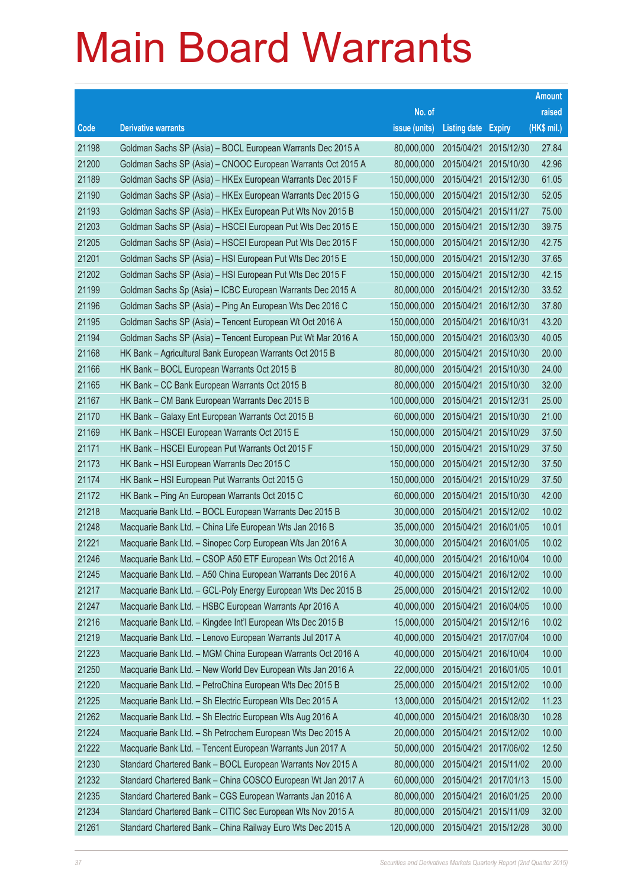# Main Board Warrants

| Code | Derivative warrants | No. of issue (units) | Listing date | Expiry | Amount raised (HK$ mil.) |
|---|---|---|---|---|---|
| 21198 | Goldman Sachs SP (Asia) – BOCL European Warrants Dec 2015 A | 80,000,000 | 2015/04/21 | 2015/12/30 | 27.84 |
| 21200 | Goldman Sachs SP (Asia) – CNOOC European Warrants Oct 2015 A | 80,000,000 | 2015/04/21 | 2015/10/30 | 42.96 |
| 21189 | Goldman Sachs SP (Asia) – HKEx European Warrants Dec 2015 F | 150,000,000 | 2015/04/21 | 2015/12/30 | 61.05 |
| 21190 | Goldman Sachs SP (Asia) – HKEx European Warrants Dec 2015 G | 150,000,000 | 2015/04/21 | 2015/12/30 | 52.05 |
| 21193 | Goldman Sachs SP (Asia) – HKEx European Put Wts Nov 2015 B | 150,000,000 | 2015/04/21 | 2015/11/27 | 75.00 |
| 21203 | Goldman Sachs SP (Asia) – HSCEI European Put Wts Dec 2015 E | 150,000,000 | 2015/04/21 | 2015/12/30 | 39.75 |
| 21205 | Goldman Sachs SP (Asia) – HSCEI European Put Wts Dec 2015 F | 150,000,000 | 2015/04/21 | 2015/12/30 | 42.75 |
| 21201 | Goldman Sachs SP (Asia) – HSI European Put Wts Dec 2015 E | 150,000,000 | 2015/04/21 | 2015/12/30 | 37.65 |
| 21202 | Goldman Sachs SP (Asia) – HSI European Put Wts Dec 2015 F | 150,000,000 | 2015/04/21 | 2015/12/30 | 42.15 |
| 21199 | Goldman Sachs Sp (Asia) – ICBC European Warrants Dec 2015 A | 80,000,000 | 2015/04/21 | 2015/12/30 | 33.52 |
| 21196 | Goldman Sachs SP (Asia) – Ping An European Wts Dec 2016 C | 150,000,000 | 2015/04/21 | 2016/12/30 | 37.80 |
| 21195 | Goldman Sachs SP (Asia) – Tencent European Wt Oct 2016 A | 150,000,000 | 2015/04/21 | 2016/10/31 | 43.20 |
| 21194 | Goldman Sachs SP (Asia) – Tencent European Put Wt Mar 2016 A | 150,000,000 | 2015/04/21 | 2016/03/30 | 40.05 |
| 21168 | HK Bank – Agricultural Bank European Warrants Oct 2015 B | 80,000,000 | 2015/04/21 | 2015/10/30 | 20.00 |
| 21166 | HK Bank – BOCL European Warrants Oct 2015 B | 80,000,000 | 2015/04/21 | 2015/10/30 | 24.00 |
| 21165 | HK Bank – CC Bank European Warrants Oct 2015 B | 80,000,000 | 2015/04/21 | 2015/10/30 | 32.00 |
| 21167 | HK Bank – CM Bank European Warrants Dec 2015 B | 100,000,000 | 2015/04/21 | 2015/12/31 | 25.00 |
| 21170 | HK Bank – Galaxy Ent European Warrants Oct 2015 B | 60,000,000 | 2015/04/21 | 2015/10/30 | 21.00 |
| 21169 | HK Bank – HSCEI European Warrants Oct 2015 E | 150,000,000 | 2015/04/21 | 2015/10/29 | 37.50 |
| 21171 | HK Bank – HSCEI European Put Warrants Oct 2015 F | 150,000,000 | 2015/04/21 | 2015/10/29 | 37.50 |
| 21173 | HK Bank – HSI European Warrants Dec 2015 C | 150,000,000 | 2015/04/21 | 2015/12/30 | 37.50 |
| 21174 | HK Bank – HSI European Put Warrants Oct 2015 G | 150,000,000 | 2015/04/21 | 2015/10/29 | 37.50 |
| 21172 | HK Bank – Ping An European Warrants Oct 2015 C | 60,000,000 | 2015/04/21 | 2015/10/30 | 42.00 |
| 21218 | Macquarie Bank Ltd. – BOCL European Warrants Dec 2015 B | 30,000,000 | 2015/04/21 | 2015/12/02 | 10.02 |
| 21248 | Macquarie Bank Ltd. – China Life European Wts Jan 2016 B | 35,000,000 | 2015/04/21 | 2016/01/05 | 10.01 |
| 21221 | Macquarie Bank Ltd. – Sinopec Corp European Wts Jan 2016 A | 30,000,000 | 2015/04/21 | 2016/01/05 | 10.02 |
| 21246 | Macquarie Bank Ltd. – CSOP A50 ETF European Wts Oct 2016 A | 40,000,000 | 2015/04/21 | 2016/10/04 | 10.00 |
| 21245 | Macquarie Bank Ltd. – A50 China European Warrants Dec 2016 A | 40,000,000 | 2015/04/21 | 2016/12/02 | 10.00 |
| 21217 | Macquarie Bank Ltd. – GCL-Poly Energy European Wts Dec 2015 B | 25,000,000 | 2015/04/21 | 2015/12/02 | 10.00 |
| 21247 | Macquarie Bank Ltd. – HSBC European Warrants Apr 2016 A | 40,000,000 | 2015/04/21 | 2016/04/05 | 10.00 |
| 21216 | Macquarie Bank Ltd. – Kingdee Int'l European Wts Dec 2015 B | 15,000,000 | 2015/04/21 | 2015/12/16 | 10.02 |
| 21219 | Macquarie Bank Ltd. – Lenovo European Warrants Jul 2017 A | 40,000,000 | 2015/04/21 | 2017/07/04 | 10.00 |
| 21223 | Macquarie Bank Ltd. – MGM China European Warrants Oct 2016 A | 40,000,000 | 2015/04/21 | 2016/10/04 | 10.00 |
| 21250 | Macquarie Bank Ltd. – New World Dev European Wts Jan 2016 A | 22,000,000 | 2015/04/21 | 2016/01/05 | 10.01 |
| 21220 | Macquarie Bank Ltd. – PetroChina European Wts Dec 2015 B | 25,000,000 | 2015/04/21 | 2015/12/02 | 10.00 |
| 21225 | Macquarie Bank Ltd. – Sh Electric European Wts Dec 2015 A | 13,000,000 | 2015/04/21 | 2015/12/02 | 11.23 |
| 21262 | Macquarie Bank Ltd. – Sh Electric European Wts Aug 2016 A | 40,000,000 | 2015/04/21 | 2016/08/30 | 10.28 |
| 21224 | Macquarie Bank Ltd. – Sh Petrochem European Wts Dec 2015 A | 20,000,000 | 2015/04/21 | 2015/12/02 | 10.00 |
| 21222 | Macquarie Bank Ltd. – Tencent European Warrants Jun 2017 A | 50,000,000 | 2015/04/21 | 2017/06/02 | 12.50 |
| 21230 | Standard Chartered Bank – BOCL European Warrants Nov 2015 A | 80,000,000 | 2015/04/21 | 2015/11/02 | 20.00 |
| 21232 | Standard Chartered Bank – China COSCO European Wt Jan 2017 A | 60,000,000 | 2015/04/21 | 2017/01/13 | 15.00 |
| 21235 | Standard Chartered Bank – CGS European Warrants Jan 2016 A | 80,000,000 | 2015/04/21 | 2016/01/25 | 20.00 |
| 21234 | Standard Chartered Bank – CITIC Sec European Wts Nov 2015 A | 80,000,000 | 2015/04/21 | 2015/11/09 | 32.00 |
| 21261 | Standard Chartered Bank – China Railway Euro Wts Dec 2015 A | 120,000,000 | 2015/04/21 | 2015/12/28 | 30.00 |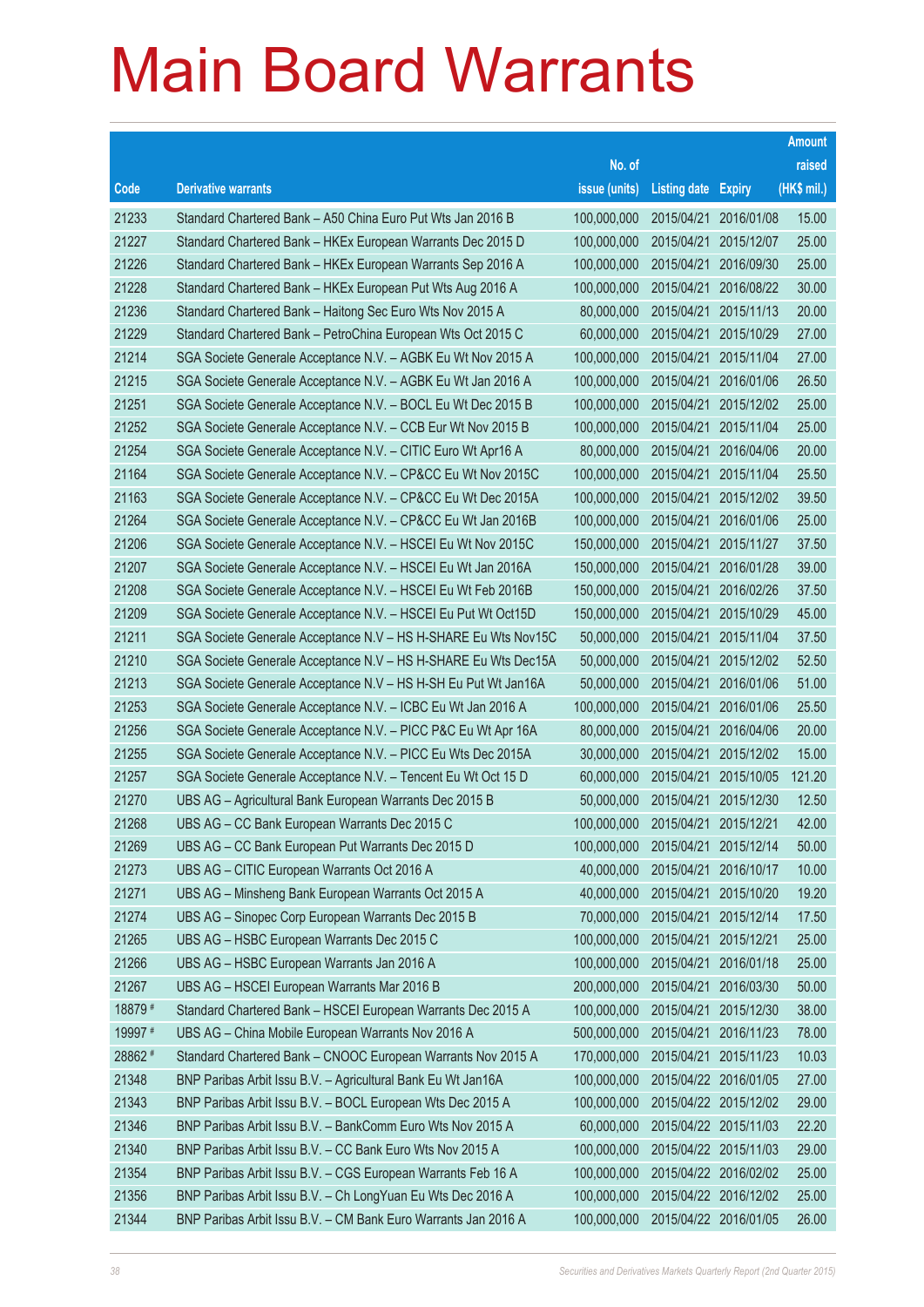# Main Board Warrants

| Code | Derivative warrants | No. of issue (units) | Listing date | Expiry | Amount raised (HK$ mil.) |
|---|---|---|---|---|---|
| 21233 | Standard Chartered Bank – A50 China Euro Put Wts Jan 2016 B | 100,000,000 | 2015/04/21 | 2016/01/08 | 15.00 |
| 21227 | Standard Chartered Bank – HKEx European Warrants Dec 2015 D | 100,000,000 | 2015/04/21 | 2015/12/07 | 25.00 |
| 21226 | Standard Chartered Bank – HKEx European Warrants Sep 2016 A | 100,000,000 | 2015/04/21 | 2016/09/30 | 25.00 |
| 21228 | Standard Chartered Bank – HKEx European Put Wts Aug 2016 A | 100,000,000 | 2015/04/21 | 2016/08/22 | 30.00 |
| 21236 | Standard Chartered Bank – Haitong Sec Euro Wts Nov 2015 A | 80,000,000 | 2015/04/21 | 2015/11/13 | 20.00 |
| 21229 | Standard Chartered Bank – PetroChina European Wts Oct 2015 C | 60,000,000 | 2015/04/21 | 2015/10/29 | 27.00 |
| 21214 | SGA Societe Generale Acceptance N.V. – AGBK Eu Wt Nov 2015 A | 100,000,000 | 2015/04/21 | 2015/11/04 | 27.00 |
| 21215 | SGA Societe Generale Acceptance N.V. – AGBK Eu Wt Jan 2016 A | 100,000,000 | 2015/04/21 | 2016/01/06 | 26.50 |
| 21251 | SGA Societe Generale Acceptance N.V. – BOCL Eu Wt Dec 2015 B | 100,000,000 | 2015/04/21 | 2015/12/02 | 25.00 |
| 21252 | SGA Societe Generale Acceptance N.V. – CCB Eur Wt Nov 2015 B | 100,000,000 | 2015/04/21 | 2015/11/04 | 25.00 |
| 21254 | SGA Societe Generale Acceptance N.V. – CITIC Euro Wt Apr16 A | 80,000,000 | 2015/04/21 | 2016/04/06 | 20.00 |
| 21164 | SGA Societe Generale Acceptance N.V. – CP&CC Eu Wt Nov 2015C | 100,000,000 | 2015/04/21 | 2015/11/04 | 25.50 |
| 21163 | SGA Societe Generale Acceptance N.V. – CP&CC Eu Wt Dec 2015A | 100,000,000 | 2015/04/21 | 2015/12/02 | 39.50 |
| 21264 | SGA Societe Generale Acceptance N.V. – CP&CC Eu Wt Jan 2016B | 100,000,000 | 2015/04/21 | 2016/01/06 | 25.00 |
| 21206 | SGA Societe Generale Acceptance N.V. – HSCEI Eu Wt Nov 2015C | 150,000,000 | 2015/04/21 | 2015/11/27 | 37.50 |
| 21207 | SGA Societe Generale Acceptance N.V. – HSCEI Eu Wt Jan 2016A | 150,000,000 | 2015/04/21 | 2016/01/28 | 39.00 |
| 21208 | SGA Societe Generale Acceptance N.V. – HSCEI Eu Wt Feb 2016B | 150,000,000 | 2015/04/21 | 2016/02/26 | 37.50 |
| 21209 | SGA Societe Generale Acceptance N.V. – HSCEI Eu Put Wt Oct15D | 150,000,000 | 2015/04/21 | 2015/10/29 | 45.00 |
| 21211 | SGA Societe Generale Acceptance N.V – HS H-SHARE Eu Wts Nov15C | 50,000,000 | 2015/04/21 | 2015/11/04 | 37.50 |
| 21210 | SGA Societe Generale Acceptance N.V – HS H-SHARE Eu Wts Dec15A | 50,000,000 | 2015/04/21 | 2015/12/02 | 52.50 |
| 21213 | SGA Societe Generale Acceptance N.V – HS H-SH Eu Put Wt Jan16A | 50,000,000 | 2015/04/21 | 2016/01/06 | 51.00 |
| 21253 | SGA Societe Generale Acceptance N.V. – ICBC Eu Wt Jan 2016 A | 100,000,000 | 2015/04/21 | 2016/01/06 | 25.50 |
| 21256 | SGA Societe Generale Acceptance N.V. – PICC P&C Eu Wt Apr 16A | 80,000,000 | 2015/04/21 | 2016/04/06 | 20.00 |
| 21255 | SGA Societe Generale Acceptance N.V. – PICC Eu Wts Dec 2015A | 30,000,000 | 2015/04/21 | 2015/12/02 | 15.00 |
| 21257 | SGA Societe Generale Acceptance N.V. – Tencent Eu Wt Oct 15 D | 60,000,000 | 2015/04/21 | 2015/10/05 | 121.20 |
| 21270 | UBS AG – Agricultural Bank European Warrants Dec 2015 B | 50,000,000 | 2015/04/21 | 2015/12/30 | 12.50 |
| 21268 | UBS AG – CC Bank European Warrants Dec 2015 C | 100,000,000 | 2015/04/21 | 2015/12/21 | 42.00 |
| 21269 | UBS AG – CC Bank European Put Warrants Dec 2015 D | 100,000,000 | 2015/04/21 | 2015/12/14 | 50.00 |
| 21273 | UBS AG – CITIC European Warrants Oct 2016 A | 40,000,000 | 2015/04/21 | 2016/10/17 | 10.00 |
| 21271 | UBS AG – Minsheng Bank European Warrants Oct 2015 A | 40,000,000 | 2015/04/21 | 2015/10/20 | 19.20 |
| 21274 | UBS AG – Sinopec Corp European Warrants Dec 2015 B | 70,000,000 | 2015/04/21 | 2015/12/14 | 17.50 |
| 21265 | UBS AG – HSBC European Warrants Dec 2015 C | 100,000,000 | 2015/04/21 | 2015/12/21 | 25.00 |
| 21266 | UBS AG – HSBC European Warrants Jan 2016 A | 100,000,000 | 2015/04/21 | 2016/01/18 | 25.00 |
| 21267 | UBS AG – HSCEI European Warrants Mar 2016 B | 200,000,000 | 2015/04/21 | 2016/03/30 | 50.00 |
| 18879 # | Standard Chartered Bank – HSCEI European Warrants Dec 2015 A | 100,000,000 | 2015/04/21 | 2015/12/30 | 38.00 |
| 19997 # | UBS AG – China Mobile European Warrants Nov 2016 A | 500,000,000 | 2015/04/21 | 2016/11/23 | 78.00 |
| 28862 # | Standard Chartered Bank – CNOOC European Warrants Nov 2015 A | 170,000,000 | 2015/04/21 | 2015/11/23 | 10.03 |
| 21348 | BNP Paribas Arbit Issu B.V. – Agricultural Bank Eu Wt Jan16A | 100,000,000 | 2015/04/22 | 2016/01/05 | 27.00 |
| 21343 | BNP Paribas Arbit Issu B.V. – BOCL European Wts Dec 2015 A | 100,000,000 | 2015/04/22 | 2015/12/02 | 29.00 |
| 21346 | BNP Paribas Arbit Issu B.V. – BankComm Euro Wts Nov 2015 A | 60,000,000 | 2015/04/22 | 2015/11/03 | 22.20 |
| 21340 | BNP Paribas Arbit Issu B.V. – CC Bank Euro Wts Nov 2015 A | 100,000,000 | 2015/04/22 | 2015/11/03 | 29.00 |
| 21354 | BNP Paribas Arbit Issu B.V. – CGS European Warrants Feb 16 A | 100,000,000 | 2015/04/22 | 2016/02/02 | 25.00 |
| 21356 | BNP Paribas Arbit Issu B.V. – Ch LongYuan Eu Wts Dec 2016 A | 100,000,000 | 2015/04/22 | 2016/12/02 | 25.00 |
| 21344 | BNP Paribas Arbit Issu B.V. – CM Bank Euro Warrants Jan 2016 A | 100,000,000 | 2015/04/22 | 2016/01/05 | 26.00 |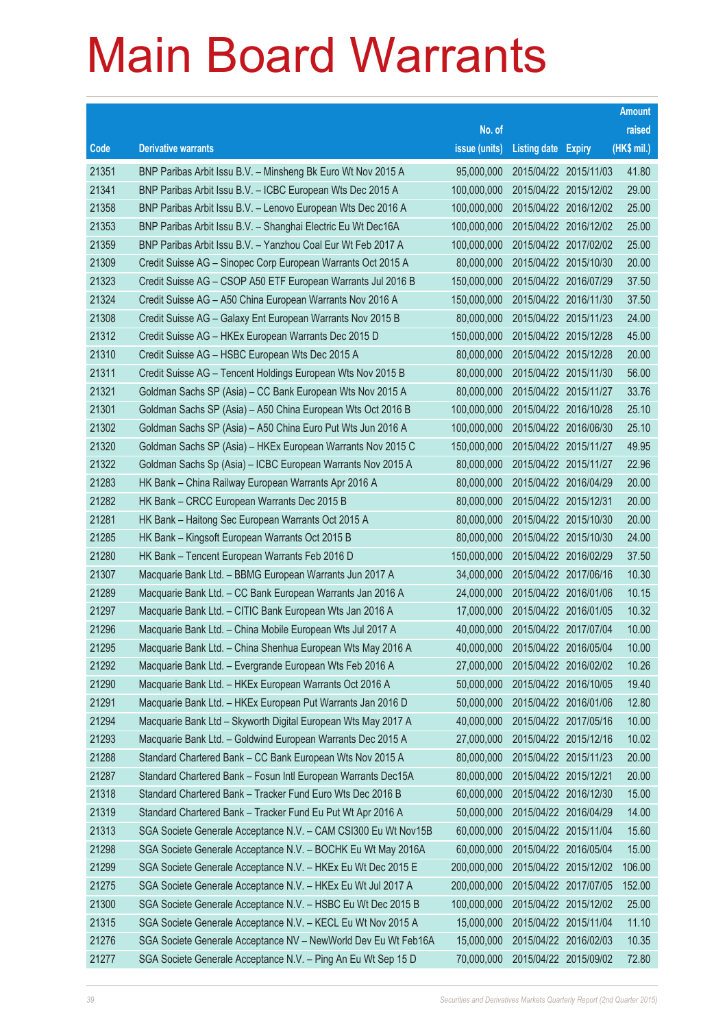# Main Board Warrants

| Code | Derivative warrants | No. of issue (units) | Listing date | Expiry | Amount raised (HK$ mil.) |
|---|---|---|---|---|---|
| 21351 | BNP Paribas Arbit Issu B.V. – Minsheng Bk Euro Wt Nov 2015 A | 95,000,000 | 2015/04/22 | 2015/11/03 | 41.80 |
| 21341 | BNP Paribas Arbit Issu B.V. – ICBC European Wts Dec 2015 A | 100,000,000 | 2015/04/22 | 2015/12/02 | 29.00 |
| 21358 | BNP Paribas Arbit Issu B.V. – Lenovo European Wts Dec 2016 A | 100,000,000 | 2015/04/22 | 2016/12/02 | 25.00 |
| 21353 | BNP Paribas Arbit Issu B.V. – Shanghai Electric Eu Wt Dec16A | 100,000,000 | 2015/04/22 | 2016/12/02 | 25.00 |
| 21359 | BNP Paribas Arbit Issu B.V. – Yanzhou Coal Eur Wt Feb 2017 A | 100,000,000 | 2015/04/22 | 2017/02/02 | 25.00 |
| 21309 | Credit Suisse AG – Sinopec Corp European Warrants Oct 2015 A | 80,000,000 | 2015/04/22 | 2015/10/30 | 20.00 |
| 21323 | Credit Suisse AG – CSOP A50 ETF European Warrants Jul 2016 B | 150,000,000 | 2015/04/22 | 2016/07/29 | 37.50 |
| 21324 | Credit Suisse AG – A50 China European Warrants Nov 2016 A | 150,000,000 | 2015/04/22 | 2016/11/30 | 37.50 |
| 21308 | Credit Suisse AG – Galaxy Ent European Warrants Nov 2015 B | 80,000,000 | 2015/04/22 | 2015/11/23 | 24.00 |
| 21312 | Credit Suisse AG – HKEx European Warrants Dec 2015 D | 150,000,000 | 2015/04/22 | 2015/12/28 | 45.00 |
| 21310 | Credit Suisse AG – HSBC European Wts Dec 2015 A | 80,000,000 | 2015/04/22 | 2015/12/28 | 20.00 |
| 21311 | Credit Suisse AG – Tencent Holdings European Wts Nov 2015 B | 80,000,000 | 2015/04/22 | 2015/11/30 | 56.00 |
| 21321 | Goldman Sachs SP (Asia) – CC Bank European Wts Nov 2015 A | 80,000,000 | 2015/04/22 | 2015/11/27 | 33.76 |
| 21301 | Goldman Sachs SP (Asia) – A50 China European Wts Oct 2016 B | 100,000,000 | 2015/04/22 | 2016/10/28 | 25.10 |
| 21302 | Goldman Sachs SP (Asia) – A50 China Euro Put Wts Jun 2016 A | 100,000,000 | 2015/04/22 | 2016/06/30 | 25.10 |
| 21320 | Goldman Sachs SP (Asia) – HKEx European Warrants Nov 2015 C | 150,000,000 | 2015/04/22 | 2015/11/27 | 49.95 |
| 21322 | Goldman Sachs Sp (Asia) – ICBC European Warrants Nov 2015 A | 80,000,000 | 2015/04/22 | 2015/11/27 | 22.96 |
| 21283 | HK Bank – China Railway European Warrants Apr 2016 A | 80,000,000 | 2015/04/22 | 2016/04/29 | 20.00 |
| 21282 | HK Bank – CRCC European Warrants Dec 2015 B | 80,000,000 | 2015/04/22 | 2015/12/31 | 20.00 |
| 21281 | HK Bank – Haitong Sec European Warrants Oct 2015 A | 80,000,000 | 2015/04/22 | 2015/10/30 | 20.00 |
| 21285 | HK Bank – Kingsoft European Warrants Oct 2015 B | 80,000,000 | 2015/04/22 | 2015/10/30 | 24.00 |
| 21280 | HK Bank – Tencent European Warrants Feb 2016 D | 150,000,000 | 2015/04/22 | 2016/02/29 | 37.50 |
| 21307 | Macquarie Bank Ltd. – BBMG European Warrants Jun 2017 A | 34,000,000 | 2015/04/22 | 2017/06/16 | 10.30 |
| 21289 | Macquarie Bank Ltd. – CC Bank European Warrants Jan 2016 A | 24,000,000 | 2015/04/22 | 2016/01/06 | 10.15 |
| 21297 | Macquarie Bank Ltd. – CITIC Bank European Wts Jan 2016 A | 17,000,000 | 2015/04/22 | 2016/01/05 | 10.32 |
| 21296 | Macquarie Bank Ltd. – China Mobile European Wts Jul 2017 A | 40,000,000 | 2015/04/22 | 2017/07/04 | 10.00 |
| 21295 | Macquarie Bank Ltd. – China Shenhua European Wts May 2016 A | 40,000,000 | 2015/04/22 | 2016/05/04 | 10.00 |
| 21292 | Macquarie Bank Ltd. – Evergrande European Wts Feb 2016 A | 27,000,000 | 2015/04/22 | 2016/02/02 | 10.26 |
| 21290 | Macquarie Bank Ltd. – HKEx European Warrants Oct 2016 A | 50,000,000 | 2015/04/22 | 2016/10/05 | 19.40 |
| 21291 | Macquarie Bank Ltd. – HKEx European Put Warrants Jan 2016 D | 50,000,000 | 2015/04/22 | 2016/01/06 | 12.80 |
| 21294 | Macquarie Bank Ltd – Skyworth Digital European Wts May 2017 A | 40,000,000 | 2015/04/22 | 2017/05/16 | 10.00 |
| 21293 | Macquarie Bank Ltd. – Goldwind European Warrants Dec 2015 A | 27,000,000 | 2015/04/22 | 2015/12/16 | 10.02 |
| 21288 | Standard Chartered Bank – CC Bank European Wts Nov 2015 A | 80,000,000 | 2015/04/22 | 2015/11/23 | 20.00 |
| 21287 | Standard Chartered Bank – Fosun Intl European Warrants Dec15A | 80,000,000 | 2015/04/22 | 2015/12/21 | 20.00 |
| 21318 | Standard Chartered Bank – Tracker Fund Euro Wts Dec 2016 B | 60,000,000 | 2015/04/22 | 2016/12/30 | 15.00 |
| 21319 | Standard Chartered Bank – Tracker Fund Eu Put Wt Apr 2016 A | 50,000,000 | 2015/04/22 | 2016/04/29 | 14.00 |
| 21313 | SGA Societe Generale Acceptance N.V. – CAM CSI300 Eu Wt Nov15B | 60,000,000 | 2015/04/22 | 2015/11/04 | 15.60 |
| 21298 | SGA Societe Generale Acceptance N.V. – BOCHK Eu Wt May 2016A | 60,000,000 | 2015/04/22 | 2016/05/04 | 15.00 |
| 21299 | SGA Societe Generale Acceptance N.V. – HKEx Eu Wt Dec 2015 E | 200,000,000 | 2015/04/22 | 2015/12/02 | 106.00 |
| 21275 | SGA Societe Generale Acceptance N.V. – HKEx Eu Wt Jul 2017 A | 200,000,000 | 2015/04/22 | 2017/07/05 | 152.00 |
| 21300 | SGA Societe Generale Acceptance N.V. – HSBC Eu Wt Dec 2015 B | 100,000,000 | 2015/04/22 | 2015/12/02 | 25.00 |
| 21315 | SGA Societe Generale Acceptance N.V. – KECL Eu Wt Nov 2015 A | 15,000,000 | 2015/04/22 | 2015/11/04 | 11.10 |
| 21276 | SGA Societe Generale Acceptance NV – NewWorld Dev Eu Wt Feb16A | 15,000,000 | 2015/04/22 | 2016/02/03 | 10.35 |
| 21277 | SGA Societe Generale Acceptance N.V. – Ping An Eu Wt Sep 15 D | 70,000,000 | 2015/04/22 | 2015/09/02 | 72.80 |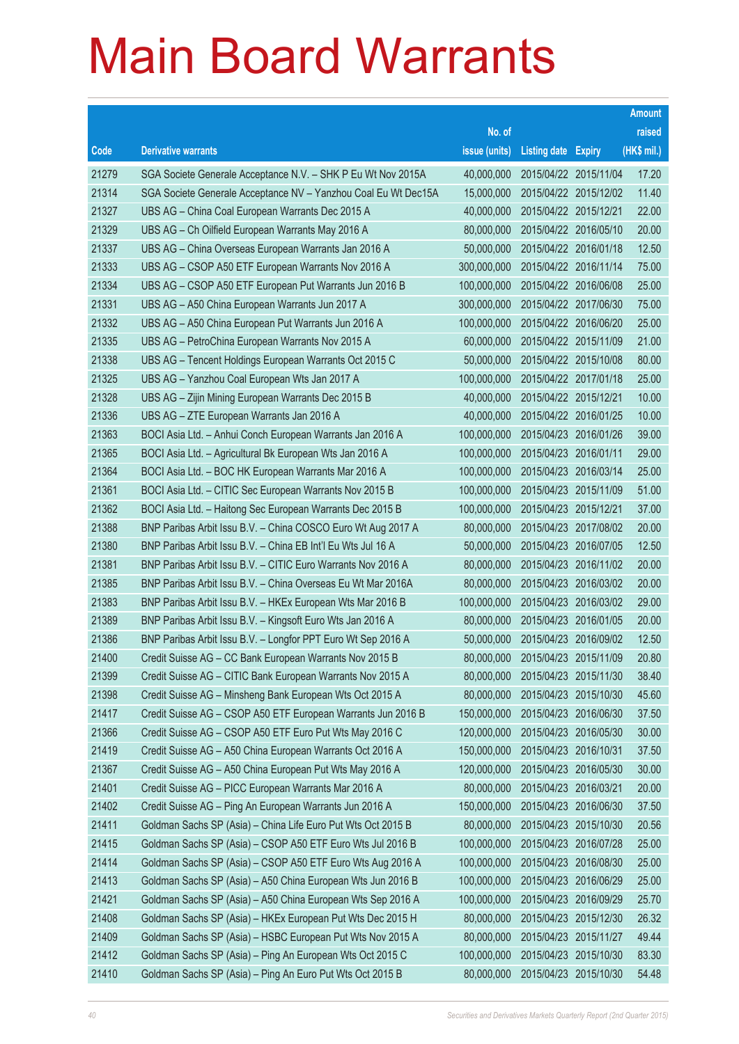# Main Board Warrants

| Code | Derivative warrants | No. of issue (units) | Listing date | Expiry | Amount raised (HK$ mil.) |
|---|---|---|---|---|---|
| 21279 | SGA Societe Generale Acceptance N.V. – SHK P Eu Wt Nov 2015A | 40,000,000 | 2015/04/22 | 2015/11/04 | 17.20 |
| 21314 | SGA Societe Generale Acceptance NV – Yanzhou Coal Eu Wt Dec15A | 15,000,000 | 2015/04/22 | 2015/12/02 | 11.40 |
| 21327 | UBS AG – China Coal European Warrants Dec 2015 A | 40,000,000 | 2015/04/22 | 2015/12/21 | 22.00 |
| 21329 | UBS AG – Ch Oilfield European Warrants May 2016 A | 80,000,000 | 2015/04/22 | 2016/05/10 | 20.00 |
| 21337 | UBS AG – China Overseas European Warrants Jan 2016 A | 50,000,000 | 2015/04/22 | 2016/01/18 | 12.50 |
| 21333 | UBS AG – CSOP A50 ETF European Warrants Nov 2016 A | 300,000,000 | 2015/04/22 | 2016/11/14 | 75.00 |
| 21334 | UBS AG – CSOP A50 ETF European Put Warrants Jun 2016 B | 100,000,000 | 2015/04/22 | 2016/06/08 | 25.00 |
| 21331 | UBS AG – A50 China European Warrants Jun 2017 A | 300,000,000 | 2015/04/22 | 2017/06/30 | 75.00 |
| 21332 | UBS AG – A50 China European Put Warrants Jun 2016 A | 100,000,000 | 2015/04/22 | 2016/06/20 | 25.00 |
| 21335 | UBS AG – PetroChina European Warrants Nov 2015 A | 60,000,000 | 2015/04/22 | 2015/11/09 | 21.00 |
| 21338 | UBS AG – Tencent Holdings European Warrants Oct 2015 C | 50,000,000 | 2015/04/22 | 2015/10/08 | 80.00 |
| 21325 | UBS AG – Yanzhou Coal European Wts Jan 2017 A | 100,000,000 | 2015/04/22 | 2017/01/18 | 25.00 |
| 21328 | UBS AG – Zijin Mining European Warrants Dec 2015 B | 40,000,000 | 2015/04/22 | 2015/12/21 | 10.00 |
| 21336 | UBS AG – ZTE European Warrants Jan 2016 A | 40,000,000 | 2015/04/22 | 2016/01/25 | 10.00 |
| 21363 | BOCI Asia Ltd. – Anhui Conch European Warrants Jan 2016 A | 100,000,000 | 2015/04/23 | 2016/01/26 | 39.00 |
| 21365 | BOCI Asia Ltd. – Agricultural Bk European Wts Jan 2016 A | 100,000,000 | 2015/04/23 | 2016/01/11 | 29.00 |
| 21364 | BOCI Asia Ltd. – BOC HK European Warrants Mar 2016 A | 100,000,000 | 2015/04/23 | 2016/03/14 | 25.00 |
| 21361 | BOCI Asia Ltd. – CITIC Sec European Warrants Nov 2015 B | 100,000,000 | 2015/04/23 | 2015/11/09 | 51.00 |
| 21362 | BOCI Asia Ltd. – Haitong Sec European Warrants Dec 2015 B | 100,000,000 | 2015/04/23 | 2015/12/21 | 37.00 |
| 21388 | BNP Paribas Arbit Issu B.V. – China COSCO Euro Wt Aug 2017 A | 80,000,000 | 2015/04/23 | 2017/08/02 | 20.00 |
| 21380 | BNP Paribas Arbit Issu B.V. – China EB Int'l Eu Wts Jul 16 A | 50,000,000 | 2015/04/23 | 2016/07/05 | 12.50 |
| 21381 | BNP Paribas Arbit Issu B.V. – CITIC Euro Warrants Nov 2016 A | 80,000,000 | 2015/04/23 | 2016/11/02 | 20.00 |
| 21385 | BNP Paribas Arbit Issu B.V. – China Overseas Eu Wt Mar 2016A | 80,000,000 | 2015/04/23 | 2016/03/02 | 20.00 |
| 21383 | BNP Paribas Arbit Issu B.V. – HKEx European Wts Mar 2016 B | 100,000,000 | 2015/04/23 | 2016/03/02 | 29.00 |
| 21389 | BNP Paribas Arbit Issu B.V. – Kingsoft Euro Wts Jan 2016 A | 80,000,000 | 2015/04/23 | 2016/01/05 | 20.00 |
| 21386 | BNP Paribas Arbit Issu B.V. – Longfor PPT Euro Wt Sep 2016 A | 50,000,000 | 2015/04/23 | 2016/09/02 | 12.50 |
| 21400 | Credit Suisse AG – CC Bank European Warrants Nov 2015 B | 80,000,000 | 2015/04/23 | 2015/11/09 | 20.80 |
| 21399 | Credit Suisse AG – CITIC Bank European Warrants Nov 2015 A | 80,000,000 | 2015/04/23 | 2015/11/30 | 38.40 |
| 21398 | Credit Suisse AG – Minsheng Bank European Wts Oct 2015 A | 80,000,000 | 2015/04/23 | 2015/10/30 | 45.60 |
| 21417 | Credit Suisse AG – CSOP A50 ETF European Warrants Jun 2016 B | 150,000,000 | 2015/04/23 | 2016/06/30 | 37.50 |
| 21366 | Credit Suisse AG – CSOP A50 ETF Euro Put Wts May 2016 C | 120,000,000 | 2015/04/23 | 2016/05/30 | 30.00 |
| 21419 | Credit Suisse AG – A50 China European Warrants Oct 2016 A | 150,000,000 | 2015/04/23 | 2016/10/31 | 37.50 |
| 21367 | Credit Suisse AG – A50 China European Put Wts May 2016 A | 120,000,000 | 2015/04/23 | 2016/05/30 | 30.00 |
| 21401 | Credit Suisse AG – PICC European Warrants Mar 2016 A | 80,000,000 | 2015/04/23 | 2016/03/21 | 20.00 |
| 21402 | Credit Suisse AG – Ping An European Warrants Jun 2016 A | 150,000,000 | 2015/04/23 | 2016/06/30 | 37.50 |
| 21411 | Goldman Sachs SP (Asia) – China Life Euro Put Wts Oct 2015 B | 80,000,000 | 2015/04/23 | 2015/10/30 | 20.56 |
| 21415 | Goldman Sachs SP (Asia) – CSOP A50 ETF Euro Wts Jul 2016 B | 100,000,000 | 2015/04/23 | 2016/07/28 | 25.00 |
| 21414 | Goldman Sachs SP (Asia) – CSOP A50 ETF Euro Wts Aug 2016 A | 100,000,000 | 2015/04/23 | 2016/08/30 | 25.00 |
| 21413 | Goldman Sachs SP (Asia) – A50 China European Wts Jun 2016 B | 100,000,000 | 2015/04/23 | 2016/06/29 | 25.00 |
| 21421 | Goldman Sachs SP (Asia) – A50 China European Wts Sep 2016 A | 100,000,000 | 2015/04/23 | 2016/09/29 | 25.70 |
| 21408 | Goldman Sachs SP (Asia) – HKEx European Put Wts Dec 2015 H | 80,000,000 | 2015/04/23 | 2015/12/30 | 26.32 |
| 21409 | Goldman Sachs SP (Asia) – HSBC European Put Wts Nov 2015 A | 80,000,000 | 2015/04/23 | 2015/11/27 | 49.44 |
| 21412 | Goldman Sachs SP (Asia) – Ping An European Wts Oct 2015 C | 100,000,000 | 2015/04/23 | 2015/10/30 | 83.30 |
| 21410 | Goldman Sachs SP (Asia) – Ping An Euro Put Wts Oct 2015 B | 80,000,000 | 2015/04/23 | 2015/10/30 | 54.48 |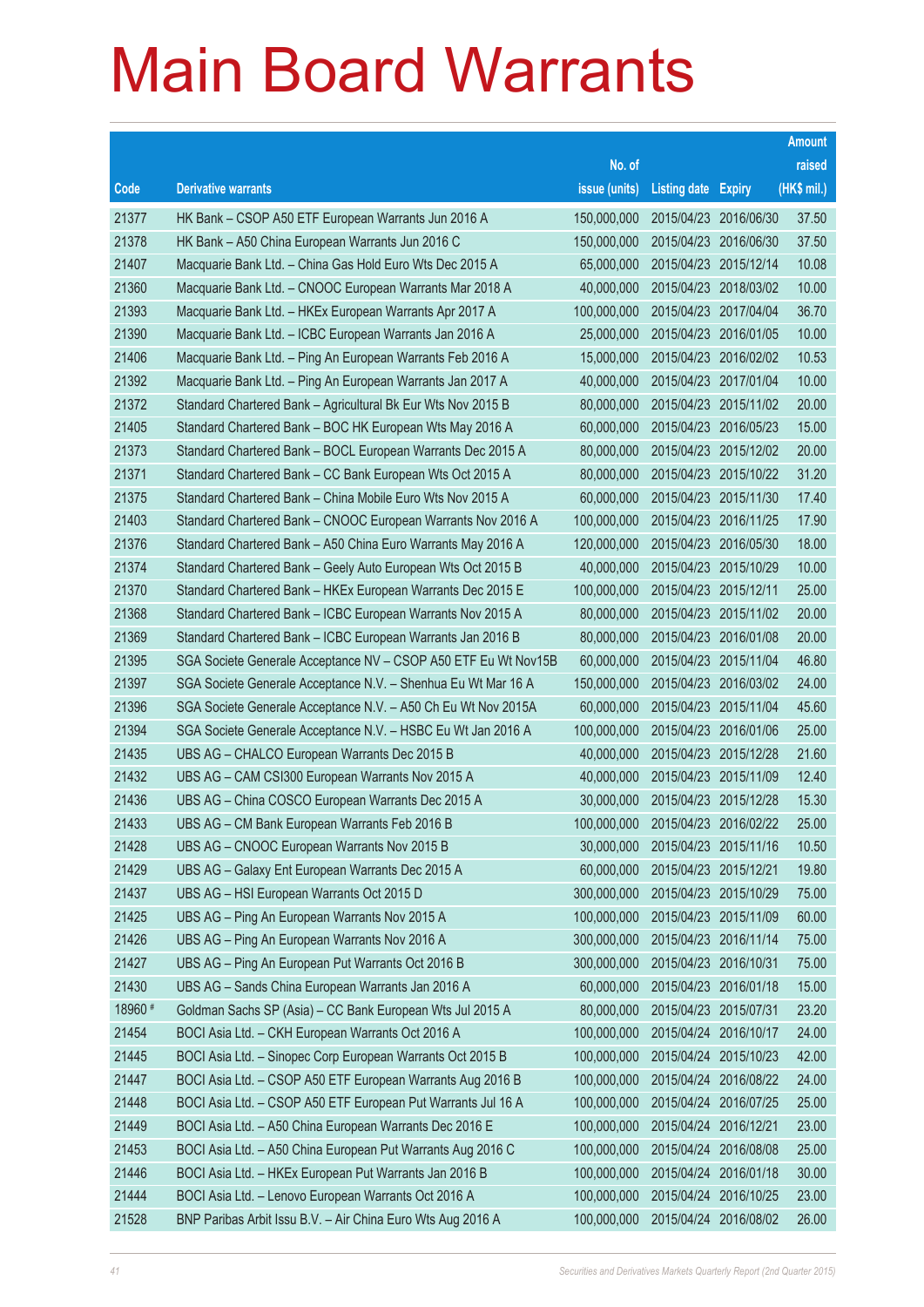# Main Board Warrants

| Code | Derivative warrants | No. of issue (units) | Listing date | Expiry | Amount raised (HK$ mil.) |
|---|---|---|---|---|---|
| 21377 | HK Bank – CSOP A50 ETF European Warrants Jun 2016 A | 150,000,000 | 2015/04/23 | 2016/06/30 | 37.50 |
| 21378 | HK Bank – A50 China European Warrants Jun 2016 C | 150,000,000 | 2015/04/23 | 2016/06/30 | 37.50 |
| 21407 | Macquarie Bank Ltd. – China Gas Hold Euro Wts Dec 2015 A | 65,000,000 | 2015/04/23 | 2015/12/14 | 10.08 |
| 21360 | Macquarie Bank Ltd. – CNOOC European Warrants Mar 2018 A | 40,000,000 | 2015/04/23 | 2018/03/02 | 10.00 |
| 21393 | Macquarie Bank Ltd. – HKEx European Warrants Apr 2017 A | 100,000,000 | 2015/04/23 | 2017/04/04 | 36.70 |
| 21390 | Macquarie Bank Ltd. – ICBC European Warrants Jan 2016 A | 25,000,000 | 2015/04/23 | 2016/01/05 | 10.00 |
| 21406 | Macquarie Bank Ltd. – Ping An European Warrants Feb 2016 A | 15,000,000 | 2015/04/23 | 2016/02/02 | 10.53 |
| 21392 | Macquarie Bank Ltd. – Ping An European Warrants Jan 2017 A | 40,000,000 | 2015/04/23 | 2017/01/04 | 10.00 |
| 21372 | Standard Chartered Bank – Agricultural Bk Eur Wts Nov 2015 B | 80,000,000 | 2015/04/23 | 2015/11/02 | 20.00 |
| 21405 | Standard Chartered Bank – BOC HK European Wts May 2016 A | 60,000,000 | 2015/04/23 | 2016/05/23 | 15.00 |
| 21373 | Standard Chartered Bank – BOCL European Warrants Dec 2015 A | 80,000,000 | 2015/04/23 | 2015/12/02 | 20.00 |
| 21371 | Standard Chartered Bank – CC Bank European Wts Oct 2015 A | 80,000,000 | 2015/04/23 | 2015/10/22 | 31.20 |
| 21375 | Standard Chartered Bank – China Mobile Euro Wts Nov 2015 A | 60,000,000 | 2015/04/23 | 2015/11/30 | 17.40 |
| 21403 | Standard Chartered Bank – CNOOC European Warrants Nov 2016 A | 100,000,000 | 2015/04/23 | 2016/11/25 | 17.90 |
| 21376 | Standard Chartered Bank – A50 China Euro Warrants May 2016 A | 120,000,000 | 2015/04/23 | 2016/05/30 | 18.00 |
| 21374 | Standard Chartered Bank – Geely Auto European Wts Oct 2015 B | 40,000,000 | 2015/04/23 | 2015/10/29 | 10.00 |
| 21370 | Standard Chartered Bank – HKEx European Warrants Dec 2015 E | 100,000,000 | 2015/04/23 | 2015/12/11 | 25.00 |
| 21368 | Standard Chartered Bank – ICBC European Warrants Nov 2015 A | 80,000,000 | 2015/04/23 | 2015/11/02 | 20.00 |
| 21369 | Standard Chartered Bank – ICBC European Warrants Jan 2016 B | 80,000,000 | 2015/04/23 | 2016/01/08 | 20.00 |
| 21395 | SGA Societe Generale Acceptance NV – CSOP A50 ETF Eu Wt Nov15B | 60,000,000 | 2015/04/23 | 2015/11/04 | 46.80 |
| 21397 | SGA Societe Generale Acceptance N.V. – Shenhua Eu Wt Mar 16 A | 150,000,000 | 2015/04/23 | 2016/03/02 | 24.00 |
| 21396 | SGA Societe Generale Acceptance N.V. – A50 Ch Eu Wt Nov 2015A | 60,000,000 | 2015/04/23 | 2015/11/04 | 45.60 |
| 21394 | SGA Societe Generale Acceptance N.V. – HSBC Eu Wt Jan 2016 A | 100,000,000 | 2015/04/23 | 2016/01/06 | 25.00 |
| 21435 | UBS AG – CHALCO European Warrants Dec 2015 B | 40,000,000 | 2015/04/23 | 2015/12/28 | 21.60 |
| 21432 | UBS AG – CAM CSI300 European Warrants Nov 2015 A | 40,000,000 | 2015/04/23 | 2015/11/09 | 12.40 |
| 21436 | UBS AG – China COSCO European Warrants Dec 2015 A | 30,000,000 | 2015/04/23 | 2015/12/28 | 15.30 |
| 21433 | UBS AG – CM Bank European Warrants Feb 2016 B | 100,000,000 | 2015/04/23 | 2016/02/22 | 25.00 |
| 21428 | UBS AG – CNOOC European Warrants Nov 2015 B | 30,000,000 | 2015/04/23 | 2015/11/16 | 10.50 |
| 21429 | UBS AG – Galaxy Ent European Warrants Dec 2015 A | 60,000,000 | 2015/04/23 | 2015/12/21 | 19.80 |
| 21437 | UBS AG – HSI European Warrants Oct 2015 D | 300,000,000 | 2015/04/23 | 2015/10/29 | 75.00 |
| 21425 | UBS AG – Ping An European Warrants Nov 2015 A | 100,000,000 | 2015/04/23 | 2015/11/09 | 60.00 |
| 21426 | UBS AG – Ping An European Warrants Nov 2016 A | 300,000,000 | 2015/04/23 | 2016/11/14 | 75.00 |
| 21427 | UBS AG – Ping An European Put Warrants Oct 2016 B | 300,000,000 | 2015/04/23 | 2016/10/31 | 75.00 |
| 21430 | UBS AG – Sands China European Warrants Jan 2016 A | 60,000,000 | 2015/04/23 | 2016/01/18 | 15.00 |
| 18960 # | Goldman Sachs SP (Asia) – CC Bank European Wts Jul 2015 A | 80,000,000 | 2015/04/23 | 2015/07/31 | 23.20 |
| 21454 | BOCI Asia Ltd. – CKH European Warrants Oct 2016 A | 100,000,000 | 2015/04/24 | 2016/10/17 | 24.00 |
| 21445 | BOCI Asia Ltd. – Sinopec Corp European Warrants Oct 2015 B | 100,000,000 | 2015/04/24 | 2015/10/23 | 42.00 |
| 21447 | BOCI Asia Ltd. – CSOP A50 ETF European Warrants Aug 2016 B | 100,000,000 | 2015/04/24 | 2016/08/22 | 24.00 |
| 21448 | BOCI Asia Ltd. – CSOP A50 ETF European Put Warrants Jul 16 A | 100,000,000 | 2015/04/24 | 2016/07/25 | 25.00 |
| 21449 | BOCI Asia Ltd. – A50 China European Warrants Dec 2016 E | 100,000,000 | 2015/04/24 | 2016/12/21 | 23.00 |
| 21453 | BOCI Asia Ltd. – A50 China European Put Warrants Aug 2016 C | 100,000,000 | 2015/04/24 | 2016/08/08 | 25.00 |
| 21446 | BOCI Asia Ltd. – HKEx European Put Warrants Jan 2016 B | 100,000,000 | 2015/04/24 | 2016/01/18 | 30.00 |
| 21444 | BOCI Asia Ltd. – Lenovo European Warrants Oct 2016 A | 100,000,000 | 2015/04/24 | 2016/10/25 | 23.00 |
| 21528 | BNP Paribas Arbit Issu B.V. – Air China Euro Wts Aug 2016 A | 100,000,000 | 2015/04/24 | 2016/08/02 | 26.00 |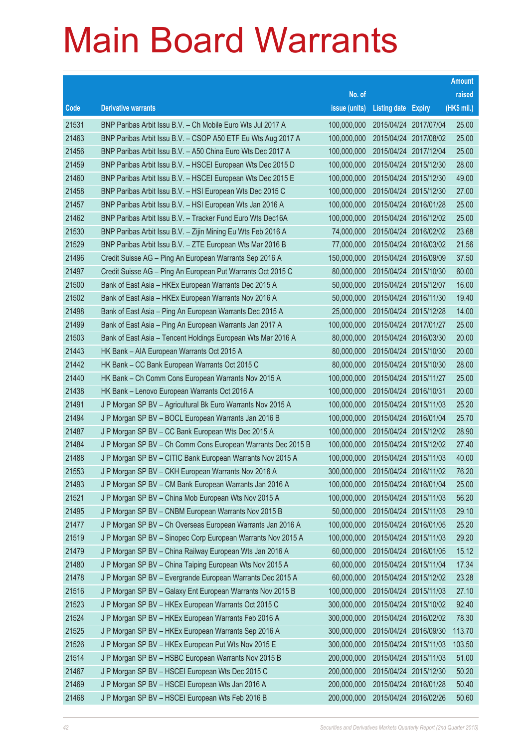# Main Board Warrants

| Code | Derivative warrants | No. of issue (units) | Listing date | Expiry | Amount raised (HK$ mil.) |
|---|---|---|---|---|---|
| 21531 | BNP Paribas Arbit Issu B.V. – Ch Mobile Euro Wts Jul 2017 A | 100,000,000 | 2015/04/24 | 2017/07/04 | 25.00 |
| 21463 | BNP Paribas Arbit Issu B.V. – CSOP A50 ETF Eu Wts Aug 2017 A | 100,000,000 | 2015/04/24 | 2017/08/02 | 25.00 |
| 21456 | BNP Paribas Arbit Issu B.V. – A50 China Euro Wts Dec 2017 A | 100,000,000 | 2015/04/24 | 2017/12/04 | 25.00 |
| 21459 | BNP Paribas Arbit Issu B.V. – HSCEI European Wts Dec 2015 D | 100,000,000 | 2015/04/24 | 2015/12/30 | 28.00 |
| 21460 | BNP Paribas Arbit Issu B.V. – HSCEI European Wts Dec 2015 E | 100,000,000 | 2015/04/24 | 2015/12/30 | 49.00 |
| 21458 | BNP Paribas Arbit Issu B.V. – HSI European Wts Dec 2015 C | 100,000,000 | 2015/04/24 | 2015/12/30 | 27.00 |
| 21457 | BNP Paribas Arbit Issu B.V. – HSI European Wts Jan 2016 A | 100,000,000 | 2015/04/24 | 2016/01/28 | 25.00 |
| 21462 | BNP Paribas Arbit Issu B.V. – Tracker Fund Euro Wts Dec16A | 100,000,000 | 2015/04/24 | 2016/12/02 | 25.00 |
| 21530 | BNP Paribas Arbit Issu B.V. – Zijin Mining Eu Wts Feb 2016 A | 74,000,000 | 2015/04/24 | 2016/02/02 | 23.68 |
| 21529 | BNP Paribas Arbit Issu B.V. – ZTE European Wts Mar 2016 B | 77,000,000 | 2015/04/24 | 2016/03/02 | 21.56 |
| 21496 | Credit Suisse AG – Ping An European Warrants Sep 2016 A | 150,000,000 | 2015/04/24 | 2016/09/09 | 37.50 |
| 21497 | Credit Suisse AG – Ping An European Put Warrants Oct 2015 C | 80,000,000 | 2015/04/24 | 2015/10/30 | 60.00 |
| 21500 | Bank of East Asia – HKEx European Warrants Dec 2015 A | 50,000,000 | 2015/04/24 | 2015/12/07 | 16.00 |
| 21502 | Bank of East Asia – HKEx European Warrants Nov 2016 A | 50,000,000 | 2015/04/24 | 2016/11/30 | 19.40 |
| 21498 | Bank of East Asia – Ping An European Warrants Dec 2015 A | 25,000,000 | 2015/04/24 | 2015/12/28 | 14.00 |
| 21499 | Bank of East Asia – Ping An European Warrants Jan 2017 A | 100,000,000 | 2015/04/24 | 2017/01/27 | 25.00 |
| 21503 | Bank of East Asia – Tencent Holdings European Wts Mar 2016 A | 80,000,000 | 2015/04/24 | 2016/03/30 | 20.00 |
| 21443 | HK Bank – AIA European Warrants Oct 2015 A | 80,000,000 | 2015/04/24 | 2015/10/30 | 20.00 |
| 21442 | HK Bank – CC Bank European Warrants Oct 2015 C | 80,000,000 | 2015/04/24 | 2015/10/30 | 28.00 |
| 21440 | HK Bank – Ch Comm Cons European Warrants Nov 2015 A | 100,000,000 | 2015/04/24 | 2015/11/27 | 25.00 |
| 21438 | HK Bank – Lenovo European Warrants Oct 2016 A | 100,000,000 | 2015/04/24 | 2016/10/31 | 20.00 |
| 21491 | J P Morgan SP BV – Agricultural Bk Euro Warrants Nov 2015 A | 100,000,000 | 2015/04/24 | 2015/11/03 | 25.20 |
| 21494 | J P Morgan SP BV – BOCL European Warrants Jan 2016 B | 100,000,000 | 2015/04/24 | 2016/01/04 | 25.70 |
| 21487 | J P Morgan SP BV – CC Bank European Wts Dec 2015 A | 100,000,000 | 2015/04/24 | 2015/12/02 | 28.90 |
| 21484 | J P Morgan SP BV – Ch Comm Cons European Warrants Dec 2015 B | 100,000,000 | 2015/04/24 | 2015/12/02 | 27.40 |
| 21488 | J P Morgan SP BV – CITIC Bank European Warrants Nov 2015 A | 100,000,000 | 2015/04/24 | 2015/11/03 | 40.00 |
| 21553 | J P Morgan SP BV – CKH European Warrants Nov 2016 A | 300,000,000 | 2015/04/24 | 2016/11/02 | 76.20 |
| 21493 | J P Morgan SP BV – CM Bank European Warrants Jan 2016 A | 100,000,000 | 2015/04/24 | 2016/01/04 | 25.00 |
| 21521 | J P Morgan SP BV – China Mob European Wts Nov 2015 A | 100,000,000 | 2015/04/24 | 2015/11/03 | 56.20 |
| 21495 | J P Morgan SP BV – CNBM European Warrants Nov 2015 B | 50,000,000 | 2015/04/24 | 2015/11/03 | 29.10 |
| 21477 | J P Morgan SP BV – Ch Overseas European Warrants Jan 2016 A | 100,000,000 | 2015/04/24 | 2016/01/05 | 25.20 |
| 21519 | J P Morgan SP BV – Sinopec Corp European Warrants Nov 2015 A | 100,000,000 | 2015/04/24 | 2015/11/03 | 29.20 |
| 21479 | J P Morgan SP BV – China Railway European Wts Jan 2016 A | 60,000,000 | 2015/04/24 | 2016/01/05 | 15.12 |
| 21480 | J P Morgan SP BV – China Taiping European Wts Nov 2015 A | 60,000,000 | 2015/04/24 | 2015/11/04 | 17.34 |
| 21478 | J P Morgan SP BV – Evergrande European Warrants Dec 2015 A | 60,000,000 | 2015/04/24 | 2015/12/02 | 23.28 |
| 21516 | J P Morgan SP BV – Galaxy Ent European Warrants Nov 2015 B | 100,000,000 | 2015/04/24 | 2015/11/03 | 27.10 |
| 21523 | J P Morgan SP BV – HKEx European Warrants Oct 2015 C | 300,000,000 | 2015/04/24 | 2015/10/02 | 92.40 |
| 21524 | J P Morgan SP BV – HKEx European Warrants Feb 2016 A | 300,000,000 | 2015/04/24 | 2016/02/02 | 78.30 |
| 21525 | J P Morgan SP BV – HKEx European Warrants Sep 2016 A | 300,000,000 | 2015/04/24 | 2016/09/30 | 113.70 |
| 21526 | J P Morgan SP BV – HKEx European Put Wts Nov 2015 E | 300,000,000 | 2015/04/24 | 2015/11/03 | 103.50 |
| 21514 | J P Morgan SP BV – HSBC European Warrants Nov 2015 B | 200,000,000 | 2015/04/24 | 2015/11/03 | 51.00 |
| 21467 | J P Morgan SP BV – HSCEI European Wts Dec 2015 C | 200,000,000 | 2015/04/24 | 2015/12/30 | 50.20 |
| 21469 | J P Morgan SP BV – HSCEI European Wts Jan 2016 A | 200,000,000 | 2015/04/24 | 2016/01/28 | 50.40 |
| 21468 | J P Morgan SP BV – HSCEI European Wts Feb 2016 B | 200,000,000 | 2015/04/24 | 2016/02/26 | 50.60 |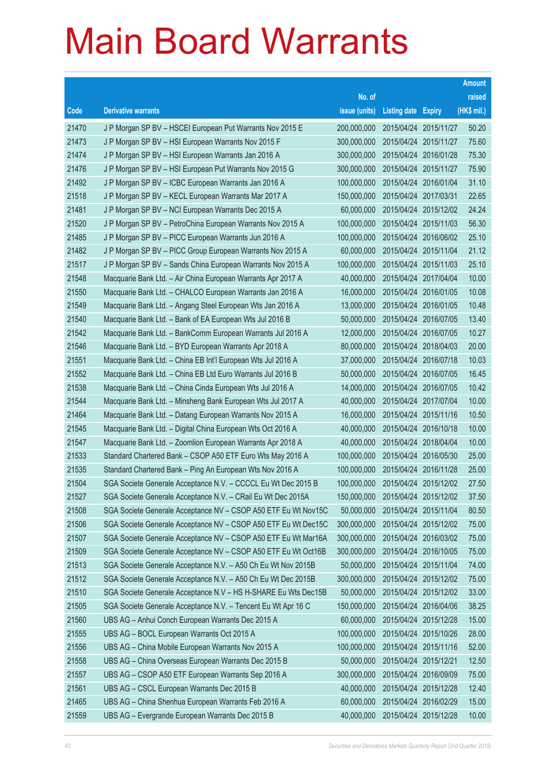# Main Board Warrants

| Code | Derivative warrants | No. of issue (units) | Listing date | Expiry | Amount raised (HK$ mil.) |
|---|---|---|---|---|---|
| 21470 | J P Morgan SP BV – HSCEI European Put Warrants Nov 2015 E | 200,000,000 | 2015/04/24 | 2015/11/27 | 50.20 |
| 21473 | J P Morgan SP BV – HSI European Warrants Nov 2015 F | 300,000,000 | 2015/04/24 | 2015/11/27 | 75.60 |
| 21474 | J P Morgan SP BV – HSI European Warrants Jan 2016 A | 300,000,000 | 2015/04/24 | 2016/01/28 | 75.30 |
| 21476 | J P Morgan SP BV – HSI European Put Warrants Nov 2015 G | 300,000,000 | 2015/04/24 | 2015/11/27 | 75.90 |
| 21492 | J P Morgan SP BV – ICBC European Warrants Jan 2016 A | 100,000,000 | 2015/04/24 | 2016/01/04 | 31.10 |
| 21518 | J P Morgan SP BV – KECL European Warrants Mar 2017 A | 150,000,000 | 2015/04/24 | 2017/03/31 | 22.65 |
| 21481 | J P Morgan SP BV – NCI European Warrants Dec 2015 A | 60,000,000 | 2015/04/24 | 2015/12/02 | 24.24 |
| 21520 | J P Morgan SP BV – PetroChina European Warrants Nov 2015 A | 100,000,000 | 2015/04/24 | 2015/11/03 | 56.30 |
| 21485 | J P Morgan SP BV – PICC European Warrants Jun 2016 A | 100,000,000 | 2015/04/24 | 2016/06/02 | 25.10 |
| 21482 | J P Morgan SP BV – PICC Group European Warrants Nov 2015 A | 60,000,000 | 2015/04/24 | 2015/11/04 | 21.12 |
| 21517 | J P Morgan SP BV – Sands China European Warrants Nov 2015 A | 100,000,000 | 2015/04/24 | 2015/11/03 | 25.10 |
| 21548 | Macquarie Bank Ltd. – Air China European Warrants Apr 2017 A | 40,000,000 | 2015/04/24 | 2017/04/04 | 10.00 |
| 21550 | Macquarie Bank Ltd. – CHALCO European Warrants Jan 2016 A | 16,000,000 | 2015/04/24 | 2016/01/05 | 10.08 |
| 21549 | Macquarie Bank Ltd. – Angang Steel European Wts Jan 2016 A | 13,000,000 | 2015/04/24 | 2016/01/05 | 10.48 |
| 21540 | Macquarie Bank Ltd. – Bank of EA European Wts Jul 2016 B | 50,000,000 | 2015/04/24 | 2016/07/05 | 13.40 |
| 21542 | Macquarie Bank Ltd. – BankComm European Warrants Jul 2016 A | 12,000,000 | 2015/04/24 | 2016/07/05 | 10.27 |
| 21546 | Macquarie Bank Ltd. – BYD European Warrants Apr 2018 A | 80,000,000 | 2015/04/24 | 2018/04/03 | 20.00 |
| 21551 | Macquarie Bank Ltd. – China EB Int'l European Wts Jul 2016 A | 37,000,000 | 2015/04/24 | 2016/07/18 | 10.03 |
| 21552 | Macquarie Bank Ltd. – China EB Ltd Euro Warrants Jul 2016 B | 50,000,000 | 2015/04/24 | 2016/07/05 | 16.45 |
| 21538 | Macquarie Bank Ltd. – China Cinda European Wts Jul 2016 A | 14,000,000 | 2015/04/24 | 2016/07/05 | 10.42 |
| 21544 | Macquarie Bank Ltd. – Minsheng Bank European Wts Jul 2017 A | 40,000,000 | 2015/04/24 | 2017/07/04 | 10.00 |
| 21464 | Macquarie Bank Ltd. – Datang European Warrants Nov 2015 A | 16,000,000 | 2015/04/24 | 2015/11/16 | 10.50 |
| 21545 | Macquarie Bank Ltd. – Digital China European Wts Oct 2016 A | 40,000,000 | 2015/04/24 | 2016/10/18 | 10.00 |
| 21547 | Macquarie Bank Ltd. – Zoomlion European Warrants Apr 2018 A | 40,000,000 | 2015/04/24 | 2018/04/04 | 10.00 |
| 21533 | Standard Chartered Bank – CSOP A50 ETF Euro Wts May 2016 A | 100,000,000 | 2015/04/24 | 2016/05/30 | 25.00 |
| 21535 | Standard Chartered Bank – Ping An European Wts Nov 2016 A | 100,000,000 | 2015/04/24 | 2016/11/28 | 25.00 |
| 21504 | SGA Societe Generale Acceptance N.V. – CCCCL Eu Wt Dec 2015 B | 100,000,000 | 2015/04/24 | 2015/12/02 | 27.50 |
| 21527 | SGA Societe Generale Acceptance N.V. – CRail Eu Wt Dec 2015A | 150,000,000 | 2015/04/24 | 2015/12/02 | 37.50 |
| 21508 | SGA Societe Generale Acceptance NV – CSOP A50 ETF Eu Wt Nov15C | 50,000,000 | 2015/04/24 | 2015/11/04 | 80.50 |
| 21506 | SGA Societe Generale Acceptance NV – CSOP A50 ETF Eu Wt Dec15C | 300,000,000 | 2015/04/24 | 2015/12/02 | 75.00 |
| 21507 | SGA Societe Generale Acceptance NV – CSOP A50 ETF Eu Wt Mar16A | 300,000,000 | 2015/04/24 | 2016/03/02 | 75.00 |
| 21509 | SGA Societe Generale Acceptance NV – CSOP A50 ETF Eu Wt Oct16B | 300,000,000 | 2015/04/24 | 2016/10/05 | 75.00 |
| 21513 | SGA Societe Generale Acceptance N.V. – A50 Ch Eu Wt Nov 2015B | 50,000,000 | 2015/04/24 | 2015/11/04 | 74.00 |
| 21512 | SGA Societe Generale Acceptance N.V. – A50 Ch Eu Wt Dec 2015B | 300,000,000 | 2015/04/24 | 2015/12/02 | 75.00 |
| 21510 | SGA Societe Generale Acceptance N.V – HS H-SHARE Eu Wts Dec15B | 50,000,000 | 2015/04/24 | 2015/12/02 | 33.00 |
| 21505 | SGA Societe Generale Acceptance N.V. – Tencent Eu Wt Apr 16 C | 150,000,000 | 2015/04/24 | 2016/04/06 | 38.25 |
| 21560 | UBS AG – Anhui Conch European Warrants Dec 2015 A | 60,000,000 | 2015/04/24 | 2015/12/28 | 15.00 |
| 21555 | UBS AG – BOCL European Warrants Oct 2015 A | 100,000,000 | 2015/04/24 | 2015/10/26 | 28.00 |
| 21556 | UBS AG – China Mobile European Warrants Nov 2015 A | 100,000,000 | 2015/04/24 | 2015/11/16 | 52.00 |
| 21558 | UBS AG – China Overseas European Warrants Dec 2015 B | 50,000,000 | 2015/04/24 | 2015/12/21 | 12.50 |
| 21557 | UBS AG – CSOP A50 ETF European Warrants Sep 2016 A | 300,000,000 | 2015/04/24 | 2016/09/09 | 75.00 |
| 21561 | UBS AG – CSCL European Warrants Dec 2015 B | 40,000,000 | 2015/04/24 | 2015/12/28 | 12.40 |
| 21465 | UBS AG – China Shenhua European Warrants Feb 2016 A | 60,000,000 | 2015/04/24 | 2016/02/29 | 15.00 |
| 21559 | UBS AG – Evergrande European Warrants Dec 2015 B | 40,000,000 | 2015/04/24 | 2015/12/28 | 10.00 |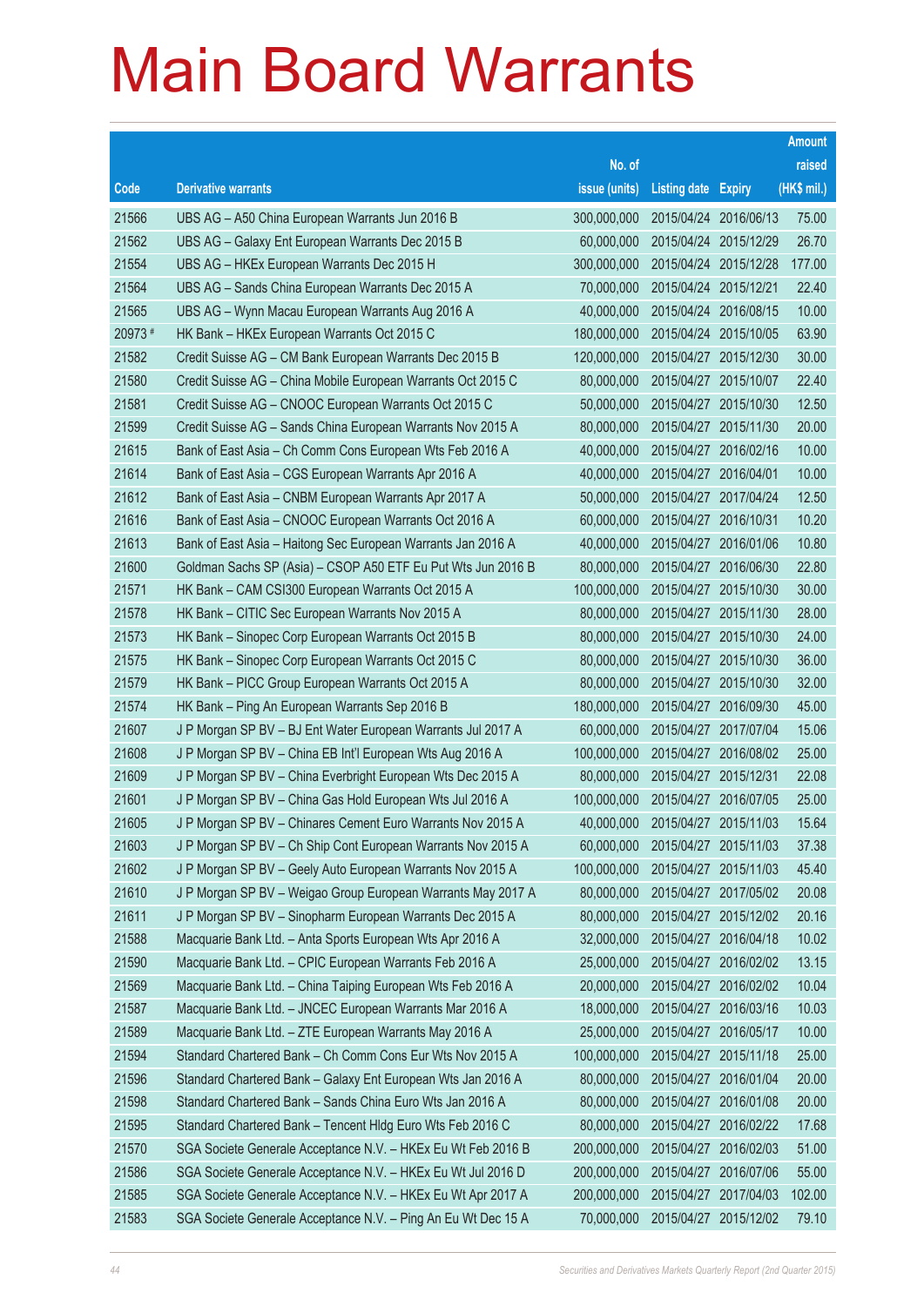# Main Board Warrants

| Code | Derivative warrants | No. of issue (units) | Listing date | Expiry | Amount raised (HK$ mil.) |
|---|---|---|---|---|---|
| 21566 | UBS AG – A50 China European Warrants Jun 2016 B | 300,000,000 | 2015/04/24 | 2016/06/13 | 75.00 |
| 21562 | UBS AG – Galaxy Ent European Warrants Dec 2015 B | 60,000,000 | 2015/04/24 | 2015/12/29 | 26.70 |
| 21554 | UBS AG – HKEx European Warrants Dec 2015 H | 300,000,000 | 2015/04/24 | 2015/12/28 | 177.00 |
| 21564 | UBS AG – Sands China European Warrants Dec 2015 A | 70,000,000 | 2015/04/24 | 2015/12/21 | 22.40 |
| 21565 | UBS AG – Wynn Macau European Warrants Aug 2016 A | 40,000,000 | 2015/04/24 | 2016/08/15 | 10.00 |
| 20973 # | HK Bank – HKEx European Warrants Oct 2015 C | 180,000,000 | 2015/04/24 | 2015/10/05 | 63.90 |
| 21582 | Credit Suisse AG – CM Bank European Warrants Dec 2015 B | 120,000,000 | 2015/04/27 | 2015/12/30 | 30.00 |
| 21580 | Credit Suisse AG – China Mobile European Warrants Oct 2015 C | 80,000,000 | 2015/04/27 | 2015/10/07 | 22.40 |
| 21581 | Credit Suisse AG – CNOOC European Warrants Oct 2015 C | 50,000,000 | 2015/04/27 | 2015/10/30 | 12.50 |
| 21599 | Credit Suisse AG – Sands China European Warrants Nov 2015 A | 80,000,000 | 2015/04/27 | 2015/11/30 | 20.00 |
| 21615 | Bank of East Asia – Ch Comm Cons European Wts Feb 2016 A | 40,000,000 | 2015/04/27 | 2016/02/16 | 10.00 |
| 21614 | Bank of East Asia – CGS European Warrants Apr 2016 A | 40,000,000 | 2015/04/27 | 2016/04/01 | 10.00 |
| 21612 | Bank of East Asia – CNBM European Warrants Apr 2017 A | 50,000,000 | 2015/04/27 | 2017/04/24 | 12.50 |
| 21616 | Bank of East Asia – CNOOC European Warrants Oct 2016 A | 60,000,000 | 2015/04/27 | 2016/10/31 | 10.20 |
| 21613 | Bank of East Asia – Haitong Sec European Warrants Jan 2016 A | 40,000,000 | 2015/04/27 | 2016/01/06 | 10.80 |
| 21600 | Goldman Sachs SP (Asia) – CSOP A50 ETF Eu Put Wts Jun 2016 B | 80,000,000 | 2015/04/27 | 2016/06/30 | 22.80 |
| 21571 | HK Bank – CAM CSI300 European Warrants Oct 2015 A | 100,000,000 | 2015/04/27 | 2015/10/30 | 30.00 |
| 21578 | HK Bank – CITIC Sec European Warrants Nov 2015 A | 80,000,000 | 2015/04/27 | 2015/11/30 | 28.00 |
| 21573 | HK Bank – Sinopec Corp European Warrants Oct 2015 B | 80,000,000 | 2015/04/27 | 2015/10/30 | 24.00 |
| 21575 | HK Bank – Sinopec Corp European Warrants Oct 2015 C | 80,000,000 | 2015/04/27 | 2015/10/30 | 36.00 |
| 21579 | HK Bank – PICC Group European Warrants Oct 2015 A | 80,000,000 | 2015/04/27 | 2015/10/30 | 32.00 |
| 21574 | HK Bank – Ping An European Warrants Sep 2016 B | 180,000,000 | 2015/04/27 | 2016/09/30 | 45.00 |
| 21607 | J P Morgan SP BV – BJ Ent Water European Warrants Jul 2017 A | 60,000,000 | 2015/04/27 | 2017/07/04 | 15.06 |
| 21608 | J P Morgan SP BV – China EB Int'l European Wts Aug 2016 A | 100,000,000 | 2015/04/27 | 2016/08/02 | 25.00 |
| 21609 | J P Morgan SP BV – China Everbright European Wts Dec 2015 A | 80,000,000 | 2015/04/27 | 2015/12/31 | 22.08 |
| 21601 | J P Morgan SP BV – China Gas Hold European Wts Jul 2016 A | 100,000,000 | 2015/04/27 | 2016/07/05 | 25.00 |
| 21605 | J P Morgan SP BV – Chinares Cement Euro Warrants Nov 2015 A | 40,000,000 | 2015/04/27 | 2015/11/03 | 15.64 |
| 21603 | J P Morgan SP BV – Ch Ship Cont European Warrants Nov 2015 A | 60,000,000 | 2015/04/27 | 2015/11/03 | 37.38 |
| 21602 | J P Morgan SP BV – Geely Auto European Warrants Nov 2015 A | 100,000,000 | 2015/04/27 | 2015/11/03 | 45.40 |
| 21610 | J P Morgan SP BV – Weigao Group European Warrants May 2017 A | 80,000,000 | 2015/04/27 | 2017/05/02 | 20.08 |
| 21611 | J P Morgan SP BV – Sinopharm European Warrants Dec 2015 A | 80,000,000 | 2015/04/27 | 2015/12/02 | 20.16 |
| 21588 | Macquarie Bank Ltd. – Anta Sports European Wts Apr 2016 A | 32,000,000 | 2015/04/27 | 2016/04/18 | 10.02 |
| 21590 | Macquarie Bank Ltd. – CPIC European Warrants Feb 2016 A | 25,000,000 | 2015/04/27 | 2016/02/02 | 13.15 |
| 21569 | Macquarie Bank Ltd. – China Taiping European Wts Feb 2016 A | 20,000,000 | 2015/04/27 | 2016/02/02 | 10.04 |
| 21587 | Macquarie Bank Ltd. – JNCEC European Warrants Mar 2016 A | 18,000,000 | 2015/04/27 | 2016/03/16 | 10.03 |
| 21589 | Macquarie Bank Ltd. – ZTE European Warrants May 2016 A | 25,000,000 | 2015/04/27 | 2016/05/17 | 10.00 |
| 21594 | Standard Chartered Bank – Ch Comm Cons Eur Wts Nov 2015 A | 100,000,000 | 2015/04/27 | 2015/11/18 | 25.00 |
| 21596 | Standard Chartered Bank – Galaxy Ent European Wts Jan 2016 A | 80,000,000 | 2015/04/27 | 2016/01/04 | 20.00 |
| 21598 | Standard Chartered Bank – Sands China Euro Wts Jan 2016 A | 80,000,000 | 2015/04/27 | 2016/01/08 | 20.00 |
| 21595 | Standard Chartered Bank – Tencent Hldg Euro Wts Feb 2016 C | 80,000,000 | 2015/04/27 | 2016/02/22 | 17.68 |
| 21570 | SGA Societe Generale Acceptance N.V. – HKEx Eu Wt Feb 2016 B | 200,000,000 | 2015/04/27 | 2016/02/03 | 51.00 |
| 21586 | SGA Societe Generale Acceptance N.V. – HKEx Eu Wt Jul 2016 D | 200,000,000 | 2015/04/27 | 2016/07/06 | 55.00 |
| 21585 | SGA Societe Generale Acceptance N.V. – HKEx Eu Wt Apr 2017 A | 200,000,000 | 2015/04/27 | 2017/04/03 | 102.00 |
| 21583 | SGA Societe Generale Acceptance N.V. – Ping An Eu Wt Dec 15 A | 70,000,000 | 2015/04/27 | 2015/12/02 | 79.10 |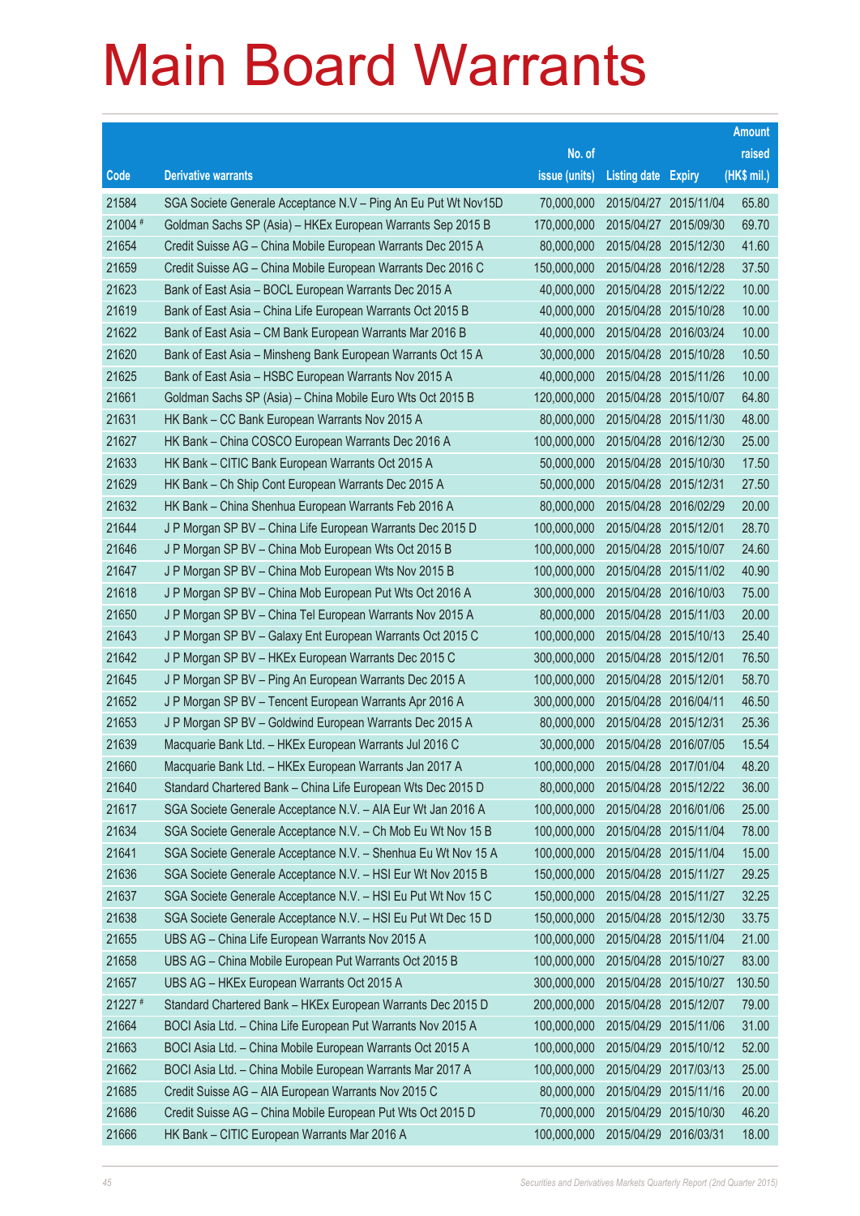# Main Board Warrants

| Code | Derivative warrants | No. of issue (units) | Listing date | Expiry | Amount raised (HK$ mil.) |
|---|---|---|---|---|---|
| 21584 | SGA Societe Generale Acceptance N.V – Ping An Eu Put Wt Nov15D | 70,000,000 | 2015/04/27 | 2015/11/04 | 65.80 |
| 21004 # | Goldman Sachs SP (Asia) – HKEx European Warrants Sep 2015 B | 170,000,000 | 2015/04/27 | 2015/09/30 | 69.70 |
| 21654 | Credit Suisse AG – China Mobile European Warrants Dec 2015 A | 80,000,000 | 2015/04/28 | 2015/12/30 | 41.60 |
| 21659 | Credit Suisse AG – China Mobile European Warrants Dec 2016 C | 150,000,000 | 2015/04/28 | 2016/12/28 | 37.50 |
| 21623 | Bank of East Asia – BOCL European Warrants Dec 2015 A | 40,000,000 | 2015/04/28 | 2015/12/22 | 10.00 |
| 21619 | Bank of East Asia – China Life European Warrants Oct 2015 B | 40,000,000 | 2015/04/28 | 2015/10/28 | 10.00 |
| 21622 | Bank of East Asia – CM Bank European Warrants Mar 2016 B | 40,000,000 | 2015/04/28 | 2016/03/24 | 10.00 |
| 21620 | Bank of East Asia – Minsheng Bank European Warrants Oct 15 A | 30,000,000 | 2015/04/28 | 2015/10/28 | 10.50 |
| 21625 | Bank of East Asia – HSBC European Warrants Nov 2015 A | 40,000,000 | 2015/04/28 | 2015/11/26 | 10.00 |
| 21661 | Goldman Sachs SP (Asia) – China Mobile Euro Wts Oct 2015 B | 120,000,000 | 2015/04/28 | 2015/10/07 | 64.80 |
| 21631 | HK Bank – CC Bank European Warrants Nov 2015 A | 80,000,000 | 2015/04/28 | 2015/11/30 | 48.00 |
| 21627 | HK Bank – China COSCO European Warrants Dec 2016 A | 100,000,000 | 2015/04/28 | 2016/12/30 | 25.00 |
| 21633 | HK Bank – CITIC Bank European Warrants Oct 2015 A | 50,000,000 | 2015/04/28 | 2015/10/30 | 17.50 |
| 21629 | HK Bank – Ch Ship Cont European Warrants Dec 2015 A | 50,000,000 | 2015/04/28 | 2015/12/31 | 27.50 |
| 21632 | HK Bank – China Shenhua European Warrants Feb 2016 A | 80,000,000 | 2015/04/28 | 2016/02/29 | 20.00 |
| 21644 | J P Morgan SP BV – China Life European Warrants Dec 2015 D | 100,000,000 | 2015/04/28 | 2015/12/01 | 28.70 |
| 21646 | J P Morgan SP BV – China Mob European Wts Oct 2015 B | 100,000,000 | 2015/04/28 | 2015/10/07 | 24.60 |
| 21647 | J P Morgan SP BV – China Mob European Wts Nov 2015 B | 100,000,000 | 2015/04/28 | 2015/11/02 | 40.90 |
| 21618 | J P Morgan SP BV – China Mob European Put Wts Oct 2016 A | 300,000,000 | 2015/04/28 | 2016/10/03 | 75.00 |
| 21650 | J P Morgan SP BV – China Tel European Warrants Nov 2015 A | 80,000,000 | 2015/04/28 | 2015/11/03 | 20.00 |
| 21643 | J P Morgan SP BV – Galaxy Ent European Warrants Oct 2015 C | 100,000,000 | 2015/04/28 | 2015/10/13 | 25.40 |
| 21642 | J P Morgan SP BV – HKEx European Warrants Dec 2015 C | 300,000,000 | 2015/04/28 | 2015/12/01 | 76.50 |
| 21645 | J P Morgan SP BV – Ping An European Warrants Dec 2015 A | 100,000,000 | 2015/04/28 | 2015/12/01 | 58.70 |
| 21652 | J P Morgan SP BV – Tencent European Warrants Apr 2016 A | 300,000,000 | 2015/04/28 | 2016/04/11 | 46.50 |
| 21653 | J P Morgan SP BV – Goldwind European Warrants Dec 2015 A | 80,000,000 | 2015/04/28 | 2015/12/31 | 25.36 |
| 21639 | Macquarie Bank Ltd. – HKEx European Warrants Jul 2016 C | 30,000,000 | 2015/04/28 | 2016/07/05 | 15.54 |
| 21660 | Macquarie Bank Ltd. – HKEx European Warrants Jan 2017 A | 100,000,000 | 2015/04/28 | 2017/01/04 | 48.20 |
| 21640 | Standard Chartered Bank – China Life European Wts Dec 2015 D | 80,000,000 | 2015/04/28 | 2015/12/22 | 36.00 |
| 21617 | SGA Societe Generale Acceptance N.V. – AIA Eur Wt Jan 2016 A | 100,000,000 | 2015/04/28 | 2016/01/06 | 25.00 |
| 21634 | SGA Societe Generale Acceptance N.V. – Ch Mob Eu Wt Nov 15 B | 100,000,000 | 2015/04/28 | 2015/11/04 | 78.00 |
| 21641 | SGA Societe Generale Acceptance N.V. – Shenhua Eu Wt Nov 15 A | 100,000,000 | 2015/04/28 | 2015/11/04 | 15.00 |
| 21636 | SGA Societe Generale Acceptance N.V. – HSI Eur Wt Nov 2015 B | 150,000,000 | 2015/04/28 | 2015/11/27 | 29.25 |
| 21637 | SGA Societe Generale Acceptance N.V. – HSI Eu Put Wt Nov 15 C | 150,000,000 | 2015/04/28 | 2015/11/27 | 32.25 |
| 21638 | SGA Societe Generale Acceptance N.V. – HSI Eu Put Wt Dec 15 D | 150,000,000 | 2015/04/28 | 2015/12/30 | 33.75 |
| 21655 | UBS AG – China Life European Warrants Nov 2015 A | 100,000,000 | 2015/04/28 | 2015/11/04 | 21.00 |
| 21658 | UBS AG – China Mobile European Put Warrants Oct 2015 B | 100,000,000 | 2015/04/28 | 2015/10/27 | 83.00 |
| 21657 | UBS AG – HKEx European Warrants Oct 2015 A | 300,000,000 | 2015/04/28 | 2015/10/27 | 130.50 |
| 21227 # | Standard Chartered Bank – HKEx European Warrants Dec 2015 D | 200,000,000 | 2015/04/28 | 2015/12/07 | 79.00 |
| 21664 | BOCI Asia Ltd. – China Life European Put Warrants Nov 2015 A | 100,000,000 | 2015/04/29 | 2015/11/06 | 31.00 |
| 21663 | BOCI Asia Ltd. – China Mobile European Warrants Oct 2015 A | 100,000,000 | 2015/04/29 | 2015/10/12 | 52.00 |
| 21662 | BOCI Asia Ltd. – China Mobile European Warrants Mar 2017 A | 100,000,000 | 2015/04/29 | 2017/03/13 | 25.00 |
| 21685 | Credit Suisse AG – AIA European Warrants Nov 2015 C | 80,000,000 | 2015/04/29 | 2015/11/16 | 20.00 |
| 21686 | Credit Suisse AG – China Mobile European Put Wts Oct 2015 D | 70,000,000 | 2015/04/29 | 2015/10/30 | 46.20 |
| 21666 | HK Bank – CITIC European Warrants Mar 2016 A | 100,000,000 | 2015/04/29 | 2016/03/31 | 18.00 |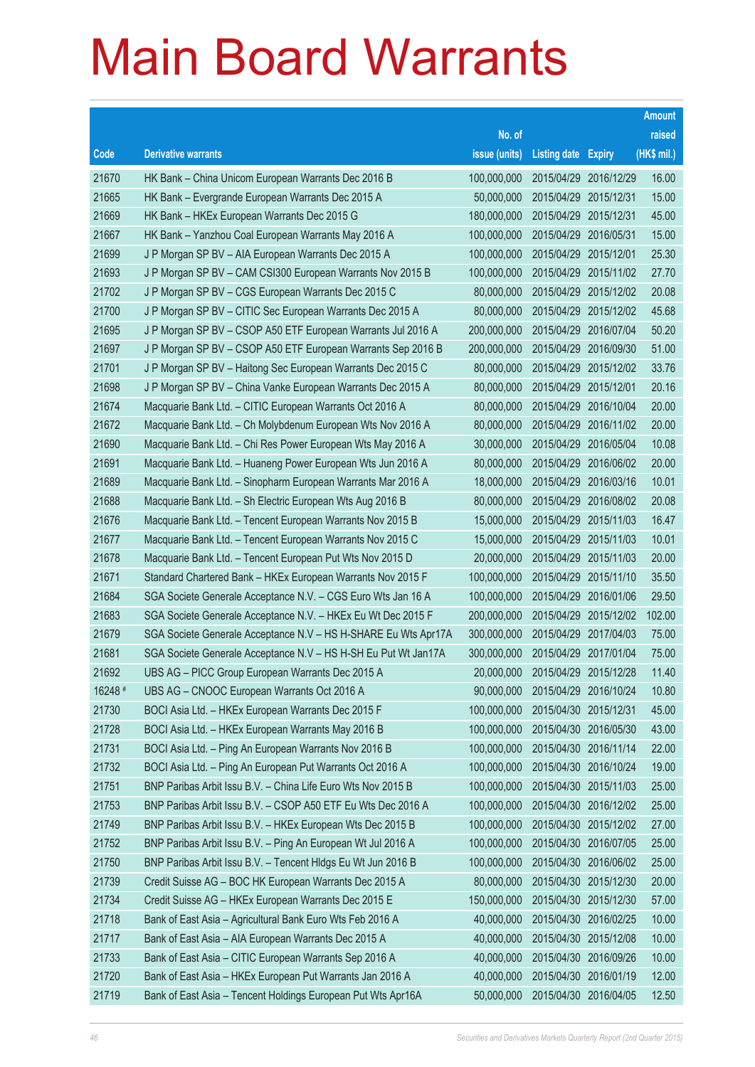# Main Board Warrants

| Code | Derivative warrants | No. of issue (units) | Listing date | Expiry | Amount raised (HK$ mil.) |
|---|---|---|---|---|---|
| 21670 | HK Bank – China Unicom European Warrants Dec 2016 B | 100,000,000 | 2015/04/29 | 2016/12/29 | 16.00 |
| 21665 | HK Bank – Evergrande European Warrants Dec 2015 A | 50,000,000 | 2015/04/29 | 2015/12/31 | 15.00 |
| 21669 | HK Bank – HKEx European Warrants Dec 2015 G | 180,000,000 | 2015/04/29 | 2015/12/31 | 45.00 |
| 21667 | HK Bank – Yanzhou Coal European Warrants May 2016 A | 100,000,000 | 2015/04/29 | 2016/05/31 | 15.00 |
| 21699 | J P Morgan SP BV – AIA European Warrants Dec 2015 A | 100,000,000 | 2015/04/29 | 2015/12/01 | 25.30 |
| 21693 | J P Morgan SP BV – CAM CSI300 European Warrants Nov 2015 B | 100,000,000 | 2015/04/29 | 2015/11/02 | 27.70 |
| 21702 | J P Morgan SP BV – CGS European Warrants Dec 2015 C | 80,000,000 | 2015/04/29 | 2015/12/02 | 20.08 |
| 21700 | J P Morgan SP BV – CITIC Sec European Warrants Dec 2015 A | 80,000,000 | 2015/04/29 | 2015/12/02 | 45.68 |
| 21695 | J P Morgan SP BV – CSOP A50 ETF European Warrants Jul 2016 A | 200,000,000 | 2015/04/29 | 2016/07/04 | 50.20 |
| 21697 | J P Morgan SP BV – CSOP A50 ETF European Warrants Sep 2016 B | 200,000,000 | 2015/04/29 | 2016/09/30 | 51.00 |
| 21701 | J P Morgan SP BV – Haitong Sec European Warrants Dec 2015 C | 80,000,000 | 2015/04/29 | 2015/12/02 | 33.76 |
| 21698 | J P Morgan SP BV – China Vanke European Warrants Dec 2015 A | 80,000,000 | 2015/04/29 | 2015/12/01 | 20.16 |
| 21674 | Macquarie Bank Ltd. – CITIC European Warrants Oct 2016 A | 80,000,000 | 2015/04/29 | 2016/10/04 | 20.00 |
| 21672 | Macquarie Bank Ltd. – Ch Molybdenum European Wts Nov 2016 A | 80,000,000 | 2015/04/29 | 2016/11/02 | 20.00 |
| 21690 | Macquarie Bank Ltd. – Chi Res Power European Wts May 2016 A | 30,000,000 | 2015/04/29 | 2016/05/04 | 10.08 |
| 21691 | Macquarie Bank Ltd. – Huaneng Power European Wts Jun 2016 A | 80,000,000 | 2015/04/29 | 2016/06/02 | 20.00 |
| 21689 | Macquarie Bank Ltd. – Sinopharm European Warrants Mar 2016 A | 18,000,000 | 2015/04/29 | 2016/03/16 | 10.01 |
| 21688 | Macquarie Bank Ltd. – Sh Electric European Wts Aug 2016 B | 80,000,000 | 2015/04/29 | 2016/08/02 | 20.08 |
| 21676 | Macquarie Bank Ltd. – Tencent European Warrants Nov 2015 B | 15,000,000 | 2015/04/29 | 2015/11/03 | 16.47 |
| 21677 | Macquarie Bank Ltd. – Tencent European Warrants Nov 2015 C | 15,000,000 | 2015/04/29 | 2015/11/03 | 10.01 |
| 21678 | Macquarie Bank Ltd. – Tencent European Put Wts Nov 2015 D | 20,000,000 | 2015/04/29 | 2015/11/03 | 20.00 |
| 21671 | Standard Chartered Bank – HKEx European Warrants Nov 2015 F | 100,000,000 | 2015/04/29 | 2015/11/10 | 35.50 |
| 21684 | SGA Societe Generale Acceptance N.V. – CGS Euro Wts Jan 16 A | 100,000,000 | 2015/04/29 | 2016/01/06 | 29.50 |
| 21683 | SGA Societe Generale Acceptance N.V. – HKEx Eu Wt Dec 2015 F | 200,000,000 | 2015/04/29 | 2015/12/02 | 102.00 |
| 21679 | SGA Societe Generale Acceptance N.V – HS H-SHARE Eu Wts Apr17A | 300,000,000 | 2015/04/29 | 2017/04/03 | 75.00 |
| 21681 | SGA Societe Generale Acceptance N.V – HS H-SH Eu Put Wt Jan17A | 300,000,000 | 2015/04/29 | 2017/01/04 | 75.00 |
| 21692 | UBS AG – PICC Group European Warrants Dec 2015 A | 20,000,000 | 2015/04/29 | 2015/12/28 | 11.40 |
| 16248 # | UBS AG – CNOOC European Warrants Oct 2016 A | 90,000,000 | 2015/04/29 | 2016/10/24 | 10.80 |
| 21730 | BOCI Asia Ltd. – HKEx European Warrants Dec 2015 F | 100,000,000 | 2015/04/30 | 2015/12/31 | 45.00 |
| 21728 | BOCI Asia Ltd. – HKEx European Warrants May 2016 B | 100,000,000 | 2015/04/30 | 2016/05/30 | 43.00 |
| 21731 | BOCI Asia Ltd. – Ping An European Warrants Nov 2016 B | 100,000,000 | 2015/04/30 | 2016/11/14 | 22.00 |
| 21732 | BOCI Asia Ltd. – Ping An European Put Warrants Oct 2016 A | 100,000,000 | 2015/04/30 | 2016/10/24 | 19.00 |
| 21751 | BNP Paribas Arbit Issu B.V. – China Life Euro Wts Nov 2015 B | 100,000,000 | 2015/04/30 | 2015/11/03 | 25.00 |
| 21753 | BNP Paribas Arbit Issu B.V. – CSOP A50 ETF Eu Wts Dec 2016 A | 100,000,000 | 2015/04/30 | 2016/12/02 | 25.00 |
| 21749 | BNP Paribas Arbit Issu B.V. – HKEx European Wts Dec 2015 B | 100,000,000 | 2015/04/30 | 2015/12/02 | 27.00 |
| 21752 | BNP Paribas Arbit Issu B.V. – Ping An European Wt Jul 2016 A | 100,000,000 | 2015/04/30 | 2016/07/05 | 25.00 |
| 21750 | BNP Paribas Arbit Issu B.V. – Tencent Hldgs Eu Wt Jun 2016 B | 100,000,000 | 2015/04/30 | 2016/06/02 | 25.00 |
| 21739 | Credit Suisse AG – BOC HK European Warrants Dec 2015 A | 80,000,000 | 2015/04/30 | 2015/12/30 | 20.00 |
| 21734 | Credit Suisse AG – HKEx European Warrants Dec 2015 E | 150,000,000 | 2015/04/30 | 2015/12/30 | 57.00 |
| 21718 | Bank of East Asia – Agricultural Bank Euro Wts Feb 2016 A | 40,000,000 | 2015/04/30 | 2016/02/25 | 10.00 |
| 21717 | Bank of East Asia – AIA European Warrants Dec 2015 A | 40,000,000 | 2015/04/30 | 2015/12/08 | 10.00 |
| 21733 | Bank of East Asia – CITIC European Warrants Sep 2016 A | 40,000,000 | 2015/04/30 | 2016/09/26 | 10.00 |
| 21720 | Bank of East Asia – HKEx European Put Warrants Jan 2016 A | 40,000,000 | 2015/04/30 | 2016/01/19 | 12.00 |
| 21719 | Bank of East Asia – Tencent Holdings European Put Wts Apr16A | 50,000,000 | 2015/04/30 | 2016/04/05 | 12.50 |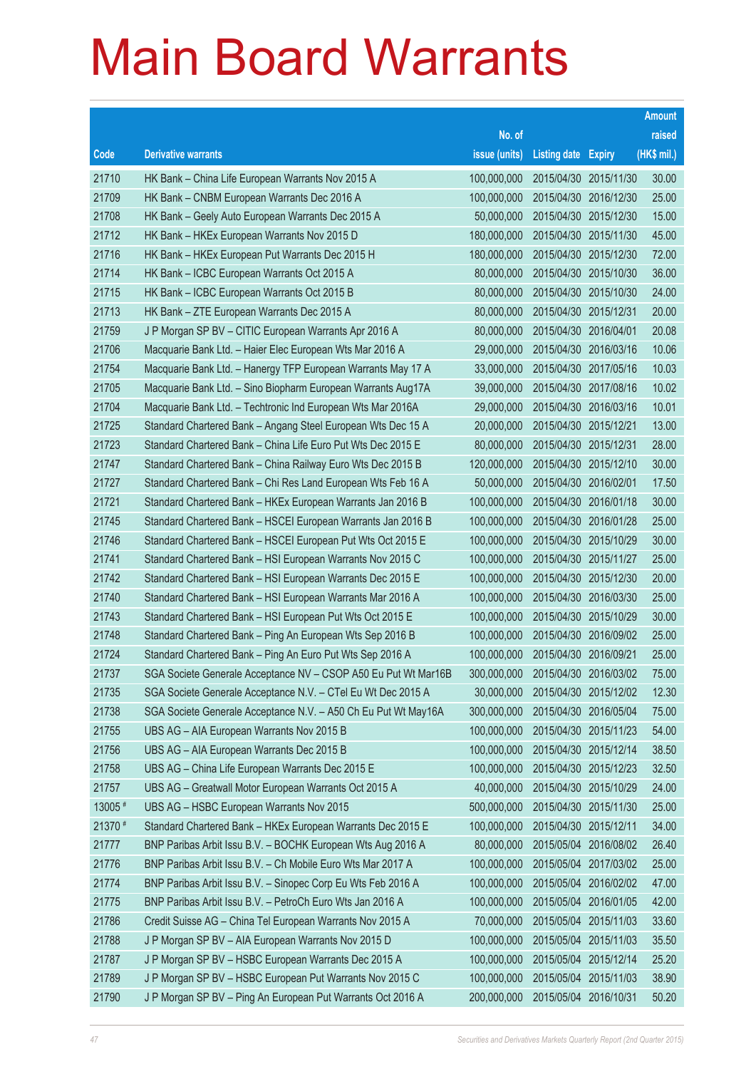# Main Board Warrants

| Code | Derivative warrants | No. of issue (units) | Listing date | Expiry | Amount raised (HK$ mil.) |
|---|---|---|---|---|---|
| 21710 | HK Bank – China Life European Warrants Nov 2015 A | 100,000,000 | 2015/04/30 | 2015/11/30 | 30.00 |
| 21709 | HK Bank – CNBM European Warrants Dec 2016 A | 100,000,000 | 2015/04/30 | 2016/12/30 | 25.00 |
| 21708 | HK Bank – Geely Auto European Warrants Dec 2015 A | 50,000,000 | 2015/04/30 | 2015/12/30 | 15.00 |
| 21712 | HK Bank – HKEx European Warrants Nov 2015 D | 180,000,000 | 2015/04/30 | 2015/11/30 | 45.00 |
| 21716 | HK Bank – HKEx European Put Warrants Dec 2015 H | 180,000,000 | 2015/04/30 | 2015/12/30 | 72.00 |
| 21714 | HK Bank – ICBC European Warrants Oct 2015 A | 80,000,000 | 2015/04/30 | 2015/10/30 | 36.00 |
| 21715 | HK Bank – ICBC European Warrants Oct 2015 B | 80,000,000 | 2015/04/30 | 2015/10/30 | 24.00 |
| 21713 | HK Bank – ZTE European Warrants Dec 2015 A | 80,000,000 | 2015/04/30 | 2015/12/31 | 20.00 |
| 21759 | J P Morgan SP BV – CITIC European Warrants Apr 2016 A | 80,000,000 | 2015/04/30 | 2016/04/01 | 20.08 |
| 21706 | Macquarie Bank Ltd. – Haier Elec European Wts Mar 2016 A | 29,000,000 | 2015/04/30 | 2016/03/16 | 10.06 |
| 21754 | Macquarie Bank Ltd. – Hanergy TFP European Warrants May 17 A | 33,000,000 | 2015/04/30 | 2017/05/16 | 10.03 |
| 21705 | Macquarie Bank Ltd. – Sino Biopharm European Warrants Aug17A | 39,000,000 | 2015/04/30 | 2017/08/16 | 10.02 |
| 21704 | Macquarie Bank Ltd. – Techtronic Ind European Wts Mar 2016A | 29,000,000 | 2015/04/30 | 2016/03/16 | 10.01 |
| 21725 | Standard Chartered Bank – Angang Steel European Wts Dec 15 A | 20,000,000 | 2015/04/30 | 2015/12/21 | 13.00 |
| 21723 | Standard Chartered Bank – China Life Euro Put Wts Dec 2015 E | 80,000,000 | 2015/04/30 | 2015/12/31 | 28.00 |
| 21747 | Standard Chartered Bank – China Railway Euro Wts Dec 2015 B | 120,000,000 | 2015/04/30 | 2015/12/10 | 30.00 |
| 21727 | Standard Chartered Bank – Chi Res Land European Wts Feb 16 A | 50,000,000 | 2015/04/30 | 2016/02/01 | 17.50 |
| 21721 | Standard Chartered Bank – HKEx European Warrants Jan 2016 B | 100,000,000 | 2015/04/30 | 2016/01/18 | 30.00 |
| 21745 | Standard Chartered Bank – HSCEI European Warrants Jan 2016 B | 100,000,000 | 2015/04/30 | 2016/01/28 | 25.00 |
| 21746 | Standard Chartered Bank – HSCEI European Put Wts Oct 2015 E | 100,000,000 | 2015/04/30 | 2015/10/29 | 30.00 |
| 21741 | Standard Chartered Bank – HSI European Warrants Nov 2015 C | 100,000,000 | 2015/04/30 | 2015/11/27 | 25.00 |
| 21742 | Standard Chartered Bank – HSI European Warrants Dec 2015 E | 100,000,000 | 2015/04/30 | 2015/12/30 | 20.00 |
| 21740 | Standard Chartered Bank – HSI European Warrants Mar 2016 A | 100,000,000 | 2015/04/30 | 2016/03/30 | 25.00 |
| 21743 | Standard Chartered Bank – HSI European Put Wts Oct 2015 E | 100,000,000 | 2015/04/30 | 2015/10/29 | 30.00 |
| 21748 | Standard Chartered Bank – Ping An European Wts Sep 2016 B | 100,000,000 | 2015/04/30 | 2016/09/02 | 25.00 |
| 21724 | Standard Chartered Bank – Ping An Euro Put Wts Sep 2016 A | 100,000,000 | 2015/04/30 | 2016/09/21 | 25.00 |
| 21737 | SGA Societe Generale Acceptance NV – CSOP A50 Eu Put Wt Mar16B | 300,000,000 | 2015/04/30 | 2016/03/02 | 75.00 |
| 21735 | SGA Societe Generale Acceptance N.V. – CTel Eu Wt Dec 2015 A | 30,000,000 | 2015/04/30 | 2015/12/02 | 12.30 |
| 21738 | SGA Societe Generale Acceptance N.V. – A50 Ch Eu Put Wt May16A | 300,000,000 | 2015/04/30 | 2016/05/04 | 75.00 |
| 21755 | UBS AG – AIA European Warrants Nov 2015 B | 100,000,000 | 2015/04/30 | 2015/11/23 | 54.00 |
| 21756 | UBS AG – AIA European Warrants Dec 2015 B | 100,000,000 | 2015/04/30 | 2015/12/14 | 38.50 |
| 21758 | UBS AG – China Life European Warrants Dec 2015 E | 100,000,000 | 2015/04/30 | 2015/12/23 | 32.50 |
| 21757 | UBS AG – Greatwall Motor European Warrants Oct 2015 A | 40,000,000 | 2015/04/30 | 2015/10/29 | 24.00 |
| 13005 # | UBS AG – HSBC European Warrants Nov 2015 | 500,000,000 | 2015/04/30 | 2015/11/30 | 25.00 |
| 21370 # | Standard Chartered Bank – HKEx European Warrants Dec 2015 E | 100,000,000 | 2015/04/30 | 2015/12/11 | 34.00 |
| 21777 | BNP Paribas Arbit Issu B.V. – BOCHK European Wts Aug 2016 A | 80,000,000 | 2015/05/04 | 2016/08/02 | 26.40 |
| 21776 | BNP Paribas Arbit Issu B.V. – Ch Mobile Euro Wts Mar 2017 A | 100,000,000 | 2015/05/04 | 2017/03/02 | 25.00 |
| 21774 | BNP Paribas Arbit Issu B.V. – Sinopec Corp Eu Wts Feb 2016 A | 100,000,000 | 2015/05/04 | 2016/02/02 | 47.00 |
| 21775 | BNP Paribas Arbit Issu B.V. – PetroCh Euro Wts Jan 2016 A | 100,000,000 | 2015/05/04 | 2016/01/05 | 42.00 |
| 21786 | Credit Suisse AG – China Tel European Warrants Nov 2015 A | 70,000,000 | 2015/05/04 | 2015/11/03 | 33.60 |
| 21788 | J P Morgan SP BV – AIA European Warrants Nov 2015 D | 100,000,000 | 2015/05/04 | 2015/11/03 | 35.50 |
| 21787 | J P Morgan SP BV – HSBC European Warrants Dec 2015 A | 100,000,000 | 2015/05/04 | 2015/12/14 | 25.20 |
| 21789 | J P Morgan SP BV – HSBC European Put Warrants Nov 2015 C | 100,000,000 | 2015/05/04 | 2015/11/03 | 38.90 |
| 21790 | J P Morgan SP BV – Ping An European Put Warrants Oct 2016 A | 200,000,000 | 2015/05/04 | 2016/10/31 | 50.20 |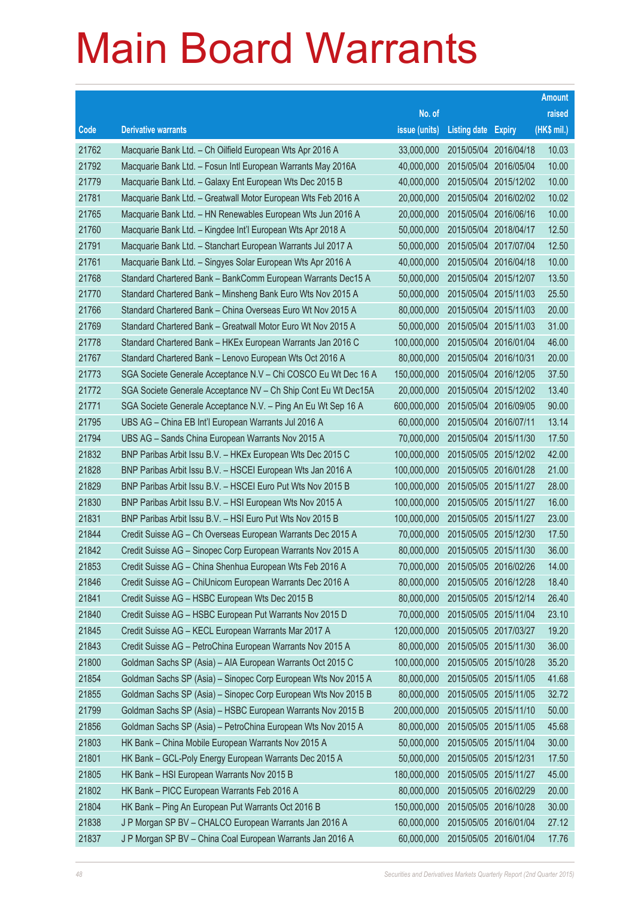# Main Board Warrants

| Code | Derivative warrants | No. of issue (units) | Listing date | Expiry | Amount raised (HK$ mil.) |
|---|---|---|---|---|---|
| 21762 | Macquarie Bank Ltd. – Ch Oilfield European Wts Apr 2016 A | 33,000,000 | 2015/05/04 | 2016/04/18 | 10.03 |
| 21792 | Macquarie Bank Ltd. – Fosun Intl European Warrants May 2016A | 40,000,000 | 2015/05/04 | 2016/05/04 | 10.00 |
| 21779 | Macquarie Bank Ltd. – Galaxy Ent European Wts Dec 2015 B | 40,000,000 | 2015/05/04 | 2015/12/02 | 10.00 |
| 21781 | Macquarie Bank Ltd. – Greatwall Motor European Wts Feb 2016 A | 20,000,000 | 2015/05/04 | 2016/02/02 | 10.02 |
| 21765 | Macquarie Bank Ltd. – HN Renewables European Wts Jun 2016 A | 20,000,000 | 2015/05/04 | 2016/06/16 | 10.00 |
| 21760 | Macquarie Bank Ltd. – Kingdee Int'l European Wts Apr 2018 A | 50,000,000 | 2015/05/04 | 2018/04/17 | 12.50 |
| 21791 | Macquarie Bank Ltd. – Stanchart European Warrants Jul 2017 A | 50,000,000 | 2015/05/04 | 2017/07/04 | 12.50 |
| 21761 | Macquarie Bank Ltd. – Singyes Solar European Wts Apr 2016 A | 40,000,000 | 2015/05/04 | 2016/04/18 | 10.00 |
| 21768 | Standard Chartered Bank – BankComm European Warrants Dec15 A | 50,000,000 | 2015/05/04 | 2015/12/07 | 13.50 |
| 21770 | Standard Chartered Bank – Minsheng Bank Euro Wts Nov 2015 A | 50,000,000 | 2015/05/04 | 2015/11/03 | 25.50 |
| 21766 | Standard Chartered Bank – China Overseas Euro Wt Nov 2015 A | 80,000,000 | 2015/05/04 | 2015/11/03 | 20.00 |
| 21769 | Standard Chartered Bank – Greatwall Motor Euro Wt Nov 2015 A | 50,000,000 | 2015/05/04 | 2015/11/03 | 31.00 |
| 21778 | Standard Chartered Bank – HKEx European Warrants Jan 2016 C | 100,000,000 | 2015/05/04 | 2016/01/04 | 46.00 |
| 21767 | Standard Chartered Bank – Lenovo European Wts Oct 2016 A | 80,000,000 | 2015/05/04 | 2016/10/31 | 20.00 |
| 21773 | SGA Societe Generale Acceptance N.V – Chi COSCO Eu Wt Dec 16 A | 150,000,000 | 2015/05/04 | 2016/12/05 | 37.50 |
| 21772 | SGA Societe Generale Acceptance NV – Ch Ship Cont Eu Wt Dec15A | 20,000,000 | 2015/05/04 | 2015/12/02 | 13.40 |
| 21771 | SGA Societe Generale Acceptance N.V. – Ping An Eu Wt Sep 16 A | 600,000,000 | 2015/05/04 | 2016/09/05 | 90.00 |
| 21795 | UBS AG – China EB Int'l European Warrants Jul 2016 A | 60,000,000 | 2015/05/04 | 2016/07/11 | 13.14 |
| 21794 | UBS AG – Sands China European Warrants Nov 2015 A | 70,000,000 | 2015/05/04 | 2015/11/30 | 17.50 |
| 21832 | BNP Paribas Arbit Issu B.V. – HKEx European Wts Dec 2015 C | 100,000,000 | 2015/05/05 | 2015/12/02 | 42.00 |
| 21828 | BNP Paribas Arbit Issu B.V. – HSCEI European Wts Jan 2016 A | 100,000,000 | 2015/05/05 | 2016/01/28 | 21.00 |
| 21829 | BNP Paribas Arbit Issu B.V. – HSCEI Euro Put Wts Nov 2015 B | 100,000,000 | 2015/05/05 | 2015/11/27 | 28.00 |
| 21830 | BNP Paribas Arbit Issu B.V. – HSI European Wts Nov 2015 A | 100,000,000 | 2015/05/05 | 2015/11/27 | 16.00 |
| 21831 | BNP Paribas Arbit Issu B.V. – HSI Euro Put Wts Nov 2015 B | 100,000,000 | 2015/05/05 | 2015/11/27 | 23.00 |
| 21844 | Credit Suisse AG – Ch Overseas European Warrants Dec 2015 A | 70,000,000 | 2015/05/05 | 2015/12/30 | 17.50 |
| 21842 | Credit Suisse AG – Sinopec Corp European Warrants Nov 2015 A | 80,000,000 | 2015/05/05 | 2015/11/30 | 36.00 |
| 21853 | Credit Suisse AG – China Shenhua European Wts Feb 2016 A | 70,000,000 | 2015/05/05 | 2016/02/26 | 14.00 |
| 21846 | Credit Suisse AG – ChiUnicom European Warrants Dec 2016 A | 80,000,000 | 2015/05/05 | 2016/12/28 | 18.40 |
| 21841 | Credit Suisse AG – HSBC European Wts Dec 2015 B | 80,000,000 | 2015/05/05 | 2015/12/14 | 26.40 |
| 21840 | Credit Suisse AG – HSBC European Put Warrants Nov 2015 D | 70,000,000 | 2015/05/05 | 2015/11/04 | 23.10 |
| 21845 | Credit Suisse AG – KECL European Warrants Mar 2017 A | 120,000,000 | 2015/05/05 | 2017/03/27 | 19.20 |
| 21843 | Credit Suisse AG – PetroChina European Warrants Nov 2015 A | 80,000,000 | 2015/05/05 | 2015/11/30 | 36.00 |
| 21800 | Goldman Sachs SP (Asia) – AIA European Warrants Oct 2015 C | 100,000,000 | 2015/05/05 | 2015/10/28 | 35.20 |
| 21854 | Goldman Sachs SP (Asia) – Sinopec Corp European Wts Nov 2015 A | 80,000,000 | 2015/05/05 | 2015/11/05 | 41.68 |
| 21855 | Goldman Sachs SP (Asia) – Sinopec Corp European Wts Nov 2015 B | 80,000,000 | 2015/05/05 | 2015/11/05 | 32.72 |
| 21799 | Goldman Sachs SP (Asia) – HSBC European Warrants Nov 2015 B | 200,000,000 | 2015/05/05 | 2015/11/10 | 50.00 |
| 21856 | Goldman Sachs SP (Asia) – PetroChina European Wts Nov 2015 A | 80,000,000 | 2015/05/05 | 2015/11/05 | 45.68 |
| 21803 | HK Bank – China Mobile European Warrants Nov 2015 A | 50,000,000 | 2015/05/05 | 2015/11/04 | 30.00 |
| 21801 | HK Bank – GCL-Poly Energy European Warrants Dec 2015 A | 50,000,000 | 2015/05/05 | 2015/12/31 | 17.50 |
| 21805 | HK Bank – HSI European Warrants Nov 2015 B | 180,000,000 | 2015/05/05 | 2015/11/27 | 45.00 |
| 21802 | HK Bank – PICC European Warrants Feb 2016 A | 80,000,000 | 2015/05/05 | 2016/02/29 | 20.00 |
| 21804 | HK Bank – Ping An European Put Warrants Oct 2016 B | 150,000,000 | 2015/05/05 | 2016/10/28 | 30.00 |
| 21838 | J P Morgan SP BV – CHALCO European Warrants Jan 2016 A | 60,000,000 | 2015/05/05 | 2016/01/04 | 27.12 |
| 21837 | J P Morgan SP BV – China Coal European Warrants Jan 2016 A | 60,000,000 | 2015/05/05 | 2016/01/04 | 17.76 |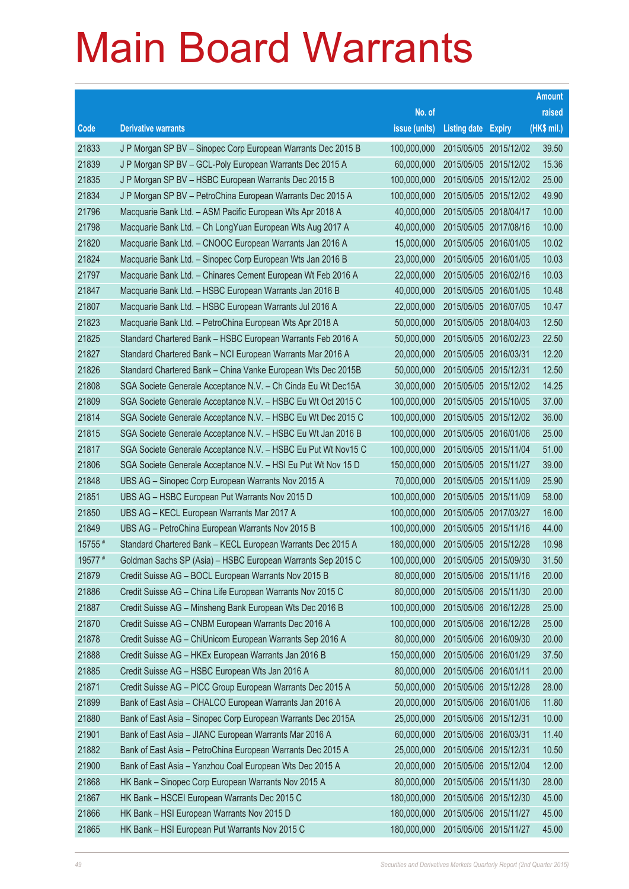# Main Board Warrants

| Code | Derivative warrants | No. of issue (units) | Listing date | Expiry | Amount raised (HK$ mil.) |
|---|---|---|---|---|---|
| 21833 | J P Morgan SP BV – Sinopec Corp European Warrants Dec 2015 B | 100,000,000 | 2015/05/05 | 2015/12/02 | 39.50 |
| 21839 | J P Morgan SP BV – GCL-Poly European Warrants Dec 2015 A | 60,000,000 | 2015/05/05 | 2015/12/02 | 15.36 |
| 21835 | J P Morgan SP BV – HSBC European Warrants Dec 2015 B | 100,000,000 | 2015/05/05 | 2015/12/02 | 25.00 |
| 21834 | J P Morgan SP BV – PetroChina European Warrants Dec 2015 A | 100,000,000 | 2015/05/05 | 2015/12/02 | 49.90 |
| 21796 | Macquarie Bank Ltd. – ASM Pacific European Wts Apr 2018 A | 40,000,000 | 2015/05/05 | 2018/04/17 | 10.00 |
| 21798 | Macquarie Bank Ltd. – Ch LongYuan European Wts Aug 2017 A | 40,000,000 | 2015/05/05 | 2017/08/16 | 10.00 |
| 21820 | Macquarie Bank Ltd. – CNOOC European Warrants Jan 2016 A | 15,000,000 | 2015/05/05 | 2016/01/05 | 10.02 |
| 21824 | Macquarie Bank Ltd. – Sinopec Corp European Wts Jan 2016 B | 23,000,000 | 2015/05/05 | 2016/01/05 | 10.03 |
| 21797 | Macquarie Bank Ltd. – Chinares Cement European Wt Feb 2016 A | 22,000,000 | 2015/05/05 | 2016/02/16 | 10.03 |
| 21847 | Macquarie Bank Ltd. – HSBC European Warrants Jan 2016 B | 40,000,000 | 2015/05/05 | 2016/01/05 | 10.48 |
| 21807 | Macquarie Bank Ltd. – HSBC European Warrants Jul 2016 A | 22,000,000 | 2015/05/05 | 2016/07/05 | 10.47 |
| 21823 | Macquarie Bank Ltd. – PetroChina European Wts Apr 2018 A | 50,000,000 | 2015/05/05 | 2018/04/03 | 12.50 |
| 21825 | Standard Chartered Bank – HSBC European Warrants Feb 2016 A | 50,000,000 | 2015/05/05 | 2016/02/23 | 22.50 |
| 21827 | Standard Chartered Bank – NCI European Warrants Mar 2016 A | 20,000,000 | 2015/05/05 | 2016/03/31 | 12.20 |
| 21826 | Standard Chartered Bank – China Vanke European Wts Dec 2015B | 50,000,000 | 2015/05/05 | 2015/12/31 | 12.50 |
| 21808 | SGA Societe Generale Acceptance N.V. – Ch Cinda Eu Wt Dec15A | 30,000,000 | 2015/05/05 | 2015/12/02 | 14.25 |
| 21809 | SGA Societe Generale Acceptance N.V. – HSBC Eu Wt Oct 2015 C | 100,000,000 | 2015/05/05 | 2015/10/05 | 37.00 |
| 21814 | SGA Societe Generale Acceptance N.V. – HSBC Eu Wt Dec 2015 C | 100,000,000 | 2015/05/05 | 2015/12/02 | 36.00 |
| 21815 | SGA Societe Generale Acceptance N.V. – HSBC Eu Wt Jan 2016 B | 100,000,000 | 2015/05/05 | 2016/01/06 | 25.00 |
| 21817 | SGA Societe Generale Acceptance N.V. – HSBC Eu Put Wt Nov15 C | 100,000,000 | 2015/05/05 | 2015/11/04 | 51.00 |
| 21806 | SGA Societe Generale Acceptance N.V. – HSI Eu Put Wt Nov 15 D | 150,000,000 | 2015/05/05 | 2015/11/27 | 39.00 |
| 21848 | UBS AG – Sinopec Corp European Warrants Nov 2015 A | 70,000,000 | 2015/05/05 | 2015/11/09 | 25.90 |
| 21851 | UBS AG – HSBC European Put Warrants Nov 2015 D | 100,000,000 | 2015/05/05 | 2015/11/09 | 58.00 |
| 21850 | UBS AG – KECL European Warrants Mar 2017 A | 100,000,000 | 2015/05/05 | 2017/03/27 | 16.00 |
| 21849 | UBS AG – PetroChina European Warrants Nov 2015 B | 100,000,000 | 2015/05/05 | 2015/11/16 | 44.00 |
| 15755 # | Standard Chartered Bank – KECL European Warrants Dec 2015 A | 180,000,000 | 2015/05/05 | 2015/12/28 | 10.98 |
| 19577 # | Goldman Sachs SP (Asia) – HSBC European Warrants Sep 2015 C | 100,000,000 | 2015/05/05 | 2015/09/30 | 31.50 |
| 21879 | Credit Suisse AG – BOCL European Warrants Nov 2015 B | 80,000,000 | 2015/05/06 | 2015/11/16 | 20.00 |
| 21886 | Credit Suisse AG – China Life European Warrants Nov 2015 C | 80,000,000 | 2015/05/06 | 2015/11/30 | 20.00 |
| 21887 | Credit Suisse AG – Minsheng Bank European Wts Dec 2016 B | 100,000,000 | 2015/05/06 | 2016/12/28 | 25.00 |
| 21870 | Credit Suisse AG – CNBM European Warrants Dec 2016 A | 100,000,000 | 2015/05/06 | 2016/12/28 | 25.00 |
| 21878 | Credit Suisse AG – ChiUnicom European Warrants Sep 2016 A | 80,000,000 | 2015/05/06 | 2016/09/30 | 20.00 |
| 21888 | Credit Suisse AG – HKEx European Warrants Jan 2016 B | 150,000,000 | 2015/05/06 | 2016/01/29 | 37.50 |
| 21885 | Credit Suisse AG – HSBC European Wts Jan 2016 A | 80,000,000 | 2015/05/06 | 2016/01/11 | 20.00 |
| 21871 | Credit Suisse AG – PICC Group European Warrants Dec 2015 A | 50,000,000 | 2015/05/06 | 2015/12/28 | 28.00 |
| 21899 | Bank of East Asia – CHALCO European Warrants Jan 2016 A | 20,000,000 | 2015/05/06 | 2016/01/06 | 11.80 |
| 21880 | Bank of East Asia – Sinopec Corp European Warrants Dec 2015A | 25,000,000 | 2015/05/06 | 2015/12/31 | 10.00 |
| 21901 | Bank of East Asia – JIANC European Warrants Mar 2016 A | 60,000,000 | 2015/05/06 | 2016/03/31 | 11.40 |
| 21882 | Bank of East Asia – PetroChina European Warrants Dec 2015 A | 25,000,000 | 2015/05/06 | 2015/12/31 | 10.50 |
| 21900 | Bank of East Asia – Yanzhou Coal European Wts Dec 2015 A | 20,000,000 | 2015/05/06 | 2015/12/04 | 12.00 |
| 21868 | HK Bank – Sinopec Corp European Warrants Nov 2015 A | 80,000,000 | 2015/05/06 | 2015/11/30 | 28.00 |
| 21867 | HK Bank – HSCEI European Warrants Dec 2015 C | 180,000,000 | 2015/05/06 | 2015/12/30 | 45.00 |
| 21866 | HK Bank – HSI European Warrants Nov 2015 D | 180,000,000 | 2015/05/06 | 2015/11/27 | 45.00 |
| 21865 | HK Bank – HSI European Put Warrants Nov 2015 C | 180,000,000 | 2015/05/06 | 2015/11/27 | 45.00 |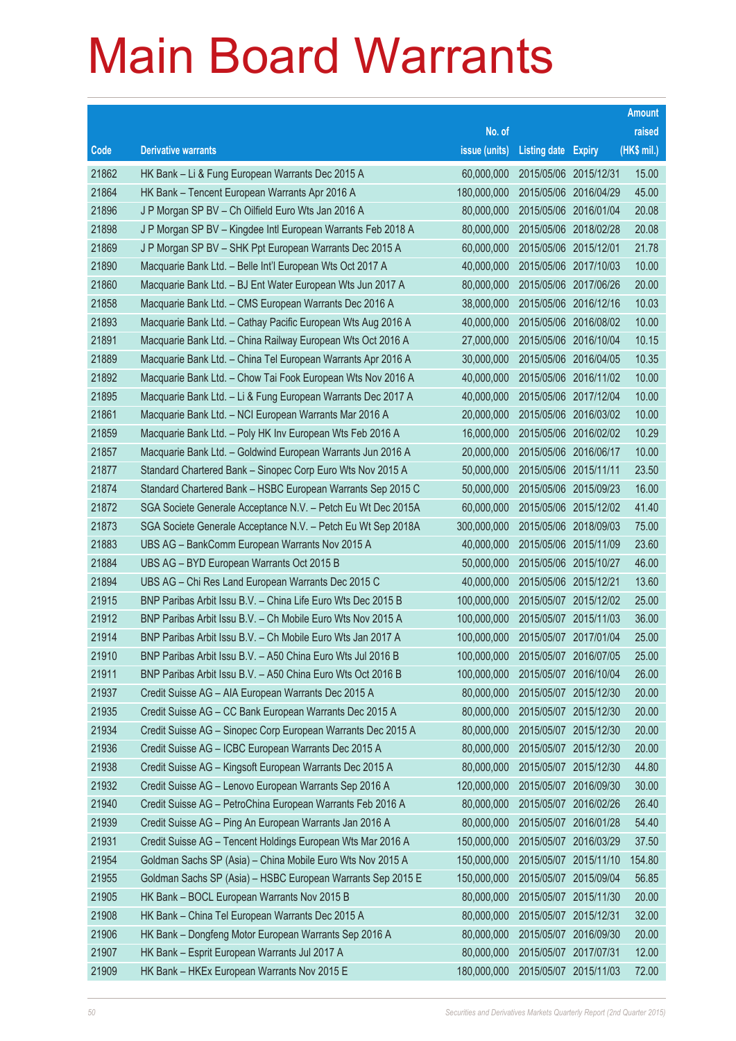# Main Board Warrants

| Code | Derivative warrants | No. of issue (units) | Listing date | Expiry | Amount raised (HK$ mil.) |
|---|---|---|---|---|---|
| 21862 | HK Bank – Li & Fung European Warrants Dec 2015 A | 60,000,000 | 2015/05/06 | 2015/12/31 | 15.00 |
| 21864 | HK Bank – Tencent European Warrants Apr 2016 A | 180,000,000 | 2015/05/06 | 2016/04/29 | 45.00 |
| 21896 | J P Morgan SP BV – Ch Oilfield Euro Wts Jan 2016 A | 80,000,000 | 2015/05/06 | 2016/01/04 | 20.08 |
| 21898 | J P Morgan SP BV – Kingdee Intl European Warrants Feb 2018 A | 80,000,000 | 2015/05/06 | 2018/02/28 | 20.08 |
| 21869 | J P Morgan SP BV – SHK Ppt European Warrants Dec 2015 A | 60,000,000 | 2015/05/06 | 2015/12/01 | 21.78 |
| 21890 | Macquarie Bank Ltd. – Belle Int'l European Wts Oct 2017 A | 40,000,000 | 2015/05/06 | 2017/10/03 | 10.00 |
| 21860 | Macquarie Bank Ltd. – BJ Ent Water European Wts Jun 2017 A | 80,000,000 | 2015/05/06 | 2017/06/26 | 20.00 |
| 21858 | Macquarie Bank Ltd. – CMS European Warrants Dec 2016 A | 38,000,000 | 2015/05/06 | 2016/12/16 | 10.03 |
| 21893 | Macquarie Bank Ltd. – Cathay Pacific European Wts Aug 2016 A | 40,000,000 | 2015/05/06 | 2016/08/02 | 10.00 |
| 21891 | Macquarie Bank Ltd. – China Railway European Wts Oct 2016 A | 27,000,000 | 2015/05/06 | 2016/10/04 | 10.15 |
| 21889 | Macquarie Bank Ltd. – China Tel European Warrants Apr 2016 A | 30,000,000 | 2015/05/06 | 2016/04/05 | 10.35 |
| 21892 | Macquarie Bank Ltd. – Chow Tai Fook European Wts Nov 2016 A | 40,000,000 | 2015/05/06 | 2016/11/02 | 10.00 |
| 21895 | Macquarie Bank Ltd. – Li & Fung European Warrants Dec 2017 A | 40,000,000 | 2015/05/06 | 2017/12/04 | 10.00 |
| 21861 | Macquarie Bank Ltd. – NCI European Warrants Mar 2016 A | 20,000,000 | 2015/05/06 | 2016/03/02 | 10.00 |
| 21859 | Macquarie Bank Ltd. – Poly HK Inv European Wts Feb 2016 A | 16,000,000 | 2015/05/06 | 2016/02/02 | 10.29 |
| 21857 | Macquarie Bank Ltd. – Goldwind European Warrants Jun 2016 A | 20,000,000 | 2015/05/06 | 2016/06/17 | 10.00 |
| 21877 | Standard Chartered Bank – Sinopec Corp Euro Wts Nov 2015 A | 50,000,000 | 2015/05/06 | 2015/11/11 | 23.50 |
| 21874 | Standard Chartered Bank – HSBC European Warrants Sep 2015 C | 50,000,000 | 2015/05/06 | 2015/09/23 | 16.00 |
| 21872 | SGA Societe Generale Acceptance N.V. – Petch Eu Wt Dec 2015A | 60,000,000 | 2015/05/06 | 2015/12/02 | 41.40 |
| 21873 | SGA Societe Generale Acceptance N.V. – Petch Eu Wt Sep 2018A | 300,000,000 | 2015/05/06 | 2018/09/03 | 75.00 |
| 21883 | UBS AG – BankComm European Warrants Nov 2015 A | 40,000,000 | 2015/05/06 | 2015/11/09 | 23.60 |
| 21884 | UBS AG – BYD European Warrants Oct 2015 B | 50,000,000 | 2015/05/06 | 2015/10/27 | 46.00 |
| 21894 | UBS AG – Chi Res Land European Warrants Dec 2015 C | 40,000,000 | 2015/05/06 | 2015/12/21 | 13.60 |
| 21915 | BNP Paribas Arbit Issu B.V. – China Life Euro Wts Dec 2015 B | 100,000,000 | 2015/05/07 | 2015/12/02 | 25.00 |
| 21912 | BNP Paribas Arbit Issu B.V. – Ch Mobile Euro Wts Nov 2015 A | 100,000,000 | 2015/05/07 | 2015/11/03 | 36.00 |
| 21914 | BNP Paribas Arbit Issu B.V. – Ch Mobile Euro Wts Jan 2017 A | 100,000,000 | 2015/05/07 | 2017/01/04 | 25.00 |
| 21910 | BNP Paribas Arbit Issu B.V. – A50 China Euro Wts Jul 2016 B | 100,000,000 | 2015/05/07 | 2016/07/05 | 25.00 |
| 21911 | BNP Paribas Arbit Issu B.V. – A50 China Euro Wts Oct 2016 B | 100,000,000 | 2015/05/07 | 2016/10/04 | 26.00 |
| 21937 | Credit Suisse AG – AIA European Warrants Dec 2015 A | 80,000,000 | 2015/05/07 | 2015/12/30 | 20.00 |
| 21935 | Credit Suisse AG – CC Bank European Warrants Dec 2015 A | 80,000,000 | 2015/05/07 | 2015/12/30 | 20.00 |
| 21934 | Credit Suisse AG – Sinopec Corp European Warrants Dec 2015 A | 80,000,000 | 2015/05/07 | 2015/12/30 | 20.00 |
| 21936 | Credit Suisse AG – ICBC European Warrants Dec 2015 A | 80,000,000 | 2015/05/07 | 2015/12/30 | 20.00 |
| 21938 | Credit Suisse AG – Kingsoft European Warrants Dec 2015 A | 80,000,000 | 2015/05/07 | 2015/12/30 | 44.80 |
| 21932 | Credit Suisse AG – Lenovo European Warrants Sep 2016 A | 120,000,000 | 2015/05/07 | 2016/09/30 | 30.00 |
| 21940 | Credit Suisse AG – PetroChina European Warrants Feb 2016 A | 80,000,000 | 2015/05/07 | 2016/02/26 | 26.40 |
| 21939 | Credit Suisse AG – Ping An European Warrants Jan 2016 A | 80,000,000 | 2015/05/07 | 2016/01/28 | 54.40 |
| 21931 | Credit Suisse AG – Tencent Holdings European Wts Mar 2016 A | 150,000,000 | 2015/05/07 | 2016/03/29 | 37.50 |
| 21954 | Goldman Sachs SP (Asia) – China Mobile Euro Wts Nov 2015 A | 150,000,000 | 2015/05/07 | 2015/11/10 | 154.80 |
| 21955 | Goldman Sachs SP (Asia) – HSBC European Warrants Sep 2015 E | 150,000,000 | 2015/05/07 | 2015/09/04 | 56.85 |
| 21905 | HK Bank – BOCL European Warrants Nov 2015 B | 80,000,000 | 2015/05/07 | 2015/11/30 | 20.00 |
| 21908 | HK Bank – China Tel European Warrants Dec 2015 A | 80,000,000 | 2015/05/07 | 2015/12/31 | 32.00 |
| 21906 | HK Bank – Dongfeng Motor European Warrants Sep 2016 A | 80,000,000 | 2015/05/07 | 2016/09/30 | 20.00 |
| 21907 | HK Bank – Esprit European Warrants Jul 2017 A | 80,000,000 | 2015/05/07 | 2017/07/31 | 12.00 |
| 21909 | HK Bank – HKEx European Warrants Nov 2015 E | 180,000,000 | 2015/05/07 | 2015/11/03 | 72.00 |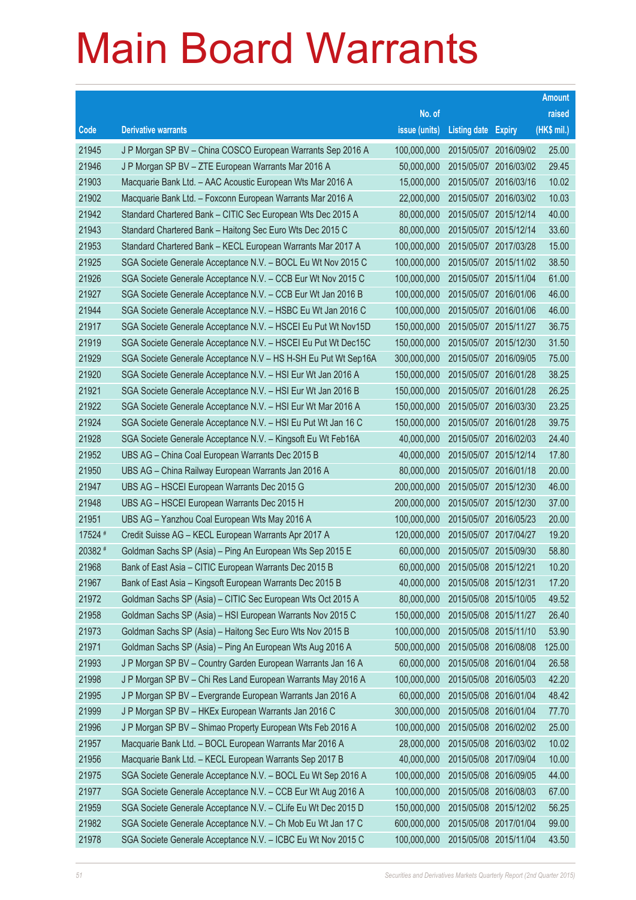# Main Board Warrants

| Code | Derivative warrants | No. of issue (units) | Listing date | Expiry | Amount raised (HK$ mil.) |
|---|---|---|---|---|---|
| 21945 | J P Morgan SP BV – China COSCO European Warrants Sep 2016 A | 100,000,000 | 2015/05/07 | 2016/09/02 | 25.00 |
| 21946 | J P Morgan SP BV – ZTE European Warrants Mar 2016 A | 50,000,000 | 2015/05/07 | 2016/03/02 | 29.45 |
| 21903 | Macquarie Bank Ltd. – AAC Acoustic European Wts Mar 2016 A | 15,000,000 | 2015/05/07 | 2016/03/16 | 10.02 |
| 21902 | Macquarie Bank Ltd. – Foxconn European Warrants Mar 2016 A | 22,000,000 | 2015/05/07 | 2016/03/02 | 10.03 |
| 21942 | Standard Chartered Bank – CITIC Sec European Wts Dec 2015 A | 80,000,000 | 2015/05/07 | 2015/12/14 | 40.00 |
| 21943 | Standard Chartered Bank – Haitong Sec Euro Wts Dec 2015 C | 80,000,000 | 2015/05/07 | 2015/12/14 | 33.60 |
| 21953 | Standard Chartered Bank – KECL European Warrants Mar 2017 A | 100,000,000 | 2015/05/07 | 2017/03/28 | 15.00 |
| 21925 | SGA Societe Generale Acceptance N.V. – BOCL Eu Wt Nov 2015 C | 100,000,000 | 2015/05/07 | 2015/11/02 | 38.50 |
| 21926 | SGA Societe Generale Acceptance N.V. – CCB Eur Wt Nov 2015 C | 100,000,000 | 2015/05/07 | 2015/11/04 | 61.00 |
| 21927 | SGA Societe Generale Acceptance N.V. – CCB Eur Wt Jan 2016 B | 100,000,000 | 2015/05/07 | 2016/01/06 | 46.00 |
| 21944 | SGA Societe Generale Acceptance N.V. – HSBC Eu Wt Jan 2016 C | 100,000,000 | 2015/05/07 | 2016/01/06 | 46.00 |
| 21917 | SGA Societe Generale Acceptance N.V. – HSCEI Eu Put Wt Nov15D | 150,000,000 | 2015/05/07 | 2015/11/27 | 36.75 |
| 21919 | SGA Societe Generale Acceptance N.V. – HSCEI Eu Put Wt Dec15C | 150,000,000 | 2015/05/07 | 2015/12/30 | 31.50 |
| 21929 | SGA Societe Generale Acceptance N.V – HS H-SH Eu Put Wt Sep16A | 300,000,000 | 2015/05/07 | 2016/09/05 | 75.00 |
| 21920 | SGA Societe Generale Acceptance N.V. – HSI Eur Wt Jan 2016 A | 150,000,000 | 2015/05/07 | 2016/01/28 | 38.25 |
| 21921 | SGA Societe Generale Acceptance N.V. – HSI Eur Wt Jan 2016 B | 150,000,000 | 2015/05/07 | 2016/01/28 | 26.25 |
| 21922 | SGA Societe Generale Acceptance N.V. – HSI Eur Wt Mar 2016 A | 150,000,000 | 2015/05/07 | 2016/03/30 | 23.25 |
| 21924 | SGA Societe Generale Acceptance N.V. – HSI Eu Put Wt Jan 16 C | 150,000,000 | 2015/05/07 | 2016/01/28 | 39.75 |
| 21928 | SGA Societe Generale Acceptance N.V. – Kingsoft Eu Wt Feb16A | 40,000,000 | 2015/05/07 | 2016/02/03 | 24.40 |
| 21952 | UBS AG – China Coal European Warrants Dec 2015 B | 40,000,000 | 2015/05/07 | 2015/12/14 | 17.80 |
| 21950 | UBS AG – China Railway European Warrants Jan 2016 A | 80,000,000 | 2015/05/07 | 2016/01/18 | 20.00 |
| 21947 | UBS AG – HSCEI European Warrants Dec 2015 G | 200,000,000 | 2015/05/07 | 2015/12/30 | 46.00 |
| 21948 | UBS AG – HSCEI European Warrants Dec 2015 H | 200,000,000 | 2015/05/07 | 2015/12/30 | 37.00 |
| 21951 | UBS AG – Yanzhou Coal European Wts May 2016 A | 100,000,000 | 2015/05/07 | 2016/05/23 | 20.00 |
| 17524 # | Credit Suisse AG – KECL European Warrants Apr 2017 A | 120,000,000 | 2015/05/07 | 2017/04/27 | 19.20 |
| 20382 # | Goldman Sachs SP (Asia) – Ping An European Wts Sep 2015 E | 60,000,000 | 2015/05/07 | 2015/09/30 | 58.80 |
| 21968 | Bank of East Asia – CITIC European Warrants Dec 2015 B | 60,000,000 | 2015/05/08 | 2015/12/21 | 10.20 |
| 21967 | Bank of East Asia – Kingsoft European Warrants Dec 2015 B | 40,000,000 | 2015/05/08 | 2015/12/31 | 17.20 |
| 21972 | Goldman Sachs SP (Asia) – CITIC Sec European Wts Oct 2015 A | 80,000,000 | 2015/05/08 | 2015/10/05 | 49.52 |
| 21958 | Goldman Sachs SP (Asia) – HSI European Warrants Nov 2015 C | 150,000,000 | 2015/05/08 | 2015/11/27 | 26.40 |
| 21973 | Goldman Sachs SP (Asia) – Haitong Sec Euro Wts Nov 2015 B | 100,000,000 | 2015/05/08 | 2015/11/10 | 53.90 |
| 21971 | Goldman Sachs SP (Asia) – Ping An European Wts Aug 2016 A | 500,000,000 | 2015/05/08 | 2016/08/08 | 125.00 |
| 21993 | J P Morgan SP BV – Country Garden European Warrants Jan 16 A | 60,000,000 | 2015/05/08 | 2016/01/04 | 26.58 |
| 21998 | J P Morgan SP BV – Chi Res Land European Warrants May 2016 A | 100,000,000 | 2015/05/08 | 2016/05/03 | 42.20 |
| 21995 | J P Morgan SP BV – Evergrande European Warrants Jan 2016 A | 60,000,000 | 2015/05/08 | 2016/01/04 | 48.42 |
| 21999 | J P Morgan SP BV – HKEx European Warrants Jan 2016 C | 300,000,000 | 2015/05/08 | 2016/01/04 | 77.70 |
| 21996 | J P Morgan SP BV – Shimao Property European Wts Feb 2016 A | 100,000,000 | 2015/05/08 | 2016/02/02 | 25.00 |
| 21957 | Macquarie Bank Ltd. – BOCL European Warrants Mar 2016 A | 28,000,000 | 2015/05/08 | 2016/03/02 | 10.02 |
| 21956 | Macquarie Bank Ltd. – KECL European Warrants Sep 2017 B | 40,000,000 | 2015/05/08 | 2017/09/04 | 10.00 |
| 21975 | SGA Societe Generale Acceptance N.V. – BOCL Eu Wt Sep 2016 A | 100,000,000 | 2015/05/08 | 2016/09/05 | 44.00 |
| 21977 | SGA Societe Generale Acceptance N.V. – CCB Eur Wt Aug 2016 A | 100,000,000 | 2015/05/08 | 2016/08/03 | 67.00 |
| 21959 | SGA Societe Generale Acceptance N.V. – CLife Eu Wt Dec 2015 D | 150,000,000 | 2015/05/08 | 2015/12/02 | 56.25 |
| 21982 | SGA Societe Generale Acceptance N.V. – Ch Mob Eu Wt Jan 17 C | 600,000,000 | 2015/05/08 | 2017/01/04 | 99.00 |
| 21978 | SGA Societe Generale Acceptance N.V. – ICBC Eu Wt Nov 2015 C | 100,000,000 | 2015/05/08 | 2015/11/04 | 43.50 |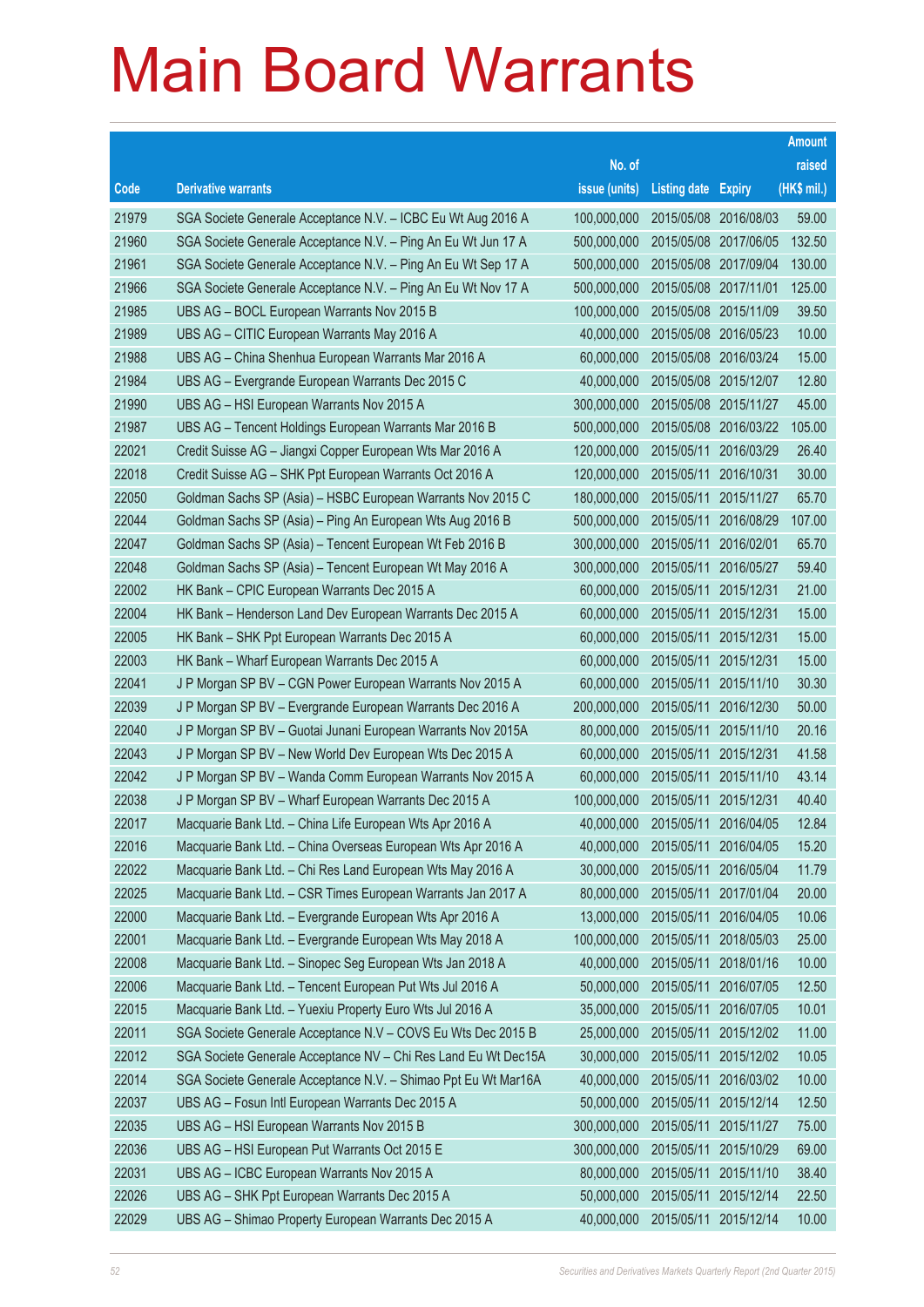# Main Board Warrants

| Code | Derivative warrants | No. of issue (units) | Listing date | Expiry | Amount raised (HK$ mil.) |
|---|---|---|---|---|---|
| 21979 | SGA Societe Generale Acceptance N.V. – ICBC Eu Wt Aug 2016 A | 100,000,000 | 2015/05/08 | 2016/08/03 | 59.00 |
| 21960 | SGA Societe Generale Acceptance N.V. – Ping An Eu Wt Jun 17 A | 500,000,000 | 2015/05/08 | 2017/06/05 | 132.50 |
| 21961 | SGA Societe Generale Acceptance N.V. – Ping An Eu Wt Sep 17 A | 500,000,000 | 2015/05/08 | 2017/09/04 | 130.00 |
| 21966 | SGA Societe Generale Acceptance N.V. – Ping An Eu Wt Nov 17 A | 500,000,000 | 2015/05/08 | 2017/11/01 | 125.00 |
| 21985 | UBS AG – BOCL European Warrants Nov 2015 B | 100,000,000 | 2015/05/08 | 2015/11/09 | 39.50 |
| 21989 | UBS AG – CITIC European Warrants May 2016 A | 40,000,000 | 2015/05/08 | 2016/05/23 | 10.00 |
| 21988 | UBS AG – China Shenhua European Warrants Mar 2016 A | 60,000,000 | 2015/05/08 | 2016/03/24 | 15.00 |
| 21984 | UBS AG – Evergrande European Warrants Dec 2015 C | 40,000,000 | 2015/05/08 | 2015/12/07 | 12.80 |
| 21990 | UBS AG – HSI European Warrants Nov 2015 A | 300,000,000 | 2015/05/08 | 2015/11/27 | 45.00 |
| 21987 | UBS AG – Tencent Holdings European Warrants Mar 2016 B | 500,000,000 | 2015/05/08 | 2016/03/22 | 105.00 |
| 22021 | Credit Suisse AG – Jiangxi Copper European Wts Mar 2016 A | 120,000,000 | 2015/05/11 | 2016/03/29 | 26.40 |
| 22018 | Credit Suisse AG – SHK Ppt European Warrants Oct 2016 A | 120,000,000 | 2015/05/11 | 2016/10/31 | 30.00 |
| 22050 | Goldman Sachs SP (Asia) – HSBC European Warrants Nov 2015 C | 180,000,000 | 2015/05/11 | 2015/11/27 | 65.70 |
| 22044 | Goldman Sachs SP (Asia) – Ping An European Wts Aug 2016 B | 500,000,000 | 2015/05/11 | 2016/08/29 | 107.00 |
| 22047 | Goldman Sachs SP (Asia) – Tencent European Wt Feb 2016 B | 300,000,000 | 2015/05/11 | 2016/02/01 | 65.70 |
| 22048 | Goldman Sachs SP (Asia) – Tencent European Wt May 2016 A | 300,000,000 | 2015/05/11 | 2016/05/27 | 59.40 |
| 22002 | HK Bank – CPIC European Warrants Dec 2015 A | 60,000,000 | 2015/05/11 | 2015/12/31 | 21.00 |
| 22004 | HK Bank – Henderson Land Dev European Warrants Dec 2015 A | 60,000,000 | 2015/05/11 | 2015/12/31 | 15.00 |
| 22005 | HK Bank – SHK Ppt European Warrants Dec 2015 A | 60,000,000 | 2015/05/11 | 2015/12/31 | 15.00 |
| 22003 | HK Bank – Wharf European Warrants Dec 2015 A | 60,000,000 | 2015/05/11 | 2015/12/31 | 15.00 |
| 22041 | J P Morgan SP BV – CGN Power European Warrants Nov 2015 A | 60,000,000 | 2015/05/11 | 2015/11/10 | 30.30 |
| 22039 | J P Morgan SP BV – Evergrande European Warrants Dec 2016 A | 200,000,000 | 2015/05/11 | 2016/12/30 | 50.00 |
| 22040 | J P Morgan SP BV – Guotai Junani European Warrants Nov 2015A | 80,000,000 | 2015/05/11 | 2015/11/10 | 20.16 |
| 22043 | J P Morgan SP BV – New World Dev European Wts Dec 2015 A | 60,000,000 | 2015/05/11 | 2015/12/31 | 41.58 |
| 22042 | J P Morgan SP BV – Wanda Comm European Warrants Nov 2015 A | 60,000,000 | 2015/05/11 | 2015/11/10 | 43.14 |
| 22038 | J P Morgan SP BV – Wharf European Warrants Dec 2015 A | 100,000,000 | 2015/05/11 | 2015/12/31 | 40.40 |
| 22017 | Macquarie Bank Ltd. – China Life European Wts Apr 2016 A | 40,000,000 | 2015/05/11 | 2016/04/05 | 12.84 |
| 22016 | Macquarie Bank Ltd. – China Overseas European Wts Apr 2016 A | 40,000,000 | 2015/05/11 | 2016/04/05 | 15.20 |
| 22022 | Macquarie Bank Ltd. – Chi Res Land European Wts May 2016 A | 30,000,000 | 2015/05/11 | 2016/05/04 | 11.79 |
| 22025 | Macquarie Bank Ltd. – CSR Times European Warrants Jan 2017 A | 80,000,000 | 2015/05/11 | 2017/01/04 | 20.00 |
| 22000 | Macquarie Bank Ltd. – Evergrande European Wts Apr 2016 A | 13,000,000 | 2015/05/11 | 2016/04/05 | 10.06 |
| 22001 | Macquarie Bank Ltd. – Evergrande European Wts May 2018 A | 100,000,000 | 2015/05/11 | 2018/05/03 | 25.00 |
| 22008 | Macquarie Bank Ltd. – Sinopec Seg European Wts Jan 2018 A | 40,000,000 | 2015/05/11 | 2018/01/16 | 10.00 |
| 22006 | Macquarie Bank Ltd. – Tencent European Put Wts Jul 2016 A | 50,000,000 | 2015/05/11 | 2016/07/05 | 12.50 |
| 22015 | Macquarie Bank Ltd. – Yuexiu Property Euro Wts Jul 2016 A | 35,000,000 | 2015/05/11 | 2016/07/05 | 10.01 |
| 22011 | SGA Societe Generale Acceptance N.V – COVS Eu Wts Dec 2015 B | 25,000,000 | 2015/05/11 | 2015/12/02 | 11.00 |
| 22012 | SGA Societe Generale Acceptance NV – Chi Res Land Eu Wt Dec15A | 30,000,000 | 2015/05/11 | 2015/12/02 | 10.05 |
| 22014 | SGA Societe Generale Acceptance N.V. – Shimao Ppt Eu Wt Mar16A | 40,000,000 | 2015/05/11 | 2016/03/02 | 10.00 |
| 22037 | UBS AG – Fosun Intl European Warrants Dec 2015 A | 50,000,000 | 2015/05/11 | 2015/12/14 | 12.50 |
| 22035 | UBS AG – HSI European Warrants Nov 2015 B | 300,000,000 | 2015/05/11 | 2015/11/27 | 75.00 |
| 22036 | UBS AG – HSI European Put Warrants Oct 2015 E | 300,000,000 | 2015/05/11 | 2015/10/29 | 69.00 |
| 22031 | UBS AG – ICBC European Warrants Nov 2015 A | 80,000,000 | 2015/05/11 | 2015/11/10 | 38.40 |
| 22026 | UBS AG – SHK Ppt European Warrants Dec 2015 A | 50,000,000 | 2015/05/11 | 2015/12/14 | 22.50 |
| 22029 | UBS AG – Shimao Property European Warrants Dec 2015 A | 40,000,000 | 2015/05/11 | 2015/12/14 | 10.00 |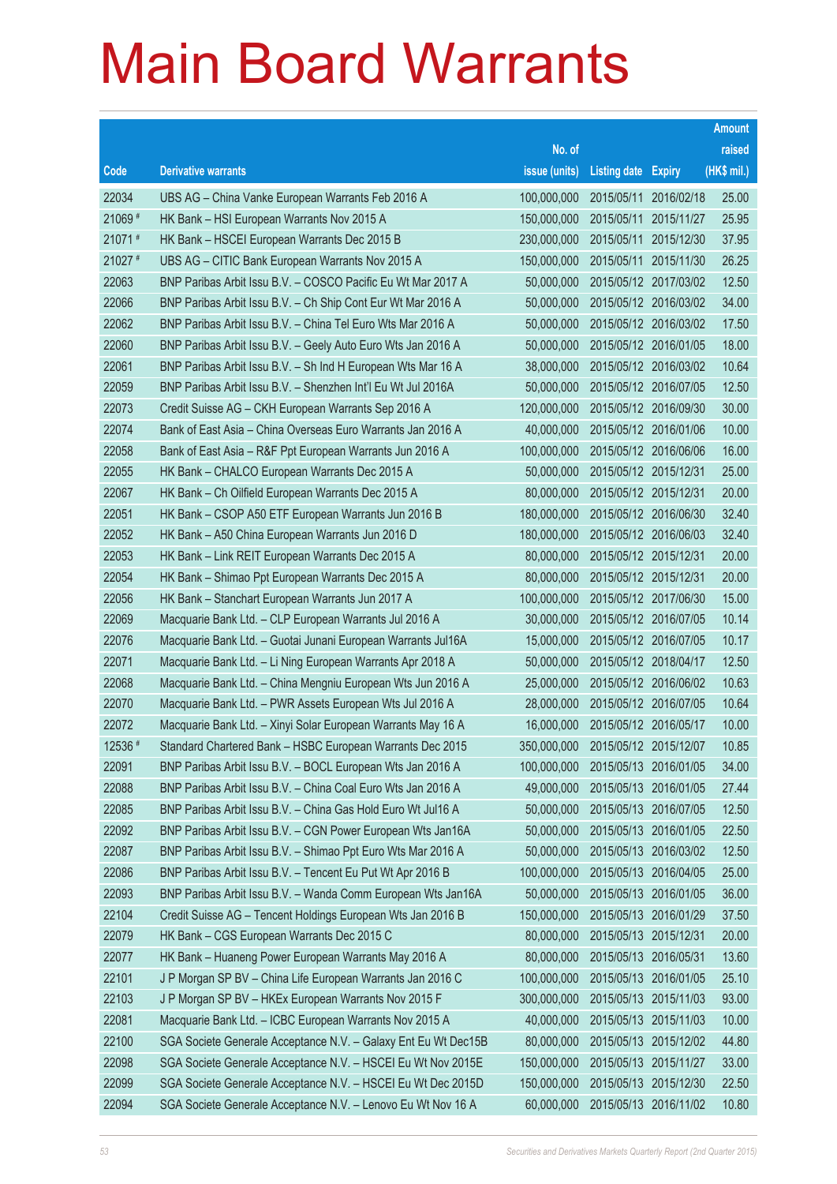# Main Board Warrants

| Code | Derivative warrants | No. of issue (units) | Listing date | Expiry | Amount raised (HK$ mil.) |
|---|---|---|---|---|---|
| 22034 | UBS AG – China Vanke European Warrants Feb 2016 A | 100,000,000 | 2015/05/11 | 2016/02/18 | 25.00 |
| 21069 # | HK Bank – HSI European Warrants Nov 2015 A | 150,000,000 | 2015/05/11 | 2015/11/27 | 25.95 |
| 21071 # | HK Bank – HSCEI European Warrants Dec 2015 B | 230,000,000 | 2015/05/11 | 2015/12/30 | 37.95 |
| 21027 # | UBS AG – CITIC Bank European Warrants Nov 2015 A | 150,000,000 | 2015/05/11 | 2015/11/30 | 26.25 |
| 22063 | BNP Paribas Arbit Issu B.V. – COSCO Pacific Eu Wt Mar 2017 A | 50,000,000 | 2015/05/12 | 2017/03/02 | 12.50 |
| 22066 | BNP Paribas Arbit Issu B.V. – Ch Ship Cont Eur Wt Mar 2016 A | 50,000,000 | 2015/05/12 | 2016/03/02 | 34.00 |
| 22062 | BNP Paribas Arbit Issu B.V. – China Tel Euro Wts Mar 2016 A | 50,000,000 | 2015/05/12 | 2016/03/02 | 17.50 |
| 22060 | BNP Paribas Arbit Issu B.V. – Geely Auto Euro Wts Jan 2016 A | 50,000,000 | 2015/05/12 | 2016/01/05 | 18.00 |
| 22061 | BNP Paribas Arbit Issu B.V. – Sh Ind H European Wts Mar 16 A | 38,000,000 | 2015/05/12 | 2016/03/02 | 10.64 |
| 22059 | BNP Paribas Arbit Issu B.V. – Shenzhen Int'l Eu Wt Jul 2016A | 50,000,000 | 2015/05/12 | 2016/07/05 | 12.50 |
| 22073 | Credit Suisse AG – CKH European Warrants Sep 2016 A | 120,000,000 | 2015/05/12 | 2016/09/30 | 30.00 |
| 22074 | Bank of East Asia – China Overseas Euro Warrants Jan 2016 A | 40,000,000 | 2015/05/12 | 2016/01/06 | 10.00 |
| 22058 | Bank of East Asia – R&F Ppt European Warrants Jun 2016 A | 100,000,000 | 2015/05/12 | 2016/06/06 | 16.00 |
| 22055 | HK Bank – CHALCO European Warrants Dec 2015 A | 50,000,000 | 2015/05/12 | 2015/12/31 | 25.00 |
| 22067 | HK Bank – Ch Oilfield European Warrants Dec 2015 A | 80,000,000 | 2015/05/12 | 2015/12/31 | 20.00 |
| 22051 | HK Bank – CSOP A50 ETF European Warrants Jun 2016 B | 180,000,000 | 2015/05/12 | 2016/06/30 | 32.40 |
| 22052 | HK Bank – A50 China European Warrants Jun 2016 D | 180,000,000 | 2015/05/12 | 2016/06/03 | 32.40 |
| 22053 | HK Bank – Link REIT European Warrants Dec 2015 A | 80,000,000 | 2015/05/12 | 2015/12/31 | 20.00 |
| 22054 | HK Bank – Shimao Ppt European Warrants Dec 2015 A | 80,000,000 | 2015/05/12 | 2015/12/31 | 20.00 |
| 22056 | HK Bank – Stanchart European Warrants Jun 2017 A | 100,000,000 | 2015/05/12 | 2017/06/30 | 15.00 |
| 22069 | Macquarie Bank Ltd. – CLP European Warrants Jul 2016 A | 30,000,000 | 2015/05/12 | 2016/07/05 | 10.14 |
| 22076 | Macquarie Bank Ltd. – Guotai Junani European Warrants Jul16A | 15,000,000 | 2015/05/12 | 2016/07/05 | 10.17 |
| 22071 | Macquarie Bank Ltd. – Li Ning European Warrants Apr 2018 A | 50,000,000 | 2015/05/12 | 2018/04/17 | 12.50 |
| 22068 | Macquarie Bank Ltd. – China Mengniu European Wts Jun 2016 A | 25,000,000 | 2015/05/12 | 2016/06/02 | 10.63 |
| 22070 | Macquarie Bank Ltd. – PWR Assets European Wts Jul 2016 A | 28,000,000 | 2015/05/12 | 2016/07/05 | 10.64 |
| 22072 | Macquarie Bank Ltd. – Xinyi Solar European Warrants May 16 A | 16,000,000 | 2015/05/12 | 2016/05/17 | 10.00 |
| 12536 # | Standard Chartered Bank – HSBC European Warrants Dec 2015 | 350,000,000 | 2015/05/12 | 2015/12/07 | 10.85 |
| 22091 | BNP Paribas Arbit Issu B.V. – BOCL European Wts Jan 2016 A | 100,000,000 | 2015/05/13 | 2016/01/05 | 34.00 |
| 22088 | BNP Paribas Arbit Issu B.V. – China Coal Euro Wts Jan 2016 A | 49,000,000 | 2015/05/13 | 2016/01/05 | 27.44 |
| 22085 | BNP Paribas Arbit Issu B.V. – China Gas Hold Euro Wt Jul16 A | 50,000,000 | 2015/05/13 | 2016/07/05 | 12.50 |
| 22092 | BNP Paribas Arbit Issu B.V. – CGN Power European Wts Jan16A | 50,000,000 | 2015/05/13 | 2016/01/05 | 22.50 |
| 22087 | BNP Paribas Arbit Issu B.V. – Shimao Ppt Euro Wts Mar 2016 A | 50,000,000 | 2015/05/13 | 2016/03/02 | 12.50 |
| 22086 | BNP Paribas Arbit Issu B.V. – Tencent Eu Put Wt Apr 2016 B | 100,000,000 | 2015/05/13 | 2016/04/05 | 25.00 |
| 22093 | BNP Paribas Arbit Issu B.V. – Wanda Comm European Wts Jan16A | 50,000,000 | 2015/05/13 | 2016/01/05 | 36.00 |
| 22104 | Credit Suisse AG – Tencent Holdings European Wts Jan 2016 B | 150,000,000 | 2015/05/13 | 2016/01/29 | 37.50 |
| 22079 | HK Bank – CGS European Warrants Dec 2015 C | 80,000,000 | 2015/05/13 | 2015/12/31 | 20.00 |
| 22077 | HK Bank – Huaneng Power European Warrants May 2016 A | 80,000,000 | 2015/05/13 | 2016/05/31 | 13.60 |
| 22101 | J P Morgan SP BV – China Life European Warrants Jan 2016 C | 100,000,000 | 2015/05/13 | 2016/01/05 | 25.10 |
| 22103 | J P Morgan SP BV – HKEx European Warrants Nov 2015 F | 300,000,000 | 2015/05/13 | 2015/11/03 | 93.00 |
| 22081 | Macquarie Bank Ltd. – ICBC European Warrants Nov 2015 A | 40,000,000 | 2015/05/13 | 2015/11/03 | 10.00 |
| 22100 | SGA Societe Generale Acceptance N.V. – Galaxy Ent Eu Wt Dec15B | 80,000,000 | 2015/05/13 | 2015/12/02 | 44.80 |
| 22098 | SGA Societe Generale Acceptance N.V. – HSCEI Eu Wt Nov 2015E | 150,000,000 | 2015/05/13 | 2015/11/27 | 33.00 |
| 22099 | SGA Societe Generale Acceptance N.V. – HSCEI Eu Wt Dec 2015D | 150,000,000 | 2015/05/13 | 2015/12/30 | 22.50 |
| 22094 | SGA Societe Generale Acceptance N.V. – Lenovo Eu Wt Nov 16 A | 60,000,000 | 2015/05/13 | 2016/11/02 | 10.80 |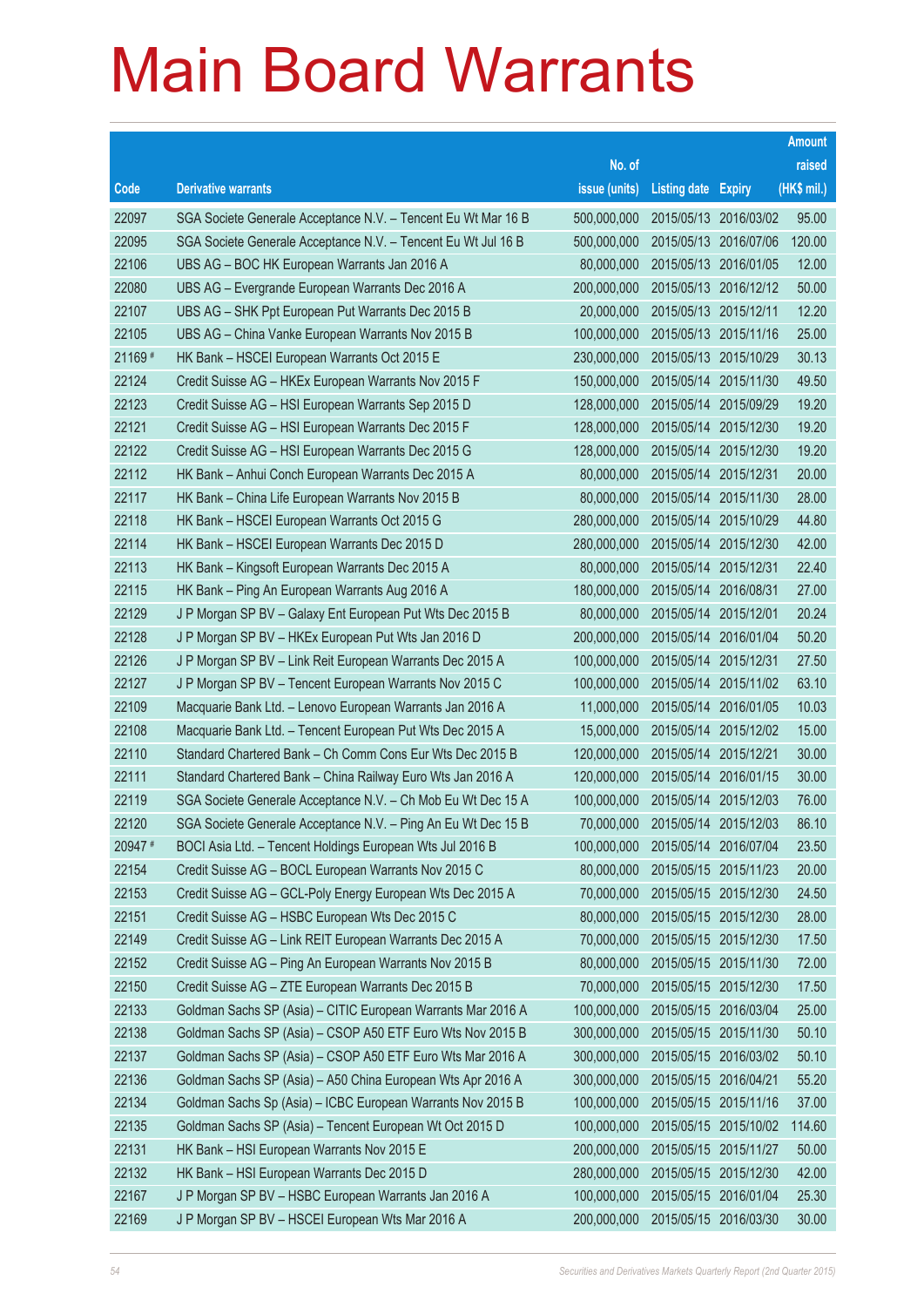# Main Board Warrants

| Code | Derivative warrants | No. of issue (units) | Listing date | Expiry | Amount raised (HK$ mil.) |
|---|---|---|---|---|---|
| 22097 | SGA Societe Generale Acceptance N.V. – Tencent Eu Wt Mar 16 B | 500,000,000 | 2015/05/13 | 2016/03/02 | 95.00 |
| 22095 | SGA Societe Generale Acceptance N.V. – Tencent Eu Wt Jul 16 B | 500,000,000 | 2015/05/13 | 2016/07/06 | 120.00 |
| 22106 | UBS AG – BOC HK European Warrants Jan 2016 A | 80,000,000 | 2015/05/13 | 2016/01/05 | 12.00 |
| 22080 | UBS AG – Evergrande European Warrants Dec 2016 A | 200,000,000 | 2015/05/13 | 2016/12/12 | 50.00 |
| 22107 | UBS AG – SHK Ppt European Put Warrants Dec 2015 B | 20,000,000 | 2015/05/13 | 2015/12/11 | 12.20 |
| 22105 | UBS AG – China Vanke European Warrants Nov 2015 B | 100,000,000 | 2015/05/13 | 2015/11/16 | 25.00 |
| 21169 # | HK Bank – HSCEI European Warrants Oct 2015 E | 230,000,000 | 2015/05/13 | 2015/10/29 | 30.13 |
| 22124 | Credit Suisse AG – HKEx European Warrants Nov 2015 F | 150,000,000 | 2015/05/14 | 2015/11/30 | 49.50 |
| 22123 | Credit Suisse AG – HSI European Warrants Sep 2015 D | 128,000,000 | 2015/05/14 | 2015/09/29 | 19.20 |
| 22121 | Credit Suisse AG – HSI European Warrants Dec 2015 F | 128,000,000 | 2015/05/14 | 2015/12/30 | 19.20 |
| 22122 | Credit Suisse AG – HSI European Warrants Dec 2015 G | 128,000,000 | 2015/05/14 | 2015/12/30 | 19.20 |
| 22112 | HK Bank – Anhui Conch European Warrants Dec 2015 A | 80,000,000 | 2015/05/14 | 2015/12/31 | 20.00 |
| 22117 | HK Bank – China Life European Warrants Nov 2015 B | 80,000,000 | 2015/05/14 | 2015/11/30 | 28.00 |
| 22118 | HK Bank – HSCEI European Warrants Oct 2015 G | 280,000,000 | 2015/05/14 | 2015/10/29 | 44.80 |
| 22114 | HK Bank – HSCEI European Warrants Dec 2015 D | 280,000,000 | 2015/05/14 | 2015/12/30 | 42.00 |
| 22113 | HK Bank – Kingsoft European Warrants Dec 2015 A | 80,000,000 | 2015/05/14 | 2015/12/31 | 22.40 |
| 22115 | HK Bank – Ping An European Warrants Aug 2016 A | 180,000,000 | 2015/05/14 | 2016/08/31 | 27.00 |
| 22129 | J P Morgan SP BV – Galaxy Ent European Put Wts Dec 2015 B | 80,000,000 | 2015/05/14 | 2015/12/01 | 20.24 |
| 22128 | J P Morgan SP BV – HKEx European Put Wts Jan 2016 D | 200,000,000 | 2015/05/14 | 2016/01/04 | 50.20 |
| 22126 | J P Morgan SP BV – Link Reit European Warrants Dec 2015 A | 100,000,000 | 2015/05/14 | 2015/12/31 | 27.50 |
| 22127 | J P Morgan SP BV – Tencent European Warrants Nov 2015 C | 100,000,000 | 2015/05/14 | 2015/11/02 | 63.10 |
| 22109 | Macquarie Bank Ltd. – Lenovo European Warrants Jan 2016 A | 11,000,000 | 2015/05/14 | 2016/01/05 | 10.03 |
| 22108 | Macquarie Bank Ltd. – Tencent European Put Wts Dec 2015 A | 15,000,000 | 2015/05/14 | 2015/12/02 | 15.00 |
| 22110 | Standard Chartered Bank – Ch Comm Cons Eur Wts Dec 2015 B | 120,000,000 | 2015/05/14 | 2015/12/21 | 30.00 |
| 22111 | Standard Chartered Bank – China Railway Euro Wts Jan 2016 A | 120,000,000 | 2015/05/14 | 2016/01/15 | 30.00 |
| 22119 | SGA Societe Generale Acceptance N.V. – Ch Mob Eu Wt Dec 15 A | 100,000,000 | 2015/05/14 | 2015/12/03 | 76.00 |
| 22120 | SGA Societe Generale Acceptance N.V. – Ping An Eu Wt Dec 15 B | 70,000,000 | 2015/05/14 | 2015/12/03 | 86.10 |
| 20947 # | BOCI Asia Ltd. – Tencent Holdings European Wts Jul 2016 B | 100,000,000 | 2015/05/14 | 2016/07/04 | 23.50 |
| 22154 | Credit Suisse AG – BOCL European Warrants Nov 2015 C | 80,000,000 | 2015/05/15 | 2015/11/23 | 20.00 |
| 22153 | Credit Suisse AG – GCL-Poly Energy European Wts Dec 2015 A | 70,000,000 | 2015/05/15 | 2015/12/30 | 24.50 |
| 22151 | Credit Suisse AG – HSBC European Wts Dec 2015 C | 80,000,000 | 2015/05/15 | 2015/12/30 | 28.00 |
| 22149 | Credit Suisse AG – Link REIT European Warrants Dec 2015 A | 70,000,000 | 2015/05/15 | 2015/12/30 | 17.50 |
| 22152 | Credit Suisse AG – Ping An European Warrants Nov 2015 B | 80,000,000 | 2015/05/15 | 2015/11/30 | 72.00 |
| 22150 | Credit Suisse AG – ZTE European Warrants Dec 2015 B | 70,000,000 | 2015/05/15 | 2015/12/30 | 17.50 |
| 22133 | Goldman Sachs SP (Asia) – CITIC European Warrants Mar 2016 A | 100,000,000 | 2015/05/15 | 2016/03/04 | 25.00 |
| 22138 | Goldman Sachs SP (Asia) – CSOP A50 ETF Euro Wts Nov 2015 B | 300,000,000 | 2015/05/15 | 2015/11/30 | 50.10 |
| 22137 | Goldman Sachs SP (Asia) – CSOP A50 ETF Euro Wts Mar 2016 A | 300,000,000 | 2015/05/15 | 2016/03/02 | 50.10 |
| 22136 | Goldman Sachs SP (Asia) – A50 China European Wts Apr 2016 A | 300,000,000 | 2015/05/15 | 2016/04/21 | 55.20 |
| 22134 | Goldman Sachs Sp (Asia) – ICBC European Warrants Nov 2015 B | 100,000,000 | 2015/05/15 | 2015/11/16 | 37.00 |
| 22135 | Goldman Sachs SP (Asia) – Tencent European Wt Oct 2015 D | 100,000,000 | 2015/05/15 | 2015/10/02 | 114.60 |
| 22131 | HK Bank – HSI European Warrants Nov 2015 E | 200,000,000 | 2015/05/15 | 2015/11/27 | 50.00 |
| 22132 | HK Bank – HSI European Warrants Dec 2015 D | 280,000,000 | 2015/05/15 | 2015/12/30 | 42.00 |
| 22167 | J P Morgan SP BV – HSBC European Warrants Jan 2016 A | 100,000,000 | 2015/05/15 | 2016/01/04 | 25.30 |
| 22169 | J P Morgan SP BV – HSCEI European Wts Mar 2016 A | 200,000,000 | 2015/05/15 | 2016/03/30 | 30.00 |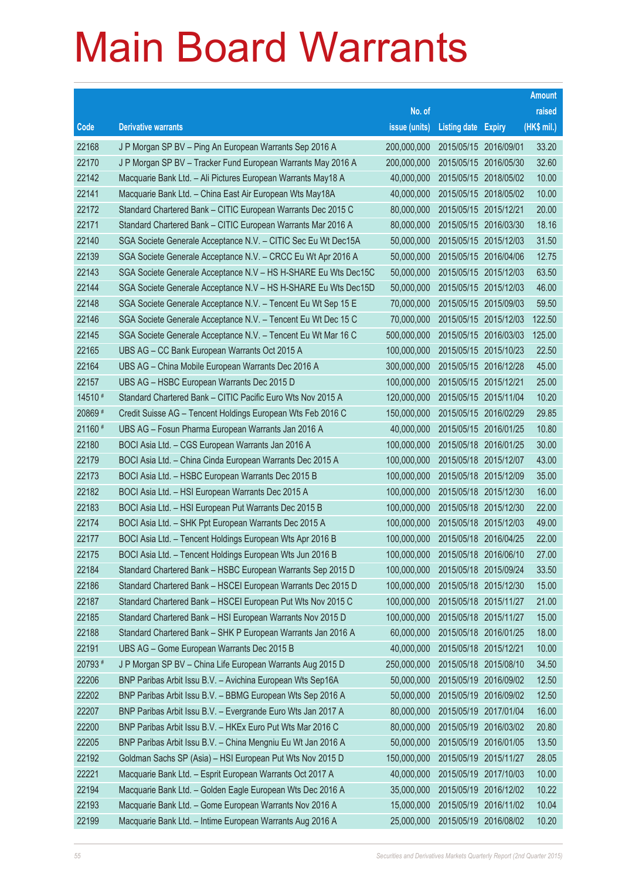# Main Board Warrants

| Code | Derivative warrants | No. of issue (units) | Listing date | Expiry | Amount raised (HK$ mil.) |
|---|---|---|---|---|---|
| 22168 | J P Morgan SP BV – Ping An European Warrants Sep 2016 A | 200,000,000 | 2015/05/15 | 2016/09/01 | 33.20 |
| 22170 | J P Morgan SP BV – Tracker Fund European Warrants May 2016 A | 200,000,000 | 2015/05/15 | 2016/05/30 | 32.60 |
| 22142 | Macquarie Bank Ltd. – Ali Pictures European Warrants May18 A | 40,000,000 | 2015/05/15 | 2018/05/02 | 10.00 |
| 22141 | Macquarie Bank Ltd. – China East Air European Wts May18A | 40,000,000 | 2015/05/15 | 2018/05/02 | 10.00 |
| 22172 | Standard Chartered Bank – CITIC European Warrants Dec 2015 C | 80,000,000 | 2015/05/15 | 2015/12/21 | 20.00 |
| 22171 | Standard Chartered Bank – CITIC European Warrants Mar 2016 A | 80,000,000 | 2015/05/15 | 2016/03/30 | 18.16 |
| 22140 | SGA Societe Generale Acceptance N.V. – CITIC Sec Eu Wt Dec15A | 50,000,000 | 2015/05/15 | 2015/12/03 | 31.50 |
| 22139 | SGA Societe Generale Acceptance N.V. – CRCC Eu Wt Apr 2016 A | 50,000,000 | 2015/05/15 | 2016/04/06 | 12.75 |
| 22143 | SGA Societe Generale Acceptance N.V – HS H-SHARE Eu Wts Dec15C | 50,000,000 | 2015/05/15 | 2015/12/03 | 63.50 |
| 22144 | SGA Societe Generale Acceptance N.V – HS H-SHARE Eu Wts Dec15D | 50,000,000 | 2015/05/15 | 2015/12/03 | 46.00 |
| 22148 | SGA Societe Generale Acceptance N.V. – Tencent Eu Wt Sep 15 E | 70,000,000 | 2015/05/15 | 2015/09/03 | 59.50 |
| 22146 | SGA Societe Generale Acceptance N.V. – Tencent Eu Wt Dec 15 C | 70,000,000 | 2015/05/15 | 2015/12/03 | 122.50 |
| 22145 | SGA Societe Generale Acceptance N.V. – Tencent Eu Wt Mar 16 C | 500,000,000 | 2015/05/15 | 2016/03/03 | 125.00 |
| 22165 | UBS AG – CC Bank European Warrants Oct 2015 A | 100,000,000 | 2015/05/15 | 2015/10/23 | 22.50 |
| 22164 | UBS AG – China Mobile European Warrants Dec 2016 A | 300,000,000 | 2015/05/15 | 2016/12/28 | 45.00 |
| 22157 | UBS AG – HSBC European Warrants Dec 2015 D | 100,000,000 | 2015/05/15 | 2015/12/21 | 25.00 |
| 14510 # | Standard Chartered Bank – CITIC Pacific Euro Wts Nov 2015 A | 120,000,000 | 2015/05/15 | 2015/11/04 | 10.20 |
| 20869 # | Credit Suisse AG – Tencent Holdings European Wts Feb 2016 C | 150,000,000 | 2015/05/15 | 2016/02/29 | 29.85 |
| 21160 # | UBS AG – Fosun Pharma European Warrants Jan 2016 A | 40,000,000 | 2015/05/15 | 2016/01/25 | 10.80 |
| 22180 | BOCI Asia Ltd. – CGS European Warrants Jan 2016 A | 100,000,000 | 2015/05/18 | 2016/01/25 | 30.00 |
| 22179 | BOCI Asia Ltd. – China Cinda European Warrants Dec 2015 A | 100,000,000 | 2015/05/18 | 2015/12/07 | 43.00 |
| 22173 | BOCI Asia Ltd. – HSBC European Warrants Dec 2015 B | 100,000,000 | 2015/05/18 | 2015/12/09 | 35.00 |
| 22182 | BOCI Asia Ltd. – HSI European Warrants Dec 2015 A | 100,000,000 | 2015/05/18 | 2015/12/30 | 16.00 |
| 22183 | BOCI Asia Ltd. – HSI European Put Warrants Dec 2015 B | 100,000,000 | 2015/05/18 | 2015/12/30 | 22.00 |
| 22174 | BOCI Asia Ltd. – SHK Ppt European Warrants Dec 2015 A | 100,000,000 | 2015/05/18 | 2015/12/03 | 49.00 |
| 22177 | BOCI Asia Ltd. – Tencent Holdings European Wts Apr 2016 B | 100,000,000 | 2015/05/18 | 2016/04/25 | 22.00 |
| 22175 | BOCI Asia Ltd. – Tencent Holdings European Wts Jun 2016 B | 100,000,000 | 2015/05/18 | 2016/06/10 | 27.00 |
| 22184 | Standard Chartered Bank – HSBC European Warrants Sep 2015 D | 100,000,000 | 2015/05/18 | 2015/09/24 | 33.50 |
| 22186 | Standard Chartered Bank – HSCEI European Warrants Dec 2015 D | 100,000,000 | 2015/05/18 | 2015/12/30 | 15.00 |
| 22187 | Standard Chartered Bank – HSCEI European Put Wts Nov 2015 C | 100,000,000 | 2015/05/18 | 2015/11/27 | 21.00 |
| 22185 | Standard Chartered Bank – HSI European Warrants Nov 2015 D | 100,000,000 | 2015/05/18 | 2015/11/27 | 15.00 |
| 22188 | Standard Chartered Bank – SHK P European Warrants Jan 2016 A | 60,000,000 | 2015/05/18 | 2016/01/25 | 18.00 |
| 22191 | UBS AG – Gome European Warrants Dec 2015 B | 40,000,000 | 2015/05/18 | 2015/12/21 | 10.00 |
| 20793 # | J P Morgan SP BV – China Life European Warrants Aug 2015 D | 250,000,000 | 2015/05/18 | 2015/08/10 | 34.50 |
| 22206 | BNP Paribas Arbit Issu B.V. – Avichina European Wts Sep16A | 50,000,000 | 2015/05/19 | 2016/09/02 | 12.50 |
| 22202 | BNP Paribas Arbit Issu B.V. – BBMG European Wts Sep 2016 A | 50,000,000 | 2015/05/19 | 2016/09/02 | 12.50 |
| 22207 | BNP Paribas Arbit Issu B.V. – Evergrande Euro Wts Jan 2017 A | 80,000,000 | 2015/05/19 | 2017/01/04 | 16.00 |
| 22200 | BNP Paribas Arbit Issu B.V. – HKEx Euro Put Wts Mar 2016 C | 80,000,000 | 2015/05/19 | 2016/03/02 | 20.80 |
| 22205 | BNP Paribas Arbit Issu B.V. – China Mengniu Eu Wt Jan 2016 A | 50,000,000 | 2015/05/19 | 2016/01/05 | 13.50 |
| 22192 | Goldman Sachs SP (Asia) – HSI European Put Wts Nov 2015 D | 150,000,000 | 2015/05/19 | 2015/11/27 | 28.05 |
| 22221 | Macquarie Bank Ltd. – Esprit European Warrants Oct 2017 A | 40,000,000 | 2015/05/19 | 2017/10/03 | 10.00 |
| 22194 | Macquarie Bank Ltd. – Golden Eagle European Wts Dec 2016 A | 35,000,000 | 2015/05/19 | 2016/12/02 | 10.22 |
| 22193 | Macquarie Bank Ltd. – Gome European Warrants Nov 2016 A | 15,000,000 | 2015/05/19 | 2016/11/02 | 10.04 |
| 22199 | Macquarie Bank Ltd. – Intime European Warrants Aug 2016 A | 25,000,000 | 2015/05/19 | 2016/08/02 | 10.20 |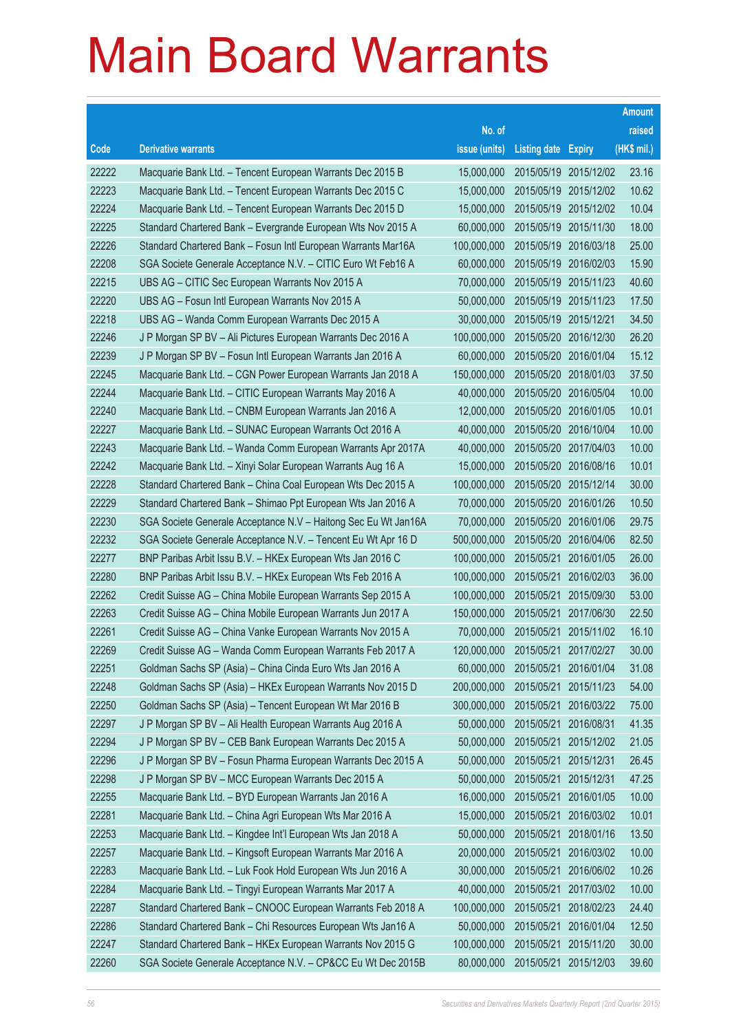# Main Board Warrants

| Code | Derivative warrants | No. of issue (units) | Listing date | Expiry | Amount raised (HK$ mil.) |
|---|---|---|---|---|---|
| 22222 | Macquarie Bank Ltd. – Tencent European Warrants Dec 2015 B | 15,000,000 | 2015/05/19 | 2015/12/02 | 23.16 |
| 22223 | Macquarie Bank Ltd. – Tencent European Warrants Dec 2015 C | 15,000,000 | 2015/05/19 | 2015/12/02 | 10.62 |
| 22224 | Macquarie Bank Ltd. – Tencent European Warrants Dec 2015 D | 15,000,000 | 2015/05/19 | 2015/12/02 | 10.04 |
| 22225 | Standard Chartered Bank – Evergrande European Wts Nov 2015 A | 60,000,000 | 2015/05/19 | 2015/11/30 | 18.00 |
| 22226 | Standard Chartered Bank – Fosun Intl European Warrants Mar16A | 100,000,000 | 2015/05/19 | 2016/03/18 | 25.00 |
| 22208 | SGA Societe Generale Acceptance N.V. – CITIC Euro Wt Feb16 A | 60,000,000 | 2015/05/19 | 2016/02/03 | 15.90 |
| 22215 | UBS AG – CITIC Sec European Warrants Nov 2015 A | 70,000,000 | 2015/05/19 | 2015/11/23 | 40.60 |
| 22220 | UBS AG – Fosun Intl European Warrants Nov 2015 A | 50,000,000 | 2015/05/19 | 2015/11/23 | 17.50 |
| 22218 | UBS AG – Wanda Comm European Warrants Dec 2015 A | 30,000,000 | 2015/05/19 | 2015/12/21 | 34.50 |
| 22246 | J P Morgan SP BV – Ali Pictures European Warrants Dec 2016 A | 100,000,000 | 2015/05/20 | 2016/12/30 | 26.20 |
| 22239 | J P Morgan SP BV – Fosun Intl European Warrants Jan 2016 A | 60,000,000 | 2015/05/20 | 2016/01/04 | 15.12 |
| 22245 | Macquarie Bank Ltd. – CGN Power European Warrants Jan 2018 A | 150,000,000 | 2015/05/20 | 2018/01/03 | 37.50 |
| 22244 | Macquarie Bank Ltd. – CITIC European Warrants May 2016 A | 40,000,000 | 2015/05/20 | 2016/05/04 | 10.00 |
| 22240 | Macquarie Bank Ltd. – CNBM European Warrants Jan 2016 A | 12,000,000 | 2015/05/20 | 2016/01/05 | 10.01 |
| 22227 | Macquarie Bank Ltd. – SUNAC European Warrants Oct 2016 A | 40,000,000 | 2015/05/20 | 2016/10/04 | 10.00 |
| 22243 | Macquarie Bank Ltd. – Wanda Comm European Warrants Apr 2017A | 40,000,000 | 2015/05/20 | 2017/04/03 | 10.00 |
| 22242 | Macquarie Bank Ltd. – Xinyi Solar European Warrants Aug 16 A | 15,000,000 | 2015/05/20 | 2016/08/16 | 10.01 |
| 22228 | Standard Chartered Bank – China Coal European Wts Dec 2015 A | 100,000,000 | 2015/05/20 | 2015/12/14 | 30.00 |
| 22229 | Standard Chartered Bank – Shimao Ppt European Wts Jan 2016 A | 70,000,000 | 2015/05/20 | 2016/01/26 | 10.50 |
| 22230 | SGA Societe Generale Acceptance N.V – Haitong Sec Eu Wt Jan16A | 70,000,000 | 2015/05/20 | 2016/01/06 | 29.75 |
| 22232 | SGA Societe Generale Acceptance N.V. – Tencent Eu Wt Apr 16 D | 500,000,000 | 2015/05/20 | 2016/04/06 | 82.50 |
| 22277 | BNP Paribas Arbit Issu B.V. – HKEx European Wts Jan 2016 C | 100,000,000 | 2015/05/21 | 2016/01/05 | 26.00 |
| 22280 | BNP Paribas Arbit Issu B.V. – HKEx European Wts Feb 2016 A | 100,000,000 | 2015/05/21 | 2016/02/03 | 36.00 |
| 22262 | Credit Suisse AG – China Mobile European Warrants Sep 2015 A | 100,000,000 | 2015/05/21 | 2015/09/30 | 53.00 |
| 22263 | Credit Suisse AG – China Mobile European Warrants Jun 2017 A | 150,000,000 | 2015/05/21 | 2017/06/30 | 22.50 |
| 22261 | Credit Suisse AG – China Vanke European Warrants Nov 2015 A | 70,000,000 | 2015/05/21 | 2015/11/02 | 16.10 |
| 22269 | Credit Suisse AG – Wanda Comm European Warrants Feb 2017 A | 120,000,000 | 2015/05/21 | 2017/02/27 | 30.00 |
| 22251 | Goldman Sachs SP (Asia) – China Cinda Euro Wts Jan 2016 A | 60,000,000 | 2015/05/21 | 2016/01/04 | 31.08 |
| 22248 | Goldman Sachs SP (Asia) – HKEx European Warrants Nov 2015 D | 200,000,000 | 2015/05/21 | 2015/11/23 | 54.00 |
| 22250 | Goldman Sachs SP (Asia) – Tencent European Wt Mar 2016 B | 300,000,000 | 2015/05/21 | 2016/03/22 | 75.00 |
| 22297 | J P Morgan SP BV – Ali Health European Warrants Aug 2016 A | 50,000,000 | 2015/05/21 | 2016/08/31 | 41.35 |
| 22294 | J P Morgan SP BV – CEB Bank European Warrants Dec 2015 A | 50,000,000 | 2015/05/21 | 2015/12/02 | 21.05 |
| 22296 | J P Morgan SP BV – Fosun Pharma European Warrants Dec 2015 A | 50,000,000 | 2015/05/21 | 2015/12/31 | 26.45 |
| 22298 | J P Morgan SP BV – MCC European Warrants Dec 2015 A | 50,000,000 | 2015/05/21 | 2015/12/31 | 47.25 |
| 22255 | Macquarie Bank Ltd. – BYD European Warrants Jan 2016 A | 16,000,000 | 2015/05/21 | 2016/01/05 | 10.00 |
| 22281 | Macquarie Bank Ltd. – China Agri European Wts Mar 2016 A | 15,000,000 | 2015/05/21 | 2016/03/02 | 10.01 |
| 22253 | Macquarie Bank Ltd. – Kingdee Int'l European Wts Jan 2018 A | 50,000,000 | 2015/05/21 | 2018/01/16 | 13.50 |
| 22257 | Macquarie Bank Ltd. – Kingsoft European Warrants Mar 2016 A | 20,000,000 | 2015/05/21 | 2016/03/02 | 10.00 |
| 22283 | Macquarie Bank Ltd. – Luk Fook Hold European Wts Jun 2016 A | 30,000,000 | 2015/05/21 | 2016/06/02 | 10.26 |
| 22284 | Macquarie Bank Ltd. – Tingyi European Warrants Mar 2017 A | 40,000,000 | 2015/05/21 | 2017/03/02 | 10.00 |
| 22287 | Standard Chartered Bank – CNOOC European Warrants Feb 2018 A | 100,000,000 | 2015/05/21 | 2018/02/23 | 24.40 |
| 22286 | Standard Chartered Bank – Chi Resources European Wts Jan16 A | 50,000,000 | 2015/05/21 | 2016/01/04 | 12.50 |
| 22247 | Standard Chartered Bank – HKEx European Warrants Nov 2015 G | 100,000,000 | 2015/05/21 | 2015/11/20 | 30.00 |
| 22260 | SGA Societe Generale Acceptance N.V. – CP&CC Eu Wt Dec 2015B | 80,000,000 | 2015/05/21 | 2015/12/03 | 39.60 |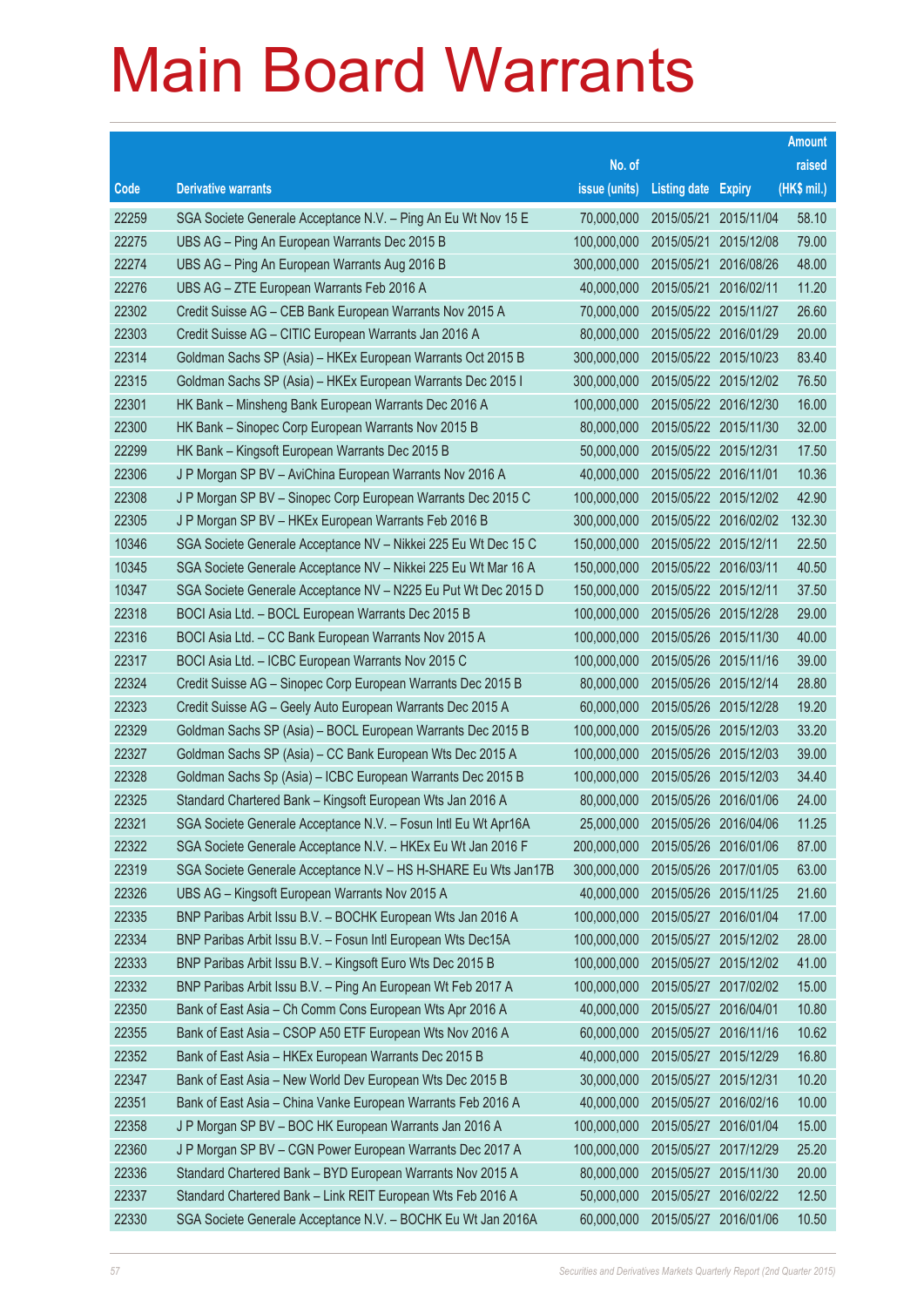# Main Board Warrants

| Code | Derivative warrants | No. of issue (units) | Listing date | Expiry | Amount raised (HK$ mil.) |
|---|---|---|---|---|---|
| 22259 | SGA Societe Generale Acceptance N.V. – Ping An Eu Wt Nov 15 E | 70,000,000 | 2015/05/21 | 2015/11/04 | 58.10 |
| 22275 | UBS AG – Ping An European Warrants Dec 2015 B | 100,000,000 | 2015/05/21 | 2015/12/08 | 79.00 |
| 22274 | UBS AG – Ping An European Warrants Aug 2016 B | 300,000,000 | 2015/05/21 | 2016/08/26 | 48.00 |
| 22276 | UBS AG – ZTE European Warrants Feb 2016 A | 40,000,000 | 2015/05/21 | 2016/02/11 | 11.20 |
| 22302 | Credit Suisse AG – CEB Bank European Warrants Nov 2015 A | 70,000,000 | 2015/05/22 | 2015/11/27 | 26.60 |
| 22303 | Credit Suisse AG – CITIC European Warrants Jan 2016 A | 80,000,000 | 2015/05/22 | 2016/01/29 | 20.00 |
| 22314 | Goldman Sachs SP (Asia) – HKEx European Warrants Oct 2015 B | 300,000,000 | 2015/05/22 | 2015/10/23 | 83.40 |
| 22315 | Goldman Sachs SP (Asia) – HKEx European Warrants Dec 2015 I | 300,000,000 | 2015/05/22 | 2015/12/02 | 76.50 |
| 22301 | HK Bank – Minsheng Bank European Warrants Dec 2016 A | 100,000,000 | 2015/05/22 | 2016/12/30 | 16.00 |
| 22300 | HK Bank – Sinopec Corp European Warrants Nov 2015 B | 80,000,000 | 2015/05/22 | 2015/11/30 | 32.00 |
| 22299 | HK Bank – Kingsoft European Warrants Dec 2015 B | 50,000,000 | 2015/05/22 | 2015/12/31 | 17.50 |
| 22306 | J P Morgan SP BV – AviChina European Warrants Nov 2016 A | 40,000,000 | 2015/05/22 | 2016/11/01 | 10.36 |
| 22308 | J P Morgan SP BV – Sinopec Corp European Warrants Dec 2015 C | 100,000,000 | 2015/05/22 | 2015/12/02 | 42.90 |
| 22305 | J P Morgan SP BV – HKEx European Warrants Feb 2016 B | 300,000,000 | 2015/05/22 | 2016/02/02 | 132.30 |
| 10346 | SGA Societe Generale Acceptance NV – Nikkei 225 Eu Wt Dec 15 C | 150,000,000 | 2015/05/22 | 2015/12/11 | 22.50 |
| 10345 | SGA Societe Generale Acceptance NV – Nikkei 225 Eu Wt Mar 16 A | 150,000,000 | 2015/05/22 | 2016/03/11 | 40.50 |
| 10347 | SGA Societe Generale Acceptance NV – N225 Eu Put Wt Dec 2015 D | 150,000,000 | 2015/05/22 | 2015/12/11 | 37.50 |
| 22318 | BOCI Asia Ltd. – BOCL European Warrants Dec 2015 B | 100,000,000 | 2015/05/26 | 2015/12/28 | 29.00 |
| 22316 | BOCI Asia Ltd. – CC Bank European Warrants Nov 2015 A | 100,000,000 | 2015/05/26 | 2015/11/30 | 40.00 |
| 22317 | BOCI Asia Ltd. – ICBC European Warrants Nov 2015 C | 100,000,000 | 2015/05/26 | 2015/11/16 | 39.00 |
| 22324 | Credit Suisse AG – Sinopec Corp European Warrants Dec 2015 B | 80,000,000 | 2015/05/26 | 2015/12/14 | 28.80 |
| 22323 | Credit Suisse AG – Geely Auto European Warrants Dec 2015 A | 60,000,000 | 2015/05/26 | 2015/12/28 | 19.20 |
| 22329 | Goldman Sachs SP (Asia) – BOCL European Warrants Dec 2015 B | 100,000,000 | 2015/05/26 | 2015/12/03 | 33.20 |
| 22327 | Goldman Sachs SP (Asia) – CC Bank European Wts Dec 2015 A | 100,000,000 | 2015/05/26 | 2015/12/03 | 39.00 |
| 22328 | Goldman Sachs Sp (Asia) – ICBC European Warrants Dec 2015 B | 100,000,000 | 2015/05/26 | 2015/12/03 | 34.40 |
| 22325 | Standard Chartered Bank – Kingsoft European Wts Jan 2016 A | 80,000,000 | 2015/05/26 | 2016/01/06 | 24.00 |
| 22321 | SGA Societe Generale Acceptance N.V. – Fosun Intl Eu Wt Apr16A | 25,000,000 | 2015/05/26 | 2016/04/06 | 11.25 |
| 22322 | SGA Societe Generale Acceptance N.V. – HKEx Eu Wt Jan 2016 F | 200,000,000 | 2015/05/26 | 2016/01/06 | 87.00 |
| 22319 | SGA Societe Generale Acceptance N.V – HS H-SHARE Eu Wts Jan17B | 300,000,000 | 2015/05/26 | 2017/01/05 | 63.00 |
| 22326 | UBS AG – Kingsoft European Warrants Nov 2015 A | 40,000,000 | 2015/05/26 | 2015/11/25 | 21.60 |
| 22335 | BNP Paribas Arbit Issu B.V. – BOCHK European Wts Jan 2016 A | 100,000,000 | 2015/05/27 | 2016/01/04 | 17.00 |
| 22334 | BNP Paribas Arbit Issu B.V. – Fosun Intl European Wts Dec15A | 100,000,000 | 2015/05/27 | 2015/12/02 | 28.00 |
| 22333 | BNP Paribas Arbit Issu B.V. – Kingsoft Euro Wts Dec 2015 B | 100,000,000 | 2015/05/27 | 2015/12/02 | 41.00 |
| 22332 | BNP Paribas Arbit Issu B.V. – Ping An European Wt Feb 2017 A | 100,000,000 | 2015/05/27 | 2017/02/02 | 15.00 |
| 22350 | Bank of East Asia – Ch Comm Cons European Wts Apr 2016 A | 40,000,000 | 2015/05/27 | 2016/04/01 | 10.80 |
| 22355 | Bank of East Asia – CSOP A50 ETF European Wts Nov 2016 A | 60,000,000 | 2015/05/27 | 2016/11/16 | 10.62 |
| 22352 | Bank of East Asia – HKEx European Warrants Dec 2015 B | 40,000,000 | 2015/05/27 | 2015/12/29 | 16.80 |
| 22347 | Bank of East Asia – New World Dev European Wts Dec 2015 B | 30,000,000 | 2015/05/27 | 2015/12/31 | 10.20 |
| 22351 | Bank of East Asia – China Vanke European Warrants Feb 2016 A | 40,000,000 | 2015/05/27 | 2016/02/16 | 10.00 |
| 22358 | J P Morgan SP BV – BOC HK European Warrants Jan 2016 A | 100,000,000 | 2015/05/27 | 2016/01/04 | 15.00 |
| 22360 | J P Morgan SP BV – CGN Power European Warrants Dec 2017 A | 100,000,000 | 2015/05/27 | 2017/12/29 | 25.20 |
| 22336 | Standard Chartered Bank – BYD European Warrants Nov 2015 A | 80,000,000 | 2015/05/27 | 2015/11/30 | 20.00 |
| 22337 | Standard Chartered Bank – Link REIT European Wts Feb 2016 A | 50,000,000 | 2015/05/27 | 2016/02/22 | 12.50 |
| 22330 | SGA Societe Generale Acceptance N.V. – BOCHK Eu Wt Jan 2016A | 60,000,000 | 2015/05/27 | 2016/01/06 | 10.50 |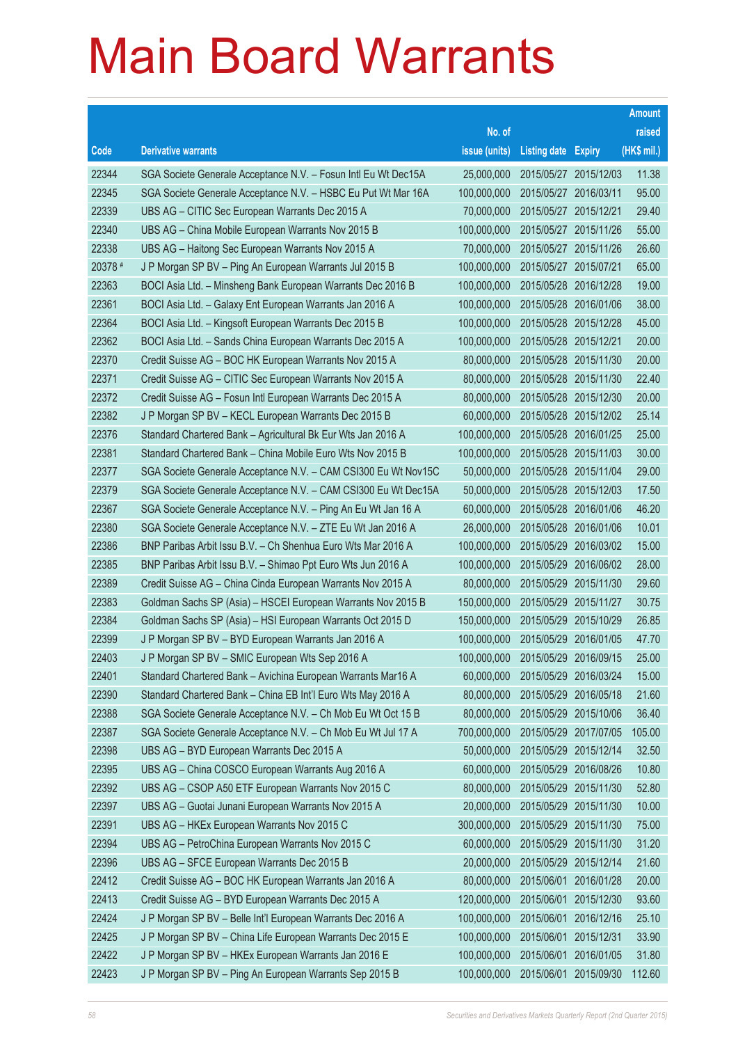# Main Board Warrants

| Code | Derivative warrants | No. of issue (units) | Listing date | Expiry | Amount raised (HK$ mil.) |
|---|---|---|---|---|---|
| 22344 | SGA Societe Generale Acceptance N.V. – Fosun Intl Eu Wt Dec15A | 25,000,000 | 2015/05/27 | 2015/12/03 | 11.38 |
| 22345 | SGA Societe Generale Acceptance N.V. – HSBC Eu Put Wt Mar 16A | 100,000,000 | 2015/05/27 | 2016/03/11 | 95.00 |
| 22339 | UBS AG – CITIC Sec European Warrants Dec 2015 A | 70,000,000 | 2015/05/27 | 2015/12/21 | 29.40 |
| 22340 | UBS AG – China Mobile European Warrants Nov 2015 B | 100,000,000 | 2015/05/27 | 2015/11/26 | 55.00 |
| 22338 | UBS AG – Haitong Sec European Warrants Nov 2015 A | 70,000,000 | 2015/05/27 | 2015/11/26 | 26.60 |
| 20378 # | J P Morgan SP BV – Ping An European Warrants Jul 2015 B | 100,000,000 | 2015/05/27 | 2015/07/21 | 65.00 |
| 22363 | BOCI Asia Ltd. – Minsheng Bank European Warrants Dec 2016 B | 100,000,000 | 2015/05/28 | 2016/12/28 | 19.00 |
| 22361 | BOCI Asia Ltd. – Galaxy Ent European Warrants Jan 2016 A | 100,000,000 | 2015/05/28 | 2016/01/06 | 38.00 |
| 22364 | BOCI Asia Ltd. – Kingsoft European Warrants Dec 2015 B | 100,000,000 | 2015/05/28 | 2015/12/28 | 45.00 |
| 22362 | BOCI Asia Ltd. – Sands China European Warrants Dec 2015 A | 100,000,000 | 2015/05/28 | 2015/12/21 | 20.00 |
| 22370 | Credit Suisse AG – BOC HK European Warrants Nov 2015 A | 80,000,000 | 2015/05/28 | 2015/11/30 | 20.00 |
| 22371 | Credit Suisse AG – CITIC Sec European Warrants Nov 2015 A | 80,000,000 | 2015/05/28 | 2015/11/30 | 22.40 |
| 22372 | Credit Suisse AG – Fosun Intl European Warrants Dec 2015 A | 80,000,000 | 2015/05/28 | 2015/12/30 | 20.00 |
| 22382 | J P Morgan SP BV – KECL European Warrants Dec 2015 B | 60,000,000 | 2015/05/28 | 2015/12/02 | 25.14 |
| 22376 | Standard Chartered Bank – Agricultural Bk Eur Wts Jan 2016 A | 100,000,000 | 2015/05/28 | 2016/01/25 | 25.00 |
| 22381 | Standard Chartered Bank – China Mobile Euro Wts Nov 2015 B | 100,000,000 | 2015/05/28 | 2015/11/03 | 30.00 |
| 22377 | SGA Societe Generale Acceptance N.V. – CAM CSI300 Eu Wt Nov15C | 50,000,000 | 2015/05/28 | 2015/11/04 | 29.00 |
| 22379 | SGA Societe Generale Acceptance N.V. – CAM CSI300 Eu Wt Dec15A | 50,000,000 | 2015/05/28 | 2015/12/03 | 17.50 |
| 22367 | SGA Societe Generale Acceptance N.V. – Ping An Eu Wt Jan 16 A | 60,000,000 | 2015/05/28 | 2016/01/06 | 46.20 |
| 22380 | SGA Societe Generale Acceptance N.V. – ZTE Eu Wt Jan 2016 A | 26,000,000 | 2015/05/28 | 2016/01/06 | 10.01 |
| 22386 | BNP Paribas Arbit Issu B.V. – Ch Shenhua Euro Wts Mar 2016 A | 100,000,000 | 2015/05/29 | 2016/03/02 | 15.00 |
| 22385 | BNP Paribas Arbit Issu B.V. – Shimao Ppt Euro Wts Jun 2016 A | 100,000,000 | 2015/05/29 | 2016/06/02 | 28.00 |
| 22389 | Credit Suisse AG – China Cinda European Warrants Nov 2015 A | 80,000,000 | 2015/05/29 | 2015/11/30 | 29.60 |
| 22383 | Goldman Sachs SP (Asia) – HSCEI European Warrants Nov 2015 B | 150,000,000 | 2015/05/29 | 2015/11/27 | 30.75 |
| 22384 | Goldman Sachs SP (Asia) – HSI European Warrants Oct 2015 D | 150,000,000 | 2015/05/29 | 2015/10/29 | 26.85 |
| 22399 | J P Morgan SP BV – BYD European Warrants Jan 2016 A | 100,000,000 | 2015/05/29 | 2016/01/05 | 47.70 |
| 22403 | J P Morgan SP BV – SMIC European Wts Sep 2016 A | 100,000,000 | 2015/05/29 | 2016/09/15 | 25.00 |
| 22401 | Standard Chartered Bank – Avichina European Warrants Mar16 A | 60,000,000 | 2015/05/29 | 2016/03/24 | 15.00 |
| 22390 | Standard Chartered Bank – China EB Int'l Euro Wts May 2016 A | 80,000,000 | 2015/05/29 | 2016/05/18 | 21.60 |
| 22388 | SGA Societe Generale Acceptance N.V. – Ch Mob Eu Wt Oct 15 B | 80,000,000 | 2015/05/29 | 2015/10/06 | 36.40 |
| 22387 | SGA Societe Generale Acceptance N.V. – Ch Mob Eu Wt Jul 17 A | 700,000,000 | 2015/05/29 | 2017/07/05 | 105.00 |
| 22398 | UBS AG – BYD European Warrants Dec 2015 A | 50,000,000 | 2015/05/29 | 2015/12/14 | 32.50 |
| 22395 | UBS AG – China COSCO European Warrants Aug 2016 A | 60,000,000 | 2015/05/29 | 2016/08/26 | 10.80 |
| 22392 | UBS AG – CSOP A50 ETF European Warrants Nov 2015 C | 80,000,000 | 2015/05/29 | 2015/11/30 | 52.80 |
| 22397 | UBS AG – Guotai Junani European Warrants Nov 2015 A | 20,000,000 | 2015/05/29 | 2015/11/30 | 10.00 |
| 22391 | UBS AG – HKEx European Warrants Nov 2015 C | 300,000,000 | 2015/05/29 | 2015/11/30 | 75.00 |
| 22394 | UBS AG – PetroChina European Warrants Nov 2015 C | 60,000,000 | 2015/05/29 | 2015/11/30 | 31.20 |
| 22396 | UBS AG – SFCE European Warrants Dec 2015 B | 20,000,000 | 2015/05/29 | 2015/12/14 | 21.60 |
| 22412 | Credit Suisse AG – BOC HK European Warrants Jan 2016 A | 80,000,000 | 2015/06/01 | 2016/01/28 | 20.00 |
| 22413 | Credit Suisse AG – BYD European Warrants Dec 2015 A | 120,000,000 | 2015/06/01 | 2015/12/30 | 93.60 |
| 22424 | J P Morgan SP BV – Belle Int'l European Warrants Dec 2016 A | 100,000,000 | 2015/06/01 | 2016/12/16 | 25.10 |
| 22425 | J P Morgan SP BV – China Life European Warrants Dec 2015 E | 100,000,000 | 2015/06/01 | 2015/12/31 | 33.90 |
| 22422 | J P Morgan SP BV – HKEx European Warrants Jan 2016 E | 100,000,000 | 2015/06/01 | 2016/01/05 | 31.80 |
| 22423 | J P Morgan SP BV – Ping An European Warrants Sep 2015 B | 100,000,000 | 2015/06/01 | 2015/09/30 | 112.60 |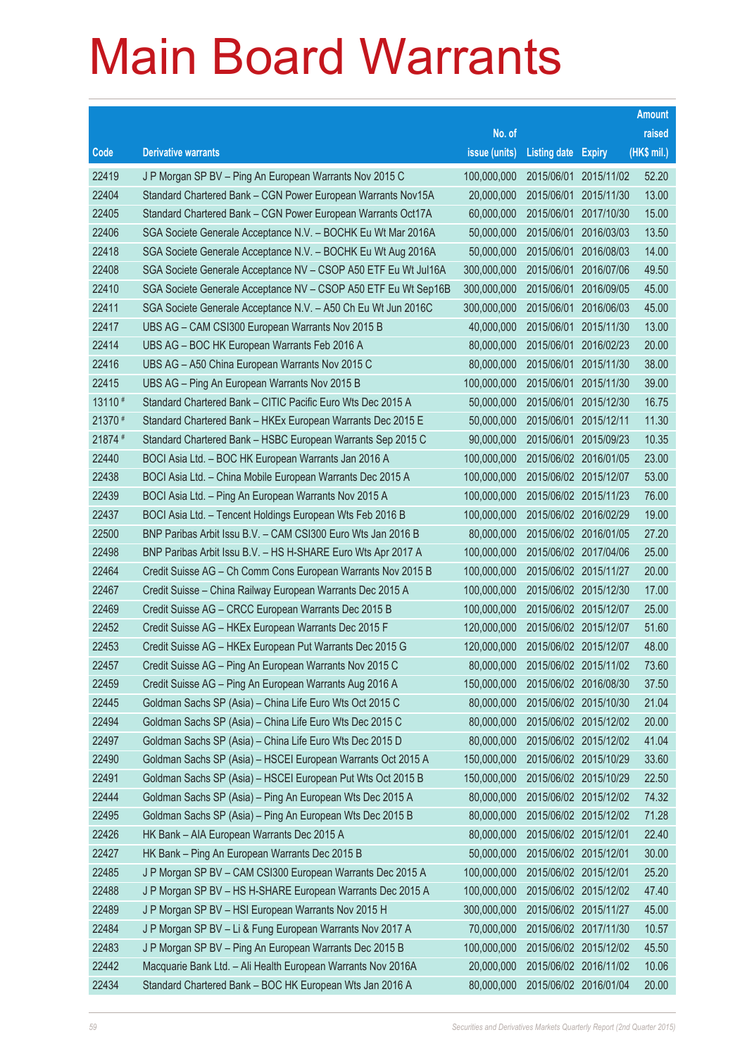# Main Board Warrants

| Code | Derivative warrants | No. of issue (units) | Listing date | Expiry | Amount raised (HK$ mil.) |
|---|---|---|---|---|---|
| 22419 | J P Morgan SP BV – Ping An European Warrants Nov 2015 C | 100,000,000 | 2015/06/01 | 2015/11/02 | 52.20 |
| 22404 | Standard Chartered Bank – CGN Power European Warrants Nov15A | 20,000,000 | 2015/06/01 | 2015/11/30 | 13.00 |
| 22405 | Standard Chartered Bank – CGN Power European Warrants Oct17A | 60,000,000 | 2015/06/01 | 2017/10/30 | 15.00 |
| 22406 | SGA Societe Generale Acceptance N.V. – BOCHK Eu Wt Mar 2016A | 50,000,000 | 2015/06/01 | 2016/03/03 | 13.50 |
| 22418 | SGA Societe Generale Acceptance N.V. – BOCHK Eu Wt Aug 2016A | 50,000,000 | 2015/06/01 | 2016/08/03 | 14.00 |
| 22408 | SGA Societe Generale Acceptance NV – CSOP A50 ETF Eu Wt Jul16A | 300,000,000 | 2015/06/01 | 2016/07/06 | 49.50 |
| 22410 | SGA Societe Generale Acceptance NV – CSOP A50 ETF Eu Wt Sep16B | 300,000,000 | 2015/06/01 | 2016/09/05 | 45.00 |
| 22411 | SGA Societe Generale Acceptance N.V. – A50 Ch Eu Wt Jun 2016C | 300,000,000 | 2015/06/01 | 2016/06/03 | 45.00 |
| 22417 | UBS AG – CAM CSI300 European Warrants Nov 2015 B | 40,000,000 | 2015/06/01 | 2015/11/30 | 13.00 |
| 22414 | UBS AG – BOC HK European Warrants Feb 2016 A | 80,000,000 | 2015/06/01 | 2016/02/23 | 20.00 |
| 22416 | UBS AG – A50 China European Warrants Nov 2015 C | 80,000,000 | 2015/06/01 | 2015/11/30 | 38.00 |
| 22415 | UBS AG – Ping An European Warrants Nov 2015 B | 100,000,000 | 2015/06/01 | 2015/11/30 | 39.00 |
| 13110 # | Standard Chartered Bank – CITIC Pacific Euro Wts Dec 2015 A | 50,000,000 | 2015/06/01 | 2015/12/30 | 16.75 |
| 21370 # | Standard Chartered Bank – HKEx European Warrants Dec 2015 E | 50,000,000 | 2015/06/01 | 2015/12/11 | 11.30 |
| 21874 # | Standard Chartered Bank – HSBC European Warrants Sep 2015 C | 90,000,000 | 2015/06/01 | 2015/09/23 | 10.35 |
| 22440 | BOCI Asia Ltd. – BOC HK European Warrants Jan 2016 A | 100,000,000 | 2015/06/02 | 2016/01/05 | 23.00 |
| 22438 | BOCI Asia Ltd. – China Mobile European Warrants Dec 2015 A | 100,000,000 | 2015/06/02 | 2015/12/07 | 53.00 |
| 22439 | BOCI Asia Ltd. – Ping An European Warrants Nov 2015 A | 100,000,000 | 2015/06/02 | 2015/11/23 | 76.00 |
| 22437 | BOCI Asia Ltd. – Tencent Holdings European Wts Feb 2016 B | 100,000,000 | 2015/06/02 | 2016/02/29 | 19.00 |
| 22500 | BNP Paribas Arbit Issu B.V. – CAM CSI300 Euro Wts Jan 2016 B | 80,000,000 | 2015/06/02 | 2016/01/05 | 27.20 |
| 22498 | BNP Paribas Arbit Issu B.V. – HS H-SHARE Euro Wts Apr 2017 A | 100,000,000 | 2015/06/02 | 2017/04/06 | 25.00 |
| 22464 | Credit Suisse AG – Ch Comm Cons European Warrants Nov 2015 B | 100,000,000 | 2015/06/02 | 2015/11/27 | 20.00 |
| 22467 | Credit Suisse – China Railway European Warrants Dec 2015 A | 100,000,000 | 2015/06/02 | 2015/12/30 | 17.00 |
| 22469 | Credit Suisse AG – CRCC European Warrants Dec 2015 B | 100,000,000 | 2015/06/02 | 2015/12/07 | 25.00 |
| 22452 | Credit Suisse AG – HKEx European Warrants Dec 2015 F | 120,000,000 | 2015/06/02 | 2015/12/07 | 51.60 |
| 22453 | Credit Suisse AG – HKEx European Put Warrants Dec 2015 G | 120,000,000 | 2015/06/02 | 2015/12/07 | 48.00 |
| 22457 | Credit Suisse AG – Ping An European Warrants Nov 2015 C | 80,000,000 | 2015/06/02 | 2015/11/02 | 73.60 |
| 22459 | Credit Suisse AG – Ping An European Warrants Aug 2016 A | 150,000,000 | 2015/06/02 | 2016/08/30 | 37.50 |
| 22445 | Goldman Sachs SP (Asia) – China Life Euro Wts Oct 2015 C | 80,000,000 | 2015/06/02 | 2015/10/30 | 21.04 |
| 22494 | Goldman Sachs SP (Asia) – China Life Euro Wts Dec 2015 C | 80,000,000 | 2015/06/02 | 2015/12/02 | 20.00 |
| 22497 | Goldman Sachs SP (Asia) – China Life Euro Wts Dec 2015 D | 80,000,000 | 2015/06/02 | 2015/12/02 | 41.04 |
| 22490 | Goldman Sachs SP (Asia) – HSCEI European Warrants Oct 2015 A | 150,000,000 | 2015/06/02 | 2015/10/29 | 33.60 |
| 22491 | Goldman Sachs SP (Asia) – HSCEI European Put Wts Oct 2015 B | 150,000,000 | 2015/06/02 | 2015/10/29 | 22.50 |
| 22444 | Goldman Sachs SP (Asia) – Ping An European Wts Dec 2015 A | 80,000,000 | 2015/06/02 | 2015/12/02 | 74.32 |
| 22495 | Goldman Sachs SP (Asia) – Ping An European Wts Dec 2015 B | 80,000,000 | 2015/06/02 | 2015/12/02 | 71.28 |
| 22426 | HK Bank – AIA European Warrants Dec 2015 A | 80,000,000 | 2015/06/02 | 2015/12/01 | 22.40 |
| 22427 | HK Bank – Ping An European Warrants Dec 2015 B | 50,000,000 | 2015/06/02 | 2015/12/01 | 30.00 |
| 22485 | J P Morgan SP BV – CAM CSI300 European Warrants Dec 2015 A | 100,000,000 | 2015/06/02 | 2015/12/01 | 25.20 |
| 22488 | J P Morgan SP BV – HS H-SHARE European Warrants Dec 2015 A | 100,000,000 | 2015/06/02 | 2015/12/02 | 47.40 |
| 22489 | J P Morgan SP BV – HSI European Warrants Nov 2015 H | 300,000,000 | 2015/06/02 | 2015/11/27 | 45.00 |
| 22484 | J P Morgan SP BV – Li & Fung European Warrants Nov 2017 A | 70,000,000 | 2015/06/02 | 2017/11/30 | 10.57 |
| 22483 | J P Morgan SP BV – Ping An European Warrants Dec 2015 B | 100,000,000 | 2015/06/02 | 2015/12/02 | 45.50 |
| 22442 | Macquarie Bank Ltd. – Ali Health European Warrants Nov 2016A | 20,000,000 | 2015/06/02 | 2016/11/02 | 10.06 |
| 22434 | Standard Chartered Bank – BOC HK European Wts Jan 2016 A | 80,000,000 | 2015/06/02 | 2016/01/04 | 20.00 |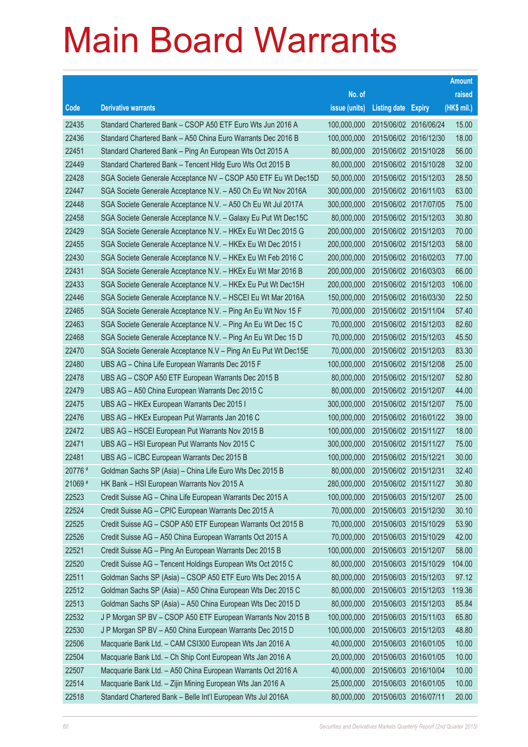# Main Board Warrants

| Code | Derivative warrants | No. of issue (units) | Listing date | Expiry | Amount raised (HK$ mil.) |
|---|---|---|---|---|---|
| 22435 | Standard Chartered Bank – CSOP A50 ETF Euro Wts Jun 2016 A | 100,000,000 | 2015/06/02 | 2016/06/24 | 15.00 |
| 22436 | Standard Chartered Bank – A50 China Euro Warrants Dec 2016 B | 100,000,000 | 2015/06/02 | 2016/12/30 | 18.00 |
| 22451 | Standard Chartered Bank – Ping An European Wts Oct 2015 A | 80,000,000 | 2015/06/02 | 2015/10/28 | 56.00 |
| 22449 | Standard Chartered Bank – Tencent Hldg Euro Wts Oct 2015 B | 80,000,000 | 2015/06/02 | 2015/10/28 | 32.00 |
| 22428 | SGA Societe Generale Acceptance NV – CSOP A50 ETF Eu Wt Dec15D | 50,000,000 | 2015/06/02 | 2015/12/03 | 28.50 |
| 22447 | SGA Societe Generale Acceptance N.V. – A50 Ch Eu Wt Nov 2016A | 300,000,000 | 2015/06/02 | 2016/11/03 | 63.00 |
| 22448 | SGA Societe Generale Acceptance N.V. – A50 Ch Eu Wt Jul 2017A | 300,000,000 | 2015/06/02 | 2017/07/05 | 75.00 |
| 22458 | SGA Societe Generale Acceptance N.V. – Galaxy Eu Put Wt Dec15C | 80,000,000 | 2015/06/02 | 2015/12/03 | 30.80 |
| 22429 | SGA Societe Generale Acceptance N.V. – HKEx Eu Wt Dec 2015 G | 200,000,000 | 2015/06/02 | 2015/12/03 | 70.00 |
| 22455 | SGA Societe Generale Acceptance N.V. – HKEx Eu Wt Dec 2015 I | 200,000,000 | 2015/06/02 | 2015/12/03 | 58.00 |
| 22430 | SGA Societe Generale Acceptance N.V. – HKEx Eu Wt Feb 2016 C | 200,000,000 | 2015/06/02 | 2016/02/03 | 77.00 |
| 22431 | SGA Societe Generale Acceptance N.V. – HKEx Eu Wt Mar 2016 B | 200,000,000 | 2015/06/02 | 2016/03/03 | 66.00 |
| 22433 | SGA Societe Generale Acceptance N.V. – HKEx Eu Put Wt Dec15H | 200,000,000 | 2015/06/02 | 2015/12/03 | 106.00 |
| 22446 | SGA Societe Generale Acceptance N.V. – HSCEI Eu Wt Mar 2016A | 150,000,000 | 2015/06/02 | 2016/03/30 | 22.50 |
| 22465 | SGA Societe Generale Acceptance N.V. – Ping An Eu Wt Nov 15 F | 70,000,000 | 2015/06/02 | 2015/11/04 | 57.40 |
| 22463 | SGA Societe Generale Acceptance N.V. – Ping An Eu Wt Dec 15 C | 70,000,000 | 2015/06/02 | 2015/12/03 | 82.60 |
| 22468 | SGA Societe Generale Acceptance N.V. – Ping An Eu Wt Dec 15 D | 70,000,000 | 2015/06/02 | 2015/12/03 | 45.50 |
| 22470 | SGA Societe Generale Acceptance N.V – Ping An Eu Put Wt Dec15E | 70,000,000 | 2015/06/02 | 2015/12/03 | 83.30 |
| 22480 | UBS AG – China Life European Warrants Dec 2015 F | 100,000,000 | 2015/06/02 | 2015/12/08 | 25.00 |
| 22478 | UBS AG – CSOP A50 ETF European Warrants Dec 2015 B | 80,000,000 | 2015/06/02 | 2015/12/07 | 52.80 |
| 22479 | UBS AG – A50 China European Warrants Dec 2015 C | 80,000,000 | 2015/06/02 | 2015/12/07 | 44.00 |
| 22475 | UBS AG – HKEx European Warrants Dec 2015 I | 300,000,000 | 2015/06/02 | 2015/12/07 | 75.00 |
| 22476 | UBS AG – HKEx European Put Warrants Jan 2016 C | 100,000,000 | 2015/06/02 | 2016/01/22 | 39.00 |
| 22472 | UBS AG – HSCEI European Put Warrants Nov 2015 B | 100,000,000 | 2015/06/02 | 2015/11/27 | 18.00 |
| 22471 | UBS AG – HSI European Put Warrants Nov 2015 C | 300,000,000 | 2015/06/02 | 2015/11/27 | 75.00 |
| 22481 | UBS AG – ICBC European Warrants Dec 2015 B | 100,000,000 | 2015/06/02 | 2015/12/21 | 30.00 |
| 20776 # | Goldman Sachs SP (Asia) – China Life Euro Wts Dec 2015 B | 80,000,000 | 2015/06/02 | 2015/12/31 | 32.40 |
| 21069 # | HK Bank – HSI European Warrants Nov 2015 A | 280,000,000 | 2015/06/02 | 2015/11/27 | 30.80 |
| 22523 | Credit Suisse AG – China Life European Warrants Dec 2015 A | 100,000,000 | 2015/06/03 | 2015/12/07 | 25.00 |
| 22524 | Credit Suisse AG – CPIC European Warrants Dec 2015 A | 70,000,000 | 2015/06/03 | 2015/12/30 | 30.10 |
| 22525 | Credit Suisse AG – CSOP A50 ETF European Warrants Oct 2015 B | 70,000,000 | 2015/06/03 | 2015/10/29 | 53.90 |
| 22526 | Credit Suisse AG – A50 China European Warrants Oct 2015 A | 70,000,000 | 2015/06/03 | 2015/10/29 | 42.00 |
| 22521 | Credit Suisse AG – Ping An European Warrants Dec 2015 B | 100,000,000 | 2015/06/03 | 2015/12/07 | 58.00 |
| 22520 | Credit Suisse AG – Tencent Holdings European Wts Oct 2015 C | 80,000,000 | 2015/06/03 | 2015/10/29 | 104.00 |
| 22511 | Goldman Sachs SP (Asia) – CSOP A50 ETF Euro Wts Dec 2015 A | 80,000,000 | 2015/06/03 | 2015/12/03 | 97.12 |
| 22512 | Goldman Sachs SP (Asia) – A50 China European Wts Dec 2015 C | 80,000,000 | 2015/06/03 | 2015/12/03 | 119.36 |
| 22513 | Goldman Sachs SP (Asia) – A50 China European Wts Dec 2015 D | 80,000,000 | 2015/06/03 | 2015/12/03 | 85.84 |
| 22532 | J P Morgan SP BV – CSOP A50 ETF European Warrants Nov 2015 B | 100,000,000 | 2015/06/03 | 2015/11/03 | 65.80 |
| 22530 | J P Morgan SP BV – A50 China European Warrants Dec 2015 D | 100,000,000 | 2015/06/03 | 2015/12/03 | 48.80 |
| 22506 | Macquarie Bank Ltd. – CAM CSI300 European Wts Jan 2016 A | 40,000,000 | 2015/06/03 | 2016/01/05 | 10.00 |
| 22504 | Macquarie Bank Ltd. – Ch Ship Cont European Wts Jan 2016 A | 20,000,000 | 2015/06/03 | 2016/01/05 | 10.00 |
| 22507 | Macquarie Bank Ltd. – A50 China European Warrants Oct 2016 A | 40,000,000 | 2015/06/03 | 2016/10/04 | 10.00 |
| 22514 | Macquarie Bank Ltd. – Zijin Mining European Wts Jan 2016 A | 25,000,000 | 2015/06/03 | 2016/01/05 | 10.00 |
| 22518 | Standard Chartered Bank – Belle Int'l European Wts Jul 2016A | 80,000,000 | 2015/06/03 | 2016/07/11 | 20.00 |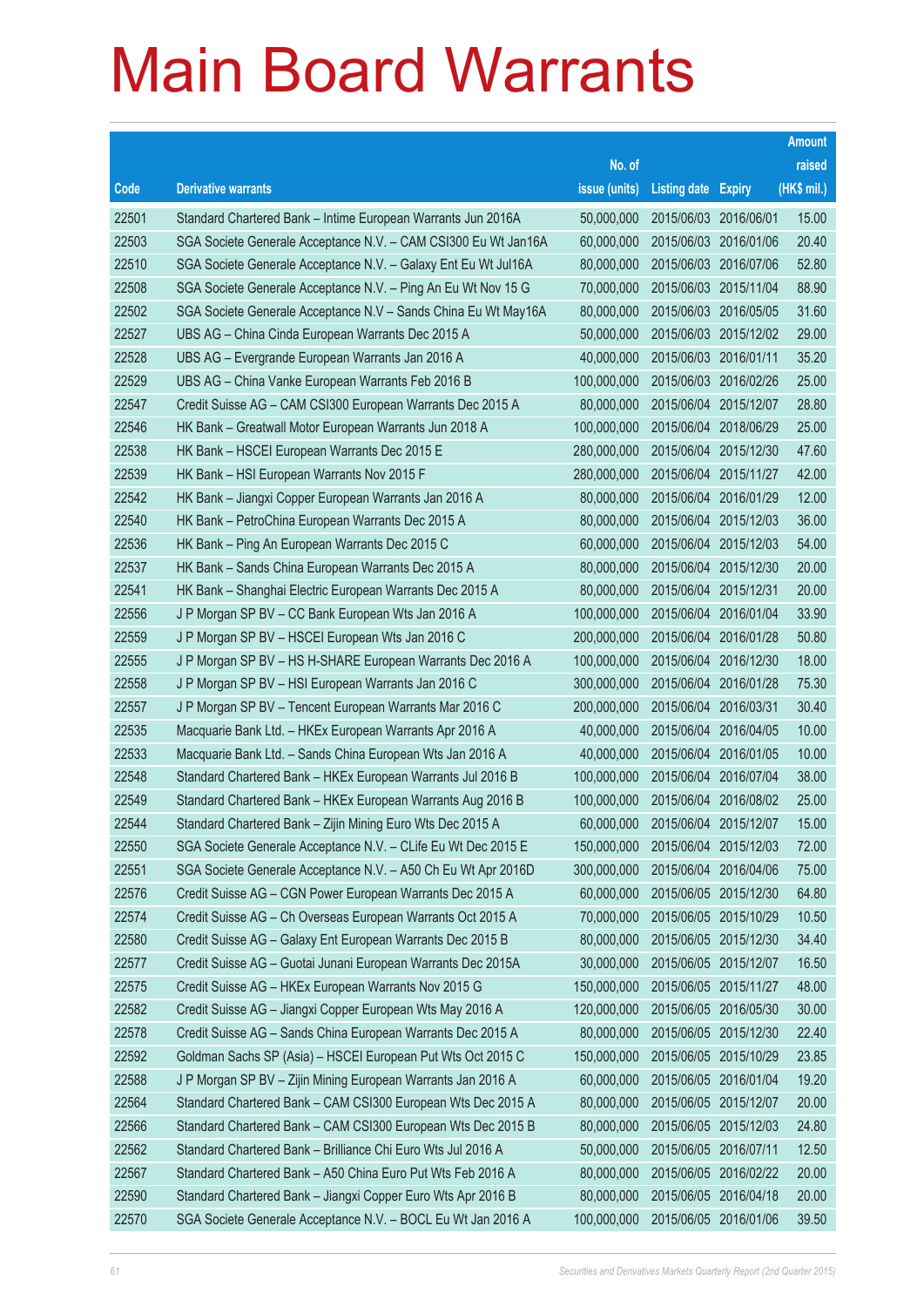# Main Board Warrants

| Code | Derivative warrants | No. of issue (units) | Listing date | Expiry | Amount raised (HK$ mil.) |
|---|---|---|---|---|---|
| 22501 | Standard Chartered Bank – Intime European Warrants Jun 2016A | 50,000,000 | 2015/06/03 | 2016/06/01 | 15.00 |
| 22503 | SGA Societe Generale Acceptance N.V. – CAM CSI300 Eu Wt Jan16A | 60,000,000 | 2015/06/03 | 2016/01/06 | 20.40 |
| 22510 | SGA Societe Generale Acceptance N.V. – Galaxy Ent Eu Wt Jul16A | 80,000,000 | 2015/06/03 | 2016/07/06 | 52.80 |
| 22508 | SGA Societe Generale Acceptance N.V. – Ping An Eu Wt Nov 15 G | 70,000,000 | 2015/06/03 | 2015/11/04 | 88.90 |
| 22502 | SGA Societe Generale Acceptance N.V – Sands China Eu Wt May16A | 80,000,000 | 2015/06/03 | 2016/05/05 | 31.60 |
| 22527 | UBS AG – China Cinda European Warrants Dec 2015 A | 50,000,000 | 2015/06/03 | 2015/12/02 | 29.00 |
| 22528 | UBS AG – Evergrande European Warrants Jan 2016 A | 40,000,000 | 2015/06/03 | 2016/01/11 | 35.20 |
| 22529 | UBS AG – China Vanke European Warrants Feb 2016 B | 100,000,000 | 2015/06/03 | 2016/02/26 | 25.00 |
| 22547 | Credit Suisse AG – CAM CSI300 European Warrants Dec 2015 A | 80,000,000 | 2015/06/04 | 2015/12/07 | 28.80 |
| 22546 | HK Bank – Greatwall Motor European Warrants Jun 2018 A | 100,000,000 | 2015/06/04 | 2018/06/29 | 25.00 |
| 22538 | HK Bank – HSCEI European Warrants Dec 2015 E | 280,000,000 | 2015/06/04 | 2015/12/30 | 47.60 |
| 22539 | HK Bank – HSI European Warrants Nov 2015 F | 280,000,000 | 2015/06/04 | 2015/11/27 | 42.00 |
| 22542 | HK Bank – Jiangxi Copper European Warrants Jan 2016 A | 80,000,000 | 2015/06/04 | 2016/01/29 | 12.00 |
| 22540 | HK Bank – PetroChina European Warrants Dec 2015 A | 80,000,000 | 2015/06/04 | 2015/12/03 | 36.00 |
| 22536 | HK Bank – Ping An European Warrants Dec 2015 C | 60,000,000 | 2015/06/04 | 2015/12/03 | 54.00 |
| 22537 | HK Bank – Sands China European Warrants Dec 2015 A | 80,000,000 | 2015/06/04 | 2015/12/30 | 20.00 |
| 22541 | HK Bank – Shanghai Electric European Warrants Dec 2015 A | 80,000,000 | 2015/06/04 | 2015/12/31 | 20.00 |
| 22556 | J P Morgan SP BV – CC Bank European Wts Jan 2016 A | 100,000,000 | 2015/06/04 | 2016/01/04 | 33.90 |
| 22559 | J P Morgan SP BV – HSCEI European Wts Jan 2016 C | 200,000,000 | 2015/06/04 | 2016/01/28 | 50.80 |
| 22555 | J P Morgan SP BV – HS H-SHARE European Warrants Dec 2016 A | 100,000,000 | 2015/06/04 | 2016/12/30 | 18.00 |
| 22558 | J P Morgan SP BV – HSI European Warrants Jan 2016 C | 300,000,000 | 2015/06/04 | 2016/01/28 | 75.30 |
| 22557 | J P Morgan SP BV – Tencent European Warrants Mar 2016 C | 200,000,000 | 2015/06/04 | 2016/03/31 | 30.40 |
| 22535 | Macquarie Bank Ltd. – HKEx European Warrants Apr 2016 A | 40,000,000 | 2015/06/04 | 2016/04/05 | 10.00 |
| 22533 | Macquarie Bank Ltd. – Sands China European Wts Jan 2016 A | 40,000,000 | 2015/06/04 | 2016/01/05 | 10.00 |
| 22548 | Standard Chartered Bank – HKEx European Warrants Jul 2016 B | 100,000,000 | 2015/06/04 | 2016/07/04 | 38.00 |
| 22549 | Standard Chartered Bank – HKEx European Warrants Aug 2016 B | 100,000,000 | 2015/06/04 | 2016/08/02 | 25.00 |
| 22544 | Standard Chartered Bank – Zijin Mining Euro Wts Dec 2015 A | 60,000,000 | 2015/06/04 | 2015/12/07 | 15.00 |
| 22550 | SGA Societe Generale Acceptance N.V. – CLife Eu Wt Dec 2015 E | 150,000,000 | 2015/06/04 | 2015/12/03 | 72.00 |
| 22551 | SGA Societe Generale Acceptance N.V. – A50 Ch Eu Wt Apr 2016D | 300,000,000 | 2015/06/04 | 2016/04/06 | 75.00 |
| 22576 | Credit Suisse AG – CGN Power European Warrants Dec 2015 A | 60,000,000 | 2015/06/05 | 2015/12/30 | 64.80 |
| 22574 | Credit Suisse AG – Ch Overseas European Warrants Oct 2015 A | 70,000,000 | 2015/06/05 | 2015/10/29 | 10.50 |
| 22580 | Credit Suisse AG – Galaxy Ent European Warrants Dec 2015 B | 80,000,000 | 2015/06/05 | 2015/12/30 | 34.40 |
| 22577 | Credit Suisse AG – Guotai Junani European Warrants Dec 2015A | 30,000,000 | 2015/06/05 | 2015/12/07 | 16.50 |
| 22575 | Credit Suisse AG – HKEx European Warrants Nov 2015 G | 150,000,000 | 2015/06/05 | 2015/11/27 | 48.00 |
| 22582 | Credit Suisse AG – Jiangxi Copper European Wts May 2016 A | 120,000,000 | 2015/06/05 | 2016/05/30 | 30.00 |
| 22578 | Credit Suisse AG – Sands China European Warrants Dec 2015 A | 80,000,000 | 2015/06/05 | 2015/12/30 | 22.40 |
| 22592 | Goldman Sachs SP (Asia) – HSCEI European Put Wts Oct 2015 C | 150,000,000 | 2015/06/05 | 2015/10/29 | 23.85 |
| 22588 | J P Morgan SP BV – Zijin Mining European Warrants Jan 2016 A | 60,000,000 | 2015/06/05 | 2016/01/04 | 19.20 |
| 22564 | Standard Chartered Bank – CAM CSI300 European Wts Dec 2015 A | 80,000,000 | 2015/06/05 | 2015/12/07 | 20.00 |
| 22566 | Standard Chartered Bank – CAM CSI300 European Wts Dec 2015 B | 80,000,000 | 2015/06/05 | 2015/12/03 | 24.80 |
| 22562 | Standard Chartered Bank – Brilliance Chi Euro Wts Jul 2016 A | 50,000,000 | 2015/06/05 | 2016/07/11 | 12.50 |
| 22567 | Standard Chartered Bank – A50 China Euro Put Wts Feb 2016 A | 80,000,000 | 2015/06/05 | 2016/02/22 | 20.00 |
| 22590 | Standard Chartered Bank – Jiangxi Copper Euro Wts Apr 2016 B | 80,000,000 | 2015/06/05 | 2016/04/18 | 20.00 |
| 22570 | SGA Societe Generale Acceptance N.V. – BOCL Eu Wt Jan 2016 A | 100,000,000 | 2015/06/05 | 2016/01/06 | 39.50 |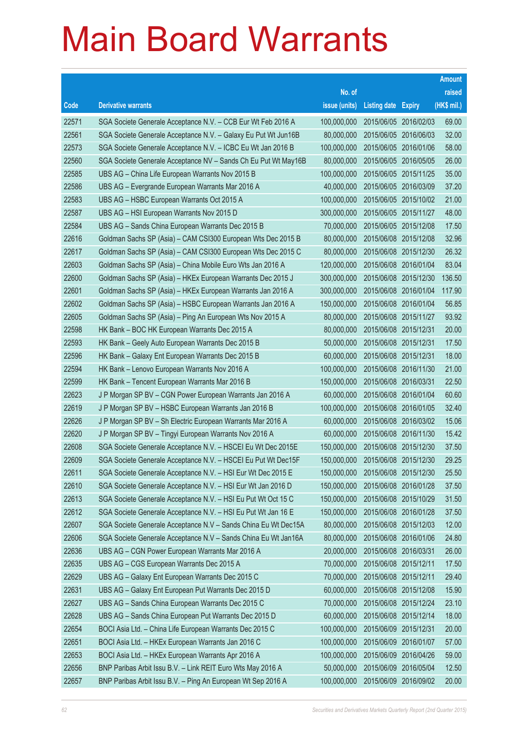# Main Board Warrants

| Code | Derivative warrants | No. of issue (units) | Listing date | Expiry | Amount raised (HK$ mil.) |
|---|---|---|---|---|---|
| 22571 | SGA Societe Generale Acceptance N.V. – CCB Eur Wt Feb 2016 A | 100,000,000 | 2015/06/05 | 2016/02/03 | 69.00 |
| 22561 | SGA Societe Generale Acceptance N.V. – Galaxy Eu Put Wt Jun16B | 80,000,000 | 2015/06/05 | 2016/06/03 | 32.00 |
| 22573 | SGA Societe Generale Acceptance N.V. – ICBC Eu Wt Jan 2016 B | 100,000,000 | 2015/06/05 | 2016/01/06 | 58.00 |
| 22560 | SGA Societe Generale Acceptance NV – Sands Ch Eu Put Wt May16B | 80,000,000 | 2015/06/05 | 2016/05/05 | 26.00 |
| 22585 | UBS AG – China Life European Warrants Nov 2015 B | 100,000,000 | 2015/06/05 | 2015/11/25 | 35.00 |
| 22586 | UBS AG – Evergrande European Warrants Mar 2016 A | 40,000,000 | 2015/06/05 | 2016/03/09 | 37.20 |
| 22583 | UBS AG – HSBC European Warrants Oct 2015 A | 100,000,000 | 2015/06/05 | 2015/10/02 | 21.00 |
| 22587 | UBS AG – HSI European Warrants Nov 2015 D | 300,000,000 | 2015/06/05 | 2015/11/27 | 48.00 |
| 22584 | UBS AG – Sands China European Warrants Dec 2015 B | 70,000,000 | 2015/06/05 | 2015/12/08 | 17.50 |
| 22616 | Goldman Sachs SP (Asia) – CAM CSI300 European Wts Dec 2015 B | 80,000,000 | 2015/06/08 | 2015/12/08 | 32.96 |
| 22617 | Goldman Sachs SP (Asia) – CAM CSI300 European Wts Dec 2015 C | 80,000,000 | 2015/06/08 | 2015/12/30 | 26.32 |
| 22603 | Goldman Sachs SP (Asia) – China Mobile Euro Wts Jan 2016 A | 120,000,000 | 2015/06/08 | 2016/01/04 | 83.04 |
| 22600 | Goldman Sachs SP (Asia) – HKEx European Warrants Dec 2015 J | 300,000,000 | 2015/06/08 | 2015/12/30 | 136.50 |
| 22601 | Goldman Sachs SP (Asia) – HKEx European Warrants Jan 2016 A | 300,000,000 | 2015/06/08 | 2016/01/04 | 117.90 |
| 22602 | Goldman Sachs SP (Asia) – HSBC European Warrants Jan 2016 A | 150,000,000 | 2015/06/08 | 2016/01/04 | 56.85 |
| 22605 | Goldman Sachs SP (Asia) – Ping An European Wts Nov 2015 A | 80,000,000 | 2015/06/08 | 2015/11/27 | 93.92 |
| 22598 | HK Bank – BOC HK European Warrants Dec 2015 A | 80,000,000 | 2015/06/08 | 2015/12/31 | 20.00 |
| 22593 | HK Bank – Geely Auto European Warrants Dec 2015 B | 50,000,000 | 2015/06/08 | 2015/12/31 | 17.50 |
| 22596 | HK Bank – Galaxy Ent European Warrants Dec 2015 B | 60,000,000 | 2015/06/08 | 2015/12/31 | 18.00 |
| 22594 | HK Bank – Lenovo European Warrants Nov 2016 A | 100,000,000 | 2015/06/08 | 2016/11/30 | 21.00 |
| 22599 | HK Bank – Tencent European Warrants Mar 2016 B | 150,000,000 | 2015/06/08 | 2016/03/31 | 22.50 |
| 22623 | J P Morgan SP BV – CGN Power European Warrants Jan 2016 A | 60,000,000 | 2015/06/08 | 2016/01/04 | 60.60 |
| 22619 | J P Morgan SP BV – HSBC European Warrants Jan 2016 B | 100,000,000 | 2015/06/08 | 2016/01/05 | 32.40 |
| 22626 | J P Morgan SP BV – Sh Electric European Warrants Mar 2016 A | 60,000,000 | 2015/06/08 | 2016/03/02 | 15.06 |
| 22620 | J P Morgan SP BV – Tingyi European Warrants Nov 2016 A | 60,000,000 | 2015/06/08 | 2016/11/30 | 15.42 |
| 22608 | SGA Societe Generale Acceptance N.V. – HSCEI Eu Wt Dec 2015E | 150,000,000 | 2015/06/08 | 2015/12/30 | 37.50 |
| 22609 | SGA Societe Generale Acceptance N.V. – HSCEI Eu Put Wt Dec15F | 150,000,000 | 2015/06/08 | 2015/12/30 | 29.25 |
| 22611 | SGA Societe Generale Acceptance N.V. – HSI Eur Wt Dec 2015 E | 150,000,000 | 2015/06/08 | 2015/12/30 | 25.50 |
| 22610 | SGA Societe Generale Acceptance N.V. – HSI Eur Wt Jan 2016 D | 150,000,000 | 2015/06/08 | 2016/01/28 | 37.50 |
| 22613 | SGA Societe Generale Acceptance N.V. – HSI Eu Put Wt Oct 15 C | 150,000,000 | 2015/06/08 | 2015/10/29 | 31.50 |
| 22612 | SGA Societe Generale Acceptance N.V. – HSI Eu Put Wt Jan 16 E | 150,000,000 | 2015/06/08 | 2016/01/28 | 37.50 |
| 22607 | SGA Societe Generale Acceptance N.V – Sands China Eu Wt Dec15A | 80,000,000 | 2015/06/08 | 2015/12/03 | 12.00 |
| 22606 | SGA Societe Generale Acceptance N.V – Sands China Eu Wt Jan16A | 80,000,000 | 2015/06/08 | 2016/01/06 | 24.80 |
| 22636 | UBS AG – CGN Power European Warrants Mar 2016 A | 20,000,000 | 2015/06/08 | 2016/03/31 | 26.00 |
| 22635 | UBS AG – CGS European Warrants Dec 2015 A | 70,000,000 | 2015/06/08 | 2015/12/11 | 17.50 |
| 22629 | UBS AG – Galaxy Ent European Warrants Dec 2015 C | 70,000,000 | 2015/06/08 | 2015/12/11 | 29.40 |
| 22631 | UBS AG – Galaxy Ent European Put Warrants Dec 2015 D | 60,000,000 | 2015/06/08 | 2015/12/08 | 15.90 |
| 22627 | UBS AG – Sands China European Warrants Dec 2015 C | 70,000,000 | 2015/06/08 | 2015/12/24 | 23.10 |
| 22628 | UBS AG – Sands China European Put Warrants Dec 2015 D | 60,000,000 | 2015/06/08 | 2015/12/14 | 18.00 |
| 22654 | BOCI Asia Ltd. – China Life European Warrants Dec 2015 C | 100,000,000 | 2015/06/09 | 2015/12/31 | 20.00 |
| 22651 | BOCI Asia Ltd. – HKEx European Warrants Jan 2016 C | 100,000,000 | 2015/06/09 | 2016/01/07 | 57.00 |
| 22653 | BOCI Asia Ltd. – HKEx European Warrants Apr 2016 A | 100,000,000 | 2015/06/09 | 2016/04/26 | 59.00 |
| 22656 | BNP Paribas Arbit Issu B.V. – Link REIT Euro Wts May 2016 A | 50,000,000 | 2015/06/09 | 2016/05/04 | 12.50 |
| 22657 | BNP Paribas Arbit Issu B.V. – Ping An European Wt Sep 2016 A | 100,000,000 | 2015/06/09 | 2016/09/02 | 20.00 |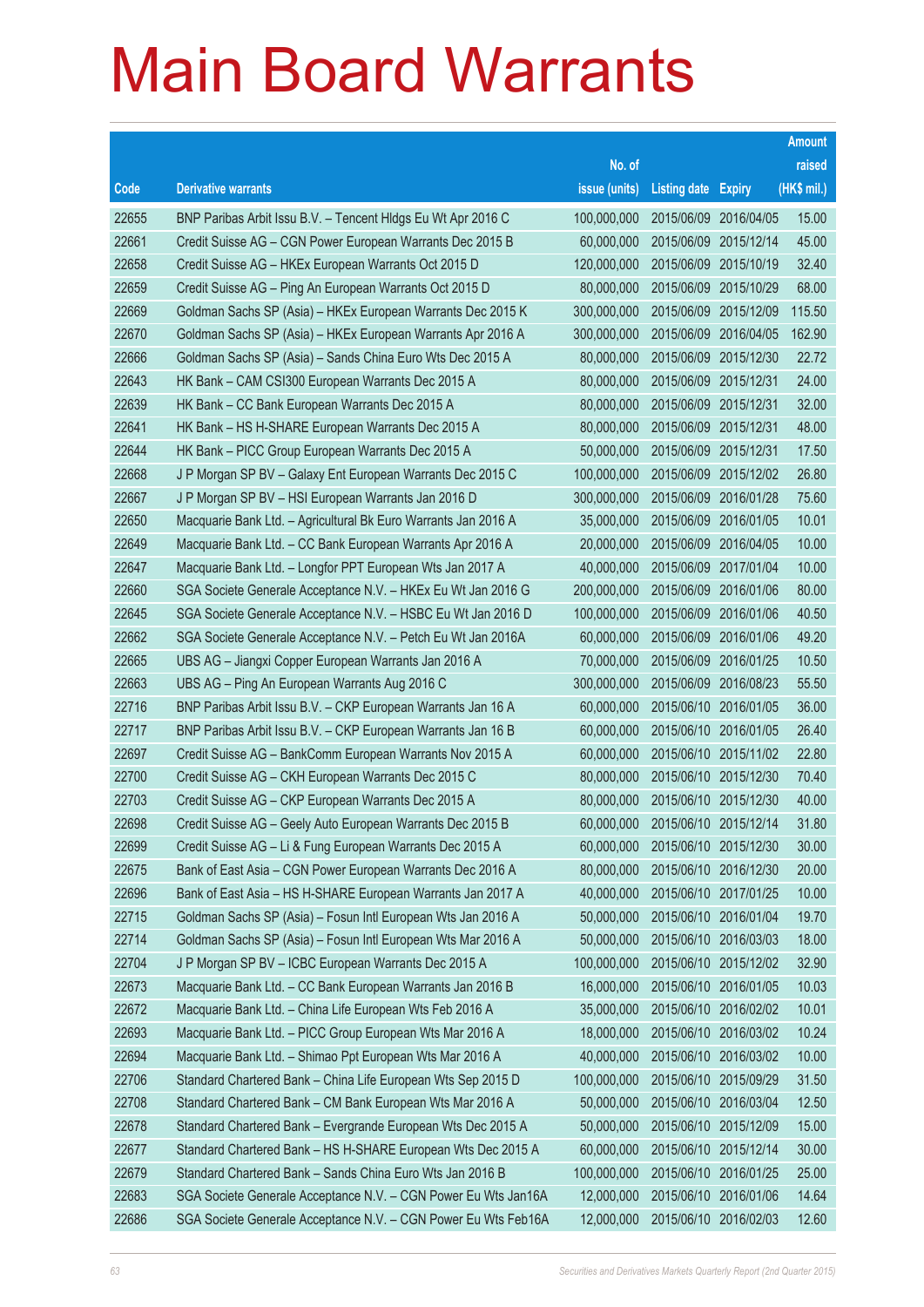# Main Board Warrants

| Code | Derivative warrants | No. of issue (units) | Listing date | Expiry | Amount raised (HK$ mil.) |
|---|---|---|---|---|---|
| 22655 | BNP Paribas Arbit Issu B.V. – Tencent Hldgs Eu Wt Apr 2016 C | 100,000,000 | 2015/06/09 | 2016/04/05 | 15.00 |
| 22661 | Credit Suisse AG – CGN Power European Warrants Dec 2015 B | 60,000,000 | 2015/06/09 | 2015/12/14 | 45.00 |
| 22658 | Credit Suisse AG – HKEx European Warrants Oct 2015 D | 120,000,000 | 2015/06/09 | 2015/10/19 | 32.40 |
| 22659 | Credit Suisse AG – Ping An European Warrants Oct 2015 D | 80,000,000 | 2015/06/09 | 2015/10/29 | 68.00 |
| 22669 | Goldman Sachs SP (Asia) – HKEx European Warrants Dec 2015 K | 300,000,000 | 2015/06/09 | 2015/12/09 | 115.50 |
| 22670 | Goldman Sachs SP (Asia) – HKEx European Warrants Apr 2016 A | 300,000,000 | 2015/06/09 | 2016/04/05 | 162.90 |
| 22666 | Goldman Sachs SP (Asia) – Sands China Euro Wts Dec 2015 A | 80,000,000 | 2015/06/09 | 2015/12/30 | 22.72 |
| 22643 | HK Bank – CAM CSI300 European Warrants Dec 2015 A | 80,000,000 | 2015/06/09 | 2015/12/31 | 24.00 |
| 22639 | HK Bank – CC Bank European Warrants Dec 2015 A | 80,000,000 | 2015/06/09 | 2015/12/31 | 32.00 |
| 22641 | HK Bank – HS H-SHARE European Warrants Dec 2015 A | 80,000,000 | 2015/06/09 | 2015/12/31 | 48.00 |
| 22644 | HK Bank – PICC Group European Warrants Dec 2015 A | 50,000,000 | 2015/06/09 | 2015/12/31 | 17.50 |
| 22668 | J P Morgan SP BV – Galaxy Ent European Warrants Dec 2015 C | 100,000,000 | 2015/06/09 | 2015/12/02 | 26.80 |
| 22667 | J P Morgan SP BV – HSI European Warrants Jan 2016 D | 300,000,000 | 2015/06/09 | 2016/01/28 | 75.60 |
| 22650 | Macquarie Bank Ltd. – Agricultural Bk Euro Warrants Jan 2016 A | 35,000,000 | 2015/06/09 | 2016/01/05 | 10.01 |
| 22649 | Macquarie Bank Ltd. – CC Bank European Warrants Apr 2016 A | 20,000,000 | 2015/06/09 | 2016/04/05 | 10.00 |
| 22647 | Macquarie Bank Ltd. – Longfor PPT European Wts Jan 2017 A | 40,000,000 | 2015/06/09 | 2017/01/04 | 10.00 |
| 22660 | SGA Societe Generale Acceptance N.V. – HKEx Eu Wt Jan 2016 G | 200,000,000 | 2015/06/09 | 2016/01/06 | 80.00 |
| 22645 | SGA Societe Generale Acceptance N.V. – HSBC Eu Wt Jan 2016 D | 100,000,000 | 2015/06/09 | 2016/01/06 | 40.50 |
| 22662 | SGA Societe Generale Acceptance N.V. – Petch Eu Wt Jan 2016A | 60,000,000 | 2015/06/09 | 2016/01/06 | 49.20 |
| 22665 | UBS AG – Jiangxi Copper European Warrants Jan 2016 A | 70,000,000 | 2015/06/09 | 2016/01/25 | 10.50 |
| 22663 | UBS AG – Ping An European Warrants Aug 2016 C | 300,000,000 | 2015/06/09 | 2016/08/23 | 55.50 |
| 22716 | BNP Paribas Arbit Issu B.V. – CKP European Warrants Jan 16 A | 60,000,000 | 2015/06/10 | 2016/01/05 | 36.00 |
| 22717 | BNP Paribas Arbit Issu B.V. – CKP European Warrants Jan 16 B | 60,000,000 | 2015/06/10 | 2016/01/05 | 26.40 |
| 22697 | Credit Suisse AG – BankComm European Warrants Nov 2015 A | 60,000,000 | 2015/06/10 | 2015/11/02 | 22.80 |
| 22700 | Credit Suisse AG – CKH European Warrants Dec 2015 C | 80,000,000 | 2015/06/10 | 2015/12/30 | 70.40 |
| 22703 | Credit Suisse AG – CKP European Warrants Dec 2015 A | 80,000,000 | 2015/06/10 | 2015/12/30 | 40.00 |
| 22698 | Credit Suisse AG – Geely Auto European Warrants Dec 2015 B | 60,000,000 | 2015/06/10 | 2015/12/14 | 31.80 |
| 22699 | Credit Suisse AG – Li & Fung European Warrants Dec 2015 A | 60,000,000 | 2015/06/10 | 2015/12/30 | 30.00 |
| 22675 | Bank of East Asia – CGN Power European Warrants Dec 2016 A | 80,000,000 | 2015/06/10 | 2016/12/30 | 20.00 |
| 22696 | Bank of East Asia – HS H-SHARE European Warrants Jan 2017 A | 40,000,000 | 2015/06/10 | 2017/01/25 | 10.00 |
| 22715 | Goldman Sachs SP (Asia) – Fosun Intl European Wts Jan 2016 A | 50,000,000 | 2015/06/10 | 2016/01/04 | 19.70 |
| 22714 | Goldman Sachs SP (Asia) – Fosun Intl European Wts Mar 2016 A | 50,000,000 | 2015/06/10 | 2016/03/03 | 18.00 |
| 22704 | J P Morgan SP BV – ICBC European Warrants Dec 2015 A | 100,000,000 | 2015/06/10 | 2015/12/02 | 32.90 |
| 22673 | Macquarie Bank Ltd. – CC Bank European Warrants Jan 2016 B | 16,000,000 | 2015/06/10 | 2016/01/05 | 10.03 |
| 22672 | Macquarie Bank Ltd. – China Life European Wts Feb 2016 A | 35,000,000 | 2015/06/10 | 2016/02/02 | 10.01 |
| 22693 | Macquarie Bank Ltd. – PICC Group European Wts Mar 2016 A | 18,000,000 | 2015/06/10 | 2016/03/02 | 10.24 |
| 22694 | Macquarie Bank Ltd. – Shimao Ppt European Wts Mar 2016 A | 40,000,000 | 2015/06/10 | 2016/03/02 | 10.00 |
| 22706 | Standard Chartered Bank – China Life European Wts Sep 2015 D | 100,000,000 | 2015/06/10 | 2015/09/29 | 31.50 |
| 22708 | Standard Chartered Bank – CM Bank European Wts Mar 2016 A | 50,000,000 | 2015/06/10 | 2016/03/04 | 12.50 |
| 22678 | Standard Chartered Bank – Evergrande European Wts Dec 2015 A | 50,000,000 | 2015/06/10 | 2015/12/09 | 15.00 |
| 22677 | Standard Chartered Bank – HS H-SHARE European Wts Dec 2015 A | 60,000,000 | 2015/06/10 | 2015/12/14 | 30.00 |
| 22679 | Standard Chartered Bank – Sands China Euro Wts Jan 2016 B | 100,000,000 | 2015/06/10 | 2016/01/25 | 25.00 |
| 22683 | SGA Societe Generale Acceptance N.V. – CGN Power Eu Wts Jan16A | 12,000,000 | 2015/06/10 | 2016/01/06 | 14.64 |
| 22686 | SGA Societe Generale Acceptance N.V. – CGN Power Eu Wts Feb16A | 12,000,000 | 2015/06/10 | 2016/02/03 | 12.60 |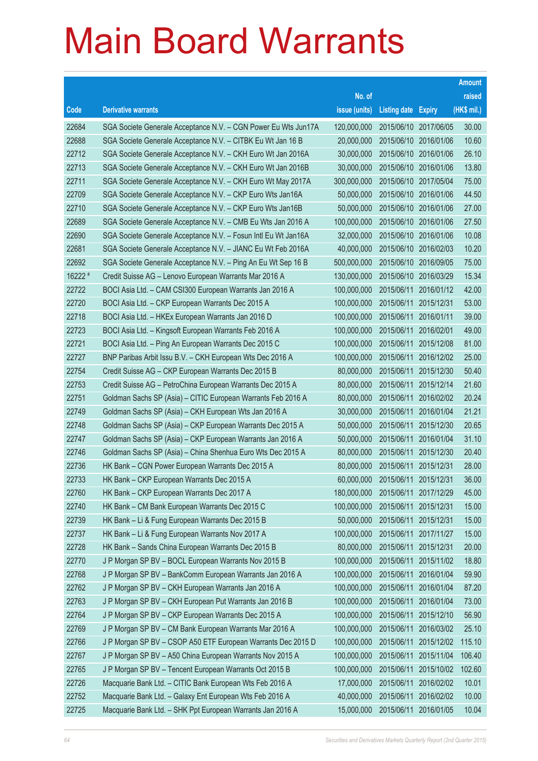# Main Board Warrants

| Code | Derivative warrants | No. of issue (units) | Listing date | Expiry | Amount raised (HK$ mil.) |
|---|---|---|---|---|---|
| 22684 | SGA Societe Generale Acceptance N.V. – CGN Power Eu Wts Jun17A | 120,000,000 | 2015/06/10 | 2017/06/05 | 30.00 |
| 22688 | SGA Societe Generale Acceptance N.V. – CITBK Eu Wt Jan 16 B | 20,000,000 | 2015/06/10 | 2016/01/06 | 10.60 |
| 22712 | SGA Societe Generale Acceptance N.V. – CKH Euro Wt Jan 2016A | 30,000,000 | 2015/06/10 | 2016/01/06 | 26.10 |
| 22713 | SGA Societe Generale Acceptance N.V. – CKH Euro Wt Jan 2016B | 30,000,000 | 2015/06/10 | 2016/01/06 | 13.80 |
| 22711 | SGA Societe Generale Acceptance N.V. – CKH Euro Wt May 2017A | 300,000,000 | 2015/06/10 | 2017/05/04 | 75.00 |
| 22709 | SGA Societe Generale Acceptance N.V. – CKP Euro Wts Jan16A | 50,000,000 | 2015/06/10 | 2016/01/06 | 44.50 |
| 22710 | SGA Societe Generale Acceptance N.V. – CKP Euro Wts Jan16B | 50,000,000 | 2015/06/10 | 2016/01/06 | 27.00 |
| 22689 | SGA Societe Generale Acceptance N.V. – CMB Eu Wts Jan 2016 A | 100,000,000 | 2015/06/10 | 2016/01/06 | 27.50 |
| 22690 | SGA Societe Generale Acceptance N.V. – Fosun Intl Eu Wt Jan16A | 32,000,000 | 2015/06/10 | 2016/01/06 | 10.08 |
| 22681 | SGA Societe Generale Acceptance N.V. – JIANC Eu Wt Feb 2016A | 40,000,000 | 2015/06/10 | 2016/02/03 | 10.20 |
| 22692 | SGA Societe Generale Acceptance N.V. – Ping An Eu Wt Sep 16 B | 500,000,000 | 2015/06/10 | 2016/09/05 | 75.00 |
| 16222 # | Credit Suisse AG – Lenovo European Warrants Mar 2016 A | 130,000,000 | 2015/06/10 | 2016/03/29 | 15.34 |
| 22722 | BOCI Asia Ltd. – CAM CSI300 European Warrants Jan 2016 A | 100,000,000 | 2015/06/11 | 2016/01/12 | 42.00 |
| 22720 | BOCI Asia Ltd. – CKP European Warrants Dec 2015 A | 100,000,000 | 2015/06/11 | 2015/12/31 | 53.00 |
| 22718 | BOCI Asia Ltd. – HKEx European Warrants Jan 2016 D | 100,000,000 | 2015/06/11 | 2016/01/11 | 39.00 |
| 22723 | BOCI Asia Ltd. – Kingsoft European Warrants Feb 2016 A | 100,000,000 | 2015/06/11 | 2016/02/01 | 49.00 |
| 22721 | BOCI Asia Ltd. – Ping An European Warrants Dec 2015 C | 100,000,000 | 2015/06/11 | 2015/12/08 | 81.00 |
| 22727 | BNP Paribas Arbit Issu B.V. – CKH European Wts Dec 2016 A | 100,000,000 | 2015/06/11 | 2016/12/02 | 25.00 |
| 22754 | Credit Suisse AG – CKP European Warrants Dec 2015 B | 80,000,000 | 2015/06/11 | 2015/12/30 | 50.40 |
| 22753 | Credit Suisse AG – PetroChina European Warrants Dec 2015 A | 80,000,000 | 2015/06/11 | 2015/12/14 | 21.60 |
| 22751 | Goldman Sachs SP (Asia) – CITIC European Warrants Feb 2016 A | 80,000,000 | 2015/06/11 | 2016/02/02 | 20.24 |
| 22749 | Goldman Sachs SP (Asia) – CKH European Wts Jan 2016 A | 30,000,000 | 2015/06/11 | 2016/01/04 | 21.21 |
| 22748 | Goldman Sachs SP (Asia) – CKP European Warrants Dec 2015 A | 50,000,000 | 2015/06/11 | 2015/12/30 | 20.65 |
| 22747 | Goldman Sachs SP (Asia) – CKP European Warrants Jan 2016 A | 50,000,000 | 2015/06/11 | 2016/01/04 | 31.10 |
| 22746 | Goldman Sachs SP (Asia) – China Shenhua Euro Wts Dec 2015 A | 80,000,000 | 2015/06/11 | 2015/12/30 | 20.40 |
| 22736 | HK Bank – CGN Power European Warrants Dec 2015 A | 80,000,000 | 2015/06/11 | 2015/12/31 | 28.00 |
| 22733 | HK Bank – CKP European Warrants Dec 2015 A | 60,000,000 | 2015/06/11 | 2015/12/31 | 36.00 |
| 22760 | HK Bank – CKP European Warrants Dec 2017 A | 180,000,000 | 2015/06/11 | 2017/12/29 | 45.00 |
| 22740 | HK Bank – CM Bank European Warrants Dec 2015 C | 100,000,000 | 2015/06/11 | 2015/12/31 | 15.00 |
| 22739 | HK Bank – Li & Fung European Warrants Dec 2015 B | 50,000,000 | 2015/06/11 | 2015/12/31 | 15.00 |
| 22737 | HK Bank – Li & Fung European Warrants Nov 2017 A | 100,000,000 | 2015/06/11 | 2017/11/27 | 15.00 |
| 22728 | HK Bank – Sands China European Warrants Dec 2015 B | 80,000,000 | 2015/06/11 | 2015/12/31 | 20.00 |
| 22770 | J P Morgan SP BV – BOCL European Warrants Nov 2015 B | 100,000,000 | 2015/06/11 | 2015/11/02 | 18.80 |
| 22768 | J P Morgan SP BV – BankComm European Warrants Jan 2016 A | 100,000,000 | 2015/06/11 | 2016/01/04 | 59.90 |
| 22762 | J P Morgan SP BV – CKH European Warrants Jan 2016 A | 100,000,000 | 2015/06/11 | 2016/01/04 | 87.20 |
| 22763 | J P Morgan SP BV – CKH European Put Warrants Jan 2016 B | 100,000,000 | 2015/06/11 | 2016/01/04 | 73.00 |
| 22764 | J P Morgan SP BV – CKP European Warrants Dec 2015 A | 100,000,000 | 2015/06/11 | 2015/12/10 | 56.90 |
| 22769 | J P Morgan SP BV – CM Bank European Warrants Mar 2016 A | 100,000,000 | 2015/06/11 | 2016/03/02 | 25.10 |
| 22766 | J P Morgan SP BV – CSOP A50 ETF European Warrants Dec 2015 D | 100,000,000 | 2015/06/11 | 2015/12/02 | 115.10 |
| 22767 | J P Morgan SP BV – A50 China European Warrants Nov 2015 A | 100,000,000 | 2015/06/11 | 2015/11/04 | 106.40 |
| 22765 | J P Morgan SP BV – Tencent European Warrants Oct 2015 B | 100,000,000 | 2015/06/11 | 2015/10/02 | 102.60 |
| 22726 | Macquarie Bank Ltd. – CITIC Bank European Wts Feb 2016 A | 17,000,000 | 2015/06/11 | 2016/02/02 | 10.01 |
| 22752 | Macquarie Bank Ltd. – Galaxy Ent European Wts Feb 2016 A | 40,000,000 | 2015/06/11 | 2016/02/02 | 10.00 |
| 22725 | Macquarie Bank Ltd. – SHK Ppt European Warrants Jan 2016 A | 15,000,000 | 2015/06/11 | 2016/01/05 | 10.04 |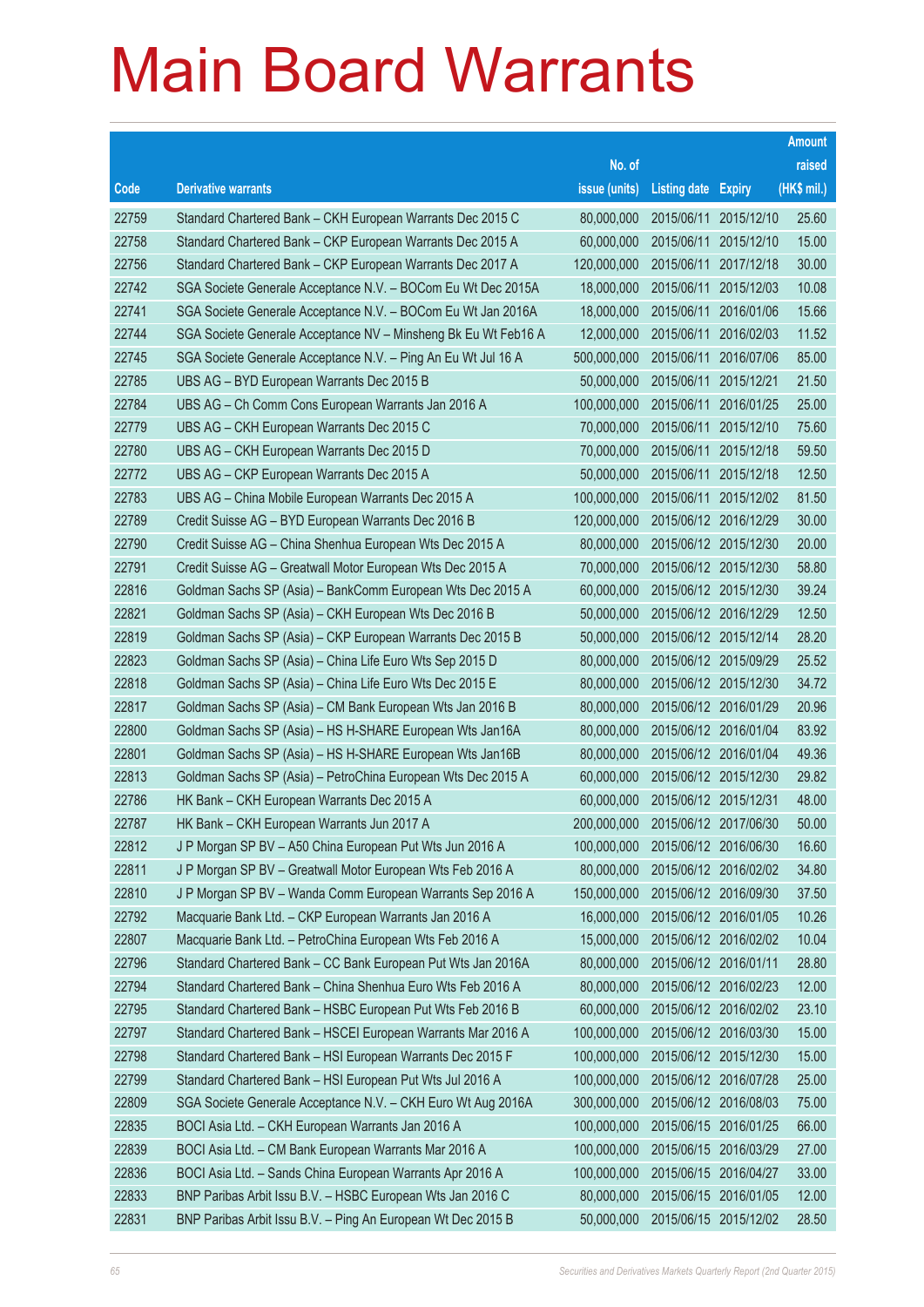# Main Board Warrants

| Code | Derivative warrants | No. of issue (units) | Listing date | Expiry | Amount raised (HK$ mil.) |
|---|---|---|---|---|---|
| 22759 | Standard Chartered Bank – CKH European Warrants Dec 2015 C | 80,000,000 | 2015/06/11 | 2015/12/10 | 25.60 |
| 22758 | Standard Chartered Bank – CKP European Warrants Dec 2015 A | 60,000,000 | 2015/06/11 | 2015/12/10 | 15.00 |
| 22756 | Standard Chartered Bank – CKP European Warrants Dec 2017 A | 120,000,000 | 2015/06/11 | 2017/12/18 | 30.00 |
| 22742 | SGA Societe Generale Acceptance N.V. – BOCom Eu Wt Dec 2015A | 18,000,000 | 2015/06/11 | 2015/12/03 | 10.08 |
| 22741 | SGA Societe Generale Acceptance N.V. – BOCom Eu Wt Jan 2016A | 18,000,000 | 2015/06/11 | 2016/01/06 | 15.66 |
| 22744 | SGA Societe Generale Acceptance NV – Minsheng Bk Eu Wt Feb16 A | 12,000,000 | 2015/06/11 | 2016/02/03 | 11.52 |
| 22745 | SGA Societe Generale Acceptance N.V. – Ping An Eu Wt Jul 16 A | 500,000,000 | 2015/06/11 | 2016/07/06 | 85.00 |
| 22785 | UBS AG – BYD European Warrants Dec 2015 B | 50,000,000 | 2015/06/11 | 2015/12/21 | 21.50 |
| 22784 | UBS AG – Ch Comm Cons European Warrants Jan 2016 A | 100,000,000 | 2015/06/11 | 2016/01/25 | 25.00 |
| 22779 | UBS AG – CKH European Warrants Dec 2015 C | 70,000,000 | 2015/06/11 | 2015/12/10 | 75.60 |
| 22780 | UBS AG – CKH European Warrants Dec 2015 D | 70,000,000 | 2015/06/11 | 2015/12/18 | 59.50 |
| 22772 | UBS AG – CKP European Warrants Dec 2015 A | 50,000,000 | 2015/06/11 | 2015/12/18 | 12.50 |
| 22783 | UBS AG – China Mobile European Warrants Dec 2015 A | 100,000,000 | 2015/06/11 | 2015/12/02 | 81.50 |
| 22789 | Credit Suisse AG – BYD European Warrants Dec 2016 B | 120,000,000 | 2015/06/12 | 2016/12/29 | 30.00 |
| 22790 | Credit Suisse AG – China Shenhua European Wts Dec 2015 A | 80,000,000 | 2015/06/12 | 2015/12/30 | 20.00 |
| 22791 | Credit Suisse AG – Greatwall Motor European Wts Dec 2015 A | 70,000,000 | 2015/06/12 | 2015/12/30 | 58.80 |
| 22816 | Goldman Sachs SP (Asia) – BankComm European Wts Dec 2015 A | 60,000,000 | 2015/06/12 | 2015/12/30 | 39.24 |
| 22821 | Goldman Sachs SP (Asia) – CKH European Wts Dec 2016 B | 50,000,000 | 2015/06/12 | 2016/12/29 | 12.50 |
| 22819 | Goldman Sachs SP (Asia) – CKP European Warrants Dec 2015 B | 50,000,000 | 2015/06/12 | 2015/12/14 | 28.20 |
| 22823 | Goldman Sachs SP (Asia) – China Life Euro Wts Sep 2015 D | 80,000,000 | 2015/06/12 | 2015/09/29 | 25.52 |
| 22818 | Goldman Sachs SP (Asia) – China Life Euro Wts Dec 2015 E | 80,000,000 | 2015/06/12 | 2015/12/30 | 34.72 |
| 22817 | Goldman Sachs SP (Asia) – CM Bank European Wts Jan 2016 B | 80,000,000 | 2015/06/12 | 2016/01/29 | 20.96 |
| 22800 | Goldman Sachs SP (Asia) – HS H-SHARE European Wts Jan16A | 80,000,000 | 2015/06/12 | 2016/01/04 | 83.92 |
| 22801 | Goldman Sachs SP (Asia) – HS H-SHARE European Wts Jan16B | 80,000,000 | 2015/06/12 | 2016/01/04 | 49.36 |
| 22813 | Goldman Sachs SP (Asia) – PetroChina European Wts Dec 2015 A | 60,000,000 | 2015/06/12 | 2015/12/30 | 29.82 |
| 22786 | HK Bank – CKH European Warrants Dec 2015 A | 60,000,000 | 2015/06/12 | 2015/12/31 | 48.00 |
| 22787 | HK Bank – CKH European Warrants Jun 2017 A | 200,000,000 | 2015/06/12 | 2017/06/30 | 50.00 |
| 22812 | J P Morgan SP BV – A50 China European Put Wts Jun 2016 A | 100,000,000 | 2015/06/12 | 2016/06/30 | 16.60 |
| 22811 | J P Morgan SP BV – Greatwall Motor European Wts Feb 2016 A | 80,000,000 | 2015/06/12 | 2016/02/02 | 34.80 |
| 22810 | J P Morgan SP BV – Wanda Comm European Warrants Sep 2016 A | 150,000,000 | 2015/06/12 | 2016/09/30 | 37.50 |
| 22792 | Macquarie Bank Ltd. – CKP European Warrants Jan 2016 A | 16,000,000 | 2015/06/12 | 2016/01/05 | 10.26 |
| 22807 | Macquarie Bank Ltd. – PetroChina European Wts Feb 2016 A | 15,000,000 | 2015/06/12 | 2016/02/02 | 10.04 |
| 22796 | Standard Chartered Bank – CC Bank European Put Wts Jan 2016A | 80,000,000 | 2015/06/12 | 2016/01/11 | 28.80 |
| 22794 | Standard Chartered Bank – China Shenhua Euro Wts Feb 2016 A | 80,000,000 | 2015/06/12 | 2016/02/23 | 12.00 |
| 22795 | Standard Chartered Bank – HSBC European Put Wts Feb 2016 B | 60,000,000 | 2015/06/12 | 2016/02/02 | 23.10 |
| 22797 | Standard Chartered Bank – HSCEI European Warrants Mar 2016 A | 100,000,000 | 2015/06/12 | 2016/03/30 | 15.00 |
| 22798 | Standard Chartered Bank – HSI European Warrants Dec 2015 F | 100,000,000 | 2015/06/12 | 2015/12/30 | 15.00 |
| 22799 | Standard Chartered Bank – HSI European Put Wts Jul 2016 A | 100,000,000 | 2015/06/12 | 2016/07/28 | 25.00 |
| 22809 | SGA Societe Generale Acceptance N.V. – CKH Euro Wt Aug 2016A | 300,000,000 | 2015/06/12 | 2016/08/03 | 75.00 |
| 22835 | BOCI Asia Ltd. – CKH European Warrants Jan 2016 A | 100,000,000 | 2015/06/15 | 2016/01/25 | 66.00 |
| 22839 | BOCI Asia Ltd. – CM Bank European Warrants Mar 2016 A | 100,000,000 | 2015/06/15 | 2016/03/29 | 27.00 |
| 22836 | BOCI Asia Ltd. – Sands China European Warrants Apr 2016 A | 100,000,000 | 2015/06/15 | 2016/04/27 | 33.00 |
| 22833 | BNP Paribas Arbit Issu B.V. – HSBC European Wts Jan 2016 C | 80,000,000 | 2015/06/15 | 2016/01/05 | 12.00 |
| 22831 | BNP Paribas Arbit Issu B.V. – Ping An European Wt Dec 2015 B | 50,000,000 | 2015/06/15 | 2015/12/02 | 28.50 |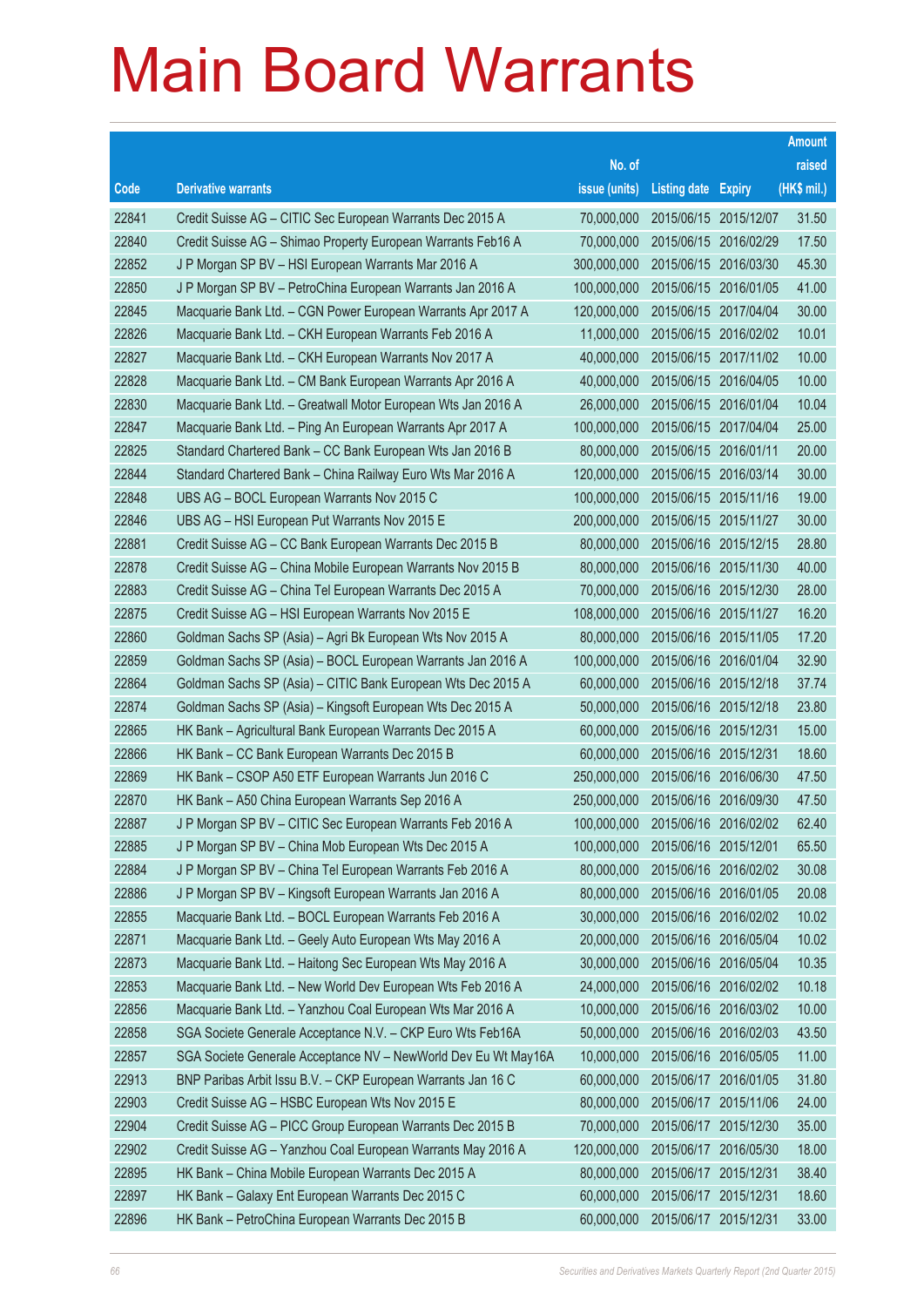# Main Board Warrants

| Code | Derivative warrants | No. of issue (units) | Listing date | Expiry | Amount raised (HK$ mil.) |
|---|---|---|---|---|---|
| 22841 | Credit Suisse AG – CITIC Sec European Warrants Dec 2015 A | 70,000,000 | 2015/06/15 | 2015/12/07 | 31.50 |
| 22840 | Credit Suisse AG – Shimao Property European Warrants Feb16 A | 70,000,000 | 2015/06/15 | 2016/02/29 | 17.50 |
| 22852 | J P Morgan SP BV – HSI European Warrants Mar 2016 A | 300,000,000 | 2015/06/15 | 2016/03/30 | 45.30 |
| 22850 | J P Morgan SP BV – PetroChina European Warrants Jan 2016 A | 100,000,000 | 2015/06/15 | 2016/01/05 | 41.00 |
| 22845 | Macquarie Bank Ltd. – CGN Power European Warrants Apr 2017 A | 120,000,000 | 2015/06/15 | 2017/04/04 | 30.00 |
| 22826 | Macquarie Bank Ltd. – CKH European Warrants Feb 2016 A | 11,000,000 | 2015/06/15 | 2016/02/02 | 10.01 |
| 22827 | Macquarie Bank Ltd. – CKH European Warrants Nov 2017 A | 40,000,000 | 2015/06/15 | 2017/11/02 | 10.00 |
| 22828 | Macquarie Bank Ltd. – CM Bank European Warrants Apr 2016 A | 40,000,000 | 2015/06/15 | 2016/04/05 | 10.00 |
| 22830 | Macquarie Bank Ltd. – Greatwall Motor European Wts Jan 2016 A | 26,000,000 | 2015/06/15 | 2016/01/04 | 10.04 |
| 22847 | Macquarie Bank Ltd. – Ping An European Warrants Apr 2017 A | 100,000,000 | 2015/06/15 | 2017/04/04 | 25.00 |
| 22825 | Standard Chartered Bank – CC Bank European Wts Jan 2016 B | 80,000,000 | 2015/06/15 | 2016/01/11 | 20.00 |
| 22844 | Standard Chartered Bank – China Railway Euro Wts Mar 2016 A | 120,000,000 | 2015/06/15 | 2016/03/14 | 30.00 |
| 22848 | UBS AG – BOCL European Warrants Nov 2015 C | 100,000,000 | 2015/06/15 | 2015/11/16 | 19.00 |
| 22846 | UBS AG – HSI European Put Warrants Nov 2015 E | 200,000,000 | 2015/06/15 | 2015/11/27 | 30.00 |
| 22881 | Credit Suisse AG – CC Bank European Warrants Dec 2015 B | 80,000,000 | 2015/06/16 | 2015/12/15 | 28.80 |
| 22878 | Credit Suisse AG – China Mobile European Warrants Nov 2015 B | 80,000,000 | 2015/06/16 | 2015/11/30 | 40.00 |
| 22883 | Credit Suisse AG – China Tel European Warrants Dec 2015 A | 70,000,000 | 2015/06/16 | 2015/12/30 | 28.00 |
| 22875 | Credit Suisse AG – HSI European Warrants Nov 2015 E | 108,000,000 | 2015/06/16 | 2015/11/27 | 16.20 |
| 22860 | Goldman Sachs SP (Asia) – Agri Bk European Wts Nov 2015 A | 80,000,000 | 2015/06/16 | 2015/11/05 | 17.20 |
| 22859 | Goldman Sachs SP (Asia) – BOCL European Warrants Jan 2016 A | 100,000,000 | 2015/06/16 | 2016/01/04 | 32.90 |
| 22864 | Goldman Sachs SP (Asia) – CITIC Bank European Wts Dec 2015 A | 60,000,000 | 2015/06/16 | 2015/12/18 | 37.74 |
| 22874 | Goldman Sachs SP (Asia) – Kingsoft European Wts Dec 2015 A | 50,000,000 | 2015/06/16 | 2015/12/18 | 23.80 |
| 22865 | HK Bank – Agricultural Bank European Warrants Dec 2015 A | 60,000,000 | 2015/06/16 | 2015/12/31 | 15.00 |
| 22866 | HK Bank – CC Bank European Warrants Dec 2015 B | 60,000,000 | 2015/06/16 | 2015/12/31 | 18.60 |
| 22869 | HK Bank – CSOP A50 ETF European Warrants Jun 2016 C | 250,000,000 | 2015/06/16 | 2016/06/30 | 47.50 |
| 22870 | HK Bank – A50 China European Warrants Sep 2016 A | 250,000,000 | 2015/06/16 | 2016/09/30 | 47.50 |
| 22887 | J P Morgan SP BV – CITIC Sec European Warrants Feb 2016 A | 100,000,000 | 2015/06/16 | 2016/02/02 | 62.40 |
| 22885 | J P Morgan SP BV – China Mob European Wts Dec 2015 A | 100,000,000 | 2015/06/16 | 2015/12/01 | 65.50 |
| 22884 | J P Morgan SP BV – China Tel European Warrants Feb 2016 A | 80,000,000 | 2015/06/16 | 2016/02/02 | 30.08 |
| 22886 | J P Morgan SP BV – Kingsoft European Warrants Jan 2016 A | 80,000,000 | 2015/06/16 | 2016/01/05 | 20.08 |
| 22855 | Macquarie Bank Ltd. – BOCL European Warrants Feb 2016 A | 30,000,000 | 2015/06/16 | 2016/02/02 | 10.02 |
| 22871 | Macquarie Bank Ltd. – Geely Auto European Wts May 2016 A | 20,000,000 | 2015/06/16 | 2016/05/04 | 10.02 |
| 22873 | Macquarie Bank Ltd. – Haitong Sec European Wts May 2016 A | 30,000,000 | 2015/06/16 | 2016/05/04 | 10.35 |
| 22853 | Macquarie Bank Ltd. – New World Dev European Wts Feb 2016 A | 24,000,000 | 2015/06/16 | 2016/02/02 | 10.18 |
| 22856 | Macquarie Bank Ltd. – Yanzhou Coal European Wts Mar 2016 A | 10,000,000 | 2015/06/16 | 2016/03/02 | 10.00 |
| 22858 | SGA Societe Generale Acceptance N.V. – CKP Euro Wts Feb16A | 50,000,000 | 2015/06/16 | 2016/02/03 | 43.50 |
| 22857 | SGA Societe Generale Acceptance NV – NewWorld Dev Eu Wt May16A | 10,000,000 | 2015/06/16 | 2016/05/05 | 11.00 |
| 22913 | BNP Paribas Arbit Issu B.V. – CKP European Warrants Jan 16 C | 60,000,000 | 2015/06/17 | 2016/01/05 | 31.80 |
| 22903 | Credit Suisse AG – HSBC European Wts Nov 2015 E | 80,000,000 | 2015/06/17 | 2015/11/06 | 24.00 |
| 22904 | Credit Suisse AG – PICC Group European Warrants Dec 2015 B | 70,000,000 | 2015/06/17 | 2015/12/30 | 35.00 |
| 22902 | Credit Suisse AG – Yanzhou Coal European Warrants May 2016 A | 120,000,000 | 2015/06/17 | 2016/05/30 | 18.00 |
| 22895 | HK Bank – China Mobile European Warrants Dec 2015 A | 80,000,000 | 2015/06/17 | 2015/12/31 | 38.40 |
| 22897 | HK Bank – Galaxy Ent European Warrants Dec 2015 C | 60,000,000 | 2015/06/17 | 2015/12/31 | 18.60 |
| 22896 | HK Bank – PetroChina European Warrants Dec 2015 B | 60,000,000 | 2015/06/17 | 2015/12/31 | 33.00 |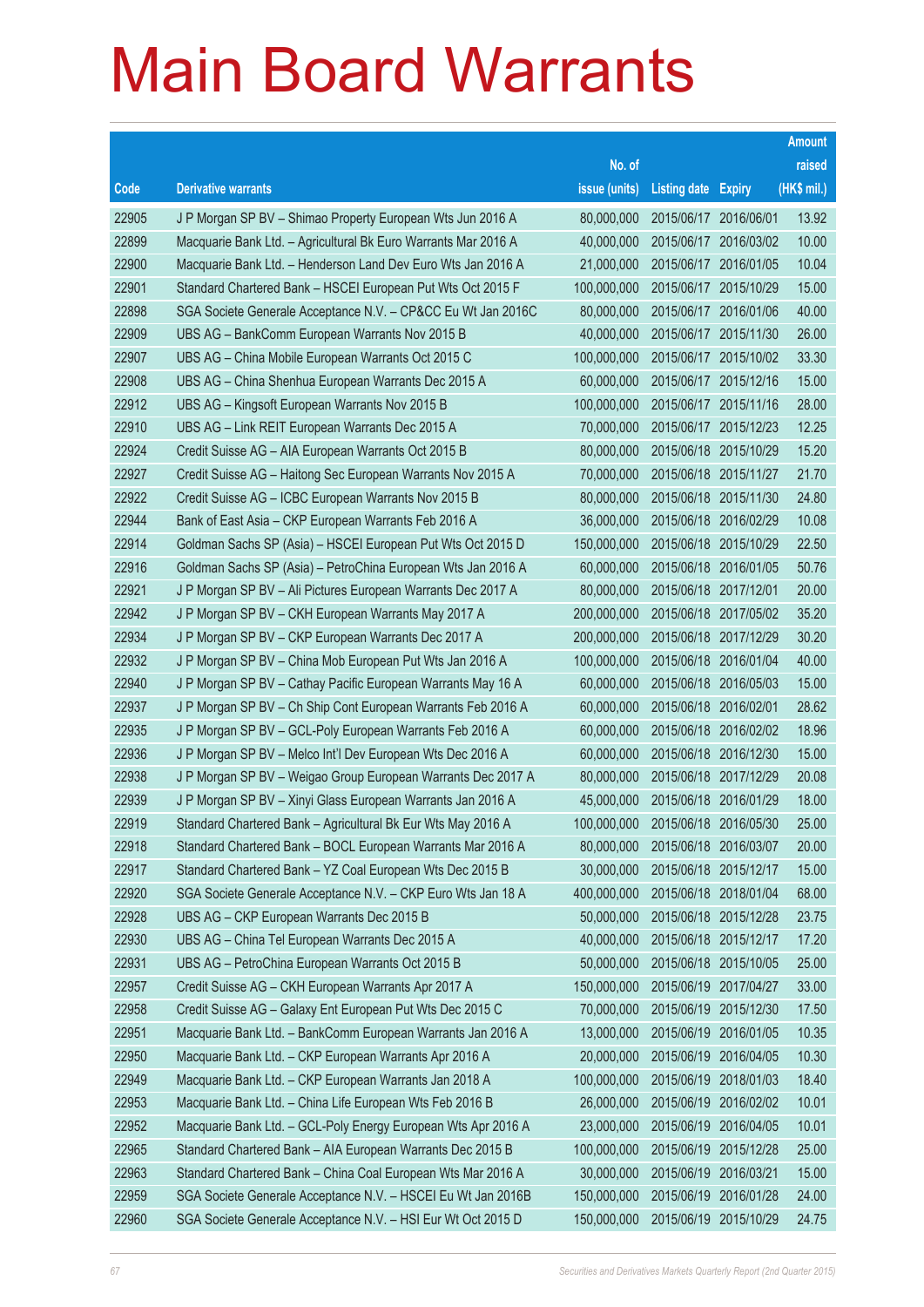# Main Board Warrants

| Code | Derivative warrants | No. of issue (units) | Listing date | Expiry | Amount raised (HK$ mil.) |
|---|---|---|---|---|---|
| 22905 | J P Morgan SP BV – Shimao Property European Wts Jun 2016 A | 80,000,000 | 2015/06/17 | 2016/06/01 | 13.92 |
| 22899 | Macquarie Bank Ltd. – Agricultural Bk Euro Warrants Mar 2016 A | 40,000,000 | 2015/06/17 | 2016/03/02 | 10.00 |
| 22900 | Macquarie Bank Ltd. – Henderson Land Dev Euro Wts Jan 2016 A | 21,000,000 | 2015/06/17 | 2016/01/05 | 10.04 |
| 22901 | Standard Chartered Bank – HSCEI European Put Wts Oct 2015 F | 100,000,000 | 2015/06/17 | 2015/10/29 | 15.00 |
| 22898 | SGA Societe Generale Acceptance N.V. – CP&CC Eu Wt Jan 2016C | 80,000,000 | 2015/06/17 | 2016/01/06 | 40.00 |
| 22909 | UBS AG – BankComm European Warrants Nov 2015 B | 40,000,000 | 2015/06/17 | 2015/11/30 | 26.00 |
| 22907 | UBS AG – China Mobile European Warrants Oct 2015 C | 100,000,000 | 2015/06/17 | 2015/10/02 | 33.30 |
| 22908 | UBS AG – China Shenhua European Warrants Dec 2015 A | 60,000,000 | 2015/06/17 | 2015/12/16 | 15.00 |
| 22912 | UBS AG – Kingsoft European Warrants Nov 2015 B | 100,000,000 | 2015/06/17 | 2015/11/16 | 28.00 |
| 22910 | UBS AG – Link REIT European Warrants Dec 2015 A | 70,000,000 | 2015/06/17 | 2015/12/23 | 12.25 |
| 22924 | Credit Suisse AG – AIA European Warrants Oct 2015 B | 80,000,000 | 2015/06/18 | 2015/10/29 | 15.20 |
| 22927 | Credit Suisse AG – Haitong Sec European Warrants Nov 2015 A | 70,000,000 | 2015/06/18 | 2015/11/27 | 21.70 |
| 22922 | Credit Suisse AG – ICBC European Warrants Nov 2015 B | 80,000,000 | 2015/06/18 | 2015/11/30 | 24.80 |
| 22944 | Bank of East Asia – CKP European Warrants Feb 2016 A | 36,000,000 | 2015/06/18 | 2016/02/29 | 10.08 |
| 22914 | Goldman Sachs SP (Asia) – HSCEI European Put Wts Oct 2015 D | 150,000,000 | 2015/06/18 | 2015/10/29 | 22.50 |
| 22916 | Goldman Sachs SP (Asia) – PetroChina European Wts Jan 2016 A | 60,000,000 | 2015/06/18 | 2016/01/05 | 50.76 |
| 22921 | J P Morgan SP BV – Ali Pictures European Warrants Dec 2017 A | 80,000,000 | 2015/06/18 | 2017/12/01 | 20.00 |
| 22942 | J P Morgan SP BV – CKH European Warrants May 2017 A | 200,000,000 | 2015/06/18 | 2017/05/02 | 35.20 |
| 22934 | J P Morgan SP BV – CKP European Warrants Dec 2017 A | 200,000,000 | 2015/06/18 | 2017/12/29 | 30.20 |
| 22932 | J P Morgan SP BV – China Mob European Put Wts Jan 2016 A | 100,000,000 | 2015/06/18 | 2016/01/04 | 40.00 |
| 22940 | J P Morgan SP BV – Cathay Pacific European Warrants May 16 A | 60,000,000 | 2015/06/18 | 2016/05/03 | 15.00 |
| 22937 | J P Morgan SP BV – Ch Ship Cont European Warrants Feb 2016 A | 60,000,000 | 2015/06/18 | 2016/02/01 | 28.62 |
| 22935 | J P Morgan SP BV – GCL-Poly European Warrants Feb 2016 A | 60,000,000 | 2015/06/18 | 2016/02/02 | 18.96 |
| 22936 | J P Morgan SP BV – Melco Int'l Dev European Wts Dec 2016 A | 60,000,000 | 2015/06/18 | 2016/12/30 | 15.00 |
| 22938 | J P Morgan SP BV – Weigao Group European Warrants Dec 2017 A | 80,000,000 | 2015/06/18 | 2017/12/29 | 20.08 |
| 22939 | J P Morgan SP BV – Xinyi Glass European Warrants Jan 2016 A | 45,000,000 | 2015/06/18 | 2016/01/29 | 18.00 |
| 22919 | Standard Chartered Bank – Agricultural Bk Eur Wts May 2016 A | 100,000,000 | 2015/06/18 | 2016/05/30 | 25.00 |
| 22918 | Standard Chartered Bank – BOCL European Warrants Mar 2016 A | 80,000,000 | 2015/06/18 | 2016/03/07 | 20.00 |
| 22917 | Standard Chartered Bank – YZ Coal European Wts Dec 2015 B | 30,000,000 | 2015/06/18 | 2015/12/17 | 15.00 |
| 22920 | SGA Societe Generale Acceptance N.V. – CKP Euro Wts Jan 18 A | 400,000,000 | 2015/06/18 | 2018/01/04 | 68.00 |
| 22928 | UBS AG – CKP European Warrants Dec 2015 B | 50,000,000 | 2015/06/18 | 2015/12/28 | 23.75 |
| 22930 | UBS AG – China Tel European Warrants Dec 2015 A | 40,000,000 | 2015/06/18 | 2015/12/17 | 17.20 |
| 22931 | UBS AG – PetroChina European Warrants Oct 2015 B | 50,000,000 | 2015/06/18 | 2015/10/05 | 25.00 |
| 22957 | Credit Suisse AG – CKH European Warrants Apr 2017 A | 150,000,000 | 2015/06/19 | 2017/04/27 | 33.00 |
| 22958 | Credit Suisse AG – Galaxy Ent European Put Wts Dec 2015 C | 70,000,000 | 2015/06/19 | 2015/12/30 | 17.50 |
| 22951 | Macquarie Bank Ltd. – BankComm European Warrants Jan 2016 A | 13,000,000 | 2015/06/19 | 2016/01/05 | 10.35 |
| 22950 | Macquarie Bank Ltd. – CKP European Warrants Apr 2016 A | 20,000,000 | 2015/06/19 | 2016/04/05 | 10.30 |
| 22949 | Macquarie Bank Ltd. – CKP European Warrants Jan 2018 A | 100,000,000 | 2015/06/19 | 2018/01/03 | 18.40 |
| 22953 | Macquarie Bank Ltd. – China Life European Wts Feb 2016 B | 26,000,000 | 2015/06/19 | 2016/02/02 | 10.01 |
| 22952 | Macquarie Bank Ltd. – GCL-Poly Energy European Wts Apr 2016 A | 23,000,000 | 2015/06/19 | 2016/04/05 | 10.01 |
| 22965 | Standard Chartered Bank – AIA European Warrants Dec 2015 B | 100,000,000 | 2015/06/19 | 2015/12/28 | 25.00 |
| 22963 | Standard Chartered Bank – China Coal European Wts Mar 2016 A | 30,000,000 | 2015/06/19 | 2016/03/21 | 15.00 |
| 22959 | SGA Societe Generale Acceptance N.V. – HSCEI Eu Wt Jan 2016B | 150,000,000 | 2015/06/19 | 2016/01/28 | 24.00 |
| 22960 | SGA Societe Generale Acceptance N.V. – HSI Eur Wt Oct 2015 D | 150,000,000 | 2015/06/19 | 2015/10/29 | 24.75 |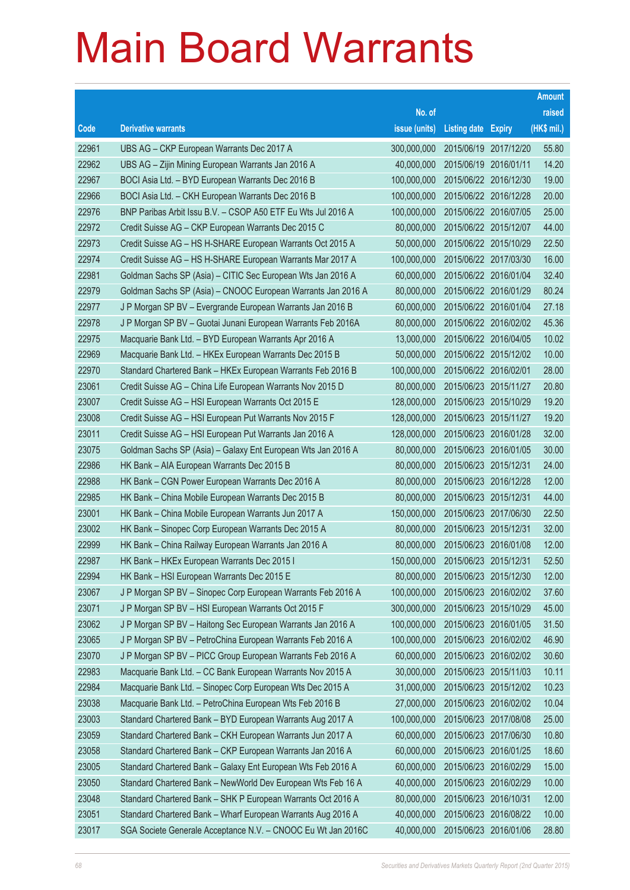# Main Board Warrants

| Code | Derivative warrants | No. of issue (units) | Listing date | Expiry | Amount raised (HK$ mil.) |
|---|---|---|---|---|---|
| 22961 | UBS AG – CKP European Warrants Dec 2017 A | 300,000,000 | 2015/06/19 | 2017/12/20 | 55.80 |
| 22962 | UBS AG – Zijin Mining European Warrants Jan 2016 A | 40,000,000 | 2015/06/19 | 2016/01/11 | 14.20 |
| 22967 | BOCI Asia Ltd. – BYD European Warrants Dec 2016 B | 100,000,000 | 2015/06/22 | 2016/12/30 | 19.00 |
| 22966 | BOCI Asia Ltd. – CKH European Warrants Dec 2016 B | 100,000,000 | 2015/06/22 | 2016/12/28 | 20.00 |
| 22976 | BNP Paribas Arbit Issu B.V. – CSOP A50 ETF Eu Wts Jul 2016 A | 100,000,000 | 2015/06/22 | 2016/07/05 | 25.00 |
| 22972 | Credit Suisse AG – CKP European Warrants Dec 2015 C | 80,000,000 | 2015/06/22 | 2015/12/07 | 44.00 |
| 22973 | Credit Suisse AG – HS H-SHARE European Warrants Oct 2015 A | 50,000,000 | 2015/06/22 | 2015/10/29 | 22.50 |
| 22974 | Credit Suisse AG – HS H-SHARE European Warrants Mar 2017 A | 100,000,000 | 2015/06/22 | 2017/03/30 | 16.00 |
| 22981 | Goldman Sachs SP (Asia) – CITIC Sec European Wts Jan 2016 A | 60,000,000 | 2015/06/22 | 2016/01/04 | 32.40 |
| 22979 | Goldman Sachs SP (Asia) – CNOOC European Warrants Jan 2016 A | 80,000,000 | 2015/06/22 | 2016/01/29 | 80.24 |
| 22977 | J P Morgan SP BV – Evergrande European Warrants Jan 2016 B | 60,000,000 | 2015/06/22 | 2016/01/04 | 27.18 |
| 22978 | J P Morgan SP BV – Guotai Junani European Warrants Feb 2016A | 80,000,000 | 2015/06/22 | 2016/02/02 | 45.36 |
| 22975 | Macquarie Bank Ltd. – BYD European Warrants Apr 2016 A | 13,000,000 | 2015/06/22 | 2016/04/05 | 10.02 |
| 22969 | Macquarie Bank Ltd. – HKEx European Warrants Dec 2015 B | 50,000,000 | 2015/06/22 | 2015/12/02 | 10.00 |
| 22970 | Standard Chartered Bank – HKEx European Warrants Feb 2016 B | 100,000,000 | 2015/06/22 | 2016/02/01 | 28.00 |
| 23061 | Credit Suisse AG – China Life European Warrants Nov 2015 D | 80,000,000 | 2015/06/23 | 2015/11/27 | 20.80 |
| 23007 | Credit Suisse AG – HSI European Warrants Oct 2015 E | 128,000,000 | 2015/06/23 | 2015/10/29 | 19.20 |
| 23008 | Credit Suisse AG – HSI European Put Warrants Nov 2015 F | 128,000,000 | 2015/06/23 | 2015/11/27 | 19.20 |
| 23011 | Credit Suisse AG – HSI European Put Warrants Jan 2016 A | 128,000,000 | 2015/06/23 | 2016/01/28 | 32.00 |
| 23075 | Goldman Sachs SP (Asia) – Galaxy Ent European Wts Jan 2016 A | 80,000,000 | 2015/06/23 | 2016/01/05 | 30.00 |
| 22986 | HK Bank – AIA European Warrants Dec 2015 B | 80,000,000 | 2015/06/23 | 2015/12/31 | 24.00 |
| 22988 | HK Bank – CGN Power European Warrants Dec 2016 A | 80,000,000 | 2015/06/23 | 2016/12/28 | 12.00 |
| 22985 | HK Bank – China Mobile European Warrants Dec 2015 B | 80,000,000 | 2015/06/23 | 2015/12/31 | 44.00 |
| 23001 | HK Bank – China Mobile European Warrants Jun 2017 A | 150,000,000 | 2015/06/23 | 2017/06/30 | 22.50 |
| 23002 | HK Bank – Sinopec Corp European Warrants Dec 2015 A | 80,000,000 | 2015/06/23 | 2015/12/31 | 32.00 |
| 22999 | HK Bank – China Railway European Warrants Jan 2016 A | 80,000,000 | 2015/06/23 | 2016/01/08 | 12.00 |
| 22987 | HK Bank – HKEx European Warrants Dec 2015 I | 150,000,000 | 2015/06/23 | 2015/12/31 | 52.50 |
| 22994 | HK Bank – HSI European Warrants Dec 2015 E | 80,000,000 | 2015/06/23 | 2015/12/30 | 12.00 |
| 23067 | J P Morgan SP BV – Sinopec Corp European Warrants Feb 2016 A | 100,000,000 | 2015/06/23 | 2016/02/02 | 37.60 |
| 23071 | J P Morgan SP BV – HSI European Warrants Oct 2015 F | 300,000,000 | 2015/06/23 | 2015/10/29 | 45.00 |
| 23062 | J P Morgan SP BV – Haitong Sec European Warrants Jan 2016 A | 100,000,000 | 2015/06/23 | 2016/01/05 | 31.50 |
| 23065 | J P Morgan SP BV – PetroChina European Warrants Feb 2016 A | 100,000,000 | 2015/06/23 | 2016/02/02 | 46.90 |
| 23070 | J P Morgan SP BV – PICC Group European Warrants Feb 2016 A | 60,000,000 | 2015/06/23 | 2016/02/02 | 30.60 |
| 22983 | Macquarie Bank Ltd. – CC Bank European Warrants Nov 2015 A | 30,000,000 | 2015/06/23 | 2015/11/03 | 10.11 |
| 22984 | Macquarie Bank Ltd. – Sinopec Corp European Wts Dec 2015 A | 31,000,000 | 2015/06/23 | 2015/12/02 | 10.23 |
| 23038 | Macquarie Bank Ltd. – PetroChina European Wts Feb 2016 B | 27,000,000 | 2015/06/23 | 2016/02/02 | 10.04 |
| 23003 | Standard Chartered Bank – BYD European Warrants Aug 2017 A | 100,000,000 | 2015/06/23 | 2017/08/08 | 25.00 |
| 23059 | Standard Chartered Bank – CKH European Warrants Jun 2017 A | 60,000,000 | 2015/06/23 | 2017/06/30 | 10.80 |
| 23058 | Standard Chartered Bank – CKP European Warrants Jan 2016 A | 60,000,000 | 2015/06/23 | 2016/01/25 | 18.60 |
| 23005 | Standard Chartered Bank – Galaxy Ent European Wts Feb 2016 A | 60,000,000 | 2015/06/23 | 2016/02/29 | 15.00 |
| 23050 | Standard Chartered Bank – NewWorld Dev European Wts Feb 16 A | 40,000,000 | 2015/06/23 | 2016/02/29 | 10.00 |
| 23048 | Standard Chartered Bank – SHK P European Warrants Oct 2016 A | 80,000,000 | 2015/06/23 | 2016/10/31 | 12.00 |
| 23051 | Standard Chartered Bank – Wharf European Warrants Aug 2016 A | 40,000,000 | 2015/06/23 | 2016/08/22 | 10.00 |
| 23017 | SGA Societe Generale Acceptance N.V. – CNOOC Eu Wt Jan 2016C | 40,000,000 | 2015/06/23 | 2016/01/06 | 28.80 |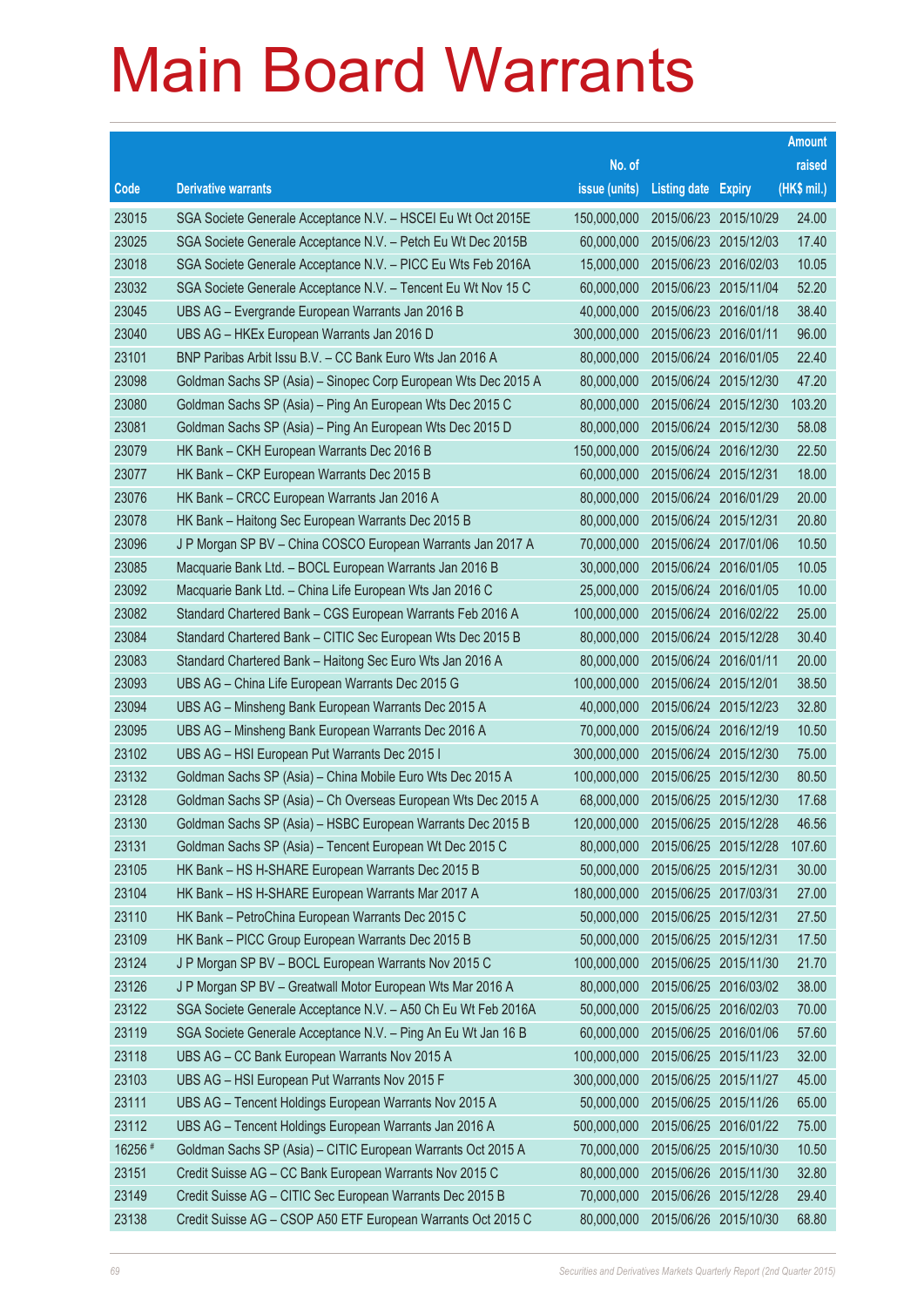# Main Board Warrants

| Code | Derivative warrants | No. of issue (units) | Listing date | Expiry | Amount raised (HK$ mil.) |
|---|---|---|---|---|---|
| 23015 | SGA Societe Generale Acceptance N.V. – HSCEI Eu Wt Oct 2015E | 150,000,000 | 2015/06/23 | 2015/10/29 | 24.00 |
| 23025 | SGA Societe Generale Acceptance N.V. – Petch Eu Wt Dec 2015B | 60,000,000 | 2015/06/23 | 2015/12/03 | 17.40 |
| 23018 | SGA Societe Generale Acceptance N.V. – PICC Eu Wts Feb 2016A | 15,000,000 | 2015/06/23 | 2016/02/03 | 10.05 |
| 23032 | SGA Societe Generale Acceptance N.V. – Tencent Eu Wt Nov 15 C | 60,000,000 | 2015/06/23 | 2015/11/04 | 52.20 |
| 23045 | UBS AG – Evergrande European Warrants Jan 2016 B | 40,000,000 | 2015/06/23 | 2016/01/18 | 38.40 |
| 23040 | UBS AG – HKEx European Warrants Jan 2016 D | 300,000,000 | 2015/06/23 | 2016/01/11 | 96.00 |
| 23101 | BNP Paribas Arbit Issu B.V. – CC Bank Euro Wts Jan 2016 A | 80,000,000 | 2015/06/24 | 2016/01/05 | 22.40 |
| 23098 | Goldman Sachs SP (Asia) – Sinopec Corp European Wts Dec 2015 A | 80,000,000 | 2015/06/24 | 2015/12/30 | 47.20 |
| 23080 | Goldman Sachs SP (Asia) – Ping An European Wts Dec 2015 C | 80,000,000 | 2015/06/24 | 2015/12/30 | 103.20 |
| 23081 | Goldman Sachs SP (Asia) – Ping An European Wts Dec 2015 D | 80,000,000 | 2015/06/24 | 2015/12/30 | 58.08 |
| 23079 | HK Bank – CKH European Warrants Dec 2016 B | 150,000,000 | 2015/06/24 | 2016/12/30 | 22.50 |
| 23077 | HK Bank – CKP European Warrants Dec 2015 B | 60,000,000 | 2015/06/24 | 2015/12/31 | 18.00 |
| 23076 | HK Bank – CRCC European Warrants Jan 2016 A | 80,000,000 | 2015/06/24 | 2016/01/29 | 20.00 |
| 23078 | HK Bank – Haitong Sec European Warrants Dec 2015 B | 80,000,000 | 2015/06/24 | 2015/12/31 | 20.80 |
| 23096 | J P Morgan SP BV – China COSCO European Warrants Jan 2017 A | 70,000,000 | 2015/06/24 | 2017/01/06 | 10.50 |
| 23085 | Macquarie Bank Ltd. – BOCL European Warrants Jan 2016 B | 30,000,000 | 2015/06/24 | 2016/01/05 | 10.05 |
| 23092 | Macquarie Bank Ltd. – China Life European Wts Jan 2016 C | 25,000,000 | 2015/06/24 | 2016/01/05 | 10.00 |
| 23082 | Standard Chartered Bank – CGS European Warrants Feb 2016 A | 100,000,000 | 2015/06/24 | 2016/02/22 | 25.00 |
| 23084 | Standard Chartered Bank – CITIC Sec European Wts Dec 2015 B | 80,000,000 | 2015/06/24 | 2015/12/28 | 30.40 |
| 23083 | Standard Chartered Bank – Haitong Sec Euro Wts Jan 2016 A | 80,000,000 | 2015/06/24 | 2016/01/11 | 20.00 |
| 23093 | UBS AG – China Life European Warrants Dec 2015 G | 100,000,000 | 2015/06/24 | 2015/12/01 | 38.50 |
| 23094 | UBS AG – Minsheng Bank European Warrants Dec 2015 A | 40,000,000 | 2015/06/24 | 2015/12/23 | 32.80 |
| 23095 | UBS AG – Minsheng Bank European Warrants Dec 2016 A | 70,000,000 | 2015/06/24 | 2016/12/19 | 10.50 |
| 23102 | UBS AG – HSI European Put Warrants Dec 2015 I | 300,000,000 | 2015/06/24 | 2015/12/30 | 75.00 |
| 23132 | Goldman Sachs SP (Asia) – China Mobile Euro Wts Dec 2015 A | 100,000,000 | 2015/06/25 | 2015/12/30 | 80.50 |
| 23128 | Goldman Sachs SP (Asia) – Ch Overseas European Wts Dec 2015 A | 68,000,000 | 2015/06/25 | 2015/12/30 | 17.68 |
| 23130 | Goldman Sachs SP (Asia) – HSBC European Warrants Dec 2015 B | 120,000,000 | 2015/06/25 | 2015/12/28 | 46.56 |
| 23131 | Goldman Sachs SP (Asia) – Tencent European Wt Dec 2015 C | 80,000,000 | 2015/06/25 | 2015/12/28 | 107.60 |
| 23105 | HK Bank – HS H-SHARE European Warrants Dec 2015 B | 50,000,000 | 2015/06/25 | 2015/12/31 | 30.00 |
| 23104 | HK Bank – HS H-SHARE European Warrants Mar 2017 A | 180,000,000 | 2015/06/25 | 2017/03/31 | 27.00 |
| 23110 | HK Bank – PetroChina European Warrants Dec 2015 C | 50,000,000 | 2015/06/25 | 2015/12/31 | 27.50 |
| 23109 | HK Bank – PICC Group European Warrants Dec 2015 B | 50,000,000 | 2015/06/25 | 2015/12/31 | 17.50 |
| 23124 | J P Morgan SP BV – BOCL European Warrants Nov 2015 C | 100,000,000 | 2015/06/25 | 2015/11/30 | 21.70 |
| 23126 | J P Morgan SP BV – Greatwall Motor European Wts Mar 2016 A | 80,000,000 | 2015/06/25 | 2016/03/02 | 38.00 |
| 23122 | SGA Societe Generale Acceptance N.V. – A50 Ch Eu Wt Feb 2016A | 50,000,000 | 2015/06/25 | 2016/02/03 | 70.00 |
| 23119 | SGA Societe Generale Acceptance N.V. – Ping An Eu Wt Jan 16 B | 60,000,000 | 2015/06/25 | 2016/01/06 | 57.60 |
| 23118 | UBS AG – CC Bank European Warrants Nov 2015 A | 100,000,000 | 2015/06/25 | 2015/11/23 | 32.00 |
| 23103 | UBS AG – HSI European Put Warrants Nov 2015 F | 300,000,000 | 2015/06/25 | 2015/11/27 | 45.00 |
| 23111 | UBS AG – Tencent Holdings European Warrants Nov 2015 A | 50,000,000 | 2015/06/25 | 2015/11/26 | 65.00 |
| 23112 | UBS AG – Tencent Holdings European Warrants Jan 2016 A | 500,000,000 | 2015/06/25 | 2016/01/22 | 75.00 |
| 16256 # | Goldman Sachs SP (Asia) – CITIC European Warrants Oct 2015 A | 70,000,000 | 2015/06/25 | 2015/10/30 | 10.50 |
| 23151 | Credit Suisse AG – CC Bank European Warrants Nov 2015 C | 80,000,000 | 2015/06/26 | 2015/11/30 | 32.80 |
| 23149 | Credit Suisse AG – CITIC Sec European Warrants Dec 2015 B | 70,000,000 | 2015/06/26 | 2015/12/28 | 29.40 |
| 23138 | Credit Suisse AG – CSOP A50 ETF European Warrants Oct 2015 C | 80,000,000 | 2015/06/26 | 2015/10/30 | 68.80 |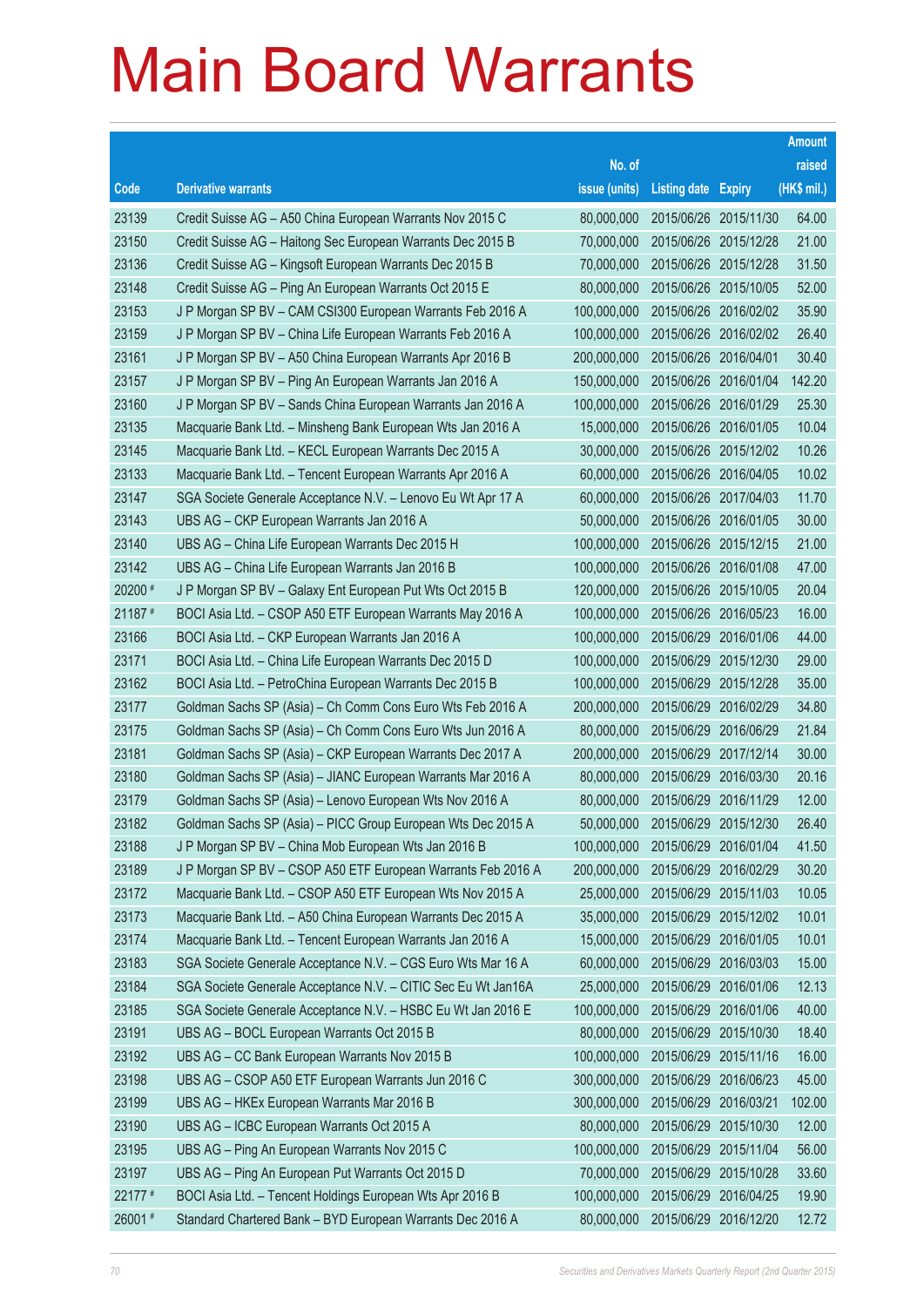# Main Board Warrants

| Code | Derivative warrants | No. of issue (units) | Listing date | Expiry | Amount raised (HK$ mil.) |
|---|---|---|---|---|---|
| 23139 | Credit Suisse AG – A50 China European Warrants Nov 2015 C | 80,000,000 | 2015/06/26 | 2015/11/30 | 64.00 |
| 23150 | Credit Suisse AG – Haitong Sec European Warrants Dec 2015 B | 70,000,000 | 2015/06/26 | 2015/12/28 | 21.00 |
| 23136 | Credit Suisse AG – Kingsoft European Warrants Dec 2015 B | 70,000,000 | 2015/06/26 | 2015/12/28 | 31.50 |
| 23148 | Credit Suisse AG – Ping An European Warrants Oct 2015 E | 80,000,000 | 2015/06/26 | 2015/10/05 | 52.00 |
| 23153 | J P Morgan SP BV – CAM CSI300 European Warrants Feb 2016 A | 100,000,000 | 2015/06/26 | 2016/02/02 | 35.90 |
| 23159 | J P Morgan SP BV – China Life European Warrants Feb 2016 A | 100,000,000 | 2015/06/26 | 2016/02/02 | 26.40 |
| 23161 | J P Morgan SP BV – A50 China European Warrants Apr 2016 B | 200,000,000 | 2015/06/26 | 2016/04/01 | 30.40 |
| 23157 | J P Morgan SP BV – Ping An European Warrants Jan 2016 A | 150,000,000 | 2015/06/26 | 2016/01/04 | 142.20 |
| 23160 | J P Morgan SP BV – Sands China European Warrants Jan 2016 A | 100,000,000 | 2015/06/26 | 2016/01/29 | 25.30 |
| 23135 | Macquarie Bank Ltd. – Minsheng Bank European Wts Jan 2016 A | 15,000,000 | 2015/06/26 | 2016/01/05 | 10.04 |
| 23145 | Macquarie Bank Ltd. – KECL European Warrants Dec 2015 A | 30,000,000 | 2015/06/26 | 2015/12/02 | 10.26 |
| 23133 | Macquarie Bank Ltd. – Tencent European Warrants Apr 2016 A | 60,000,000 | 2015/06/26 | 2016/04/05 | 10.02 |
| 23147 | SGA Societe Generale Acceptance N.V. – Lenovo Eu Wt Apr 17 A | 60,000,000 | 2015/06/26 | 2017/04/03 | 11.70 |
| 23143 | UBS AG – CKP European Warrants Jan 2016 A | 50,000,000 | 2015/06/26 | 2016/01/05 | 30.00 |
| 23140 | UBS AG – China Life European Warrants Dec 2015 H | 100,000,000 | 2015/06/26 | 2015/12/15 | 21.00 |
| 23142 | UBS AG – China Life European Warrants Jan 2016 B | 100,000,000 | 2015/06/26 | 2016/01/08 | 47.00 |
| 20200 # | J P Morgan SP BV – Galaxy Ent European Put Wts Oct 2015 B | 120,000,000 | 2015/06/26 | 2015/10/05 | 20.04 |
| 21187 # | BOCI Asia Ltd. – CSOP A50 ETF European Warrants May 2016 A | 100,000,000 | 2015/06/26 | 2016/05/23 | 16.00 |
| 23166 | BOCI Asia Ltd. – CKP European Warrants Jan 2016 A | 100,000,000 | 2015/06/29 | 2016/01/06 | 44.00 |
| 23171 | BOCI Asia Ltd. – China Life European Warrants Dec 2015 D | 100,000,000 | 2015/06/29 | 2015/12/30 | 29.00 |
| 23162 | BOCI Asia Ltd. – PetroChina European Warrants Dec 2015 B | 100,000,000 | 2015/06/29 | 2015/12/28 | 35.00 |
| 23177 | Goldman Sachs SP (Asia) – Ch Comm Cons Euro Wts Feb 2016 A | 200,000,000 | 2015/06/29 | 2016/02/29 | 34.80 |
| 23175 | Goldman Sachs SP (Asia) – Ch Comm Cons Euro Wts Jun 2016 A | 80,000,000 | 2015/06/29 | 2016/06/29 | 21.84 |
| 23181 | Goldman Sachs SP (Asia) – CKP European Warrants Dec 2017 A | 200,000,000 | 2015/06/29 | 2017/12/14 | 30.00 |
| 23180 | Goldman Sachs SP (Asia) – JIANC European Warrants Mar 2016 A | 80,000,000 | 2015/06/29 | 2016/03/30 | 20.16 |
| 23179 | Goldman Sachs SP (Asia) – Lenovo European Wts Nov 2016 A | 80,000,000 | 2015/06/29 | 2016/11/29 | 12.00 |
| 23182 | Goldman Sachs SP (Asia) – PICC Group European Wts Dec 2015 A | 50,000,000 | 2015/06/29 | 2015/12/30 | 26.40 |
| 23188 | J P Morgan SP BV – China Mob European Wts Jan 2016 B | 100,000,000 | 2015/06/29 | 2016/01/04 | 41.50 |
| 23189 | J P Morgan SP BV – CSOP A50 ETF European Warrants Feb 2016 A | 200,000,000 | 2015/06/29 | 2016/02/29 | 30.20 |
| 23172 | Macquarie Bank Ltd. – CSOP A50 ETF European Wts Nov 2015 A | 25,000,000 | 2015/06/29 | 2015/11/03 | 10.05 |
| 23173 | Macquarie Bank Ltd. – A50 China European Warrants Dec 2015 A | 35,000,000 | 2015/06/29 | 2015/12/02 | 10.01 |
| 23174 | Macquarie Bank Ltd. – Tencent European Warrants Jan 2016 A | 15,000,000 | 2015/06/29 | 2016/01/05 | 10.01 |
| 23183 | SGA Societe Generale Acceptance N.V. – CGS Euro Wts Mar 16 A | 60,000,000 | 2015/06/29 | 2016/03/03 | 15.00 |
| 23184 | SGA Societe Generale Acceptance N.V. – CITIC Sec Eu Wt Jan16A | 25,000,000 | 2015/06/29 | 2016/01/06 | 12.13 |
| 23185 | SGA Societe Generale Acceptance N.V. – HSBC Eu Wt Jan 2016 E | 100,000,000 | 2015/06/29 | 2016/01/06 | 40.00 |
| 23191 | UBS AG – BOCL European Warrants Oct 2015 B | 80,000,000 | 2015/06/29 | 2015/10/30 | 18.40 |
| 23192 | UBS AG – CC Bank European Warrants Nov 2015 B | 100,000,000 | 2015/06/29 | 2015/11/16 | 16.00 |
| 23198 | UBS AG – CSOP A50 ETF European Warrants Jun 2016 C | 300,000,000 | 2015/06/29 | 2016/06/23 | 45.00 |
| 23199 | UBS AG – HKEx European Warrants Mar 2016 B | 300,000,000 | 2015/06/29 | 2016/03/21 | 102.00 |
| 23190 | UBS AG – ICBC European Warrants Oct 2015 A | 80,000,000 | 2015/06/29 | 2015/10/30 | 12.00 |
| 23195 | UBS AG – Ping An European Warrants Nov 2015 C | 100,000,000 | 2015/06/29 | 2015/11/04 | 56.00 |
| 23197 | UBS AG – Ping An European Put Warrants Oct 2015 D | 70,000,000 | 2015/06/29 | 2015/10/28 | 33.60 |
| 22177 # | BOCI Asia Ltd. – Tencent Holdings European Wts Apr 2016 B | 100,000,000 | 2015/06/29 | 2016/04/25 | 19.90 |
| 26001 # | Standard Chartered Bank – BYD European Warrants Dec 2016 A | 80,000,000 | 2015/06/29 | 2016/12/20 | 12.72 |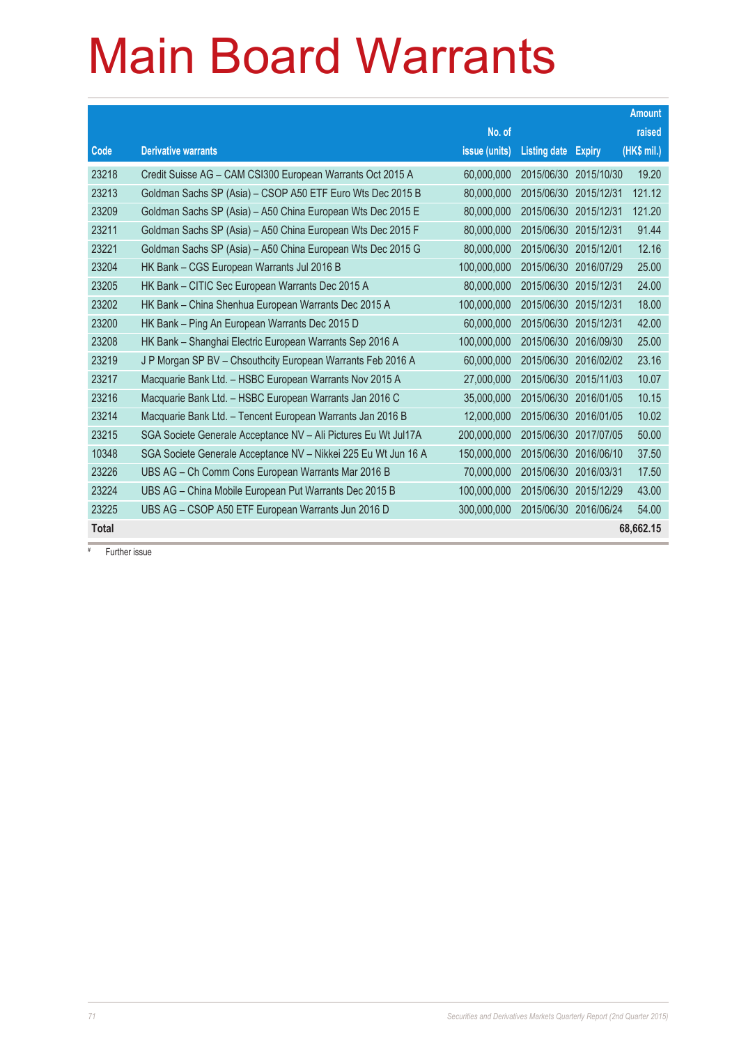# Main Board Warrants

| Code | Derivative warrants | No. of issue (units) | Listing date | Expiry | Amount raised (HK$ mil.) |
|---|---|---|---|---|---|
| 23218 | Credit Suisse AG – CAM CSI300 European Warrants Oct 2015 A | 60,000,000 | 2015/06/30 | 2015/10/30 | 19.20 |
| 23213 | Goldman Sachs SP (Asia) – CSOP A50 ETF Euro Wts Dec 2015 B | 80,000,000 | 2015/06/30 | 2015/12/31 | 121.12 |
| 23209 | Goldman Sachs SP (Asia) – A50 China European Wts Dec 2015 E | 80,000,000 | 2015/06/30 | 2015/12/31 | 121.20 |
| 23211 | Goldman Sachs SP (Asia) – A50 China European Wts Dec 2015 F | 80,000,000 | 2015/06/30 | 2015/12/31 | 91.44 |
| 23221 | Goldman Sachs SP (Asia) – A50 China European Wts Dec 2015 G | 80,000,000 | 2015/06/30 | 2015/12/01 | 12.16 |
| 23204 | HK Bank – CGS European Warrants Jul 2016 B | 100,000,000 | 2015/06/30 | 2016/07/29 | 25.00 |
| 23205 | HK Bank – CITIC Sec European Warrants Dec 2015 A | 80,000,000 | 2015/06/30 | 2015/12/31 | 24.00 |
| 23202 | HK Bank – China Shenhua European Warrants Dec 2015 A | 100,000,000 | 2015/06/30 | 2015/12/31 | 18.00 |
| 23200 | HK Bank – Ping An European Warrants Dec 2015 D | 60,000,000 | 2015/06/30 | 2015/12/31 | 42.00 |
| 23208 | HK Bank – Shanghai Electric European Warrants Sep 2016 A | 100,000,000 | 2015/06/30 | 2016/09/30 | 25.00 |
| 23219 | J P Morgan SP BV – Chsouthcity European Warrants Feb 2016 A | 60,000,000 | 2015/06/30 | 2016/02/02 | 23.16 |
| 23217 | Macquarie Bank Ltd. – HSBC European Warrants Nov 2015 A | 27,000,000 | 2015/06/30 | 2015/11/03 | 10.07 |
| 23216 | Macquarie Bank Ltd. – HSBC European Warrants Jan 2016 C | 35,000,000 | 2015/06/30 | 2016/01/05 | 10.15 |
| 23214 | Macquarie Bank Ltd. – Tencent European Warrants Jan 2016 B | 12,000,000 | 2015/06/30 | 2016/01/05 | 10.02 |
| 23215 | SGA Societe Generale Acceptance NV – Ali Pictures Eu Wt Jul17A | 200,000,000 | 2015/06/30 | 2017/07/05 | 50.00 |
| 10348 | SGA Societe Generale Acceptance NV – Nikkei 225 Eu Wt Jun 16 A | 150,000,000 | 2015/06/30 | 2016/06/10 | 37.50 |
| 23226 | UBS AG – Ch Comm Cons European Warrants Mar 2016 B | 70,000,000 | 2015/06/30 | 2016/03/31 | 17.50 |
| 23224 | UBS AG – China Mobile European Put Warrants Dec 2015 B | 100,000,000 | 2015/06/30 | 2015/12/29 | 43.00 |
| 23225 | UBS AG – CSOP A50 ETF European Warrants Jun 2016 D | 300,000,000 | 2015/06/30 | 2016/06/24 | 54.00 |
| **Total** | | | | | **68,662.15** |

# Further issue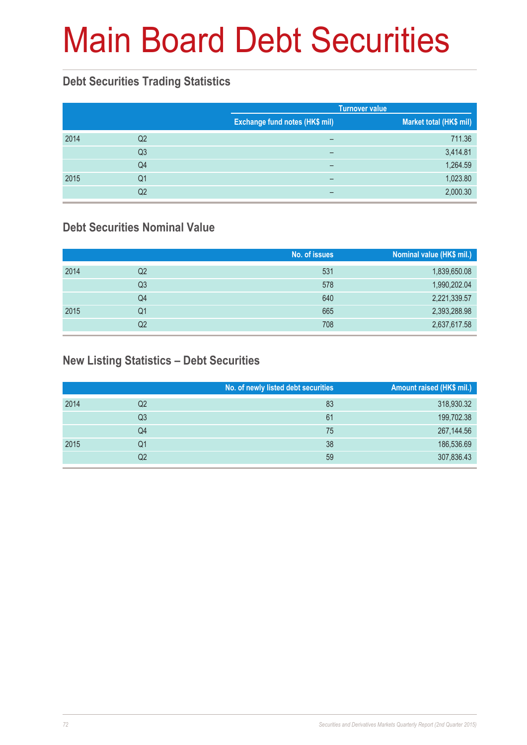# Main Board Debt Securities

## Debt Securities Trading Statistics

| | | Turnover value | |
|---|---|---|---|
| | | Exchange fund notes (HK$ mil) | Market total (HK$ mil) |
| 2014 | Q2 | – | 711.36 |
| | Q3 | – | 3,414.81 |
| | Q4 | – | 1,264.59 |
| 2015 | Q1 | – | 1,023.80 |
| | Q2 | – | 2,000.30 |

## Debt Securities Nominal Value

| | | No. of issues | Nominal value (HK$ mil.) |
|---|---|---|---|
| 2014 | Q2 | 531 | 1,839,650.08 |
| | Q3 | 578 | 1,990,202.04 |
| | Q4 | 640 | 2,221,339.57 |
| 2015 | Q1 | 665 | 2,393,288.98 |
| | Q2 | 708 | 2,637,617.58 |

## New Listing Statistics – Debt Securities

| | | No. of newly listed debt securities | Amount raised (HK$ mil.) |
|---|---|---|---|
| 2014 | Q2 | 83 | 318,930.32 |
| | Q3 | 61 | 199,702.38 |
| | Q4 | 75 | 267,144.56 |
| 2015 | Q1 | 38 | 186,536.69 |
| | Q2 | 59 | 307,836.43 |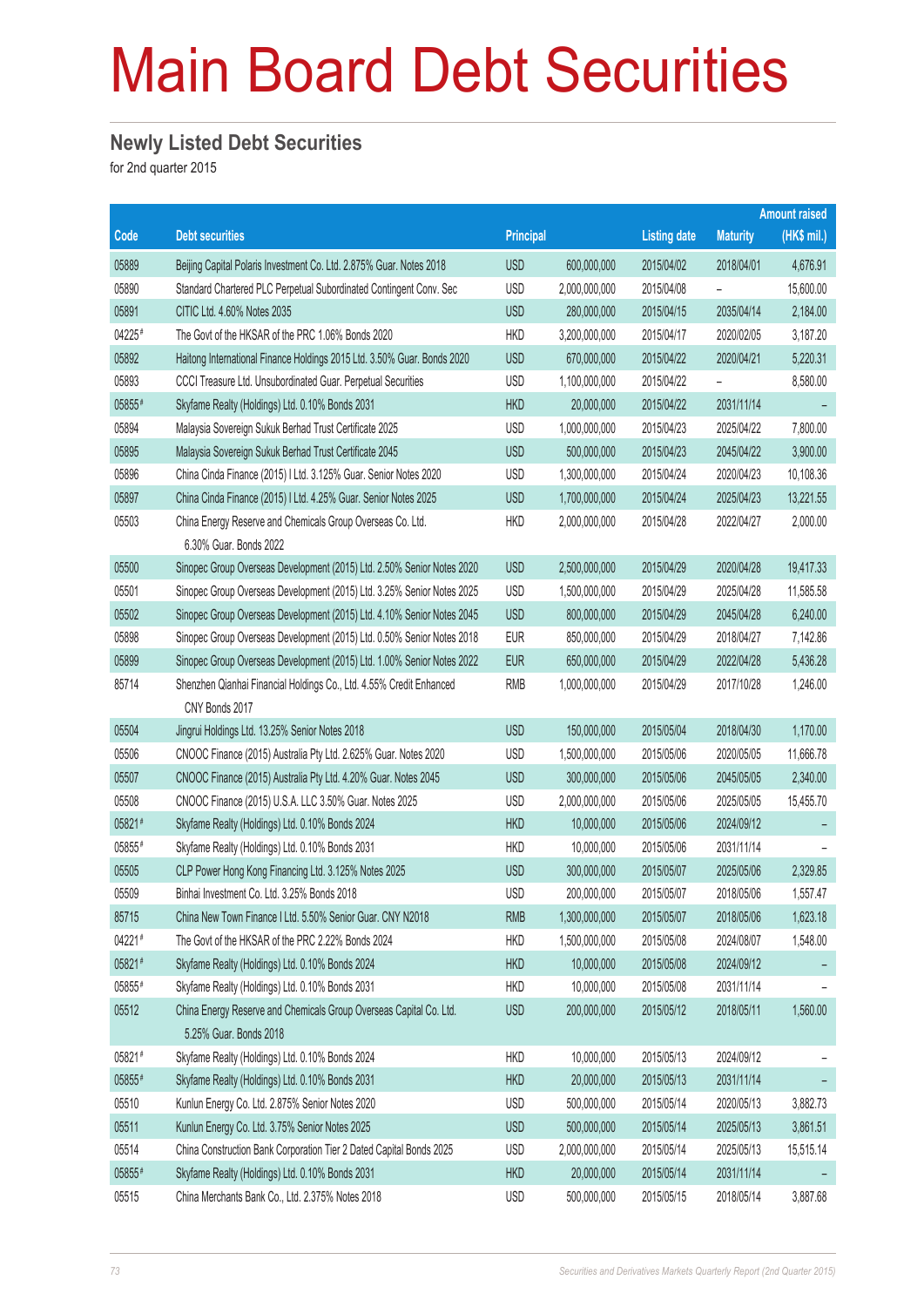# Main Board Debt Securities

## Newly Listed Debt Securities

for 2nd quarter 2015

| Code | Debt securities | Principal | | Listing date | Maturity | Amount raised (HK$ mil.) |
|---|---|---|---|---|---|---|
| 05889 | Beijing Capital Polaris Investment Co. Ltd. 2.875% Guar. Notes 2018 | USD | 600,000,000 | 2015/04/02 | 2018/04/01 | 4,676.91 |
| 05890 | Standard Chartered PLC Perpetual Subordinated Contingent Conv. Sec | USD | 2,000,000,000 | 2015/04/08 | – | 15,600.00 |
| 05891 | CITIC Ltd. 4.60% Notes 2035 | USD | 280,000,000 | 2015/04/15 | 2035/04/14 | 2,184.00 |
| 04225# | The Govt of the HKSAR of the PRC 1.06% Bonds 2020 | HKD | 3,200,000,000 | 2015/04/17 | 2020/02/05 | 3,187.20 |
| 05892 | Haitong International Finance Holdings 2015 Ltd. 3.50% Guar. Bonds 2020 | USD | 670,000,000 | 2015/04/22 | 2020/04/21 | 5,220.31 |
| 05893 | CCCI Treasure Ltd. Unsubordinated Guar. Perpetual Securities | USD | 1,100,000,000 | 2015/04/22 | – | 8,580.00 |
| 05855# | Skyfame Realty (Holdings) Ltd. 0.10% Bonds 2031 | HKD | 20,000,000 | 2015/04/22 | 2031/11/14 | – |
| 05894 | Malaysia Sovereign Sukuk Berhad Trust Certificate 2025 | USD | 1,000,000,000 | 2015/04/23 | 2025/04/22 | 7,800.00 |
| 05895 | Malaysia Sovereign Sukuk Berhad Trust Certificate 2045 | USD | 500,000,000 | 2015/04/23 | 2045/04/22 | 3,900.00 |
| 05896 | China Cinda Finance (2015) I Ltd. 3.125% Guar. Senior Notes 2020 | USD | 1,300,000,000 | 2015/04/24 | 2020/04/23 | 10,108.36 |
| 05897 | China Cinda Finance (2015) I Ltd. 4.25% Guar. Senior Notes 2025 | USD | 1,700,000,000 | 2015/04/24 | 2025/04/23 | 13,221.55 |
| 05503 | China Energy Reserve and Chemicals Group Overseas Co. Ltd. 6.30% Guar. Bonds 2022 | HKD | 2,000,000,000 | 2015/04/28 | 2022/04/27 | 2,000.00 |
| 05500 | Sinopec Group Overseas Development (2015) Ltd. 2.50% Senior Notes 2020 | USD | 2,500,000,000 | 2015/04/29 | 2020/04/28 | 19,417.33 |
| 05501 | Sinopec Group Overseas Development (2015) Ltd. 3.25% Senior Notes 2025 | USD | 1,500,000,000 | 2015/04/29 | 2025/04/28 | 11,585.58 |
| 05502 | Sinopec Group Overseas Development (2015) Ltd. 4.10% Senior Notes 2045 | USD | 800,000,000 | 2015/04/29 | 2045/04/28 | 6,240.00 |
| 05898 | Sinopec Group Overseas Development (2015) Ltd. 0.50% Senior Notes 2018 | EUR | 850,000,000 | 2015/04/29 | 2018/04/27 | 7,142.86 |
| 05899 | Sinopec Group Overseas Development (2015) Ltd. 1.00% Senior Notes 2022 | EUR | 650,000,000 | 2015/04/29 | 2022/04/28 | 5,436.28 |
| 85714 | Shenzhen Qianhai Financial Holdings Co., Ltd. 4.55% Credit Enhanced CNY Bonds 2017 | RMB | 1,000,000,000 | 2015/04/29 | 2017/10/28 | 1,246.00 |
| 05504 | Jingrui Holdings Ltd. 13.25% Senior Notes 2018 | USD | 150,000,000 | 2015/05/04 | 2018/04/30 | 1,170.00 |
| 05506 | CNOOC Finance (2015) Australia Pty Ltd. 2.625% Guar. Notes 2020 | USD | 1,500,000,000 | 2015/05/06 | 2020/05/05 | 11,666.78 |
| 05507 | CNOOC Finance (2015) Australia Pty Ltd. 4.20% Guar. Notes 2045 | USD | 300,000,000 | 2015/05/06 | 2045/05/05 | 2,340.00 |
| 05508 | CNOOC Finance (2015) U.S.A. LLC 3.50% Guar. Notes 2025 | USD | 2,000,000,000 | 2015/05/06 | 2025/05/05 | 15,455.70 |
| 05821# | Skyfame Realty (Holdings) Ltd. 0.10% Bonds 2024 | HKD | 10,000,000 | 2015/05/06 | 2024/09/12 | – |
| 05855# | Skyfame Realty (Holdings) Ltd. 0.10% Bonds 2031 | HKD | 10,000,000 | 2015/05/06 | 2031/11/14 | – |
| 05505 | CLP Power Hong Kong Financing Ltd. 3.125% Notes 2025 | USD | 300,000,000 | 2015/05/07 | 2025/05/06 | 2,329.85 |
| 05509 | Binhai Investment Co. Ltd. 3.25% Bonds 2018 | USD | 200,000,000 | 2015/05/07 | 2018/05/06 | 1,557.47 |
| 85715 | China New Town Finance I Ltd. 5.50% Senior Guar. CNY N2018 | RMB | 1,300,000,000 | 2015/05/07 | 2018/05/06 | 1,623.18 |
| 04221# | The Govt of the HKSAR of the PRC 2.22% Bonds 2024 | HKD | 1,500,000,000 | 2015/05/08 | 2024/08/07 | 1,548.00 |
| 05821# | Skyfame Realty (Holdings) Ltd. 0.10% Bonds 2024 | HKD | 10,000,000 | 2015/05/08 | 2024/09/12 | – |
| 05855# | Skyfame Realty (Holdings) Ltd. 0.10% Bonds 2031 | HKD | 10,000,000 | 2015/05/08 | 2031/11/14 | – |
| 05512 | China Energy Reserve and Chemicals Group Overseas Capital Co. Ltd. 5.25% Guar. Bonds 2018 | USD | 200,000,000 | 2015/05/12 | 2018/05/11 | 1,560.00 |
| 05821# | Skyfame Realty (Holdings) Ltd. 0.10% Bonds 2024 | HKD | 10,000,000 | 2015/05/13 | 2024/09/12 | – |
| 05855# | Skyfame Realty (Holdings) Ltd. 0.10% Bonds 2031 | HKD | 20,000,000 | 2015/05/13 | 2031/11/14 | – |
| 05510 | Kunlun Energy Co. Ltd. 2.875% Senior Notes 2020 | USD | 500,000,000 | 2015/05/14 | 2020/05/13 | 3,882.73 |
| 05511 | Kunlun Energy Co. Ltd. 3.75% Senior Notes 2025 | USD | 500,000,000 | 2015/05/14 | 2025/05/13 | 3,861.51 |
| 05514 | China Construction Bank Corporation Tier 2 Dated Capital Bonds 2025 | USD | 2,000,000,000 | 2015/05/14 | 2025/05/13 | 15,515.14 |
| 05855# | Skyfame Realty (Holdings) Ltd. 0.10% Bonds 2031 | HKD | 20,000,000 | 2015/05/14 | 2031/11/14 | – |
| 05515 | China Merchants Bank Co., Ltd. 2.375% Notes 2018 | USD | 500,000,000 | 2015/05/15 | 2018/05/14 | 3,887.68 |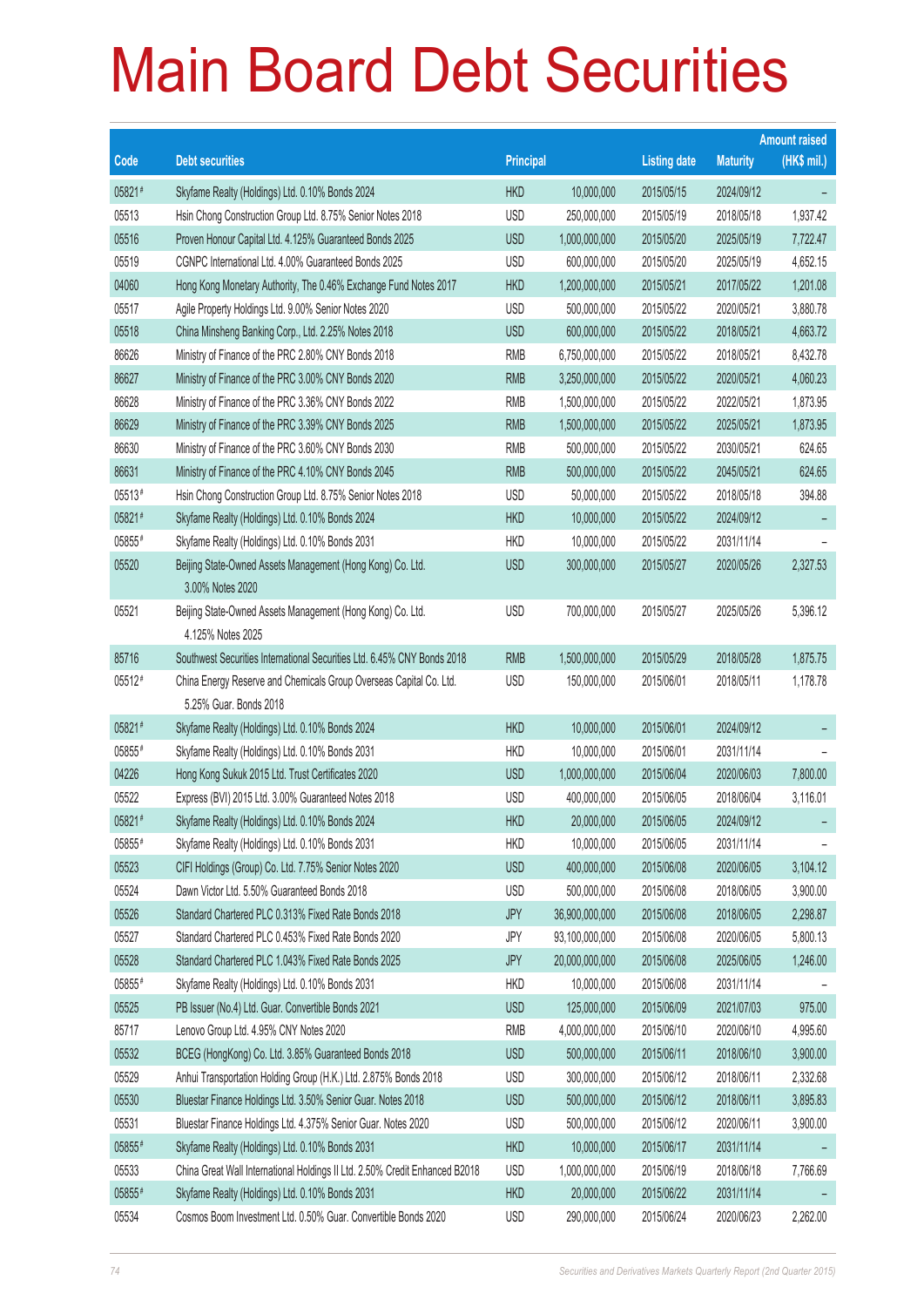# Main Board Debt Securities

| Code | Debt securities | Principal | | Listing date | Maturity | Amount raised (HK$ mil.) |
|---|---|---|---|---|---|---|
| 05821# | Skyfame Realty (Holdings) Ltd. 0.10% Bonds 2024 | HKD | 10,000,000 | 2015/05/15 | 2024/09/12 | – |
| 05513 | Hsin Chong Construction Group Ltd. 8.75% Senior Notes 2018 | USD | 250,000,000 | 2015/05/19 | 2018/05/18 | 1,937.42 |
| 05516 | Proven Honour Capital Ltd. 4.125% Guaranteed Bonds 2025 | USD | 1,000,000,000 | 2015/05/20 | 2025/05/19 | 7,722.47 |
| 05519 | CGNPC International Ltd. 4.00% Guaranteed Bonds 2025 | USD | 600,000,000 | 2015/05/20 | 2025/05/19 | 4,652.15 |
| 04060 | Hong Kong Monetary Authority, The 0.46% Exchange Fund Notes 2017 | HKD | 1,200,000,000 | 2015/05/21 | 2017/05/22 | 1,201.08 |
| 05517 | Agile Property Holdings Ltd. 9.00% Senior Notes 2020 | USD | 500,000,000 | 2015/05/22 | 2020/05/21 | 3,880.78 |
| 05518 | China Minsheng Banking Corp., Ltd. 2.25% Notes 2018 | USD | 600,000,000 | 2015/05/22 | 2018/05/21 | 4,663.72 |
| 86626 | Ministry of Finance of the PRC 2.80% CNY Bonds 2018 | RMB | 6,750,000,000 | 2015/05/22 | 2018/05/21 | 8,432.78 |
| 86627 | Ministry of Finance of the PRC 3.00% CNY Bonds 2020 | RMB | 3,250,000,000 | 2015/05/22 | 2020/05/21 | 4,060.23 |
| 86628 | Ministry of Finance of the PRC 3.36% CNY Bonds 2022 | RMB | 1,500,000,000 | 2015/05/22 | 2022/05/21 | 1,873.95 |
| 86629 | Ministry of Finance of the PRC 3.39% CNY Bonds 2025 | RMB | 1,500,000,000 | 2015/05/22 | 2025/05/21 | 1,873.95 |
| 86630 | Ministry of Finance of the PRC 3.60% CNY Bonds 2030 | RMB | 500,000,000 | 2015/05/22 | 2030/05/21 | 624.65 |
| 86631 | Ministry of Finance of the PRC 4.10% CNY Bonds 2045 | RMB | 500,000,000 | 2015/05/22 | 2045/05/21 | 624.65 |
| 05513# | Hsin Chong Construction Group Ltd. 8.75% Senior Notes 2018 | USD | 50,000,000 | 2015/05/22 | 2018/05/18 | 394.88 |
| 05821# | Skyfame Realty (Holdings) Ltd. 0.10% Bonds 2024 | HKD | 10,000,000 | 2015/05/22 | 2024/09/12 | – |
| 05855# | Skyfame Realty (Holdings) Ltd. 0.10% Bonds 2031 | HKD | 10,000,000 | 2015/05/22 | 2031/11/14 | – |
| 05520 | Beijing State-Owned Assets Management (Hong Kong) Co. Ltd. 3.00% Notes 2020 | USD | 300,000,000 | 2015/05/27 | 2020/05/26 | 2,327.53 |
| 05521 | Beijing State-Owned Assets Management (Hong Kong) Co. Ltd. 4.125% Notes 2025 | USD | 700,000,000 | 2015/05/27 | 2025/05/26 | 5,396.12 |
| 85716 | Southwest Securities International Securities Ltd. 6.45% CNY Bonds 2018 | RMB | 1,500,000,000 | 2015/05/29 | 2018/05/28 | 1,875.75 |
| 05512# | China Energy Reserve and Chemicals Group Overseas Capital Co. Ltd. 5.25% Guar. Bonds 2018 | USD | 150,000,000 | 2015/06/01 | 2018/05/11 | 1,178.78 |
| 05821# | Skyfame Realty (Holdings) Ltd. 0.10% Bonds 2024 | HKD | 10,000,000 | 2015/06/01 | 2024/09/12 | – |
| 05855# | Skyfame Realty (Holdings) Ltd. 0.10% Bonds 2031 | HKD | 10,000,000 | 2015/06/01 | 2031/11/14 | – |
| 04226 | Hong Kong Sukuk 2015 Ltd. Trust Certificates 2020 | USD | 1,000,000,000 | 2015/06/04 | 2020/06/03 | 7,800.00 |
| 05522 | Express (BVI) 2015 Ltd. 3.00% Guaranteed Notes 2018 | USD | 400,000,000 | 2015/06/05 | 2018/06/04 | 3,116.01 |
| 05821# | Skyfame Realty (Holdings) Ltd. 0.10% Bonds 2024 | HKD | 20,000,000 | 2015/06/05 | 2024/09/12 | – |
| 05855# | Skyfame Realty (Holdings) Ltd. 0.10% Bonds 2031 | HKD | 10,000,000 | 2015/06/05 | 2031/11/14 | – |
| 05523 | CIFI Holdings (Group) Co. Ltd. 7.75% Senior Notes 2020 | USD | 400,000,000 | 2015/06/08 | 2020/06/05 | 3,104.12 |
| 05524 | Dawn Victor Ltd. 5.50% Guaranteed Bonds 2018 | USD | 500,000,000 | 2015/06/08 | 2018/06/05 | 3,900.00 |
| 05526 | Standard Chartered PLC 0.313% Fixed Rate Bonds 2018 | JPY | 36,900,000,000 | 2015/06/08 | 2018/06/05 | 2,298.87 |
| 05527 | Standard Chartered PLC 0.453% Fixed Rate Bonds 2020 | JPY | 93,100,000,000 | 2015/06/08 | 2020/06/05 | 5,800.13 |
| 05528 | Standard Chartered PLC 1.043% Fixed Rate Bonds 2025 | JPY | 20,000,000,000 | 2015/06/08 | 2025/06/05 | 1,246.00 |
| 05855# | Skyfame Realty (Holdings) Ltd. 0.10% Bonds 2031 | HKD | 10,000,000 | 2015/06/08 | 2031/11/14 | – |
| 05525 | PB Issuer (No.4) Ltd. Guar. Convertible Bonds 2021 | USD | 125,000,000 | 2015/06/09 | 2021/07/03 | 975.00 |
| 85717 | Lenovo Group Ltd. 4.95% CNY Notes 2020 | RMB | 4,000,000,000 | 2015/06/10 | 2020/06/10 | 4,995.60 |
| 05532 | BCEG (HongKong) Co. Ltd. 3.85% Guaranteed Bonds 2018 | USD | 500,000,000 | 2015/06/11 | 2018/06/10 | 3,900.00 |
| 05529 | Anhui Transportation Holding Group (H.K.) Ltd. 2.875% Bonds 2018 | USD | 300,000,000 | 2015/06/12 | 2018/06/11 | 2,332.68 |
| 05530 | Bluestar Finance Holdings Ltd. 3.50% Senior Guar. Notes 2018 | USD | 500,000,000 | 2015/06/12 | 2018/06/11 | 3,895.83 |
| 05531 | Bluestar Finance Holdings Ltd. 4.375% Senior Guar. Notes 2020 | USD | 500,000,000 | 2015/06/12 | 2020/06/11 | 3,900.00 |
| 05855# | Skyfame Realty (Holdings) Ltd. 0.10% Bonds 2031 | HKD | 10,000,000 | 2015/06/17 | 2031/11/14 | – |
| 05533 | China Great Wall International Holdings II Ltd. 2.50% Credit Enhanced B2018 | USD | 1,000,000,000 | 2015/06/19 | 2018/06/18 | 7,766.69 |
| 05855# | Skyfame Realty (Holdings) Ltd. 0.10% Bonds 2031 | HKD | 20,000,000 | 2015/06/22 | 2031/11/14 | – |
| 05534 | Cosmos Boom Investment Ltd. 0.50% Guar. Convertible Bonds 2020 | USD | 290,000,000 | 2015/06/24 | 2020/06/23 | 2,262.00 |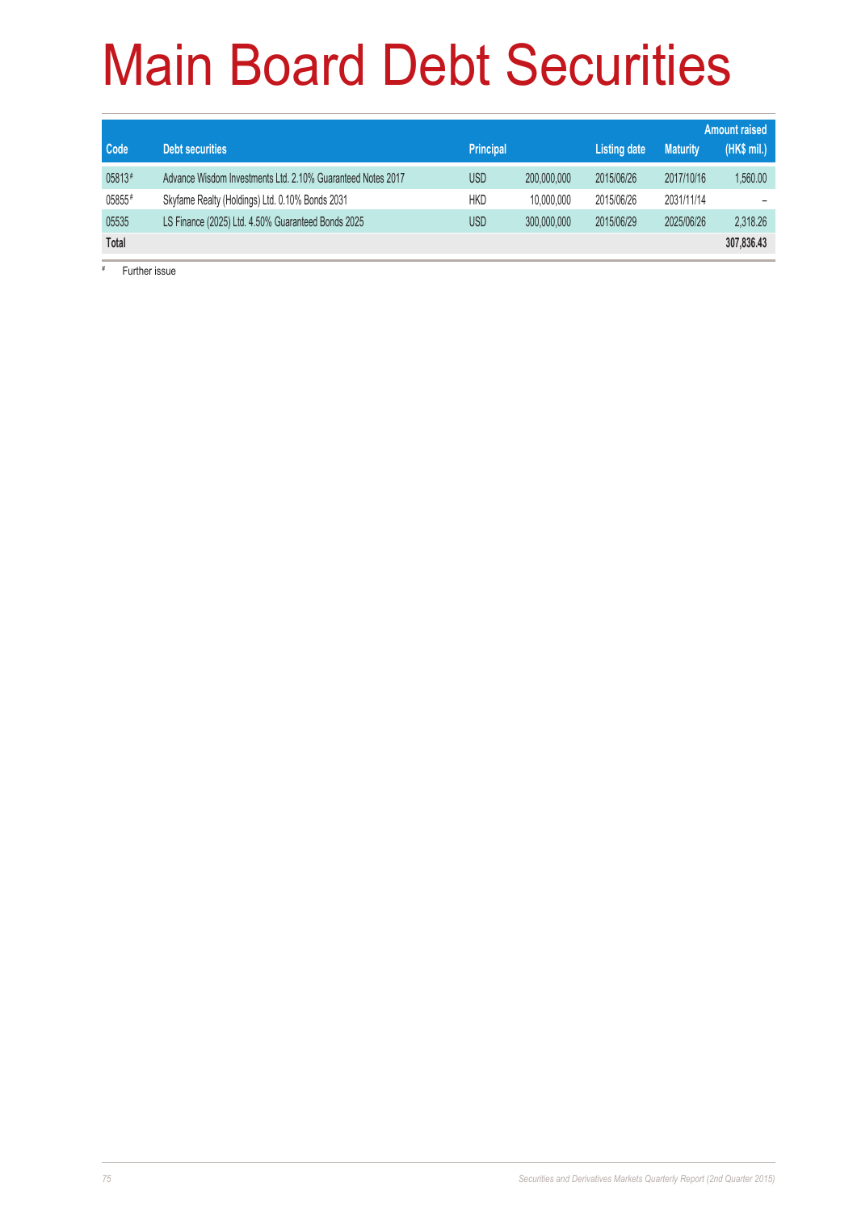# Main Board Debt Securities

| Code | Debt securities | Principal | | Listing date | Maturity | Amount raised (HK$ mil.) |
|---|---|---|---|---|---|---|
| 05813# | Advance Wisdom Investments Ltd. 2.10% Guaranteed Notes 2017 | USD | 200,000,000 | 2015/06/26 | 2017/10/16 | 1,560.00 |
| 05855# | Skyfame Realty (Holdings) Ltd. 0.10% Bonds 2031 | HKD | 10,000,000 | 2015/06/26 | 2031/11/14 | – |
| 05535 | LS Finance (2025) Ltd. 4.50% Guaranteed Bonds 2025 | USD | 300,000,000 | 2015/06/29 | 2025/06/26 | 2,318.26 |
| **Total** | | | | | | **307,836.43** |

# Further issue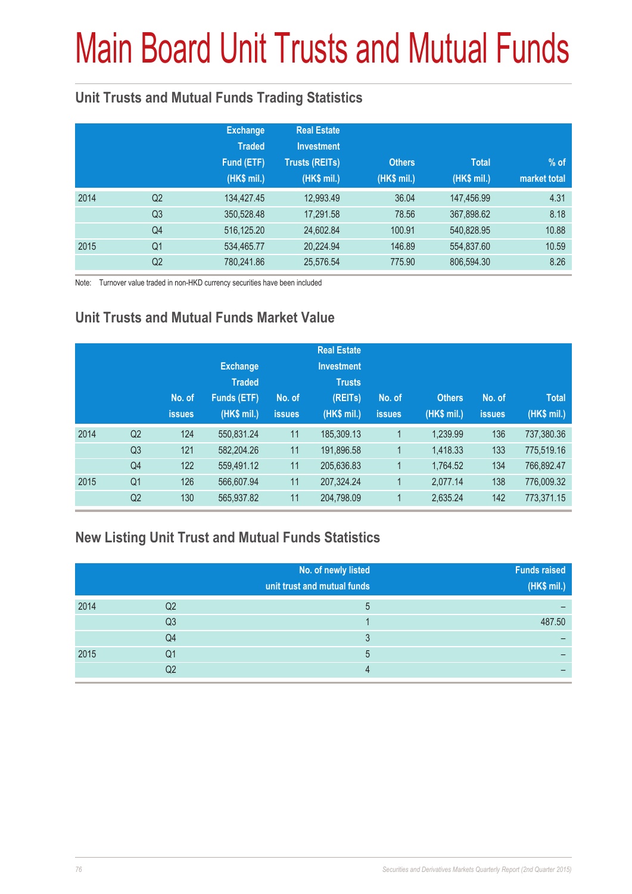# Main Board Unit Trusts and Mutual Funds

## Unit Trusts and Mutual Funds Trading Statistics

| | | Exchange Traded Fund (ETF) (HK$ mil.) | Real Estate Investment Trusts (REITs) (HK$ mil.) | Others (HK$ mil.) | Total (HK$ mil.) | % of market total |
|---|---|---|---|---|---|---|
| 2014 | Q2 | 134,427.45 | 12,993.49 | 36.04 | 147,456.99 | 4.31 |
| | Q3 | 350,528.48 | 17,291.58 | 78.56 | 367,898.62 | 8.18 |
| | Q4 | 516,125.20 | 24,602.84 | 100.91 | 540,828.95 | 10.88 |
| 2015 | Q1 | 534,465.77 | 20,224.94 | 146.89 | 554,837.60 | 10.59 |
| | Q2 | 780,241.86 | 25,576.54 | 775.90 | 806,594.30 | 8.26 |

Note: Turnover value traded in non-HKD currency securities have been included

## Unit Trusts and Mutual Funds Market Value

| | | No. of issues | Exchange Traded Funds (ETF) (HK$ mil.) | No. of issues | Real Estate Investment Trusts (REITs) (HK$ mil.) | No. of issues | Others (HK$ mil.) | No. of issues | Total (HK$ mil.) |
|---|---|---|---|---|---|---|---|---|---|
| 2014 | Q2 | 124 | 550,831.24 | 11 | 185,309.13 | 1 | 1,239.99 | 136 | 737,380.36 |
| | Q3 | 121 | 582,204.26 | 11 | 191,896.58 | 1 | 1,418.33 | 133 | 775,519.16 |
| | Q4 | 122 | 559,491.12 | 11 | 205,636.83 | 1 | 1,764.52 | 134 | 766,892.47 |
| 2015 | Q1 | 126 | 566,607.94 | 11 | 207,324.24 | 1 | 2,077.14 | 138 | 776,009.32 |
| | Q2 | 130 | 565,937.82 | 11 | 204,798.09 | 1 | 2,635.24 | 142 | 773,371.15 |

## New Listing Unit Trust and Mutual Funds Statistics

| | | No. of newly listed unit trust and mutual funds | Funds raised (HK$ mil.) |
|---|---|---|---|
| 2014 | Q2 | 5 | – |
| | Q3 | 1 | 487.50 |
| | Q4 | 3 | – |
| 2015 | Q1 | 5 | – |
| | Q2 | 4 | – |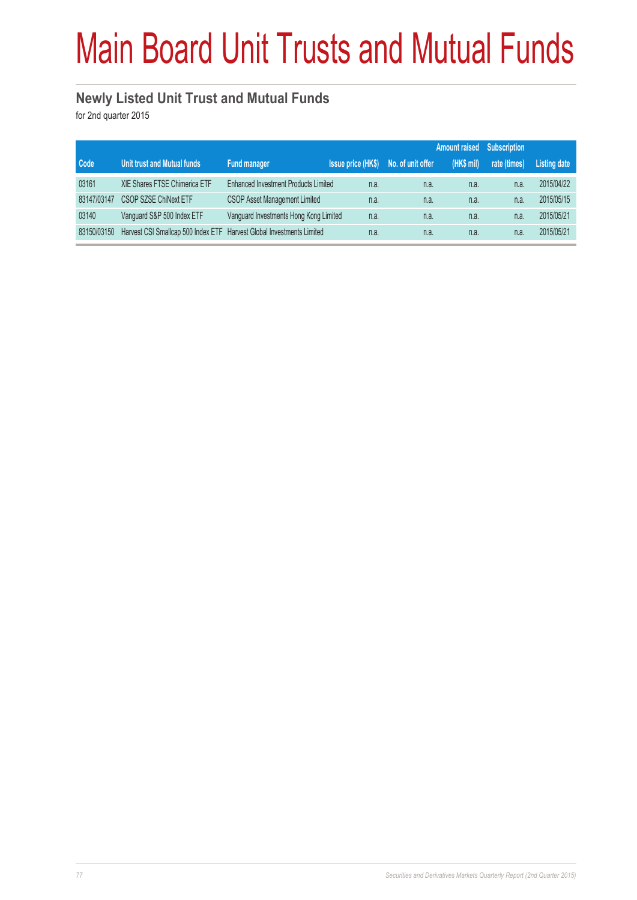# Main Board Unit Trusts and Mutual Funds

## Newly Listed Unit Trust and Mutual Funds

for 2nd quarter 2015

| Code | Unit trust and Mutual funds | Fund manager | Issue price (HK$) | No. of unit offer | Amount raised (HK$ mil) | Subscription rate (times) | Listing date |
|---|---|---|---|---|---|---|---|
| 03161 | XIE Shares FTSE Chimerica ETF | Enhanced Investment Products Limited | n.a. | n.a. | n.a. | n.a. | 2015/04/22 |
| 83147/03147 | CSOP SZSE ChiNext ETF | CSOP Asset Management Limited | n.a. | n.a. | n.a. | n.a. | 2015/05/15 |
| 03140 | Vanguard S&P 500 Index ETF | Vanguard Investments Hong Kong Limited | n.a. | n.a. | n.a. | n.a. | 2015/05/21 |
| 83150/03150 | Harvest CSI Smallcap 500 Index ETF | Harvest Global Investments Limited | n.a. | n.a. | n.a. | n.a. | 2015/05/21 |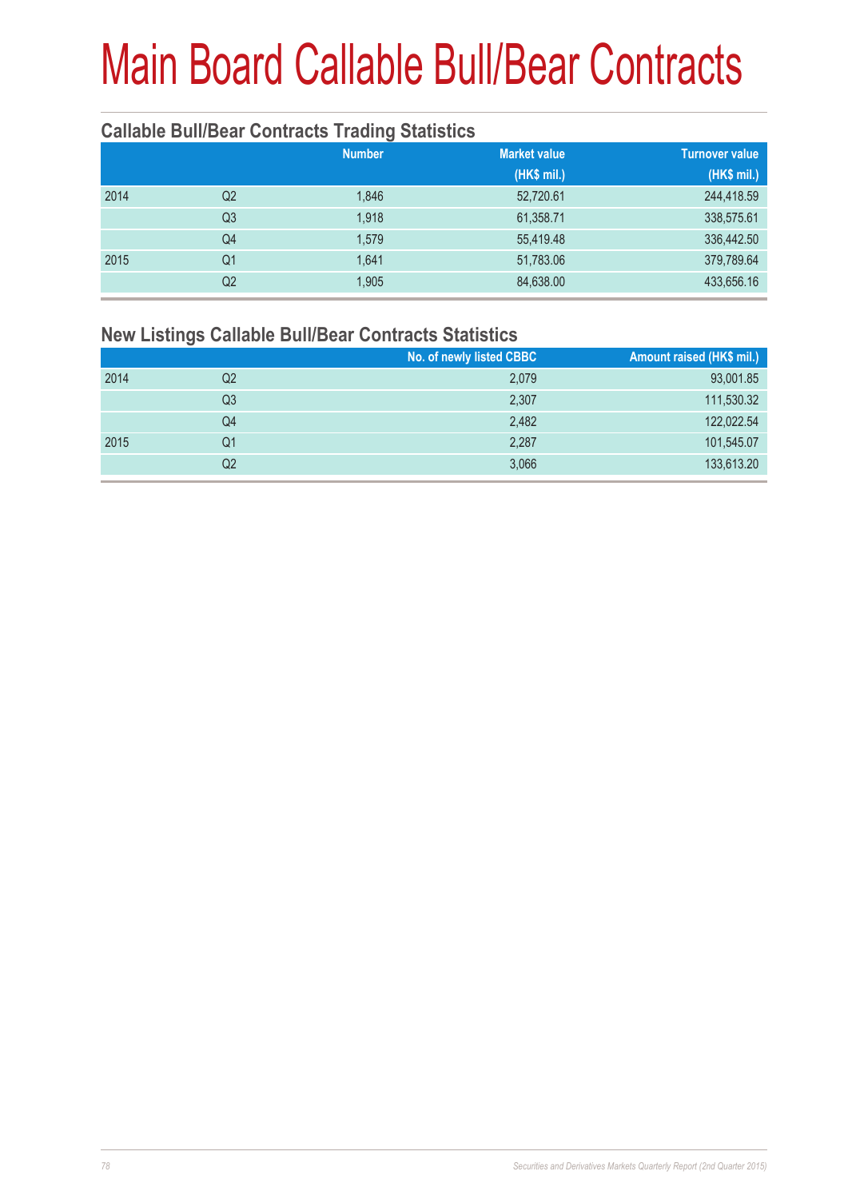# Main Board Callable Bull/Bear Contracts

## Callable Bull/Bear Contracts Trading Statistics

| | | Number | Market value (HK$ mil.) | Turnover value (HK$ mil.) |
|---|---|---|---|---|
| 2014 | Q2 | 1,846 | 52,720.61 | 244,418.59 |
| | Q3 | 1,918 | 61,358.71 | 338,575.61 |
| | Q4 | 1,579 | 55,419.48 | 336,442.50 |
| 2015 | Q1 | 1,641 | 51,783.06 | 379,789.64 |
| | Q2 | 1,905 | 84,638.00 | 433,656.16 |

## New Listings Callable Bull/Bear Contracts Statistics

| | | No. of newly listed CBBC | Amount raised (HK$ mil.) |
|---|---|---|---|
| 2014 | Q2 | 2,079 | 93,001.85 |
| | Q3 | 2,307 | 111,530.32 |
| | Q4 | 2,482 | 122,022.54 |
| 2015 | Q1 | 2,287 | 101,545.07 |
| | Q2 | 3,066 | 133,613.20 |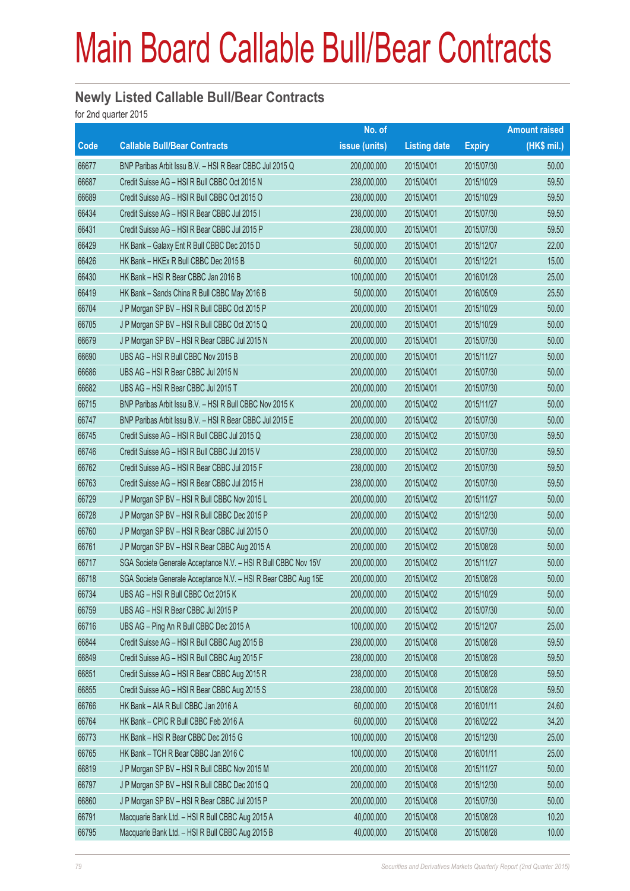# Main Board Callable Bull/Bear Contracts

## Newly Listed Callable Bull/Bear Contracts

for 2nd quarter 2015

| Code | Callable Bull/Bear Contracts | No. of issue (units) | Listing date | Expiry | Amount raised (HK$ mil.) |
|---|---|---|---|---|---|
| 66677 | BNP Paribas Arbit Issu B.V. – HSI R Bear CBBC Jul 2015 Q | 200,000,000 | 2015/04/01 | 2015/07/30 | 50.00 |
| 66687 | Credit Suisse AG – HSI R Bull CBBC Oct 2015 N | 238,000,000 | 2015/04/01 | 2015/10/29 | 59.50 |
| 66689 | Credit Suisse AG – HSI R Bull CBBC Oct 2015 O | 238,000,000 | 2015/04/01 | 2015/10/29 | 59.50 |
| 66434 | Credit Suisse AG – HSI R Bear CBBC Jul 2015 I | 238,000,000 | 2015/04/01 | 2015/07/30 | 59.50 |
| 66431 | Credit Suisse AG – HSI R Bear CBBC Jul 2015 P | 238,000,000 | 2015/04/01 | 2015/07/30 | 59.50 |
| 66429 | HK Bank – Galaxy Ent R Bull CBBC Dec 2015 D | 50,000,000 | 2015/04/01 | 2015/12/07 | 22.00 |
| 66426 | HK Bank – HKEx R Bull CBBC Dec 2015 B | 60,000,000 | 2015/04/01 | 2015/12/21 | 15.00 |
| 66430 | HK Bank – HSI R Bear CBBC Jan 2016 B | 100,000,000 | 2015/04/01 | 2016/01/28 | 25.00 |
| 66419 | HK Bank – Sands China R Bull CBBC May 2016 B | 50,000,000 | 2015/04/01 | 2016/05/09 | 25.50 |
| 66704 | J P Morgan SP BV – HSI R Bull CBBC Oct 2015 P | 200,000,000 | 2015/04/01 | 2015/10/29 | 50.00 |
| 66705 | J P Morgan SP BV – HSI R Bull CBBC Oct 2015 Q | 200,000,000 | 2015/04/01 | 2015/10/29 | 50.00 |
| 66679 | J P Morgan SP BV – HSI R Bear CBBC Jul 2015 N | 200,000,000 | 2015/04/01 | 2015/07/30 | 50.00 |
| 66690 | UBS AG – HSI R Bull CBBC Nov 2015 B | 200,000,000 | 2015/04/01 | 2015/11/27 | 50.00 |
| 66686 | UBS AG – HSI R Bear CBBC Jul 2015 N | 200,000,000 | 2015/04/01 | 2015/07/30 | 50.00 |
| 66682 | UBS AG – HSI R Bear CBBC Jul 2015 T | 200,000,000 | 2015/04/01 | 2015/07/30 | 50.00 |
| 66715 | BNP Paribas Arbit Issu B.V. – HSI R Bull CBBC Nov 2015 K | 200,000,000 | 2015/04/02 | 2015/11/27 | 50.00 |
| 66747 | BNP Paribas Arbit Issu B.V. – HSI R Bear CBBC Jul 2015 E | 200,000,000 | 2015/04/02 | 2015/07/30 | 50.00 |
| 66745 | Credit Suisse AG – HSI R Bull CBBC Jul 2015 Q | 238,000,000 | 2015/04/02 | 2015/07/30 | 59.50 |
| 66746 | Credit Suisse AG – HSI R Bull CBBC Jul 2015 V | 238,000,000 | 2015/04/02 | 2015/07/30 | 59.50 |
| 66762 | Credit Suisse AG – HSI R Bear CBBC Jul 2015 F | 238,000,000 | 2015/04/02 | 2015/07/30 | 59.50 |
| 66763 | Credit Suisse AG – HSI R Bear CBBC Jul 2015 H | 238,000,000 | 2015/04/02 | 2015/07/30 | 59.50 |
| 66729 | J P Morgan SP BV – HSI R Bull CBBC Nov 2015 L | 200,000,000 | 2015/04/02 | 2015/11/27 | 50.00 |
| 66728 | J P Morgan SP BV – HSI R Bull CBBC Dec 2015 P | 200,000,000 | 2015/04/02 | 2015/12/30 | 50.00 |
| 66760 | J P Morgan SP BV – HSI R Bear CBBC Jul 2015 O | 200,000,000 | 2015/04/02 | 2015/07/30 | 50.00 |
| 66761 | J P Morgan SP BV – HSI R Bear CBBC Aug 2015 A | 200,000,000 | 2015/04/02 | 2015/08/28 | 50.00 |
| 66717 | SGA Societe Generale Acceptance N.V. – HSI R Bull CBBC Nov 15V | 200,000,000 | 2015/04/02 | 2015/11/27 | 50.00 |
| 66718 | SGA Societe Generale Acceptance N.V. – HSI R Bear CBBC Aug 15E | 200,000,000 | 2015/04/02 | 2015/08/28 | 50.00 |
| 66734 | UBS AG – HSI R Bull CBBC Oct 2015 K | 200,000,000 | 2015/04/02 | 2015/10/29 | 50.00 |
| 66759 | UBS AG – HSI R Bear CBBC Jul 2015 P | 200,000,000 | 2015/04/02 | 2015/07/30 | 50.00 |
| 66716 | UBS AG – Ping An R Bull CBBC Dec 2015 A | 100,000,000 | 2015/04/02 | 2015/12/07 | 25.00 |
| 66844 | Credit Suisse AG – HSI R Bull CBBC Aug 2015 B | 238,000,000 | 2015/04/08 | 2015/08/28 | 59.50 |
| 66849 | Credit Suisse AG – HSI R Bull CBBC Aug 2015 F | 238,000,000 | 2015/04/08 | 2015/08/28 | 59.50 |
| 66851 | Credit Suisse AG – HSI R Bear CBBC Aug 2015 R | 238,000,000 | 2015/04/08 | 2015/08/28 | 59.50 |
| 66855 | Credit Suisse AG – HSI R Bear CBBC Aug 2015 S | 238,000,000 | 2015/04/08 | 2015/08/28 | 59.50 |
| 66766 | HK Bank – AIA R Bull CBBC Jan 2016 A | 60,000,000 | 2015/04/08 | 2016/01/11 | 24.60 |
| 66764 | HK Bank – CPIC R Bull CBBC Feb 2016 A | 60,000,000 | 2015/04/08 | 2016/02/22 | 34.20 |
| 66773 | HK Bank – HSI R Bear CBBC Dec 2015 G | 100,000,000 | 2015/04/08 | 2015/12/30 | 25.00 |
| 66765 | HK Bank – TCH R Bear CBBC Jan 2016 C | 100,000,000 | 2015/04/08 | 2016/01/11 | 25.00 |
| 66819 | J P Morgan SP BV – HSI R Bull CBBC Nov 2015 M | 200,000,000 | 2015/04/08 | 2015/11/27 | 50.00 |
| 66797 | J P Morgan SP BV – HSI R Bull CBBC Dec 2015 Q | 200,000,000 | 2015/04/08 | 2015/12/30 | 50.00 |
| 66860 | J P Morgan SP BV – HSI R Bear CBBC Jul 2015 P | 200,000,000 | 2015/04/08 | 2015/07/30 | 50.00 |
| 66791 | Macquarie Bank Ltd. – HSI R Bull CBBC Aug 2015 A | 40,000,000 | 2015/04/08 | 2015/08/28 | 10.20 |
| 66795 | Macquarie Bank Ltd. – HSI R Bull CBBC Aug 2015 B | 40,000,000 | 2015/04/08 | 2015/08/28 | 10.00 |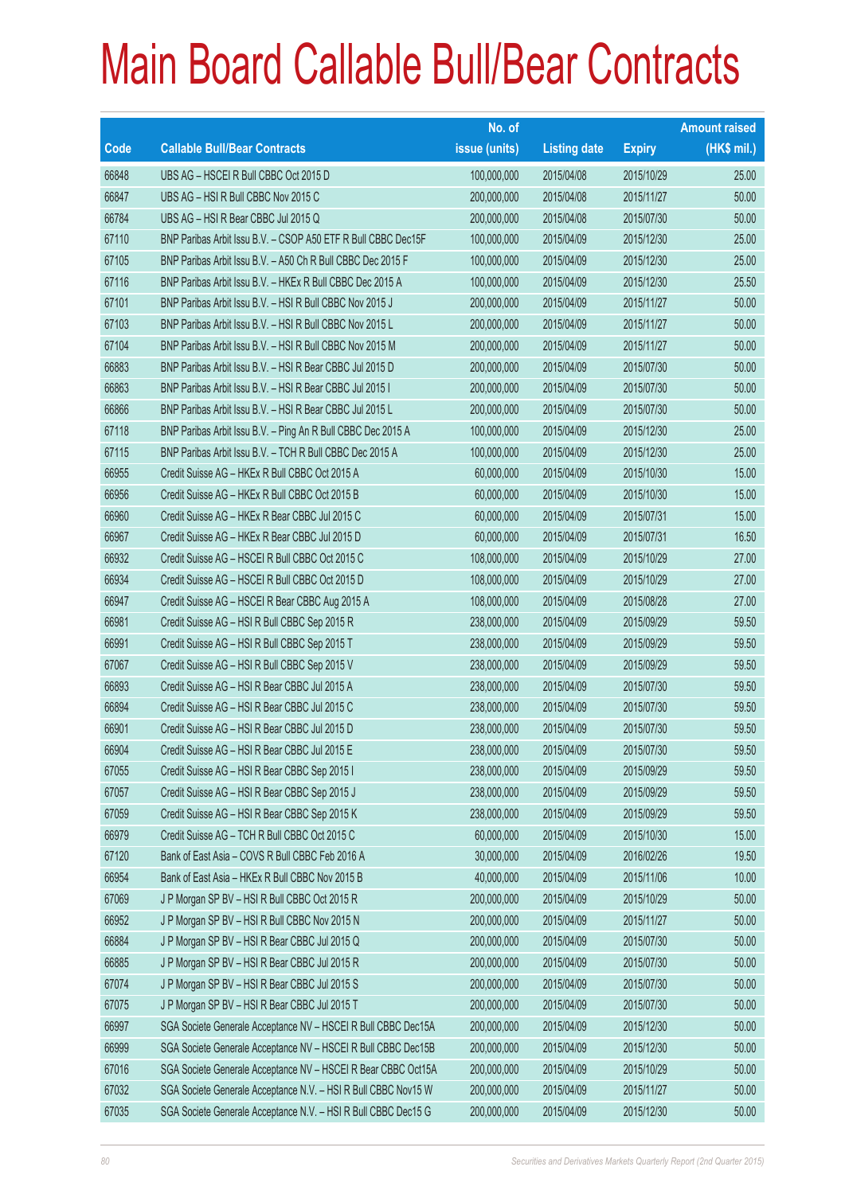# Main Board Callable Bull/Bear Contracts

| Code | Callable Bull/Bear Contracts | No. of issue (units) | Listing date | Expiry | Amount raised (HK$ mil.) |
|---|---|---|---|---|---|
| 66848 | UBS AG – HSCEI R Bull CBBC Oct 2015 D | 100,000,000 | 2015/04/08 | 2015/10/29 | 25.00 |
| 66847 | UBS AG – HSI R Bull CBBC Nov 2015 C | 200,000,000 | 2015/04/08 | 2015/11/27 | 50.00 |
| 66784 | UBS AG – HSI R Bear CBBC Jul 2015 Q | 200,000,000 | 2015/04/08 | 2015/07/30 | 50.00 |
| 67110 | BNP Paribas Arbit Issu B.V. – CSOP A50 ETF R Bull CBBC Dec15F | 100,000,000 | 2015/04/09 | 2015/12/30 | 25.00 |
| 67105 | BNP Paribas Arbit Issu B.V. – A50 Ch R Bull CBBC Dec 2015 F | 100,000,000 | 2015/04/09 | 2015/12/30 | 25.00 |
| 67116 | BNP Paribas Arbit Issu B.V. – HKEx R Bull CBBC Dec 2015 A | 100,000,000 | 2015/04/09 | 2015/12/30 | 25.50 |
| 67101 | BNP Paribas Arbit Issu B.V. – HSI R Bull CBBC Nov 2015 J | 200,000,000 | 2015/04/09 | 2015/11/27 | 50.00 |
| 67103 | BNP Paribas Arbit Issu B.V. – HSI R Bull CBBC Nov 2015 L | 200,000,000 | 2015/04/09 | 2015/11/27 | 50.00 |
| 67104 | BNP Paribas Arbit Issu B.V. – HSI R Bull CBBC Nov 2015 M | 200,000,000 | 2015/04/09 | 2015/11/27 | 50.00 |
| 66883 | BNP Paribas Arbit Issu B.V. – HSI R Bear CBBC Jul 2015 D | 200,000,000 | 2015/04/09 | 2015/07/30 | 50.00 |
| 66863 | BNP Paribas Arbit Issu B.V. – HSI R Bear CBBC Jul 2015 I | 200,000,000 | 2015/04/09 | 2015/07/30 | 50.00 |
| 66866 | BNP Paribas Arbit Issu B.V. – HSI R Bear CBBC Jul 2015 L | 200,000,000 | 2015/04/09 | 2015/07/30 | 50.00 |
| 67118 | BNP Paribas Arbit Issu B.V. – Ping An R Bull CBBC Dec 2015 A | 100,000,000 | 2015/04/09 | 2015/12/30 | 25.00 |
| 67115 | BNP Paribas Arbit Issu B.V. – TCH R Bull CBBC Dec 2015 A | 100,000,000 | 2015/04/09 | 2015/12/30 | 25.00 |
| 66955 | Credit Suisse AG – HKEx R Bull CBBC Oct 2015 A | 60,000,000 | 2015/04/09 | 2015/10/30 | 15.00 |
| 66956 | Credit Suisse AG – HKEx R Bull CBBC Oct 2015 B | 60,000,000 | 2015/04/09 | 2015/10/30 | 15.00 |
| 66960 | Credit Suisse AG – HKEx R Bear CBBC Jul 2015 C | 60,000,000 | 2015/04/09 | 2015/07/31 | 15.00 |
| 66967 | Credit Suisse AG – HKEx R Bear CBBC Jul 2015 D | 60,000,000 | 2015/04/09 | 2015/07/31 | 16.50 |
| 66932 | Credit Suisse AG – HSCEI R Bull CBBC Oct 2015 C | 108,000,000 | 2015/04/09 | 2015/10/29 | 27.00 |
| 66934 | Credit Suisse AG – HSCEI R Bull CBBC Oct 2015 D | 108,000,000 | 2015/04/09 | 2015/10/29 | 27.00 |
| 66947 | Credit Suisse AG – HSCEI R Bear CBBC Aug 2015 A | 108,000,000 | 2015/04/09 | 2015/08/28 | 27.00 |
| 66981 | Credit Suisse AG – HSI R Bull CBBC Sep 2015 R | 238,000,000 | 2015/04/09 | 2015/09/29 | 59.50 |
| 66991 | Credit Suisse AG – HSI R Bull CBBC Sep 2015 T | 238,000,000 | 2015/04/09 | 2015/09/29 | 59.50 |
| 67067 | Credit Suisse AG – HSI R Bull CBBC Sep 2015 V | 238,000,000 | 2015/04/09 | 2015/09/29 | 59.50 |
| 66893 | Credit Suisse AG – HSI R Bear CBBC Jul 2015 A | 238,000,000 | 2015/04/09 | 2015/07/30 | 59.50 |
| 66894 | Credit Suisse AG – HSI R Bear CBBC Jul 2015 C | 238,000,000 | 2015/04/09 | 2015/07/30 | 59.50 |
| 66901 | Credit Suisse AG – HSI R Bear CBBC Jul 2015 D | 238,000,000 | 2015/04/09 | 2015/07/30 | 59.50 |
| 66904 | Credit Suisse AG – HSI R Bear CBBC Jul 2015 E | 238,000,000 | 2015/04/09 | 2015/07/30 | 59.50 |
| 67055 | Credit Suisse AG – HSI R Bear CBBC Sep 2015 I | 238,000,000 | 2015/04/09 | 2015/09/29 | 59.50 |
| 67057 | Credit Suisse AG – HSI R Bear CBBC Sep 2015 J | 238,000,000 | 2015/04/09 | 2015/09/29 | 59.50 |
| 67059 | Credit Suisse AG – HSI R Bear CBBC Sep 2015 K | 238,000,000 | 2015/04/09 | 2015/09/29 | 59.50 |
| 66979 | Credit Suisse AG – TCH R Bull CBBC Oct 2015 C | 60,000,000 | 2015/04/09 | 2015/10/30 | 15.00 |
| 67120 | Bank of East Asia – COVS R Bull CBBC Feb 2016 A | 30,000,000 | 2015/04/09 | 2016/02/26 | 19.50 |
| 66954 | Bank of East Asia – HKEx R Bull CBBC Nov 2015 B | 40,000,000 | 2015/04/09 | 2015/11/06 | 10.00 |
| 67069 | J P Morgan SP BV – HSI R Bull CBBC Oct 2015 R | 200,000,000 | 2015/04/09 | 2015/10/29 | 50.00 |
| 66952 | J P Morgan SP BV – HSI R Bull CBBC Nov 2015 N | 200,000,000 | 2015/04/09 | 2015/11/27 | 50.00 |
| 66884 | J P Morgan SP BV – HSI R Bear CBBC Jul 2015 Q | 200,000,000 | 2015/04/09 | 2015/07/30 | 50.00 |
| 66885 | J P Morgan SP BV – HSI R Bear CBBC Jul 2015 R | 200,000,000 | 2015/04/09 | 2015/07/30 | 50.00 |
| 67074 | J P Morgan SP BV – HSI R Bear CBBC Jul 2015 S | 200,000,000 | 2015/04/09 | 2015/07/30 | 50.00 |
| 67075 | J P Morgan SP BV – HSI R Bear CBBC Jul 2015 T | 200,000,000 | 2015/04/09 | 2015/07/30 | 50.00 |
| 66997 | SGA Societe Generale Acceptance NV – HSCEI R Bull CBBC Dec15A | 200,000,000 | 2015/04/09 | 2015/12/30 | 50.00 |
| 66999 | SGA Societe Generale Acceptance NV – HSCEI R Bull CBBC Dec15B | 200,000,000 | 2015/04/09 | 2015/12/30 | 50.00 |
| 67016 | SGA Societe Generale Acceptance NV – HSCEI R Bear CBBC Oct15A | 200,000,000 | 2015/04/09 | 2015/10/29 | 50.00 |
| 67032 | SGA Societe Generale Acceptance N.V. – HSI R Bull CBBC Nov15 W | 200,000,000 | 2015/04/09 | 2015/11/27 | 50.00 |
| 67035 | SGA Societe Generale Acceptance N.V. – HSI R Bull CBBC Dec15 G | 200,000,000 | 2015/04/09 | 2015/12/30 | 50.00 |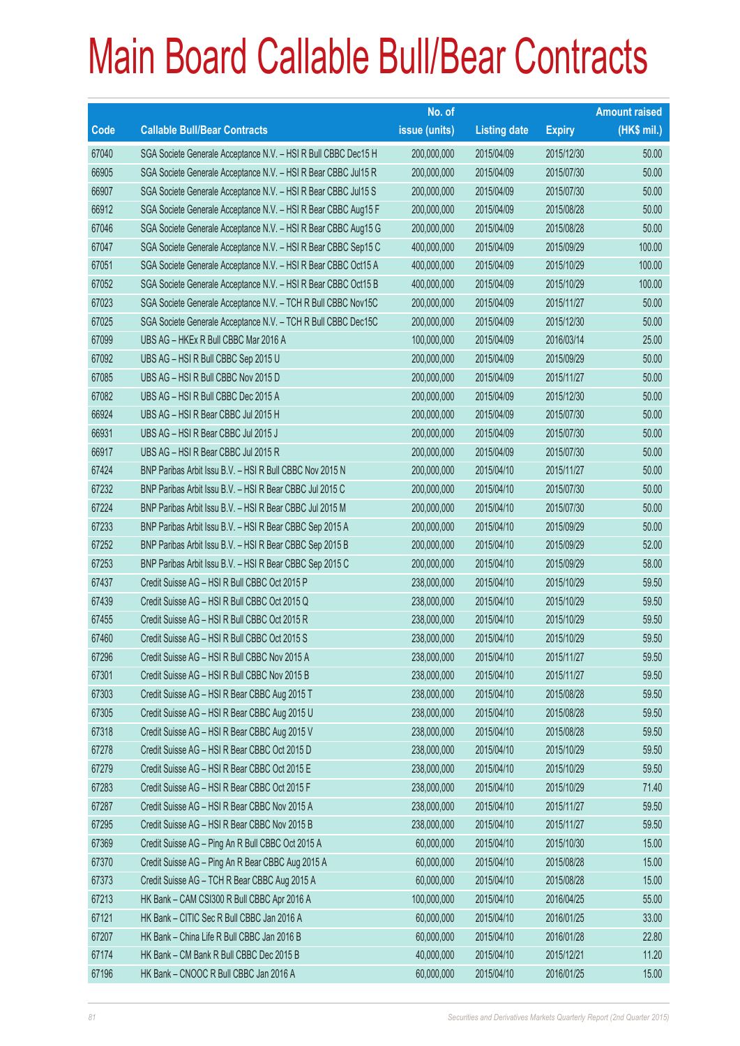# Main Board Callable Bull/Bear Contracts

| Code | Callable Bull/Bear Contracts | No. of issue (units) | Listing date | Expiry | Amount raised (HK$ mil.) |
|---|---|---|---|---|---|
| 67040 | SGA Societe Generale Acceptance N.V. – HSI R Bull CBBC Dec15 H | 200,000,000 | 2015/04/09 | 2015/12/30 | 50.00 |
| 66905 | SGA Societe Generale Acceptance N.V. – HSI R Bear CBBC Jul15 R | 200,000,000 | 2015/04/09 | 2015/07/30 | 50.00 |
| 66907 | SGA Societe Generale Acceptance N.V. – HSI R Bear CBBC Jul15 S | 200,000,000 | 2015/04/09 | 2015/07/30 | 50.00 |
| 66912 | SGA Societe Generale Acceptance N.V. – HSI R Bear CBBC Aug15 F | 200,000,000 | 2015/04/09 | 2015/08/28 | 50.00 |
| 67046 | SGA Societe Generale Acceptance N.V. – HSI R Bear CBBC Aug15 G | 200,000,000 | 2015/04/09 | 2015/08/28 | 50.00 |
| 67047 | SGA Societe Generale Acceptance N.V. – HSI R Bear CBBC Sep15 C | 400,000,000 | 2015/04/09 | 2015/09/29 | 100.00 |
| 67051 | SGA Societe Generale Acceptance N.V. – HSI R Bear CBBC Oct15 A | 400,000,000 | 2015/04/09 | 2015/10/29 | 100.00 |
| 67052 | SGA Societe Generale Acceptance N.V. – HSI R Bear CBBC Oct15 B | 400,000,000 | 2015/04/09 | 2015/10/29 | 100.00 |
| 67023 | SGA Societe Generale Acceptance N.V. – TCH R Bull CBBC Nov15C | 200,000,000 | 2015/04/09 | 2015/11/27 | 50.00 |
| 67025 | SGA Societe Generale Acceptance N.V. – TCH R Bull CBBC Dec15C | 200,000,000 | 2015/04/09 | 2015/12/30 | 50.00 |
| 67099 | UBS AG – HKEx R Bull CBBC Mar 2016 A | 100,000,000 | 2015/04/09 | 2016/03/14 | 25.00 |
| 67092 | UBS AG – HSI R Bull CBBC Sep 2015 U | 200,000,000 | 2015/04/09 | 2015/09/29 | 50.00 |
| 67085 | UBS AG – HSI R Bull CBBC Nov 2015 D | 200,000,000 | 2015/04/09 | 2015/11/27 | 50.00 |
| 67082 | UBS AG – HSI R Bull CBBC Dec 2015 A | 200,000,000 | 2015/04/09 | 2015/12/30 | 50.00 |
| 66924 | UBS AG – HSI R Bear CBBC Jul 2015 H | 200,000,000 | 2015/04/09 | 2015/07/30 | 50.00 |
| 66931 | UBS AG – HSI R Bear CBBC Jul 2015 J | 200,000,000 | 2015/04/09 | 2015/07/30 | 50.00 |
| 66917 | UBS AG – HSI R Bear CBBC Jul 2015 R | 200,000,000 | 2015/04/09 | 2015/07/30 | 50.00 |
| 67424 | BNP Paribas Arbit Issu B.V. – HSI R Bull CBBC Nov 2015 N | 200,000,000 | 2015/04/10 | 2015/11/27 | 50.00 |
| 67232 | BNP Paribas Arbit Issu B.V. – HSI R Bear CBBC Jul 2015 C | 200,000,000 | 2015/04/10 | 2015/07/30 | 50.00 |
| 67224 | BNP Paribas Arbit Issu B.V. – HSI R Bear CBBC Jul 2015 M | 200,000,000 | 2015/04/10 | 2015/07/30 | 50.00 |
| 67233 | BNP Paribas Arbit Issu B.V. – HSI R Bear CBBC Sep 2015 A | 200,000,000 | 2015/04/10 | 2015/09/29 | 50.00 |
| 67252 | BNP Paribas Arbit Issu B.V. – HSI R Bear CBBC Sep 2015 B | 200,000,000 | 2015/04/10 | 2015/09/29 | 52.00 |
| 67253 | BNP Paribas Arbit Issu B.V. – HSI R Bear CBBC Sep 2015 C | 200,000,000 | 2015/04/10 | 2015/09/29 | 58.00 |
| 67437 | Credit Suisse AG – HSI R Bull CBBC Oct 2015 P | 238,000,000 | 2015/04/10 | 2015/10/29 | 59.50 |
| 67439 | Credit Suisse AG – HSI R Bull CBBC Oct 2015 Q | 238,000,000 | 2015/04/10 | 2015/10/29 | 59.50 |
| 67455 | Credit Suisse AG – HSI R Bull CBBC Oct 2015 R | 238,000,000 | 2015/04/10 | 2015/10/29 | 59.50 |
| 67460 | Credit Suisse AG – HSI R Bull CBBC Oct 2015 S | 238,000,000 | 2015/04/10 | 2015/10/29 | 59.50 |
| 67296 | Credit Suisse AG – HSI R Bull CBBC Nov 2015 A | 238,000,000 | 2015/04/10 | 2015/11/27 | 59.50 |
| 67301 | Credit Suisse AG – HSI R Bull CBBC Nov 2015 B | 238,000,000 | 2015/04/10 | 2015/11/27 | 59.50 |
| 67303 | Credit Suisse AG – HSI R Bear CBBC Aug 2015 T | 238,000,000 | 2015/04/10 | 2015/08/28 | 59.50 |
| 67305 | Credit Suisse AG – HSI R Bear CBBC Aug 2015 U | 238,000,000 | 2015/04/10 | 2015/08/28 | 59.50 |
| 67318 | Credit Suisse AG – HSI R Bear CBBC Aug 2015 V | 238,000,000 | 2015/04/10 | 2015/08/28 | 59.50 |
| 67278 | Credit Suisse AG – HSI R Bear CBBC Oct 2015 D | 238,000,000 | 2015/04/10 | 2015/10/29 | 59.50 |
| 67279 | Credit Suisse AG – HSI R Bear CBBC Oct 2015 E | 238,000,000 | 2015/04/10 | 2015/10/29 | 59.50 |
| 67283 | Credit Suisse AG – HSI R Bear CBBC Oct 2015 F | 238,000,000 | 2015/04/10 | 2015/10/29 | 71.40 |
| 67287 | Credit Suisse AG – HSI R Bear CBBC Nov 2015 A | 238,000,000 | 2015/04/10 | 2015/11/27 | 59.50 |
| 67295 | Credit Suisse AG – HSI R Bear CBBC Nov 2015 B | 238,000,000 | 2015/04/10 | 2015/11/27 | 59.50 |
| 67369 | Credit Suisse AG – Ping An R Bull CBBC Oct 2015 A | 60,000,000 | 2015/04/10 | 2015/10/30 | 15.00 |
| 67370 | Credit Suisse AG – Ping An R Bear CBBC Aug 2015 A | 60,000,000 | 2015/04/10 | 2015/08/28 | 15.00 |
| 67373 | Credit Suisse AG – TCH R Bear CBBC Aug 2015 A | 60,000,000 | 2015/04/10 | 2015/08/28 | 15.00 |
| 67213 | HK Bank – CAM CSI300 R Bull CBBC Apr 2016 A | 100,000,000 | 2015/04/10 | 2016/04/25 | 55.00 |
| 67121 | HK Bank – CITIC Sec R Bull CBBC Jan 2016 A | 60,000,000 | 2015/04/10 | 2016/01/25 | 33.00 |
| 67207 | HK Bank – China Life R Bull CBBC Jan 2016 B | 60,000,000 | 2015/04/10 | 2016/01/28 | 22.80 |
| 67174 | HK Bank – CM Bank R Bull CBBC Dec 2015 B | 40,000,000 | 2015/04/10 | 2015/12/21 | 11.20 |
| 67196 | HK Bank – CNOOC R Bull CBBC Jan 2016 A | 60,000,000 | 2015/04/10 | 2016/01/25 | 15.00 |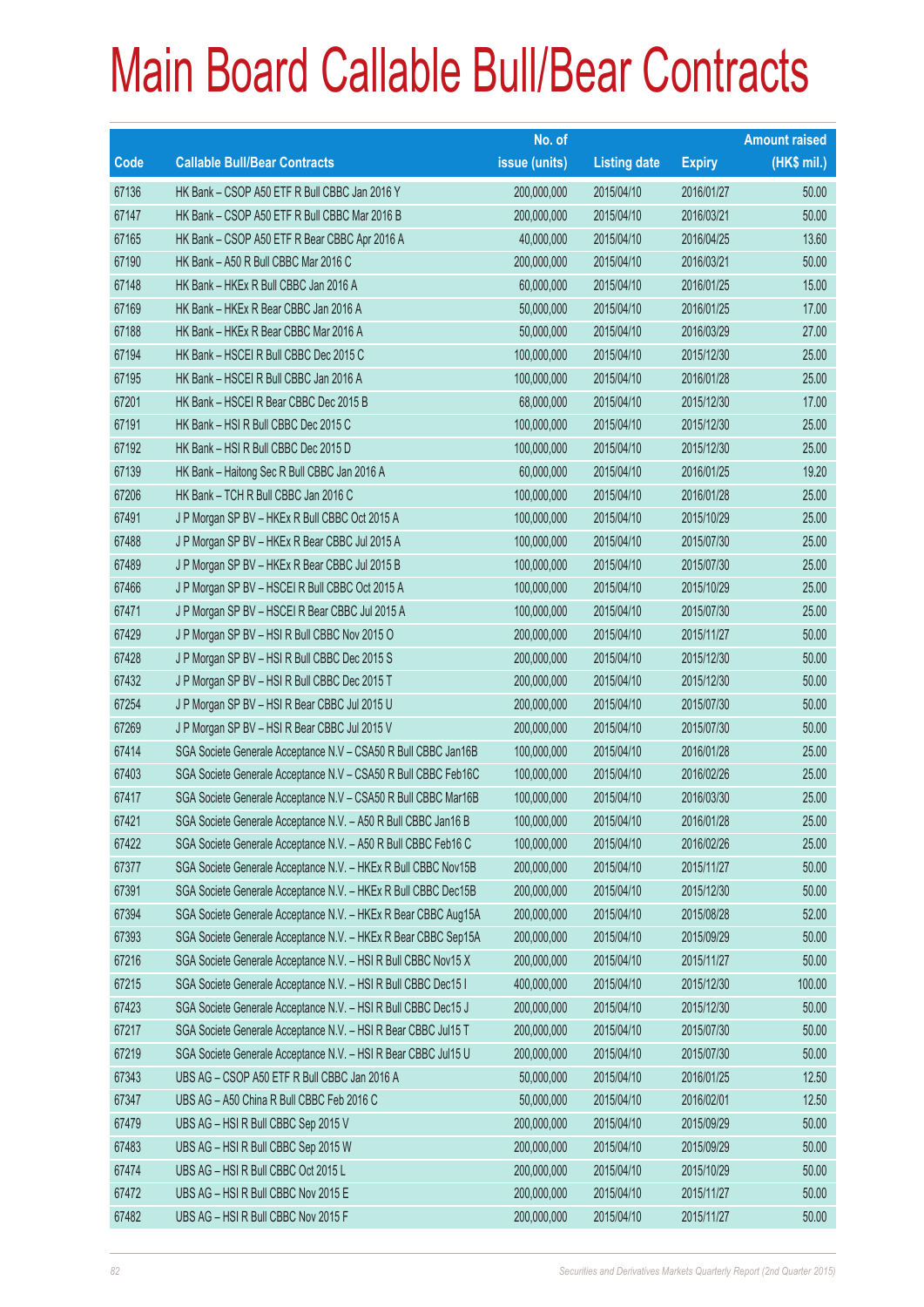# Main Board Callable Bull/Bear Contracts

| Code | Callable Bull/Bear Contracts | No. of issue (units) | Listing date | Expiry | Amount raised (HK$ mil.) |
|---|---|---|---|---|---|
| 67136 | HK Bank – CSOP A50 ETF R Bull CBBC Jan 2016 Y | 200,000,000 | 2015/04/10 | 2016/01/27 | 50.00 |
| 67147 | HK Bank – CSOP A50 ETF R Bull CBBC Mar 2016 B | 200,000,000 | 2015/04/10 | 2016/03/21 | 50.00 |
| 67165 | HK Bank – CSOP A50 ETF R Bear CBBC Apr 2016 A | 40,000,000 | 2015/04/10 | 2016/04/25 | 13.60 |
| 67190 | HK Bank – A50 R Bull CBBC Mar 2016 C | 200,000,000 | 2015/04/10 | 2016/03/21 | 50.00 |
| 67148 | HK Bank – HKEx R Bull CBBC Jan 2016 A | 60,000,000 | 2015/04/10 | 2016/01/25 | 15.00 |
| 67169 | HK Bank – HKEx R Bear CBBC Jan 2016 A | 50,000,000 | 2015/04/10 | 2016/01/25 | 17.00 |
| 67188 | HK Bank – HKEx R Bear CBBC Mar 2016 A | 50,000,000 | 2015/04/10 | 2016/03/29 | 27.00 |
| 67194 | HK Bank – HSCEI R Bull CBBC Dec 2015 C | 100,000,000 | 2015/04/10 | 2015/12/30 | 25.00 |
| 67195 | HK Bank – HSCEI R Bull CBBC Jan 2016 A | 100,000,000 | 2015/04/10 | 2016/01/28 | 25.00 |
| 67201 | HK Bank – HSCEI R Bear CBBC Dec 2015 B | 68,000,000 | 2015/04/10 | 2015/12/30 | 17.00 |
| 67191 | HK Bank – HSI R Bull CBBC Dec 2015 C | 100,000,000 | 2015/04/10 | 2015/12/30 | 25.00 |
| 67192 | HK Bank – HSI R Bull CBBC Dec 2015 D | 100,000,000 | 2015/04/10 | 2015/12/30 | 25.00 |
| 67139 | HK Bank – Haitong Sec R Bull CBBC Jan 2016 A | 60,000,000 | 2015/04/10 | 2016/01/25 | 19.20 |
| 67206 | HK Bank – TCH R Bull CBBC Jan 2016 C | 100,000,000 | 2015/04/10 | 2016/01/28 | 25.00 |
| 67491 | J P Morgan SP BV – HKEx R Bull CBBC Oct 2015 A | 100,000,000 | 2015/04/10 | 2015/10/29 | 25.00 |
| 67488 | J P Morgan SP BV – HKEx R Bear CBBC Jul 2015 A | 100,000,000 | 2015/04/10 | 2015/07/30 | 25.00 |
| 67489 | J P Morgan SP BV – HKEx R Bear CBBC Jul 2015 B | 100,000,000 | 2015/04/10 | 2015/07/30 | 25.00 |
| 67466 | J P Morgan SP BV – HSCEI R Bull CBBC Oct 2015 A | 100,000,000 | 2015/04/10 | 2015/10/29 | 25.00 |
| 67471 | J P Morgan SP BV – HSCEI R Bear CBBC Jul 2015 A | 100,000,000 | 2015/04/10 | 2015/07/30 | 25.00 |
| 67429 | J P Morgan SP BV – HSI R Bull CBBC Nov 2015 O | 200,000,000 | 2015/04/10 | 2015/11/27 | 50.00 |
| 67428 | J P Morgan SP BV – HSI R Bull CBBC Dec 2015 S | 200,000,000 | 2015/04/10 | 2015/12/30 | 50.00 |
| 67432 | J P Morgan SP BV – HSI R Bull CBBC Dec 2015 T | 200,000,000 | 2015/04/10 | 2015/12/30 | 50.00 |
| 67254 | J P Morgan SP BV – HSI R Bear CBBC Jul 2015 U | 200,000,000 | 2015/04/10 | 2015/07/30 | 50.00 |
| 67269 | J P Morgan SP BV – HSI R Bear CBBC Jul 2015 V | 200,000,000 | 2015/04/10 | 2015/07/30 | 50.00 |
| 67414 | SGA Societe Generale Acceptance N.V – CSA50 R Bull CBBC Jan16B | 100,000,000 | 2015/04/10 | 2016/01/28 | 25.00 |
| 67403 | SGA Societe Generale Acceptance N.V – CSA50 R Bull CBBC Feb16C | 100,000,000 | 2015/04/10 | 2016/02/26 | 25.00 |
| 67417 | SGA Societe Generale Acceptance N.V – CSA50 R Bull CBBC Mar16B | 100,000,000 | 2015/04/10 | 2016/03/30 | 25.00 |
| 67421 | SGA Societe Generale Acceptance N.V. – A50 R Bull CBBC Jan16 B | 100,000,000 | 2015/04/10 | 2016/01/28 | 25.00 |
| 67422 | SGA Societe Generale Acceptance N.V. – A50 R Bull CBBC Feb16 C | 100,000,000 | 2015/04/10 | 2016/02/26 | 25.00 |
| 67377 | SGA Societe Generale Acceptance N.V. – HKEx R Bull CBBC Nov15B | 200,000,000 | 2015/04/10 | 2015/11/27 | 50.00 |
| 67391 | SGA Societe Generale Acceptance N.V. – HKEx R Bull CBBC Dec15B | 200,000,000 | 2015/04/10 | 2015/12/30 | 50.00 |
| 67394 | SGA Societe Generale Acceptance N.V. – HKEx R Bear CBBC Aug15A | 200,000,000 | 2015/04/10 | 2015/08/28 | 52.00 |
| 67393 | SGA Societe Generale Acceptance N.V. – HKEx R Bear CBBC Sep15A | 200,000,000 | 2015/04/10 | 2015/09/29 | 50.00 |
| 67216 | SGA Societe Generale Acceptance N.V. – HSI R Bull CBBC Nov15 X | 200,000,000 | 2015/04/10 | 2015/11/27 | 50.00 |
| 67215 | SGA Societe Generale Acceptance N.V. – HSI R Bull CBBC Dec15 I | 400,000,000 | 2015/04/10 | 2015/12/30 | 100.00 |
| 67423 | SGA Societe Generale Acceptance N.V. – HSI R Bull CBBC Dec15 J | 200,000,000 | 2015/04/10 | 2015/12/30 | 50.00 |
| 67217 | SGA Societe Generale Acceptance N.V. – HSI R Bear CBBC Jul15 T | 200,000,000 | 2015/04/10 | 2015/07/30 | 50.00 |
| 67219 | SGA Societe Generale Acceptance N.V. – HSI R Bear CBBC Jul15 U | 200,000,000 | 2015/04/10 | 2015/07/30 | 50.00 |
| 67343 | UBS AG – CSOP A50 ETF R Bull CBBC Jan 2016 A | 50,000,000 | 2015/04/10 | 2016/01/25 | 12.50 |
| 67347 | UBS AG – A50 China R Bull CBBC Feb 2016 C | 50,000,000 | 2015/04/10 | 2016/02/01 | 12.50 |
| 67479 | UBS AG – HSI R Bull CBBC Sep 2015 V | 200,000,000 | 2015/04/10 | 2015/09/29 | 50.00 |
| 67483 | UBS AG – HSI R Bull CBBC Sep 2015 W | 200,000,000 | 2015/04/10 | 2015/09/29 | 50.00 |
| 67474 | UBS AG – HSI R Bull CBBC Oct 2015 L | 200,000,000 | 2015/04/10 | 2015/10/29 | 50.00 |
| 67472 | UBS AG – HSI R Bull CBBC Nov 2015 E | 200,000,000 | 2015/04/10 | 2015/11/27 | 50.00 |
| 67482 | UBS AG – HSI R Bull CBBC Nov 2015 F | 200,000,000 | 2015/04/10 | 2015/11/27 | 50.00 |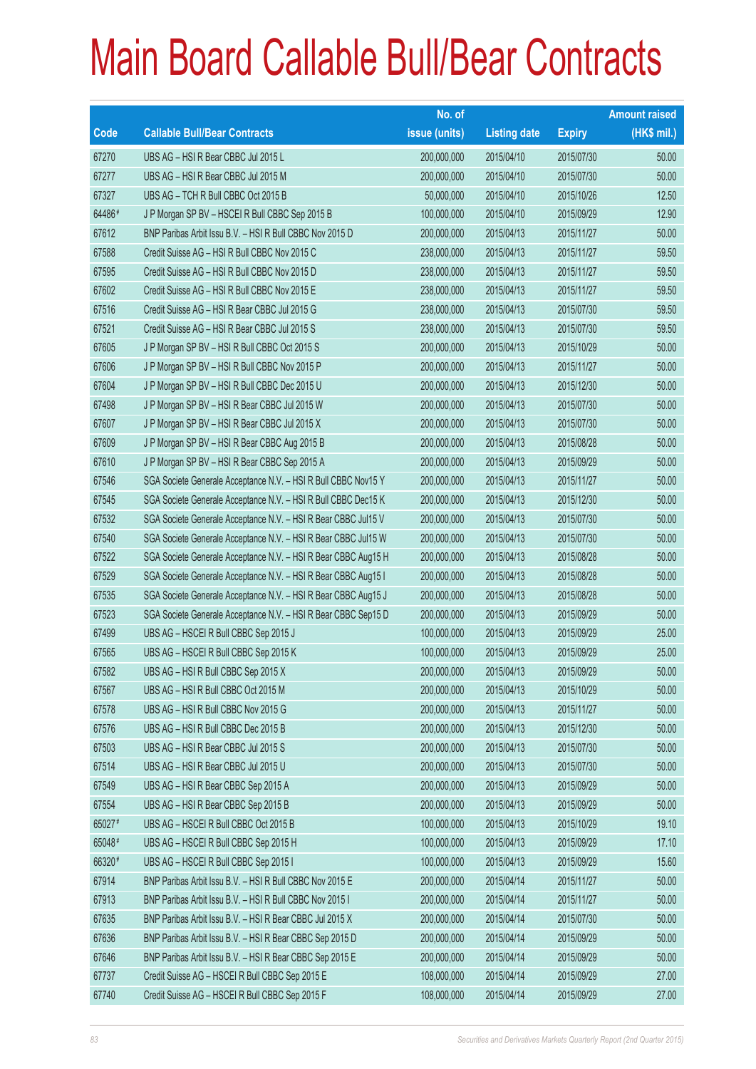# Main Board Callable Bull/Bear Contracts

| Code | Callable Bull/Bear Contracts | No. of issue (units) | Listing date | Expiry | Amount raised (HK$ mil.) |
|---|---|---|---|---|---|
| 67270 | UBS AG – HSI R Bear CBBC Jul 2015 L | 200,000,000 | 2015/04/10 | 2015/07/30 | 50.00 |
| 67277 | UBS AG – HSI R Bear CBBC Jul 2015 M | 200,000,000 | 2015/04/10 | 2015/07/30 | 50.00 |
| 67327 | UBS AG – TCH R Bull CBBC Oct 2015 B | 50,000,000 | 2015/04/10 | 2015/10/26 | 12.50 |
| 64486 # | J P Morgan SP BV – HSCEI R Bull CBBC Sep 2015 B | 100,000,000 | 2015/04/10 | 2015/09/29 | 12.90 |
| 67612 | BNP Paribas Arbit Issu B.V. – HSI R Bull CBBC Nov 2015 D | 200,000,000 | 2015/04/13 | 2015/11/27 | 50.00 |
| 67588 | Credit Suisse AG – HSI R Bull CBBC Nov 2015 C | 238,000,000 | 2015/04/13 | 2015/11/27 | 59.50 |
| 67595 | Credit Suisse AG – HSI R Bull CBBC Nov 2015 D | 238,000,000 | 2015/04/13 | 2015/11/27 | 59.50 |
| 67602 | Credit Suisse AG – HSI R Bull CBBC Nov 2015 E | 238,000,000 | 2015/04/13 | 2015/11/27 | 59.50 |
| 67516 | Credit Suisse AG – HSI R Bear CBBC Jul 2015 G | 238,000,000 | 2015/04/13 | 2015/07/30 | 59.50 |
| 67521 | Credit Suisse AG – HSI R Bear CBBC Jul 2015 S | 238,000,000 | 2015/04/13 | 2015/07/30 | 59.50 |
| 67605 | J P Morgan SP BV – HSI R Bull CBBC Oct 2015 S | 200,000,000 | 2015/04/13 | 2015/10/29 | 50.00 |
| 67606 | J P Morgan SP BV – HSI R Bull CBBC Nov 2015 P | 200,000,000 | 2015/04/13 | 2015/11/27 | 50.00 |
| 67604 | J P Morgan SP BV – HSI R Bull CBBC Dec 2015 U | 200,000,000 | 2015/04/13 | 2015/12/30 | 50.00 |
| 67498 | J P Morgan SP BV – HSI R Bear CBBC Jul 2015 W | 200,000,000 | 2015/04/13 | 2015/07/30 | 50.00 |
| 67607 | J P Morgan SP BV – HSI R Bear CBBC Jul 2015 X | 200,000,000 | 2015/04/13 | 2015/07/30 | 50.00 |
| 67609 | J P Morgan SP BV – HSI R Bear CBBC Aug 2015 B | 200,000,000 | 2015/04/13 | 2015/08/28 | 50.00 |
| 67610 | J P Morgan SP BV – HSI R Bear CBBC Sep 2015 A | 200,000,000 | 2015/04/13 | 2015/09/29 | 50.00 |
| 67546 | SGA Societe Generale Acceptance N.V. – HSI R Bull CBBC Nov15 Y | 200,000,000 | 2015/04/13 | 2015/11/27 | 50.00 |
| 67545 | SGA Societe Generale Acceptance N.V. – HSI R Bull CBBC Dec15 K | 200,000,000 | 2015/04/13 | 2015/12/30 | 50.00 |
| 67532 | SGA Societe Generale Acceptance N.V. – HSI R Bear CBBC Jul15 V | 200,000,000 | 2015/04/13 | 2015/07/30 | 50.00 |
| 67540 | SGA Societe Generale Acceptance N.V. – HSI R Bear CBBC Jul15 W | 200,000,000 | 2015/04/13 | 2015/07/30 | 50.00 |
| 67522 | SGA Societe Generale Acceptance N.V. – HSI R Bear CBBC Aug15 H | 200,000,000 | 2015/04/13 | 2015/08/28 | 50.00 |
| 67529 | SGA Societe Generale Acceptance N.V. – HSI R Bear CBBC Aug15 I | 200,000,000 | 2015/04/13 | 2015/08/28 | 50.00 |
| 67535 | SGA Societe Generale Acceptance N.V. – HSI R Bear CBBC Aug15 J | 200,000,000 | 2015/04/13 | 2015/08/28 | 50.00 |
| 67523 | SGA Societe Generale Acceptance N.V. – HSI R Bear CBBC Sep15 D | 200,000,000 | 2015/04/13 | 2015/09/29 | 50.00 |
| 67499 | UBS AG – HSCEI R Bull CBBC Sep 2015 J | 100,000,000 | 2015/04/13 | 2015/09/29 | 25.00 |
| 67565 | UBS AG – HSCEI R Bull CBBC Sep 2015 K | 100,000,000 | 2015/04/13 | 2015/09/29 | 25.00 |
| 67582 | UBS AG – HSI R Bull CBBC Sep 2015 X | 200,000,000 | 2015/04/13 | 2015/09/29 | 50.00 |
| 67567 | UBS AG – HSI R Bull CBBC Oct 2015 M | 200,000,000 | 2015/04/13 | 2015/10/29 | 50.00 |
| 67578 | UBS AG – HSI R Bull CBBC Nov 2015 G | 200,000,000 | 2015/04/13 | 2015/11/27 | 50.00 |
| 67576 | UBS AG – HSI R Bull CBBC Dec 2015 B | 200,000,000 | 2015/04/13 | 2015/12/30 | 50.00 |
| 67503 | UBS AG – HSI R Bear CBBC Jul 2015 S | 200,000,000 | 2015/04/13 | 2015/07/30 | 50.00 |
| 67514 | UBS AG – HSI R Bear CBBC Jul 2015 U | 200,000,000 | 2015/04/13 | 2015/07/30 | 50.00 |
| 67549 | UBS AG – HSI R Bear CBBC Sep 2015 A | 200,000,000 | 2015/04/13 | 2015/09/29 | 50.00 |
| 67554 | UBS AG – HSI R Bear CBBC Sep 2015 B | 200,000,000 | 2015/04/13 | 2015/09/29 | 50.00 |
| 65027 # | UBS AG – HSCEI R Bull CBBC Oct 2015 B | 100,000,000 | 2015/04/13 | 2015/10/29 | 19.10 |
| 65048 # | UBS AG – HSCEI R Bull CBBC Sep 2015 H | 100,000,000 | 2015/04/13 | 2015/09/29 | 17.10 |
| 66320 # | UBS AG – HSCEI R Bull CBBC Sep 2015 I | 100,000,000 | 2015/04/13 | 2015/09/29 | 15.60 |
| 67914 | BNP Paribas Arbit Issu B.V. – HSI R Bull CBBC Nov 2015 E | 200,000,000 | 2015/04/14 | 2015/11/27 | 50.00 |
| 67913 | BNP Paribas Arbit Issu B.V. – HSI R Bull CBBC Nov 2015 I | 200,000,000 | 2015/04/14 | 2015/11/27 | 50.00 |
| 67635 | BNP Paribas Arbit Issu B.V. – HSI R Bear CBBC Jul 2015 X | 200,000,000 | 2015/04/14 | 2015/07/30 | 50.00 |
| 67636 | BNP Paribas Arbit Issu B.V. – HSI R Bear CBBC Sep 2015 D | 200,000,000 | 2015/04/14 | 2015/09/29 | 50.00 |
| 67646 | BNP Paribas Arbit Issu B.V. – HSI R Bear CBBC Sep 2015 E | 200,000,000 | 2015/04/14 | 2015/09/29 | 50.00 |
| 67737 | Credit Suisse AG – HSCEI R Bull CBBC Sep 2015 E | 108,000,000 | 2015/04/14 | 2015/09/29 | 27.00 |
| 67740 | Credit Suisse AG – HSCEI R Bull CBBC Sep 2015 F | 108,000,000 | 2015/04/14 | 2015/09/29 | 27.00 |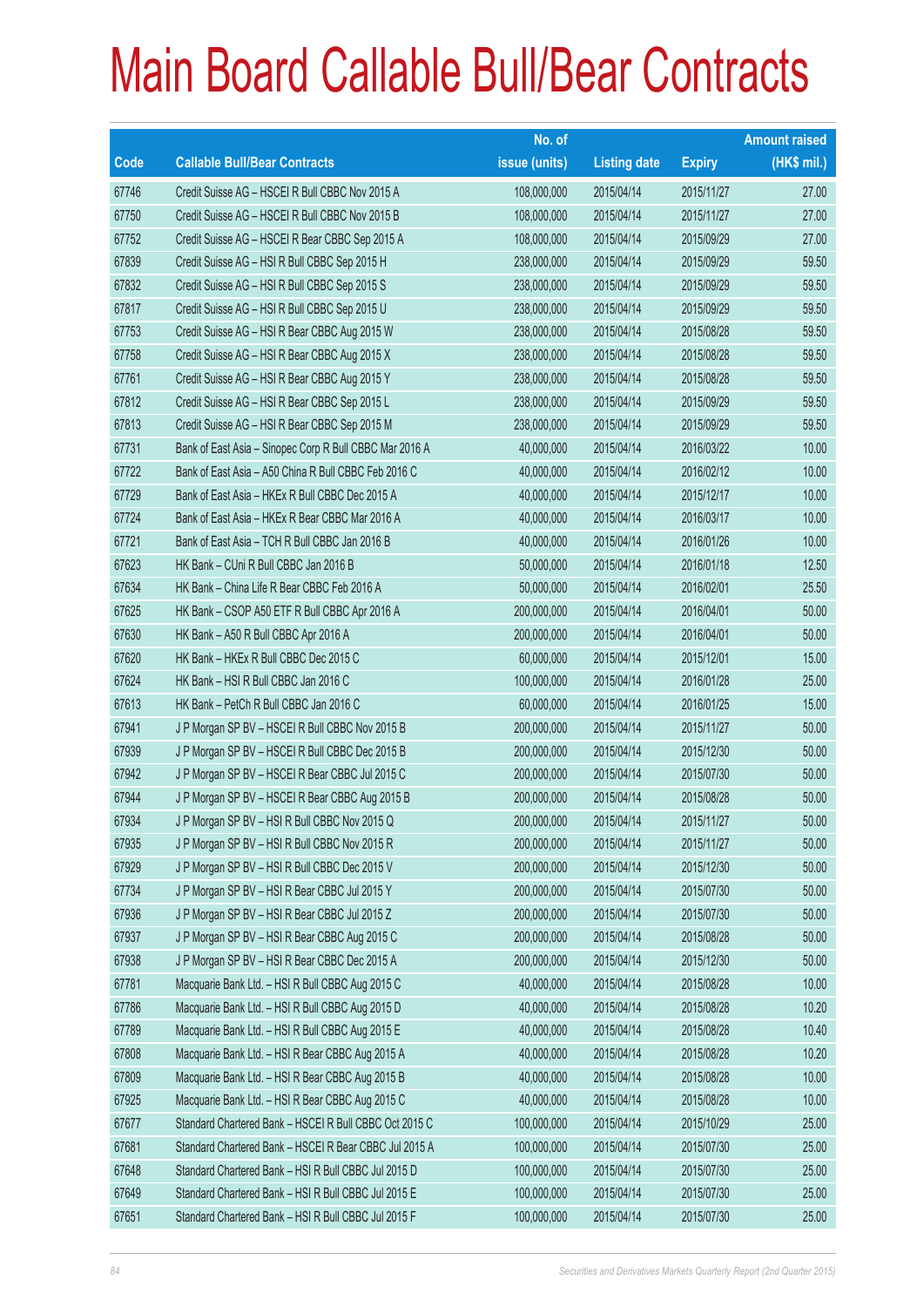# Main Board Callable Bull/Bear Contracts

| Code | Callable Bull/Bear Contracts | No. of issue (units) | Listing date | Expiry | Amount raised (HK$ mil.) |
|---|---|---|---|---|---|
| 67746 | Credit Suisse AG – HSCEI R Bull CBBC Nov 2015 A | 108,000,000 | 2015/04/14 | 2015/11/27 | 27.00 |
| 67750 | Credit Suisse AG – HSCEI R Bull CBBC Nov 2015 B | 108,000,000 | 2015/04/14 | 2015/11/27 | 27.00 |
| 67752 | Credit Suisse AG – HSCEI R Bear CBBC Sep 2015 A | 108,000,000 | 2015/04/14 | 2015/09/29 | 27.00 |
| 67839 | Credit Suisse AG – HSI R Bull CBBC Sep 2015 H | 238,000,000 | 2015/04/14 | 2015/09/29 | 59.50 |
| 67832 | Credit Suisse AG – HSI R Bull CBBC Sep 2015 S | 238,000,000 | 2015/04/14 | 2015/09/29 | 59.50 |
| 67817 | Credit Suisse AG – HSI R Bull CBBC Sep 2015 U | 238,000,000 | 2015/04/14 | 2015/09/29 | 59.50 |
| 67753 | Credit Suisse AG – HSI R Bear CBBC Aug 2015 W | 238,000,000 | 2015/04/14 | 2015/08/28 | 59.50 |
| 67758 | Credit Suisse AG – HSI R Bear CBBC Aug 2015 X | 238,000,000 | 2015/04/14 | 2015/08/28 | 59.50 |
| 67761 | Credit Suisse AG – HSI R Bear CBBC Aug 2015 Y | 238,000,000 | 2015/04/14 | 2015/08/28 | 59.50 |
| 67812 | Credit Suisse AG – HSI R Bear CBBC Sep 2015 L | 238,000,000 | 2015/04/14 | 2015/09/29 | 59.50 |
| 67813 | Credit Suisse AG – HSI R Bear CBBC Sep 2015 M | 238,000,000 | 2015/04/14 | 2015/09/29 | 59.50 |
| 67731 | Bank of East Asia – Sinopec Corp R Bull CBBC Mar 2016 A | 40,000,000 | 2015/04/14 | 2016/03/22 | 10.00 |
| 67722 | Bank of East Asia – A50 China R Bull CBBC Feb 2016 C | 40,000,000 | 2015/04/14 | 2016/02/12 | 10.00 |
| 67729 | Bank of East Asia – HKEx R Bull CBBC Dec 2015 A | 40,000,000 | 2015/04/14 | 2015/12/17 | 10.00 |
| 67724 | Bank of East Asia – HKEx R Bear CBBC Mar 2016 A | 40,000,000 | 2015/04/14 | 2016/03/17 | 10.00 |
| 67721 | Bank of East Asia – TCH R Bull CBBC Jan 2016 B | 40,000,000 | 2015/04/14 | 2016/01/26 | 10.00 |
| 67623 | HK Bank – CUni R Bull CBBC Jan 2016 B | 50,000,000 | 2015/04/14 | 2016/01/18 | 12.50 |
| 67634 | HK Bank – China Life R Bear CBBC Feb 2016 A | 50,000,000 | 2015/04/14 | 2016/02/01 | 25.50 |
| 67625 | HK Bank – CSOP A50 ETF R Bull CBBC Apr 2016 A | 200,000,000 | 2015/04/14 | 2016/04/01 | 50.00 |
| 67630 | HK Bank – A50 R Bull CBBC Apr 2016 A | 200,000,000 | 2015/04/14 | 2016/04/01 | 50.00 |
| 67620 | HK Bank – HKEx R Bull CBBC Dec 2015 C | 60,000,000 | 2015/04/14 | 2015/12/01 | 15.00 |
| 67624 | HK Bank – HSI R Bull CBBC Jan 2016 C | 100,000,000 | 2015/04/14 | 2016/01/28 | 25.00 |
| 67613 | HK Bank – PetCh R Bull CBBC Jan 2016 C | 60,000,000 | 2015/04/14 | 2016/01/25 | 15.00 |
| 67941 | J P Morgan SP BV – HSCEI R Bull CBBC Nov 2015 B | 200,000,000 | 2015/04/14 | 2015/11/27 | 50.00 |
| 67939 | J P Morgan SP BV – HSCEI R Bull CBBC Dec 2015 B | 200,000,000 | 2015/04/14 | 2015/12/30 | 50.00 |
| 67942 | J P Morgan SP BV – HSCEI R Bear CBBC Jul 2015 C | 200,000,000 | 2015/04/14 | 2015/07/30 | 50.00 |
| 67944 | J P Morgan SP BV – HSCEI R Bear CBBC Aug 2015 B | 200,000,000 | 2015/04/14 | 2015/08/28 | 50.00 |
| 67934 | J P Morgan SP BV – HSI R Bull CBBC Nov 2015 Q | 200,000,000 | 2015/04/14 | 2015/11/27 | 50.00 |
| 67935 | J P Morgan SP BV – HSI R Bull CBBC Nov 2015 R | 200,000,000 | 2015/04/14 | 2015/11/27 | 50.00 |
| 67929 | J P Morgan SP BV – HSI R Bull CBBC Dec 2015 V | 200,000,000 | 2015/04/14 | 2015/12/30 | 50.00 |
| 67734 | J P Morgan SP BV – HSI R Bear CBBC Jul 2015 Y | 200,000,000 | 2015/04/14 | 2015/07/30 | 50.00 |
| 67936 | J P Morgan SP BV – HSI R Bear CBBC Jul 2015 Z | 200,000,000 | 2015/04/14 | 2015/07/30 | 50.00 |
| 67937 | J P Morgan SP BV – HSI R Bear CBBC Aug 2015 C | 200,000,000 | 2015/04/14 | 2015/08/28 | 50.00 |
| 67938 | J P Morgan SP BV – HSI R Bear CBBC Dec 2015 A | 200,000,000 | 2015/04/14 | 2015/12/30 | 50.00 |
| 67781 | Macquarie Bank Ltd. – HSI R Bull CBBC Aug 2015 C | 40,000,000 | 2015/04/14 | 2015/08/28 | 10.00 |
| 67786 | Macquarie Bank Ltd. – HSI R Bull CBBC Aug 2015 D | 40,000,000 | 2015/04/14 | 2015/08/28 | 10.20 |
| 67789 | Macquarie Bank Ltd. – HSI R Bull CBBC Aug 2015 E | 40,000,000 | 2015/04/14 | 2015/08/28 | 10.40 |
| 67808 | Macquarie Bank Ltd. – HSI R Bear CBBC Aug 2015 A | 40,000,000 | 2015/04/14 | 2015/08/28 | 10.20 |
| 67809 | Macquarie Bank Ltd. – HSI R Bear CBBC Aug 2015 B | 40,000,000 | 2015/04/14 | 2015/08/28 | 10.00 |
| 67925 | Macquarie Bank Ltd. – HSI R Bear CBBC Aug 2015 C | 40,000,000 | 2015/04/14 | 2015/08/28 | 10.00 |
| 67677 | Standard Chartered Bank – HSCEI R Bull CBBC Oct 2015 C | 100,000,000 | 2015/04/14 | 2015/10/29 | 25.00 |
| 67681 | Standard Chartered Bank – HSCEI R Bear CBBC Jul 2015 A | 100,000,000 | 2015/04/14 | 2015/07/30 | 25.00 |
| 67648 | Standard Chartered Bank – HSI R Bull CBBC Jul 2015 D | 100,000,000 | 2015/04/14 | 2015/07/30 | 25.00 |
| 67649 | Standard Chartered Bank – HSI R Bull CBBC Jul 2015 E | 100,000,000 | 2015/04/14 | 2015/07/30 | 25.00 |
| 67651 | Standard Chartered Bank – HSI R Bull CBBC Jul 2015 F | 100,000,000 | 2015/04/14 | 2015/07/30 | 25.00 |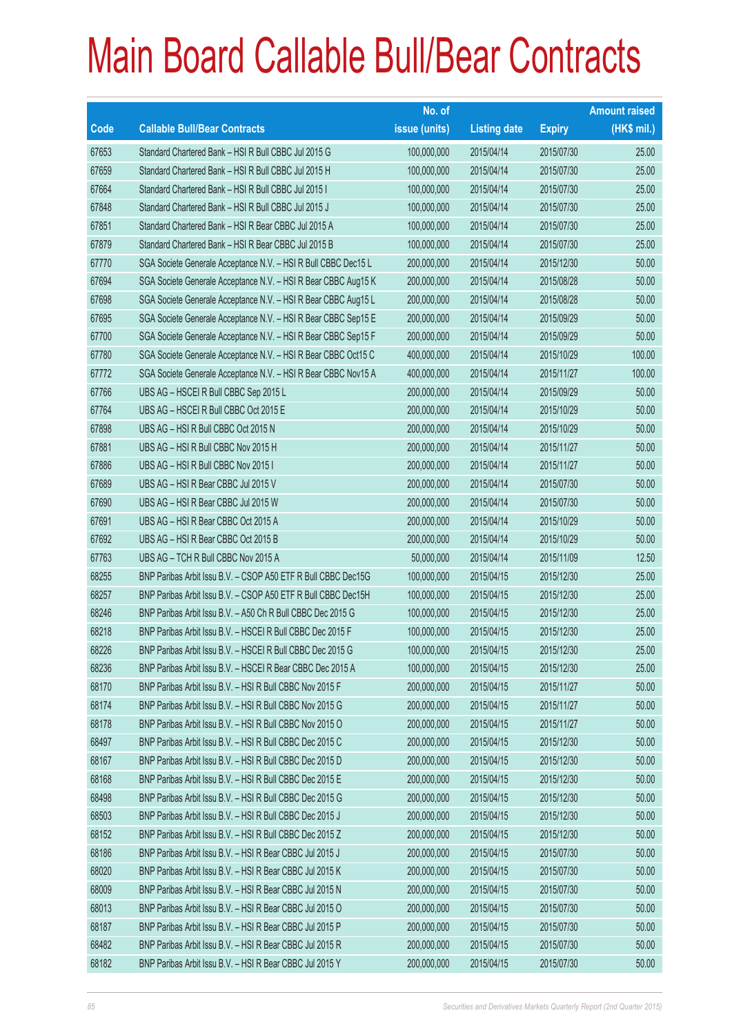# Main Board Callable Bull/Bear Contracts

| Code | Callable Bull/Bear Contracts | No. of issue (units) | Listing date | Expiry | Amount raised (HK$ mil.) |
|---|---|---|---|---|---|
| 67653 | Standard Chartered Bank – HSI R Bull CBBC Jul 2015 G | 100,000,000 | 2015/04/14 | 2015/07/30 | 25.00 |
| 67659 | Standard Chartered Bank – HSI R Bull CBBC Jul 2015 H | 100,000,000 | 2015/04/14 | 2015/07/30 | 25.00 |
| 67664 | Standard Chartered Bank – HSI R Bull CBBC Jul 2015 I | 100,000,000 | 2015/04/14 | 2015/07/30 | 25.00 |
| 67848 | Standard Chartered Bank – HSI R Bull CBBC Jul 2015 J | 100,000,000 | 2015/04/14 | 2015/07/30 | 25.00 |
| 67851 | Standard Chartered Bank – HSI R Bear CBBC Jul 2015 A | 100,000,000 | 2015/04/14 | 2015/07/30 | 25.00 |
| 67879 | Standard Chartered Bank – HSI R Bear CBBC Jul 2015 B | 100,000,000 | 2015/04/14 | 2015/07/30 | 25.00 |
| 67770 | SGA Societe Generale Acceptance N.V. – HSI R Bull CBBC Dec15 L | 200,000,000 | 2015/04/14 | 2015/12/30 | 50.00 |
| 67694 | SGA Societe Generale Acceptance N.V. – HSI R Bear CBBC Aug15 K | 200,000,000 | 2015/04/14 | 2015/08/28 | 50.00 |
| 67698 | SGA Societe Generale Acceptance N.V. – HSI R Bear CBBC Aug15 L | 200,000,000 | 2015/04/14 | 2015/08/28 | 50.00 |
| 67695 | SGA Societe Generale Acceptance N.V. – HSI R Bear CBBC Sep15 E | 200,000,000 | 2015/04/14 | 2015/09/29 | 50.00 |
| 67700 | SGA Societe Generale Acceptance N.V. – HSI R Bear CBBC Sep15 F | 200,000,000 | 2015/04/14 | 2015/09/29 | 50.00 |
| 67780 | SGA Societe Generale Acceptance N.V. – HSI R Bear CBBC Oct15 C | 400,000,000 | 2015/04/14 | 2015/10/29 | 100.00 |
| 67772 | SGA Societe Generale Acceptance N.V. – HSI R Bear CBBC Nov15 A | 400,000,000 | 2015/04/14 | 2015/11/27 | 100.00 |
| 67766 | UBS AG – HSCEI R Bull CBBC Sep 2015 L | 200,000,000 | 2015/04/14 | 2015/09/29 | 50.00 |
| 67764 | UBS AG – HSCEI R Bull CBBC Oct 2015 E | 200,000,000 | 2015/04/14 | 2015/10/29 | 50.00 |
| 67898 | UBS AG – HSI R Bull CBBC Oct 2015 N | 200,000,000 | 2015/04/14 | 2015/10/29 | 50.00 |
| 67881 | UBS AG – HSI R Bull CBBC Nov 2015 H | 200,000,000 | 2015/04/14 | 2015/11/27 | 50.00 |
| 67886 | UBS AG – HSI R Bull CBBC Nov 2015 I | 200,000,000 | 2015/04/14 | 2015/11/27 | 50.00 |
| 67689 | UBS AG – HSI R Bear CBBC Jul 2015 V | 200,000,000 | 2015/04/14 | 2015/07/30 | 50.00 |
| 67690 | UBS AG – HSI R Bear CBBC Jul 2015 W | 200,000,000 | 2015/04/14 | 2015/07/30 | 50.00 |
| 67691 | UBS AG – HSI R Bear CBBC Oct 2015 A | 200,000,000 | 2015/04/14 | 2015/10/29 | 50.00 |
| 67692 | UBS AG – HSI R Bear CBBC Oct 2015 B | 200,000,000 | 2015/04/14 | 2015/10/29 | 50.00 |
| 67763 | UBS AG – TCH R Bull CBBC Nov 2015 A | 50,000,000 | 2015/04/14 | 2015/11/09 | 12.50 |
| 68255 | BNP Paribas Arbit Issu B.V. – CSOP A50 ETF R Bull CBBC Dec15G | 100,000,000 | 2015/04/15 | 2015/12/30 | 25.00 |
| 68257 | BNP Paribas Arbit Issu B.V. – CSOP A50 ETF R Bull CBBC Dec15H | 100,000,000 | 2015/04/15 | 2015/12/30 | 25.00 |
| 68246 | BNP Paribas Arbit Issu B.V. – A50 Ch R Bull CBBC Dec 2015 G | 100,000,000 | 2015/04/15 | 2015/12/30 | 25.00 |
| 68218 | BNP Paribas Arbit Issu B.V. – HSCEI R Bull CBBC Dec 2015 F | 100,000,000 | 2015/04/15 | 2015/12/30 | 25.00 |
| 68226 | BNP Paribas Arbit Issu B.V. – HSCEI R Bull CBBC Dec 2015 G | 100,000,000 | 2015/04/15 | 2015/12/30 | 25.00 |
| 68236 | BNP Paribas Arbit Issu B.V. – HSCEI R Bear CBBC Dec 2015 A | 100,000,000 | 2015/04/15 | 2015/12/30 | 25.00 |
| 68170 | BNP Paribas Arbit Issu B.V. – HSI R Bull CBBC Nov 2015 F | 200,000,000 | 2015/04/15 | 2015/11/27 | 50.00 |
| 68174 | BNP Paribas Arbit Issu B.V. – HSI R Bull CBBC Nov 2015 G | 200,000,000 | 2015/04/15 | 2015/11/27 | 50.00 |
| 68178 | BNP Paribas Arbit Issu B.V. – HSI R Bull CBBC Nov 2015 O | 200,000,000 | 2015/04/15 | 2015/11/27 | 50.00 |
| 68497 | BNP Paribas Arbit Issu B.V. – HSI R Bull CBBC Dec 2015 C | 200,000,000 | 2015/04/15 | 2015/12/30 | 50.00 |
| 68167 | BNP Paribas Arbit Issu B.V. – HSI R Bull CBBC Dec 2015 D | 200,000,000 | 2015/04/15 | 2015/12/30 | 50.00 |
| 68168 | BNP Paribas Arbit Issu B.V. – HSI R Bull CBBC Dec 2015 E | 200,000,000 | 2015/04/15 | 2015/12/30 | 50.00 |
| 68498 | BNP Paribas Arbit Issu B.V. – HSI R Bull CBBC Dec 2015 G | 200,000,000 | 2015/04/15 | 2015/12/30 | 50.00 |
| 68503 | BNP Paribas Arbit Issu B.V. – HSI R Bull CBBC Dec 2015 J | 200,000,000 | 2015/04/15 | 2015/12/30 | 50.00 |
| 68152 | BNP Paribas Arbit Issu B.V. – HSI R Bull CBBC Dec 2015 Z | 200,000,000 | 2015/04/15 | 2015/12/30 | 50.00 |
| 68186 | BNP Paribas Arbit Issu B.V. – HSI R Bear CBBC Jul 2015 J | 200,000,000 | 2015/04/15 | 2015/07/30 | 50.00 |
| 68020 | BNP Paribas Arbit Issu B.V. – HSI R Bear CBBC Jul 2015 K | 200,000,000 | 2015/04/15 | 2015/07/30 | 50.00 |
| 68009 | BNP Paribas Arbit Issu B.V. – HSI R Bear CBBC Jul 2015 N | 200,000,000 | 2015/04/15 | 2015/07/30 | 50.00 |
| 68013 | BNP Paribas Arbit Issu B.V. – HSI R Bear CBBC Jul 2015 O | 200,000,000 | 2015/04/15 | 2015/07/30 | 50.00 |
| 68187 | BNP Paribas Arbit Issu B.V. – HSI R Bear CBBC Jul 2015 P | 200,000,000 | 2015/04/15 | 2015/07/30 | 50.00 |
| 68482 | BNP Paribas Arbit Issu B.V. – HSI R Bear CBBC Jul 2015 R | 200,000,000 | 2015/04/15 | 2015/07/30 | 50.00 |
| 68182 | BNP Paribas Arbit Issu B.V. – HSI R Bear CBBC Jul 2015 Y | 200,000,000 | 2015/04/15 | 2015/07/30 | 50.00 |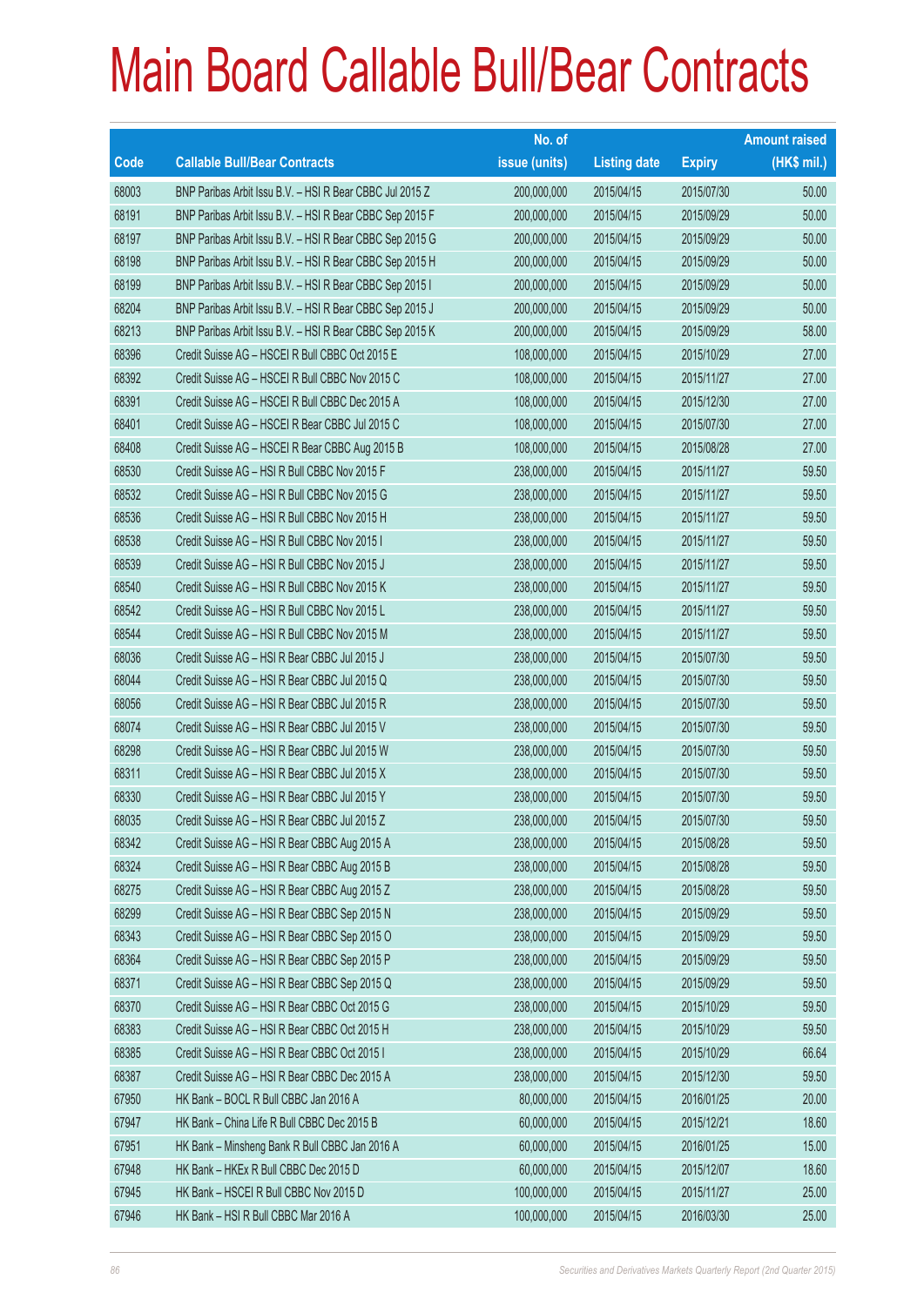# Main Board Callable Bull/Bear Contracts

| Code | Callable Bull/Bear Contracts | No. of issue (units) | Listing date | Expiry | Amount raised (HK$ mil.) |
|---|---|---|---|---|---|
| 68003 | BNP Paribas Arbit Issu B.V. – HSI R Bear CBBC Jul 2015 Z | 200,000,000 | 2015/04/15 | 2015/07/30 | 50.00 |
| 68191 | BNP Paribas Arbit Issu B.V. – HSI R Bear CBBC Sep 2015 F | 200,000,000 | 2015/04/15 | 2015/09/29 | 50.00 |
| 68197 | BNP Paribas Arbit Issu B.V. – HSI R Bear CBBC Sep 2015 G | 200,000,000 | 2015/04/15 | 2015/09/29 | 50.00 |
| 68198 | BNP Paribas Arbit Issu B.V. – HSI R Bear CBBC Sep 2015 H | 200,000,000 | 2015/04/15 | 2015/09/29 | 50.00 |
| 68199 | BNP Paribas Arbit Issu B.V. – HSI R Bear CBBC Sep 2015 I | 200,000,000 | 2015/04/15 | 2015/09/29 | 50.00 |
| 68204 | BNP Paribas Arbit Issu B.V. – HSI R Bear CBBC Sep 2015 J | 200,000,000 | 2015/04/15 | 2015/09/29 | 50.00 |
| 68213 | BNP Paribas Arbit Issu B.V. – HSI R Bear CBBC Sep 2015 K | 200,000,000 | 2015/04/15 | 2015/09/29 | 58.00 |
| 68396 | Credit Suisse AG – HSCEI R Bull CBBC Oct 2015 E | 108,000,000 | 2015/04/15 | 2015/10/29 | 27.00 |
| 68392 | Credit Suisse AG – HSCEI R Bull CBBC Nov 2015 C | 108,000,000 | 2015/04/15 | 2015/11/27 | 27.00 |
| 68391 | Credit Suisse AG – HSCEI R Bull CBBC Dec 2015 A | 108,000,000 | 2015/04/15 | 2015/12/30 | 27.00 |
| 68401 | Credit Suisse AG – HSCEI R Bear CBBC Jul 2015 C | 108,000,000 | 2015/04/15 | 2015/07/30 | 27.00 |
| 68408 | Credit Suisse AG – HSCEI R Bear CBBC Aug 2015 B | 108,000,000 | 2015/04/15 | 2015/08/28 | 27.00 |
| 68530 | Credit Suisse AG – HSI R Bull CBBC Nov 2015 F | 238,000,000 | 2015/04/15 | 2015/11/27 | 59.50 |
| 68532 | Credit Suisse AG – HSI R Bull CBBC Nov 2015 G | 238,000,000 | 2015/04/15 | 2015/11/27 | 59.50 |
| 68536 | Credit Suisse AG – HSI R Bull CBBC Nov 2015 H | 238,000,000 | 2015/04/15 | 2015/11/27 | 59.50 |
| 68538 | Credit Suisse AG – HSI R Bull CBBC Nov 2015 I | 238,000,000 | 2015/04/15 | 2015/11/27 | 59.50 |
| 68539 | Credit Suisse AG – HSI R Bull CBBC Nov 2015 J | 238,000,000 | 2015/04/15 | 2015/11/27 | 59.50 |
| 68540 | Credit Suisse AG – HSI R Bull CBBC Nov 2015 K | 238,000,000 | 2015/04/15 | 2015/11/27 | 59.50 |
| 68542 | Credit Suisse AG – HSI R Bull CBBC Nov 2015 L | 238,000,000 | 2015/04/15 | 2015/11/27 | 59.50 |
| 68544 | Credit Suisse AG – HSI R Bull CBBC Nov 2015 M | 238,000,000 | 2015/04/15 | 2015/11/27 | 59.50 |
| 68036 | Credit Suisse AG – HSI R Bear CBBC Jul 2015 J | 238,000,000 | 2015/04/15 | 2015/07/30 | 59.50 |
| 68044 | Credit Suisse AG – HSI R Bear CBBC Jul 2015 Q | 238,000,000 | 2015/04/15 | 2015/07/30 | 59.50 |
| 68056 | Credit Suisse AG – HSI R Bear CBBC Jul 2015 R | 238,000,000 | 2015/04/15 | 2015/07/30 | 59.50 |
| 68074 | Credit Suisse AG – HSI R Bear CBBC Jul 2015 V | 238,000,000 | 2015/04/15 | 2015/07/30 | 59.50 |
| 68298 | Credit Suisse AG – HSI R Bear CBBC Jul 2015 W | 238,000,000 | 2015/04/15 | 2015/07/30 | 59.50 |
| 68311 | Credit Suisse AG – HSI R Bear CBBC Jul 2015 X | 238,000,000 | 2015/04/15 | 2015/07/30 | 59.50 |
| 68330 | Credit Suisse AG – HSI R Bear CBBC Jul 2015 Y | 238,000,000 | 2015/04/15 | 2015/07/30 | 59.50 |
| 68035 | Credit Suisse AG – HSI R Bear CBBC Jul 2015 Z | 238,000,000 | 2015/04/15 | 2015/07/30 | 59.50 |
| 68342 | Credit Suisse AG – HSI R Bear CBBC Aug 2015 A | 238,000,000 | 2015/04/15 | 2015/08/28 | 59.50 |
| 68324 | Credit Suisse AG – HSI R Bear CBBC Aug 2015 B | 238,000,000 | 2015/04/15 | 2015/08/28 | 59.50 |
| 68275 | Credit Suisse AG – HSI R Bear CBBC Aug 2015 Z | 238,000,000 | 2015/04/15 | 2015/08/28 | 59.50 |
| 68299 | Credit Suisse AG – HSI R Bear CBBC Sep 2015 N | 238,000,000 | 2015/04/15 | 2015/09/29 | 59.50 |
| 68343 | Credit Suisse AG – HSI R Bear CBBC Sep 2015 O | 238,000,000 | 2015/04/15 | 2015/09/29 | 59.50 |
| 68364 | Credit Suisse AG – HSI R Bear CBBC Sep 2015 P | 238,000,000 | 2015/04/15 | 2015/09/29 | 59.50 |
| 68371 | Credit Suisse AG – HSI R Bear CBBC Sep 2015 Q | 238,000,000 | 2015/04/15 | 2015/09/29 | 59.50 |
| 68370 | Credit Suisse AG – HSI R Bear CBBC Oct 2015 G | 238,000,000 | 2015/04/15 | 2015/10/29 | 59.50 |
| 68383 | Credit Suisse AG – HSI R Bear CBBC Oct 2015 H | 238,000,000 | 2015/04/15 | 2015/10/29 | 59.50 |
| 68385 | Credit Suisse AG – HSI R Bear CBBC Oct 2015 I | 238,000,000 | 2015/04/15 | 2015/10/29 | 66.64 |
| 68387 | Credit Suisse AG – HSI R Bear CBBC Dec 2015 A | 238,000,000 | 2015/04/15 | 2015/12/30 | 59.50 |
| 67950 | HK Bank – BOCL R Bull CBBC Jan 2016 A | 80,000,000 | 2015/04/15 | 2016/01/25 | 20.00 |
| 67947 | HK Bank – China Life R Bull CBBC Dec 2015 B | 60,000,000 | 2015/04/15 | 2015/12/21 | 18.60 |
| 67951 | HK Bank – Minsheng Bank R Bull CBBC Jan 2016 A | 60,000,000 | 2015/04/15 | 2016/01/25 | 15.00 |
| 67948 | HK Bank – HKEx R Bull CBBC Dec 2015 D | 60,000,000 | 2015/04/15 | 2015/12/07 | 18.60 |
| 67945 | HK Bank – HSCEI R Bull CBBC Nov 2015 D | 100,000,000 | 2015/04/15 | 2015/11/27 | 25.00 |
| 67946 | HK Bank – HSI R Bull CBBC Mar 2016 A | 100,000,000 | 2015/04/15 | 2016/03/30 | 25.00 |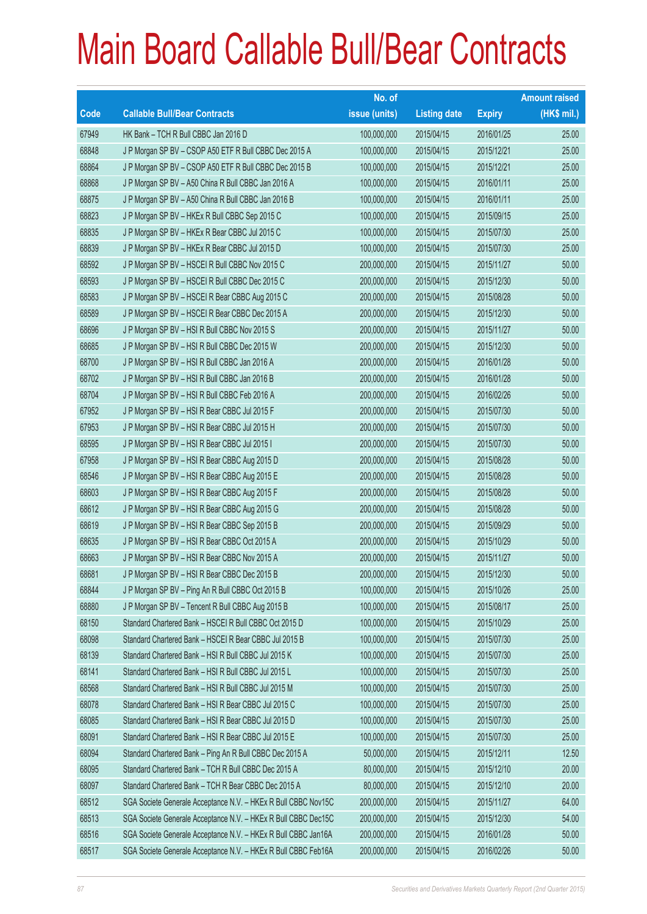# Main Board Callable Bull/Bear Contracts

| Code | Callable Bull/Bear Contracts | No. of issue (units) | Listing date | Expiry | Amount raised (HK$ mil.) |
|---|---|---|---|---|---|
| 67949 | HK Bank – TCH R Bull CBBC Jan 2016 D | 100,000,000 | 2015/04/15 | 2016/01/25 | 25.00 |
| 68848 | J P Morgan SP BV – CSOP A50 ETF R Bull CBBC Dec 2015 A | 100,000,000 | 2015/04/15 | 2015/12/21 | 25.00 |
| 68864 | J P Morgan SP BV – CSOP A50 ETF R Bull CBBC Dec 2015 B | 100,000,000 | 2015/04/15 | 2015/12/21 | 25.00 |
| 68868 | J P Morgan SP BV – A50 China R Bull CBBC Jan 2016 A | 100,000,000 | 2015/04/15 | 2016/01/11 | 25.00 |
| 68875 | J P Morgan SP BV – A50 China R Bull CBBC Jan 2016 B | 100,000,000 | 2015/04/15 | 2016/01/11 | 25.00 |
| 68823 | J P Morgan SP BV – HKEx R Bull CBBC Sep 2015 C | 100,000,000 | 2015/04/15 | 2015/09/15 | 25.00 |
| 68835 | J P Morgan SP BV – HKEx R Bear CBBC Jul 2015 C | 100,000,000 | 2015/04/15 | 2015/07/30 | 25.00 |
| 68839 | J P Morgan SP BV – HKEx R Bear CBBC Jul 2015 D | 100,000,000 | 2015/04/15 | 2015/07/30 | 25.00 |
| 68592 | J P Morgan SP BV – HSCEI R Bull CBBC Nov 2015 C | 200,000,000 | 2015/04/15 | 2015/11/27 | 50.00 |
| 68593 | J P Morgan SP BV – HSCEI R Bull CBBC Dec 2015 C | 200,000,000 | 2015/04/15 | 2015/12/30 | 50.00 |
| 68583 | J P Morgan SP BV – HSCEI R Bear CBBC Aug 2015 C | 200,000,000 | 2015/04/15 | 2015/08/28 | 50.00 |
| 68589 | J P Morgan SP BV – HSCEI R Bear CBBC Dec 2015 A | 200,000,000 | 2015/04/15 | 2015/12/30 | 50.00 |
| 68696 | J P Morgan SP BV – HSI R Bull CBBC Nov 2015 S | 200,000,000 | 2015/04/15 | 2015/11/27 | 50.00 |
| 68685 | J P Morgan SP BV – HSI R Bull CBBC Dec 2015 W | 200,000,000 | 2015/04/15 | 2015/12/30 | 50.00 |
| 68700 | J P Morgan SP BV – HSI R Bull CBBC Jan 2016 A | 200,000,000 | 2015/04/15 | 2016/01/28 | 50.00 |
| 68702 | J P Morgan SP BV – HSI R Bull CBBC Jan 2016 B | 200,000,000 | 2015/04/15 | 2016/01/28 | 50.00 |
| 68704 | J P Morgan SP BV – HSI R Bull CBBC Feb 2016 A | 200,000,000 | 2015/04/15 | 2016/02/26 | 50.00 |
| 67952 | J P Morgan SP BV – HSI R Bear CBBC Jul 2015 F | 200,000,000 | 2015/04/15 | 2015/07/30 | 50.00 |
| 67953 | J P Morgan SP BV – HSI R Bear CBBC Jul 2015 H | 200,000,000 | 2015/04/15 | 2015/07/30 | 50.00 |
| 68595 | J P Morgan SP BV – HSI R Bear CBBC Jul 2015 I | 200,000,000 | 2015/04/15 | 2015/07/30 | 50.00 |
| 67958 | J P Morgan SP BV – HSI R Bear CBBC Aug 2015 D | 200,000,000 | 2015/04/15 | 2015/08/28 | 50.00 |
| 68546 | J P Morgan SP BV – HSI R Bear CBBC Aug 2015 E | 200,000,000 | 2015/04/15 | 2015/08/28 | 50.00 |
| 68603 | J P Morgan SP BV – HSI R Bear CBBC Aug 2015 F | 200,000,000 | 2015/04/15 | 2015/08/28 | 50.00 |
| 68612 | J P Morgan SP BV – HSI R Bear CBBC Aug 2015 G | 200,000,000 | 2015/04/15 | 2015/08/28 | 50.00 |
| 68619 | J P Morgan SP BV – HSI R Bear CBBC Sep 2015 B | 200,000,000 | 2015/04/15 | 2015/09/29 | 50.00 |
| 68635 | J P Morgan SP BV – HSI R Bear CBBC Oct 2015 A | 200,000,000 | 2015/04/15 | 2015/10/29 | 50.00 |
| 68663 | J P Morgan SP BV – HSI R Bear CBBC Nov 2015 A | 200,000,000 | 2015/04/15 | 2015/11/27 | 50.00 |
| 68681 | J P Morgan SP BV – HSI R Bear CBBC Dec 2015 B | 200,000,000 | 2015/04/15 | 2015/12/30 | 50.00 |
| 68844 | J P Morgan SP BV – Ping An R Bull CBBC Oct 2015 B | 100,000,000 | 2015/04/15 | 2015/10/26 | 25.00 |
| 68880 | J P Morgan SP BV – Tencent R Bull CBBC Aug 2015 B | 100,000,000 | 2015/04/15 | 2015/08/17 | 25.00 |
| 68150 | Standard Chartered Bank – HSCEI R Bull CBBC Oct 2015 D | 100,000,000 | 2015/04/15 | 2015/10/29 | 25.00 |
| 68098 | Standard Chartered Bank – HSCEI R Bear CBBC Jul 2015 B | 100,000,000 | 2015/04/15 | 2015/07/30 | 25.00 |
| 68139 | Standard Chartered Bank – HSI R Bull CBBC Jul 2015 K | 100,000,000 | 2015/04/15 | 2015/07/30 | 25.00 |
| 68141 | Standard Chartered Bank – HSI R Bull CBBC Jul 2015 L | 100,000,000 | 2015/04/15 | 2015/07/30 | 25.00 |
| 68568 | Standard Chartered Bank – HSI R Bull CBBC Jul 2015 M | 100,000,000 | 2015/04/15 | 2015/07/30 | 25.00 |
| 68078 | Standard Chartered Bank – HSI R Bear CBBC Jul 2015 C | 100,000,000 | 2015/04/15 | 2015/07/30 | 25.00 |
| 68085 | Standard Chartered Bank – HSI R Bear CBBC Jul 2015 D | 100,000,000 | 2015/04/15 | 2015/07/30 | 25.00 |
| 68091 | Standard Chartered Bank – HSI R Bear CBBC Jul 2015 E | 100,000,000 | 2015/04/15 | 2015/07/30 | 25.00 |
| 68094 | Standard Chartered Bank – Ping An R Bull CBBC Dec 2015 A | 50,000,000 | 2015/04/15 | 2015/12/11 | 12.50 |
| 68095 | Standard Chartered Bank – TCH R Bull CBBC Dec 2015 A | 80,000,000 | 2015/04/15 | 2015/12/10 | 20.00 |
| 68097 | Standard Chartered Bank – TCH R Bear CBBC Dec 2015 A | 80,000,000 | 2015/04/15 | 2015/12/10 | 20.00 |
| 68512 | SGA Societe Generale Acceptance N.V. – HKEx R Bull CBBC Nov15C | 200,000,000 | 2015/04/15 | 2015/11/27 | 64.00 |
| 68513 | SGA Societe Generale Acceptance N.V. – HKEx R Bull CBBC Dec15C | 200,000,000 | 2015/04/15 | 2015/12/30 | 54.00 |
| 68516 | SGA Societe Generale Acceptance N.V. – HKEx R Bull CBBC Jan16A | 200,000,000 | 2015/04/15 | 2016/01/28 | 50.00 |
| 68517 | SGA Societe Generale Acceptance N.V. – HKEx R Bull CBBC Feb16A | 200,000,000 | 2015/04/15 | 2016/02/26 | 50.00 |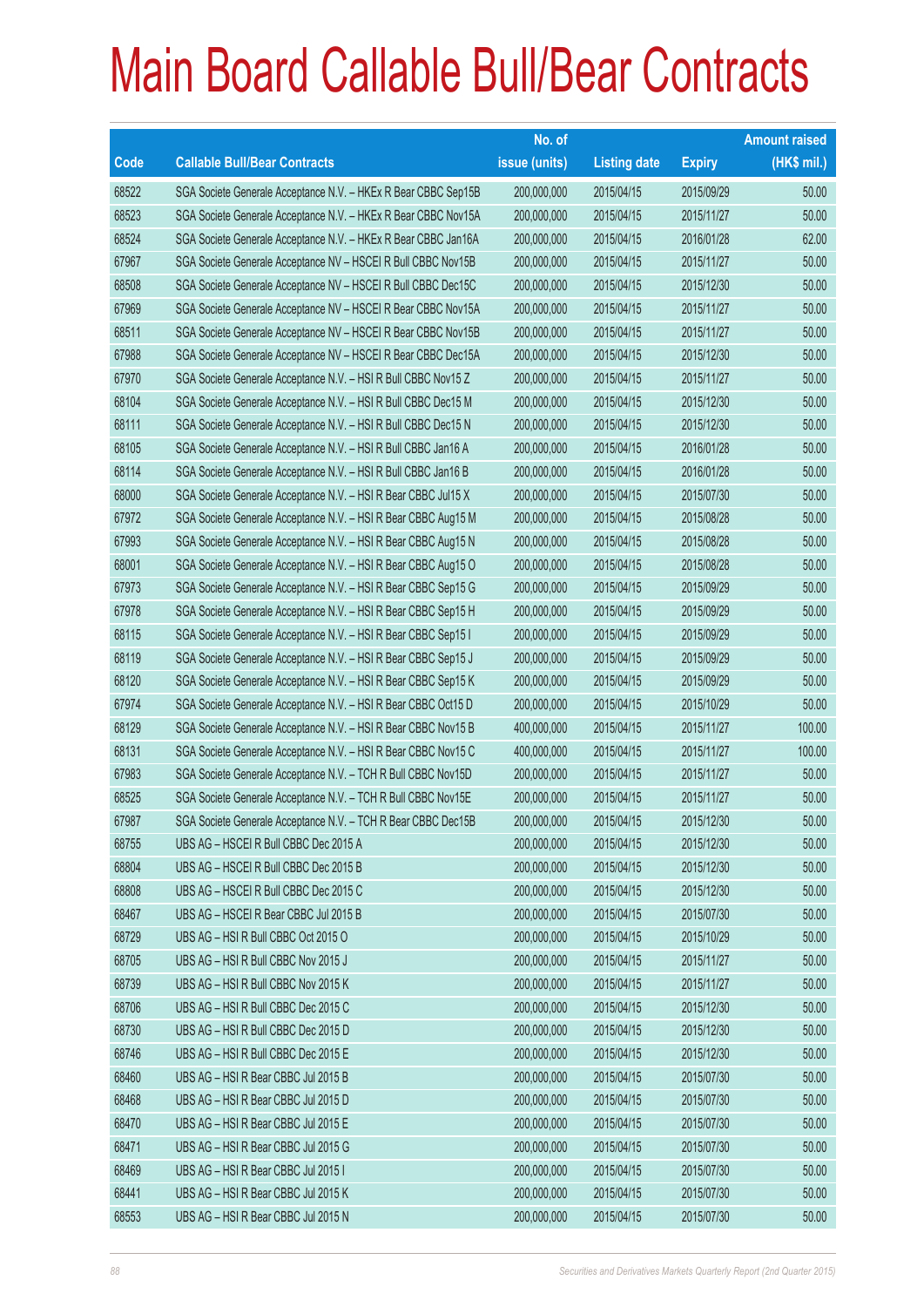# Main Board Callable Bull/Bear Contracts

| Code | Callable Bull/Bear Contracts | No. of issue (units) | Listing date | Expiry | Amount raised (HK$ mil.) |
|---|---|---|---|---|---|
| 68522 | SGA Societe Generale Acceptance N.V. – HKEx R Bear CBBC Sep15B | 200,000,000 | 2015/04/15 | 2015/09/29 | 50.00 |
| 68523 | SGA Societe Generale Acceptance N.V. – HKEx R Bear CBBC Nov15A | 200,000,000 | 2015/04/15 | 2015/11/27 | 50.00 |
| 68524 | SGA Societe Generale Acceptance N.V. – HKEx R Bear CBBC Jan16A | 200,000,000 | 2015/04/15 | 2016/01/28 | 62.00 |
| 67967 | SGA Societe Generale Acceptance NV – HSCEI R Bull CBBC Nov15B | 200,000,000 | 2015/04/15 | 2015/11/27 | 50.00 |
| 68508 | SGA Societe Generale Acceptance NV – HSCEI R Bull CBBC Dec15C | 200,000,000 | 2015/04/15 | 2015/12/30 | 50.00 |
| 67969 | SGA Societe Generale Acceptance NV – HSCEI R Bear CBBC Nov15A | 200,000,000 | 2015/04/15 | 2015/11/27 | 50.00 |
| 68511 | SGA Societe Generale Acceptance NV – HSCEI R Bear CBBC Nov15B | 200,000,000 | 2015/04/15 | 2015/11/27 | 50.00 |
| 67988 | SGA Societe Generale Acceptance NV – HSCEI R Bear CBBC Dec15A | 200,000,000 | 2015/04/15 | 2015/12/30 | 50.00 |
| 67970 | SGA Societe Generale Acceptance N.V. – HSI R Bull CBBC Nov15 Z | 200,000,000 | 2015/04/15 | 2015/11/27 | 50.00 |
| 68104 | SGA Societe Generale Acceptance N.V. – HSI R Bull CBBC Dec15 M | 200,000,000 | 2015/04/15 | 2015/12/30 | 50.00 |
| 68111 | SGA Societe Generale Acceptance N.V. – HSI R Bull CBBC Dec15 N | 200,000,000 | 2015/04/15 | 2015/12/30 | 50.00 |
| 68105 | SGA Societe Generale Acceptance N.V. – HSI R Bull CBBC Jan16 A | 200,000,000 | 2015/04/15 | 2016/01/28 | 50.00 |
| 68114 | SGA Societe Generale Acceptance N.V. – HSI R Bull CBBC Jan16 B | 200,000,000 | 2015/04/15 | 2016/01/28 | 50.00 |
| 68000 | SGA Societe Generale Acceptance N.V. – HSI R Bear CBBC Jul15 X | 200,000,000 | 2015/04/15 | 2015/07/30 | 50.00 |
| 67972 | SGA Societe Generale Acceptance N.V. – HSI R Bear CBBC Aug15 M | 200,000,000 | 2015/04/15 | 2015/08/28 | 50.00 |
| 67993 | SGA Societe Generale Acceptance N.V. – HSI R Bear CBBC Aug15 N | 200,000,000 | 2015/04/15 | 2015/08/28 | 50.00 |
| 68001 | SGA Societe Generale Acceptance N.V. – HSI R Bear CBBC Aug15 O | 200,000,000 | 2015/04/15 | 2015/08/28 | 50.00 |
| 67973 | SGA Societe Generale Acceptance N.V. – HSI R Bear CBBC Sep15 G | 200,000,000 | 2015/04/15 | 2015/09/29 | 50.00 |
| 67978 | SGA Societe Generale Acceptance N.V. – HSI R Bear CBBC Sep15 H | 200,000,000 | 2015/04/15 | 2015/09/29 | 50.00 |
| 68115 | SGA Societe Generale Acceptance N.V. – HSI R Bear CBBC Sep15 I | 200,000,000 | 2015/04/15 | 2015/09/29 | 50.00 |
| 68119 | SGA Societe Generale Acceptance N.V. – HSI R Bear CBBC Sep15 J | 200,000,000 | 2015/04/15 | 2015/09/29 | 50.00 |
| 68120 | SGA Societe Generale Acceptance N.V. – HSI R Bear CBBC Sep15 K | 200,000,000 | 2015/04/15 | 2015/09/29 | 50.00 |
| 67974 | SGA Societe Generale Acceptance N.V. – HSI R Bear CBBC Oct15 D | 200,000,000 | 2015/04/15 | 2015/10/29 | 50.00 |
| 68129 | SGA Societe Generale Acceptance N.V. – HSI R Bear CBBC Nov15 B | 400,000,000 | 2015/04/15 | 2015/11/27 | 100.00 |
| 68131 | SGA Societe Generale Acceptance N.V. – HSI R Bear CBBC Nov15 C | 400,000,000 | 2015/04/15 | 2015/11/27 | 100.00 |
| 67983 | SGA Societe Generale Acceptance N.V. – TCH R Bull CBBC Nov15D | 200,000,000 | 2015/04/15 | 2015/11/27 | 50.00 |
| 68525 | SGA Societe Generale Acceptance N.V. – TCH R Bull CBBC Nov15E | 200,000,000 | 2015/04/15 | 2015/11/27 | 50.00 |
| 67987 | SGA Societe Generale Acceptance N.V. – TCH R Bear CBBC Dec15B | 200,000,000 | 2015/04/15 | 2015/12/30 | 50.00 |
| 68755 | UBS AG – HSCEI R Bull CBBC Dec 2015 A | 200,000,000 | 2015/04/15 | 2015/12/30 | 50.00 |
| 68804 | UBS AG – HSCEI R Bull CBBC Dec 2015 B | 200,000,000 | 2015/04/15 | 2015/12/30 | 50.00 |
| 68808 | UBS AG – HSCEI R Bull CBBC Dec 2015 C | 200,000,000 | 2015/04/15 | 2015/12/30 | 50.00 |
| 68467 | UBS AG – HSCEI R Bear CBBC Jul 2015 B | 200,000,000 | 2015/04/15 | 2015/07/30 | 50.00 |
| 68729 | UBS AG – HSI R Bull CBBC Oct 2015 O | 200,000,000 | 2015/04/15 | 2015/10/29 | 50.00 |
| 68705 | UBS AG – HSI R Bull CBBC Nov 2015 J | 200,000,000 | 2015/04/15 | 2015/11/27 | 50.00 |
| 68739 | UBS AG – HSI R Bull CBBC Nov 2015 K | 200,000,000 | 2015/04/15 | 2015/11/27 | 50.00 |
| 68706 | UBS AG – HSI R Bull CBBC Dec 2015 C | 200,000,000 | 2015/04/15 | 2015/12/30 | 50.00 |
| 68730 | UBS AG – HSI R Bull CBBC Dec 2015 D | 200,000,000 | 2015/04/15 | 2015/12/30 | 50.00 |
| 68746 | UBS AG – HSI R Bull CBBC Dec 2015 E | 200,000,000 | 2015/04/15 | 2015/12/30 | 50.00 |
| 68460 | UBS AG – HSI R Bear CBBC Jul 2015 B | 200,000,000 | 2015/04/15 | 2015/07/30 | 50.00 |
| 68468 | UBS AG – HSI R Bear CBBC Jul 2015 D | 200,000,000 | 2015/04/15 | 2015/07/30 | 50.00 |
| 68470 | UBS AG – HSI R Bear CBBC Jul 2015 E | 200,000,000 | 2015/04/15 | 2015/07/30 | 50.00 |
| 68471 | UBS AG – HSI R Bear CBBC Jul 2015 G | 200,000,000 | 2015/04/15 | 2015/07/30 | 50.00 |
| 68469 | UBS AG – HSI R Bear CBBC Jul 2015 I | 200,000,000 | 2015/04/15 | 2015/07/30 | 50.00 |
| 68441 | UBS AG – HSI R Bear CBBC Jul 2015 K | 200,000,000 | 2015/04/15 | 2015/07/30 | 50.00 |
| 68553 | UBS AG – HSI R Bear CBBC Jul 2015 N | 200,000,000 | 2015/04/15 | 2015/07/30 | 50.00 |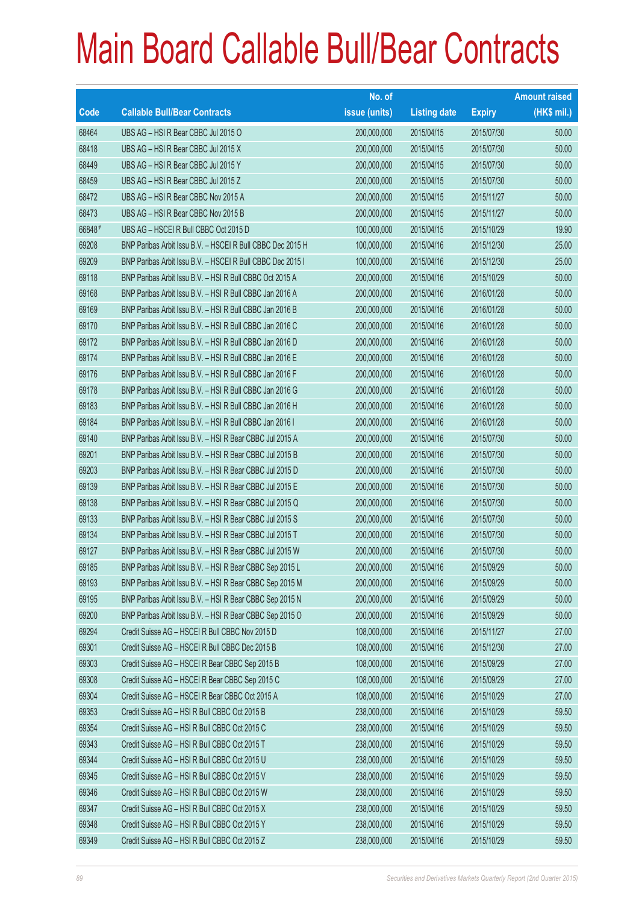# Main Board Callable Bull/Bear Contracts

| Code | Callable Bull/Bear Contracts | No. of issue (units) | Listing date | Expiry | Amount raised (HK$ mil.) |
|---|---|---|---|---|---|
| 68464 | UBS AG – HSI R Bear CBBC Jul 2015 O | 200,000,000 | 2015/04/15 | 2015/07/30 | 50.00 |
| 68418 | UBS AG – HSI R Bear CBBC Jul 2015 X | 200,000,000 | 2015/04/15 | 2015/07/30 | 50.00 |
| 68449 | UBS AG – HSI R Bear CBBC Jul 2015 Y | 200,000,000 | 2015/04/15 | 2015/07/30 | 50.00 |
| 68459 | UBS AG – HSI R Bear CBBC Jul 2015 Z | 200,000,000 | 2015/04/15 | 2015/07/30 | 50.00 |
| 68472 | UBS AG – HSI R Bear CBBC Nov 2015 A | 200,000,000 | 2015/04/15 | 2015/11/27 | 50.00 |
| 68473 | UBS AG – HSI R Bear CBBC Nov 2015 B | 200,000,000 | 2015/04/15 | 2015/11/27 | 50.00 |
| 66848 # | UBS AG – HSCEI R Bull CBBC Oct 2015 D | 100,000,000 | 2015/04/15 | 2015/10/29 | 19.90 |
| 69208 | BNP Paribas Arbit Issu B.V. – HSCEI R Bull CBBC Dec 2015 H | 100,000,000 | 2015/04/16 | 2015/12/30 | 25.00 |
| 69209 | BNP Paribas Arbit Issu B.V. – HSCEI R Bull CBBC Dec 2015 I | 100,000,000 | 2015/04/16 | 2015/12/30 | 25.00 |
| 69118 | BNP Paribas Arbit Issu B.V. – HSI R Bull CBBC Oct 2015 A | 200,000,000 | 2015/04/16 | 2015/10/29 | 50.00 |
| 69168 | BNP Paribas Arbit Issu B.V. – HSI R Bull CBBC Jan 2016 A | 200,000,000 | 2015/04/16 | 2016/01/28 | 50.00 |
| 69169 | BNP Paribas Arbit Issu B.V. – HSI R Bull CBBC Jan 2016 B | 200,000,000 | 2015/04/16 | 2016/01/28 | 50.00 |
| 69170 | BNP Paribas Arbit Issu B.V. – HSI R Bull CBBC Jan 2016 C | 200,000,000 | 2015/04/16 | 2016/01/28 | 50.00 |
| 69172 | BNP Paribas Arbit Issu B.V. – HSI R Bull CBBC Jan 2016 D | 200,000,000 | 2015/04/16 | 2016/01/28 | 50.00 |
| 69174 | BNP Paribas Arbit Issu B.V. – HSI R Bull CBBC Jan 2016 E | 200,000,000 | 2015/04/16 | 2016/01/28 | 50.00 |
| 69176 | BNP Paribas Arbit Issu B.V. – HSI R Bull CBBC Jan 2016 F | 200,000,000 | 2015/04/16 | 2016/01/28 | 50.00 |
| 69178 | BNP Paribas Arbit Issu B.V. – HSI R Bull CBBC Jan 2016 G | 200,000,000 | 2015/04/16 | 2016/01/28 | 50.00 |
| 69183 | BNP Paribas Arbit Issu B.V. – HSI R Bull CBBC Jan 2016 H | 200,000,000 | 2015/04/16 | 2016/01/28 | 50.00 |
| 69184 | BNP Paribas Arbit Issu B.V. – HSI R Bull CBBC Jan 2016 I | 200,000,000 | 2015/04/16 | 2016/01/28 | 50.00 |
| 69140 | BNP Paribas Arbit Issu B.V. – HSI R Bear CBBC Jul 2015 A | 200,000,000 | 2015/04/16 | 2015/07/30 | 50.00 |
| 69201 | BNP Paribas Arbit Issu B.V. – HSI R Bear CBBC Jul 2015 B | 200,000,000 | 2015/04/16 | 2015/07/30 | 50.00 |
| 69203 | BNP Paribas Arbit Issu B.V. – HSI R Bear CBBC Jul 2015 D | 200,000,000 | 2015/04/16 | 2015/07/30 | 50.00 |
| 69139 | BNP Paribas Arbit Issu B.V. – HSI R Bear CBBC Jul 2015 E | 200,000,000 | 2015/04/16 | 2015/07/30 | 50.00 |
| 69138 | BNP Paribas Arbit Issu B.V. – HSI R Bear CBBC Jul 2015 Q | 200,000,000 | 2015/04/16 | 2015/07/30 | 50.00 |
| 69133 | BNP Paribas Arbit Issu B.V. – HSI R Bear CBBC Jul 2015 S | 200,000,000 | 2015/04/16 | 2015/07/30 | 50.00 |
| 69134 | BNP Paribas Arbit Issu B.V. – HSI R Bear CBBC Jul 2015 T | 200,000,000 | 2015/04/16 | 2015/07/30 | 50.00 |
| 69127 | BNP Paribas Arbit Issu B.V. – HSI R Bear CBBC Jul 2015 W | 200,000,000 | 2015/04/16 | 2015/07/30 | 50.00 |
| 69185 | BNP Paribas Arbit Issu B.V. – HSI R Bear CBBC Sep 2015 L | 200,000,000 | 2015/04/16 | 2015/09/29 | 50.00 |
| 69193 | BNP Paribas Arbit Issu B.V. – HSI R Bear CBBC Sep 2015 M | 200,000,000 | 2015/04/16 | 2015/09/29 | 50.00 |
| 69195 | BNP Paribas Arbit Issu B.V. – HSI R Bear CBBC Sep 2015 N | 200,000,000 | 2015/04/16 | 2015/09/29 | 50.00 |
| 69200 | BNP Paribas Arbit Issu B.V. – HSI R Bear CBBC Sep 2015 O | 200,000,000 | 2015/04/16 | 2015/09/29 | 50.00 |
| 69294 | Credit Suisse AG – HSCEI R Bull CBBC Nov 2015 D | 108,000,000 | 2015/04/16 | 2015/11/27 | 27.00 |
| 69301 | Credit Suisse AG – HSCEI R Bull CBBC Dec 2015 B | 108,000,000 | 2015/04/16 | 2015/12/30 | 27.00 |
| 69303 | Credit Suisse AG – HSCEI R Bear CBBC Sep 2015 B | 108,000,000 | 2015/04/16 | 2015/09/29 | 27.00 |
| 69308 | Credit Suisse AG – HSCEI R Bear CBBC Sep 2015 C | 108,000,000 | 2015/04/16 | 2015/09/29 | 27.00 |
| 69304 | Credit Suisse AG – HSCEI R Bear CBBC Oct 2015 A | 108,000,000 | 2015/04/16 | 2015/10/29 | 27.00 |
| 69353 | Credit Suisse AG – HSI R Bull CBBC Oct 2015 B | 238,000,000 | 2015/04/16 | 2015/10/29 | 59.50 |
| 69354 | Credit Suisse AG – HSI R Bull CBBC Oct 2015 C | 238,000,000 | 2015/04/16 | 2015/10/29 | 59.50 |
| 69343 | Credit Suisse AG – HSI R Bull CBBC Oct 2015 T | 238,000,000 | 2015/04/16 | 2015/10/29 | 59.50 |
| 69344 | Credit Suisse AG – HSI R Bull CBBC Oct 2015 U | 238,000,000 | 2015/04/16 | 2015/10/29 | 59.50 |
| 69345 | Credit Suisse AG – HSI R Bull CBBC Oct 2015 V | 238,000,000 | 2015/04/16 | 2015/10/29 | 59.50 |
| 69346 | Credit Suisse AG – HSI R Bull CBBC Oct 2015 W | 238,000,000 | 2015/04/16 | 2015/10/29 | 59.50 |
| 69347 | Credit Suisse AG – HSI R Bull CBBC Oct 2015 X | 238,000,000 | 2015/04/16 | 2015/10/29 | 59.50 |
| 69348 | Credit Suisse AG – HSI R Bull CBBC Oct 2015 Y | 238,000,000 | 2015/04/16 | 2015/10/29 | 59.50 |
| 69349 | Credit Suisse AG – HSI R Bull CBBC Oct 2015 Z | 238,000,000 | 2015/04/16 | 2015/10/29 | 59.50 |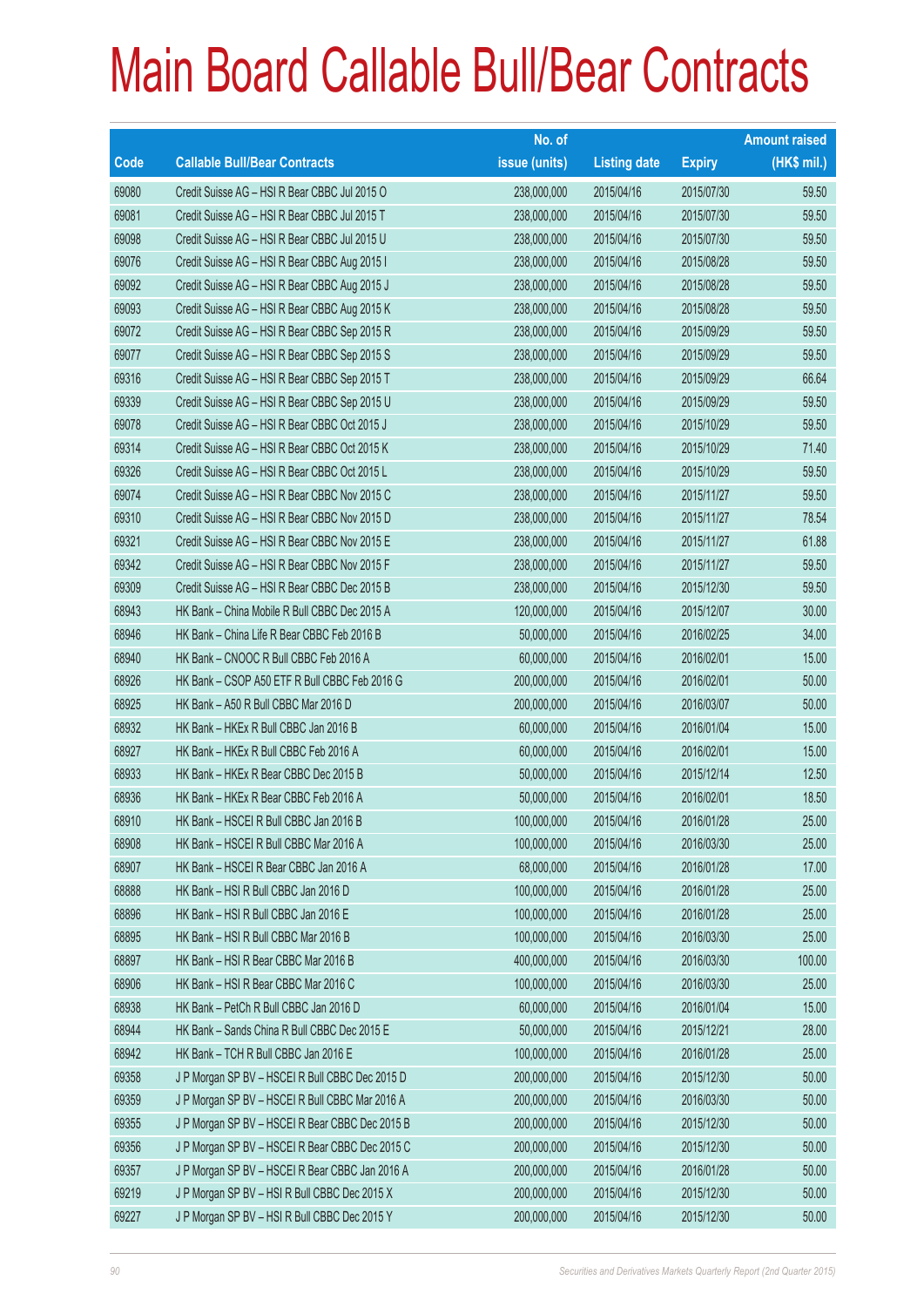# Main Board Callable Bull/Bear Contracts

| Code | Callable Bull/Bear Contracts | No. of issue (units) | Listing date | Expiry | Amount raised (HK$ mil.) |
|---|---|---|---|---|---|
| 69080 | Credit Suisse AG – HSI R Bear CBBC Jul 2015 O | 238,000,000 | 2015/04/16 | 2015/07/30 | 59.50 |
| 69081 | Credit Suisse AG – HSI R Bear CBBC Jul 2015 T | 238,000,000 | 2015/04/16 | 2015/07/30 | 59.50 |
| 69098 | Credit Suisse AG – HSI R Bear CBBC Jul 2015 U | 238,000,000 | 2015/04/16 | 2015/07/30 | 59.50 |
| 69076 | Credit Suisse AG – HSI R Bear CBBC Aug 2015 I | 238,000,000 | 2015/04/16 | 2015/08/28 | 59.50 |
| 69092 | Credit Suisse AG – HSI R Bear CBBC Aug 2015 J | 238,000,000 | 2015/04/16 | 2015/08/28 | 59.50 |
| 69093 | Credit Suisse AG – HSI R Bear CBBC Aug 2015 K | 238,000,000 | 2015/04/16 | 2015/08/28 | 59.50 |
| 69072 | Credit Suisse AG – HSI R Bear CBBC Sep 2015 R | 238,000,000 | 2015/04/16 | 2015/09/29 | 59.50 |
| 69077 | Credit Suisse AG – HSI R Bear CBBC Sep 2015 S | 238,000,000 | 2015/04/16 | 2015/09/29 | 59.50 |
| 69316 | Credit Suisse AG – HSI R Bear CBBC Sep 2015 T | 238,000,000 | 2015/04/16 | 2015/09/29 | 66.64 |
| 69339 | Credit Suisse AG – HSI R Bear CBBC Sep 2015 U | 238,000,000 | 2015/04/16 | 2015/09/29 | 59.50 |
| 69078 | Credit Suisse AG – HSI R Bear CBBC Oct 2015 J | 238,000,000 | 2015/04/16 | 2015/10/29 | 59.50 |
| 69314 | Credit Suisse AG – HSI R Bear CBBC Oct 2015 K | 238,000,000 | 2015/04/16 | 2015/10/29 | 71.40 |
| 69326 | Credit Suisse AG – HSI R Bear CBBC Oct 2015 L | 238,000,000 | 2015/04/16 | 2015/10/29 | 59.50 |
| 69074 | Credit Suisse AG – HSI R Bear CBBC Nov 2015 C | 238,000,000 | 2015/04/16 | 2015/11/27 | 59.50 |
| 69310 | Credit Suisse AG – HSI R Bear CBBC Nov 2015 D | 238,000,000 | 2015/04/16 | 2015/11/27 | 78.54 |
| 69321 | Credit Suisse AG – HSI R Bear CBBC Nov 2015 E | 238,000,000 | 2015/04/16 | 2015/11/27 | 61.88 |
| 69342 | Credit Suisse AG – HSI R Bear CBBC Nov 2015 F | 238,000,000 | 2015/04/16 | 2015/11/27 | 59.50 |
| 69309 | Credit Suisse AG – HSI R Bear CBBC Dec 2015 B | 238,000,000 | 2015/04/16 | 2015/12/30 | 59.50 |
| 68943 | HK Bank – China Mobile R Bull CBBC Dec 2015 A | 120,000,000 | 2015/04/16 | 2015/12/07 | 30.00 |
| 68946 | HK Bank – China Life R Bear CBBC Feb 2016 B | 50,000,000 | 2015/04/16 | 2016/02/25 | 34.00 |
| 68940 | HK Bank – CNOOC R Bull CBBC Feb 2016 A | 60,000,000 | 2015/04/16 | 2016/02/01 | 15.00 |
| 68926 | HK Bank – CSOP A50 ETF R Bull CBBC Feb 2016 G | 200,000,000 | 2015/04/16 | 2016/02/01 | 50.00 |
| 68925 | HK Bank – A50 R Bull CBBC Mar 2016 D | 200,000,000 | 2015/04/16 | 2016/03/07 | 50.00 |
| 68932 | HK Bank – HKEx R Bull CBBC Jan 2016 B | 60,000,000 | 2015/04/16 | 2016/01/04 | 15.00 |
| 68927 | HK Bank – HKEx R Bull CBBC Feb 2016 A | 60,000,000 | 2015/04/16 | 2016/02/01 | 15.00 |
| 68933 | HK Bank – HKEx R Bear CBBC Dec 2015 B | 50,000,000 | 2015/04/16 | 2015/12/14 | 12.50 |
| 68936 | HK Bank – HKEx R Bear CBBC Feb 2016 A | 50,000,000 | 2015/04/16 | 2016/02/01 | 18.50 |
| 68910 | HK Bank – HSCEI R Bull CBBC Jan 2016 B | 100,000,000 | 2015/04/16 | 2016/01/28 | 25.00 |
| 68908 | HK Bank – HSCEI R Bull CBBC Mar 2016 A | 100,000,000 | 2015/04/16 | 2016/03/30 | 25.00 |
| 68907 | HK Bank – HSCEI R Bear CBBC Jan 2016 A | 68,000,000 | 2015/04/16 | 2016/01/28 | 17.00 |
| 68888 | HK Bank – HSI R Bull CBBC Jan 2016 D | 100,000,000 | 2015/04/16 | 2016/01/28 | 25.00 |
| 68896 | HK Bank – HSI R Bull CBBC Jan 2016 E | 100,000,000 | 2015/04/16 | 2016/01/28 | 25.00 |
| 68895 | HK Bank – HSI R Bull CBBC Mar 2016 B | 100,000,000 | 2015/04/16 | 2016/03/30 | 25.00 |
| 68897 | HK Bank – HSI R Bear CBBC Mar 2016 B | 400,000,000 | 2015/04/16 | 2016/03/30 | 100.00 |
| 68906 | HK Bank – HSI R Bear CBBC Mar 2016 C | 100,000,000 | 2015/04/16 | 2016/03/30 | 25.00 |
| 68938 | HK Bank – PetCh R Bull CBBC Jan 2016 D | 60,000,000 | 2015/04/16 | 2016/01/04 | 15.00 |
| 68944 | HK Bank – Sands China R Bull CBBC Dec 2015 E | 50,000,000 | 2015/04/16 | 2015/12/21 | 28.00 |
| 68942 | HK Bank – TCH R Bull CBBC Jan 2016 E | 100,000,000 | 2015/04/16 | 2016/01/28 | 25.00 |
| 69358 | J P Morgan SP BV – HSCEI R Bull CBBC Dec 2015 D | 200,000,000 | 2015/04/16 | 2015/12/30 | 50.00 |
| 69359 | J P Morgan SP BV – HSCEI R Bull CBBC Mar 2016 A | 200,000,000 | 2015/04/16 | 2016/03/30 | 50.00 |
| 69355 | J P Morgan SP BV – HSCEI R Bear CBBC Dec 2015 B | 200,000,000 | 2015/04/16 | 2015/12/30 | 50.00 |
| 69356 | J P Morgan SP BV – HSCEI R Bear CBBC Dec 2015 C | 200,000,000 | 2015/04/16 | 2015/12/30 | 50.00 |
| 69357 | J P Morgan SP BV – HSCEI R Bear CBBC Jan 2016 A | 200,000,000 | 2015/04/16 | 2016/01/28 | 50.00 |
| 69219 | J P Morgan SP BV – HSI R Bull CBBC Dec 2015 X | 200,000,000 | 2015/04/16 | 2015/12/30 | 50.00 |
| 69227 | J P Morgan SP BV – HSI R Bull CBBC Dec 2015 Y | 200,000,000 | 2015/04/16 | 2015/12/30 | 50.00 |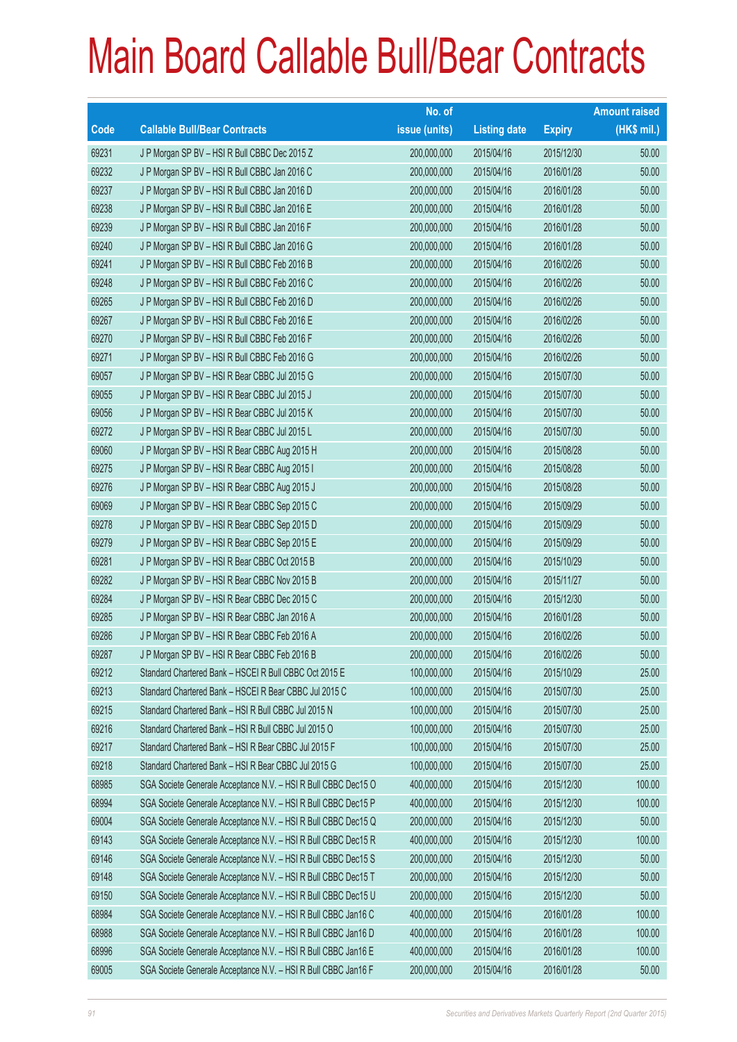# Main Board Callable Bull/Bear Contracts

| Code | Callable Bull/Bear Contracts | No. of issue (units) | Listing date | Expiry | Amount raised (HK$ mil.) |
|---|---|---|---|---|---|
| 69231 | J P Morgan SP BV – HSI R Bull CBBC Dec 2015 Z | 200,000,000 | 2015/04/16 | 2015/12/30 | 50.00 |
| 69232 | J P Morgan SP BV – HSI R Bull CBBC Jan 2016 C | 200,000,000 | 2015/04/16 | 2016/01/28 | 50.00 |
| 69237 | J P Morgan SP BV – HSI R Bull CBBC Jan 2016 D | 200,000,000 | 2015/04/16 | 2016/01/28 | 50.00 |
| 69238 | J P Morgan SP BV – HSI R Bull CBBC Jan 2016 E | 200,000,000 | 2015/04/16 | 2016/01/28 | 50.00 |
| 69239 | J P Morgan SP BV – HSI R Bull CBBC Jan 2016 F | 200,000,000 | 2015/04/16 | 2016/01/28 | 50.00 |
| 69240 | J P Morgan SP BV – HSI R Bull CBBC Jan 2016 G | 200,000,000 | 2015/04/16 | 2016/01/28 | 50.00 |
| 69241 | J P Morgan SP BV – HSI R Bull CBBC Feb 2016 B | 200,000,000 | 2015/04/16 | 2016/02/26 | 50.00 |
| 69248 | J P Morgan SP BV – HSI R Bull CBBC Feb 2016 C | 200,000,000 | 2015/04/16 | 2016/02/26 | 50.00 |
| 69265 | J P Morgan SP BV – HSI R Bull CBBC Feb 2016 D | 200,000,000 | 2015/04/16 | 2016/02/26 | 50.00 |
| 69267 | J P Morgan SP BV – HSI R Bull CBBC Feb 2016 E | 200,000,000 | 2015/04/16 | 2016/02/26 | 50.00 |
| 69270 | J P Morgan SP BV – HSI R Bull CBBC Feb 2016 F | 200,000,000 | 2015/04/16 | 2016/02/26 | 50.00 |
| 69271 | J P Morgan SP BV – HSI R Bull CBBC Feb 2016 G | 200,000,000 | 2015/04/16 | 2016/02/26 | 50.00 |
| 69057 | J P Morgan SP BV – HSI R Bear CBBC Jul 2015 G | 200,000,000 | 2015/04/16 | 2015/07/30 | 50.00 |
| 69055 | J P Morgan SP BV – HSI R Bear CBBC Jul 2015 J | 200,000,000 | 2015/04/16 | 2015/07/30 | 50.00 |
| 69056 | J P Morgan SP BV – HSI R Bear CBBC Jul 2015 K | 200,000,000 | 2015/04/16 | 2015/07/30 | 50.00 |
| 69272 | J P Morgan SP BV – HSI R Bear CBBC Jul 2015 L | 200,000,000 | 2015/04/16 | 2015/07/30 | 50.00 |
| 69060 | J P Morgan SP BV – HSI R Bear CBBC Aug 2015 H | 200,000,000 | 2015/04/16 | 2015/08/28 | 50.00 |
| 69275 | J P Morgan SP BV – HSI R Bear CBBC Aug 2015 I | 200,000,000 | 2015/04/16 | 2015/08/28 | 50.00 |
| 69276 | J P Morgan SP BV – HSI R Bear CBBC Aug 2015 J | 200,000,000 | 2015/04/16 | 2015/08/28 | 50.00 |
| 69069 | J P Morgan SP BV – HSI R Bear CBBC Sep 2015 C | 200,000,000 | 2015/04/16 | 2015/09/29 | 50.00 |
| 69278 | J P Morgan SP BV – HSI R Bear CBBC Sep 2015 D | 200,000,000 | 2015/04/16 | 2015/09/29 | 50.00 |
| 69279 | J P Morgan SP BV – HSI R Bear CBBC Sep 2015 E | 200,000,000 | 2015/04/16 | 2015/09/29 | 50.00 |
| 69281 | J P Morgan SP BV – HSI R Bear CBBC Oct 2015 B | 200,000,000 | 2015/04/16 | 2015/10/29 | 50.00 |
| 69282 | J P Morgan SP BV – HSI R Bear CBBC Nov 2015 B | 200,000,000 | 2015/04/16 | 2015/11/27 | 50.00 |
| 69284 | J P Morgan SP BV – HSI R Bear CBBC Dec 2015 C | 200,000,000 | 2015/04/16 | 2015/12/30 | 50.00 |
| 69285 | J P Morgan SP BV – HSI R Bear CBBC Jan 2016 A | 200,000,000 | 2015/04/16 | 2016/01/28 | 50.00 |
| 69286 | J P Morgan SP BV – HSI R Bear CBBC Feb 2016 A | 200,000,000 | 2015/04/16 | 2016/02/26 | 50.00 |
| 69287 | J P Morgan SP BV – HSI R Bear CBBC Feb 2016 B | 200,000,000 | 2015/04/16 | 2016/02/26 | 50.00 |
| 69212 | Standard Chartered Bank – HSCEI R Bull CBBC Oct 2015 E | 100,000,000 | 2015/04/16 | 2015/10/29 | 25.00 |
| 69213 | Standard Chartered Bank – HSCEI R Bear CBBC Jul 2015 C | 100,000,000 | 2015/04/16 | 2015/07/30 | 25.00 |
| 69215 | Standard Chartered Bank – HSI R Bull CBBC Jul 2015 N | 100,000,000 | 2015/04/16 | 2015/07/30 | 25.00 |
| 69216 | Standard Chartered Bank – HSI R Bull CBBC Jul 2015 O | 100,000,000 | 2015/04/16 | 2015/07/30 | 25.00 |
| 69217 | Standard Chartered Bank – HSI R Bear CBBC Jul 2015 F | 100,000,000 | 2015/04/16 | 2015/07/30 | 25.00 |
| 69218 | Standard Chartered Bank – HSI R Bear CBBC Jul 2015 G | 100,000,000 | 2015/04/16 | 2015/07/30 | 25.00 |
| 68985 | SGA Societe Generale Acceptance N.V. – HSI R Bull CBBC Dec15 O | 400,000,000 | 2015/04/16 | 2015/12/30 | 100.00 |
| 68994 | SGA Societe Generale Acceptance N.V. – HSI R Bull CBBC Dec15 P | 400,000,000 | 2015/04/16 | 2015/12/30 | 100.00 |
| 69004 | SGA Societe Generale Acceptance N.V. – HSI R Bull CBBC Dec15 Q | 200,000,000 | 2015/04/16 | 2015/12/30 | 50.00 |
| 69143 | SGA Societe Generale Acceptance N.V. – HSI R Bull CBBC Dec15 R | 400,000,000 | 2015/04/16 | 2015/12/30 | 100.00 |
| 69146 | SGA Societe Generale Acceptance N.V. – HSI R Bull CBBC Dec15 S | 200,000,000 | 2015/04/16 | 2015/12/30 | 50.00 |
| 69148 | SGA Societe Generale Acceptance N.V. – HSI R Bull CBBC Dec15 T | 200,000,000 | 2015/04/16 | 2015/12/30 | 50.00 |
| 69150 | SGA Societe Generale Acceptance N.V. – HSI R Bull CBBC Dec15 U | 200,000,000 | 2015/04/16 | 2015/12/30 | 50.00 |
| 68984 | SGA Societe Generale Acceptance N.V. – HSI R Bull CBBC Jan16 C | 400,000,000 | 2015/04/16 | 2016/01/28 | 100.00 |
| 68988 | SGA Societe Generale Acceptance N.V. – HSI R Bull CBBC Jan16 D | 400,000,000 | 2015/04/16 | 2016/01/28 | 100.00 |
| 68996 | SGA Societe Generale Acceptance N.V. – HSI R Bull CBBC Jan16 E | 400,000,000 | 2015/04/16 | 2016/01/28 | 100.00 |
| 69005 | SGA Societe Generale Acceptance N.V. – HSI R Bull CBBC Jan16 F | 200,000,000 | 2015/04/16 | 2016/01/28 | 50.00 |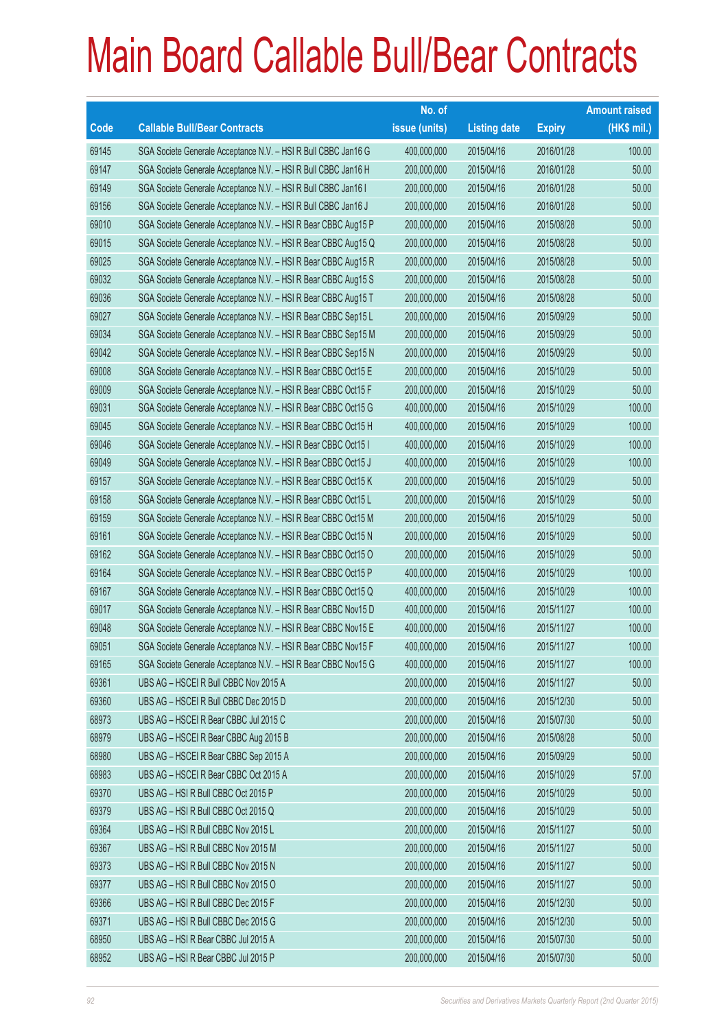# Main Board Callable Bull/Bear Contracts

| Code | Callable Bull/Bear Contracts | No. of issue (units) | Listing date | Expiry | Amount raised (HK$ mil.) |
|---|---|---|---|---|---|
| 69145 | SGA Societe Generale Acceptance N.V. – HSI R Bull CBBC Jan16 G | 400,000,000 | 2015/04/16 | 2016/01/28 | 100.00 |
| 69147 | SGA Societe Generale Acceptance N.V. – HSI R Bull CBBC Jan16 H | 200,000,000 | 2015/04/16 | 2016/01/28 | 50.00 |
| 69149 | SGA Societe Generale Acceptance N.V. – HSI R Bull CBBC Jan16 I | 200,000,000 | 2015/04/16 | 2016/01/28 | 50.00 |
| 69156 | SGA Societe Generale Acceptance N.V. – HSI R Bull CBBC Jan16 J | 200,000,000 | 2015/04/16 | 2016/01/28 | 50.00 |
| 69010 | SGA Societe Generale Acceptance N.V. – HSI R Bear CBBC Aug15 P | 200,000,000 | 2015/04/16 | 2015/08/28 | 50.00 |
| 69015 | SGA Societe Generale Acceptance N.V. – HSI R Bear CBBC Aug15 Q | 200,000,000 | 2015/04/16 | 2015/08/28 | 50.00 |
| 69025 | SGA Societe Generale Acceptance N.V. – HSI R Bear CBBC Aug15 R | 200,000,000 | 2015/04/16 | 2015/08/28 | 50.00 |
| 69032 | SGA Societe Generale Acceptance N.V. – HSI R Bear CBBC Aug15 S | 200,000,000 | 2015/04/16 | 2015/08/28 | 50.00 |
| 69036 | SGA Societe Generale Acceptance N.V. – HSI R Bear CBBC Aug15 T | 200,000,000 | 2015/04/16 | 2015/08/28 | 50.00 |
| 69027 | SGA Societe Generale Acceptance N.V. – HSI R Bear CBBC Sep15 L | 200,000,000 | 2015/04/16 | 2015/09/29 | 50.00 |
| 69034 | SGA Societe Generale Acceptance N.V. – HSI R Bear CBBC Sep15 M | 200,000,000 | 2015/04/16 | 2015/09/29 | 50.00 |
| 69042 | SGA Societe Generale Acceptance N.V. – HSI R Bear CBBC Sep15 N | 200,000,000 | 2015/04/16 | 2015/09/29 | 50.00 |
| 69008 | SGA Societe Generale Acceptance N.V. – HSI R Bear CBBC Oct15 E | 200,000,000 | 2015/04/16 | 2015/10/29 | 50.00 |
| 69009 | SGA Societe Generale Acceptance N.V. – HSI R Bear CBBC Oct15 F | 200,000,000 | 2015/04/16 | 2015/10/29 | 50.00 |
| 69031 | SGA Societe Generale Acceptance N.V. – HSI R Bear CBBC Oct15 G | 400,000,000 | 2015/04/16 | 2015/10/29 | 100.00 |
| 69045 | SGA Societe Generale Acceptance N.V. – HSI R Bear CBBC Oct15 H | 400,000,000 | 2015/04/16 | 2015/10/29 | 100.00 |
| 69046 | SGA Societe Generale Acceptance N.V. – HSI R Bear CBBC Oct15 I | 400,000,000 | 2015/04/16 | 2015/10/29 | 100.00 |
| 69049 | SGA Societe Generale Acceptance N.V. – HSI R Bear CBBC Oct15 J | 400,000,000 | 2015/04/16 | 2015/10/29 | 100.00 |
| 69157 | SGA Societe Generale Acceptance N.V. – HSI R Bear CBBC Oct15 K | 200,000,000 | 2015/04/16 | 2015/10/29 | 50.00 |
| 69158 | SGA Societe Generale Acceptance N.V. – HSI R Bear CBBC Oct15 L | 200,000,000 | 2015/04/16 | 2015/10/29 | 50.00 |
| 69159 | SGA Societe Generale Acceptance N.V. – HSI R Bear CBBC Oct15 M | 200,000,000 | 2015/04/16 | 2015/10/29 | 50.00 |
| 69161 | SGA Societe Generale Acceptance N.V. – HSI R Bear CBBC Oct15 N | 200,000,000 | 2015/04/16 | 2015/10/29 | 50.00 |
| 69162 | SGA Societe Generale Acceptance N.V. – HSI R Bear CBBC Oct15 O | 200,000,000 | 2015/04/16 | 2015/10/29 | 50.00 |
| 69164 | SGA Societe Generale Acceptance N.V. – HSI R Bear CBBC Oct15 P | 400,000,000 | 2015/04/16 | 2015/10/29 | 100.00 |
| 69167 | SGA Societe Generale Acceptance N.V. – HSI R Bear CBBC Oct15 Q | 400,000,000 | 2015/04/16 | 2015/10/29 | 100.00 |
| 69017 | SGA Societe Generale Acceptance N.V. – HSI R Bear CBBC Nov15 D | 400,000,000 | 2015/04/16 | 2015/11/27 | 100.00 |
| 69048 | SGA Societe Generale Acceptance N.V. – HSI R Bear CBBC Nov15 E | 400,000,000 | 2015/04/16 | 2015/11/27 | 100.00 |
| 69051 | SGA Societe Generale Acceptance N.V. – HSI R Bear CBBC Nov15 F | 400,000,000 | 2015/04/16 | 2015/11/27 | 100.00 |
| 69165 | SGA Societe Generale Acceptance N.V. – HSI R Bear CBBC Nov15 G | 400,000,000 | 2015/04/16 | 2015/11/27 | 100.00 |
| 69361 | UBS AG – HSCEI R Bull CBBC Nov 2015 A | 200,000,000 | 2015/04/16 | 2015/11/27 | 50.00 |
| 69360 | UBS AG – HSCEI R Bull CBBC Dec 2015 D | 200,000,000 | 2015/04/16 | 2015/12/30 | 50.00 |
| 68973 | UBS AG – HSCEI R Bear CBBC Jul 2015 C | 200,000,000 | 2015/04/16 | 2015/07/30 | 50.00 |
| 68979 | UBS AG – HSCEI R Bear CBBC Aug 2015 B | 200,000,000 | 2015/04/16 | 2015/08/28 | 50.00 |
| 68980 | UBS AG – HSCEI R Bear CBBC Sep 2015 A | 200,000,000 | 2015/04/16 | 2015/09/29 | 50.00 |
| 68983 | UBS AG – HSCEI R Bear CBBC Oct 2015 A | 200,000,000 | 2015/04/16 | 2015/10/29 | 57.00 |
| 69370 | UBS AG – HSI R Bull CBBC Oct 2015 P | 200,000,000 | 2015/04/16 | 2015/10/29 | 50.00 |
| 69379 | UBS AG – HSI R Bull CBBC Oct 2015 Q | 200,000,000 | 2015/04/16 | 2015/10/29 | 50.00 |
| 69364 | UBS AG – HSI R Bull CBBC Nov 2015 L | 200,000,000 | 2015/04/16 | 2015/11/27 | 50.00 |
| 69367 | UBS AG – HSI R Bull CBBC Nov 2015 M | 200,000,000 | 2015/04/16 | 2015/11/27 | 50.00 |
| 69373 | UBS AG – HSI R Bull CBBC Nov 2015 N | 200,000,000 | 2015/04/16 | 2015/11/27 | 50.00 |
| 69377 | UBS AG – HSI R Bull CBBC Nov 2015 O | 200,000,000 | 2015/04/16 | 2015/11/27 | 50.00 |
| 69366 | UBS AG – HSI R Bull CBBC Dec 2015 F | 200,000,000 | 2015/04/16 | 2015/12/30 | 50.00 |
| 69371 | UBS AG – HSI R Bull CBBC Dec 2015 G | 200,000,000 | 2015/04/16 | 2015/12/30 | 50.00 |
| 68950 | UBS AG – HSI R Bear CBBC Jul 2015 A | 200,000,000 | 2015/04/16 | 2015/07/30 | 50.00 |
| 68952 | UBS AG – HSI R Bear CBBC Jul 2015 P | 200,000,000 | 2015/04/16 | 2015/07/30 | 50.00 |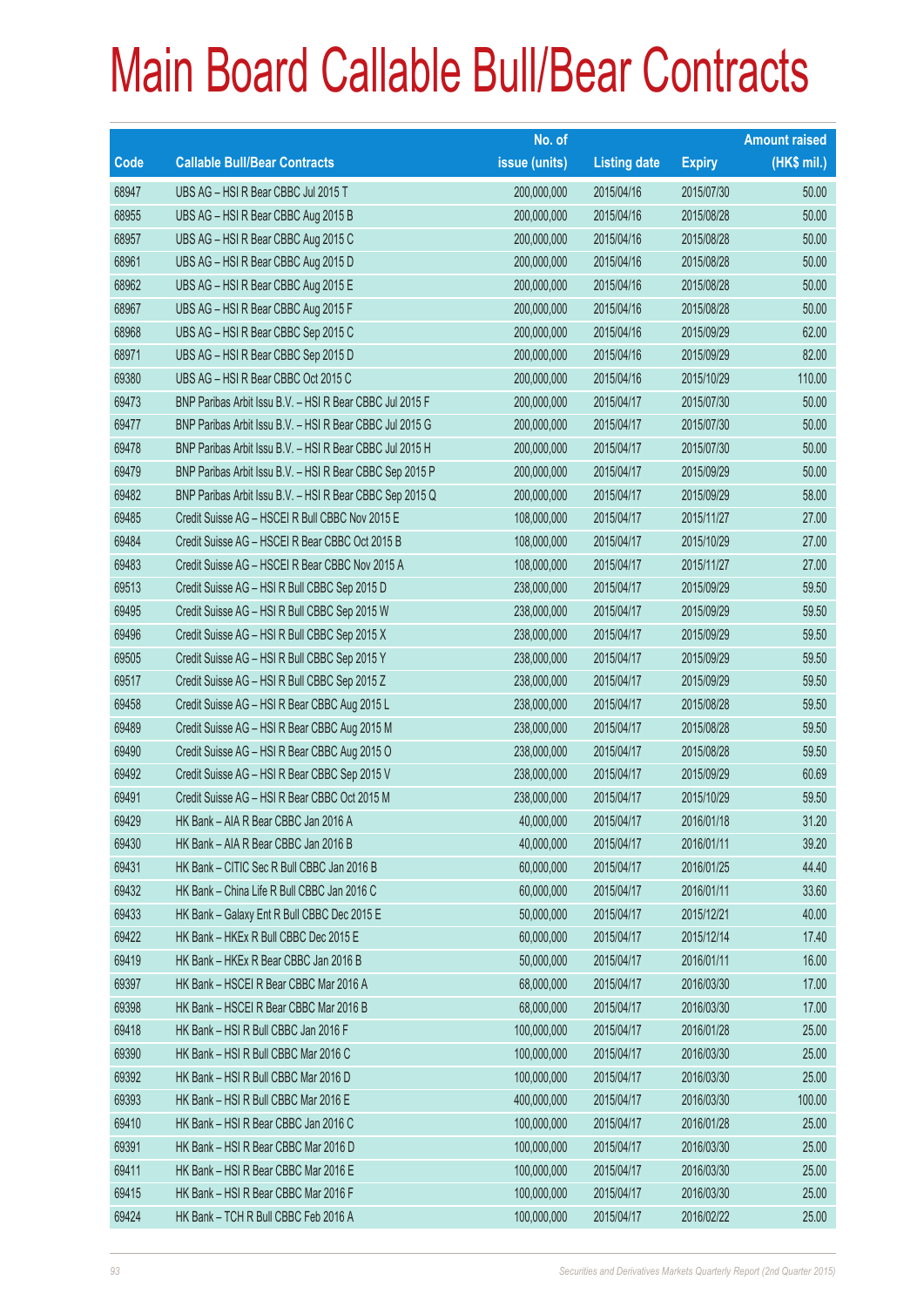# Main Board Callable Bull/Bear Contracts

| Code | Callable Bull/Bear Contracts | No. of issue (units) | Listing date | Expiry | Amount raised (HK$ mil.) |
|---|---|---|---|---|---|
| 68947 | UBS AG – HSI R Bear CBBC Jul 2015 T | 200,000,000 | 2015/04/16 | 2015/07/30 | 50.00 |
| 68955 | UBS AG – HSI R Bear CBBC Aug 2015 B | 200,000,000 | 2015/04/16 | 2015/08/28 | 50.00 |
| 68957 | UBS AG – HSI R Bear CBBC Aug 2015 C | 200,000,000 | 2015/04/16 | 2015/08/28 | 50.00 |
| 68961 | UBS AG – HSI R Bear CBBC Aug 2015 D | 200,000,000 | 2015/04/16 | 2015/08/28 | 50.00 |
| 68962 | UBS AG – HSI R Bear CBBC Aug 2015 E | 200,000,000 | 2015/04/16 | 2015/08/28 | 50.00 |
| 68967 | UBS AG – HSI R Bear CBBC Aug 2015 F | 200,000,000 | 2015/04/16 | 2015/08/28 | 50.00 |
| 68968 | UBS AG – HSI R Bear CBBC Sep 2015 C | 200,000,000 | 2015/04/16 | 2015/09/29 | 62.00 |
| 68971 | UBS AG – HSI R Bear CBBC Sep 2015 D | 200,000,000 | 2015/04/16 | 2015/09/29 | 82.00 |
| 69380 | UBS AG – HSI R Bear CBBC Oct 2015 C | 200,000,000 | 2015/04/16 | 2015/10/29 | 110.00 |
| 69473 | BNP Paribas Arbit Issu B.V. – HSI R Bear CBBC Jul 2015 F | 200,000,000 | 2015/04/17 | 2015/07/30 | 50.00 |
| 69477 | BNP Paribas Arbit Issu B.V. – HSI R Bear CBBC Jul 2015 G | 200,000,000 | 2015/04/17 | 2015/07/30 | 50.00 |
| 69478 | BNP Paribas Arbit Issu B.V. – HSI R Bear CBBC Jul 2015 H | 200,000,000 | 2015/04/17 | 2015/07/30 | 50.00 |
| 69479 | BNP Paribas Arbit Issu B.V. – HSI R Bear CBBC Sep 2015 P | 200,000,000 | 2015/04/17 | 2015/09/29 | 50.00 |
| 69482 | BNP Paribas Arbit Issu B.V. – HSI R Bear CBBC Sep 2015 Q | 200,000,000 | 2015/04/17 | 2015/09/29 | 58.00 |
| 69485 | Credit Suisse AG – HSCEI R Bull CBBC Nov 2015 E | 108,000,000 | 2015/04/17 | 2015/11/27 | 27.00 |
| 69484 | Credit Suisse AG – HSCEI R Bear CBBC Oct 2015 B | 108,000,000 | 2015/04/17 | 2015/10/29 | 27.00 |
| 69483 | Credit Suisse AG – HSCEI R Bear CBBC Nov 2015 A | 108,000,000 | 2015/04/17 | 2015/11/27 | 27.00 |
| 69513 | Credit Suisse AG – HSI R Bull CBBC Sep 2015 D | 238,000,000 | 2015/04/17 | 2015/09/29 | 59.50 |
| 69495 | Credit Suisse AG – HSI R Bull CBBC Sep 2015 W | 238,000,000 | 2015/04/17 | 2015/09/29 | 59.50 |
| 69496 | Credit Suisse AG – HSI R Bull CBBC Sep 2015 X | 238,000,000 | 2015/04/17 | 2015/09/29 | 59.50 |
| 69505 | Credit Suisse AG – HSI R Bull CBBC Sep 2015 Y | 238,000,000 | 2015/04/17 | 2015/09/29 | 59.50 |
| 69517 | Credit Suisse AG – HSI R Bull CBBC Sep 2015 Z | 238,000,000 | 2015/04/17 | 2015/09/29 | 59.50 |
| 69458 | Credit Suisse AG – HSI R Bear CBBC Aug 2015 L | 238,000,000 | 2015/04/17 | 2015/08/28 | 59.50 |
| 69489 | Credit Suisse AG – HSI R Bear CBBC Aug 2015 M | 238,000,000 | 2015/04/17 | 2015/08/28 | 59.50 |
| 69490 | Credit Suisse AG – HSI R Bear CBBC Aug 2015 O | 238,000,000 | 2015/04/17 | 2015/08/28 | 59.50 |
| 69492 | Credit Suisse AG – HSI R Bear CBBC Sep 2015 V | 238,000,000 | 2015/04/17 | 2015/09/29 | 60.69 |
| 69491 | Credit Suisse AG – HSI R Bear CBBC Oct 2015 M | 238,000,000 | 2015/04/17 | 2015/10/29 | 59.50 |
| 69429 | HK Bank – AIA R Bear CBBC Jan 2016 A | 40,000,000 | 2015/04/17 | 2016/01/18 | 31.20 |
| 69430 | HK Bank – AIA R Bear CBBC Jan 2016 B | 40,000,000 | 2015/04/17 | 2016/01/11 | 39.20 |
| 69431 | HK Bank – CITIC Sec R Bull CBBC Jan 2016 B | 60,000,000 | 2015/04/17 | 2016/01/25 | 44.40 |
| 69432 | HK Bank – China Life R Bull CBBC Jan 2016 C | 60,000,000 | 2015/04/17 | 2016/01/11 | 33.60 |
| 69433 | HK Bank – Galaxy Ent R Bull CBBC Dec 2015 E | 50,000,000 | 2015/04/17 | 2015/12/21 | 40.00 |
| 69422 | HK Bank – HKEx R Bull CBBC Dec 2015 E | 60,000,000 | 2015/04/17 | 2015/12/14 | 17.40 |
| 69419 | HK Bank – HKEx R Bear CBBC Jan 2016 B | 50,000,000 | 2015/04/17 | 2016/01/11 | 16.00 |
| 69397 | HK Bank – HSCEI R Bear CBBC Mar 2016 A | 68,000,000 | 2015/04/17 | 2016/03/30 | 17.00 |
| 69398 | HK Bank – HSCEI R Bear CBBC Mar 2016 B | 68,000,000 | 2015/04/17 | 2016/03/30 | 17.00 |
| 69418 | HK Bank – HSI R Bull CBBC Jan 2016 F | 100,000,000 | 2015/04/17 | 2016/01/28 | 25.00 |
| 69390 | HK Bank – HSI R Bull CBBC Mar 2016 C | 100,000,000 | 2015/04/17 | 2016/03/30 | 25.00 |
| 69392 | HK Bank – HSI R Bull CBBC Mar 2016 D | 100,000,000 | 2015/04/17 | 2016/03/30 | 25.00 |
| 69393 | HK Bank – HSI R Bull CBBC Mar 2016 E | 400,000,000 | 2015/04/17 | 2016/03/30 | 100.00 |
| 69410 | HK Bank – HSI R Bear CBBC Jan 2016 C | 100,000,000 | 2015/04/17 | 2016/01/28 | 25.00 |
| 69391 | HK Bank – HSI R Bear CBBC Mar 2016 D | 100,000,000 | 2015/04/17 | 2016/03/30 | 25.00 |
| 69411 | HK Bank – HSI R Bear CBBC Mar 2016 E | 100,000,000 | 2015/04/17 | 2016/03/30 | 25.00 |
| 69415 | HK Bank – HSI R Bear CBBC Mar 2016 F | 100,000,000 | 2015/04/17 | 2016/03/30 | 25.00 |
| 69424 | HK Bank – TCH R Bull CBBC Feb 2016 A | 100,000,000 | 2015/04/17 | 2016/02/22 | 25.00 |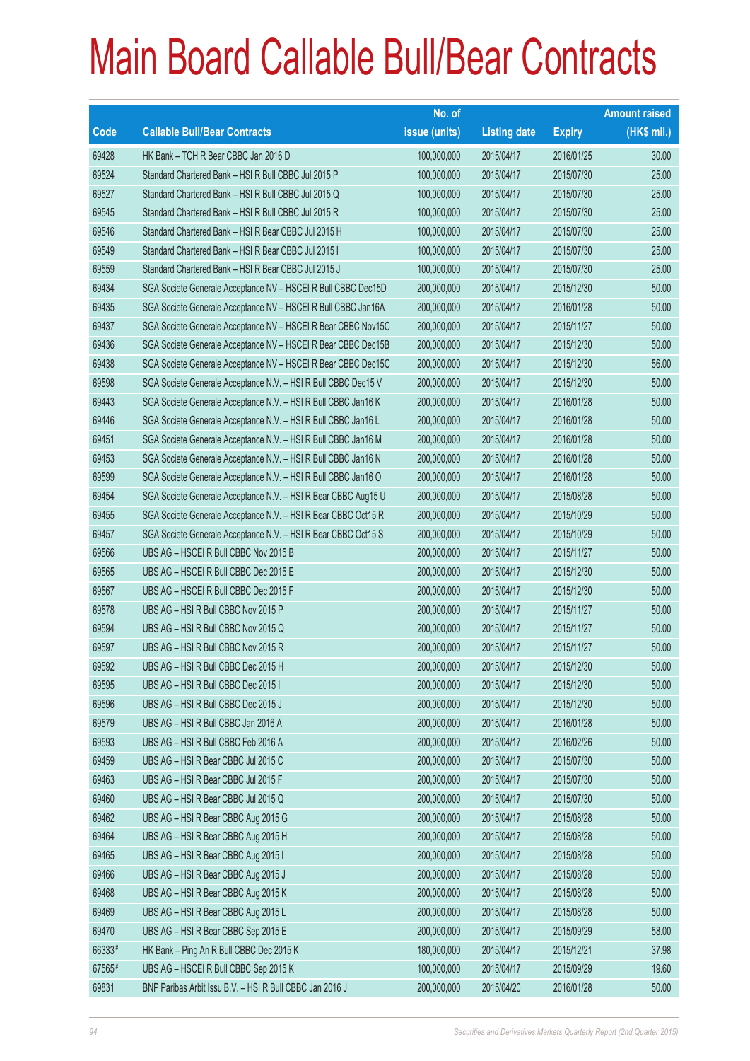# Main Board Callable Bull/Bear Contracts

| Code | Callable Bull/Bear Contracts | No. of issue (units) | Listing date | Expiry | Amount raised (HK$ mil.) |
|---|---|---|---|---|---|
| 69428 | HK Bank – TCH R Bear CBBC Jan 2016 D | 100,000,000 | 2015/04/17 | 2016/01/25 | 30.00 |
| 69524 | Standard Chartered Bank – HSI R Bull CBBC Jul 2015 P | 100,000,000 | 2015/04/17 | 2015/07/30 | 25.00 |
| 69527 | Standard Chartered Bank – HSI R Bull CBBC Jul 2015 Q | 100,000,000 | 2015/04/17 | 2015/07/30 | 25.00 |
| 69545 | Standard Chartered Bank – HSI R Bull CBBC Jul 2015 R | 100,000,000 | 2015/04/17 | 2015/07/30 | 25.00 |
| 69546 | Standard Chartered Bank – HSI R Bear CBBC Jul 2015 H | 100,000,000 | 2015/04/17 | 2015/07/30 | 25.00 |
| 69549 | Standard Chartered Bank – HSI R Bear CBBC Jul 2015 I | 100,000,000 | 2015/04/17 | 2015/07/30 | 25.00 |
| 69559 | Standard Chartered Bank – HSI R Bear CBBC Jul 2015 J | 100,000,000 | 2015/04/17 | 2015/07/30 | 25.00 |
| 69434 | SGA Societe Generale Acceptance NV – HSCEI R Bull CBBC Dec15D | 200,000,000 | 2015/04/17 | 2015/12/30 | 50.00 |
| 69435 | SGA Societe Generale Acceptance NV – HSCEI R Bull CBBC Jan16A | 200,000,000 | 2015/04/17 | 2016/01/28 | 50.00 |
| 69437 | SGA Societe Generale Acceptance NV – HSCEI R Bear CBBC Nov15C | 200,000,000 | 2015/04/17 | 2015/11/27 | 50.00 |
| 69436 | SGA Societe Generale Acceptance NV – HSCEI R Bear CBBC Dec15B | 200,000,000 | 2015/04/17 | 2015/12/30 | 50.00 |
| 69438 | SGA Societe Generale Acceptance NV – HSCEI R Bear CBBC Dec15C | 200,000,000 | 2015/04/17 | 2015/12/30 | 56.00 |
| 69598 | SGA Societe Generale Acceptance N.V. – HSI R Bull CBBC Dec15 V | 200,000,000 | 2015/04/17 | 2015/12/30 | 50.00 |
| 69443 | SGA Societe Generale Acceptance N.V. – HSI R Bull CBBC Jan16 K | 200,000,000 | 2015/04/17 | 2016/01/28 | 50.00 |
| 69446 | SGA Societe Generale Acceptance N.V. – HSI R Bull CBBC Jan16 L | 200,000,000 | 2015/04/17 | 2016/01/28 | 50.00 |
| 69451 | SGA Societe Generale Acceptance N.V. – HSI R Bull CBBC Jan16 M | 200,000,000 | 2015/04/17 | 2016/01/28 | 50.00 |
| 69453 | SGA Societe Generale Acceptance N.V. – HSI R Bull CBBC Jan16 N | 200,000,000 | 2015/04/17 | 2016/01/28 | 50.00 |
| 69599 | SGA Societe Generale Acceptance N.V. – HSI R Bull CBBC Jan16 O | 200,000,000 | 2015/04/17 | 2016/01/28 | 50.00 |
| 69454 | SGA Societe Generale Acceptance N.V. – HSI R Bear CBBC Aug15 U | 200,000,000 | 2015/04/17 | 2015/08/28 | 50.00 |
| 69455 | SGA Societe Generale Acceptance N.V. – HSI R Bear CBBC Oct15 R | 200,000,000 | 2015/04/17 | 2015/10/29 | 50.00 |
| 69457 | SGA Societe Generale Acceptance N.V. – HSI R Bear CBBC Oct15 S | 200,000,000 | 2015/04/17 | 2015/10/29 | 50.00 |
| 69566 | UBS AG – HSCEI R Bull CBBC Nov 2015 B | 200,000,000 | 2015/04/17 | 2015/11/27 | 50.00 |
| 69565 | UBS AG – HSCEI R Bull CBBC Dec 2015 E | 200,000,000 | 2015/04/17 | 2015/12/30 | 50.00 |
| 69567 | UBS AG – HSCEI R Bull CBBC Dec 2015 F | 200,000,000 | 2015/04/17 | 2015/12/30 | 50.00 |
| 69578 | UBS AG – HSI R Bull CBBC Nov 2015 P | 200,000,000 | 2015/04/17 | 2015/11/27 | 50.00 |
| 69594 | UBS AG – HSI R Bull CBBC Nov 2015 Q | 200,000,000 | 2015/04/17 | 2015/11/27 | 50.00 |
| 69597 | UBS AG – HSI R Bull CBBC Nov 2015 R | 200,000,000 | 2015/04/17 | 2015/11/27 | 50.00 |
| 69592 | UBS AG – HSI R Bull CBBC Dec 2015 H | 200,000,000 | 2015/04/17 | 2015/12/30 | 50.00 |
| 69595 | UBS AG – HSI R Bull CBBC Dec 2015 I | 200,000,000 | 2015/04/17 | 2015/12/30 | 50.00 |
| 69596 | UBS AG – HSI R Bull CBBC Dec 2015 J | 200,000,000 | 2015/04/17 | 2015/12/30 | 50.00 |
| 69579 | UBS AG – HSI R Bull CBBC Jan 2016 A | 200,000,000 | 2015/04/17 | 2016/01/28 | 50.00 |
| 69593 | UBS AG – HSI R Bull CBBC Feb 2016 A | 200,000,000 | 2015/04/17 | 2016/02/26 | 50.00 |
| 69459 | UBS AG – HSI R Bear CBBC Jul 2015 C | 200,000,000 | 2015/04/17 | 2015/07/30 | 50.00 |
| 69463 | UBS AG – HSI R Bear CBBC Jul 2015 F | 200,000,000 | 2015/04/17 | 2015/07/30 | 50.00 |
| 69460 | UBS AG – HSI R Bear CBBC Jul 2015 Q | 200,000,000 | 2015/04/17 | 2015/07/30 | 50.00 |
| 69462 | UBS AG – HSI R Bear CBBC Aug 2015 G | 200,000,000 | 2015/04/17 | 2015/08/28 | 50.00 |
| 69464 | UBS AG – HSI R Bear CBBC Aug 2015 H | 200,000,000 | 2015/04/17 | 2015/08/28 | 50.00 |
| 69465 | UBS AG – HSI R Bear CBBC Aug 2015 I | 200,000,000 | 2015/04/17 | 2015/08/28 | 50.00 |
| 69466 | UBS AG – HSI R Bear CBBC Aug 2015 J | 200,000,000 | 2015/04/17 | 2015/08/28 | 50.00 |
| 69468 | UBS AG – HSI R Bear CBBC Aug 2015 K | 200,000,000 | 2015/04/17 | 2015/08/28 | 50.00 |
| 69469 | UBS AG – HSI R Bear CBBC Aug 2015 L | 200,000,000 | 2015/04/17 | 2015/08/28 | 50.00 |
| 69470 | UBS AG – HSI R Bear CBBC Sep 2015 E | 200,000,000 | 2015/04/17 | 2015/09/29 | 58.00 |
| 66333# | HK Bank – Ping An R Bull CBBC Dec 2015 K | 180,000,000 | 2015/04/17 | 2015/12/21 | 37.98 |
| 67565# | UBS AG – HSCEI R Bull CBBC Sep 2015 K | 100,000,000 | 2015/04/17 | 2015/09/29 | 19.60 |
| 69831 | BNP Paribas Arbit Issu B.V. – HSI R Bull CBBC Jan 2016 J | 200,000,000 | 2015/04/20 | 2016/01/28 | 50.00 |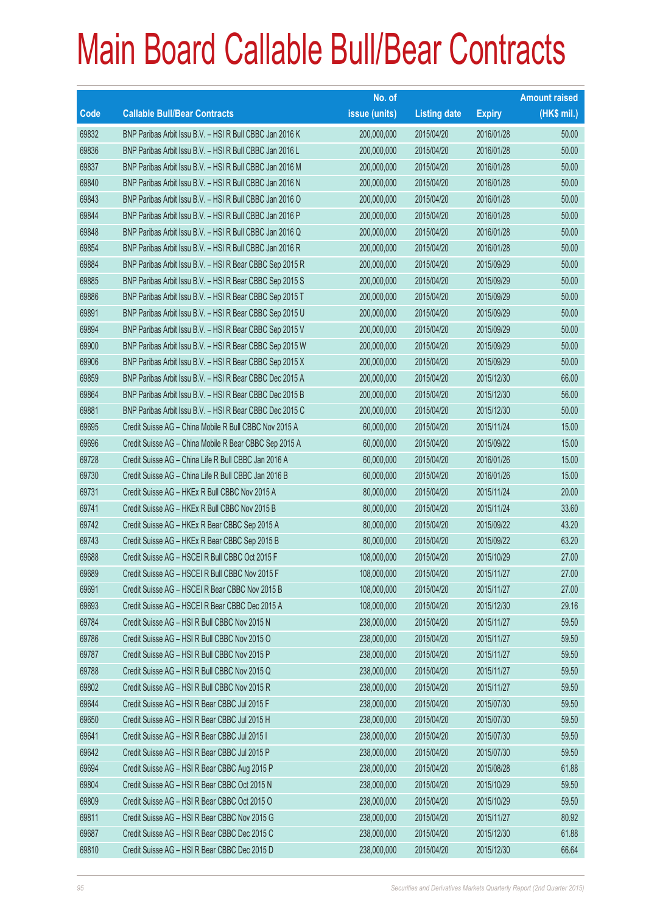# Main Board Callable Bull/Bear Contracts

| Code | Callable Bull/Bear Contracts | No. of issue (units) | Listing date | Expiry | Amount raised (HK$ mil.) |
|---|---|---|---|---|---|
| 69832 | BNP Paribas Arbit Issu B.V. – HSI R Bull CBBC Jan 2016 K | 200,000,000 | 2015/04/20 | 2016/01/28 | 50.00 |
| 69836 | BNP Paribas Arbit Issu B.V. – HSI R Bull CBBC Jan 2016 L | 200,000,000 | 2015/04/20 | 2016/01/28 | 50.00 |
| 69837 | BNP Paribas Arbit Issu B.V. – HSI R Bull CBBC Jan 2016 M | 200,000,000 | 2015/04/20 | 2016/01/28 | 50.00 |
| 69840 | BNP Paribas Arbit Issu B.V. – HSI R Bull CBBC Jan 2016 N | 200,000,000 | 2015/04/20 | 2016/01/28 | 50.00 |
| 69843 | BNP Paribas Arbit Issu B.V. – HSI R Bull CBBC Jan 2016 O | 200,000,000 | 2015/04/20 | 2016/01/28 | 50.00 |
| 69844 | BNP Paribas Arbit Issu B.V. – HSI R Bull CBBC Jan 2016 P | 200,000,000 | 2015/04/20 | 2016/01/28 | 50.00 |
| 69848 | BNP Paribas Arbit Issu B.V. – HSI R Bull CBBC Jan 2016 Q | 200,000,000 | 2015/04/20 | 2016/01/28 | 50.00 |
| 69854 | BNP Paribas Arbit Issu B.V. – HSI R Bull CBBC Jan 2016 R | 200,000,000 | 2015/04/20 | 2016/01/28 | 50.00 |
| 69884 | BNP Paribas Arbit Issu B.V. – HSI R Bear CBBC Sep 2015 R | 200,000,000 | 2015/04/20 | 2015/09/29 | 50.00 |
| 69885 | BNP Paribas Arbit Issu B.V. – HSI R Bear CBBC Sep 2015 S | 200,000,000 | 2015/04/20 | 2015/09/29 | 50.00 |
| 69886 | BNP Paribas Arbit Issu B.V. – HSI R Bear CBBC Sep 2015 T | 200,000,000 | 2015/04/20 | 2015/09/29 | 50.00 |
| 69891 | BNP Paribas Arbit Issu B.V. – HSI R Bear CBBC Sep 2015 U | 200,000,000 | 2015/04/20 | 2015/09/29 | 50.00 |
| 69894 | BNP Paribas Arbit Issu B.V. – HSI R Bear CBBC Sep 2015 V | 200,000,000 | 2015/04/20 | 2015/09/29 | 50.00 |
| 69900 | BNP Paribas Arbit Issu B.V. – HSI R Bear CBBC Sep 2015 W | 200,000,000 | 2015/04/20 | 2015/09/29 | 50.00 |
| 69906 | BNP Paribas Arbit Issu B.V. – HSI R Bear CBBC Sep 2015 X | 200,000,000 | 2015/04/20 | 2015/09/29 | 50.00 |
| 69859 | BNP Paribas Arbit Issu B.V. – HSI R Bear CBBC Dec 2015 A | 200,000,000 | 2015/04/20 | 2015/12/30 | 66.00 |
| 69864 | BNP Paribas Arbit Issu B.V. – HSI R Bear CBBC Dec 2015 B | 200,000,000 | 2015/04/20 | 2015/12/30 | 56.00 |
| 69881 | BNP Paribas Arbit Issu B.V. – HSI R Bear CBBC Dec 2015 C | 200,000,000 | 2015/04/20 | 2015/12/30 | 50.00 |
| 69695 | Credit Suisse AG – China Mobile R Bull CBBC Nov 2015 A | 60,000,000 | 2015/04/20 | 2015/11/24 | 15.00 |
| 69696 | Credit Suisse AG – China Mobile R Bear CBBC Sep 2015 A | 60,000,000 | 2015/04/20 | 2015/09/22 | 15.00 |
| 69728 | Credit Suisse AG – China Life R Bull CBBC Jan 2016 A | 60,000,000 | 2015/04/20 | 2016/01/26 | 15.00 |
| 69730 | Credit Suisse AG – China Life R Bull CBBC Jan 2016 B | 60,000,000 | 2015/04/20 | 2016/01/26 | 15.00 |
| 69731 | Credit Suisse AG – HKEx R Bull CBBC Nov 2015 A | 80,000,000 | 2015/04/20 | 2015/11/24 | 20.00 |
| 69741 | Credit Suisse AG – HKEx R Bull CBBC Nov 2015 B | 80,000,000 | 2015/04/20 | 2015/11/24 | 33.60 |
| 69742 | Credit Suisse AG – HKEx R Bear CBBC Sep 2015 A | 80,000,000 | 2015/04/20 | 2015/09/22 | 43.20 |
| 69743 | Credit Suisse AG – HKEx R Bear CBBC Sep 2015 B | 80,000,000 | 2015/04/20 | 2015/09/22 | 63.20 |
| 69688 | Credit Suisse AG – HSCEI R Bull CBBC Oct 2015 F | 108,000,000 | 2015/04/20 | 2015/10/29 | 27.00 |
| 69689 | Credit Suisse AG – HSCEI R Bull CBBC Nov 2015 F | 108,000,000 | 2015/04/20 | 2015/11/27 | 27.00 |
| 69691 | Credit Suisse AG – HSCEI R Bear CBBC Nov 2015 B | 108,000,000 | 2015/04/20 | 2015/11/27 | 27.00 |
| 69693 | Credit Suisse AG – HSCEI R Bear CBBC Dec 2015 A | 108,000,000 | 2015/04/20 | 2015/12/30 | 29.16 |
| 69784 | Credit Suisse AG – HSI R Bull CBBC Nov 2015 N | 238,000,000 | 2015/04/20 | 2015/11/27 | 59.50 |
| 69786 | Credit Suisse AG – HSI R Bull CBBC Nov 2015 O | 238,000,000 | 2015/04/20 | 2015/11/27 | 59.50 |
| 69787 | Credit Suisse AG – HSI R Bull CBBC Nov 2015 P | 238,000,000 | 2015/04/20 | 2015/11/27 | 59.50 |
| 69788 | Credit Suisse AG – HSI R Bull CBBC Nov 2015 Q | 238,000,000 | 2015/04/20 | 2015/11/27 | 59.50 |
| 69802 | Credit Suisse AG – HSI R Bull CBBC Nov 2015 R | 238,000,000 | 2015/04/20 | 2015/11/27 | 59.50 |
| 69644 | Credit Suisse AG – HSI R Bear CBBC Jul 2015 F | 238,000,000 | 2015/04/20 | 2015/07/30 | 59.50 |
| 69650 | Credit Suisse AG – HSI R Bear CBBC Jul 2015 H | 238,000,000 | 2015/04/20 | 2015/07/30 | 59.50 |
| 69641 | Credit Suisse AG – HSI R Bear CBBC Jul 2015 I | 238,000,000 | 2015/04/20 | 2015/07/30 | 59.50 |
| 69642 | Credit Suisse AG – HSI R Bear CBBC Jul 2015 P | 238,000,000 | 2015/04/20 | 2015/07/30 | 59.50 |
| 69694 | Credit Suisse AG – HSI R Bear CBBC Aug 2015 P | 238,000,000 | 2015/04/20 | 2015/08/28 | 61.88 |
| 69804 | Credit Suisse AG – HSI R Bear CBBC Oct 2015 N | 238,000,000 | 2015/04/20 | 2015/10/29 | 59.50 |
| 69809 | Credit Suisse AG – HSI R Bear CBBC Oct 2015 O | 238,000,000 | 2015/04/20 | 2015/10/29 | 59.50 |
| 69811 | Credit Suisse AG – HSI R Bear CBBC Nov 2015 G | 238,000,000 | 2015/04/20 | 2015/11/27 | 80.92 |
| 69687 | Credit Suisse AG – HSI R Bear CBBC Dec 2015 C | 238,000,000 | 2015/04/20 | 2015/12/30 | 61.88 |
| 69810 | Credit Suisse AG – HSI R Bear CBBC Dec 2015 D | 238,000,000 | 2015/04/20 | 2015/12/30 | 66.64 |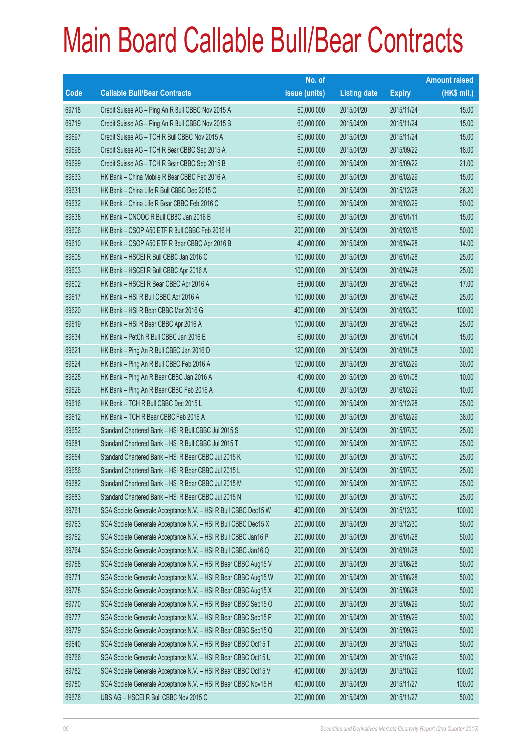# Main Board Callable Bull/Bear Contracts

| Code | Callable Bull/Bear Contracts | No. of issue (units) | Listing date | Expiry | Amount raised (HK$ mil.) |
|---|---|---|---|---|---|
| 69718 | Credit Suisse AG – Ping An R Bull CBBC Nov 2015 A | 60,000,000 | 2015/04/20 | 2015/11/24 | 15.00 |
| 69719 | Credit Suisse AG – Ping An R Bull CBBC Nov 2015 B | 60,000,000 | 2015/04/20 | 2015/11/24 | 15.00 |
| 69697 | Credit Suisse AG – TCH R Bull CBBC Nov 2015 A | 60,000,000 | 2015/04/20 | 2015/11/24 | 15.00 |
| 69698 | Credit Suisse AG – TCH R Bear CBBC Sep 2015 A | 60,000,000 | 2015/04/20 | 2015/09/22 | 18.00 |
| 69699 | Credit Suisse AG – TCH R Bear CBBC Sep 2015 B | 60,000,000 | 2015/04/20 | 2015/09/22 | 21.00 |
| 69633 | HK Bank – China Mobile R Bear CBBC Feb 2016 A | 60,000,000 | 2015/04/20 | 2016/02/29 | 15.00 |
| 69631 | HK Bank – China Life R Bull CBBC Dec 2015 C | 60,000,000 | 2015/04/20 | 2015/12/28 | 28.20 |
| 69632 | HK Bank – China Life R Bear CBBC Feb 2016 C | 50,000,000 | 2015/04/20 | 2016/02/29 | 50.00 |
| 69638 | HK Bank – CNOOC R Bull CBBC Jan 2016 B | 60,000,000 | 2015/04/20 | 2016/01/11 | 15.00 |
| 69606 | HK Bank – CSOP A50 ETF R Bull CBBC Feb 2016 H | 200,000,000 | 2015/04/20 | 2016/02/15 | 50.00 |
| 69610 | HK Bank – CSOP A50 ETF R Bear CBBC Apr 2016 B | 40,000,000 | 2015/04/20 | 2016/04/28 | 14.00 |
| 69605 | HK Bank – HSCEI R Bull CBBC Jan 2016 C | 100,000,000 | 2015/04/20 | 2016/01/28 | 25.00 |
| 69603 | HK Bank – HSCEI R Bull CBBC Apr 2016 A | 100,000,000 | 2015/04/20 | 2016/04/28 | 25.00 |
| 69602 | HK Bank – HSCEI R Bear CBBC Apr 2016 A | 68,000,000 | 2015/04/20 | 2016/04/28 | 17.00 |
| 69617 | HK Bank – HSI R Bull CBBC Apr 2016 A | 100,000,000 | 2015/04/20 | 2016/04/28 | 25.00 |
| 69620 | HK Bank – HSI R Bear CBBC Mar 2016 G | 400,000,000 | 2015/04/20 | 2016/03/30 | 100.00 |
| 69619 | HK Bank – HSI R Bear CBBC Apr 2016 A | 100,000,000 | 2015/04/20 | 2016/04/28 | 25.00 |
| 69634 | HK Bank – PetCh R Bull CBBC Jan 2016 E | 60,000,000 | 2015/04/20 | 2016/01/04 | 15.00 |
| 69621 | HK Bank – Ping An R Bull CBBC Jan 2016 D | 120,000,000 | 2015/04/20 | 2016/01/08 | 30.00 |
| 69624 | HK Bank – Ping An R Bull CBBC Feb 2016 A | 120,000,000 | 2015/04/20 | 2016/02/29 | 30.00 |
| 69625 | HK Bank – Ping An R Bear CBBC Jan 2016 A | 40,000,000 | 2015/04/20 | 2016/01/08 | 10.00 |
| 69626 | HK Bank – Ping An R Bear CBBC Feb 2016 A | 40,000,000 | 2015/04/20 | 2016/02/29 | 10.00 |
| 69616 | HK Bank – TCH R Bull CBBC Dec 2015 L | 100,000,000 | 2015/04/20 | 2015/12/28 | 25.00 |
| 69612 | HK Bank – TCH R Bear CBBC Feb 2016 A | 100,000,000 | 2015/04/20 | 2016/02/29 | 38.00 |
| 69652 | Standard Chartered Bank – HSI R Bull CBBC Jul 2015 S | 100,000,000 | 2015/04/20 | 2015/07/30 | 25.00 |
| 69681 | Standard Chartered Bank – HSI R Bull CBBC Jul 2015 T | 100,000,000 | 2015/04/20 | 2015/07/30 | 25.00 |
| 69654 | Standard Chartered Bank – HSI R Bear CBBC Jul 2015 K | 100,000,000 | 2015/04/20 | 2015/07/30 | 25.00 |
| 69656 | Standard Chartered Bank – HSI R Bear CBBC Jul 2015 L | 100,000,000 | 2015/04/20 | 2015/07/30 | 25.00 |
| 69682 | Standard Chartered Bank – HSI R Bear CBBC Jul 2015 M | 100,000,000 | 2015/04/20 | 2015/07/30 | 25.00 |
| 69683 | Standard Chartered Bank – HSI R Bear CBBC Jul 2015 N | 100,000,000 | 2015/04/20 | 2015/07/30 | 25.00 |
| 69761 | SGA Societe Generale Acceptance N.V. – HSI R Bull CBBC Dec15 W | 400,000,000 | 2015/04/20 | 2015/12/30 | 100.00 |
| 69763 | SGA Societe Generale Acceptance N.V. – HSI R Bull CBBC Dec15 X | 200,000,000 | 2015/04/20 | 2015/12/30 | 50.00 |
| 69762 | SGA Societe Generale Acceptance N.V. – HSI R Bull CBBC Jan16 P | 200,000,000 | 2015/04/20 | 2016/01/28 | 50.00 |
| 69764 | SGA Societe Generale Acceptance N.V. – HSI R Bull CBBC Jan16 Q | 200,000,000 | 2015/04/20 | 2016/01/28 | 50.00 |
| 69768 | SGA Societe Generale Acceptance N.V. – HSI R Bear CBBC Aug15 V | 200,000,000 | 2015/04/20 | 2015/08/28 | 50.00 |
| 69771 | SGA Societe Generale Acceptance N.V. – HSI R Bear CBBC Aug15 W | 200,000,000 | 2015/04/20 | 2015/08/28 | 50.00 |
| 69778 | SGA Societe Generale Acceptance N.V. – HSI R Bear CBBC Aug15 X | 200,000,000 | 2015/04/20 | 2015/08/28 | 50.00 |
| 69770 | SGA Societe Generale Acceptance N.V. – HSI R Bear CBBC Sep15 O | 200,000,000 | 2015/04/20 | 2015/09/29 | 50.00 |
| 69777 | SGA Societe Generale Acceptance N.V. – HSI R Bear CBBC Sep15 P | 200,000,000 | 2015/04/20 | 2015/09/29 | 50.00 |
| 69779 | SGA Societe Generale Acceptance N.V. – HSI R Bear CBBC Sep15 Q | 200,000,000 | 2015/04/20 | 2015/09/29 | 50.00 |
| 69640 | SGA Societe Generale Acceptance N.V. – HSI R Bear CBBC Oct15 T | 200,000,000 | 2015/04/20 | 2015/10/29 | 50.00 |
| 69766 | SGA Societe Generale Acceptance N.V. – HSI R Bear CBBC Oct15 U | 200,000,000 | 2015/04/20 | 2015/10/29 | 50.00 |
| 69782 | SGA Societe Generale Acceptance N.V. – HSI R Bear CBBC Oct15 V | 400,000,000 | 2015/04/20 | 2015/10/29 | 100.00 |
| 69780 | SGA Societe Generale Acceptance N.V. – HSI R Bear CBBC Nov15 H | 400,000,000 | 2015/04/20 | 2015/11/27 | 100.00 |
| 69676 | UBS AG – HSCEI R Bull CBBC Nov 2015 C | 200,000,000 | 2015/04/20 | 2015/11/27 | 50.00 |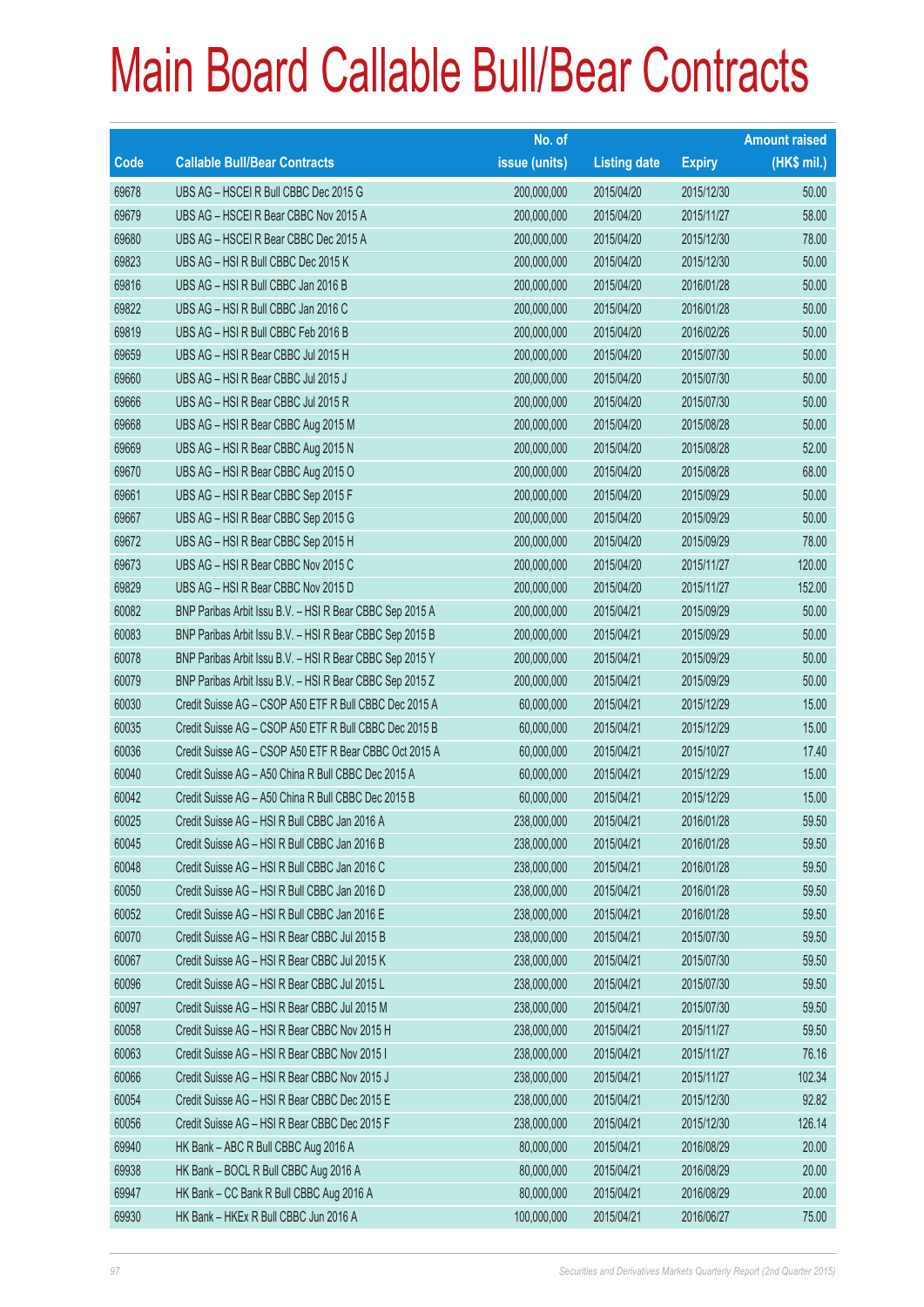# Main Board Callable Bull/Bear Contracts

| Code | Callable Bull/Bear Contracts | No. of issue (units) | Listing date | Expiry | Amount raised (HK$ mil.) |
|---|---|---|---|---|---|
| 69678 | UBS AG – HSCEI R Bull CBBC Dec 2015 G | 200,000,000 | 2015/04/20 | 2015/12/30 | 50.00 |
| 69679 | UBS AG – HSCEI R Bear CBBC Nov 2015 A | 200,000,000 | 2015/04/20 | 2015/11/27 | 58.00 |
| 69680 | UBS AG – HSCEI R Bear CBBC Dec 2015 A | 200,000,000 | 2015/04/20 | 2015/12/30 | 78.00 |
| 69823 | UBS AG – HSI R Bull CBBC Dec 2015 K | 200,000,000 | 2015/04/20 | 2015/12/30 | 50.00 |
| 69816 | UBS AG – HSI R Bull CBBC Jan 2016 B | 200,000,000 | 2015/04/20 | 2016/01/28 | 50.00 |
| 69822 | UBS AG – HSI R Bull CBBC Jan 2016 C | 200,000,000 | 2015/04/20 | 2016/01/28 | 50.00 |
| 69819 | UBS AG – HSI R Bull CBBC Feb 2016 B | 200,000,000 | 2015/04/20 | 2016/02/26 | 50.00 |
| 69659 | UBS AG – HSI R Bear CBBC Jul 2015 H | 200,000,000 | 2015/04/20 | 2015/07/30 | 50.00 |
| 69660 | UBS AG – HSI R Bear CBBC Jul 2015 J | 200,000,000 | 2015/04/20 | 2015/07/30 | 50.00 |
| 69666 | UBS AG – HSI R Bear CBBC Jul 2015 R | 200,000,000 | 2015/04/20 | 2015/07/30 | 50.00 |
| 69668 | UBS AG – HSI R Bear CBBC Aug 2015 M | 200,000,000 | 2015/04/20 | 2015/08/28 | 50.00 |
| 69669 | UBS AG – HSI R Bear CBBC Aug 2015 N | 200,000,000 | 2015/04/20 | 2015/08/28 | 52.00 |
| 69670 | UBS AG – HSI R Bear CBBC Aug 2015 O | 200,000,000 | 2015/04/20 | 2015/08/28 | 68.00 |
| 69661 | UBS AG – HSI R Bear CBBC Sep 2015 F | 200,000,000 | 2015/04/20 | 2015/09/29 | 50.00 |
| 69667 | UBS AG – HSI R Bear CBBC Sep 2015 G | 200,000,000 | 2015/04/20 | 2015/09/29 | 50.00 |
| 69672 | UBS AG – HSI R Bear CBBC Sep 2015 H | 200,000,000 | 2015/04/20 | 2015/09/29 | 78.00 |
| 69673 | UBS AG – HSI R Bear CBBC Nov 2015 C | 200,000,000 | 2015/04/20 | 2015/11/27 | 120.00 |
| 69829 | UBS AG – HSI R Bear CBBC Nov 2015 D | 200,000,000 | 2015/04/20 | 2015/11/27 | 152.00 |
| 60082 | BNP Paribas Arbit Issu B.V. – HSI R Bear CBBC Sep 2015 A | 200,000,000 | 2015/04/21 | 2015/09/29 | 50.00 |
| 60083 | BNP Paribas Arbit Issu B.V. – HSI R Bear CBBC Sep 2015 B | 200,000,000 | 2015/04/21 | 2015/09/29 | 50.00 |
| 60078 | BNP Paribas Arbit Issu B.V. – HSI R Bear CBBC Sep 2015 Y | 200,000,000 | 2015/04/21 | 2015/09/29 | 50.00 |
| 60079 | BNP Paribas Arbit Issu B.V. – HSI R Bear CBBC Sep 2015 Z | 200,000,000 | 2015/04/21 | 2015/09/29 | 50.00 |
| 60030 | Credit Suisse AG – CSOP A50 ETF R Bull CBBC Dec 2015 A | 60,000,000 | 2015/04/21 | 2015/12/29 | 15.00 |
| 60035 | Credit Suisse AG – CSOP A50 ETF R Bull CBBC Dec 2015 B | 60,000,000 | 2015/04/21 | 2015/12/29 | 15.00 |
| 60036 | Credit Suisse AG – CSOP A50 ETF R Bear CBBC Oct 2015 A | 60,000,000 | 2015/04/21 | 2015/10/27 | 17.40 |
| 60040 | Credit Suisse AG – A50 China R Bull CBBC Dec 2015 A | 60,000,000 | 2015/04/21 | 2015/12/29 | 15.00 |
| 60042 | Credit Suisse AG – A50 China R Bull CBBC Dec 2015 B | 60,000,000 | 2015/04/21 | 2015/12/29 | 15.00 |
| 60025 | Credit Suisse AG – HSI R Bull CBBC Jan 2016 A | 238,000,000 | 2015/04/21 | 2016/01/28 | 59.50 |
| 60045 | Credit Suisse AG – HSI R Bull CBBC Jan 2016 B | 238,000,000 | 2015/04/21 | 2016/01/28 | 59.50 |
| 60048 | Credit Suisse AG – HSI R Bull CBBC Jan 2016 C | 238,000,000 | 2015/04/21 | 2016/01/28 | 59.50 |
| 60050 | Credit Suisse AG – HSI R Bull CBBC Jan 2016 D | 238,000,000 | 2015/04/21 | 2016/01/28 | 59.50 |
| 60052 | Credit Suisse AG – HSI R Bull CBBC Jan 2016 E | 238,000,000 | 2015/04/21 | 2016/01/28 | 59.50 |
| 60070 | Credit Suisse AG – HSI R Bear CBBC Jul 2015 B | 238,000,000 | 2015/04/21 | 2015/07/30 | 59.50 |
| 60067 | Credit Suisse AG – HSI R Bear CBBC Jul 2015 K | 238,000,000 | 2015/04/21 | 2015/07/30 | 59.50 |
| 60096 | Credit Suisse AG – HSI R Bear CBBC Jul 2015 L | 238,000,000 | 2015/04/21 | 2015/07/30 | 59.50 |
| 60097 | Credit Suisse AG – HSI R Bear CBBC Jul 2015 M | 238,000,000 | 2015/04/21 | 2015/07/30 | 59.50 |
| 60058 | Credit Suisse AG – HSI R Bear CBBC Nov 2015 H | 238,000,000 | 2015/04/21 | 2015/11/27 | 59.50 |
| 60063 | Credit Suisse AG – HSI R Bear CBBC Nov 2015 I | 238,000,000 | 2015/04/21 | 2015/11/27 | 76.16 |
| 60066 | Credit Suisse AG – HSI R Bear CBBC Nov 2015 J | 238,000,000 | 2015/04/21 | 2015/11/27 | 102.34 |
| 60054 | Credit Suisse AG – HSI R Bear CBBC Dec 2015 E | 238,000,000 | 2015/04/21 | 2015/12/30 | 92.82 |
| 60056 | Credit Suisse AG – HSI R Bear CBBC Dec 2015 F | 238,000,000 | 2015/04/21 | 2015/12/30 | 126.14 |
| 69940 | HK Bank – ABC R Bull CBBC Aug 2016 A | 80,000,000 | 2015/04/21 | 2016/08/29 | 20.00 |
| 69938 | HK Bank – BOCL R Bull CBBC Aug 2016 A | 80,000,000 | 2015/04/21 | 2016/08/29 | 20.00 |
| 69947 | HK Bank – CC Bank R Bull CBBC Aug 2016 A | 80,000,000 | 2015/04/21 | 2016/08/29 | 20.00 |
| 69930 | HK Bank – HKEx R Bull CBBC Jun 2016 A | 100,000,000 | 2015/04/21 | 2016/06/27 | 75.00 |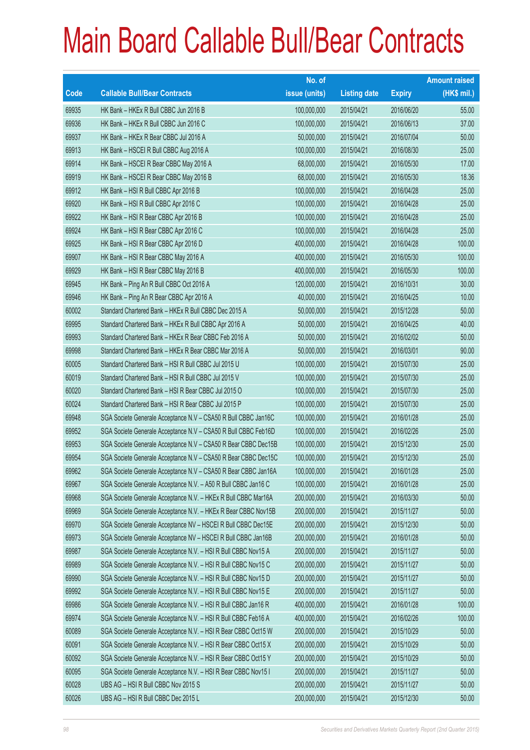# Main Board Callable Bull/Bear Contracts

| Code | Callable Bull/Bear Contracts | No. of issue (units) | Listing date | Expiry | Amount raised (HK$ mil.) |
|---|---|---|---|---|---|
| 69935 | HK Bank – HKEx R Bull CBBC Jun 2016 B | 100,000,000 | 2015/04/21 | 2016/06/20 | 55.00 |
| 69936 | HK Bank – HKEx R Bull CBBC Jun 2016 C | 100,000,000 | 2015/04/21 | 2016/06/13 | 37.00 |
| 69937 | HK Bank – HKEx R Bear CBBC Jul 2016 A | 50,000,000 | 2015/04/21 | 2016/07/04 | 50.00 |
| 69913 | HK Bank – HSCEI R Bull CBBC Aug 2016 A | 100,000,000 | 2015/04/21 | 2016/08/30 | 25.00 |
| 69914 | HK Bank – HSCEI R Bear CBBC May 2016 A | 68,000,000 | 2015/04/21 | 2016/05/30 | 17.00 |
| 69919 | HK Bank – HSCEI R Bear CBBC May 2016 B | 68,000,000 | 2015/04/21 | 2016/05/30 | 18.36 |
| 69912 | HK Bank – HSI R Bull CBBC Apr 2016 B | 100,000,000 | 2015/04/21 | 2016/04/28 | 25.00 |
| 69920 | HK Bank – HSI R Bull CBBC Apr 2016 C | 100,000,000 | 2015/04/21 | 2016/04/28 | 25.00 |
| 69922 | HK Bank – HSI R Bear CBBC Apr 2016 B | 100,000,000 | 2015/04/21 | 2016/04/28 | 25.00 |
| 69924 | HK Bank – HSI R Bear CBBC Apr 2016 C | 100,000,000 | 2015/04/21 | 2016/04/28 | 25.00 |
| 69925 | HK Bank – HSI R Bear CBBC Apr 2016 D | 400,000,000 | 2015/04/21 | 2016/04/28 | 100.00 |
| 69907 | HK Bank – HSI R Bear CBBC May 2016 A | 400,000,000 | 2015/04/21 | 2016/05/30 | 100.00 |
| 69929 | HK Bank – HSI R Bear CBBC May 2016 B | 400,000,000 | 2015/04/21 | 2016/05/30 | 100.00 |
| 69945 | HK Bank – Ping An R Bull CBBC Oct 2016 A | 120,000,000 | 2015/04/21 | 2016/10/31 | 30.00 |
| 69946 | HK Bank – Ping An R Bear CBBC Apr 2016 A | 40,000,000 | 2015/04/21 | 2016/04/25 | 10.00 |
| 60002 | Standard Chartered Bank – HKEx R Bull CBBC Dec 2015 A | 50,000,000 | 2015/04/21 | 2015/12/28 | 50.00 |
| 69995 | Standard Chartered Bank – HKEx R Bull CBBC Apr 2016 A | 50,000,000 | 2015/04/21 | 2016/04/25 | 40.00 |
| 69993 | Standard Chartered Bank – HKEx R Bear CBBC Feb 2016 A | 50,000,000 | 2015/04/21 | 2016/02/02 | 50.00 |
| 69998 | Standard Chartered Bank – HKEx R Bear CBBC Mar 2016 A | 50,000,000 | 2015/04/21 | 2016/03/01 | 90.00 |
| 60005 | Standard Chartered Bank – HSI R Bull CBBC Jul 2015 U | 100,000,000 | 2015/04/21 | 2015/07/30 | 25.00 |
| 60019 | Standard Chartered Bank – HSI R Bull CBBC Jul 2015 V | 100,000,000 | 2015/04/21 | 2015/07/30 | 25.00 |
| 60020 | Standard Chartered Bank – HSI R Bear CBBC Jul 2015 O | 100,000,000 | 2015/04/21 | 2015/07/30 | 25.00 |
| 60024 | Standard Chartered Bank – HSI R Bear CBBC Jul 2015 P | 100,000,000 | 2015/04/21 | 2015/07/30 | 25.00 |
| 69948 | SGA Societe Generale Acceptance N.V – CSA50 R Bull CBBC Jan16C | 100,000,000 | 2015/04/21 | 2016/01/28 | 25.00 |
| 69952 | SGA Societe Generale Acceptance N.V – CSA50 R Bull CBBC Feb16D | 100,000,000 | 2015/04/21 | 2016/02/26 | 25.00 |
| 69953 | SGA Societe Generale Acceptance N.V – CSA50 R Bear CBBC Dec15B | 100,000,000 | 2015/04/21 | 2015/12/30 | 25.00 |
| 69954 | SGA Societe Generale Acceptance N.V – CSA50 R Bear CBBC Dec15C | 100,000,000 | 2015/04/21 | 2015/12/30 | 25.00 |
| 69962 | SGA Societe Generale Acceptance N.V – CSA50 R Bear CBBC Jan16A | 100,000,000 | 2015/04/21 | 2016/01/28 | 25.00 |
| 69967 | SGA Societe Generale Acceptance N.V. – A50 R Bull CBBC Jan16 C | 100,000,000 | 2015/04/21 | 2016/01/28 | 25.00 |
| 69968 | SGA Societe Generale Acceptance N.V. – HKEx R Bull CBBC Mar16A | 200,000,000 | 2015/04/21 | 2016/03/30 | 50.00 |
| 69969 | SGA Societe Generale Acceptance N.V. – HKEx R Bear CBBC Nov15B | 200,000,000 | 2015/04/21 | 2015/11/27 | 50.00 |
| 69970 | SGA Societe Generale Acceptance NV – HSCEI R Bull CBBC Dec15E | 200,000,000 | 2015/04/21 | 2015/12/30 | 50.00 |
| 69973 | SGA Societe Generale Acceptance NV – HSCEI R Bull CBBC Jan16B | 200,000,000 | 2015/04/21 | 2016/01/28 | 50.00 |
| 69987 | SGA Societe Generale Acceptance N.V. – HSI R Bull CBBC Nov15 A | 200,000,000 | 2015/04/21 | 2015/11/27 | 50.00 |
| 69989 | SGA Societe Generale Acceptance N.V. – HSI R Bull CBBC Nov15 C | 200,000,000 | 2015/04/21 | 2015/11/27 | 50.00 |
| 69990 | SGA Societe Generale Acceptance N.V. – HSI R Bull CBBC Nov15 D | 200,000,000 | 2015/04/21 | 2015/11/27 | 50.00 |
| 69992 | SGA Societe Generale Acceptance N.V. – HSI R Bull CBBC Nov15 E | 200,000,000 | 2015/04/21 | 2015/11/27 | 50.00 |
| 69986 | SGA Societe Generale Acceptance N.V. – HSI R Bull CBBC Jan16 R | 400,000,000 | 2015/04/21 | 2016/01/28 | 100.00 |
| 69974 | SGA Societe Generale Acceptance N.V. – HSI R Bull CBBC Feb16 A | 400,000,000 | 2015/04/21 | 2016/02/26 | 100.00 |
| 60089 | SGA Societe Generale Acceptance N.V. – HSI R Bear CBBC Oct15 W | 200,000,000 | 2015/04/21 | 2015/10/29 | 50.00 |
| 60091 | SGA Societe Generale Acceptance N.V. – HSI R Bear CBBC Oct15 X | 200,000,000 | 2015/04/21 | 2015/10/29 | 50.00 |
| 60092 | SGA Societe Generale Acceptance N.V. – HSI R Bear CBBC Oct15 Y | 200,000,000 | 2015/04/21 | 2015/10/29 | 50.00 |
| 60095 | SGA Societe Generale Acceptance N.V. – HSI R Bear CBBC Nov15 I | 200,000,000 | 2015/04/21 | 2015/11/27 | 50.00 |
| 60028 | UBS AG – HSI R Bull CBBC Nov 2015 S | 200,000,000 | 2015/04/21 | 2015/11/27 | 50.00 |
| 60026 | UBS AG – HSI R Bull CBBC Dec 2015 L | 200,000,000 | 2015/04/21 | 2015/12/30 | 50.00 |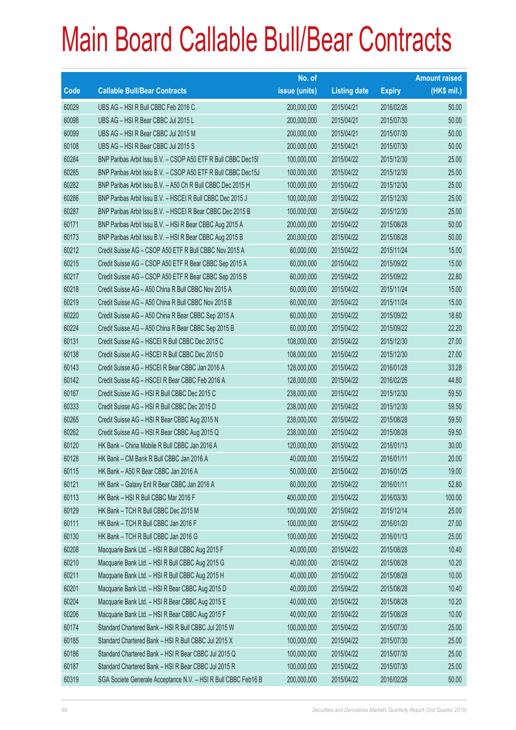# Main Board Callable Bull/Bear Contracts

| Code | Callable Bull/Bear Contracts | No. of issue (units) | Listing date | Expiry | Amount raised (HK$ mil.) |
|---|---|---|---|---|---|
| 60029 | UBS AG – HSI R Bull CBBC Feb 2016 C | 200,000,000 | 2015/04/21 | 2016/02/26 | 50.00 |
| 60098 | UBS AG – HSI R Bear CBBC Jul 2015 L | 200,000,000 | 2015/04/21 | 2015/07/30 | 50.00 |
| 60099 | UBS AG – HSI R Bear CBBC Jul 2015 M | 200,000,000 | 2015/04/21 | 2015/07/30 | 50.00 |
| 60108 | UBS AG – HSI R Bear CBBC Jul 2015 S | 200,000,000 | 2015/04/21 | 2015/07/30 | 50.00 |
| 60284 | BNP Paribas Arbit Issu B.V. – CSOP A50 ETF R Bull CBBC Dec15I | 100,000,000 | 2015/04/22 | 2015/12/30 | 25.00 |
| 60285 | BNP Paribas Arbit Issu B.V. – CSOP A50 ETF R Bull CBBC Dec15J | 100,000,000 | 2015/04/22 | 2015/12/30 | 25.00 |
| 60282 | BNP Paribas Arbit Issu B.V. – A50 Ch R Bull CBBC Dec 2015 H | 100,000,000 | 2015/04/22 | 2015/12/30 | 25.00 |
| 60286 | BNP Paribas Arbit Issu B.V. – HSCEI R Bull CBBC Dec 2015 J | 100,000,000 | 2015/04/22 | 2015/12/30 | 25.00 |
| 60287 | BNP Paribas Arbit Issu B.V. – HSCEI R Bear CBBC Dec 2015 B | 100,000,000 | 2015/04/22 | 2015/12/30 | 25.00 |
| 60171 | BNP Paribas Arbit Issu B.V. – HSI R Bear CBBC Aug 2015 A | 200,000,000 | 2015/04/22 | 2015/08/28 | 50.00 |
| 60173 | BNP Paribas Arbit Issu B.V. – HSI R Bear CBBC Aug 2015 B | 200,000,000 | 2015/04/22 | 2015/08/28 | 50.00 |
| 60212 | Credit Suisse AG – CSOP A50 ETF R Bull CBBC Nov 2015 A | 60,000,000 | 2015/04/22 | 2015/11/24 | 15.00 |
| 60215 | Credit Suisse AG – CSOP A50 ETF R Bear CBBC Sep 2015 A | 60,000,000 | 2015/04/22 | 2015/09/22 | 15.00 |
| 60217 | Credit Suisse AG – CSOP A50 ETF R Bear CBBC Sep 2015 B | 60,000,000 | 2015/04/22 | 2015/09/22 | 22.80 |
| 60218 | Credit Suisse AG – A50 China R Bull CBBC Nov 2015 A | 60,000,000 | 2015/04/22 | 2015/11/24 | 15.00 |
| 60219 | Credit Suisse AG – A50 China R Bull CBBC Nov 2015 B | 60,000,000 | 2015/04/22 | 2015/11/24 | 15.00 |
| 60220 | Credit Suisse AG – A50 China R Bear CBBC Sep 2015 A | 60,000,000 | 2015/04/22 | 2015/09/22 | 18.60 |
| 60224 | Credit Suisse AG – A50 China R Bear CBBC Sep 2015 B | 60,000,000 | 2015/04/22 | 2015/09/22 | 22.20 |
| 60131 | Credit Suisse AG – HSCEI R Bull CBBC Dec 2015 C | 108,000,000 | 2015/04/22 | 2015/12/30 | 27.00 |
| 60138 | Credit Suisse AG – HSCEI R Bull CBBC Dec 2015 D | 108,000,000 | 2015/04/22 | 2015/12/30 | 27.00 |
| 60143 | Credit Suisse AG – HSCEI R Bear CBBC Jan 2016 A | 128,000,000 | 2015/04/22 | 2016/01/28 | 33.28 |
| 60142 | Credit Suisse AG – HSCEI R Bear CBBC Feb 2016 A | 128,000,000 | 2015/04/22 | 2016/02/26 | 44.80 |
| 60167 | Credit Suisse AG – HSI R Bull CBBC Dec 2015 C | 238,000,000 | 2015/04/22 | 2015/12/30 | 59.50 |
| 60333 | Credit Suisse AG – HSI R Bull CBBC Dec 2015 D | 238,000,000 | 2015/04/22 | 2015/12/30 | 59.50 |
| 60265 | Credit Suisse AG – HSI R Bear CBBC Aug 2015 N | 238,000,000 | 2015/04/22 | 2015/08/28 | 59.50 |
| 60262 | Credit Suisse AG – HSI R Bear CBBC Aug 2015 Q | 238,000,000 | 2015/04/22 | 2015/08/28 | 59.50 |
| 60120 | HK Bank – China Mobile R Bull CBBC Jan 2016 A | 120,000,000 | 2015/04/22 | 2016/01/13 | 30.00 |
| 60128 | HK Bank – CM Bank R Bull CBBC Jan 2016 A | 40,000,000 | 2015/04/22 | 2016/01/11 | 20.00 |
| 60115 | HK Bank – A50 R Bear CBBC Jan 2016 A | 50,000,000 | 2015/04/22 | 2016/01/25 | 19.00 |
| 60121 | HK Bank – Galaxy Ent R Bear CBBC Jan 2016 A | 60,000,000 | 2015/04/22 | 2016/01/11 | 52.80 |
| 60113 | HK Bank – HSI R Bull CBBC Mar 2016 F | 400,000,000 | 2015/04/22 | 2016/03/30 | 100.00 |
| 60129 | HK Bank – TCH R Bull CBBC Dec 2015 M | 100,000,000 | 2015/04/22 | 2015/12/14 | 25.00 |
| 60111 | HK Bank – TCH R Bull CBBC Jan 2016 F | 100,000,000 | 2015/04/22 | 2016/01/20 | 27.00 |
| 60130 | HK Bank – TCH R Bull CBBC Jan 2016 G | 100,000,000 | 2015/04/22 | 2016/01/13 | 25.00 |
| 60208 | Macquarie Bank Ltd. – HSI R Bull CBBC Aug 2015 F | 40,000,000 | 2015/04/22 | 2015/08/28 | 10.40 |
| 60210 | Macquarie Bank Ltd. – HSI R Bull CBBC Aug 2015 G | 40,000,000 | 2015/04/22 | 2015/08/28 | 10.20 |
| 60211 | Macquarie Bank Ltd. – HSI R Bull CBBC Aug 2015 H | 40,000,000 | 2015/04/22 | 2015/08/28 | 10.00 |
| 60201 | Macquarie Bank Ltd. – HSI R Bear CBBC Aug 2015 D | 40,000,000 | 2015/04/22 | 2015/08/28 | 10.40 |
| 60204 | Macquarie Bank Ltd. – HSI R Bear CBBC Aug 2015 E | 40,000,000 | 2015/04/22 | 2015/08/28 | 10.20 |
| 60206 | Macquarie Bank Ltd. – HSI R Bear CBBC Aug 2015 F | 40,000,000 | 2015/04/22 | 2015/08/28 | 10.00 |
| 60174 | Standard Chartered Bank – HSI R Bull CBBC Jul 2015 W | 100,000,000 | 2015/04/22 | 2015/07/30 | 25.00 |
| 60185 | Standard Chartered Bank – HSI R Bull CBBC Jul 2015 X | 100,000,000 | 2015/04/22 | 2015/07/30 | 25.00 |
| 60186 | Standard Chartered Bank – HSI R Bear CBBC Jul 2015 Q | 100,000,000 | 2015/04/22 | 2015/07/30 | 25.00 |
| 60187 | Standard Chartered Bank – HSI R Bear CBBC Jul 2015 R | 100,000,000 | 2015/04/22 | 2015/07/30 | 25.00 |
| 60319 | SGA Societe Generale Acceptance N.V. – HSI R Bull CBBC Feb16 B | 200,000,000 | 2015/04/22 | 2016/02/26 | 50.00 |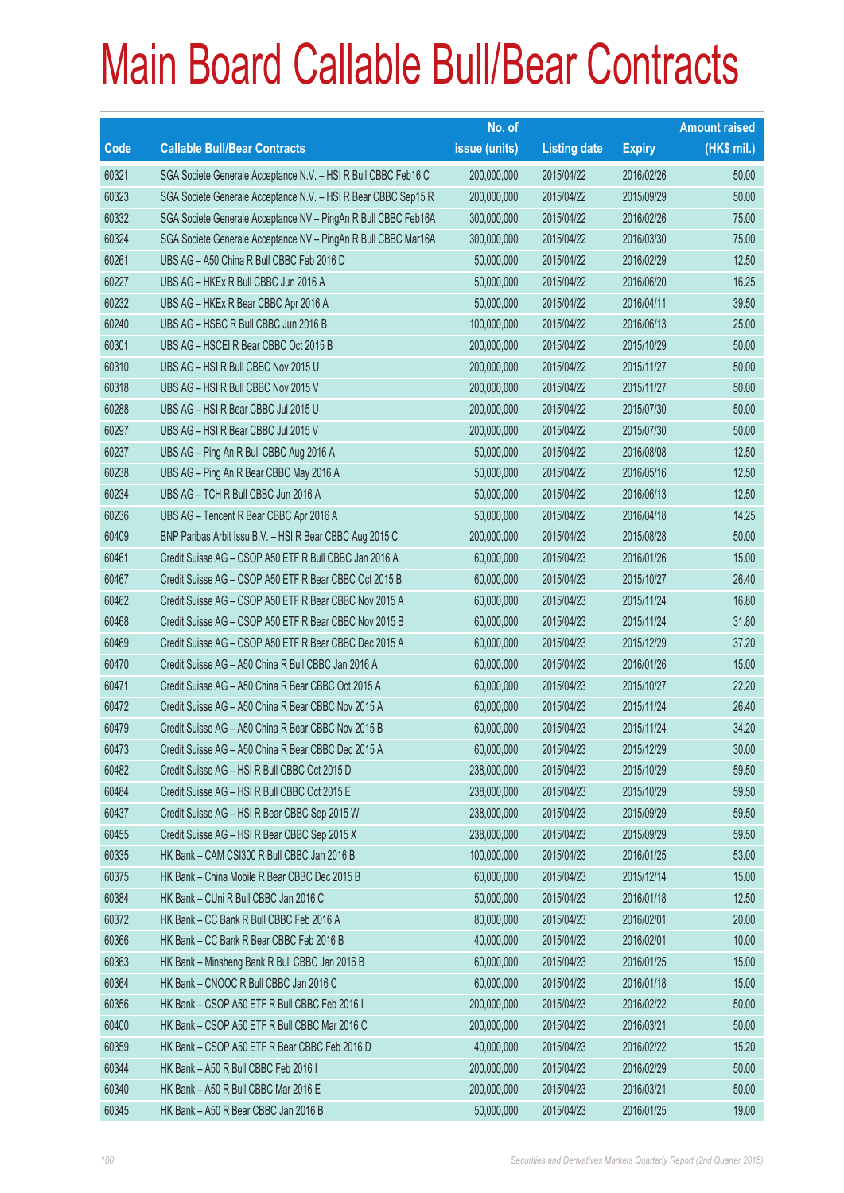# Main Board Callable Bull/Bear Contracts

| Code | Callable Bull/Bear Contracts | No. of issue (units) | Listing date | Expiry | Amount raised (HK$ mil.) |
|---|---|---|---|---|---|
| 60321 | SGA Societe Generale Acceptance N.V. – HSI R Bull CBBC Feb16 C | 200,000,000 | 2015/04/22 | 2016/02/26 | 50.00 |
| 60323 | SGA Societe Generale Acceptance N.V. – HSI R Bear CBBC Sep15 R | 200,000,000 | 2015/04/22 | 2015/09/29 | 50.00 |
| 60332 | SGA Societe Generale Acceptance NV – PingAn R Bull CBBC Feb16A | 300,000,000 | 2015/04/22 | 2016/02/26 | 75.00 |
| 60324 | SGA Societe Generale Acceptance NV – PingAn R Bull CBBC Mar16A | 300,000,000 | 2015/04/22 | 2016/03/30 | 75.00 |
| 60261 | UBS AG – A50 China R Bull CBBC Feb 2016 D | 50,000,000 | 2015/04/22 | 2016/02/29 | 12.50 |
| 60227 | UBS AG – HKEx R Bull CBBC Jun 2016 A | 50,000,000 | 2015/04/22 | 2016/06/20 | 16.25 |
| 60232 | UBS AG – HKEx R Bear CBBC Apr 2016 A | 50,000,000 | 2015/04/22 | 2016/04/11 | 39.50 |
| 60240 | UBS AG – HSBC R Bull CBBC Jun 2016 B | 100,000,000 | 2015/04/22 | 2016/06/13 | 25.00 |
| 60301 | UBS AG – HSCEI R Bear CBBC Oct 2015 B | 200,000,000 | 2015/04/22 | 2015/10/29 | 50.00 |
| 60310 | UBS AG – HSI R Bull CBBC Nov 2015 U | 200,000,000 | 2015/04/22 | 2015/11/27 | 50.00 |
| 60318 | UBS AG – HSI R Bull CBBC Nov 2015 V | 200,000,000 | 2015/04/22 | 2015/11/27 | 50.00 |
| 60288 | UBS AG – HSI R Bear CBBC Jul 2015 U | 200,000,000 | 2015/04/22 | 2015/07/30 | 50.00 |
| 60297 | UBS AG – HSI R Bear CBBC Jul 2015 V | 200,000,000 | 2015/04/22 | 2015/07/30 | 50.00 |
| 60237 | UBS AG – Ping An R Bull CBBC Aug 2016 A | 50,000,000 | 2015/04/22 | 2016/08/08 | 12.50 |
| 60238 | UBS AG – Ping An R Bear CBBC May 2016 A | 50,000,000 | 2015/04/22 | 2016/05/16 | 12.50 |
| 60234 | UBS AG – TCH R Bull CBBC Jun 2016 A | 50,000,000 | 2015/04/22 | 2016/06/13 | 12.50 |
| 60236 | UBS AG – Tencent R Bear CBBC Apr 2016 A | 50,000,000 | 2015/04/22 | 2016/04/18 | 14.25 |
| 60409 | BNP Paribas Arbit Issu B.V. – HSI R Bear CBBC Aug 2015 C | 200,000,000 | 2015/04/23 | 2015/08/28 | 50.00 |
| 60461 | Credit Suisse AG – CSOP A50 ETF R Bull CBBC Jan 2016 A | 60,000,000 | 2015/04/23 | 2016/01/26 | 15.00 |
| 60467 | Credit Suisse AG – CSOP A50 ETF R Bear CBBC Oct 2015 B | 60,000,000 | 2015/04/23 | 2015/10/27 | 26.40 |
| 60462 | Credit Suisse AG – CSOP A50 ETF R Bear CBBC Nov 2015 A | 60,000,000 | 2015/04/23 | 2015/11/24 | 16.80 |
| 60468 | Credit Suisse AG – CSOP A50 ETF R Bear CBBC Nov 2015 B | 60,000,000 | 2015/04/23 | 2015/11/24 | 31.80 |
| 60469 | Credit Suisse AG – CSOP A50 ETF R Bear CBBC Dec 2015 A | 60,000,000 | 2015/04/23 | 2015/12/29 | 37.20 |
| 60470 | Credit Suisse AG – A50 China R Bull CBBC Jan 2016 A | 60,000,000 | 2015/04/23 | 2016/01/26 | 15.00 |
| 60471 | Credit Suisse AG – A50 China R Bear CBBC Oct 2015 A | 60,000,000 | 2015/04/23 | 2015/10/27 | 22.20 |
| 60472 | Credit Suisse AG – A50 China R Bear CBBC Nov 2015 A | 60,000,000 | 2015/04/23 | 2015/11/24 | 26.40 |
| 60479 | Credit Suisse AG – A50 China R Bear CBBC Nov 2015 B | 60,000,000 | 2015/04/23 | 2015/11/24 | 34.20 |
| 60473 | Credit Suisse AG – A50 China R Bear CBBC Dec 2015 A | 60,000,000 | 2015/04/23 | 2015/12/29 | 30.00 |
| 60482 | Credit Suisse AG – HSI R Bull CBBC Oct 2015 D | 238,000,000 | 2015/04/23 | 2015/10/29 | 59.50 |
| 60484 | Credit Suisse AG – HSI R Bull CBBC Oct 2015 E | 238,000,000 | 2015/04/23 | 2015/10/29 | 59.50 |
| 60437 | Credit Suisse AG – HSI R Bear CBBC Sep 2015 W | 238,000,000 | 2015/04/23 | 2015/09/29 | 59.50 |
| 60455 | Credit Suisse AG – HSI R Bear CBBC Sep 2015 X | 238,000,000 | 2015/04/23 | 2015/09/29 | 59.50 |
| 60335 | HK Bank – CAM CSI300 R Bull CBBC Jan 2016 B | 100,000,000 | 2015/04/23 | 2016/01/25 | 53.00 |
| 60375 | HK Bank – China Mobile R Bear CBBC Dec 2015 B | 60,000,000 | 2015/04/23 | 2015/12/14 | 15.00 |
| 60384 | HK Bank – CUni R Bull CBBC Jan 2016 C | 50,000,000 | 2015/04/23 | 2016/01/18 | 12.50 |
| 60372 | HK Bank – CC Bank R Bull CBBC Feb 2016 A | 80,000,000 | 2015/04/23 | 2016/02/01 | 20.00 |
| 60366 | HK Bank – CC Bank R Bear CBBC Feb 2016 B | 40,000,000 | 2015/04/23 | 2016/02/01 | 10.00 |
| 60363 | HK Bank – Minsheng Bank R Bull CBBC Jan 2016 B | 60,000,000 | 2015/04/23 | 2016/01/25 | 15.00 |
| 60364 | HK Bank – CNOOC R Bull CBBC Jan 2016 C | 60,000,000 | 2015/04/23 | 2016/01/18 | 15.00 |
| 60356 | HK Bank – CSOP A50 ETF R Bull CBBC Feb 2016 I | 200,000,000 | 2015/04/23 | 2016/02/22 | 50.00 |
| 60400 | HK Bank – CSOP A50 ETF R Bull CBBC Mar 2016 C | 200,000,000 | 2015/04/23 | 2016/03/21 | 50.00 |
| 60359 | HK Bank – CSOP A50 ETF R Bear CBBC Feb 2016 D | 40,000,000 | 2015/04/23 | 2016/02/22 | 15.20 |
| 60344 | HK Bank – A50 R Bull CBBC Feb 2016 I | 200,000,000 | 2015/04/23 | 2016/02/29 | 50.00 |
| 60340 | HK Bank – A50 R Bull CBBC Mar 2016 E | 200,000,000 | 2015/04/23 | 2016/03/21 | 50.00 |
| 60345 | HK Bank – A50 R Bear CBBC Jan 2016 B | 50,000,000 | 2015/04/23 | 2016/01/25 | 19.00 |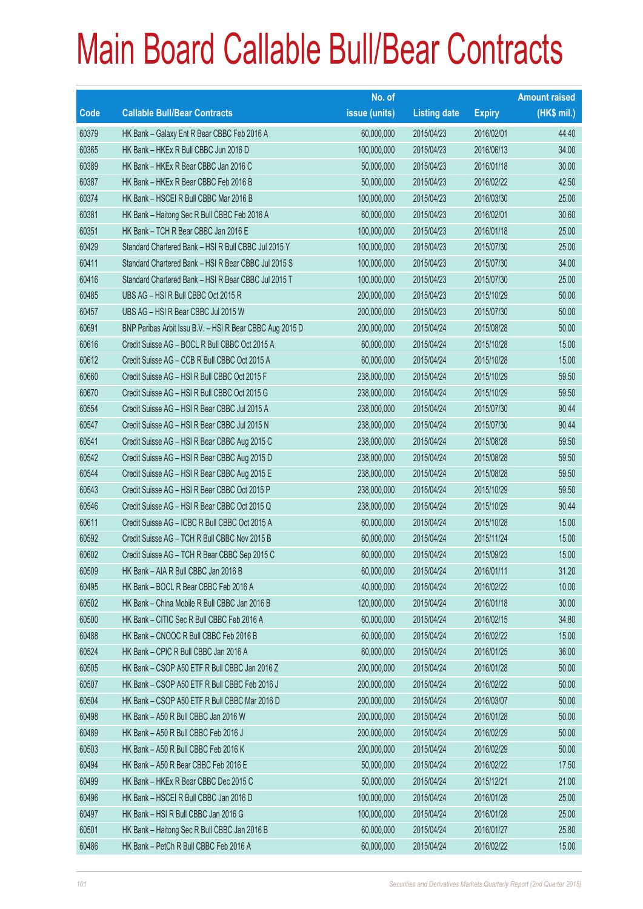# Main Board Callable Bull/Bear Contracts

| Code | Callable Bull/Bear Contracts | No. of issue (units) | Listing date | Expiry | Amount raised (HK$ mil.) |
|---|---|---|---|---|---|
| 60379 | HK Bank – Galaxy Ent R Bear CBBC Feb 2016 A | 60,000,000 | 2015/04/23 | 2016/02/01 | 44.40 |
| 60365 | HK Bank – HKEx R Bull CBBC Jun 2016 D | 100,000,000 | 2015/04/23 | 2016/06/13 | 34.00 |
| 60389 | HK Bank – HKEx R Bear CBBC Jan 2016 C | 50,000,000 | 2015/04/23 | 2016/01/18 | 30.00 |
| 60387 | HK Bank – HKEx R Bear CBBC Feb 2016 B | 50,000,000 | 2015/04/23 | 2016/02/22 | 42.50 |
| 60374 | HK Bank – HSCEI R Bull CBBC Mar 2016 B | 100,000,000 | 2015/04/23 | 2016/03/30 | 25.00 |
| 60381 | HK Bank – Haitong Sec R Bull CBBC Feb 2016 A | 60,000,000 | 2015/04/23 | 2016/02/01 | 30.60 |
| 60351 | HK Bank – TCH R Bear CBBC Jan 2016 E | 100,000,000 | 2015/04/23 | 2016/01/18 | 25.00 |
| 60429 | Standard Chartered Bank – HSI R Bull CBBC Jul 2015 Y | 100,000,000 | 2015/04/23 | 2015/07/30 | 25.00 |
| 60411 | Standard Chartered Bank – HSI R Bear CBBC Jul 2015 S | 100,000,000 | 2015/04/23 | 2015/07/30 | 34.00 |
| 60416 | Standard Chartered Bank – HSI R Bear CBBC Jul 2015 T | 100,000,000 | 2015/04/23 | 2015/07/30 | 25.00 |
| 60485 | UBS AG – HSI R Bull CBBC Oct 2015 R | 200,000,000 | 2015/04/23 | 2015/10/29 | 50.00 |
| 60457 | UBS AG – HSI R Bear CBBC Jul 2015 W | 200,000,000 | 2015/04/23 | 2015/07/30 | 50.00 |
| 60691 | BNP Paribas Arbit Issu B.V. – HSI R Bear CBBC Aug 2015 D | 200,000,000 | 2015/04/24 | 2015/08/28 | 50.00 |
| 60616 | Credit Suisse AG – BOCL R Bull CBBC Oct 2015 A | 60,000,000 | 2015/04/24 | 2015/10/28 | 15.00 |
| 60612 | Credit Suisse AG – CCB R Bull CBBC Oct 2015 A | 60,000,000 | 2015/04/24 | 2015/10/28 | 15.00 |
| 60660 | Credit Suisse AG – HSI R Bull CBBC Oct 2015 F | 238,000,000 | 2015/04/24 | 2015/10/29 | 59.50 |
| 60670 | Credit Suisse AG – HSI R Bull CBBC Oct 2015 G | 238,000,000 | 2015/04/24 | 2015/10/29 | 59.50 |
| 60554 | Credit Suisse AG – HSI R Bear CBBC Jul 2015 A | 238,000,000 | 2015/04/24 | 2015/07/30 | 90.44 |
| 60547 | Credit Suisse AG – HSI R Bear CBBC Jul 2015 N | 238,000,000 | 2015/04/24 | 2015/07/30 | 90.44 |
| 60541 | Credit Suisse AG – HSI R Bear CBBC Aug 2015 C | 238,000,000 | 2015/04/24 | 2015/08/28 | 59.50 |
| 60542 | Credit Suisse AG – HSI R Bear CBBC Aug 2015 D | 238,000,000 | 2015/04/24 | 2015/08/28 | 59.50 |
| 60544 | Credit Suisse AG – HSI R Bear CBBC Aug 2015 E | 238,000,000 | 2015/04/24 | 2015/08/28 | 59.50 |
| 60543 | Credit Suisse AG – HSI R Bear CBBC Oct 2015 P | 238,000,000 | 2015/04/24 | 2015/10/29 | 59.50 |
| 60546 | Credit Suisse AG – HSI R Bear CBBC Oct 2015 Q | 238,000,000 | 2015/04/24 | 2015/10/29 | 90.44 |
| 60611 | Credit Suisse AG – ICBC R Bull CBBC Oct 2015 A | 60,000,000 | 2015/04/24 | 2015/10/28 | 15.00 |
| 60592 | Credit Suisse AG – TCH R Bull CBBC Nov 2015 B | 60,000,000 | 2015/04/24 | 2015/11/24 | 15.00 |
| 60602 | Credit Suisse AG – TCH R Bear CBBC Sep 2015 C | 60,000,000 | 2015/04/24 | 2015/09/23 | 15.00 |
| 60509 | HK Bank – AIA R Bull CBBC Jan 2016 B | 60,000,000 | 2015/04/24 | 2016/01/11 | 31.20 |
| 60495 | HK Bank – BOCL R Bear CBBC Feb 2016 A | 40,000,000 | 2015/04/24 | 2016/02/22 | 10.00 |
| 60502 | HK Bank – China Mobile R Bull CBBC Jan 2016 B | 120,000,000 | 2015/04/24 | 2016/01/18 | 30.00 |
| 60500 | HK Bank – CITIC Sec R Bull CBBC Feb 2016 A | 60,000,000 | 2015/04/24 | 2016/02/15 | 34.80 |
| 60488 | HK Bank – CNOOC R Bull CBBC Feb 2016 B | 60,000,000 | 2015/04/24 | 2016/02/22 | 15.00 |
| 60524 | HK Bank – CPIC R Bull CBBC Jan 2016 A | 60,000,000 | 2015/04/24 | 2016/01/25 | 36.00 |
| 60505 | HK Bank – CSOP A50 ETF R Bull CBBC Jan 2016 Z | 200,000,000 | 2015/04/24 | 2016/01/28 | 50.00 |
| 60507 | HK Bank – CSOP A50 ETF R Bull CBBC Feb 2016 J | 200,000,000 | 2015/04/24 | 2016/02/22 | 50.00 |
| 60504 | HK Bank – CSOP A50 ETF R Bull CBBC Mar 2016 D | 200,000,000 | 2015/04/24 | 2016/03/07 | 50.00 |
| 60498 | HK Bank – A50 R Bull CBBC Jan 2016 W | 200,000,000 | 2015/04/24 | 2016/01/28 | 50.00 |
| 60489 | HK Bank – A50 R Bull CBBC Feb 2016 J | 200,000,000 | 2015/04/24 | 2016/02/29 | 50.00 |
| 60503 | HK Bank – A50 R Bull CBBC Feb 2016 K | 200,000,000 | 2015/04/24 | 2016/02/29 | 50.00 |
| 60494 | HK Bank – A50 R Bear CBBC Feb 2016 E | 50,000,000 | 2015/04/24 | 2016/02/22 | 17.50 |
| 60499 | HK Bank – HKEx R Bear CBBC Dec 2015 C | 50,000,000 | 2015/04/24 | 2015/12/21 | 21.00 |
| 60496 | HK Bank – HSCEI R Bull CBBC Jan 2016 D | 100,000,000 | 2015/04/24 | 2016/01/28 | 25.00 |
| 60497 | HK Bank – HSI R Bull CBBC Jan 2016 G | 100,000,000 | 2015/04/24 | 2016/01/28 | 25.00 |
| 60501 | HK Bank – Haitong Sec R Bull CBBC Jan 2016 B | 60,000,000 | 2015/04/24 | 2016/01/27 | 25.80 |
| 60486 | HK Bank – PetCh R Bull CBBC Feb 2016 A | 60,000,000 | 2015/04/24 | 2016/02/22 | 15.00 |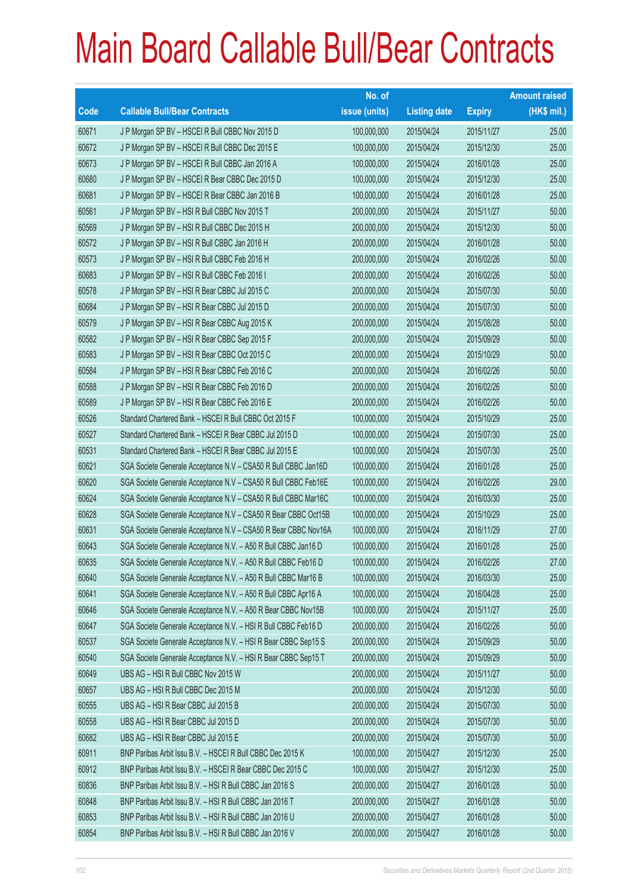# Main Board Callable Bull/Bear Contracts

| Code | Callable Bull/Bear Contracts | No. of issue (units) | Listing date | Expiry | Amount raised (HK$ mil.) |
|---|---|---|---|---|---|
| 60671 | J P Morgan SP BV – HSCEI R Bull CBBC Nov 2015 D | 100,000,000 | 2015/04/24 | 2015/11/27 | 25.00 |
| 60672 | J P Morgan SP BV – HSCEI R Bull CBBC Dec 2015 E | 100,000,000 | 2015/04/24 | 2015/12/30 | 25.00 |
| 60673 | J P Morgan SP BV – HSCEI R Bull CBBC Jan 2016 A | 100,000,000 | 2015/04/24 | 2016/01/28 | 25.00 |
| 60680 | J P Morgan SP BV – HSCEI R Bear CBBC Dec 2015 D | 100,000,000 | 2015/04/24 | 2015/12/30 | 25.00 |
| 60681 | J P Morgan SP BV – HSCEI R Bear CBBC Jan 2016 B | 100,000,000 | 2015/04/24 | 2016/01/28 | 25.00 |
| 60561 | J P Morgan SP BV – HSI R Bull CBBC Nov 2015 T | 200,000,000 | 2015/04/24 | 2015/11/27 | 50.00 |
| 60569 | J P Morgan SP BV – HSI R Bull CBBC Dec 2015 H | 200,000,000 | 2015/04/24 | 2015/12/30 | 50.00 |
| 60572 | J P Morgan SP BV – HSI R Bull CBBC Jan 2016 H | 200,000,000 | 2015/04/24 | 2016/01/28 | 50.00 |
| 60573 | J P Morgan SP BV – HSI R Bull CBBC Feb 2016 H | 200,000,000 | 2015/04/24 | 2016/02/26 | 50.00 |
| 60683 | J P Morgan SP BV – HSI R Bull CBBC Feb 2016 I | 200,000,000 | 2015/04/24 | 2016/02/26 | 50.00 |
| 60578 | J P Morgan SP BV – HSI R Bear CBBC Jul 2015 C | 200,000,000 | 2015/04/24 | 2015/07/30 | 50.00 |
| 60684 | J P Morgan SP BV – HSI R Bear CBBC Jul 2015 D | 200,000,000 | 2015/04/24 | 2015/07/30 | 50.00 |
| 60579 | J P Morgan SP BV – HSI R Bear CBBC Aug 2015 K | 200,000,000 | 2015/04/24 | 2015/08/28 | 50.00 |
| 60582 | J P Morgan SP BV – HSI R Bear CBBC Sep 2015 F | 200,000,000 | 2015/04/24 | 2015/09/29 | 50.00 |
| 60583 | J P Morgan SP BV – HSI R Bear CBBC Oct 2015 C | 200,000,000 | 2015/04/24 | 2015/10/29 | 50.00 |
| 60584 | J P Morgan SP BV – HSI R Bear CBBC Feb 2016 C | 200,000,000 | 2015/04/24 | 2016/02/26 | 50.00 |
| 60588 | J P Morgan SP BV – HSI R Bear CBBC Feb 2016 D | 200,000,000 | 2015/04/24 | 2016/02/26 | 50.00 |
| 60589 | J P Morgan SP BV – HSI R Bear CBBC Feb 2016 E | 200,000,000 | 2015/04/24 | 2016/02/26 | 50.00 |
| 60526 | Standard Chartered Bank – HSCEI R Bull CBBC Oct 2015 F | 100,000,000 | 2015/04/24 | 2015/10/29 | 25.00 |
| 60527 | Standard Chartered Bank – HSCEI R Bear CBBC Jul 2015 D | 100,000,000 | 2015/04/24 | 2015/07/30 | 25.00 |
| 60531 | Standard Chartered Bank – HSCEI R Bear CBBC Jul 2015 E | 100,000,000 | 2015/04/24 | 2015/07/30 | 25.00 |
| 60621 | SGA Societe Generale Acceptance N.V – CSA50 R Bull CBBC Jan16D | 100,000,000 | 2015/04/24 | 2016/01/28 | 25.00 |
| 60620 | SGA Societe Generale Acceptance N.V – CSA50 R Bull CBBC Feb16E | 100,000,000 | 2015/04/24 | 2016/02/26 | 29.00 |
| 60624 | SGA Societe Generale Acceptance N.V – CSA50 R Bull CBBC Mar16C | 100,000,000 | 2015/04/24 | 2016/03/30 | 25.00 |
| 60628 | SGA Societe Generale Acceptance N.V – CSA50 R Bear CBBC Oct15B | 100,000,000 | 2015/04/24 | 2015/10/29 | 25.00 |
| 60631 | SGA Societe Generale Acceptance N.V – CSA50 R Bear CBBC Nov16A | 100,000,000 | 2015/04/24 | 2016/11/29 | 27.00 |
| 60643 | SGA Societe Generale Acceptance N.V. – A50 R Bull CBBC Jan16 D | 100,000,000 | 2015/04/24 | 2016/01/28 | 25.00 |
| 60635 | SGA Societe Generale Acceptance N.V. – A50 R Bull CBBC Feb16 D | 100,000,000 | 2015/04/24 | 2016/02/26 | 27.00 |
| 60640 | SGA Societe Generale Acceptance N.V. – A50 R Bull CBBC Mar16 B | 100,000,000 | 2015/04/24 | 2016/03/30 | 25.00 |
| 60641 | SGA Societe Generale Acceptance N.V. – A50 R Bull CBBC Apr16 A | 100,000,000 | 2015/04/24 | 2016/04/28 | 25.00 |
| 60646 | SGA Societe Generale Acceptance N.V. – A50 R Bear CBBC Nov15B | 100,000,000 | 2015/04/24 | 2015/11/27 | 25.00 |
| 60647 | SGA Societe Generale Acceptance N.V. – HSI R Bull CBBC Feb16 D | 200,000,000 | 2015/04/24 | 2016/02/26 | 50.00 |
| 60537 | SGA Societe Generale Acceptance N.V. – HSI R Bear CBBC Sep15 S | 200,000,000 | 2015/04/24 | 2015/09/29 | 50.00 |
| 60540 | SGA Societe Generale Acceptance N.V. – HSI R Bear CBBC Sep15 T | 200,000,000 | 2015/04/24 | 2015/09/29 | 50.00 |
| 60649 | UBS AG – HSI R Bull CBBC Nov 2015 W | 200,000,000 | 2015/04/24 | 2015/11/27 | 50.00 |
| 60657 | UBS AG – HSI R Bull CBBC Dec 2015 M | 200,000,000 | 2015/04/24 | 2015/12/30 | 50.00 |
| 60555 | UBS AG – HSI R Bear CBBC Jul 2015 B | 200,000,000 | 2015/04/24 | 2015/07/30 | 50.00 |
| 60558 | UBS AG – HSI R Bear CBBC Jul 2015 D | 200,000,000 | 2015/04/24 | 2015/07/30 | 50.00 |
| 60682 | UBS AG – HSI R Bear CBBC Jul 2015 E | 200,000,000 | 2015/04/24 | 2015/07/30 | 50.00 |
| 60911 | BNP Paribas Arbit Issu B.V. – HSCEI R Bull CBBC Dec 2015 K | 100,000,000 | 2015/04/27 | 2015/12/30 | 25.00 |
| 60912 | BNP Paribas Arbit Issu B.V. – HSCEI R Bear CBBC Dec 2015 C | 100,000,000 | 2015/04/27 | 2015/12/30 | 25.00 |
| 60836 | BNP Paribas Arbit Issu B.V. – HSI R Bull CBBC Jan 2016 S | 200,000,000 | 2015/04/27 | 2016/01/28 | 50.00 |
| 60848 | BNP Paribas Arbit Issu B.V. – HSI R Bull CBBC Jan 2016 T | 200,000,000 | 2015/04/27 | 2016/01/28 | 50.00 |
| 60853 | BNP Paribas Arbit Issu B.V. – HSI R Bull CBBC Jan 2016 U | 200,000,000 | 2015/04/27 | 2016/01/28 | 50.00 |
| 60854 | BNP Paribas Arbit Issu B.V. – HSI R Bull CBBC Jan 2016 V | 200,000,000 | 2015/04/27 | 2016/01/28 | 50.00 |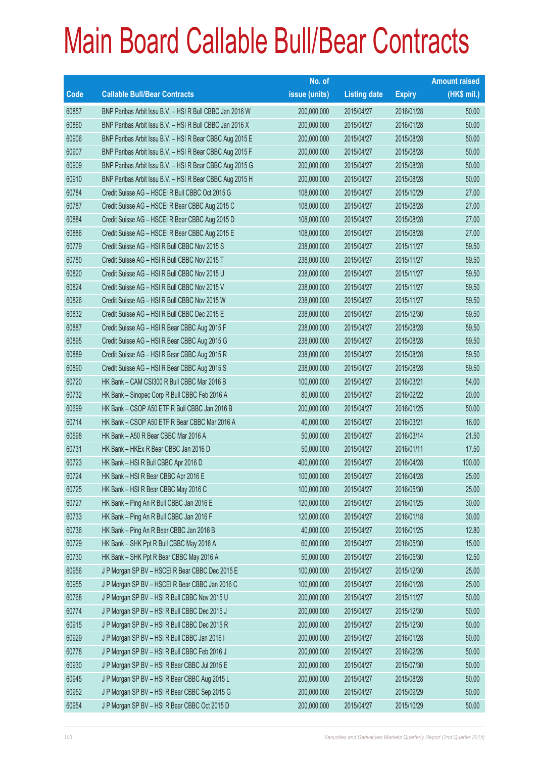# Main Board Callable Bull/Bear Contracts

| Code | Callable Bull/Bear Contracts | No. of issue (units) | Listing date | Expiry | Amount raised (HK$ mil.) |
|---|---|---|---|---|---|
| 60857 | BNP Paribas Arbit Issu B.V. – HSI R Bull CBBC Jan 2016 W | 200,000,000 | 2015/04/27 | 2016/01/28 | 50.00 |
| 60860 | BNP Paribas Arbit Issu B.V. – HSI R Bull CBBC Jan 2016 X | 200,000,000 | 2015/04/27 | 2016/01/28 | 50.00 |
| 60906 | BNP Paribas Arbit Issu B.V. – HSI R Bear CBBC Aug 2015 E | 200,000,000 | 2015/04/27 | 2015/08/28 | 50.00 |
| 60907 | BNP Paribas Arbit Issu B.V. – HSI R Bear CBBC Aug 2015 F | 200,000,000 | 2015/04/27 | 2015/08/28 | 50.00 |
| 60909 | BNP Paribas Arbit Issu B.V. – HSI R Bear CBBC Aug 2015 G | 200,000,000 | 2015/04/27 | 2015/08/28 | 50.00 |
| 60910 | BNP Paribas Arbit Issu B.V. – HSI R Bear CBBC Aug 2015 H | 200,000,000 | 2015/04/27 | 2015/08/28 | 50.00 |
| 60784 | Credit Suisse AG – HSCEI R Bull CBBC Oct 2015 G | 108,000,000 | 2015/04/27 | 2015/10/29 | 27.00 |
| 60787 | Credit Suisse AG – HSCEI R Bear CBBC Aug 2015 C | 108,000,000 | 2015/04/27 | 2015/08/28 | 27.00 |
| 60884 | Credit Suisse AG – HSCEI R Bear CBBC Aug 2015 D | 108,000,000 | 2015/04/27 | 2015/08/28 | 27.00 |
| 60886 | Credit Suisse AG – HSCEI R Bear CBBC Aug 2015 E | 108,000,000 | 2015/04/27 | 2015/08/28 | 27.00 |
| 60779 | Credit Suisse AG – HSI R Bull CBBC Nov 2015 S | 238,000,000 | 2015/04/27 | 2015/11/27 | 59.50 |
| 60780 | Credit Suisse AG – HSI R Bull CBBC Nov 2015 T | 238,000,000 | 2015/04/27 | 2015/11/27 | 59.50 |
| 60820 | Credit Suisse AG – HSI R Bull CBBC Nov 2015 U | 238,000,000 | 2015/04/27 | 2015/11/27 | 59.50 |
| 60824 | Credit Suisse AG – HSI R Bull CBBC Nov 2015 V | 238,000,000 | 2015/04/27 | 2015/11/27 | 59.50 |
| 60826 | Credit Suisse AG – HSI R Bull CBBC Nov 2015 W | 238,000,000 | 2015/04/27 | 2015/11/27 | 59.50 |
| 60832 | Credit Suisse AG – HSI R Bull CBBC Dec 2015 E | 238,000,000 | 2015/04/27 | 2015/12/30 | 59.50 |
| 60887 | Credit Suisse AG – HSI R Bear CBBC Aug 2015 F | 238,000,000 | 2015/04/27 | 2015/08/28 | 59.50 |
| 60895 | Credit Suisse AG – HSI R Bear CBBC Aug 2015 G | 238,000,000 | 2015/04/27 | 2015/08/28 | 59.50 |
| 60889 | Credit Suisse AG – HSI R Bear CBBC Aug 2015 R | 238,000,000 | 2015/04/27 | 2015/08/28 | 59.50 |
| 60890 | Credit Suisse AG – HSI R Bear CBBC Aug 2015 S | 238,000,000 | 2015/04/27 | 2015/08/28 | 59.50 |
| 60720 | HK Bank – CAM CSI300 R Bull CBBC Mar 2016 B | 100,000,000 | 2015/04/27 | 2016/03/21 | 54.00 |
| 60732 | HK Bank – Sinopec Corp R Bull CBBC Feb 2016 A | 80,000,000 | 2015/04/27 | 2016/02/22 | 20.00 |
| 60699 | HK Bank – CSOP A50 ETF R Bull CBBC Jan 2016 B | 200,000,000 | 2015/04/27 | 2016/01/25 | 50.00 |
| 60714 | HK Bank – CSOP A50 ETF R Bear CBBC Mar 2016 A | 40,000,000 | 2015/04/27 | 2016/03/21 | 16.00 |
| 60698 | HK Bank – A50 R Bear CBBC Mar 2016 A | 50,000,000 | 2015/04/27 | 2016/03/14 | 21.50 |
| 60731 | HK Bank – HKEx R Bear CBBC Jan 2016 D | 50,000,000 | 2015/04/27 | 2016/01/11 | 17.50 |
| 60723 | HK Bank – HSI R Bull CBBC Apr 2016 D | 400,000,000 | 2015/04/27 | 2016/04/28 | 100.00 |
| 60724 | HK Bank – HSI R Bear CBBC Apr 2016 E | 100,000,000 | 2015/04/27 | 2016/04/28 | 25.00 |
| 60725 | HK Bank – HSI R Bear CBBC May 2016 C | 100,000,000 | 2015/04/27 | 2016/05/30 | 25.00 |
| 60727 | HK Bank – Ping An R Bull CBBC Jan 2016 E | 120,000,000 | 2015/04/27 | 2016/01/25 | 30.00 |
| 60733 | HK Bank – Ping An R Bull CBBC Jan 2016 F | 120,000,000 | 2015/04/27 | 2016/01/18 | 30.00 |
| 60736 | HK Bank – Ping An R Bear CBBC Jan 2016 B | 40,000,000 | 2015/04/27 | 2016/01/25 | 12.80 |
| 60729 | HK Bank – SHK Ppt R Bull CBBC May 2016 A | 60,000,000 | 2015/04/27 | 2016/05/30 | 15.00 |
| 60730 | HK Bank – SHK Ppt R Bear CBBC May 2016 A | 50,000,000 | 2015/04/27 | 2016/05/30 | 12.50 |
| 60956 | J P Morgan SP BV – HSCEI R Bear CBBC Dec 2015 E | 100,000,000 | 2015/04/27 | 2015/12/30 | 25.00 |
| 60955 | J P Morgan SP BV – HSCEI R Bear CBBC Jan 2016 C | 100,000,000 | 2015/04/27 | 2016/01/28 | 25.00 |
| 60768 | J P Morgan SP BV – HSI R Bull CBBC Nov 2015 U | 200,000,000 | 2015/04/27 | 2015/11/27 | 50.00 |
| 60774 | J P Morgan SP BV – HSI R Bull CBBC Dec 2015 J | 200,000,000 | 2015/04/27 | 2015/12/30 | 50.00 |
| 60915 | J P Morgan SP BV – HSI R Bull CBBC Dec 2015 R | 200,000,000 | 2015/04/27 | 2015/12/30 | 50.00 |
| 60929 | J P Morgan SP BV – HSI R Bull CBBC Jan 2016 I | 200,000,000 | 2015/04/27 | 2016/01/28 | 50.00 |
| 60778 | J P Morgan SP BV – HSI R Bull CBBC Feb 2016 J | 200,000,000 | 2015/04/27 | 2016/02/26 | 50.00 |
| 60930 | J P Morgan SP BV – HSI R Bear CBBC Jul 2015 E | 200,000,000 | 2015/04/27 | 2015/07/30 | 50.00 |
| 60945 | J P Morgan SP BV – HSI R Bear CBBC Aug 2015 L | 200,000,000 | 2015/04/27 | 2015/08/28 | 50.00 |
| 60952 | J P Morgan SP BV – HSI R Bear CBBC Sep 2015 G | 200,000,000 | 2015/04/27 | 2015/09/29 | 50.00 |
| 60954 | J P Morgan SP BV – HSI R Bear CBBC Oct 2015 D | 200,000,000 | 2015/04/27 | 2015/10/29 | 50.00 |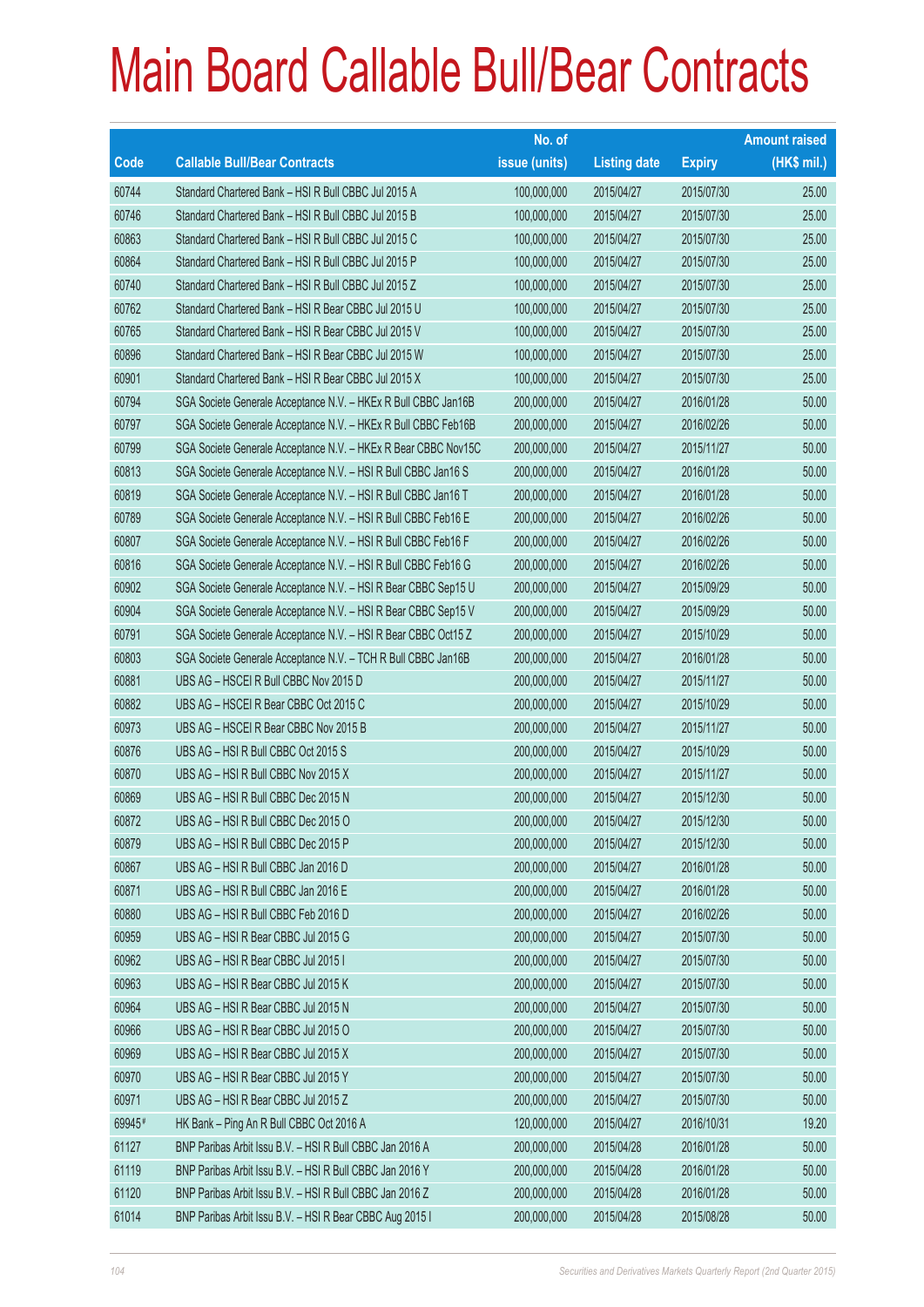# Main Board Callable Bull/Bear Contracts

| Code | Callable Bull/Bear Contracts | No. of issue (units) | Listing date | Expiry | Amount raised (HK$ mil.) |
|---|---|---|---|---|---|
| 60744 | Standard Chartered Bank – HSI R Bull CBBC Jul 2015 A | 100,000,000 | 2015/04/27 | 2015/07/30 | 25.00 |
| 60746 | Standard Chartered Bank – HSI R Bull CBBC Jul 2015 B | 100,000,000 | 2015/04/27 | 2015/07/30 | 25.00 |
| 60863 | Standard Chartered Bank – HSI R Bull CBBC Jul 2015 C | 100,000,000 | 2015/04/27 | 2015/07/30 | 25.00 |
| 60864 | Standard Chartered Bank – HSI R Bull CBBC Jul 2015 P | 100,000,000 | 2015/04/27 | 2015/07/30 | 25.00 |
| 60740 | Standard Chartered Bank – HSI R Bull CBBC Jul 2015 Z | 100,000,000 | 2015/04/27 | 2015/07/30 | 25.00 |
| 60762 | Standard Chartered Bank – HSI R Bear CBBC Jul 2015 U | 100,000,000 | 2015/04/27 | 2015/07/30 | 25.00 |
| 60765 | Standard Chartered Bank – HSI R Bear CBBC Jul 2015 V | 100,000,000 | 2015/04/27 | 2015/07/30 | 25.00 |
| 60896 | Standard Chartered Bank – HSI R Bear CBBC Jul 2015 W | 100,000,000 | 2015/04/27 | 2015/07/30 | 25.00 |
| 60901 | Standard Chartered Bank – HSI R Bear CBBC Jul 2015 X | 100,000,000 | 2015/04/27 | 2015/07/30 | 25.00 |
| 60794 | SGA Societe Generale Acceptance N.V. – HKEx R Bull CBBC Jan16B | 200,000,000 | 2015/04/27 | 2016/01/28 | 50.00 |
| 60797 | SGA Societe Generale Acceptance N.V. – HKEx R Bull CBBC Feb16B | 200,000,000 | 2015/04/27 | 2016/02/26 | 50.00 |
| 60799 | SGA Societe Generale Acceptance N.V. – HKEx R Bear CBBC Nov15C | 200,000,000 | 2015/04/27 | 2015/11/27 | 50.00 |
| 60813 | SGA Societe Generale Acceptance N.V. – HSI R Bull CBBC Jan16 S | 200,000,000 | 2015/04/27 | 2016/01/28 | 50.00 |
| 60819 | SGA Societe Generale Acceptance N.V. – HSI R Bull CBBC Jan16 T | 200,000,000 | 2015/04/27 | 2016/01/28 | 50.00 |
| 60789 | SGA Societe Generale Acceptance N.V. – HSI R Bull CBBC Feb16 E | 200,000,000 | 2015/04/27 | 2016/02/26 | 50.00 |
| 60807 | SGA Societe Generale Acceptance N.V. – HSI R Bull CBBC Feb16 F | 200,000,000 | 2015/04/27 | 2016/02/26 | 50.00 |
| 60816 | SGA Societe Generale Acceptance N.V. – HSI R Bull CBBC Feb16 G | 200,000,000 | 2015/04/27 | 2016/02/26 | 50.00 |
| 60902 | SGA Societe Generale Acceptance N.V. – HSI R Bear CBBC Sep15 U | 200,000,000 | 2015/04/27 | 2015/09/29 | 50.00 |
| 60904 | SGA Societe Generale Acceptance N.V. – HSI R Bear CBBC Sep15 V | 200,000,000 | 2015/04/27 | 2015/09/29 | 50.00 |
| 60791 | SGA Societe Generale Acceptance N.V. – HSI R Bear CBBC Oct15 Z | 200,000,000 | 2015/04/27 | 2015/10/29 | 50.00 |
| 60803 | SGA Societe Generale Acceptance N.V. – TCH R Bull CBBC Jan16B | 200,000,000 | 2015/04/27 | 2016/01/28 | 50.00 |
| 60881 | UBS AG – HSCEI R Bull CBBC Nov 2015 D | 200,000,000 | 2015/04/27 | 2015/11/27 | 50.00 |
| 60882 | UBS AG – HSCEI R Bear CBBC Oct 2015 C | 200,000,000 | 2015/04/27 | 2015/10/29 | 50.00 |
| 60973 | UBS AG – HSCEI R Bear CBBC Nov 2015 B | 200,000,000 | 2015/04/27 | 2015/11/27 | 50.00 |
| 60876 | UBS AG – HSI R Bull CBBC Oct 2015 S | 200,000,000 | 2015/04/27 | 2015/10/29 | 50.00 |
| 60870 | UBS AG – HSI R Bull CBBC Nov 2015 X | 200,000,000 | 2015/04/27 | 2015/11/27 | 50.00 |
| 60869 | UBS AG – HSI R Bull CBBC Dec 2015 N | 200,000,000 | 2015/04/27 | 2015/12/30 | 50.00 |
| 60872 | UBS AG – HSI R Bull CBBC Dec 2015 O | 200,000,000 | 2015/04/27 | 2015/12/30 | 50.00 |
| 60879 | UBS AG – HSI R Bull CBBC Dec 2015 P | 200,000,000 | 2015/04/27 | 2015/12/30 | 50.00 |
| 60867 | UBS AG – HSI R Bull CBBC Jan 2016 D | 200,000,000 | 2015/04/27 | 2016/01/28 | 50.00 |
| 60871 | UBS AG – HSI R Bull CBBC Jan 2016 E | 200,000,000 | 2015/04/27 | 2016/01/28 | 50.00 |
| 60880 | UBS AG – HSI R Bull CBBC Feb 2016 D | 200,000,000 | 2015/04/27 | 2016/02/26 | 50.00 |
| 60959 | UBS AG – HSI R Bear CBBC Jul 2015 G | 200,000,000 | 2015/04/27 | 2015/07/30 | 50.00 |
| 60962 | UBS AG – HSI R Bear CBBC Jul 2015 I | 200,000,000 | 2015/04/27 | 2015/07/30 | 50.00 |
| 60963 | UBS AG – HSI R Bear CBBC Jul 2015 K | 200,000,000 | 2015/04/27 | 2015/07/30 | 50.00 |
| 60964 | UBS AG – HSI R Bear CBBC Jul 2015 N | 200,000,000 | 2015/04/27 | 2015/07/30 | 50.00 |
| 60966 | UBS AG – HSI R Bear CBBC Jul 2015 O | 200,000,000 | 2015/04/27 | 2015/07/30 | 50.00 |
| 60969 | UBS AG – HSI R Bear CBBC Jul 2015 X | 200,000,000 | 2015/04/27 | 2015/07/30 | 50.00 |
| 60970 | UBS AG – HSI R Bear CBBC Jul 2015 Y | 200,000,000 | 2015/04/27 | 2015/07/30 | 50.00 |
| 60971 | UBS AG – HSI R Bear CBBC Jul 2015 Z | 200,000,000 | 2015/04/27 | 2015/07/30 | 50.00 |
| 69945# | HK Bank – Ping An R Bull CBBC Oct 2016 A | 120,000,000 | 2015/04/27 | 2016/10/31 | 19.20 |
| 61127 | BNP Paribas Arbit Issu B.V. – HSI R Bull CBBC Jan 2016 A | 200,000,000 | 2015/04/28 | 2016/01/28 | 50.00 |
| 61119 | BNP Paribas Arbit Issu B.V. – HSI R Bull CBBC Jan 2016 Y | 200,000,000 | 2015/04/28 | 2016/01/28 | 50.00 |
| 61120 | BNP Paribas Arbit Issu B.V. – HSI R Bull CBBC Jan 2016 Z | 200,000,000 | 2015/04/28 | 2016/01/28 | 50.00 |
| 61014 | BNP Paribas Arbit Issu B.V. – HSI R Bear CBBC Aug 2015 I | 200,000,000 | 2015/04/28 | 2015/08/28 | 50.00 |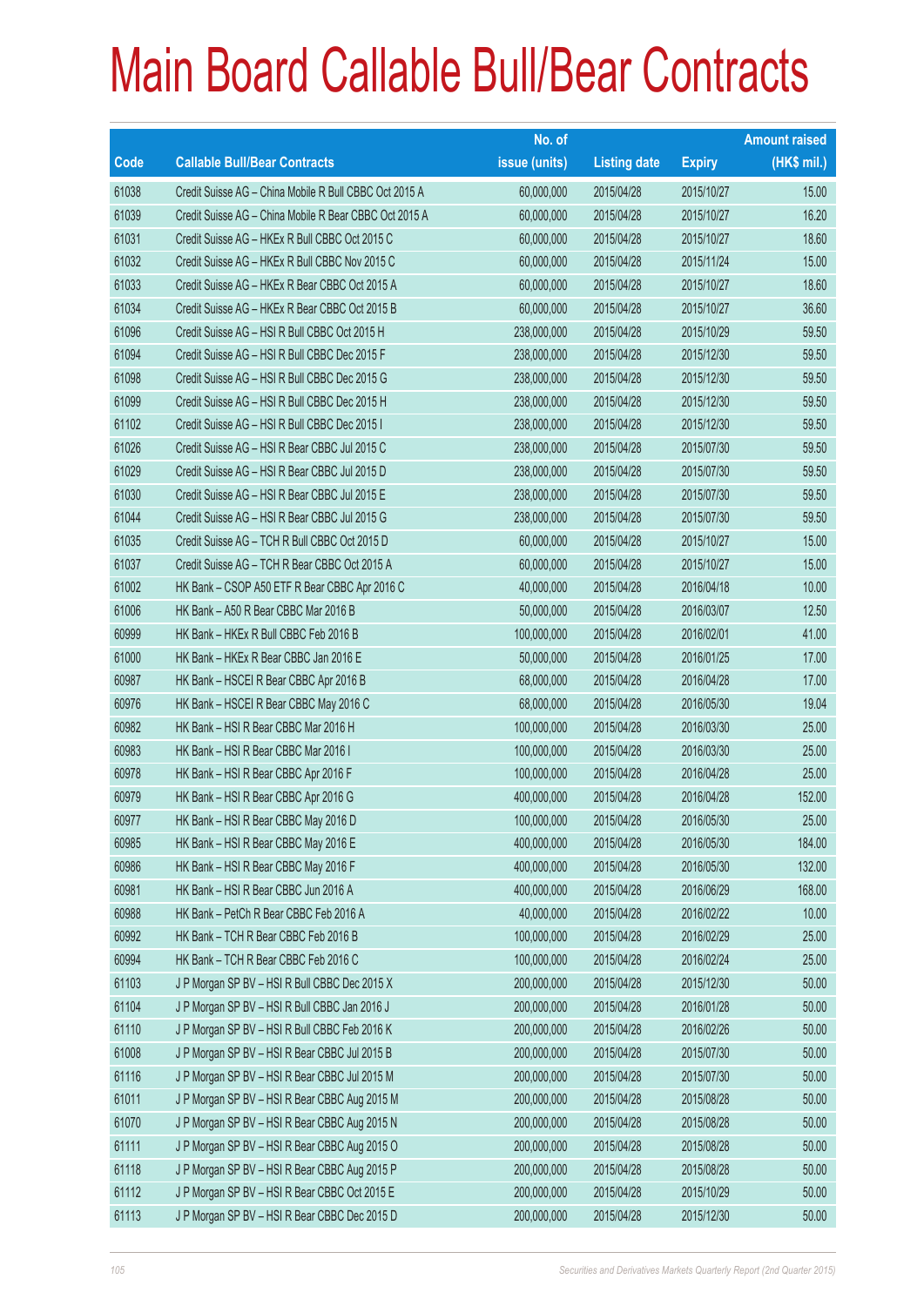# Main Board Callable Bull/Bear Contracts

| Code | Callable Bull/Bear Contracts | No. of issue (units) | Listing date | Expiry | Amount raised (HK$ mil.) |
|---|---|---|---|---|---|
| 61038 | Credit Suisse AG – China Mobile R Bull CBBC Oct 2015 A | 60,000,000 | 2015/04/28 | 2015/10/27 | 15.00 |
| 61039 | Credit Suisse AG – China Mobile R Bear CBBC Oct 2015 A | 60,000,000 | 2015/04/28 | 2015/10/27 | 16.20 |
| 61031 | Credit Suisse AG – HKEx R Bull CBBC Oct 2015 C | 60,000,000 | 2015/04/28 | 2015/10/27 | 18.60 |
| 61032 | Credit Suisse AG – HKEx R Bull CBBC Nov 2015 C | 60,000,000 | 2015/04/28 | 2015/11/24 | 15.00 |
| 61033 | Credit Suisse AG – HKEx R Bear CBBC Oct 2015 A | 60,000,000 | 2015/04/28 | 2015/10/27 | 18.60 |
| 61034 | Credit Suisse AG – HKEx R Bear CBBC Oct 2015 B | 60,000,000 | 2015/04/28 | 2015/10/27 | 36.60 |
| 61096 | Credit Suisse AG – HSI R Bull CBBC Oct 2015 H | 238,000,000 | 2015/04/28 | 2015/10/29 | 59.50 |
| 61094 | Credit Suisse AG – HSI R Bull CBBC Dec 2015 F | 238,000,000 | 2015/04/28 | 2015/12/30 | 59.50 |
| 61098 | Credit Suisse AG – HSI R Bull CBBC Dec 2015 G | 238,000,000 | 2015/04/28 | 2015/12/30 | 59.50 |
| 61099 | Credit Suisse AG – HSI R Bull CBBC Dec 2015 H | 238,000,000 | 2015/04/28 | 2015/12/30 | 59.50 |
| 61102 | Credit Suisse AG – HSI R Bull CBBC Dec 2015 I | 238,000,000 | 2015/04/28 | 2015/12/30 | 59.50 |
| 61026 | Credit Suisse AG – HSI R Bear CBBC Jul 2015 C | 238,000,000 | 2015/04/28 | 2015/07/30 | 59.50 |
| 61029 | Credit Suisse AG – HSI R Bear CBBC Jul 2015 D | 238,000,000 | 2015/04/28 | 2015/07/30 | 59.50 |
| 61030 | Credit Suisse AG – HSI R Bear CBBC Jul 2015 E | 238,000,000 | 2015/04/28 | 2015/07/30 | 59.50 |
| 61044 | Credit Suisse AG – HSI R Bear CBBC Jul 2015 G | 238,000,000 | 2015/04/28 | 2015/07/30 | 59.50 |
| 61035 | Credit Suisse AG – TCH R Bull CBBC Oct 2015 D | 60,000,000 | 2015/04/28 | 2015/10/27 | 15.00 |
| 61037 | Credit Suisse AG – TCH R Bear CBBC Oct 2015 A | 60,000,000 | 2015/04/28 | 2015/10/27 | 15.00 |
| 61002 | HK Bank – CSOP A50 ETF R Bear CBBC Apr 2016 C | 40,000,000 | 2015/04/28 | 2016/04/18 | 10.00 |
| 61006 | HK Bank – A50 R Bear CBBC Mar 2016 B | 50,000,000 | 2015/04/28 | 2016/03/07 | 12.50 |
| 60999 | HK Bank – HKEx R Bull CBBC Feb 2016 B | 100,000,000 | 2015/04/28 | 2016/02/01 | 41.00 |
| 61000 | HK Bank – HKEx R Bear CBBC Jan 2016 E | 50,000,000 | 2015/04/28 | 2016/01/25 | 17.00 |
| 60987 | HK Bank – HSCEI R Bear CBBC Apr 2016 B | 68,000,000 | 2015/04/28 | 2016/04/28 | 17.00 |
| 60976 | HK Bank – HSCEI R Bear CBBC May 2016 C | 68,000,000 | 2015/04/28 | 2016/05/30 | 19.04 |
| 60982 | HK Bank – HSI R Bear CBBC Mar 2016 H | 100,000,000 | 2015/04/28 | 2016/03/30 | 25.00 |
| 60983 | HK Bank – HSI R Bear CBBC Mar 2016 I | 100,000,000 | 2015/04/28 | 2016/03/30 | 25.00 |
| 60978 | HK Bank – HSI R Bear CBBC Apr 2016 F | 100,000,000 | 2015/04/28 | 2016/04/28 | 25.00 |
| 60979 | HK Bank – HSI R Bear CBBC Apr 2016 G | 400,000,000 | 2015/04/28 | 2016/04/28 | 152.00 |
| 60977 | HK Bank – HSI R Bear CBBC May 2016 D | 100,000,000 | 2015/04/28 | 2016/05/30 | 25.00 |
| 60985 | HK Bank – HSI R Bear CBBC May 2016 E | 400,000,000 | 2015/04/28 | 2016/05/30 | 184.00 |
| 60986 | HK Bank – HSI R Bear CBBC May 2016 F | 400,000,000 | 2015/04/28 | 2016/05/30 | 132.00 |
| 60981 | HK Bank – HSI R Bear CBBC Jun 2016 A | 400,000,000 | 2015/04/28 | 2016/06/29 | 168.00 |
| 60988 | HK Bank – PetCh R Bear CBBC Feb 2016 A | 40,000,000 | 2015/04/28 | 2016/02/22 | 10.00 |
| 60992 | HK Bank – TCH R Bear CBBC Feb 2016 B | 100,000,000 | 2015/04/28 | 2016/02/29 | 25.00 |
| 60994 | HK Bank – TCH R Bear CBBC Feb 2016 C | 100,000,000 | 2015/04/28 | 2016/02/24 | 25.00 |
| 61103 | J P Morgan SP BV – HSI R Bull CBBC Dec 2015 X | 200,000,000 | 2015/04/28 | 2015/12/30 | 50.00 |
| 61104 | J P Morgan SP BV – HSI R Bull CBBC Jan 2016 J | 200,000,000 | 2015/04/28 | 2016/01/28 | 50.00 |
| 61110 | J P Morgan SP BV – HSI R Bull CBBC Feb 2016 K | 200,000,000 | 2015/04/28 | 2016/02/26 | 50.00 |
| 61008 | J P Morgan SP BV – HSI R Bear CBBC Jul 2015 B | 200,000,000 | 2015/04/28 | 2015/07/30 | 50.00 |
| 61116 | J P Morgan SP BV – HSI R Bear CBBC Jul 2015 M | 200,000,000 | 2015/04/28 | 2015/07/30 | 50.00 |
| 61011 | J P Morgan SP BV – HSI R Bear CBBC Aug 2015 M | 200,000,000 | 2015/04/28 | 2015/08/28 | 50.00 |
| 61070 | J P Morgan SP BV – HSI R Bear CBBC Aug 2015 N | 200,000,000 | 2015/04/28 | 2015/08/28 | 50.00 |
| 61111 | J P Morgan SP BV – HSI R Bear CBBC Aug 2015 O | 200,000,000 | 2015/04/28 | 2015/08/28 | 50.00 |
| 61118 | J P Morgan SP BV – HSI R Bear CBBC Aug 2015 P | 200,000,000 | 2015/04/28 | 2015/08/28 | 50.00 |
| 61112 | J P Morgan SP BV – HSI R Bear CBBC Oct 2015 E | 200,000,000 | 2015/04/28 | 2015/10/29 | 50.00 |
| 61113 | J P Morgan SP BV – HSI R Bear CBBC Dec 2015 D | 200,000,000 | 2015/04/28 | 2015/12/30 | 50.00 |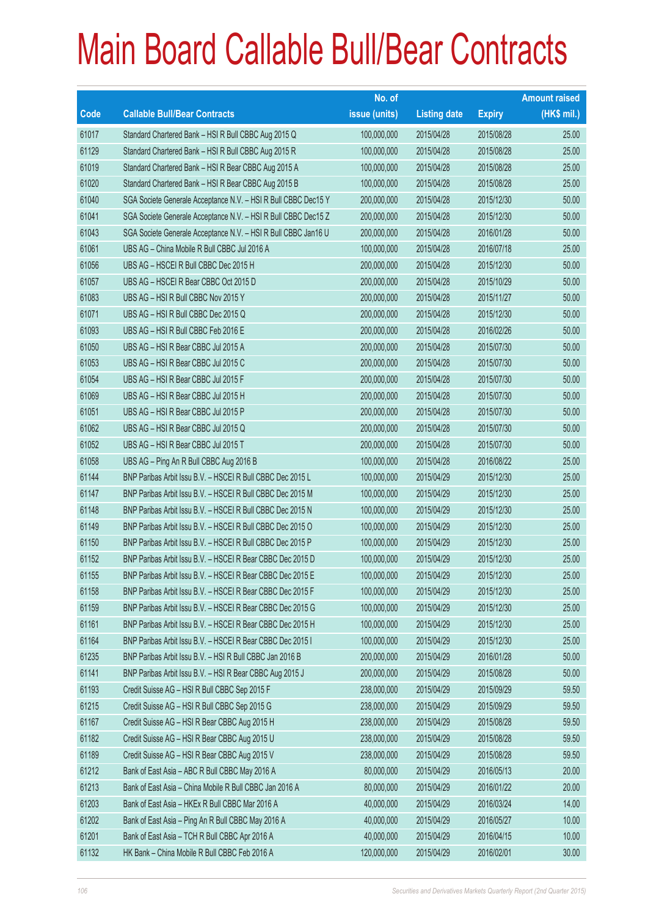# Main Board Callable Bull/Bear Contracts

| Code | Callable Bull/Bear Contracts | No. of issue (units) | Listing date | Expiry | Amount raised (HK$ mil.) |
|---|---|---|---|---|---|
| 61017 | Standard Chartered Bank – HSI R Bull CBBC Aug 2015 Q | 100,000,000 | 2015/04/28 | 2015/08/28 | 25.00 |
| 61129 | Standard Chartered Bank – HSI R Bull CBBC Aug 2015 R | 100,000,000 | 2015/04/28 | 2015/08/28 | 25.00 |
| 61019 | Standard Chartered Bank – HSI R Bear CBBC Aug 2015 A | 100,000,000 | 2015/04/28 | 2015/08/28 | 25.00 |
| 61020 | Standard Chartered Bank – HSI R Bear CBBC Aug 2015 B | 100,000,000 | 2015/04/28 | 2015/08/28 | 25.00 |
| 61040 | SGA Societe Generale Acceptance N.V. – HSI R Bull CBBC Dec15 Y | 200,000,000 | 2015/04/28 | 2015/12/30 | 50.00 |
| 61041 | SGA Societe Generale Acceptance N.V. – HSI R Bull CBBC Dec15 Z | 200,000,000 | 2015/04/28 | 2015/12/30 | 50.00 |
| 61043 | SGA Societe Generale Acceptance N.V. – HSI R Bull CBBC Jan16 U | 200,000,000 | 2015/04/28 | 2016/01/28 | 50.00 |
| 61061 | UBS AG – China Mobile R Bull CBBC Jul 2016 A | 100,000,000 | 2015/04/28 | 2016/07/18 | 25.00 |
| 61056 | UBS AG – HSCEI R Bull CBBC Dec 2015 H | 200,000,000 | 2015/04/28 | 2015/12/30 | 50.00 |
| 61057 | UBS AG – HSCEI R Bear CBBC Oct 2015 D | 200,000,000 | 2015/04/28 | 2015/10/29 | 50.00 |
| 61083 | UBS AG – HSI R Bull CBBC Nov 2015 Y | 200,000,000 | 2015/04/28 | 2015/11/27 | 50.00 |
| 61071 | UBS AG – HSI R Bull CBBC Dec 2015 Q | 200,000,000 | 2015/04/28 | 2015/12/30 | 50.00 |
| 61093 | UBS AG – HSI R Bull CBBC Feb 2016 E | 200,000,000 | 2015/04/28 | 2016/02/26 | 50.00 |
| 61050 | UBS AG – HSI R Bear CBBC Jul 2015 A | 200,000,000 | 2015/04/28 | 2015/07/30 | 50.00 |
| 61053 | UBS AG – HSI R Bear CBBC Jul 2015 C | 200,000,000 | 2015/04/28 | 2015/07/30 | 50.00 |
| 61054 | UBS AG – HSI R Bear CBBC Jul 2015 F | 200,000,000 | 2015/04/28 | 2015/07/30 | 50.00 |
| 61069 | UBS AG – HSI R Bear CBBC Jul 2015 H | 200,000,000 | 2015/04/28 | 2015/07/30 | 50.00 |
| 61051 | UBS AG – HSI R Bear CBBC Jul 2015 P | 200,000,000 | 2015/04/28 | 2015/07/30 | 50.00 |
| 61062 | UBS AG – HSI R Bear CBBC Jul 2015 Q | 200,000,000 | 2015/04/28 | 2015/07/30 | 50.00 |
| 61052 | UBS AG – HSI R Bear CBBC Jul 2015 T | 200,000,000 | 2015/04/28 | 2015/07/30 | 50.00 |
| 61058 | UBS AG – Ping An R Bull CBBC Aug 2016 B | 100,000,000 | 2015/04/28 | 2016/08/22 | 25.00 |
| 61144 | BNP Paribas Arbit Issu B.V. – HSCEI R Bull CBBC Dec 2015 L | 100,000,000 | 2015/04/29 | 2015/12/30 | 25.00 |
| 61147 | BNP Paribas Arbit Issu B.V. – HSCEI R Bull CBBC Dec 2015 M | 100,000,000 | 2015/04/29 | 2015/12/30 | 25.00 |
| 61148 | BNP Paribas Arbit Issu B.V. – HSCEI R Bull CBBC Dec 2015 N | 100,000,000 | 2015/04/29 | 2015/12/30 | 25.00 |
| 61149 | BNP Paribas Arbit Issu B.V. – HSCEI R Bull CBBC Dec 2015 O | 100,000,000 | 2015/04/29 | 2015/12/30 | 25.00 |
| 61150 | BNP Paribas Arbit Issu B.V. – HSCEI R Bull CBBC Dec 2015 P | 100,000,000 | 2015/04/29 | 2015/12/30 | 25.00 |
| 61152 | BNP Paribas Arbit Issu B.V. – HSCEI R Bear CBBC Dec 2015 D | 100,000,000 | 2015/04/29 | 2015/12/30 | 25.00 |
| 61155 | BNP Paribas Arbit Issu B.V. – HSCEI R Bear CBBC Dec 2015 E | 100,000,000 | 2015/04/29 | 2015/12/30 | 25.00 |
| 61158 | BNP Paribas Arbit Issu B.V. – HSCEI R Bear CBBC Dec 2015 F | 100,000,000 | 2015/04/29 | 2015/12/30 | 25.00 |
| 61159 | BNP Paribas Arbit Issu B.V. – HSCEI R Bear CBBC Dec 2015 G | 100,000,000 | 2015/04/29 | 2015/12/30 | 25.00 |
| 61161 | BNP Paribas Arbit Issu B.V. – HSCEI R Bear CBBC Dec 2015 H | 100,000,000 | 2015/04/29 | 2015/12/30 | 25.00 |
| 61164 | BNP Paribas Arbit Issu B.V. – HSCEI R Bear CBBC Dec 2015 I | 100,000,000 | 2015/04/29 | 2015/12/30 | 25.00 |
| 61235 | BNP Paribas Arbit Issu B.V. – HSI R Bull CBBC Jan 2016 B | 200,000,000 | 2015/04/29 | 2016/01/28 | 50.00 |
| 61141 | BNP Paribas Arbit Issu B.V. – HSI R Bear CBBC Aug 2015 J | 200,000,000 | 2015/04/29 | 2015/08/28 | 50.00 |
| 61193 | Credit Suisse AG – HSI R Bull CBBC Sep 2015 F | 238,000,000 | 2015/04/29 | 2015/09/29 | 59.50 |
| 61215 | Credit Suisse AG – HSI R Bull CBBC Sep 2015 G | 238,000,000 | 2015/04/29 | 2015/09/29 | 59.50 |
| 61167 | Credit Suisse AG – HSI R Bear CBBC Aug 2015 H | 238,000,000 | 2015/04/29 | 2015/08/28 | 59.50 |
| 61182 | Credit Suisse AG – HSI R Bear CBBC Aug 2015 U | 238,000,000 | 2015/04/29 | 2015/08/28 | 59.50 |
| 61189 | Credit Suisse AG – HSI R Bear CBBC Aug 2015 V | 238,000,000 | 2015/04/29 | 2015/08/28 | 59.50 |
| 61212 | Bank of East Asia – ABC R Bull CBBC May 2016 A | 80,000,000 | 2015/04/29 | 2016/05/13 | 20.00 |
| 61213 | Bank of East Asia – China Mobile R Bull CBBC Jan 2016 A | 80,000,000 | 2015/04/29 | 2016/01/22 | 20.00 |
| 61203 | Bank of East Asia – HKEx R Bull CBBC Mar 2016 A | 40,000,000 | 2015/04/29 | 2016/03/24 | 14.00 |
| 61202 | Bank of East Asia – Ping An R Bull CBBC May 2016 A | 40,000,000 | 2015/04/29 | 2016/05/27 | 10.00 |
| 61201 | Bank of East Asia – TCH R Bull CBBC Apr 2016 A | 40,000,000 | 2015/04/29 | 2016/04/15 | 10.00 |
| 61132 | HK Bank – China Mobile R Bull CBBC Feb 2016 A | 120,000,000 | 2015/04/29 | 2016/02/01 | 30.00 |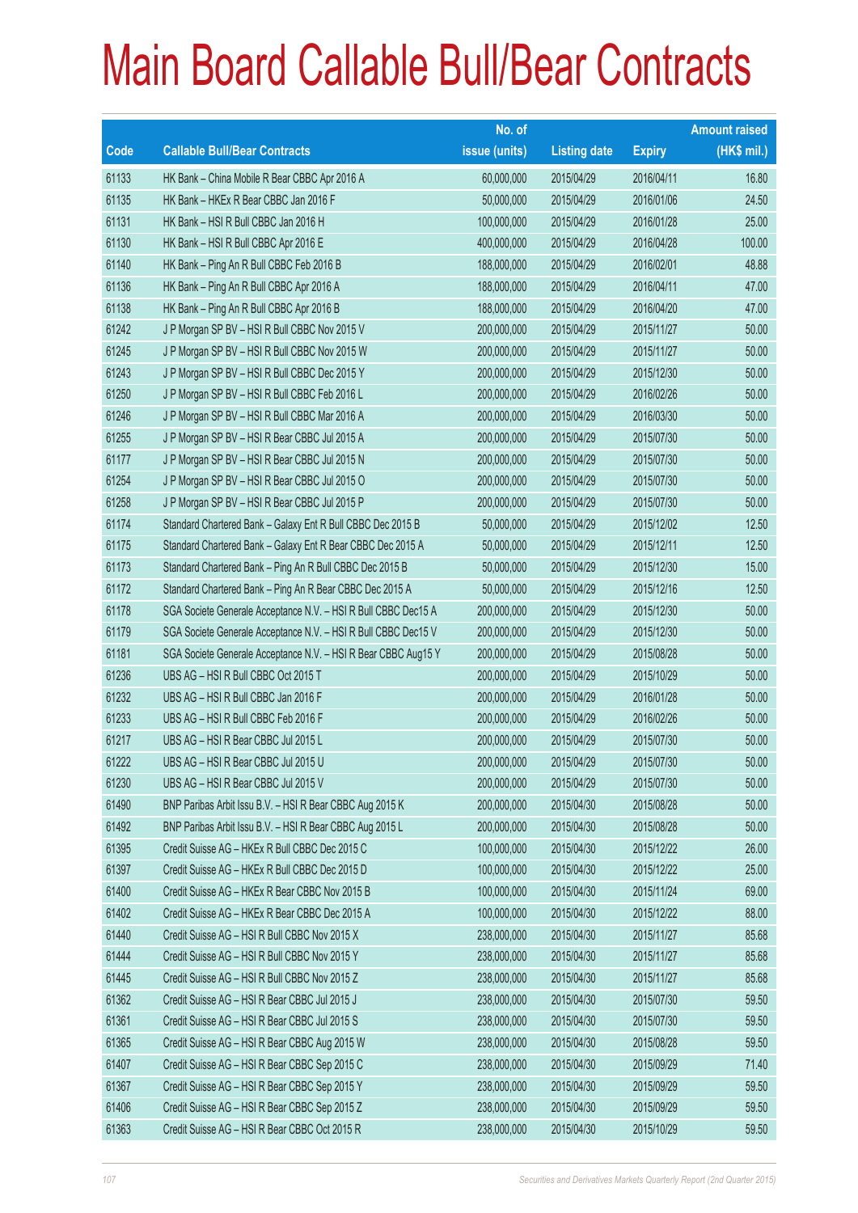# Main Board Callable Bull/Bear Contracts

| Code | Callable Bull/Bear Contracts | No. of issue (units) | Listing date | Expiry | Amount raised (HK$ mil.) |
|---|---|---|---|---|---|
| 61133 | HK Bank – China Mobile R Bear CBBC Apr 2016 A | 60,000,000 | 2015/04/29 | 2016/04/11 | 16.80 |
| 61135 | HK Bank – HKEx R Bear CBBC Jan 2016 F | 50,000,000 | 2015/04/29 | 2016/01/06 | 24.50 |
| 61131 | HK Bank – HSI R Bull CBBC Jan 2016 H | 100,000,000 | 2015/04/29 | 2016/01/28 | 25.00 |
| 61130 | HK Bank – HSI R Bull CBBC Apr 2016 E | 400,000,000 | 2015/04/29 | 2016/04/28 | 100.00 |
| 61140 | HK Bank – Ping An R Bull CBBC Feb 2016 B | 188,000,000 | 2015/04/29 | 2016/02/01 | 48.88 |
| 61136 | HK Bank – Ping An R Bull CBBC Apr 2016 A | 188,000,000 | 2015/04/29 | 2016/04/11 | 47.00 |
| 61138 | HK Bank – Ping An R Bull CBBC Apr 2016 B | 188,000,000 | 2015/04/29 | 2016/04/20 | 47.00 |
| 61242 | J P Morgan SP BV – HSI R Bull CBBC Nov 2015 V | 200,000,000 | 2015/04/29 | 2015/11/27 | 50.00 |
| 61245 | J P Morgan SP BV – HSI R Bull CBBC Nov 2015 W | 200,000,000 | 2015/04/29 | 2015/11/27 | 50.00 |
| 61243 | J P Morgan SP BV – HSI R Bull CBBC Dec 2015 Y | 200,000,000 | 2015/04/29 | 2015/12/30 | 50.00 |
| 61250 | J P Morgan SP BV – HSI R Bull CBBC Feb 2016 L | 200,000,000 | 2015/04/29 | 2016/02/26 | 50.00 |
| 61246 | J P Morgan SP BV – HSI R Bull CBBC Mar 2016 A | 200,000,000 | 2015/04/29 | 2016/03/30 | 50.00 |
| 61255 | J P Morgan SP BV – HSI R Bear CBBC Jul 2015 A | 200,000,000 | 2015/04/29 | 2015/07/30 | 50.00 |
| 61177 | J P Morgan SP BV – HSI R Bear CBBC Jul 2015 N | 200,000,000 | 2015/04/29 | 2015/07/30 | 50.00 |
| 61254 | J P Morgan SP BV – HSI R Bear CBBC Jul 2015 O | 200,000,000 | 2015/04/29 | 2015/07/30 | 50.00 |
| 61258 | J P Morgan SP BV – HSI R Bear CBBC Jul 2015 P | 200,000,000 | 2015/04/29 | 2015/07/30 | 50.00 |
| 61174 | Standard Chartered Bank – Galaxy Ent R Bull CBBC Dec 2015 B | 50,000,000 | 2015/04/29 | 2015/12/02 | 12.50 |
| 61175 | Standard Chartered Bank – Galaxy Ent R Bear CBBC Dec 2015 A | 50,000,000 | 2015/04/29 | 2015/12/11 | 12.50 |
| 61173 | Standard Chartered Bank – Ping An R Bull CBBC Dec 2015 B | 50,000,000 | 2015/04/29 | 2015/12/30 | 15.00 |
| 61172 | Standard Chartered Bank – Ping An R Bear CBBC Dec 2015 A | 50,000,000 | 2015/04/29 | 2015/12/16 | 12.50 |
| 61178 | SGA Societe Generale Acceptance N.V. – HSI R Bull CBBC Dec15 A | 200,000,000 | 2015/04/29 | 2015/12/30 | 50.00 |
| 61179 | SGA Societe Generale Acceptance N.V. – HSI R Bull CBBC Dec15 V | 200,000,000 | 2015/04/29 | 2015/12/30 | 50.00 |
| 61181 | SGA Societe Generale Acceptance N.V. – HSI R Bear CBBC Aug15 Y | 200,000,000 | 2015/04/29 | 2015/08/28 | 50.00 |
| 61236 | UBS AG – HSI R Bull CBBC Oct 2015 T | 200,000,000 | 2015/04/29 | 2015/10/29 | 50.00 |
| 61232 | UBS AG – HSI R Bull CBBC Jan 2016 F | 200,000,000 | 2015/04/29 | 2016/01/28 | 50.00 |
| 61233 | UBS AG – HSI R Bull CBBC Feb 2016 F | 200,000,000 | 2015/04/29 | 2016/02/26 | 50.00 |
| 61217 | UBS AG – HSI R Bear CBBC Jul 2015 L | 200,000,000 | 2015/04/29 | 2015/07/30 | 50.00 |
| 61222 | UBS AG – HSI R Bear CBBC Jul 2015 U | 200,000,000 | 2015/04/29 | 2015/07/30 | 50.00 |
| 61230 | UBS AG – HSI R Bear CBBC Jul 2015 V | 200,000,000 | 2015/04/29 | 2015/07/30 | 50.00 |
| 61490 | BNP Paribas Arbit Issu B.V. – HSI R Bear CBBC Aug 2015 K | 200,000,000 | 2015/04/30 | 2015/08/28 | 50.00 |
| 61492 | BNP Paribas Arbit Issu B.V. – HSI R Bear CBBC Aug 2015 L | 200,000,000 | 2015/04/30 | 2015/08/28 | 50.00 |
| 61395 | Credit Suisse AG – HKEx R Bull CBBC Dec 2015 C | 100,000,000 | 2015/04/30 | 2015/12/22 | 26.00 |
| 61397 | Credit Suisse AG – HKEx R Bull CBBC Dec 2015 D | 100,000,000 | 2015/04/30 | 2015/12/22 | 25.00 |
| 61400 | Credit Suisse AG – HKEx R Bear CBBC Nov 2015 B | 100,000,000 | 2015/04/30 | 2015/11/24 | 69.00 |
| 61402 | Credit Suisse AG – HKEx R Bear CBBC Dec 2015 A | 100,000,000 | 2015/04/30 | 2015/12/22 | 88.00 |
| 61440 | Credit Suisse AG – HSI R Bull CBBC Nov 2015 X | 238,000,000 | 2015/04/30 | 2015/11/27 | 85.68 |
| 61444 | Credit Suisse AG – HSI R Bull CBBC Nov 2015 Y | 238,000,000 | 2015/04/30 | 2015/11/27 | 85.68 |
| 61445 | Credit Suisse AG – HSI R Bull CBBC Nov 2015 Z | 238,000,000 | 2015/04/30 | 2015/11/27 | 85.68 |
| 61362 | Credit Suisse AG – HSI R Bear CBBC Jul 2015 J | 238,000,000 | 2015/04/30 | 2015/07/30 | 59.50 |
| 61361 | Credit Suisse AG – HSI R Bear CBBC Jul 2015 S | 238,000,000 | 2015/04/30 | 2015/07/30 | 59.50 |
| 61365 | Credit Suisse AG – HSI R Bear CBBC Aug 2015 W | 238,000,000 | 2015/04/30 | 2015/08/28 | 59.50 |
| 61407 | Credit Suisse AG – HSI R Bear CBBC Sep 2015 C | 238,000,000 | 2015/04/30 | 2015/09/29 | 71.40 |
| 61367 | Credit Suisse AG – HSI R Bear CBBC Sep 2015 Y | 238,000,000 | 2015/04/30 | 2015/09/29 | 59.50 |
| 61406 | Credit Suisse AG – HSI R Bear CBBC Sep 2015 Z | 238,000,000 | 2015/04/30 | 2015/09/29 | 59.50 |
| 61363 | Credit Suisse AG – HSI R Bear CBBC Oct 2015 R | 238,000,000 | 2015/04/30 | 2015/10/29 | 59.50 |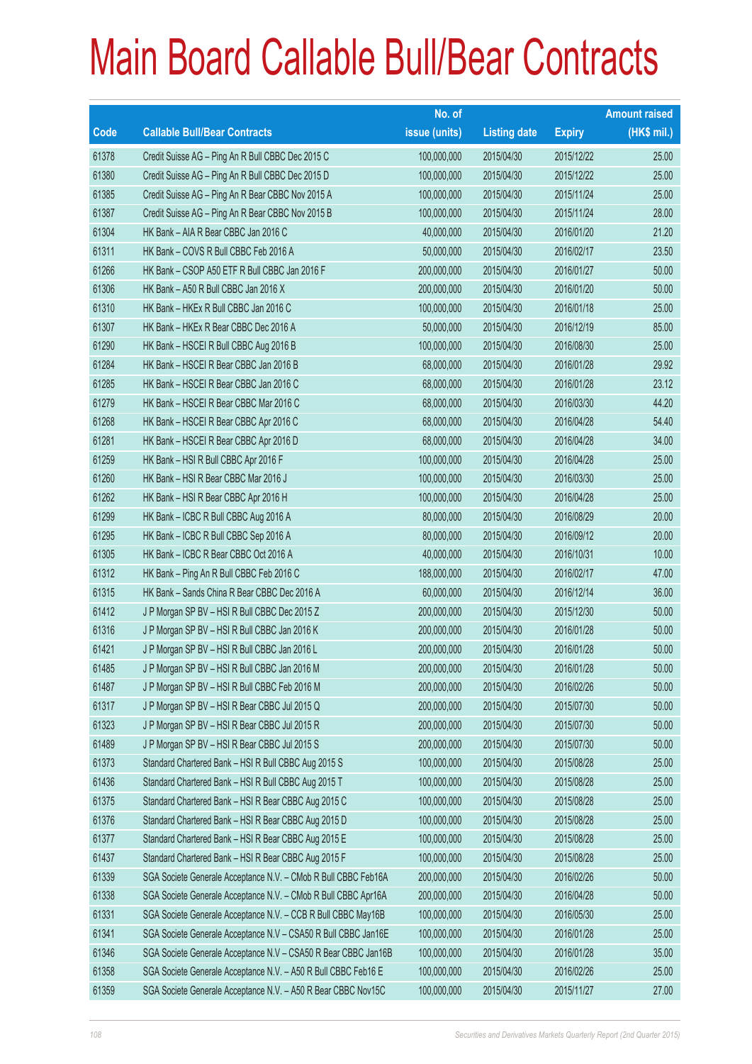# Main Board Callable Bull/Bear Contracts

| Code | Callable Bull/Bear Contracts | No. of issue (units) | Listing date | Expiry | Amount raised (HK$ mil.) |
|---|---|---|---|---|---|
| 61378 | Credit Suisse AG – Ping An R Bull CBBC Dec 2015 C | 100,000,000 | 2015/04/30 | 2015/12/22 | 25.00 |
| 61380 | Credit Suisse AG – Ping An R Bull CBBC Dec 2015 D | 100,000,000 | 2015/04/30 | 2015/12/22 | 25.00 |
| 61385 | Credit Suisse AG – Ping An R Bear CBBC Nov 2015 A | 100,000,000 | 2015/04/30 | 2015/11/24 | 25.00 |
| 61387 | Credit Suisse AG – Ping An R Bear CBBC Nov 2015 B | 100,000,000 | 2015/04/30 | 2015/11/24 | 28.00 |
| 61304 | HK Bank – AIA R Bear CBBC Jan 2016 C | 40,000,000 | 2015/04/30 | 2016/01/20 | 21.20 |
| 61311 | HK Bank – COVS R Bull CBBC Feb 2016 A | 50,000,000 | 2015/04/30 | 2016/02/17 | 23.50 |
| 61266 | HK Bank – CSOP A50 ETF R Bull CBBC Jan 2016 F | 200,000,000 | 2015/04/30 | 2016/01/27 | 50.00 |
| 61306 | HK Bank – A50 R Bull CBBC Jan 2016 X | 200,000,000 | 2015/04/30 | 2016/01/20 | 50.00 |
| 61310 | HK Bank – HKEx R Bull CBBC Jan 2016 C | 100,000,000 | 2015/04/30 | 2016/01/18 | 25.00 |
| 61307 | HK Bank – HKEx R Bear CBBC Dec 2016 A | 50,000,000 | 2015/04/30 | 2016/12/19 | 85.00 |
| 61290 | HK Bank – HSCEI R Bull CBBC Aug 2016 B | 100,000,000 | 2015/04/30 | 2016/08/30 | 25.00 |
| 61284 | HK Bank – HSCEI R Bear CBBC Jan 2016 B | 68,000,000 | 2015/04/30 | 2016/01/28 | 29.92 |
| 61285 | HK Bank – HSCEI R Bear CBBC Jan 2016 C | 68,000,000 | 2015/04/30 | 2016/01/28 | 23.12 |
| 61279 | HK Bank – HSCEI R Bear CBBC Mar 2016 C | 68,000,000 | 2015/04/30 | 2016/03/30 | 44.20 |
| 61268 | HK Bank – HSCEI R Bear CBBC Apr 2016 C | 68,000,000 | 2015/04/30 | 2016/04/28 | 54.40 |
| 61281 | HK Bank – HSCEI R Bear CBBC Apr 2016 D | 68,000,000 | 2015/04/30 | 2016/04/28 | 34.00 |
| 61259 | HK Bank – HSI R Bull CBBC Apr 2016 F | 100,000,000 | 2015/04/30 | 2016/04/28 | 25.00 |
| 61260 | HK Bank – HSI R Bear CBBC Mar 2016 J | 100,000,000 | 2015/04/30 | 2016/03/30 | 25.00 |
| 61262 | HK Bank – HSI R Bear CBBC Apr 2016 H | 100,000,000 | 2015/04/30 | 2016/04/28 | 25.00 |
| 61299 | HK Bank – ICBC R Bull CBBC Aug 2016 A | 80,000,000 | 2015/04/30 | 2016/08/29 | 20.00 |
| 61295 | HK Bank – ICBC R Bull CBBC Sep 2016 A | 80,000,000 | 2015/04/30 | 2016/09/12 | 20.00 |
| 61305 | HK Bank – ICBC R Bear CBBC Oct 2016 A | 40,000,000 | 2015/04/30 | 2016/10/31 | 10.00 |
| 61312 | HK Bank – Ping An R Bull CBBC Feb 2016 C | 188,000,000 | 2015/04/30 | 2016/02/17 | 47.00 |
| 61315 | HK Bank – Sands China R Bear CBBC Dec 2016 A | 60,000,000 | 2015/04/30 | 2016/12/14 | 36.00 |
| 61412 | J P Morgan SP BV – HSI R Bull CBBC Dec 2015 Z | 200,000,000 | 2015/04/30 | 2015/12/30 | 50.00 |
| 61316 | J P Morgan SP BV – HSI R Bull CBBC Jan 2016 K | 200,000,000 | 2015/04/30 | 2016/01/28 | 50.00 |
| 61421 | J P Morgan SP BV – HSI R Bull CBBC Jan 2016 L | 200,000,000 | 2015/04/30 | 2016/01/28 | 50.00 |
| 61485 | J P Morgan SP BV – HSI R Bull CBBC Jan 2016 M | 200,000,000 | 2015/04/30 | 2016/01/28 | 50.00 |
| 61487 | J P Morgan SP BV – HSI R Bull CBBC Feb 2016 M | 200,000,000 | 2015/04/30 | 2016/02/26 | 50.00 |
| 61317 | J P Morgan SP BV – HSI R Bear CBBC Jul 2015 Q | 200,000,000 | 2015/04/30 | 2015/07/30 | 50.00 |
| 61323 | J P Morgan SP BV – HSI R Bear CBBC Jul 2015 R | 200,000,000 | 2015/04/30 | 2015/07/30 | 50.00 |
| 61489 | J P Morgan SP BV – HSI R Bear CBBC Jul 2015 S | 200,000,000 | 2015/04/30 | 2015/07/30 | 50.00 |
| 61373 | Standard Chartered Bank – HSI R Bull CBBC Aug 2015 S | 100,000,000 | 2015/04/30 | 2015/08/28 | 25.00 |
| 61436 | Standard Chartered Bank – HSI R Bull CBBC Aug 2015 T | 100,000,000 | 2015/04/30 | 2015/08/28 | 25.00 |
| 61375 | Standard Chartered Bank – HSI R Bear CBBC Aug 2015 C | 100,000,000 | 2015/04/30 | 2015/08/28 | 25.00 |
| 61376 | Standard Chartered Bank – HSI R Bear CBBC Aug 2015 D | 100,000,000 | 2015/04/30 | 2015/08/28 | 25.00 |
| 61377 | Standard Chartered Bank – HSI R Bear CBBC Aug 2015 E | 100,000,000 | 2015/04/30 | 2015/08/28 | 25.00 |
| 61437 | Standard Chartered Bank – HSI R Bear CBBC Aug 2015 F | 100,000,000 | 2015/04/30 | 2015/08/28 | 25.00 |
| 61339 | SGA Societe Generale Acceptance N.V. – CMob R Bull CBBC Feb16A | 200,000,000 | 2015/04/30 | 2016/02/26 | 50.00 |
| 61338 | SGA Societe Generale Acceptance N.V. – CMob R Bull CBBC Apr16A | 200,000,000 | 2015/04/30 | 2016/04/28 | 50.00 |
| 61331 | SGA Societe Generale Acceptance N.V. – CCB R Bull CBBC May16B | 100,000,000 | 2015/04/30 | 2016/05/30 | 25.00 |
| 61341 | SGA Societe Generale Acceptance N.V – CSA50 R Bull CBBC Jan16E | 100,000,000 | 2015/04/30 | 2016/01/28 | 25.00 |
| 61346 | SGA Societe Generale Acceptance N.V – CSA50 R Bear CBBC Jan16B | 100,000,000 | 2015/04/30 | 2016/01/28 | 35.00 |
| 61358 | SGA Societe Generale Acceptance N.V. – A50 R Bull CBBC Feb16 E | 100,000,000 | 2015/04/30 | 2016/02/26 | 25.00 |
| 61359 | SGA Societe Generale Acceptance N.V. – A50 R Bear CBBC Nov15C | 100,000,000 | 2015/04/30 | 2015/11/27 | 27.00 |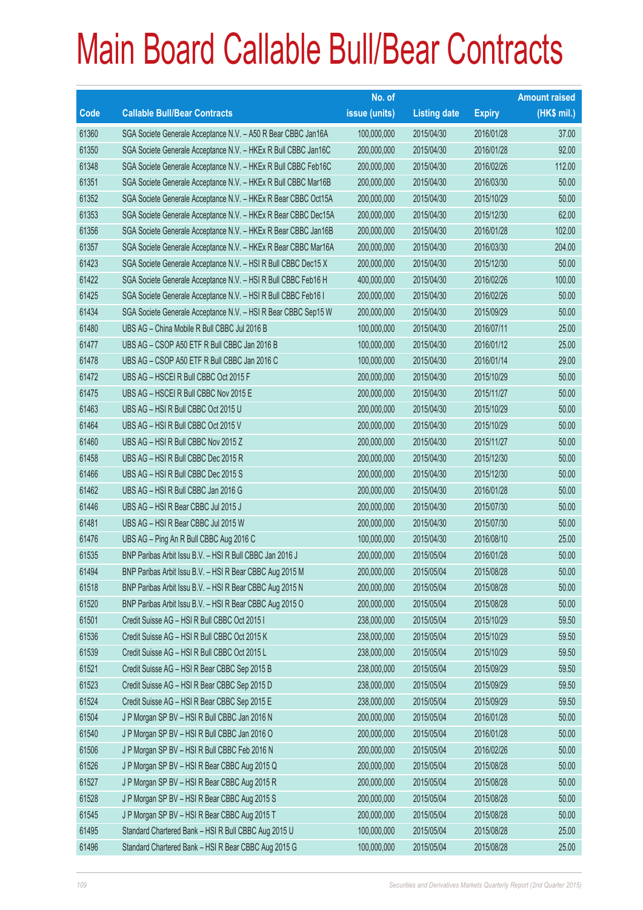# Main Board Callable Bull/Bear Contracts

| Code | Callable Bull/Bear Contracts | No. of issue (units) | Listing date | Expiry | Amount raised (HK$ mil.) |
|---|---|---|---|---|---|
| 61360 | SGA Societe Generale Acceptance N.V. – A50 R Bear CBBC Jan16A | 100,000,000 | 2015/04/30 | 2016/01/28 | 37.00 |
| 61350 | SGA Societe Generale Acceptance N.V. – HKEx R Bull CBBC Jan16C | 200,000,000 | 2015/04/30 | 2016/01/28 | 92.00 |
| 61348 | SGA Societe Generale Acceptance N.V. – HKEx R Bull CBBC Feb16C | 200,000,000 | 2015/04/30 | 2016/02/26 | 112.00 |
| 61351 | SGA Societe Generale Acceptance N.V. – HKEx R Bull CBBC Mar16B | 200,000,000 | 2015/04/30 | 2016/03/30 | 50.00 |
| 61352 | SGA Societe Generale Acceptance N.V. – HKEx R Bear CBBC Oct15A | 200,000,000 | 2015/04/30 | 2015/10/29 | 50.00 |
| 61353 | SGA Societe Generale Acceptance N.V. – HKEx R Bear CBBC Dec15A | 200,000,000 | 2015/04/30 | 2015/12/30 | 62.00 |
| 61356 | SGA Societe Generale Acceptance N.V. – HKEx R Bear CBBC Jan16B | 200,000,000 | 2015/04/30 | 2016/01/28 | 102.00 |
| 61357 | SGA Societe Generale Acceptance N.V. – HKEx R Bear CBBC Mar16A | 200,000,000 | 2015/04/30 | 2016/03/30 | 204.00 |
| 61423 | SGA Societe Generale Acceptance N.V. – HSI R Bull CBBC Dec15 X | 200,000,000 | 2015/04/30 | 2015/12/30 | 50.00 |
| 61422 | SGA Societe Generale Acceptance N.V. – HSI R Bull CBBC Feb16 H | 400,000,000 | 2015/04/30 | 2016/02/26 | 100.00 |
| 61425 | SGA Societe Generale Acceptance N.V. – HSI R Bull CBBC Feb16 I | 200,000,000 | 2015/04/30 | 2016/02/26 | 50.00 |
| 61434 | SGA Societe Generale Acceptance N.V. – HSI R Bear CBBC Sep15 W | 200,000,000 | 2015/04/30 | 2015/09/29 | 50.00 |
| 61480 | UBS AG – China Mobile R Bull CBBC Jul 2016 B | 100,000,000 | 2015/04/30 | 2016/07/11 | 25.00 |
| 61477 | UBS AG – CSOP A50 ETF R Bull CBBC Jan 2016 B | 100,000,000 | 2015/04/30 | 2016/01/12 | 25.00 |
| 61478 | UBS AG – CSOP A50 ETF R Bull CBBC Jan 2016 C | 100,000,000 | 2015/04/30 | 2016/01/14 | 29.00 |
| 61472 | UBS AG – HSCEI R Bull CBBC Oct 2015 F | 200,000,000 | 2015/04/30 | 2015/10/29 | 50.00 |
| 61475 | UBS AG – HSCEI R Bull CBBC Nov 2015 E | 200,000,000 | 2015/04/30 | 2015/11/27 | 50.00 |
| 61463 | UBS AG – HSI R Bull CBBC Oct 2015 U | 200,000,000 | 2015/04/30 | 2015/10/29 | 50.00 |
| 61464 | UBS AG – HSI R Bull CBBC Oct 2015 V | 200,000,000 | 2015/04/30 | 2015/10/29 | 50.00 |
| 61460 | UBS AG – HSI R Bull CBBC Nov 2015 Z | 200,000,000 | 2015/04/30 | 2015/11/27 | 50.00 |
| 61458 | UBS AG – HSI R Bull CBBC Dec 2015 R | 200,000,000 | 2015/04/30 | 2015/12/30 | 50.00 |
| 61466 | UBS AG – HSI R Bull CBBC Dec 2015 S | 200,000,000 | 2015/04/30 | 2015/12/30 | 50.00 |
| 61462 | UBS AG – HSI R Bull CBBC Jan 2016 G | 200,000,000 | 2015/04/30 | 2016/01/28 | 50.00 |
| 61446 | UBS AG – HSI R Bear CBBC Jul 2015 J | 200,000,000 | 2015/04/30 | 2015/07/30 | 50.00 |
| 61481 | UBS AG – HSI R Bear CBBC Jul 2015 W | 200,000,000 | 2015/04/30 | 2015/07/30 | 50.00 |
| 61476 | UBS AG – Ping An R Bull CBBC Aug 2016 C | 100,000,000 | 2015/04/30 | 2016/08/10 | 25.00 |
| 61535 | BNP Paribas Arbit Issu B.V. – HSI R Bull CBBC Jan 2016 J | 200,000,000 | 2015/05/04 | 2016/01/28 | 50.00 |
| 61494 | BNP Paribas Arbit Issu B.V. – HSI R Bear CBBC Aug 2015 M | 200,000,000 | 2015/05/04 | 2015/08/28 | 50.00 |
| 61518 | BNP Paribas Arbit Issu B.V. – HSI R Bear CBBC Aug 2015 N | 200,000,000 | 2015/05/04 | 2015/08/28 | 50.00 |
| 61520 | BNP Paribas Arbit Issu B.V. – HSI R Bear CBBC Aug 2015 O | 200,000,000 | 2015/05/04 | 2015/08/28 | 50.00 |
| 61501 | Credit Suisse AG – HSI R Bull CBBC Oct 2015 I | 238,000,000 | 2015/05/04 | 2015/10/29 | 59.50 |
| 61536 | Credit Suisse AG – HSI R Bull CBBC Oct 2015 K | 238,000,000 | 2015/05/04 | 2015/10/29 | 59.50 |
| 61539 | Credit Suisse AG – HSI R Bull CBBC Oct 2015 L | 238,000,000 | 2015/05/04 | 2015/10/29 | 59.50 |
| 61521 | Credit Suisse AG – HSI R Bear CBBC Sep 2015 B | 238,000,000 | 2015/05/04 | 2015/09/29 | 59.50 |
| 61523 | Credit Suisse AG – HSI R Bear CBBC Sep 2015 D | 238,000,000 | 2015/05/04 | 2015/09/29 | 59.50 |
| 61524 | Credit Suisse AG – HSI R Bear CBBC Sep 2015 E | 238,000,000 | 2015/05/04 | 2015/09/29 | 59.50 |
| 61504 | J P Morgan SP BV – HSI R Bull CBBC Jan 2016 N | 200,000,000 | 2015/05/04 | 2016/01/28 | 50.00 |
| 61540 | J P Morgan SP BV – HSI R Bull CBBC Jan 2016 O | 200,000,000 | 2015/05/04 | 2016/01/28 | 50.00 |
| 61506 | J P Morgan SP BV – HSI R Bull CBBC Feb 2016 N | 200,000,000 | 2015/05/04 | 2016/02/26 | 50.00 |
| 61526 | J P Morgan SP BV – HSI R Bear CBBC Aug 2015 Q | 200,000,000 | 2015/05/04 | 2015/08/28 | 50.00 |
| 61527 | J P Morgan SP BV – HSI R Bear CBBC Aug 2015 R | 200,000,000 | 2015/05/04 | 2015/08/28 | 50.00 |
| 61528 | J P Morgan SP BV – HSI R Bear CBBC Aug 2015 S | 200,000,000 | 2015/05/04 | 2015/08/28 | 50.00 |
| 61545 | J P Morgan SP BV – HSI R Bear CBBC Aug 2015 T | 200,000,000 | 2015/05/04 | 2015/08/28 | 50.00 |
| 61495 | Standard Chartered Bank – HSI R Bull CBBC Aug 2015 U | 100,000,000 | 2015/05/04 | 2015/08/28 | 25.00 |
| 61496 | Standard Chartered Bank – HSI R Bear CBBC Aug 2015 G | 100,000,000 | 2015/05/04 | 2015/08/28 | 25.00 |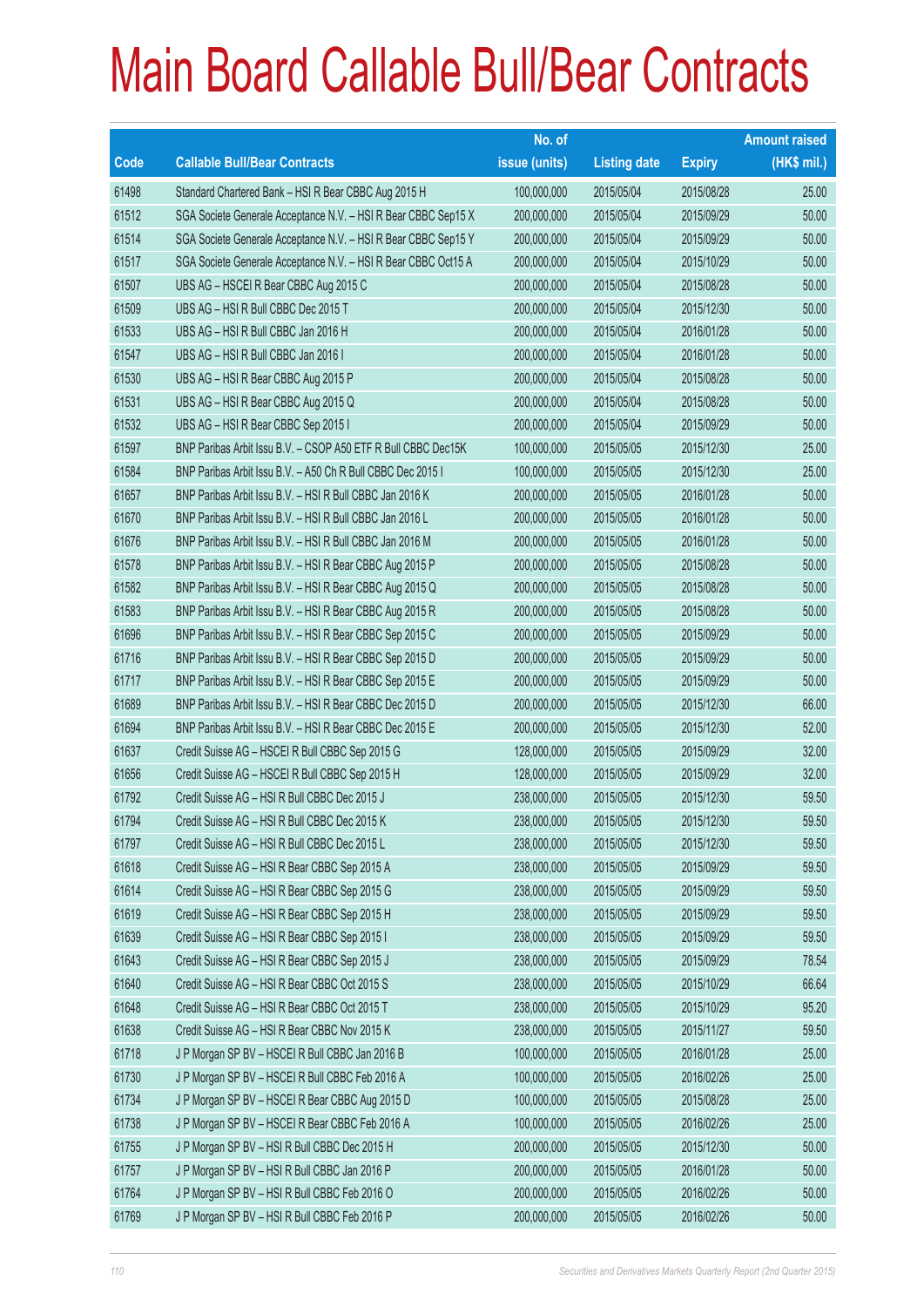# Main Board Callable Bull/Bear Contracts

| Code | Callable Bull/Bear Contracts | No. of issue (units) | Listing date | Expiry | Amount raised (HK$ mil.) |
|---|---|---|---|---|---|
| 61498 | Standard Chartered Bank – HSI R Bear CBBC Aug 2015 H | 100,000,000 | 2015/05/04 | 2015/08/28 | 25.00 |
| 61512 | SGA Societe Generale Acceptance N.V. – HSI R Bear CBBC Sep15 X | 200,000,000 | 2015/05/04 | 2015/09/29 | 50.00 |
| 61514 | SGA Societe Generale Acceptance N.V. – HSI R Bear CBBC Sep15 Y | 200,000,000 | 2015/05/04 | 2015/09/29 | 50.00 |
| 61517 | SGA Societe Generale Acceptance N.V. – HSI R Bear CBBC Oct15 A | 200,000,000 | 2015/05/04 | 2015/10/29 | 50.00 |
| 61507 | UBS AG – HSCEI R Bear CBBC Aug 2015 C | 200,000,000 | 2015/05/04 | 2015/08/28 | 50.00 |
| 61509 | UBS AG – HSI R Bull CBBC Dec 2015 T | 200,000,000 | 2015/05/04 | 2015/12/30 | 50.00 |
| 61533 | UBS AG – HSI R Bull CBBC Jan 2016 H | 200,000,000 | 2015/05/04 | 2016/01/28 | 50.00 |
| 61547 | UBS AG – HSI R Bull CBBC Jan 2016 I | 200,000,000 | 2015/05/04 | 2016/01/28 | 50.00 |
| 61530 | UBS AG – HSI R Bear CBBC Aug 2015 P | 200,000,000 | 2015/05/04 | 2015/08/28 | 50.00 |
| 61531 | UBS AG – HSI R Bear CBBC Aug 2015 Q | 200,000,000 | 2015/05/04 | 2015/08/28 | 50.00 |
| 61532 | UBS AG – HSI R Bear CBBC Sep 2015 I | 200,000,000 | 2015/05/04 | 2015/09/29 | 50.00 |
| 61597 | BNP Paribas Arbit Issu B.V. – CSOP A50 ETF R Bull CBBC Dec15K | 100,000,000 | 2015/05/05 | 2015/12/30 | 25.00 |
| 61584 | BNP Paribas Arbit Issu B.V. – A50 Ch R Bull CBBC Dec 2015 I | 100,000,000 | 2015/05/05 | 2015/12/30 | 25.00 |
| 61657 | BNP Paribas Arbit Issu B.V. – HSI R Bull CBBC Jan 2016 K | 200,000,000 | 2015/05/05 | 2016/01/28 | 50.00 |
| 61670 | BNP Paribas Arbit Issu B.V. – HSI R Bull CBBC Jan 2016 L | 200,000,000 | 2015/05/05 | 2016/01/28 | 50.00 |
| 61676 | BNP Paribas Arbit Issu B.V. – HSI R Bull CBBC Jan 2016 M | 200,000,000 | 2015/05/05 | 2016/01/28 | 50.00 |
| 61578 | BNP Paribas Arbit Issu B.V. – HSI R Bear CBBC Aug 2015 P | 200,000,000 | 2015/05/05 | 2015/08/28 | 50.00 |
| 61582 | BNP Paribas Arbit Issu B.V. – HSI R Bear CBBC Aug 2015 Q | 200,000,000 | 2015/05/05 | 2015/08/28 | 50.00 |
| 61583 | BNP Paribas Arbit Issu B.V. – HSI R Bear CBBC Aug 2015 R | 200,000,000 | 2015/05/05 | 2015/08/28 | 50.00 |
| 61696 | BNP Paribas Arbit Issu B.V. – HSI R Bear CBBC Sep 2015 C | 200,000,000 | 2015/05/05 | 2015/09/29 | 50.00 |
| 61716 | BNP Paribas Arbit Issu B.V. – HSI R Bear CBBC Sep 2015 D | 200,000,000 | 2015/05/05 | 2015/09/29 | 50.00 |
| 61717 | BNP Paribas Arbit Issu B.V. – HSI R Bear CBBC Sep 2015 E | 200,000,000 | 2015/05/05 | 2015/09/29 | 50.00 |
| 61689 | BNP Paribas Arbit Issu B.V. – HSI R Bear CBBC Dec 2015 D | 200,000,000 | 2015/05/05 | 2015/12/30 | 66.00 |
| 61694 | BNP Paribas Arbit Issu B.V. – HSI R Bear CBBC Dec 2015 E | 200,000,000 | 2015/05/05 | 2015/12/30 | 52.00 |
| 61637 | Credit Suisse AG – HSCEI R Bull CBBC Sep 2015 G | 128,000,000 | 2015/05/05 | 2015/09/29 | 32.00 |
| 61656 | Credit Suisse AG – HSCEI R Bull CBBC Sep 2015 H | 128,000,000 | 2015/05/05 | 2015/09/29 | 32.00 |
| 61792 | Credit Suisse AG – HSI R Bull CBBC Dec 2015 J | 238,000,000 | 2015/05/05 | 2015/12/30 | 59.50 |
| 61794 | Credit Suisse AG – HSI R Bull CBBC Dec 2015 K | 238,000,000 | 2015/05/05 | 2015/12/30 | 59.50 |
| 61797 | Credit Suisse AG – HSI R Bull CBBC Dec 2015 L | 238,000,000 | 2015/05/05 | 2015/12/30 | 59.50 |
| 61618 | Credit Suisse AG – HSI R Bear CBBC Sep 2015 A | 238,000,000 | 2015/05/05 | 2015/09/29 | 59.50 |
| 61614 | Credit Suisse AG – HSI R Bear CBBC Sep 2015 G | 238,000,000 | 2015/05/05 | 2015/09/29 | 59.50 |
| 61619 | Credit Suisse AG – HSI R Bear CBBC Sep 2015 H | 238,000,000 | 2015/05/05 | 2015/09/29 | 59.50 |
| 61639 | Credit Suisse AG – HSI R Bear CBBC Sep 2015 I | 238,000,000 | 2015/05/05 | 2015/09/29 | 59.50 |
| 61643 | Credit Suisse AG – HSI R Bear CBBC Sep 2015 J | 238,000,000 | 2015/05/05 | 2015/09/29 | 78.54 |
| 61640 | Credit Suisse AG – HSI R Bear CBBC Oct 2015 S | 238,000,000 | 2015/05/05 | 2015/10/29 | 66.64 |
| 61648 | Credit Suisse AG – HSI R Bear CBBC Oct 2015 T | 238,000,000 | 2015/05/05 | 2015/10/29 | 95.20 |
| 61638 | Credit Suisse AG – HSI R Bear CBBC Nov 2015 K | 238,000,000 | 2015/05/05 | 2015/11/27 | 59.50 |
| 61718 | J P Morgan SP BV – HSCEI R Bull CBBC Jan 2016 B | 100,000,000 | 2015/05/05 | 2016/01/28 | 25.00 |
| 61730 | J P Morgan SP BV – HSCEI R Bull CBBC Feb 2016 A | 100,000,000 | 2015/05/05 | 2016/02/26 | 25.00 |
| 61734 | J P Morgan SP BV – HSCEI R Bear CBBC Aug 2015 D | 100,000,000 | 2015/05/05 | 2015/08/28 | 25.00 |
| 61738 | J P Morgan SP BV – HSCEI R Bear CBBC Feb 2016 A | 100,000,000 | 2015/05/05 | 2016/02/26 | 25.00 |
| 61755 | J P Morgan SP BV – HSI R Bull CBBC Dec 2015 H | 200,000,000 | 2015/05/05 | 2015/12/30 | 50.00 |
| 61757 | J P Morgan SP BV – HSI R Bull CBBC Jan 2016 P | 200,000,000 | 2015/05/05 | 2016/01/28 | 50.00 |
| 61764 | J P Morgan SP BV – HSI R Bull CBBC Feb 2016 O | 200,000,000 | 2015/05/05 | 2016/02/26 | 50.00 |
| 61769 | J P Morgan SP BV – HSI R Bull CBBC Feb 2016 P | 200,000,000 | 2015/05/05 | 2016/02/26 | 50.00 |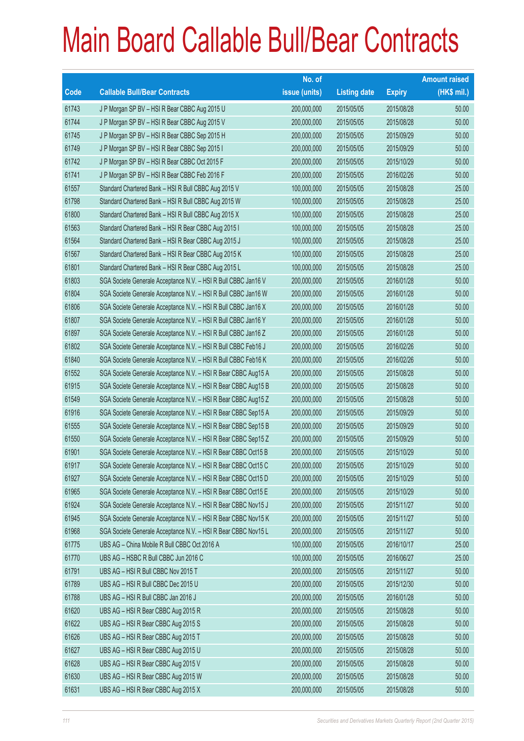# Main Board Callable Bull/Bear Contracts

| Code | Callable Bull/Bear Contracts | No. of issue (units) | Listing date | Expiry | Amount raised (HK$ mil.) |
|---|---|---|---|---|---|
| 61743 | J P Morgan SP BV – HSI R Bear CBBC Aug 2015 U | 200,000,000 | 2015/05/05 | 2015/08/28 | 50.00 |
| 61744 | J P Morgan SP BV – HSI R Bear CBBC Aug 2015 V | 200,000,000 | 2015/05/05 | 2015/08/28 | 50.00 |
| 61745 | J P Morgan SP BV – HSI R Bear CBBC Sep 2015 H | 200,000,000 | 2015/05/05 | 2015/09/29 | 50.00 |
| 61749 | J P Morgan SP BV – HSI R Bear CBBC Sep 2015 I | 200,000,000 | 2015/05/05 | 2015/09/29 | 50.00 |
| 61742 | J P Morgan SP BV – HSI R Bear CBBC Oct 2015 F | 200,000,000 | 2015/05/05 | 2015/10/29 | 50.00 |
| 61741 | J P Morgan SP BV – HSI R Bear CBBC Feb 2016 F | 200,000,000 | 2015/05/05 | 2016/02/26 | 50.00 |
| 61557 | Standard Chartered Bank – HSI R Bull CBBC Aug 2015 V | 100,000,000 | 2015/05/05 | 2015/08/28 | 25.00 |
| 61798 | Standard Chartered Bank – HSI R Bull CBBC Aug 2015 W | 100,000,000 | 2015/05/05 | 2015/08/28 | 25.00 |
| 61800 | Standard Chartered Bank – HSI R Bull CBBC Aug 2015 X | 100,000,000 | 2015/05/05 | 2015/08/28 | 25.00 |
| 61563 | Standard Chartered Bank – HSI R Bear CBBC Aug 2015 I | 100,000,000 | 2015/05/05 | 2015/08/28 | 25.00 |
| 61564 | Standard Chartered Bank – HSI R Bear CBBC Aug 2015 J | 100,000,000 | 2015/05/05 | 2015/08/28 | 25.00 |
| 61567 | Standard Chartered Bank – HSI R Bear CBBC Aug 2015 K | 100,000,000 | 2015/05/05 | 2015/08/28 | 25.00 |
| 61801 | Standard Chartered Bank – HSI R Bear CBBC Aug 2015 L | 100,000,000 | 2015/05/05 | 2015/08/28 | 25.00 |
| 61803 | SGA Societe Generale Acceptance N.V. – HSI R Bull CBBC Jan16 V | 200,000,000 | 2015/05/05 | 2016/01/28 | 50.00 |
| 61804 | SGA Societe Generale Acceptance N.V. – HSI R Bull CBBC Jan16 W | 200,000,000 | 2015/05/05 | 2016/01/28 | 50.00 |
| 61806 | SGA Societe Generale Acceptance N.V. – HSI R Bull CBBC Jan16 X | 200,000,000 | 2015/05/05 | 2016/01/28 | 50.00 |
| 61807 | SGA Societe Generale Acceptance N.V. – HSI R Bull CBBC Jan16 Y | 200,000,000 | 2015/05/05 | 2016/01/28 | 50.00 |
| 61897 | SGA Societe Generale Acceptance N.V. – HSI R Bull CBBC Jan16 Z | 200,000,000 | 2015/05/05 | 2016/01/28 | 50.00 |
| 61802 | SGA Societe Generale Acceptance N.V. – HSI R Bull CBBC Feb16 J | 200,000,000 | 2015/05/05 | 2016/02/26 | 50.00 |
| 61840 | SGA Societe Generale Acceptance N.V. – HSI R Bull CBBC Feb16 K | 200,000,000 | 2015/05/05 | 2016/02/26 | 50.00 |
| 61552 | SGA Societe Generale Acceptance N.V. – HSI R Bear CBBC Aug15 A | 200,000,000 | 2015/05/05 | 2015/08/28 | 50.00 |
| 61915 | SGA Societe Generale Acceptance N.V. – HSI R Bear CBBC Aug15 B | 200,000,000 | 2015/05/05 | 2015/08/28 | 50.00 |
| 61549 | SGA Societe Generale Acceptance N.V. – HSI R Bear CBBC Aug15 Z | 200,000,000 | 2015/05/05 | 2015/08/28 | 50.00 |
| 61916 | SGA Societe Generale Acceptance N.V. – HSI R Bear CBBC Sep15 A | 200,000,000 | 2015/05/05 | 2015/09/29 | 50.00 |
| 61555 | SGA Societe Generale Acceptance N.V. – HSI R Bear CBBC Sep15 B | 200,000,000 | 2015/05/05 | 2015/09/29 | 50.00 |
| 61550 | SGA Societe Generale Acceptance N.V. – HSI R Bear CBBC Sep15 Z | 200,000,000 | 2015/05/05 | 2015/09/29 | 50.00 |
| 61901 | SGA Societe Generale Acceptance N.V. – HSI R Bear CBBC Oct15 B | 200,000,000 | 2015/05/05 | 2015/10/29 | 50.00 |
| 61917 | SGA Societe Generale Acceptance N.V. – HSI R Bear CBBC Oct15 C | 200,000,000 | 2015/05/05 | 2015/10/29 | 50.00 |
| 61927 | SGA Societe Generale Acceptance N.V. – HSI R Bear CBBC Oct15 D | 200,000,000 | 2015/05/05 | 2015/10/29 | 50.00 |
| 61965 | SGA Societe Generale Acceptance N.V. – HSI R Bear CBBC Oct15 E | 200,000,000 | 2015/05/05 | 2015/10/29 | 50.00 |
| 61924 | SGA Societe Generale Acceptance N.V. – HSI R Bear CBBC Nov15 J | 200,000,000 | 2015/05/05 | 2015/11/27 | 50.00 |
| 61945 | SGA Societe Generale Acceptance N.V. – HSI R Bear CBBC Nov15 K | 200,000,000 | 2015/05/05 | 2015/11/27 | 50.00 |
| 61968 | SGA Societe Generale Acceptance N.V. – HSI R Bear CBBC Nov15 L | 200,000,000 | 2015/05/05 | 2015/11/27 | 50.00 |
| 61775 | UBS AG – China Mobile R Bull CBBC Oct 2016 A | 100,000,000 | 2015/05/05 | 2016/10/17 | 25.00 |
| 61770 | UBS AG – HSBC R Bull CBBC Jun 2016 C | 100,000,000 | 2015/05/05 | 2016/06/27 | 25.00 |
| 61791 | UBS AG – HSI R Bull CBBC Nov 2015 T | 200,000,000 | 2015/05/05 | 2015/11/27 | 50.00 |
| 61789 | UBS AG – HSI R Bull CBBC Dec 2015 U | 200,000,000 | 2015/05/05 | 2015/12/30 | 50.00 |
| 61788 | UBS AG – HSI R Bull CBBC Jan 2016 J | 200,000,000 | 2015/05/05 | 2016/01/28 | 50.00 |
| 61620 | UBS AG – HSI R Bear CBBC Aug 2015 R | 200,000,000 | 2015/05/05 | 2015/08/28 | 50.00 |
| 61622 | UBS AG – HSI R Bear CBBC Aug 2015 S | 200,000,000 | 2015/05/05 | 2015/08/28 | 50.00 |
| 61626 | UBS AG – HSI R Bear CBBC Aug 2015 T | 200,000,000 | 2015/05/05 | 2015/08/28 | 50.00 |
| 61627 | UBS AG – HSI R Bear CBBC Aug 2015 U | 200,000,000 | 2015/05/05 | 2015/08/28 | 50.00 |
| 61628 | UBS AG – HSI R Bear CBBC Aug 2015 V | 200,000,000 | 2015/05/05 | 2015/08/28 | 50.00 |
| 61630 | UBS AG – HSI R Bear CBBC Aug 2015 W | 200,000,000 | 2015/05/05 | 2015/08/28 | 50.00 |
| 61631 | UBS AG – HSI R Bear CBBC Aug 2015 X | 200,000,000 | 2015/05/05 | 2015/08/28 | 50.00 |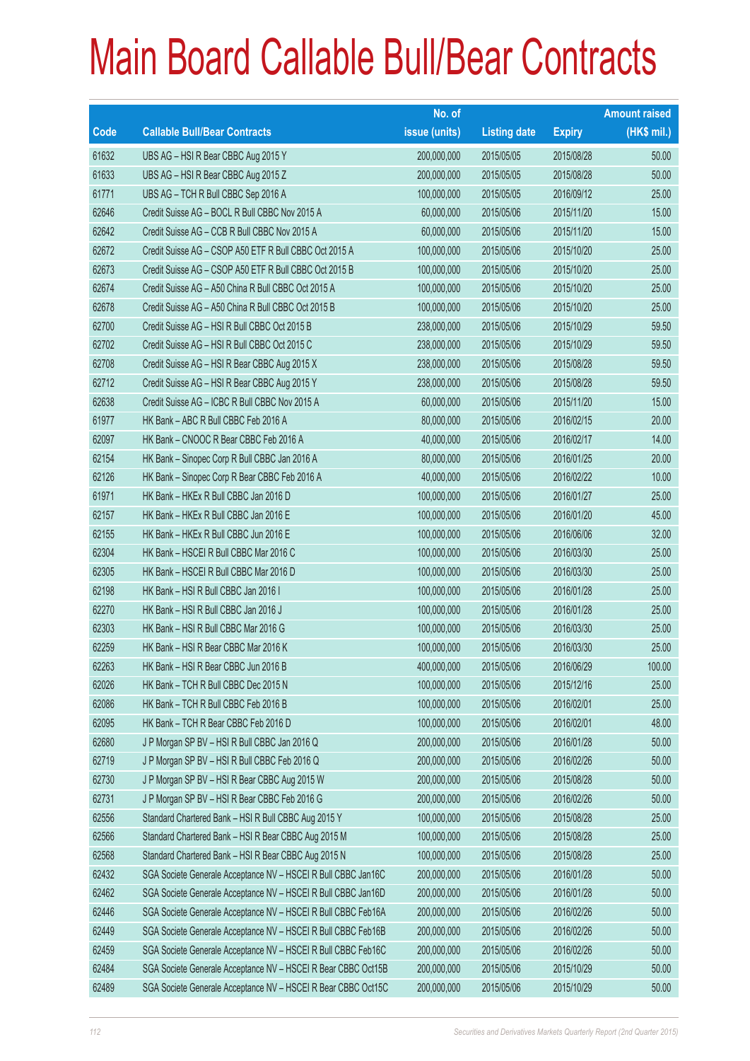# Main Board Callable Bull/Bear Contracts

| Code | Callable Bull/Bear Contracts | No. of issue (units) | Listing date | Expiry | Amount raised (HK$ mil.) |
|---|---|---|---|---|---|
| 61632 | UBS AG – HSI R Bear CBBC Aug 2015 Y | 200,000,000 | 2015/05/05 | 2015/08/28 | 50.00 |
| 61633 | UBS AG – HSI R Bear CBBC Aug 2015 Z | 200,000,000 | 2015/05/05 | 2015/08/28 | 50.00 |
| 61771 | UBS AG – TCH R Bull CBBC Sep 2016 A | 100,000,000 | 2015/05/05 | 2016/09/12 | 25.00 |
| 62646 | Credit Suisse AG – BOCL R Bull CBBC Nov 2015 A | 60,000,000 | 2015/05/06 | 2015/11/20 | 15.00 |
| 62642 | Credit Suisse AG – CCB R Bull CBBC Nov 2015 A | 60,000,000 | 2015/05/06 | 2015/11/20 | 15.00 |
| 62672 | Credit Suisse AG – CSOP A50 ETF R Bull CBBC Oct 2015 A | 100,000,000 | 2015/05/06 | 2015/10/20 | 25.00 |
| 62673 | Credit Suisse AG – CSOP A50 ETF R Bull CBBC Oct 2015 B | 100,000,000 | 2015/05/06 | 2015/10/20 | 25.00 |
| 62674 | Credit Suisse AG – A50 China R Bull CBBC Oct 2015 A | 100,000,000 | 2015/05/06 | 2015/10/20 | 25.00 |
| 62678 | Credit Suisse AG – A50 China R Bull CBBC Oct 2015 B | 100,000,000 | 2015/05/06 | 2015/10/20 | 25.00 |
| 62700 | Credit Suisse AG – HSI R Bull CBBC Oct 2015 B | 238,000,000 | 2015/05/06 | 2015/10/29 | 59.50 |
| 62702 | Credit Suisse AG – HSI R Bull CBBC Oct 2015 C | 238,000,000 | 2015/05/06 | 2015/10/29 | 59.50 |
| 62708 | Credit Suisse AG – HSI R Bear CBBC Aug 2015 X | 238,000,000 | 2015/05/06 | 2015/08/28 | 59.50 |
| 62712 | Credit Suisse AG – HSI R Bear CBBC Aug 2015 Y | 238,000,000 | 2015/05/06 | 2015/08/28 | 59.50 |
| 62638 | Credit Suisse AG – ICBC R Bull CBBC Nov 2015 A | 60,000,000 | 2015/05/06 | 2015/11/20 | 15.00 |
| 61977 | HK Bank – ABC R Bull CBBC Feb 2016 A | 80,000,000 | 2015/05/06 | 2016/02/15 | 20.00 |
| 62097 | HK Bank – CNOOC R Bear CBBC Feb 2016 A | 40,000,000 | 2015/05/06 | 2016/02/17 | 14.00 |
| 62154 | HK Bank – Sinopec Corp R Bull CBBC Jan 2016 A | 80,000,000 | 2015/05/06 | 2016/01/25 | 20.00 |
| 62126 | HK Bank – Sinopec Corp R Bear CBBC Feb 2016 A | 40,000,000 | 2015/05/06 | 2016/02/22 | 10.00 |
| 61971 | HK Bank – HKEx R Bull CBBC Jan 2016 D | 100,000,000 | 2015/05/06 | 2016/01/27 | 25.00 |
| 62157 | HK Bank – HKEx R Bull CBBC Jan 2016 E | 100,000,000 | 2015/05/06 | 2016/01/20 | 45.00 |
| 62155 | HK Bank – HKEx R Bull CBBC Jun 2016 E | 100,000,000 | 2015/05/06 | 2016/06/06 | 32.00 |
| 62304 | HK Bank – HSCEI R Bull CBBC Mar 2016 C | 100,000,000 | 2015/05/06 | 2016/03/30 | 25.00 |
| 62305 | HK Bank – HSCEI R Bull CBBC Mar 2016 D | 100,000,000 | 2015/05/06 | 2016/03/30 | 25.00 |
| 62198 | HK Bank – HSI R Bull CBBC Jan 2016 I | 100,000,000 | 2015/05/06 | 2016/01/28 | 25.00 |
| 62270 | HK Bank – HSI R Bull CBBC Jan 2016 J | 100,000,000 | 2015/05/06 | 2016/01/28 | 25.00 |
| 62303 | HK Bank – HSI R Bull CBBC Mar 2016 G | 100,000,000 | 2015/05/06 | 2016/03/30 | 25.00 |
| 62259 | HK Bank – HSI R Bear CBBC Mar 2016 K | 100,000,000 | 2015/05/06 | 2016/03/30 | 25.00 |
| 62263 | HK Bank – HSI R Bear CBBC Jun 2016 B | 400,000,000 | 2015/05/06 | 2016/06/29 | 100.00 |
| 62026 | HK Bank – TCH R Bull CBBC Dec 2015 N | 100,000,000 | 2015/05/06 | 2015/12/16 | 25.00 |
| 62086 | HK Bank – TCH R Bull CBBC Feb 2016 B | 100,000,000 | 2015/05/06 | 2016/02/01 | 25.00 |
| 62095 | HK Bank – TCH R Bear CBBC Feb 2016 D | 100,000,000 | 2015/05/06 | 2016/02/01 | 48.00 |
| 62680 | J P Morgan SP BV – HSI R Bull CBBC Jan 2016 Q | 200,000,000 | 2015/05/06 | 2016/01/28 | 50.00 |
| 62719 | J P Morgan SP BV – HSI R Bull CBBC Feb 2016 Q | 200,000,000 | 2015/05/06 | 2016/02/26 | 50.00 |
| 62730 | J P Morgan SP BV – HSI R Bear CBBC Aug 2015 W | 200,000,000 | 2015/05/06 | 2015/08/28 | 50.00 |
| 62731 | J P Morgan SP BV – HSI R Bear CBBC Feb 2016 G | 200,000,000 | 2015/05/06 | 2016/02/26 | 50.00 |
| 62556 | Standard Chartered Bank – HSI R Bull CBBC Aug 2015 Y | 100,000,000 | 2015/05/06 | 2015/08/28 | 25.00 |
| 62566 | Standard Chartered Bank – HSI R Bear CBBC Aug 2015 M | 100,000,000 | 2015/05/06 | 2015/08/28 | 25.00 |
| 62568 | Standard Chartered Bank – HSI R Bear CBBC Aug 2015 N | 100,000,000 | 2015/05/06 | 2015/08/28 | 25.00 |
| 62432 | SGA Societe Generale Acceptance NV – HSCEI R Bull CBBC Jan16C | 200,000,000 | 2015/05/06 | 2016/01/28 | 50.00 |
| 62462 | SGA Societe Generale Acceptance NV – HSCEI R Bull CBBC Jan16D | 200,000,000 | 2015/05/06 | 2016/01/28 | 50.00 |
| 62446 | SGA Societe Generale Acceptance NV – HSCEI R Bull CBBC Feb16A | 200,000,000 | 2015/05/06 | 2016/02/26 | 50.00 |
| 62449 | SGA Societe Generale Acceptance NV – HSCEI R Bull CBBC Feb16B | 200,000,000 | 2015/05/06 | 2016/02/26 | 50.00 |
| 62459 | SGA Societe Generale Acceptance NV – HSCEI R Bull CBBC Feb16C | 200,000,000 | 2015/05/06 | 2016/02/26 | 50.00 |
| 62484 | SGA Societe Generale Acceptance NV – HSCEI R Bear CBBC Oct15B | 200,000,000 | 2015/05/06 | 2015/10/29 | 50.00 |
| 62489 | SGA Societe Generale Acceptance NV – HSCEI R Bear CBBC Oct15C | 200,000,000 | 2015/05/06 | 2015/10/29 | 50.00 |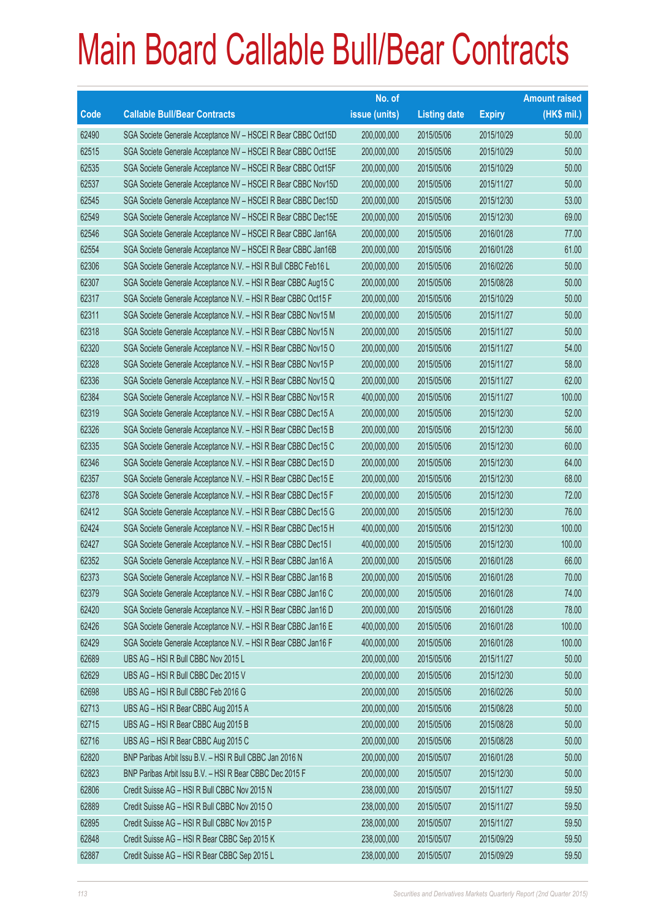# Main Board Callable Bull/Bear Contracts

| Code | Callable Bull/Bear Contracts | No. of issue (units) | Listing date | Expiry | Amount raised (HK$ mil.) |
|---|---|---|---|---|---|
| 62490 | SGA Societe Generale Acceptance NV – HSCEI R Bear CBBC Oct15D | 200,000,000 | 2015/05/06 | 2015/10/29 | 50.00 |
| 62515 | SGA Societe Generale Acceptance NV – HSCEI R Bear CBBC Oct15E | 200,000,000 | 2015/05/06 | 2015/10/29 | 50.00 |
| 62535 | SGA Societe Generale Acceptance NV – HSCEI R Bear CBBC Oct15F | 200,000,000 | 2015/05/06 | 2015/10/29 | 50.00 |
| 62537 | SGA Societe Generale Acceptance NV – HSCEI R Bear CBBC Nov15D | 200,000,000 | 2015/05/06 | 2015/11/27 | 50.00 |
| 62545 | SGA Societe Generale Acceptance NV – HSCEI R Bear CBBC Dec15D | 200,000,000 | 2015/05/06 | 2015/12/30 | 53.00 |
| 62549 | SGA Societe Generale Acceptance NV – HSCEI R Bear CBBC Dec15E | 200,000,000 | 2015/05/06 | 2015/12/30 | 69.00 |
| 62546 | SGA Societe Generale Acceptance NV – HSCEI R Bear CBBC Jan16A | 200,000,000 | 2015/05/06 | 2016/01/28 | 77.00 |
| 62554 | SGA Societe Generale Acceptance NV – HSCEI R Bear CBBC Jan16B | 200,000,000 | 2015/05/06 | 2016/01/28 | 61.00 |
| 62306 | SGA Societe Generale Acceptance N.V. – HSI R Bull CBBC Feb16 L | 200,000,000 | 2015/05/06 | 2016/02/26 | 50.00 |
| 62307 | SGA Societe Generale Acceptance N.V. – HSI R Bear CBBC Aug15 C | 200,000,000 | 2015/05/06 | 2015/08/28 | 50.00 |
| 62317 | SGA Societe Generale Acceptance N.V. – HSI R Bear CBBC Oct15 F | 200,000,000 | 2015/05/06 | 2015/10/29 | 50.00 |
| 62311 | SGA Societe Generale Acceptance N.V. – HSI R Bear CBBC Nov15 M | 200,000,000 | 2015/05/06 | 2015/11/27 | 50.00 |
| 62318 | SGA Societe Generale Acceptance N.V. – HSI R Bear CBBC Nov15 N | 200,000,000 | 2015/05/06 | 2015/11/27 | 50.00 |
| 62320 | SGA Societe Generale Acceptance N.V. – HSI R Bear CBBC Nov15 O | 200,000,000 | 2015/05/06 | 2015/11/27 | 54.00 |
| 62328 | SGA Societe Generale Acceptance N.V. – HSI R Bear CBBC Nov15 P | 200,000,000 | 2015/05/06 | 2015/11/27 | 58.00 |
| 62336 | SGA Societe Generale Acceptance N.V. – HSI R Bear CBBC Nov15 Q | 200,000,000 | 2015/05/06 | 2015/11/27 | 62.00 |
| 62384 | SGA Societe Generale Acceptance N.V. – HSI R Bear CBBC Nov15 R | 400,000,000 | 2015/05/06 | 2015/11/27 | 100.00 |
| 62319 | SGA Societe Generale Acceptance N.V. – HSI R Bear CBBC Dec15 A | 200,000,000 | 2015/05/06 | 2015/12/30 | 52.00 |
| 62326 | SGA Societe Generale Acceptance N.V. – HSI R Bear CBBC Dec15 B | 200,000,000 | 2015/05/06 | 2015/12/30 | 56.00 |
| 62335 | SGA Societe Generale Acceptance N.V. – HSI R Bear CBBC Dec15 C | 200,000,000 | 2015/05/06 | 2015/12/30 | 60.00 |
| 62346 | SGA Societe Generale Acceptance N.V. – HSI R Bear CBBC Dec15 D | 200,000,000 | 2015/05/06 | 2015/12/30 | 64.00 |
| 62357 | SGA Societe Generale Acceptance N.V. – HSI R Bear CBBC Dec15 E | 200,000,000 | 2015/05/06 | 2015/12/30 | 68.00 |
| 62378 | SGA Societe Generale Acceptance N.V. – HSI R Bear CBBC Dec15 F | 200,000,000 | 2015/05/06 | 2015/12/30 | 72.00 |
| 62412 | SGA Societe Generale Acceptance N.V. – HSI R Bear CBBC Dec15 G | 200,000,000 | 2015/05/06 | 2015/12/30 | 76.00 |
| 62424 | SGA Societe Generale Acceptance N.V. – HSI R Bear CBBC Dec15 H | 400,000,000 | 2015/05/06 | 2015/12/30 | 100.00 |
| 62427 | SGA Societe Generale Acceptance N.V. – HSI R Bear CBBC Dec15 I | 400,000,000 | 2015/05/06 | 2015/12/30 | 100.00 |
| 62352 | SGA Societe Generale Acceptance N.V. – HSI R Bear CBBC Jan16 A | 200,000,000 | 2015/05/06 | 2016/01/28 | 66.00 |
| 62373 | SGA Societe Generale Acceptance N.V. – HSI R Bear CBBC Jan16 B | 200,000,000 | 2015/05/06 | 2016/01/28 | 70.00 |
| 62379 | SGA Societe Generale Acceptance N.V. – HSI R Bear CBBC Jan16 C | 200,000,000 | 2015/05/06 | 2016/01/28 | 74.00 |
| 62420 | SGA Societe Generale Acceptance N.V. – HSI R Bear CBBC Jan16 D | 200,000,000 | 2015/05/06 | 2016/01/28 | 78.00 |
| 62426 | SGA Societe Generale Acceptance N.V. – HSI R Bear CBBC Jan16 E | 400,000,000 | 2015/05/06 | 2016/01/28 | 100.00 |
| 62429 | SGA Societe Generale Acceptance N.V. – HSI R Bear CBBC Jan16 F | 400,000,000 | 2015/05/06 | 2016/01/28 | 100.00 |
| 62689 | UBS AG – HSI R Bull CBBC Nov 2015 L | 200,000,000 | 2015/05/06 | 2015/11/27 | 50.00 |
| 62629 | UBS AG – HSI R Bull CBBC Dec 2015 V | 200,000,000 | 2015/05/06 | 2015/12/30 | 50.00 |
| 62698 | UBS AG – HSI R Bull CBBC Feb 2016 G | 200,000,000 | 2015/05/06 | 2016/02/26 | 50.00 |
| 62713 | UBS AG – HSI R Bear CBBC Aug 2015 A | 200,000,000 | 2015/05/06 | 2015/08/28 | 50.00 |
| 62715 | UBS AG – HSI R Bear CBBC Aug 2015 B | 200,000,000 | 2015/05/06 | 2015/08/28 | 50.00 |
| 62716 | UBS AG – HSI R Bear CBBC Aug 2015 C | 200,000,000 | 2015/05/06 | 2015/08/28 | 50.00 |
| 62820 | BNP Paribas Arbit Issu B.V. – HSI R Bull CBBC Jan 2016 N | 200,000,000 | 2015/05/07 | 2016/01/28 | 50.00 |
| 62823 | BNP Paribas Arbit Issu B.V. – HSI R Bear CBBC Dec 2015 F | 200,000,000 | 2015/05/07 | 2015/12/30 | 50.00 |
| 62806 | Credit Suisse AG – HSI R Bull CBBC Nov 2015 N | 238,000,000 | 2015/05/07 | 2015/11/27 | 59.50 |
| 62889 | Credit Suisse AG – HSI R Bull CBBC Nov 2015 O | 238,000,000 | 2015/05/07 | 2015/11/27 | 59.50 |
| 62895 | Credit Suisse AG – HSI R Bull CBBC Nov 2015 P | 238,000,000 | 2015/05/07 | 2015/11/27 | 59.50 |
| 62848 | Credit Suisse AG – HSI R Bear CBBC Sep 2015 K | 238,000,000 | 2015/05/07 | 2015/09/29 | 59.50 |
| 62887 | Credit Suisse AG – HSI R Bear CBBC Sep 2015 L | 238,000,000 | 2015/05/07 | 2015/09/29 | 59.50 |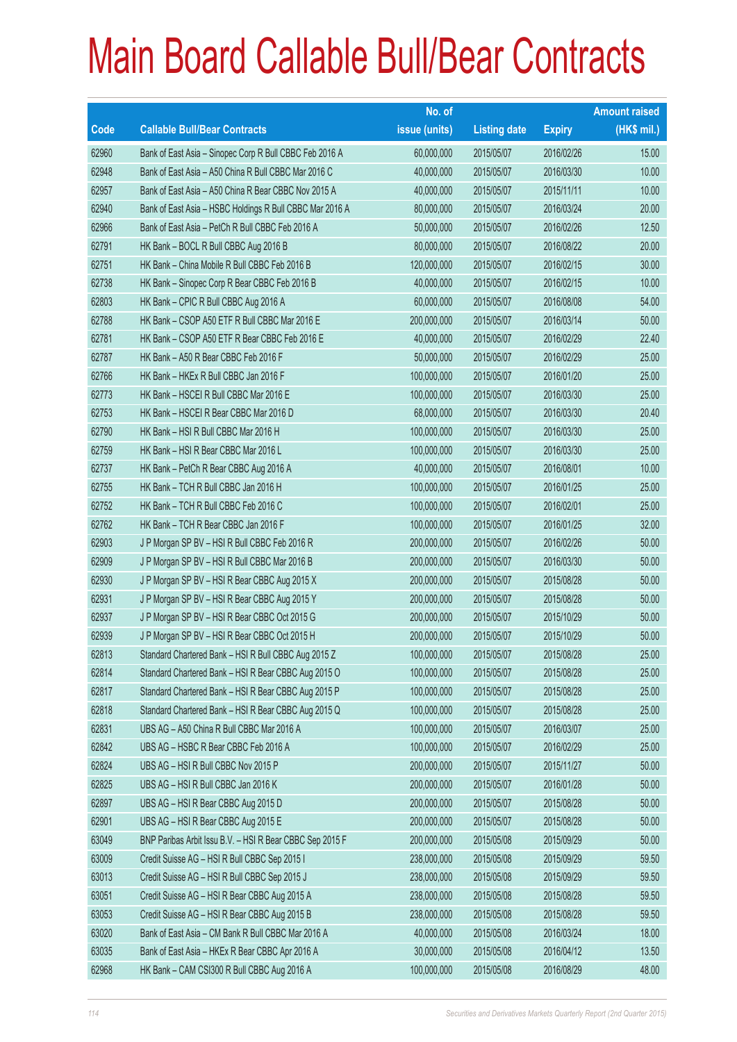# Main Board Callable Bull/Bear Contracts

| Code | Callable Bull/Bear Contracts | No. of issue (units) | Listing date | Expiry | Amount raised (HK$ mil.) |
|---|---|---|---|---|---|
| 62960 | Bank of East Asia – Sinopec Corp R Bull CBBC Feb 2016 A | 60,000,000 | 2015/05/07 | 2016/02/26 | 15.00 |
| 62948 | Bank of East Asia – A50 China R Bull CBBC Mar 2016 C | 40,000,000 | 2015/05/07 | 2016/03/30 | 10.00 |
| 62957 | Bank of East Asia – A50 China R Bear CBBC Nov 2015 A | 40,000,000 | 2015/05/07 | 2015/11/11 | 10.00 |
| 62940 | Bank of East Asia – HSBC Holdings R Bull CBBC Mar 2016 A | 80,000,000 | 2015/05/07 | 2016/03/24 | 20.00 |
| 62966 | Bank of East Asia – PetCh R Bull CBBC Feb 2016 A | 50,000,000 | 2015/05/07 | 2016/02/26 | 12.50 |
| 62791 | HK Bank – BOCL R Bull CBBC Aug 2016 B | 80,000,000 | 2015/05/07 | 2016/08/22 | 20.00 |
| 62751 | HK Bank – China Mobile R Bull CBBC Feb 2016 B | 120,000,000 | 2015/05/07 | 2016/02/15 | 30.00 |
| 62738 | HK Bank – Sinopec Corp R Bear CBBC Feb 2016 B | 40,000,000 | 2015/05/07 | 2016/02/15 | 10.00 |
| 62803 | HK Bank – CPIC R Bull CBBC Aug 2016 A | 60,000,000 | 2015/05/07 | 2016/08/08 | 54.00 |
| 62788 | HK Bank – CSOP A50 ETF R Bull CBBC Mar 2016 E | 200,000,000 | 2015/05/07 | 2016/03/14 | 50.00 |
| 62781 | HK Bank – CSOP A50 ETF R Bear CBBC Feb 2016 E | 40,000,000 | 2015/05/07 | 2016/02/29 | 22.40 |
| 62787 | HK Bank – A50 R Bear CBBC Feb 2016 F | 50,000,000 | 2015/05/07 | 2016/02/29 | 25.00 |
| 62766 | HK Bank – HKEx R Bull CBBC Jan 2016 F | 100,000,000 | 2015/05/07 | 2016/01/20 | 25.00 |
| 62773 | HK Bank – HSCEI R Bull CBBC Mar 2016 E | 100,000,000 | 2015/05/07 | 2016/03/30 | 25.00 |
| 62753 | HK Bank – HSCEI R Bear CBBC Mar 2016 D | 68,000,000 | 2015/05/07 | 2016/03/30 | 20.40 |
| 62790 | HK Bank – HSI R Bull CBBC Mar 2016 H | 100,000,000 | 2015/05/07 | 2016/03/30 | 25.00 |
| 62759 | HK Bank – HSI R Bear CBBC Mar 2016 L | 100,000,000 | 2015/05/07 | 2016/03/30 | 25.00 |
| 62737 | HK Bank – PetCh R Bear CBBC Aug 2016 A | 40,000,000 | 2015/05/07 | 2016/08/01 | 10.00 |
| 62755 | HK Bank – TCH R Bull CBBC Jan 2016 H | 100,000,000 | 2015/05/07 | 2016/01/25 | 25.00 |
| 62752 | HK Bank – TCH R Bull CBBC Feb 2016 C | 100,000,000 | 2015/05/07 | 2016/02/01 | 25.00 |
| 62762 | HK Bank – TCH R Bear CBBC Jan 2016 F | 100,000,000 | 2015/05/07 | 2016/01/25 | 32.00 |
| 62903 | J P Morgan SP BV – HSI R Bull CBBC Feb 2016 R | 200,000,000 | 2015/05/07 | 2016/02/26 | 50.00 |
| 62909 | J P Morgan SP BV – HSI R Bull CBBC Mar 2016 B | 200,000,000 | 2015/05/07 | 2016/03/30 | 50.00 |
| 62930 | J P Morgan SP BV – HSI R Bear CBBC Aug 2015 X | 200,000,000 | 2015/05/07 | 2015/08/28 | 50.00 |
| 62931 | J P Morgan SP BV – HSI R Bear CBBC Aug 2015 Y | 200,000,000 | 2015/05/07 | 2015/08/28 | 50.00 |
| 62937 | J P Morgan SP BV – HSI R Bear CBBC Oct 2015 G | 200,000,000 | 2015/05/07 | 2015/10/29 | 50.00 |
| 62939 | J P Morgan SP BV – HSI R Bear CBBC Oct 2015 H | 200,000,000 | 2015/05/07 | 2015/10/29 | 50.00 |
| 62813 | Standard Chartered Bank – HSI R Bull CBBC Aug 2015 Z | 100,000,000 | 2015/05/07 | 2015/08/28 | 25.00 |
| 62814 | Standard Chartered Bank – HSI R Bear CBBC Aug 2015 O | 100,000,000 | 2015/05/07 | 2015/08/28 | 25.00 |
| 62817 | Standard Chartered Bank – HSI R Bear CBBC Aug 2015 P | 100,000,000 | 2015/05/07 | 2015/08/28 | 25.00 |
| 62818 | Standard Chartered Bank – HSI R Bear CBBC Aug 2015 Q | 100,000,000 | 2015/05/07 | 2015/08/28 | 25.00 |
| 62831 | UBS AG – A50 China R Bull CBBC Mar 2016 A | 100,000,000 | 2015/05/07 | 2016/03/07 | 25.00 |
| 62842 | UBS AG – HSBC R Bear CBBC Feb 2016 A | 100,000,000 | 2015/05/07 | 2016/02/29 | 25.00 |
| 62824 | UBS AG – HSI R Bull CBBC Nov 2015 P | 200,000,000 | 2015/05/07 | 2015/11/27 | 50.00 |
| 62825 | UBS AG – HSI R Bull CBBC Jan 2016 K | 200,000,000 | 2015/05/07 | 2016/01/28 | 50.00 |
| 62897 | UBS AG – HSI R Bear CBBC Aug 2015 D | 200,000,000 | 2015/05/07 | 2015/08/28 | 50.00 |
| 62901 | UBS AG – HSI R Bear CBBC Aug 2015 E | 200,000,000 | 2015/05/07 | 2015/08/28 | 50.00 |
| 63049 | BNP Paribas Arbit Issu B.V. – HSI R Bear CBBC Sep 2015 F | 200,000,000 | 2015/05/08 | 2015/09/29 | 50.00 |
| 63009 | Credit Suisse AG – HSI R Bull CBBC Sep 2015 I | 238,000,000 | 2015/05/08 | 2015/09/29 | 59.50 |
| 63013 | Credit Suisse AG – HSI R Bull CBBC Sep 2015 J | 238,000,000 | 2015/05/08 | 2015/09/29 | 59.50 |
| 63051 | Credit Suisse AG – HSI R Bear CBBC Aug 2015 A | 238,000,000 | 2015/05/08 | 2015/08/28 | 59.50 |
| 63053 | Credit Suisse AG – HSI R Bear CBBC Aug 2015 B | 238,000,000 | 2015/05/08 | 2015/08/28 | 59.50 |
| 63020 | Bank of East Asia – CM Bank R Bull CBBC Mar 2016 A | 40,000,000 | 2015/05/08 | 2016/03/24 | 18.00 |
| 63035 | Bank of East Asia – HKEx R Bear CBBC Apr 2016 A | 30,000,000 | 2015/05/08 | 2016/04/12 | 13.50 |
| 62968 | HK Bank – CAM CSI300 R Bull CBBC Aug 2016 A | 100,000,000 | 2015/05/08 | 2016/08/29 | 48.00 |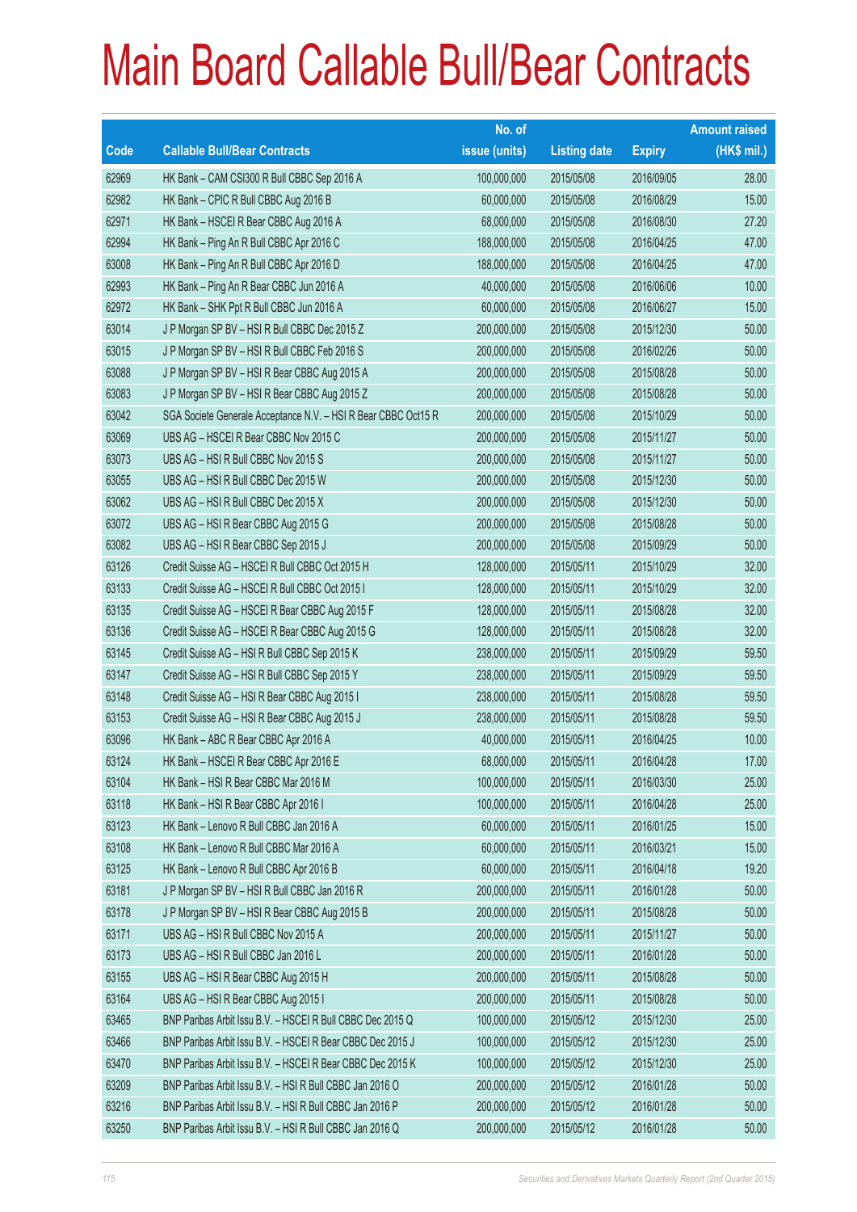# Main Board Callable Bull/Bear Contracts

| Code | Callable Bull/Bear Contracts | No. of issue (units) | Listing date | Expiry | Amount raised (HK$ mil.) |
|---|---|---|---|---|---|
| 62969 | HK Bank – CAM CSI300 R Bull CBBC Sep 2016 A | 100,000,000 | 2015/05/08 | 2016/09/05 | 28.00 |
| 62982 | HK Bank – CPIC R Bull CBBC Aug 2016 B | 60,000,000 | 2015/05/08 | 2016/08/29 | 15.00 |
| 62971 | HK Bank – HSCEI R Bear CBBC Aug 2016 A | 68,000,000 | 2015/05/08 | 2016/08/30 | 27.20 |
| 62994 | HK Bank – Ping An R Bull CBBC Apr 2016 C | 188,000,000 | 2015/05/08 | 2016/04/25 | 47.00 |
| 63008 | HK Bank – Ping An R Bull CBBC Apr 2016 D | 188,000,000 | 2015/05/08 | 2016/04/25 | 47.00 |
| 62993 | HK Bank – Ping An R Bear CBBC Jun 2016 A | 40,000,000 | 2015/05/08 | 2016/06/06 | 10.00 |
| 62972 | HK Bank – SHK Ppt R Bull CBBC Jun 2016 A | 60,000,000 | 2015/05/08 | 2016/06/27 | 15.00 |
| 63014 | J P Morgan SP BV – HSI R Bull CBBC Dec 2015 Z | 200,000,000 | 2015/05/08 | 2015/12/30 | 50.00 |
| 63015 | J P Morgan SP BV – HSI R Bull CBBC Feb 2016 S | 200,000,000 | 2015/05/08 | 2016/02/26 | 50.00 |
| 63088 | J P Morgan SP BV – HSI R Bear CBBC Aug 2015 A | 200,000,000 | 2015/05/08 | 2015/08/28 | 50.00 |
| 63083 | J P Morgan SP BV – HSI R Bear CBBC Aug 2015 Z | 200,000,000 | 2015/05/08 | 2015/08/28 | 50.00 |
| 63042 | SGA Societe Generale Acceptance N.V. – HSI R Bear CBBC Oct15 R | 200,000,000 | 2015/05/08 | 2015/10/29 | 50.00 |
| 63069 | UBS AG – HSCEI R Bear CBBC Nov 2015 C | 200,000,000 | 2015/05/08 | 2015/11/27 | 50.00 |
| 63073 | UBS AG – HSI R Bull CBBC Nov 2015 S | 200,000,000 | 2015/05/08 | 2015/11/27 | 50.00 |
| 63055 | UBS AG – HSI R Bull CBBC Dec 2015 W | 200,000,000 | 2015/05/08 | 2015/12/30 | 50.00 |
| 63062 | UBS AG – HSI R Bull CBBC Dec 2015 X | 200,000,000 | 2015/05/08 | 2015/12/30 | 50.00 |
| 63072 | UBS AG – HSI R Bear CBBC Aug 2015 G | 200,000,000 | 2015/05/08 | 2015/08/28 | 50.00 |
| 63082 | UBS AG – HSI R Bear CBBC Sep 2015 J | 200,000,000 | 2015/05/08 | 2015/09/29 | 50.00 |
| 63126 | Credit Suisse AG – HSCEI R Bull CBBC Oct 2015 H | 128,000,000 | 2015/05/11 | 2015/10/29 | 32.00 |
| 63133 | Credit Suisse AG – HSCEI R Bull CBBC Oct 2015 I | 128,000,000 | 2015/05/11 | 2015/10/29 | 32.00 |
| 63135 | Credit Suisse AG – HSCEI R Bear CBBC Aug 2015 F | 128,000,000 | 2015/05/11 | 2015/08/28 | 32.00 |
| 63136 | Credit Suisse AG – HSCEI R Bear CBBC Aug 2015 G | 128,000,000 | 2015/05/11 | 2015/08/28 | 32.00 |
| 63145 | Credit Suisse AG – HSI R Bull CBBC Sep 2015 K | 238,000,000 | 2015/05/11 | 2015/09/29 | 59.50 |
| 63147 | Credit Suisse AG – HSI R Bull CBBC Sep 2015 Y | 238,000,000 | 2015/05/11 | 2015/09/29 | 59.50 |
| 63148 | Credit Suisse AG – HSI R Bear CBBC Aug 2015 I | 238,000,000 | 2015/05/11 | 2015/08/28 | 59.50 |
| 63153 | Credit Suisse AG – HSI R Bear CBBC Aug 2015 J | 238,000,000 | 2015/05/11 | 2015/08/28 | 59.50 |
| 63096 | HK Bank – ABC R Bear CBBC Apr 2016 A | 40,000,000 | 2015/05/11 | 2016/04/25 | 10.00 |
| 63124 | HK Bank – HSCEI R Bear CBBC Apr 2016 E | 68,000,000 | 2015/05/11 | 2016/04/28 | 17.00 |
| 63104 | HK Bank – HSI R Bear CBBC Mar 2016 M | 100,000,000 | 2015/05/11 | 2016/03/30 | 25.00 |
| 63118 | HK Bank – HSI R Bear CBBC Apr 2016 I | 100,000,000 | 2015/05/11 | 2016/04/28 | 25.00 |
| 63123 | HK Bank – Lenovo R Bull CBBC Jan 2016 A | 60,000,000 | 2015/05/11 | 2016/01/25 | 15.00 |
| 63108 | HK Bank – Lenovo R Bull CBBC Mar 2016 A | 60,000,000 | 2015/05/11 | 2016/03/21 | 15.00 |
| 63125 | HK Bank – Lenovo R Bull CBBC Apr 2016 B | 60,000,000 | 2015/05/11 | 2016/04/18 | 19.20 |
| 63181 | J P Morgan SP BV – HSI R Bull CBBC Jan 2016 R | 200,000,000 | 2015/05/11 | 2016/01/28 | 50.00 |
| 63178 | J P Morgan SP BV – HSI R Bear CBBC Aug 2015 B | 200,000,000 | 2015/05/11 | 2015/08/28 | 50.00 |
| 63171 | UBS AG – HSI R Bull CBBC Nov 2015 A | 200,000,000 | 2015/05/11 | 2015/11/27 | 50.00 |
| 63173 | UBS AG – HSI R Bull CBBC Jan 2016 L | 200,000,000 | 2015/05/11 | 2016/01/28 | 50.00 |
| 63155 | UBS AG – HSI R Bear CBBC Aug 2015 H | 200,000,000 | 2015/05/11 | 2015/08/28 | 50.00 |
| 63164 | UBS AG – HSI R Bear CBBC Aug 2015 I | 200,000,000 | 2015/05/11 | 2015/08/28 | 50.00 |
| 63465 | BNP Paribas Arbit Issu B.V. – HSCEI R Bull CBBC Dec 2015 Q | 100,000,000 | 2015/05/12 | 2015/12/30 | 25.00 |
| 63466 | BNP Paribas Arbit Issu B.V. – HSCEI R Bear CBBC Dec 2015 J | 100,000,000 | 2015/05/12 | 2015/12/30 | 25.00 |
| 63470 | BNP Paribas Arbit Issu B.V. – HSCEI R Bear CBBC Dec 2015 K | 100,000,000 | 2015/05/12 | 2015/12/30 | 25.00 |
| 63209 | BNP Paribas Arbit Issu B.V. – HSI R Bull CBBC Jan 2016 O | 200,000,000 | 2015/05/12 | 2016/01/28 | 50.00 |
| 63216 | BNP Paribas Arbit Issu B.V. – HSI R Bull CBBC Jan 2016 P | 200,000,000 | 2015/05/12 | 2016/01/28 | 50.00 |
| 63250 | BNP Paribas Arbit Issu B.V. – HSI R Bull CBBC Jan 2016 Q | 200,000,000 | 2015/05/12 | 2016/01/28 | 50.00 |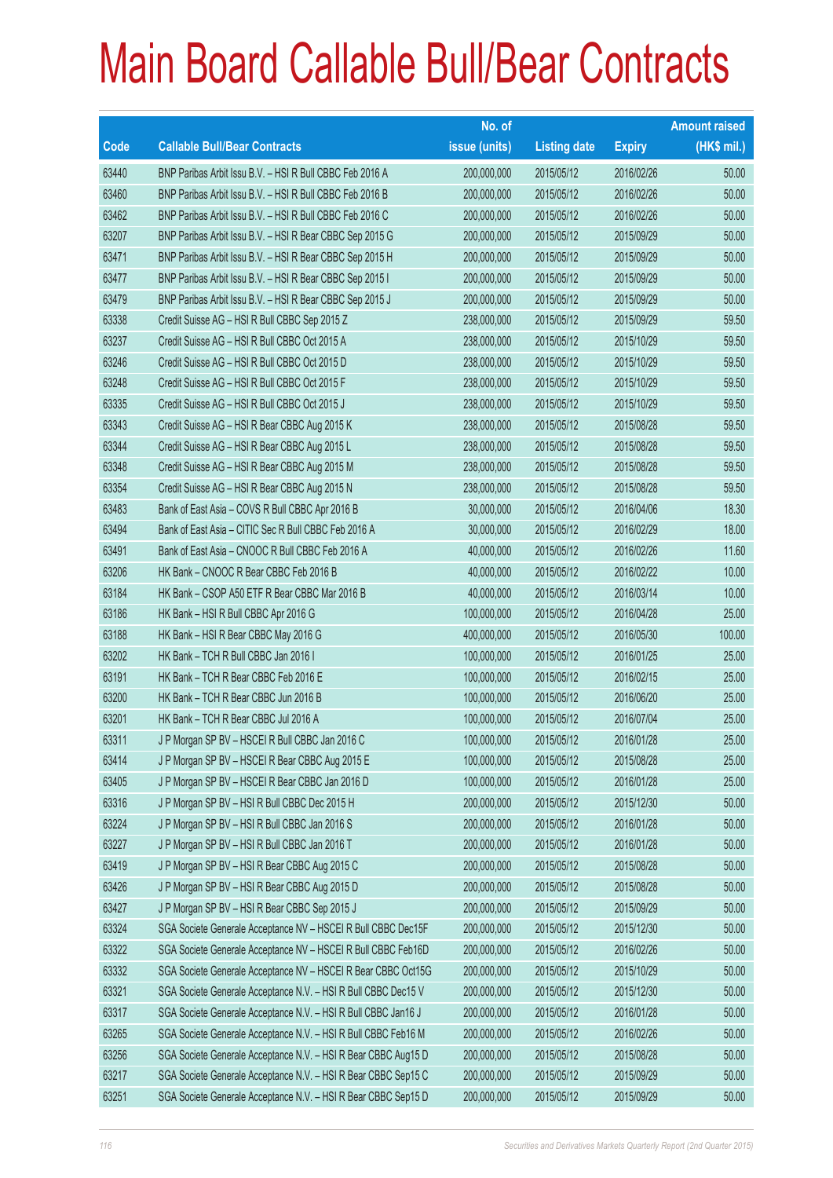# Main Board Callable Bull/Bear Contracts

| Code | Callable Bull/Bear Contracts | No. of issue (units) | Listing date | Expiry | Amount raised (HK$ mil.) |
|---|---|---|---|---|---|
| 63440 | BNP Paribas Arbit Issu B.V. – HSI R Bull CBBC Feb 2016 A | 200,000,000 | 2015/05/12 | 2016/02/26 | 50.00 |
| 63460 | BNP Paribas Arbit Issu B.V. – HSI R Bull CBBC Feb 2016 B | 200,000,000 | 2015/05/12 | 2016/02/26 | 50.00 |
| 63462 | BNP Paribas Arbit Issu B.V. – HSI R Bull CBBC Feb 2016 C | 200,000,000 | 2015/05/12 | 2016/02/26 | 50.00 |
| 63207 | BNP Paribas Arbit Issu B.V. – HSI R Bear CBBC Sep 2015 G | 200,000,000 | 2015/05/12 | 2015/09/29 | 50.00 |
| 63471 | BNP Paribas Arbit Issu B.V. – HSI R Bear CBBC Sep 2015 H | 200,000,000 | 2015/05/12 | 2015/09/29 | 50.00 |
| 63477 | BNP Paribas Arbit Issu B.V. – HSI R Bear CBBC Sep 2015 I | 200,000,000 | 2015/05/12 | 2015/09/29 | 50.00 |
| 63479 | BNP Paribas Arbit Issu B.V. – HSI R Bear CBBC Sep 2015 J | 200,000,000 | 2015/05/12 | 2015/09/29 | 50.00 |
| 63338 | Credit Suisse AG – HSI R Bull CBBC Sep 2015 Z | 238,000,000 | 2015/05/12 | 2015/09/29 | 59.50 |
| 63237 | Credit Suisse AG – HSI R Bull CBBC Oct 2015 A | 238,000,000 | 2015/05/12 | 2015/10/29 | 59.50 |
| 63246 | Credit Suisse AG – HSI R Bull CBBC Oct 2015 D | 238,000,000 | 2015/05/12 | 2015/10/29 | 59.50 |
| 63248 | Credit Suisse AG – HSI R Bull CBBC Oct 2015 F | 238,000,000 | 2015/05/12 | 2015/10/29 | 59.50 |
| 63335 | Credit Suisse AG – HSI R Bull CBBC Oct 2015 J | 238,000,000 | 2015/05/12 | 2015/10/29 | 59.50 |
| 63343 | Credit Suisse AG – HSI R Bear CBBC Aug 2015 K | 238,000,000 | 2015/05/12 | 2015/08/28 | 59.50 |
| 63344 | Credit Suisse AG – HSI R Bear CBBC Aug 2015 L | 238,000,000 | 2015/05/12 | 2015/08/28 | 59.50 |
| 63348 | Credit Suisse AG – HSI R Bear CBBC Aug 2015 M | 238,000,000 | 2015/05/12 | 2015/08/28 | 59.50 |
| 63354 | Credit Suisse AG – HSI R Bear CBBC Aug 2015 N | 238,000,000 | 2015/05/12 | 2015/08/28 | 59.50 |
| 63483 | Bank of East Asia – COVS R Bull CBBC Apr 2016 B | 30,000,000 | 2015/05/12 | 2016/04/06 | 18.30 |
| 63494 | Bank of East Asia – CITIC Sec R Bull CBBC Feb 2016 A | 30,000,000 | 2015/05/12 | 2016/02/29 | 18.00 |
| 63491 | Bank of East Asia – CNOOC R Bull CBBC Feb 2016 A | 40,000,000 | 2015/05/12 | 2016/02/26 | 11.60 |
| 63206 | HK Bank – CNOOC R Bear CBBC Feb 2016 B | 40,000,000 | 2015/05/12 | 2016/02/22 | 10.00 |
| 63184 | HK Bank – CSOP A50 ETF R Bear CBBC Mar 2016 B | 40,000,000 | 2015/05/12 | 2016/03/14 | 10.00 |
| 63186 | HK Bank – HSI R Bull CBBC Apr 2016 G | 100,000,000 | 2015/05/12 | 2016/04/28 | 25.00 |
| 63188 | HK Bank – HSI R Bear CBBC May 2016 G | 400,000,000 | 2015/05/12 | 2016/05/30 | 100.00 |
| 63202 | HK Bank – TCH R Bull CBBC Jan 2016 I | 100,000,000 | 2015/05/12 | 2016/01/25 | 25.00 |
| 63191 | HK Bank – TCH R Bear CBBC Feb 2016 E | 100,000,000 | 2015/05/12 | 2016/02/15 | 25.00 |
| 63200 | HK Bank – TCH R Bear CBBC Jun 2016 B | 100,000,000 | 2015/05/12 | 2016/06/20 | 25.00 |
| 63201 | HK Bank – TCH R Bear CBBC Jul 2016 A | 100,000,000 | 2015/05/12 | 2016/07/04 | 25.00 |
| 63311 | J P Morgan SP BV – HSCEI R Bull CBBC Jan 2016 C | 100,000,000 | 2015/05/12 | 2016/01/28 | 25.00 |
| 63414 | J P Morgan SP BV – HSCEI R Bear CBBC Aug 2015 E | 100,000,000 | 2015/05/12 | 2015/08/28 | 25.00 |
| 63405 | J P Morgan SP BV – HSCEI R Bear CBBC Jan 2016 D | 100,000,000 | 2015/05/12 | 2016/01/28 | 25.00 |
| 63316 | J P Morgan SP BV – HSI R Bull CBBC Dec 2015 H | 200,000,000 | 2015/05/12 | 2015/12/30 | 50.00 |
| 63224 | J P Morgan SP BV – HSI R Bull CBBC Jan 2016 S | 200,000,000 | 2015/05/12 | 2016/01/28 | 50.00 |
| 63227 | J P Morgan SP BV – HSI R Bull CBBC Jan 2016 T | 200,000,000 | 2015/05/12 | 2016/01/28 | 50.00 |
| 63419 | J P Morgan SP BV – HSI R Bear CBBC Aug 2015 C | 200,000,000 | 2015/05/12 | 2015/08/28 | 50.00 |
| 63426 | J P Morgan SP BV – HSI R Bear CBBC Aug 2015 D | 200,000,000 | 2015/05/12 | 2015/08/28 | 50.00 |
| 63427 | J P Morgan SP BV – HSI R Bear CBBC Sep 2015 J | 200,000,000 | 2015/05/12 | 2015/09/29 | 50.00 |
| 63324 | SGA Societe Generale Acceptance NV – HSCEI R Bull CBBC Dec15F | 200,000,000 | 2015/05/12 | 2015/12/30 | 50.00 |
| 63322 | SGA Societe Generale Acceptance NV – HSCEI R Bull CBBC Feb16D | 200,000,000 | 2015/05/12 | 2016/02/26 | 50.00 |
| 63332 | SGA Societe Generale Acceptance NV – HSCEI R Bear CBBC Oct15G | 200,000,000 | 2015/05/12 | 2015/10/29 | 50.00 |
| 63321 | SGA Societe Generale Acceptance N.V. – HSI R Bull CBBC Dec15 V | 200,000,000 | 2015/05/12 | 2015/12/30 | 50.00 |
| 63317 | SGA Societe Generale Acceptance N.V. – HSI R Bull CBBC Jan16 J | 200,000,000 | 2015/05/12 | 2016/01/28 | 50.00 |
| 63265 | SGA Societe Generale Acceptance N.V. – HSI R Bull CBBC Feb16 M | 200,000,000 | 2015/05/12 | 2016/02/26 | 50.00 |
| 63256 | SGA Societe Generale Acceptance N.V. – HSI R Bear CBBC Aug15 D | 200,000,000 | 2015/05/12 | 2015/08/28 | 50.00 |
| 63217 | SGA Societe Generale Acceptance N.V. – HSI R Bear CBBC Sep15 C | 200,000,000 | 2015/05/12 | 2015/09/29 | 50.00 |
| 63251 | SGA Societe Generale Acceptance N.V. – HSI R Bear CBBC Sep15 D | 200,000,000 | 2015/05/12 | 2015/09/29 | 50.00 |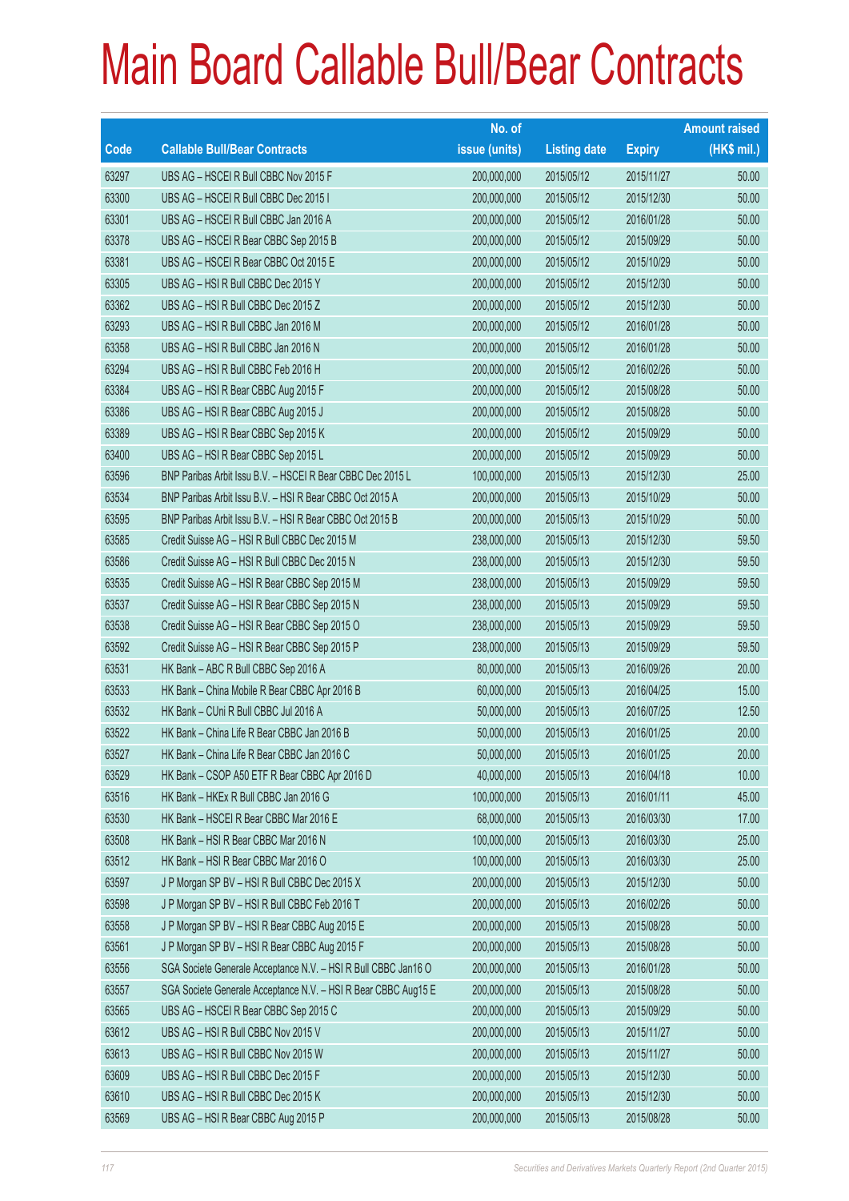# Main Board Callable Bull/Bear Contracts

| Code | Callable Bull/Bear Contracts | No. of issue (units) | Listing date | Expiry | Amount raised (HK$ mil.) |
|---|---|---|---|---|---|
| 63297 | UBS AG – HSCEI R Bull CBBC Nov 2015 F | 200,000,000 | 2015/05/12 | 2015/11/27 | 50.00 |
| 63300 | UBS AG – HSCEI R Bull CBBC Dec 2015 I | 200,000,000 | 2015/05/12 | 2015/12/30 | 50.00 |
| 63301 | UBS AG – HSCEI R Bull CBBC Jan 2016 A | 200,000,000 | 2015/05/12 | 2016/01/28 | 50.00 |
| 63378 | UBS AG – HSCEI R Bear CBBC Sep 2015 B | 200,000,000 | 2015/05/12 | 2015/09/29 | 50.00 |
| 63381 | UBS AG – HSCEI R Bear CBBC Oct 2015 E | 200,000,000 | 2015/05/12 | 2015/10/29 | 50.00 |
| 63305 | UBS AG – HSI R Bull CBBC Dec 2015 Y | 200,000,000 | 2015/05/12 | 2015/12/30 | 50.00 |
| 63362 | UBS AG – HSI R Bull CBBC Dec 2015 Z | 200,000,000 | 2015/05/12 | 2015/12/30 | 50.00 |
| 63293 | UBS AG – HSI R Bull CBBC Jan 2016 M | 200,000,000 | 2015/05/12 | 2016/01/28 | 50.00 |
| 63358 | UBS AG – HSI R Bull CBBC Jan 2016 N | 200,000,000 | 2015/05/12 | 2016/01/28 | 50.00 |
| 63294 | UBS AG – HSI R Bull CBBC Feb 2016 H | 200,000,000 | 2015/05/12 | 2016/02/26 | 50.00 |
| 63384 | UBS AG – HSI R Bear CBBC Aug 2015 F | 200,000,000 | 2015/05/12 | 2015/08/28 | 50.00 |
| 63386 | UBS AG – HSI R Bear CBBC Aug 2015 J | 200,000,000 | 2015/05/12 | 2015/08/28 | 50.00 |
| 63389 | UBS AG – HSI R Bear CBBC Sep 2015 K | 200,000,000 | 2015/05/12 | 2015/09/29 | 50.00 |
| 63400 | UBS AG – HSI R Bear CBBC Sep 2015 L | 200,000,000 | 2015/05/12 | 2015/09/29 | 50.00 |
| 63596 | BNP Paribas Arbit Issu B.V. – HSCEI R Bear CBBC Dec 2015 L | 100,000,000 | 2015/05/13 | 2015/12/30 | 25.00 |
| 63534 | BNP Paribas Arbit Issu B.V. – HSI R Bear CBBC Oct 2015 A | 200,000,000 | 2015/05/13 | 2015/10/29 | 50.00 |
| 63595 | BNP Paribas Arbit Issu B.V. – HSI R Bear CBBC Oct 2015 B | 200,000,000 | 2015/05/13 | 2015/10/29 | 50.00 |
| 63585 | Credit Suisse AG – HSI R Bull CBBC Dec 2015 M | 238,000,000 | 2015/05/13 | 2015/12/30 | 59.50 |
| 63586 | Credit Suisse AG – HSI R Bull CBBC Dec 2015 N | 238,000,000 | 2015/05/13 | 2015/12/30 | 59.50 |
| 63535 | Credit Suisse AG – HSI R Bear CBBC Sep 2015 M | 238,000,000 | 2015/05/13 | 2015/09/29 | 59.50 |
| 63537 | Credit Suisse AG – HSI R Bear CBBC Sep 2015 N | 238,000,000 | 2015/05/13 | 2015/09/29 | 59.50 |
| 63538 | Credit Suisse AG – HSI R Bear CBBC Sep 2015 O | 238,000,000 | 2015/05/13 | 2015/09/29 | 59.50 |
| 63592 | Credit Suisse AG – HSI R Bear CBBC Sep 2015 P | 238,000,000 | 2015/05/13 | 2015/09/29 | 59.50 |
| 63531 | HK Bank – ABC R Bull CBBC Sep 2016 A | 80,000,000 | 2015/05/13 | 2016/09/26 | 20.00 |
| 63533 | HK Bank – China Mobile R Bear CBBC Apr 2016 B | 60,000,000 | 2015/05/13 | 2016/04/25 | 15.00 |
| 63532 | HK Bank – CUni R Bull CBBC Jul 2016 A | 50,000,000 | 2015/05/13 | 2016/07/25 | 12.50 |
| 63522 | HK Bank – China Life R Bear CBBC Jan 2016 B | 50,000,000 | 2015/05/13 | 2016/01/25 | 20.00 |
| 63527 | HK Bank – China Life R Bear CBBC Jan 2016 C | 50,000,000 | 2015/05/13 | 2016/01/25 | 20.00 |
| 63529 | HK Bank – CSOP A50 ETF R Bear CBBC Apr 2016 D | 40,000,000 | 2015/05/13 | 2016/04/18 | 10.00 |
| 63516 | HK Bank – HKEx R Bull CBBC Jan 2016 G | 100,000,000 | 2015/05/13 | 2016/01/11 | 45.00 |
| 63530 | HK Bank – HSCEI R Bear CBBC Mar 2016 E | 68,000,000 | 2015/05/13 | 2016/03/30 | 17.00 |
| 63508 | HK Bank – HSI R Bear CBBC Mar 2016 N | 100,000,000 | 2015/05/13 | 2016/03/30 | 25.00 |
| 63512 | HK Bank – HSI R Bear CBBC Mar 2016 O | 100,000,000 | 2015/05/13 | 2016/03/30 | 25.00 |
| 63597 | J P Morgan SP BV – HSI R Bull CBBC Dec 2015 X | 200,000,000 | 2015/05/13 | 2015/12/30 | 50.00 |
| 63598 | J P Morgan SP BV – HSI R Bull CBBC Feb 2016 T | 200,000,000 | 2015/05/13 | 2016/02/26 | 50.00 |
| 63558 | J P Morgan SP BV – HSI R Bear CBBC Aug 2015 E | 200,000,000 | 2015/05/13 | 2015/08/28 | 50.00 |
| 63561 | J P Morgan SP BV – HSI R Bear CBBC Aug 2015 F | 200,000,000 | 2015/05/13 | 2015/08/28 | 50.00 |
| 63556 | SGA Societe Generale Acceptance N.V. – HSI R Bull CBBC Jan16 O | 200,000,000 | 2015/05/13 | 2016/01/28 | 50.00 |
| 63557 | SGA Societe Generale Acceptance N.V. – HSI R Bear CBBC Aug15 E | 200,000,000 | 2015/05/13 | 2015/08/28 | 50.00 |
| 63565 | UBS AG – HSCEI R Bear CBBC Sep 2015 C | 200,000,000 | 2015/05/13 | 2015/09/29 | 50.00 |
| 63612 | UBS AG – HSI R Bull CBBC Nov 2015 V | 200,000,000 | 2015/05/13 | 2015/11/27 | 50.00 |
| 63613 | UBS AG – HSI R Bull CBBC Nov 2015 W | 200,000,000 | 2015/05/13 | 2015/11/27 | 50.00 |
| 63609 | UBS AG – HSI R Bull CBBC Dec 2015 F | 200,000,000 | 2015/05/13 | 2015/12/30 | 50.00 |
| 63610 | UBS AG – HSI R Bull CBBC Dec 2015 K | 200,000,000 | 2015/05/13 | 2015/12/30 | 50.00 |
| 63569 | UBS AG – HSI R Bear CBBC Aug 2015 P | 200,000,000 | 2015/05/13 | 2015/08/28 | 50.00 |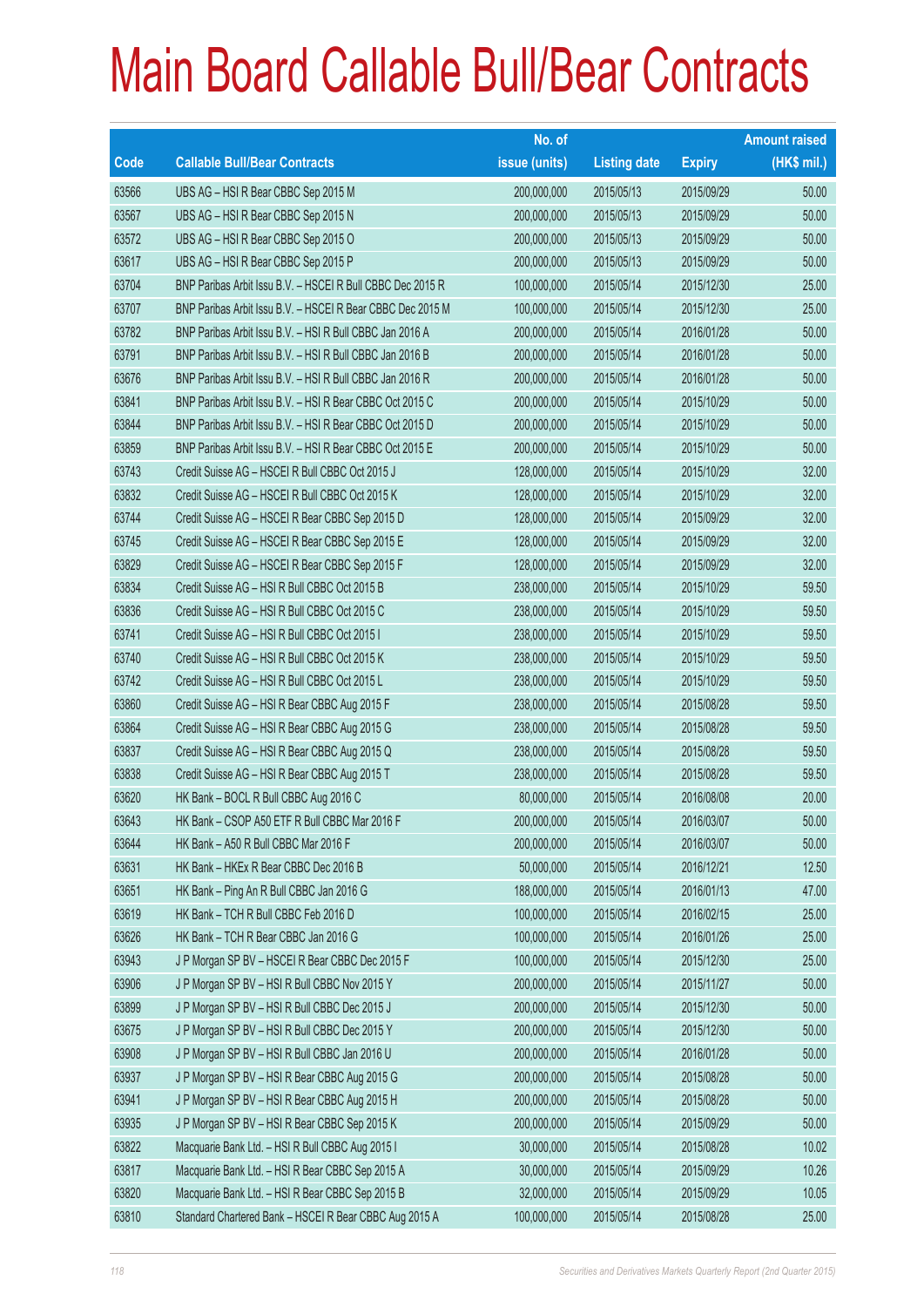# Main Board Callable Bull/Bear Contracts

| Code | Callable Bull/Bear Contracts | No. of issue (units) | Listing date | Expiry | Amount raised (HK$ mil.) |
|---|---|---|---|---|---|
| 63566 | UBS AG – HSI R Bear CBBC Sep 2015 M | 200,000,000 | 2015/05/13 | 2015/09/29 | 50.00 |
| 63567 | UBS AG – HSI R Bear CBBC Sep 2015 N | 200,000,000 | 2015/05/13 | 2015/09/29 | 50.00 |
| 63572 | UBS AG – HSI R Bear CBBC Sep 2015 O | 200,000,000 | 2015/05/13 | 2015/09/29 | 50.00 |
| 63617 | UBS AG – HSI R Bear CBBC Sep 2015 P | 200,000,000 | 2015/05/13 | 2015/09/29 | 50.00 |
| 63704 | BNP Paribas Arbit Issu B.V. – HSCEI R Bull CBBC Dec 2015 R | 100,000,000 | 2015/05/14 | 2015/12/30 | 25.00 |
| 63707 | BNP Paribas Arbit Issu B.V. – HSCEI R Bear CBBC Dec 2015 M | 100,000,000 | 2015/05/14 | 2015/12/30 | 25.00 |
| 63782 | BNP Paribas Arbit Issu B.V. – HSI R Bull CBBC Jan 2016 A | 200,000,000 | 2015/05/14 | 2016/01/28 | 50.00 |
| 63791 | BNP Paribas Arbit Issu B.V. – HSI R Bull CBBC Jan 2016 B | 200,000,000 | 2015/05/14 | 2016/01/28 | 50.00 |
| 63676 | BNP Paribas Arbit Issu B.V. – HSI R Bull CBBC Jan 2016 R | 200,000,000 | 2015/05/14 | 2016/01/28 | 50.00 |
| 63841 | BNP Paribas Arbit Issu B.V. – HSI R Bear CBBC Oct 2015 C | 200,000,000 | 2015/05/14 | 2015/10/29 | 50.00 |
| 63844 | BNP Paribas Arbit Issu B.V. – HSI R Bear CBBC Oct 2015 D | 200,000,000 | 2015/05/14 | 2015/10/29 | 50.00 |
| 63859 | BNP Paribas Arbit Issu B.V. – HSI R Bear CBBC Oct 2015 E | 200,000,000 | 2015/05/14 | 2015/10/29 | 50.00 |
| 63743 | Credit Suisse AG – HSCEI R Bull CBBC Oct 2015 J | 128,000,000 | 2015/05/14 | 2015/10/29 | 32.00 |
| 63832 | Credit Suisse AG – HSCEI R Bull CBBC Oct 2015 K | 128,000,000 | 2015/05/14 | 2015/10/29 | 32.00 |
| 63744 | Credit Suisse AG – HSCEI R Bear CBBC Sep 2015 D | 128,000,000 | 2015/05/14 | 2015/09/29 | 32.00 |
| 63745 | Credit Suisse AG – HSCEI R Bear CBBC Sep 2015 E | 128,000,000 | 2015/05/14 | 2015/09/29 | 32.00 |
| 63829 | Credit Suisse AG – HSCEI R Bear CBBC Sep 2015 F | 128,000,000 | 2015/05/14 | 2015/09/29 | 32.00 |
| 63834 | Credit Suisse AG – HSI R Bull CBBC Oct 2015 B | 238,000,000 | 2015/05/14 | 2015/10/29 | 59.50 |
| 63836 | Credit Suisse AG – HSI R Bull CBBC Oct 2015 C | 238,000,000 | 2015/05/14 | 2015/10/29 | 59.50 |
| 63741 | Credit Suisse AG – HSI R Bull CBBC Oct 2015 I | 238,000,000 | 2015/05/14 | 2015/10/29 | 59.50 |
| 63740 | Credit Suisse AG – HSI R Bull CBBC Oct 2015 K | 238,000,000 | 2015/05/14 | 2015/10/29 | 59.50 |
| 63742 | Credit Suisse AG – HSI R Bull CBBC Oct 2015 L | 238,000,000 | 2015/05/14 | 2015/10/29 | 59.50 |
| 63860 | Credit Suisse AG – HSI R Bear CBBC Aug 2015 F | 238,000,000 | 2015/05/14 | 2015/08/28 | 59.50 |
| 63864 | Credit Suisse AG – HSI R Bear CBBC Aug 2015 G | 238,000,000 | 2015/05/14 | 2015/08/28 | 59.50 |
| 63837 | Credit Suisse AG – HSI R Bear CBBC Aug 2015 Q | 238,000,000 | 2015/05/14 | 2015/08/28 | 59.50 |
| 63838 | Credit Suisse AG – HSI R Bear CBBC Aug 2015 T | 238,000,000 | 2015/05/14 | 2015/08/28 | 59.50 |
| 63620 | HK Bank – BOCL R Bull CBBC Aug 2016 C | 80,000,000 | 2015/05/14 | 2016/08/08 | 20.00 |
| 63643 | HK Bank – CSOP A50 ETF R Bull CBBC Mar 2016 F | 200,000,000 | 2015/05/14 | 2016/03/07 | 50.00 |
| 63644 | HK Bank – A50 R Bull CBBC Mar 2016 F | 200,000,000 | 2015/05/14 | 2016/03/07 | 50.00 |
| 63631 | HK Bank – HKEx R Bear CBBC Dec 2016 B | 50,000,000 | 2015/05/14 | 2016/12/21 | 12.50 |
| 63651 | HK Bank – Ping An R Bull CBBC Jan 2016 G | 188,000,000 | 2015/05/14 | 2016/01/13 | 47.00 |
| 63619 | HK Bank – TCH R Bull CBBC Feb 2016 D | 100,000,000 | 2015/05/14 | 2016/02/15 | 25.00 |
| 63626 | HK Bank – TCH R Bear CBBC Jan 2016 G | 100,000,000 | 2015/05/14 | 2016/01/26 | 25.00 |
| 63943 | J P Morgan SP BV – HSCEI R Bear CBBC Dec 2015 F | 100,000,000 | 2015/05/14 | 2015/12/30 | 25.00 |
| 63906 | J P Morgan SP BV – HSI R Bull CBBC Nov 2015 Y | 200,000,000 | 2015/05/14 | 2015/11/27 | 50.00 |
| 63899 | J P Morgan SP BV – HSI R Bull CBBC Dec 2015 J | 200,000,000 | 2015/05/14 | 2015/12/30 | 50.00 |
| 63675 | J P Morgan SP BV – HSI R Bull CBBC Dec 2015 Y | 200,000,000 | 2015/05/14 | 2015/12/30 | 50.00 |
| 63908 | J P Morgan SP BV – HSI R Bull CBBC Jan 2016 U | 200,000,000 | 2015/05/14 | 2016/01/28 | 50.00 |
| 63937 | J P Morgan SP BV – HSI R Bear CBBC Aug 2015 G | 200,000,000 | 2015/05/14 | 2015/08/28 | 50.00 |
| 63941 | J P Morgan SP BV – HSI R Bear CBBC Aug 2015 H | 200,000,000 | 2015/05/14 | 2015/08/28 | 50.00 |
| 63935 | J P Morgan SP BV – HSI R Bear CBBC Sep 2015 K | 200,000,000 | 2015/05/14 | 2015/09/29 | 50.00 |
| 63822 | Macquarie Bank Ltd. – HSI R Bull CBBC Aug 2015 I | 30,000,000 | 2015/05/14 | 2015/08/28 | 10.02 |
| 63817 | Macquarie Bank Ltd. – HSI R Bear CBBC Sep 2015 A | 30,000,000 | 2015/05/14 | 2015/09/29 | 10.26 |
| 63820 | Macquarie Bank Ltd. – HSI R Bear CBBC Sep 2015 B | 32,000,000 | 2015/05/14 | 2015/09/29 | 10.05 |
| 63810 | Standard Chartered Bank – HSCEI R Bear CBBC Aug 2015 A | 100,000,000 | 2015/05/14 | 2015/08/28 | 25.00 |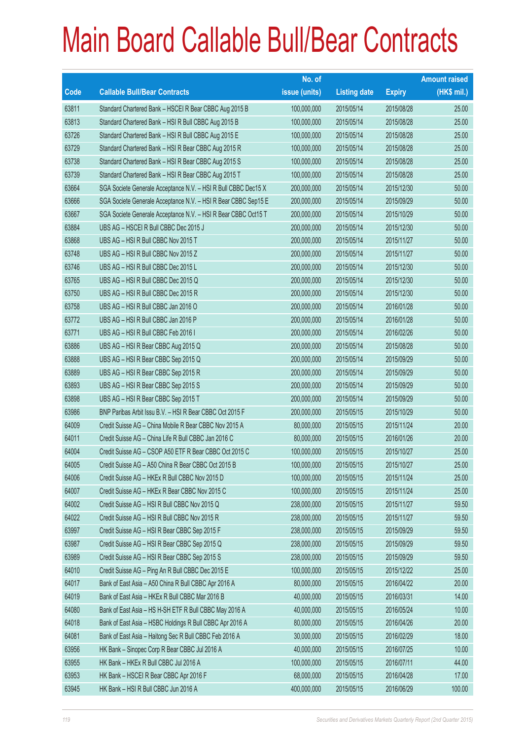# Main Board Callable Bull/Bear Contracts

| Code | Callable Bull/Bear Contracts | No. of issue (units) | Listing date | Expiry | Amount raised (HK$ mil.) |
|---|---|---|---|---|---|
| 63811 | Standard Chartered Bank – HSCEI R Bear CBBC Aug 2015 B | 100,000,000 | 2015/05/14 | 2015/08/28 | 25.00 |
| 63813 | Standard Chartered Bank – HSI R Bull CBBC Aug 2015 B | 100,000,000 | 2015/05/14 | 2015/08/28 | 25.00 |
| 63726 | Standard Chartered Bank – HSI R Bull CBBC Aug 2015 E | 100,000,000 | 2015/05/14 | 2015/08/28 | 25.00 |
| 63729 | Standard Chartered Bank – HSI R Bear CBBC Aug 2015 R | 100,000,000 | 2015/05/14 | 2015/08/28 | 25.00 |
| 63738 | Standard Chartered Bank – HSI R Bear CBBC Aug 2015 S | 100,000,000 | 2015/05/14 | 2015/08/28 | 25.00 |
| 63739 | Standard Chartered Bank – HSI R Bear CBBC Aug 2015 T | 100,000,000 | 2015/05/14 | 2015/08/28 | 25.00 |
| 63664 | SGA Societe Generale Acceptance N.V. – HSI R Bull CBBC Dec15 X | 200,000,000 | 2015/05/14 | 2015/12/30 | 50.00 |
| 63666 | SGA Societe Generale Acceptance N.V. – HSI R Bear CBBC Sep15 E | 200,000,000 | 2015/05/14 | 2015/09/29 | 50.00 |
| 63667 | SGA Societe Generale Acceptance N.V. – HSI R Bear CBBC Oct15 T | 200,000,000 | 2015/05/14 | 2015/10/29 | 50.00 |
| 63884 | UBS AG – HSCEI R Bull CBBC Dec 2015 J | 200,000,000 | 2015/05/14 | 2015/12/30 | 50.00 |
| 63868 | UBS AG – HSI R Bull CBBC Nov 2015 T | 200,000,000 | 2015/05/14 | 2015/11/27 | 50.00 |
| 63748 | UBS AG – HSI R Bull CBBC Nov 2015 Z | 200,000,000 | 2015/05/14 | 2015/11/27 | 50.00 |
| 63746 | UBS AG – HSI R Bull CBBC Dec 2015 L | 200,000,000 | 2015/05/14 | 2015/12/30 | 50.00 |
| 63765 | UBS AG – HSI R Bull CBBC Dec 2015 Q | 200,000,000 | 2015/05/14 | 2015/12/30 | 50.00 |
| 63750 | UBS AG – HSI R Bull CBBC Dec 2015 R | 200,000,000 | 2015/05/14 | 2015/12/30 | 50.00 |
| 63758 | UBS AG – HSI R Bull CBBC Jan 2016 O | 200,000,000 | 2015/05/14 | 2016/01/28 | 50.00 |
| 63772 | UBS AG – HSI R Bull CBBC Jan 2016 P | 200,000,000 | 2015/05/14 | 2016/01/28 | 50.00 |
| 63771 | UBS AG – HSI R Bull CBBC Feb 2016 I | 200,000,000 | 2015/05/14 | 2016/02/26 | 50.00 |
| 63886 | UBS AG – HSI R Bear CBBC Aug 2015 Q | 200,000,000 | 2015/05/14 | 2015/08/28 | 50.00 |
| 63888 | UBS AG – HSI R Bear CBBC Sep 2015 Q | 200,000,000 | 2015/05/14 | 2015/09/29 | 50.00 |
| 63889 | UBS AG – HSI R Bear CBBC Sep 2015 R | 200,000,000 | 2015/05/14 | 2015/09/29 | 50.00 |
| 63893 | UBS AG – HSI R Bear CBBC Sep 2015 S | 200,000,000 | 2015/05/14 | 2015/09/29 | 50.00 |
| 63898 | UBS AG – HSI R Bear CBBC Sep 2015 T | 200,000,000 | 2015/05/14 | 2015/09/29 | 50.00 |
| 63986 | BNP Paribas Arbit Issu B.V. – HSI R Bear CBBC Oct 2015 F | 200,000,000 | 2015/05/15 | 2015/10/29 | 50.00 |
| 64009 | Credit Suisse AG – China Mobile R Bear CBBC Nov 2015 A | 80,000,000 | 2015/05/15 | 2015/11/24 | 20.00 |
| 64011 | Credit Suisse AG – China Life R Bull CBBC Jan 2016 C | 80,000,000 | 2015/05/15 | 2016/01/26 | 20.00 |
| 64004 | Credit Suisse AG – CSOP A50 ETF R Bear CBBC Oct 2015 C | 100,000,000 | 2015/05/15 | 2015/10/27 | 25.00 |
| 64005 | Credit Suisse AG – A50 China R Bear CBBC Oct 2015 B | 100,000,000 | 2015/05/15 | 2015/10/27 | 25.00 |
| 64006 | Credit Suisse AG – HKEx R Bull CBBC Nov 2015 D | 100,000,000 | 2015/05/15 | 2015/11/24 | 25.00 |
| 64007 | Credit Suisse AG – HKEx R Bear CBBC Nov 2015 C | 100,000,000 | 2015/05/15 | 2015/11/24 | 25.00 |
| 64002 | Credit Suisse AG – HSI R Bull CBBC Nov 2015 Q | 238,000,000 | 2015/05/15 | 2015/11/27 | 59.50 |
| 64022 | Credit Suisse AG – HSI R Bull CBBC Nov 2015 R | 238,000,000 | 2015/05/15 | 2015/11/27 | 59.50 |
| 63997 | Credit Suisse AG – HSI R Bear CBBC Sep 2015 F | 238,000,000 | 2015/05/15 | 2015/09/29 | 59.50 |
| 63987 | Credit Suisse AG – HSI R Bear CBBC Sep 2015 Q | 238,000,000 | 2015/05/15 | 2015/09/29 | 59.50 |
| 63989 | Credit Suisse AG – HSI R Bear CBBC Sep 2015 S | 238,000,000 | 2015/05/15 | 2015/09/29 | 59.50 |
| 64010 | Credit Suisse AG – Ping An R Bull CBBC Dec 2015 E | 100,000,000 | 2015/05/15 | 2015/12/22 | 25.00 |
| 64017 | Bank of East Asia – A50 China R Bull CBBC Apr 2016 A | 80,000,000 | 2015/05/15 | 2016/04/22 | 20.00 |
| 64019 | Bank of East Asia – HKEx R Bull CBBC Mar 2016 B | 40,000,000 | 2015/05/15 | 2016/03/31 | 14.00 |
| 64080 | Bank of East Asia – HS H-SH ETF R Bull CBBC May 2016 A | 40,000,000 | 2015/05/15 | 2016/05/24 | 10.00 |
| 64018 | Bank of East Asia – HSBC Holdings R Bull CBBC Apr 2016 A | 80,000,000 | 2015/05/15 | 2016/04/26 | 20.00 |
| 64081 | Bank of East Asia – Haitong Sec R Bull CBBC Feb 2016 A | 30,000,000 | 2015/05/15 | 2016/02/29 | 18.00 |
| 63956 | HK Bank – Sinopec Corp R Bear CBBC Jul 2016 A | 40,000,000 | 2015/05/15 | 2016/07/25 | 10.00 |
| 63955 | HK Bank – HKEx R Bull CBBC Jul 2016 A | 100,000,000 | 2015/05/15 | 2016/07/11 | 44.00 |
| 63953 | HK Bank – HSCEI R Bear CBBC Apr 2016 F | 68,000,000 | 2015/05/15 | 2016/04/28 | 17.00 |
| 63945 | HK Bank – HSI R Bull CBBC Jun 2016 A | 400,000,000 | 2015/05/15 | 2016/06/29 | 100.00 |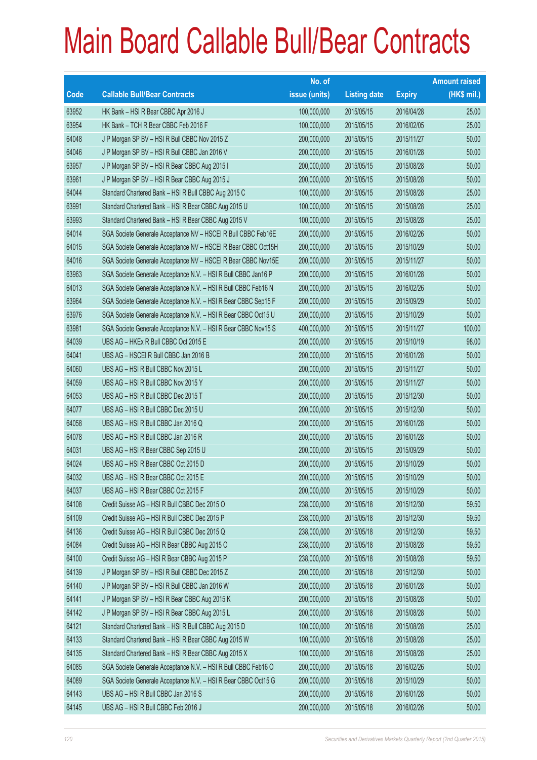# Main Board Callable Bull/Bear Contracts

| Code | Callable Bull/Bear Contracts | No. of issue (units) | Listing date | Expiry | Amount raised (HK$ mil.) |
|---|---|---|---|---|---|
| 63952 | HK Bank – HSI R Bear CBBC Apr 2016 J | 100,000,000 | 2015/05/15 | 2016/04/28 | 25.00 |
| 63954 | HK Bank – TCH R Bear CBBC Feb 2016 F | 100,000,000 | 2015/05/15 | 2016/02/05 | 25.00 |
| 64048 | J P Morgan SP BV – HSI R Bull CBBC Nov 2015 Z | 200,000,000 | 2015/05/15 | 2015/11/27 | 50.00 |
| 64046 | J P Morgan SP BV – HSI R Bull CBBC Jan 2016 V | 200,000,000 | 2015/05/15 | 2016/01/28 | 50.00 |
| 63957 | J P Morgan SP BV – HSI R Bear CBBC Aug 2015 I | 200,000,000 | 2015/05/15 | 2015/08/28 | 50.00 |
| 63961 | J P Morgan SP BV – HSI R Bear CBBC Aug 2015 J | 200,000,000 | 2015/05/15 | 2015/08/28 | 50.00 |
| 64044 | Standard Chartered Bank – HSI R Bull CBBC Aug 2015 C | 100,000,000 | 2015/05/15 | 2015/08/28 | 25.00 |
| 63991 | Standard Chartered Bank – HSI R Bear CBBC Aug 2015 U | 100,000,000 | 2015/05/15 | 2015/08/28 | 25.00 |
| 63993 | Standard Chartered Bank – HSI R Bear CBBC Aug 2015 V | 100,000,000 | 2015/05/15 | 2015/08/28 | 25.00 |
| 64014 | SGA Societe Generale Acceptance NV – HSCEI R Bull CBBC Feb16E | 200,000,000 | 2015/05/15 | 2016/02/26 | 50.00 |
| 64015 | SGA Societe Generale Acceptance NV – HSCEI R Bear CBBC Oct15H | 200,000,000 | 2015/05/15 | 2015/10/29 | 50.00 |
| 64016 | SGA Societe Generale Acceptance NV – HSCEI R Bear CBBC Nov15E | 200,000,000 | 2015/05/15 | 2015/11/27 | 50.00 |
| 63963 | SGA Societe Generale Acceptance N.V. – HSI R Bull CBBC Jan16 P | 200,000,000 | 2015/05/15 | 2016/01/28 | 50.00 |
| 64013 | SGA Societe Generale Acceptance N.V. – HSI R Bull CBBC Feb16 N | 200,000,000 | 2015/05/15 | 2016/02/26 | 50.00 |
| 63964 | SGA Societe Generale Acceptance N.V. – HSI R Bear CBBC Sep15 F | 200,000,000 | 2015/05/15 | 2015/09/29 | 50.00 |
| 63976 | SGA Societe Generale Acceptance N.V. – HSI R Bear CBBC Oct15 U | 200,000,000 | 2015/05/15 | 2015/10/29 | 50.00 |
| 63981 | SGA Societe Generale Acceptance N.V. – HSI R Bear CBBC Nov15 S | 400,000,000 | 2015/05/15 | 2015/11/27 | 100.00 |
| 64039 | UBS AG – HKEx R Bull CBBC Oct 2015 E | 200,000,000 | 2015/05/15 | 2015/10/19 | 98.00 |
| 64041 | UBS AG – HSCEI R Bull CBBC Jan 2016 B | 200,000,000 | 2015/05/15 | 2016/01/28 | 50.00 |
| 64060 | UBS AG – HSI R Bull CBBC Nov 2015 L | 200,000,000 | 2015/05/15 | 2015/11/27 | 50.00 |
| 64059 | UBS AG – HSI R Bull CBBC Nov 2015 Y | 200,000,000 | 2015/05/15 | 2015/11/27 | 50.00 |
| 64053 | UBS AG – HSI R Bull CBBC Dec 2015 T | 200,000,000 | 2015/05/15 | 2015/12/30 | 50.00 |
| 64077 | UBS AG – HSI R Bull CBBC Dec 2015 U | 200,000,000 | 2015/05/15 | 2015/12/30 | 50.00 |
| 64058 | UBS AG – HSI R Bull CBBC Jan 2016 Q | 200,000,000 | 2015/05/15 | 2016/01/28 | 50.00 |
| 64078 | UBS AG – HSI R Bull CBBC Jan 2016 R | 200,000,000 | 2015/05/15 | 2016/01/28 | 50.00 |
| 64031 | UBS AG – HSI R Bear CBBC Sep 2015 U | 200,000,000 | 2015/05/15 | 2015/09/29 | 50.00 |
| 64024 | UBS AG – HSI R Bear CBBC Oct 2015 D | 200,000,000 | 2015/05/15 | 2015/10/29 | 50.00 |
| 64032 | UBS AG – HSI R Bear CBBC Oct 2015 E | 200,000,000 | 2015/05/15 | 2015/10/29 | 50.00 |
| 64037 | UBS AG – HSI R Bear CBBC Oct 2015 F | 200,000,000 | 2015/05/15 | 2015/10/29 | 50.00 |
| 64108 | Credit Suisse AG – HSI R Bull CBBC Dec 2015 O | 238,000,000 | 2015/05/18 | 2015/12/30 | 59.50 |
| 64109 | Credit Suisse AG – HSI R Bull CBBC Dec 2015 P | 238,000,000 | 2015/05/18 | 2015/12/30 | 59.50 |
| 64136 | Credit Suisse AG – HSI R Bull CBBC Dec 2015 Q | 238,000,000 | 2015/05/18 | 2015/12/30 | 59.50 |
| 64084 | Credit Suisse AG – HSI R Bear CBBC Aug 2015 O | 238,000,000 | 2015/05/18 | 2015/08/28 | 59.50 |
| 64100 | Credit Suisse AG – HSI R Bear CBBC Aug 2015 P | 238,000,000 | 2015/05/18 | 2015/08/28 | 59.50 |
| 64139 | J P Morgan SP BV – HSI R Bull CBBC Dec 2015 Z | 200,000,000 | 2015/05/18 | 2015/12/30 | 50.00 |
| 64140 | J P Morgan SP BV – HSI R Bull CBBC Jan 2016 W | 200,000,000 | 2015/05/18 | 2016/01/28 | 50.00 |
| 64141 | J P Morgan SP BV – HSI R Bear CBBC Aug 2015 K | 200,000,000 | 2015/05/18 | 2015/08/28 | 50.00 |
| 64142 | J P Morgan SP BV – HSI R Bear CBBC Aug 2015 L | 200,000,000 | 2015/05/18 | 2015/08/28 | 50.00 |
| 64121 | Standard Chartered Bank – HSI R Bull CBBC Aug 2015 D | 100,000,000 | 2015/05/18 | 2015/08/28 | 25.00 |
| 64133 | Standard Chartered Bank – HSI R Bear CBBC Aug 2015 W | 100,000,000 | 2015/05/18 | 2015/08/28 | 25.00 |
| 64135 | Standard Chartered Bank – HSI R Bear CBBC Aug 2015 X | 100,000,000 | 2015/05/18 | 2015/08/28 | 25.00 |
| 64085 | SGA Societe Generale Acceptance N.V. – HSI R Bull CBBC Feb16 O | 200,000,000 | 2015/05/18 | 2016/02/26 | 50.00 |
| 64089 | SGA Societe Generale Acceptance N.V. – HSI R Bear CBBC Oct15 G | 200,000,000 | 2015/05/18 | 2015/10/29 | 50.00 |
| 64143 | UBS AG – HSI R Bull CBBC Jan 2016 S | 200,000,000 | 2015/05/18 | 2016/01/28 | 50.00 |
| 64145 | UBS AG – HSI R Bull CBBC Feb 2016 J | 200,000,000 | 2015/05/18 | 2016/02/26 | 50.00 |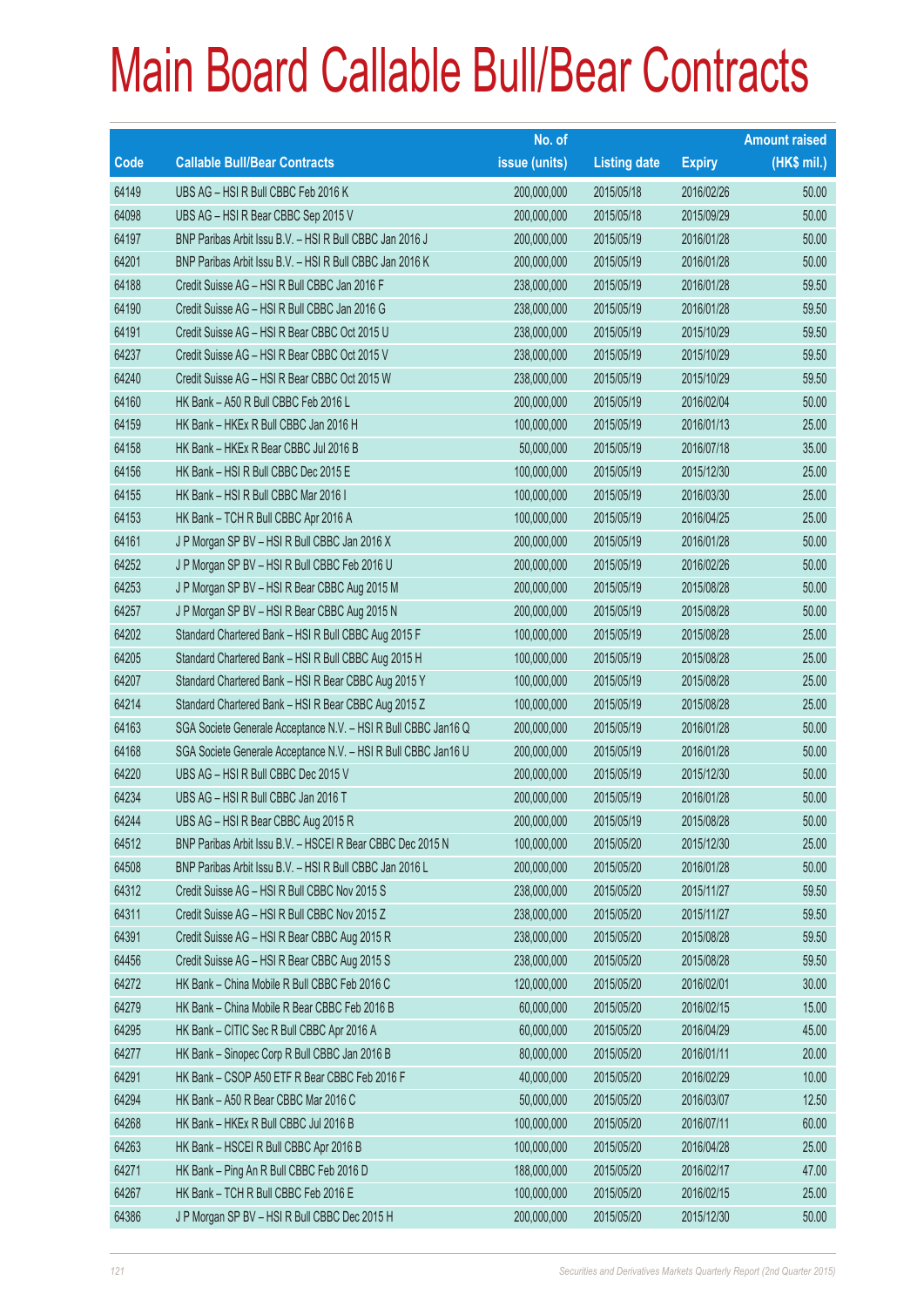# Main Board Callable Bull/Bear Contracts

| Code | Callable Bull/Bear Contracts | No. of issue (units) | Listing date | Expiry | Amount raised (HK$ mil.) |
|---|---|---|---|---|---|
| 64149 | UBS AG – HSI R Bull CBBC Feb 2016 K | 200,000,000 | 2015/05/18 | 2016/02/26 | 50.00 |
| 64098 | UBS AG – HSI R Bear CBBC Sep 2015 V | 200,000,000 | 2015/05/18 | 2015/09/29 | 50.00 |
| 64197 | BNP Paribas Arbit Issu B.V. – HSI R Bull CBBC Jan 2016 J | 200,000,000 | 2015/05/19 | 2016/01/28 | 50.00 |
| 64201 | BNP Paribas Arbit Issu B.V. – HSI R Bull CBBC Jan 2016 K | 200,000,000 | 2015/05/19 | 2016/01/28 | 50.00 |
| 64188 | Credit Suisse AG – HSI R Bull CBBC Jan 2016 F | 238,000,000 | 2015/05/19 | 2016/01/28 | 59.50 |
| 64190 | Credit Suisse AG – HSI R Bull CBBC Jan 2016 G | 238,000,000 | 2015/05/19 | 2016/01/28 | 59.50 |
| 64191 | Credit Suisse AG – HSI R Bear CBBC Oct 2015 U | 238,000,000 | 2015/05/19 | 2015/10/29 | 59.50 |
| 64237 | Credit Suisse AG – HSI R Bear CBBC Oct 2015 V | 238,000,000 | 2015/05/19 | 2015/10/29 | 59.50 |
| 64240 | Credit Suisse AG – HSI R Bear CBBC Oct 2015 W | 238,000,000 | 2015/05/19 | 2015/10/29 | 59.50 |
| 64160 | HK Bank – A50 R Bull CBBC Feb 2016 L | 200,000,000 | 2015/05/19 | 2016/02/04 | 50.00 |
| 64159 | HK Bank – HKEx R Bull CBBC Jan 2016 H | 100,000,000 | 2015/05/19 | 2016/01/13 | 25.00 |
| 64158 | HK Bank – HKEx R Bear CBBC Jul 2016 B | 50,000,000 | 2015/05/19 | 2016/07/18 | 35.00 |
| 64156 | HK Bank – HSI R Bull CBBC Dec 2015 E | 100,000,000 | 2015/05/19 | 2015/12/30 | 25.00 |
| 64155 | HK Bank – HSI R Bull CBBC Mar 2016 I | 100,000,000 | 2015/05/19 | 2016/03/30 | 25.00 |
| 64153 | HK Bank – TCH R Bull CBBC Apr 2016 A | 100,000,000 | 2015/05/19 | 2016/04/25 | 25.00 |
| 64161 | J P Morgan SP BV – HSI R Bull CBBC Jan 2016 X | 200,000,000 | 2015/05/19 | 2016/01/28 | 50.00 |
| 64252 | J P Morgan SP BV – HSI R Bull CBBC Feb 2016 U | 200,000,000 | 2015/05/19 | 2016/02/26 | 50.00 |
| 64253 | J P Morgan SP BV – HSI R Bear CBBC Aug 2015 M | 200,000,000 | 2015/05/19 | 2015/08/28 | 50.00 |
| 64257 | J P Morgan SP BV – HSI R Bear CBBC Aug 2015 N | 200,000,000 | 2015/05/19 | 2015/08/28 | 50.00 |
| 64202 | Standard Chartered Bank – HSI R Bull CBBC Aug 2015 F | 100,000,000 | 2015/05/19 | 2015/08/28 | 25.00 |
| 64205 | Standard Chartered Bank – HSI R Bull CBBC Aug 2015 H | 100,000,000 | 2015/05/19 | 2015/08/28 | 25.00 |
| 64207 | Standard Chartered Bank – HSI R Bear CBBC Aug 2015 Y | 100,000,000 | 2015/05/19 | 2015/08/28 | 25.00 |
| 64214 | Standard Chartered Bank – HSI R Bear CBBC Aug 2015 Z | 100,000,000 | 2015/05/19 | 2015/08/28 | 25.00 |
| 64163 | SGA Societe Generale Acceptance N.V. – HSI R Bull CBBC Jan16 Q | 200,000,000 | 2015/05/19 | 2016/01/28 | 50.00 |
| 64168 | SGA Societe Generale Acceptance N.V. – HSI R Bull CBBC Jan16 U | 200,000,000 | 2015/05/19 | 2016/01/28 | 50.00 |
| 64220 | UBS AG – HSI R Bull CBBC Dec 2015 V | 200,000,000 | 2015/05/19 | 2015/12/30 | 50.00 |
| 64234 | UBS AG – HSI R Bull CBBC Jan 2016 T | 200,000,000 | 2015/05/19 | 2016/01/28 | 50.00 |
| 64244 | UBS AG – HSI R Bear CBBC Aug 2015 R | 200,000,000 | 2015/05/19 | 2015/08/28 | 50.00 |
| 64512 | BNP Paribas Arbit Issu B.V. – HSCEI R Bear CBBC Dec 2015 N | 100,000,000 | 2015/05/20 | 2015/12/30 | 25.00 |
| 64508 | BNP Paribas Arbit Issu B.V. – HSI R Bull CBBC Jan 2016 L | 200,000,000 | 2015/05/20 | 2016/01/28 | 50.00 |
| 64312 | Credit Suisse AG – HSI R Bull CBBC Nov 2015 S | 238,000,000 | 2015/05/20 | 2015/11/27 | 59.50 |
| 64311 | Credit Suisse AG – HSI R Bull CBBC Nov 2015 Z | 238,000,000 | 2015/05/20 | 2015/11/27 | 59.50 |
| 64391 | Credit Suisse AG – HSI R Bear CBBC Aug 2015 R | 238,000,000 | 2015/05/20 | 2015/08/28 | 59.50 |
| 64456 | Credit Suisse AG – HSI R Bear CBBC Aug 2015 S | 238,000,000 | 2015/05/20 | 2015/08/28 | 59.50 |
| 64272 | HK Bank – China Mobile R Bull CBBC Feb 2016 C | 120,000,000 | 2015/05/20 | 2016/02/01 | 30.00 |
| 64279 | HK Bank – China Mobile R Bear CBBC Feb 2016 B | 60,000,000 | 2015/05/20 | 2016/02/15 | 15.00 |
| 64295 | HK Bank – CITIC Sec R Bull CBBC Apr 2016 A | 60,000,000 | 2015/05/20 | 2016/04/29 | 45.00 |
| 64277 | HK Bank – Sinopec Corp R Bull CBBC Jan 2016 B | 80,000,000 | 2015/05/20 | 2016/01/11 | 20.00 |
| 64291 | HK Bank – CSOP A50 ETF R Bear CBBC Feb 2016 F | 40,000,000 | 2015/05/20 | 2016/02/29 | 10.00 |
| 64294 | HK Bank – A50 R Bear CBBC Mar 2016 C | 50,000,000 | 2015/05/20 | 2016/03/07 | 12.50 |
| 64268 | HK Bank – HKEx R Bull CBBC Jul 2016 B | 100,000,000 | 2015/05/20 | 2016/07/11 | 60.00 |
| 64263 | HK Bank – HSCEI R Bull CBBC Apr 2016 B | 100,000,000 | 2015/05/20 | 2016/04/28 | 25.00 |
| 64271 | HK Bank – Ping An R Bull CBBC Feb 2016 D | 188,000,000 | 2015/05/20 | 2016/02/17 | 47.00 |
| 64267 | HK Bank – TCH R Bull CBBC Feb 2016 E | 100,000,000 | 2015/05/20 | 2016/02/15 | 25.00 |
| 64386 | J P Morgan SP BV – HSI R Bull CBBC Dec 2015 H | 200,000,000 | 2015/05/20 | 2015/12/30 | 50.00 |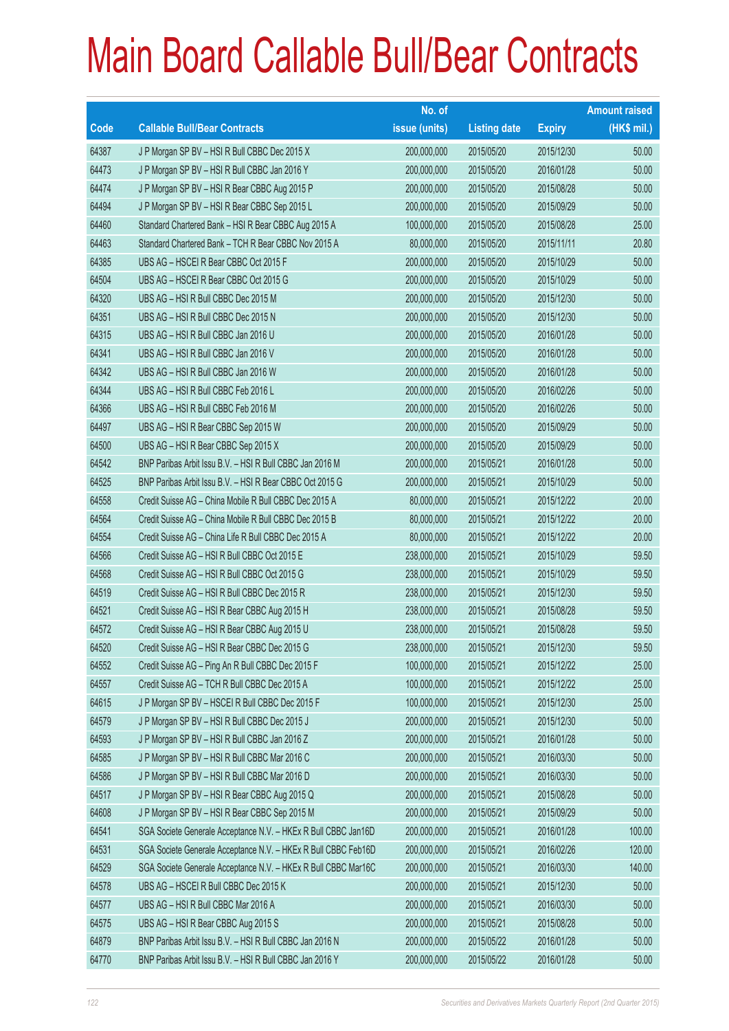# Main Board Callable Bull/Bear Contracts

| Code | Callable Bull/Bear Contracts | No. of issue (units) | Listing date | Expiry | Amount raised (HK$ mil.) |
|---|---|---|---|---|---|
| 64387 | J P Morgan SP BV – HSI R Bull CBBC Dec 2015 X | 200,000,000 | 2015/05/20 | 2015/12/30 | 50.00 |
| 64473 | J P Morgan SP BV – HSI R Bull CBBC Jan 2016 Y | 200,000,000 | 2015/05/20 | 2016/01/28 | 50.00 |
| 64474 | J P Morgan SP BV – HSI R Bear CBBC Aug 2015 P | 200,000,000 | 2015/05/20 | 2015/08/28 | 50.00 |
| 64494 | J P Morgan SP BV – HSI R Bear CBBC Sep 2015 L | 200,000,000 | 2015/05/20 | 2015/09/29 | 50.00 |
| 64460 | Standard Chartered Bank – HSI R Bear CBBC Aug 2015 A | 100,000,000 | 2015/05/20 | 2015/08/28 | 25.00 |
| 64463 | Standard Chartered Bank – TCH R Bear CBBC Nov 2015 A | 80,000,000 | 2015/05/20 | 2015/11/11 | 20.80 |
| 64385 | UBS AG – HSCEI R Bear CBBC Oct 2015 F | 200,000,000 | 2015/05/20 | 2015/10/29 | 50.00 |
| 64504 | UBS AG – HSCEI R Bear CBBC Oct 2015 G | 200,000,000 | 2015/05/20 | 2015/10/29 | 50.00 |
| 64320 | UBS AG – HSI R Bull CBBC Dec 2015 M | 200,000,000 | 2015/05/20 | 2015/12/30 | 50.00 |
| 64351 | UBS AG – HSI R Bull CBBC Dec 2015 N | 200,000,000 | 2015/05/20 | 2015/12/30 | 50.00 |
| 64315 | UBS AG – HSI R Bull CBBC Jan 2016 U | 200,000,000 | 2015/05/20 | 2016/01/28 | 50.00 |
| 64341 | UBS AG – HSI R Bull CBBC Jan 2016 V | 200,000,000 | 2015/05/20 | 2016/01/28 | 50.00 |
| 64342 | UBS AG – HSI R Bull CBBC Jan 2016 W | 200,000,000 | 2015/05/20 | 2016/01/28 | 50.00 |
| 64344 | UBS AG – HSI R Bull CBBC Feb 2016 L | 200,000,000 | 2015/05/20 | 2016/02/26 | 50.00 |
| 64366 | UBS AG – HSI R Bull CBBC Feb 2016 M | 200,000,000 | 2015/05/20 | 2016/02/26 | 50.00 |
| 64497 | UBS AG – HSI R Bear CBBC Sep 2015 W | 200,000,000 | 2015/05/20 | 2015/09/29 | 50.00 |
| 64500 | UBS AG – HSI R Bear CBBC Sep 2015 X | 200,000,000 | 2015/05/20 | 2015/09/29 | 50.00 |
| 64542 | BNP Paribas Arbit Issu B.V. – HSI R Bull CBBC Jan 2016 M | 200,000,000 | 2015/05/21 | 2016/01/28 | 50.00 |
| 64525 | BNP Paribas Arbit Issu B.V. – HSI R Bear CBBC Oct 2015 G | 200,000,000 | 2015/05/21 | 2015/10/29 | 50.00 |
| 64558 | Credit Suisse AG – China Mobile R Bull CBBC Dec 2015 A | 80,000,000 | 2015/05/21 | 2015/12/22 | 20.00 |
| 64564 | Credit Suisse AG – China Mobile R Bull CBBC Dec 2015 B | 80,000,000 | 2015/05/21 | 2015/12/22 | 20.00 |
| 64554 | Credit Suisse AG – China Life R Bull CBBC Dec 2015 A | 80,000,000 | 2015/05/21 | 2015/12/22 | 20.00 |
| 64566 | Credit Suisse AG – HSI R Bull CBBC Oct 2015 E | 238,000,000 | 2015/05/21 | 2015/10/29 | 59.50 |
| 64568 | Credit Suisse AG – HSI R Bull CBBC Oct 2015 G | 238,000,000 | 2015/05/21 | 2015/10/29 | 59.50 |
| 64519 | Credit Suisse AG – HSI R Bull CBBC Dec 2015 R | 238,000,000 | 2015/05/21 | 2015/12/30 | 59.50 |
| 64521 | Credit Suisse AG – HSI R Bear CBBC Aug 2015 H | 238,000,000 | 2015/05/21 | 2015/08/28 | 59.50 |
| 64572 | Credit Suisse AG – HSI R Bear CBBC Aug 2015 U | 238,000,000 | 2015/05/21 | 2015/08/28 | 59.50 |
| 64520 | Credit Suisse AG – HSI R Bear CBBC Dec 2015 G | 238,000,000 | 2015/05/21 | 2015/12/30 | 59.50 |
| 64552 | Credit Suisse AG – Ping An R Bull CBBC Dec 2015 F | 100,000,000 | 2015/05/21 | 2015/12/22 | 25.00 |
| 64557 | Credit Suisse AG – TCH R Bull CBBC Dec 2015 A | 100,000,000 | 2015/05/21 | 2015/12/22 | 25.00 |
| 64615 | J P Morgan SP BV – HSCEI R Bull CBBC Dec 2015 F | 100,000,000 | 2015/05/21 | 2015/12/30 | 25.00 |
| 64579 | J P Morgan SP BV – HSI R Bull CBBC Dec 2015 J | 200,000,000 | 2015/05/21 | 2015/12/30 | 50.00 |
| 64593 | J P Morgan SP BV – HSI R Bull CBBC Jan 2016 Z | 200,000,000 | 2015/05/21 | 2016/01/28 | 50.00 |
| 64585 | J P Morgan SP BV – HSI R Bull CBBC Mar 2016 C | 200,000,000 | 2015/05/21 | 2016/03/30 | 50.00 |
| 64586 | J P Morgan SP BV – HSI R Bull CBBC Mar 2016 D | 200,000,000 | 2015/05/21 | 2016/03/30 | 50.00 |
| 64517 | J P Morgan SP BV – HSI R Bear CBBC Aug 2015 Q | 200,000,000 | 2015/05/21 | 2015/08/28 | 50.00 |
| 64608 | J P Morgan SP BV – HSI R Bear CBBC Sep 2015 M | 200,000,000 | 2015/05/21 | 2015/09/29 | 50.00 |
| 64541 | SGA Societe Generale Acceptance N.V. – HKEx R Bull CBBC Jan16D | 200,000,000 | 2015/05/21 | 2016/01/28 | 100.00 |
| 64531 | SGA Societe Generale Acceptance N.V. – HKEx R Bull CBBC Feb16D | 200,000,000 | 2015/05/21 | 2016/02/26 | 120.00 |
| 64529 | SGA Societe Generale Acceptance N.V. – HKEx R Bull CBBC Mar16C | 200,000,000 | 2015/05/21 | 2016/03/30 | 140.00 |
| 64578 | UBS AG – HSCEI R Bull CBBC Dec 2015 K | 200,000,000 | 2015/05/21 | 2015/12/30 | 50.00 |
| 64577 | UBS AG – HSI R Bull CBBC Mar 2016 A | 200,000,000 | 2015/05/21 | 2016/03/30 | 50.00 |
| 64575 | UBS AG – HSI R Bear CBBC Aug 2015 S | 200,000,000 | 2015/05/21 | 2015/08/28 | 50.00 |
| 64879 | BNP Paribas Arbit Issu B.V. – HSI R Bull CBBC Jan 2016 N | 200,000,000 | 2015/05/22 | 2016/01/28 | 50.00 |
| 64770 | BNP Paribas Arbit Issu B.V. – HSI R Bull CBBC Jan 2016 Y | 200,000,000 | 2015/05/22 | 2016/01/28 | 50.00 |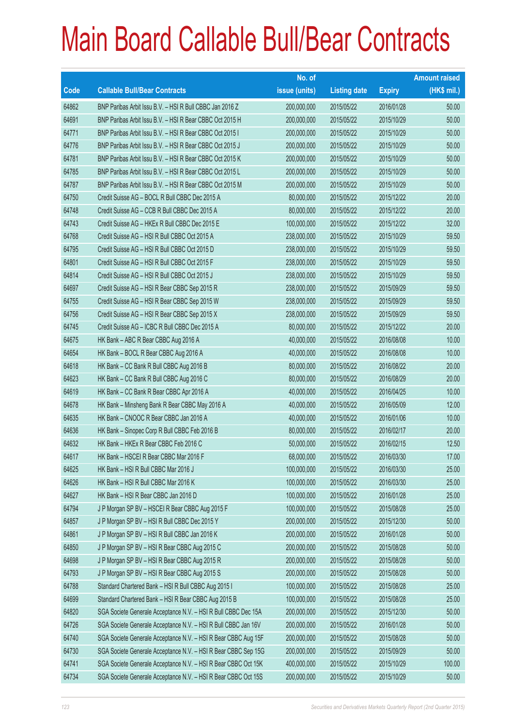# Main Board Callable Bull/Bear Contracts

| Code | Callable Bull/Bear Contracts | No. of issue (units) | Listing date | Expiry | Amount raised (HK$ mil.) |
|---|---|---|---|---|---|
| 64862 | BNP Paribas Arbit Issu B.V. – HSI R Bull CBBC Jan 2016 Z | 200,000,000 | 2015/05/22 | 2016/01/28 | 50.00 |
| 64691 | BNP Paribas Arbit Issu B.V. – HSI R Bear CBBC Oct 2015 H | 200,000,000 | 2015/05/22 | 2015/10/29 | 50.00 |
| 64771 | BNP Paribas Arbit Issu B.V. – HSI R Bear CBBC Oct 2015 I | 200,000,000 | 2015/05/22 | 2015/10/29 | 50.00 |
| 64776 | BNP Paribas Arbit Issu B.V. – HSI R Bear CBBC Oct 2015 J | 200,000,000 | 2015/05/22 | 2015/10/29 | 50.00 |
| 64781 | BNP Paribas Arbit Issu B.V. – HSI R Bear CBBC Oct 2015 K | 200,000,000 | 2015/05/22 | 2015/10/29 | 50.00 |
| 64785 | BNP Paribas Arbit Issu B.V. – HSI R Bear CBBC Oct 2015 L | 200,000,000 | 2015/05/22 | 2015/10/29 | 50.00 |
| 64787 | BNP Paribas Arbit Issu B.V. – HSI R Bear CBBC Oct 2015 M | 200,000,000 | 2015/05/22 | 2015/10/29 | 50.00 |
| 64750 | Credit Suisse AG – BOCL R Bull CBBC Dec 2015 A | 80,000,000 | 2015/05/22 | 2015/12/22 | 20.00 |
| 64748 | Credit Suisse AG – CCB R Bull CBBC Dec 2015 A | 80,000,000 | 2015/05/22 | 2015/12/22 | 20.00 |
| 64743 | Credit Suisse AG – HKEx R Bull CBBC Dec 2015 E | 100,000,000 | 2015/05/22 | 2015/12/22 | 32.00 |
| 64768 | Credit Suisse AG – HSI R Bull CBBC Oct 2015 A | 238,000,000 | 2015/05/22 | 2015/10/29 | 59.50 |
| 64795 | Credit Suisse AG – HSI R Bull CBBC Oct 2015 D | 238,000,000 | 2015/05/22 | 2015/10/29 | 59.50 |
| 64801 | Credit Suisse AG – HSI R Bull CBBC Oct 2015 F | 238,000,000 | 2015/05/22 | 2015/10/29 | 59.50 |
| 64814 | Credit Suisse AG – HSI R Bull CBBC Oct 2015 J | 238,000,000 | 2015/05/22 | 2015/10/29 | 59.50 |
| 64697 | Credit Suisse AG – HSI R Bear CBBC Sep 2015 R | 238,000,000 | 2015/05/22 | 2015/09/29 | 59.50 |
| 64755 | Credit Suisse AG – HSI R Bear CBBC Sep 2015 W | 238,000,000 | 2015/05/22 | 2015/09/29 | 59.50 |
| 64756 | Credit Suisse AG – HSI R Bear CBBC Sep 2015 X | 238,000,000 | 2015/05/22 | 2015/09/29 | 59.50 |
| 64745 | Credit Suisse AG – ICBC R Bull CBBC Dec 2015 A | 80,000,000 | 2015/05/22 | 2015/12/22 | 20.00 |
| 64675 | HK Bank – ABC R Bear CBBC Aug 2016 A | 40,000,000 | 2015/05/22 | 2016/08/08 | 10.00 |
| 64654 | HK Bank – BOCL R Bear CBBC Aug 2016 A | 40,000,000 | 2015/05/22 | 2016/08/08 | 10.00 |
| 64618 | HK Bank – CC Bank R Bull CBBC Aug 2016 B | 80,000,000 | 2015/05/22 | 2016/08/22 | 20.00 |
| 64623 | HK Bank – CC Bank R Bull CBBC Aug 2016 C | 80,000,000 | 2015/05/22 | 2016/08/29 | 20.00 |
| 64619 | HK Bank – CC Bank R Bear CBBC Apr 2016 A | 40,000,000 | 2015/05/22 | 2016/04/25 | 10.00 |
| 64678 | HK Bank – Minsheng Bank R Bear CBBC May 2016 A | 40,000,000 | 2015/05/22 | 2016/05/09 | 12.00 |
| 64635 | HK Bank – CNOOC R Bear CBBC Jan 2016 A | 40,000,000 | 2015/05/22 | 2016/01/06 | 10.00 |
| 64636 | HK Bank – Sinopec Corp R Bull CBBC Feb 2016 B | 80,000,000 | 2015/05/22 | 2016/02/17 | 20.00 |
| 64632 | HK Bank – HKEx R Bear CBBC Feb 2016 C | 50,000,000 | 2015/05/22 | 2016/02/15 | 12.50 |
| 64617 | HK Bank – HSCEI R Bear CBBC Mar 2016 F | 68,000,000 | 2015/05/22 | 2016/03/30 | 17.00 |
| 64625 | HK Bank – HSI R Bull CBBC Mar 2016 J | 100,000,000 | 2015/05/22 | 2016/03/30 | 25.00 |
| 64626 | HK Bank – HSI R Bull CBBC Mar 2016 K | 100,000,000 | 2015/05/22 | 2016/03/30 | 25.00 |
| 64627 | HK Bank – HSI R Bear CBBC Jan 2016 D | 100,000,000 | 2015/05/22 | 2016/01/28 | 25.00 |
| 64794 | J P Morgan SP BV – HSCEI R Bear CBBC Aug 2015 F | 100,000,000 | 2015/05/22 | 2015/08/28 | 25.00 |
| 64857 | J P Morgan SP BV – HSI R Bull CBBC Dec 2015 Y | 200,000,000 | 2015/05/22 | 2015/12/30 | 50.00 |
| 64861 | J P Morgan SP BV – HSI R Bull CBBC Jan 2016 K | 200,000,000 | 2015/05/22 | 2016/01/28 | 50.00 |
| 64850 | J P Morgan SP BV – HSI R Bear CBBC Aug 2015 C | 200,000,000 | 2015/05/22 | 2015/08/28 | 50.00 |
| 64698 | J P Morgan SP BV – HSI R Bear CBBC Aug 2015 R | 200,000,000 | 2015/05/22 | 2015/08/28 | 50.00 |
| 64793 | J P Morgan SP BV – HSI R Bear CBBC Aug 2015 S | 200,000,000 | 2015/05/22 | 2015/08/28 | 50.00 |
| 64788 | Standard Chartered Bank – HSI R Bull CBBC Aug 2015 I | 100,000,000 | 2015/05/22 | 2015/08/28 | 25.00 |
| 64699 | Standard Chartered Bank – HSI R Bear CBBC Aug 2015 B | 100,000,000 | 2015/05/22 | 2015/08/28 | 25.00 |
| 64820 | SGA Societe Generale Acceptance N.V. – HSI R Bull CBBC Dec 15A | 200,000,000 | 2015/05/22 | 2015/12/30 | 50.00 |
| 64726 | SGA Societe Generale Acceptance N.V. – HSI R Bull CBBC Jan 16V | 200,000,000 | 2015/05/22 | 2016/01/28 | 50.00 |
| 64740 | SGA Societe Generale Acceptance N.V. – HSI R Bear CBBC Aug 15F | 200,000,000 | 2015/05/22 | 2015/08/28 | 50.00 |
| 64730 | SGA Societe Generale Acceptance N.V. – HSI R Bear CBBC Sep 15G | 200,000,000 | 2015/05/22 | 2015/09/29 | 50.00 |
| 64741 | SGA Societe Generale Acceptance N.V. – HSI R Bear CBBC Oct 15K | 400,000,000 | 2015/05/22 | 2015/10/29 | 100.00 |
| 64734 | SGA Societe Generale Acceptance N.V. – HSI R Bear CBBC Oct 15S | 200,000,000 | 2015/05/22 | 2015/10/29 | 50.00 |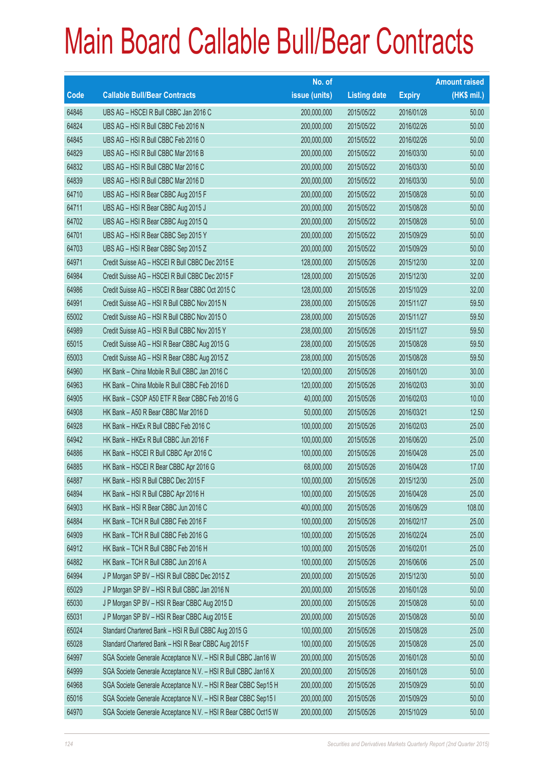# Main Board Callable Bull/Bear Contracts

| Code | Callable Bull/Bear Contracts | No. of issue (units) | Listing date | Expiry | Amount raised (HK$ mil.) |
|---|---|---|---|---|---|
| 64846 | UBS AG – HSCEI R Bull CBBC Jan 2016 C | 200,000,000 | 2015/05/22 | 2016/01/28 | 50.00 |
| 64824 | UBS AG – HSI R Bull CBBC Feb 2016 N | 200,000,000 | 2015/05/22 | 2016/02/26 | 50.00 |
| 64845 | UBS AG – HSI R Bull CBBC Feb 2016 O | 200,000,000 | 2015/05/22 | 2016/02/26 | 50.00 |
| 64829 | UBS AG – HSI R Bull CBBC Mar 2016 B | 200,000,000 | 2015/05/22 | 2016/03/30 | 50.00 |
| 64832 | UBS AG – HSI R Bull CBBC Mar 2016 C | 200,000,000 | 2015/05/22 | 2016/03/30 | 50.00 |
| 64839 | UBS AG – HSI R Bull CBBC Mar 2016 D | 200,000,000 | 2015/05/22 | 2016/03/30 | 50.00 |
| 64710 | UBS AG – HSI R Bear CBBC Aug 2015 F | 200,000,000 | 2015/05/22 | 2015/08/28 | 50.00 |
| 64711 | UBS AG – HSI R Bear CBBC Aug 2015 J | 200,000,000 | 2015/05/22 | 2015/08/28 | 50.00 |
| 64702 | UBS AG – HSI R Bear CBBC Aug 2015 Q | 200,000,000 | 2015/05/22 | 2015/08/28 | 50.00 |
| 64701 | UBS AG – HSI R Bear CBBC Sep 2015 Y | 200,000,000 | 2015/05/22 | 2015/09/29 | 50.00 |
| 64703 | UBS AG – HSI R Bear CBBC Sep 2015 Z | 200,000,000 | 2015/05/22 | 2015/09/29 | 50.00 |
| 64971 | Credit Suisse AG – HSCEI R Bull CBBC Dec 2015 E | 128,000,000 | 2015/05/26 | 2015/12/30 | 32.00 |
| 64984 | Credit Suisse AG – HSCEI R Bull CBBC Dec 2015 F | 128,000,000 | 2015/05/26 | 2015/12/30 | 32.00 |
| 64986 | Credit Suisse AG – HSCEI R Bear CBBC Oct 2015 C | 128,000,000 | 2015/05/26 | 2015/10/29 | 32.00 |
| 64991 | Credit Suisse AG – HSI R Bull CBBC Nov 2015 N | 238,000,000 | 2015/05/26 | 2015/11/27 | 59.50 |
| 65002 | Credit Suisse AG – HSI R Bull CBBC Nov 2015 O | 238,000,000 | 2015/05/26 | 2015/11/27 | 59.50 |
| 64989 | Credit Suisse AG – HSI R Bull CBBC Nov 2015 Y | 238,000,000 | 2015/05/26 | 2015/11/27 | 59.50 |
| 65015 | Credit Suisse AG – HSI R Bear CBBC Aug 2015 G | 238,000,000 | 2015/05/26 | 2015/08/28 | 59.50 |
| 65003 | Credit Suisse AG – HSI R Bear CBBC Aug 2015 Z | 238,000,000 | 2015/05/26 | 2015/08/28 | 59.50 |
| 64960 | HK Bank – China Mobile R Bull CBBC Jan 2016 C | 120,000,000 | 2015/05/26 | 2016/01/20 | 30.00 |
| 64963 | HK Bank – China Mobile R Bull CBBC Feb 2016 D | 120,000,000 | 2015/05/26 | 2016/02/03 | 30.00 |
| 64905 | HK Bank – CSOP A50 ETF R Bear CBBC Feb 2016 G | 40,000,000 | 2015/05/26 | 2016/02/03 | 10.00 |
| 64908 | HK Bank – A50 R Bear CBBC Mar 2016 D | 50,000,000 | 2015/05/26 | 2016/03/21 | 12.50 |
| 64928 | HK Bank – HKEx R Bull CBBC Feb 2016 C | 100,000,000 | 2015/05/26 | 2016/02/03 | 25.00 |
| 64942 | HK Bank – HKEx R Bull CBBC Jun 2016 F | 100,000,000 | 2015/05/26 | 2016/06/20 | 25.00 |
| 64886 | HK Bank – HSCEI R Bull CBBC Apr 2016 C | 100,000,000 | 2015/05/26 | 2016/04/28 | 25.00 |
| 64885 | HK Bank – HSCEI R Bear CBBC Apr 2016 G | 68,000,000 | 2015/05/26 | 2016/04/28 | 17.00 |
| 64887 | HK Bank – HSI R Bull CBBC Dec 2015 F | 100,000,000 | 2015/05/26 | 2015/12/30 | 25.00 |
| 64894 | HK Bank – HSI R Bull CBBC Apr 2016 H | 100,000,000 | 2015/05/26 | 2016/04/28 | 25.00 |
| 64903 | HK Bank – HSI R Bear CBBC Jun 2016 C | 400,000,000 | 2015/05/26 | 2016/06/29 | 108.00 |
| 64884 | HK Bank – TCH R Bull CBBC Feb 2016 F | 100,000,000 | 2015/05/26 | 2016/02/17 | 25.00 |
| 64909 | HK Bank – TCH R Bull CBBC Feb 2016 G | 100,000,000 | 2015/05/26 | 2016/02/24 | 25.00 |
| 64912 | HK Bank – TCH R Bull CBBC Feb 2016 H | 100,000,000 | 2015/05/26 | 2016/02/01 | 25.00 |
| 64882 | HK Bank – TCH R Bull CBBC Jun 2016 A | 100,000,000 | 2015/05/26 | 2016/06/06 | 25.00 |
| 64994 | J P Morgan SP BV – HSI R Bull CBBC Dec 2015 Z | 200,000,000 | 2015/05/26 | 2015/12/30 | 50.00 |
| 65029 | J P Morgan SP BV – HSI R Bull CBBC Jan 2016 N | 200,000,000 | 2015/05/26 | 2016/01/28 | 50.00 |
| 65030 | J P Morgan SP BV – HSI R Bear CBBC Aug 2015 D | 200,000,000 | 2015/05/26 | 2015/08/28 | 50.00 |
| 65031 | J P Morgan SP BV – HSI R Bear CBBC Aug 2015 E | 200,000,000 | 2015/05/26 | 2015/08/28 | 50.00 |
| 65024 | Standard Chartered Bank – HSI R Bull CBBC Aug 2015 G | 100,000,000 | 2015/05/26 | 2015/08/28 | 25.00 |
| 65028 | Standard Chartered Bank – HSI R Bear CBBC Aug 2015 F | 100,000,000 | 2015/05/26 | 2015/08/28 | 25.00 |
| 64997 | SGA Societe Generale Acceptance N.V. – HSI R Bull CBBC Jan16 W | 200,000,000 | 2015/05/26 | 2016/01/28 | 50.00 |
| 64999 | SGA Societe Generale Acceptance N.V. – HSI R Bull CBBC Jan16 X | 200,000,000 | 2015/05/26 | 2016/01/28 | 50.00 |
| 64968 | SGA Societe Generale Acceptance N.V. – HSI R Bear CBBC Sep15 H | 200,000,000 | 2015/05/26 | 2015/09/29 | 50.00 |
| 65016 | SGA Societe Generale Acceptance N.V. – HSI R Bear CBBC Sep15 I | 200,000,000 | 2015/05/26 | 2015/09/29 | 50.00 |
| 64970 | SGA Societe Generale Acceptance N.V. – HSI R Bear CBBC Oct15 W | 200,000,000 | 2015/05/26 | 2015/10/29 | 50.00 |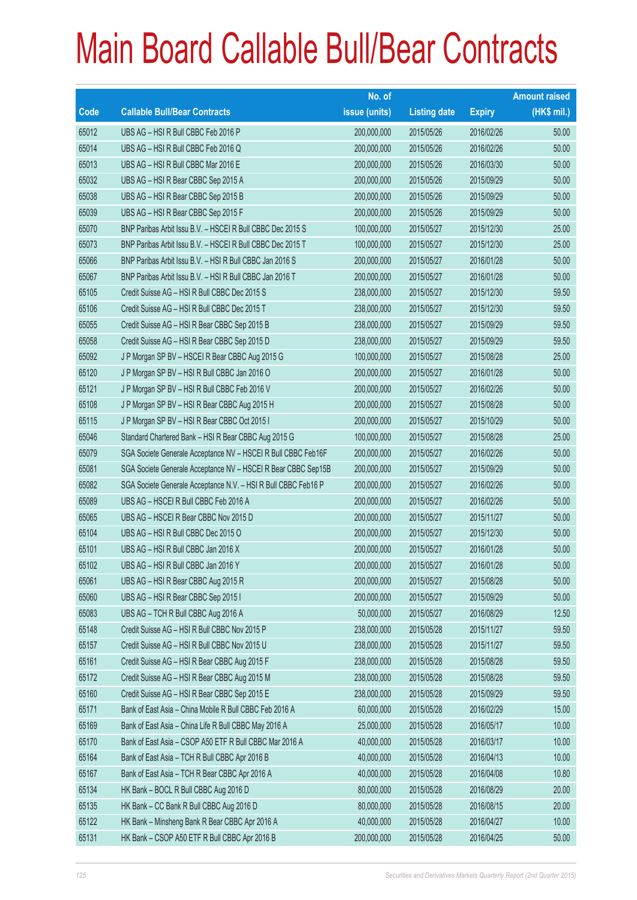# Main Board Callable Bull/Bear Contracts

| Code | Callable Bull/Bear Contracts | No. of issue (units) | Listing date | Expiry | Amount raised (HK$ mil.) |
|---|---|---|---|---|---|
| 65012 | UBS AG – HSI R Bull CBBC Feb 2016 P | 200,000,000 | 2015/05/26 | 2016/02/26 | 50.00 |
| 65014 | UBS AG – HSI R Bull CBBC Feb 2016 Q | 200,000,000 | 2015/05/26 | 2016/02/26 | 50.00 |
| 65013 | UBS AG – HSI R Bull CBBC Mar 2016 E | 200,000,000 | 2015/05/26 | 2016/03/30 | 50.00 |
| 65032 | UBS AG – HSI R Bear CBBC Sep 2015 A | 200,000,000 | 2015/05/26 | 2015/09/29 | 50.00 |
| 65038 | UBS AG – HSI R Bear CBBC Sep 2015 B | 200,000,000 | 2015/05/26 | 2015/09/29 | 50.00 |
| 65039 | UBS AG – HSI R Bear CBBC Sep 2015 F | 200,000,000 | 2015/05/26 | 2015/09/29 | 50.00 |
| 65070 | BNP Paribas Arbit Issu B.V. – HSCEI R Bull CBBC Dec 2015 S | 100,000,000 | 2015/05/27 | 2015/12/30 | 25.00 |
| 65073 | BNP Paribas Arbit Issu B.V. – HSCEI R Bull CBBC Dec 2015 T | 100,000,000 | 2015/05/27 | 2015/12/30 | 25.00 |
| 65066 | BNP Paribas Arbit Issu B.V. – HSI R Bull CBBC Jan 2016 S | 200,000,000 | 2015/05/27 | 2016/01/28 | 50.00 |
| 65067 | BNP Paribas Arbit Issu B.V. – HSI R Bull CBBC Jan 2016 T | 200,000,000 | 2015/05/27 | 2016/01/28 | 50.00 |
| 65105 | Credit Suisse AG – HSI R Bull CBBC Dec 2015 S | 238,000,000 | 2015/05/27 | 2015/12/30 | 59.50 |
| 65106 | Credit Suisse AG – HSI R Bull CBBC Dec 2015 T | 238,000,000 | 2015/05/27 | 2015/12/30 | 59.50 |
| 65055 | Credit Suisse AG – HSI R Bear CBBC Sep 2015 B | 238,000,000 | 2015/05/27 | 2015/09/29 | 59.50 |
| 65058 | Credit Suisse AG – HSI R Bear CBBC Sep 2015 D | 238,000,000 | 2015/05/27 | 2015/09/29 | 59.50 |
| 65092 | J P Morgan SP BV – HSCEI R Bear CBBC Aug 2015 G | 100,000,000 | 2015/05/27 | 2015/08/28 | 25.00 |
| 65120 | J P Morgan SP BV – HSI R Bull CBBC Jan 2016 O | 200,000,000 | 2015/05/27 | 2016/01/28 | 50.00 |
| 65121 | J P Morgan SP BV – HSI R Bull CBBC Feb 2016 V | 200,000,000 | 2015/05/27 | 2016/02/26 | 50.00 |
| 65108 | J P Morgan SP BV – HSI R Bear CBBC Aug 2015 H | 200,000,000 | 2015/05/27 | 2015/08/28 | 50.00 |
| 65115 | J P Morgan SP BV – HSI R Bear CBBC Oct 2015 I | 200,000,000 | 2015/05/27 | 2015/10/29 | 50.00 |
| 65046 | Standard Chartered Bank – HSI R Bear CBBC Aug 2015 G | 100,000,000 | 2015/05/27 | 2015/08/28 | 25.00 |
| 65079 | SGA Societe Generale Acceptance NV – HSCEI R Bull CBBC Feb16F | 200,000,000 | 2015/05/27 | 2016/02/26 | 50.00 |
| 65081 | SGA Societe Generale Acceptance NV – HSCEI R Bear CBBC Sep15B | 200,000,000 | 2015/05/27 | 2015/09/29 | 50.00 |
| 65082 | SGA Societe Generale Acceptance N.V. – HSI R Bull CBBC Feb16 P | 200,000,000 | 2015/05/27 | 2016/02/26 | 50.00 |
| 65089 | UBS AG – HSCEI R Bull CBBC Feb 2016 A | 200,000,000 | 2015/05/27 | 2016/02/26 | 50.00 |
| 65065 | UBS AG – HSCEI R Bear CBBC Nov 2015 D | 200,000,000 | 2015/05/27 | 2015/11/27 | 50.00 |
| 65104 | UBS AG – HSI R Bull CBBC Dec 2015 O | 200,000,000 | 2015/05/27 | 2015/12/30 | 50.00 |
| 65101 | UBS AG – HSI R Bull CBBC Jan 2016 X | 200,000,000 | 2015/05/27 | 2016/01/28 | 50.00 |
| 65102 | UBS AG – HSI R Bull CBBC Jan 2016 Y | 200,000,000 | 2015/05/27 | 2016/01/28 | 50.00 |
| 65061 | UBS AG – HSI R Bear CBBC Aug 2015 R | 200,000,000 | 2015/05/27 | 2015/08/28 | 50.00 |
| 65060 | UBS AG – HSI R Bear CBBC Sep 2015 I | 200,000,000 | 2015/05/27 | 2015/09/29 | 50.00 |
| 65083 | UBS AG – TCH R Bull CBBC Aug 2016 A | 50,000,000 | 2015/05/27 | 2016/08/29 | 12.50 |
| 65148 | Credit Suisse AG – HSI R Bull CBBC Nov 2015 P | 238,000,000 | 2015/05/28 | 2015/11/27 | 59.50 |
| 65157 | Credit Suisse AG – HSI R Bull CBBC Nov 2015 U | 238,000,000 | 2015/05/28 | 2015/11/27 | 59.50 |
| 65161 | Credit Suisse AG – HSI R Bear CBBC Aug 2015 F | 238,000,000 | 2015/05/28 | 2015/08/28 | 59.50 |
| 65172 | Credit Suisse AG – HSI R Bear CBBC Aug 2015 M | 238,000,000 | 2015/05/28 | 2015/08/28 | 59.50 |
| 65160 | Credit Suisse AG – HSI R Bear CBBC Sep 2015 E | 238,000,000 | 2015/05/28 | 2015/09/29 | 59.50 |
| 65171 | Bank of East Asia – China Mobile R Bull CBBC Feb 2016 A | 60,000,000 | 2015/05/28 | 2016/02/29 | 15.00 |
| 65169 | Bank of East Asia – China Life R Bull CBBC May 2016 A | 25,000,000 | 2015/05/28 | 2016/05/17 | 10.00 |
| 65170 | Bank of East Asia – CSOP A50 ETF R Bull CBBC Mar 2016 A | 40,000,000 | 2015/05/28 | 2016/03/17 | 10.00 |
| 65164 | Bank of East Asia – TCH R Bull CBBC Apr 2016 B | 40,000,000 | 2015/05/28 | 2016/04/13 | 10.00 |
| 65167 | Bank of East Asia – TCH R Bear CBBC Apr 2016 A | 40,000,000 | 2015/05/28 | 2016/04/08 | 10.80 |
| 65134 | HK Bank – BOCL R Bull CBBC Aug 2016 D | 80,000,000 | 2015/05/28 | 2016/08/29 | 20.00 |
| 65135 | HK Bank – CC Bank R Bull CBBC Aug 2016 D | 80,000,000 | 2015/05/28 | 2016/08/15 | 20.00 |
| 65122 | HK Bank – Minsheng Bank R Bear CBBC Apr 2016 A | 40,000,000 | 2015/05/28 | 2016/04/27 | 10.00 |
| 65131 | HK Bank – CSOP A50 ETF R Bull CBBC Apr 2016 B | 200,000,000 | 2015/05/28 | 2016/04/25 | 50.00 |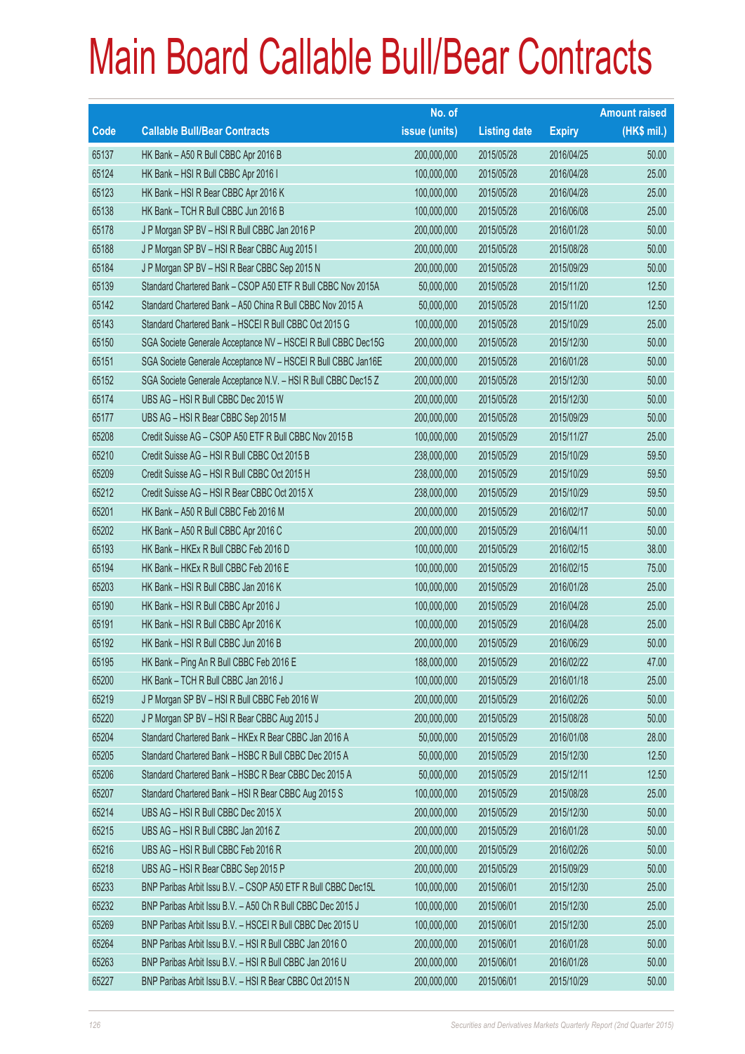# Main Board Callable Bull/Bear Contracts

| Code | Callable Bull/Bear Contracts | No. of issue (units) | Listing date | Expiry | Amount raised (HK$ mil.) |
|---|---|---|---|---|---|
| 65137 | HK Bank – A50 R Bull CBBC Apr 2016 B | 200,000,000 | 2015/05/28 | 2016/04/25 | 50.00 |
| 65124 | HK Bank – HSI R Bull CBBC Apr 2016 I | 100,000,000 | 2015/05/28 | 2016/04/28 | 25.00 |
| 65123 | HK Bank – HSI R Bear CBBC Apr 2016 K | 100,000,000 | 2015/05/28 | 2016/04/28 | 25.00 |
| 65138 | HK Bank – TCH R Bull CBBC Jun 2016 B | 100,000,000 | 2015/05/28 | 2016/06/08 | 25.00 |
| 65178 | J P Morgan SP BV – HSI R Bull CBBC Jan 2016 P | 200,000,000 | 2015/05/28 | 2016/01/28 | 50.00 |
| 65188 | J P Morgan SP BV – HSI R Bear CBBC Aug 2015 I | 200,000,000 | 2015/05/28 | 2015/08/28 | 50.00 |
| 65184 | J P Morgan SP BV – HSI R Bear CBBC Sep 2015 N | 200,000,000 | 2015/05/28 | 2015/09/29 | 50.00 |
| 65139 | Standard Chartered Bank – CSOP A50 ETF R Bull CBBC Nov 2015A | 50,000,000 | 2015/05/28 | 2015/11/20 | 12.50 |
| 65142 | Standard Chartered Bank – A50 China R Bull CBBC Nov 2015 A | 50,000,000 | 2015/05/28 | 2015/11/20 | 12.50 |
| 65143 | Standard Chartered Bank – HSCEI R Bull CBBC Oct 2015 G | 100,000,000 | 2015/05/28 | 2015/10/29 | 25.00 |
| 65150 | SGA Societe Generale Acceptance NV – HSCEI R Bull CBBC Dec15G | 200,000,000 | 2015/05/28 | 2015/12/30 | 50.00 |
| 65151 | SGA Societe Generale Acceptance NV – HSCEI R Bull CBBC Jan16E | 200,000,000 | 2015/05/28 | 2016/01/28 | 50.00 |
| 65152 | SGA Societe Generale Acceptance N.V. – HSI R Bull CBBC Dec15 Z | 200,000,000 | 2015/05/28 | 2015/12/30 | 50.00 |
| 65174 | UBS AG – HSI R Bull CBBC Dec 2015 W | 200,000,000 | 2015/05/28 | 2015/12/30 | 50.00 |
| 65177 | UBS AG – HSI R Bear CBBC Sep 2015 M | 200,000,000 | 2015/05/28 | 2015/09/29 | 50.00 |
| 65208 | Credit Suisse AG – CSOP A50 ETF R Bull CBBC Nov 2015 B | 100,000,000 | 2015/05/29 | 2015/11/27 | 25.00 |
| 65210 | Credit Suisse AG – HSI R Bull CBBC Oct 2015 B | 238,000,000 | 2015/05/29 | 2015/10/29 | 59.50 |
| 65209 | Credit Suisse AG – HSI R Bull CBBC Oct 2015 H | 238,000,000 | 2015/05/29 | 2015/10/29 | 59.50 |
| 65212 | Credit Suisse AG – HSI R Bear CBBC Oct 2015 X | 238,000,000 | 2015/05/29 | 2015/10/29 | 59.50 |
| 65201 | HK Bank – A50 R Bull CBBC Feb 2016 M | 200,000,000 | 2015/05/29 | 2016/02/17 | 50.00 |
| 65202 | HK Bank – A50 R Bull CBBC Apr 2016 C | 200,000,000 | 2015/05/29 | 2016/04/11 | 50.00 |
| 65193 | HK Bank – HKEx R Bull CBBC Feb 2016 D | 100,000,000 | 2015/05/29 | 2016/02/15 | 38.00 |
| 65194 | HK Bank – HKEx R Bull CBBC Feb 2016 E | 100,000,000 | 2015/05/29 | 2016/02/15 | 75.00 |
| 65203 | HK Bank – HSI R Bull CBBC Jan 2016 K | 100,000,000 | 2015/05/29 | 2016/01/28 | 25.00 |
| 65190 | HK Bank – HSI R Bull CBBC Apr 2016 J | 100,000,000 | 2015/05/29 | 2016/04/28 | 25.00 |
| 65191 | HK Bank – HSI R Bull CBBC Apr 2016 K | 100,000,000 | 2015/05/29 | 2016/04/28 | 25.00 |
| 65192 | HK Bank – HSI R Bull CBBC Jun 2016 B | 200,000,000 | 2015/05/29 | 2016/06/29 | 50.00 |
| 65195 | HK Bank – Ping An R Bull CBBC Feb 2016 E | 188,000,000 | 2015/05/29 | 2016/02/22 | 47.00 |
| 65200 | HK Bank – TCH R Bull CBBC Jan 2016 J | 100,000,000 | 2015/05/29 | 2016/01/18 | 25.00 |
| 65219 | J P Morgan SP BV – HSI R Bull CBBC Feb 2016 W | 200,000,000 | 2015/05/29 | 2016/02/26 | 50.00 |
| 65220 | J P Morgan SP BV – HSI R Bear CBBC Aug 2015 J | 200,000,000 | 2015/05/29 | 2015/08/28 | 50.00 |
| 65204 | Standard Chartered Bank – HKEx R Bear CBBC Jan 2016 A | 50,000,000 | 2015/05/29 | 2016/01/08 | 28.00 |
| 65205 | Standard Chartered Bank – HSBC R Bull CBBC Dec 2015 A | 50,000,000 | 2015/05/29 | 2015/12/30 | 12.50 |
| 65206 | Standard Chartered Bank – HSBC R Bear CBBC Dec 2015 A | 50,000,000 | 2015/05/29 | 2015/12/11 | 12.50 |
| 65207 | Standard Chartered Bank – HSI R Bear CBBC Aug 2015 S | 100,000,000 | 2015/05/29 | 2015/08/28 | 25.00 |
| 65214 | UBS AG – HSI R Bull CBBC Dec 2015 X | 200,000,000 | 2015/05/29 | 2015/12/30 | 50.00 |
| 65215 | UBS AG – HSI R Bull CBBC Jan 2016 Z | 200,000,000 | 2015/05/29 | 2016/01/28 | 50.00 |
| 65216 | UBS AG – HSI R Bull CBBC Feb 2016 R | 200,000,000 | 2015/05/29 | 2016/02/26 | 50.00 |
| 65218 | UBS AG – HSI R Bear CBBC Sep 2015 P | 200,000,000 | 2015/05/29 | 2015/09/29 | 50.00 |
| 65233 | BNP Paribas Arbit Issu B.V. – CSOP A50 ETF R Bull CBBC Dec15L | 100,000,000 | 2015/06/01 | 2015/12/30 | 25.00 |
| 65232 | BNP Paribas Arbit Issu B.V. – A50 Ch R Bull CBBC Dec 2015 J | 100,000,000 | 2015/06/01 | 2015/12/30 | 25.00 |
| 65269 | BNP Paribas Arbit Issu B.V. – HSCEI R Bull CBBC Dec 2015 U | 100,000,000 | 2015/06/01 | 2015/12/30 | 25.00 |
| 65264 | BNP Paribas Arbit Issu B.V. – HSI R Bull CBBC Jan 2016 O | 200,000,000 | 2015/06/01 | 2016/01/28 | 50.00 |
| 65263 | BNP Paribas Arbit Issu B.V. – HSI R Bull CBBC Jan 2016 U | 200,000,000 | 2015/06/01 | 2016/01/28 | 50.00 |
| 65227 | BNP Paribas Arbit Issu B.V. – HSI R Bear CBBC Oct 2015 N | 200,000,000 | 2015/06/01 | 2015/10/29 | 50.00 |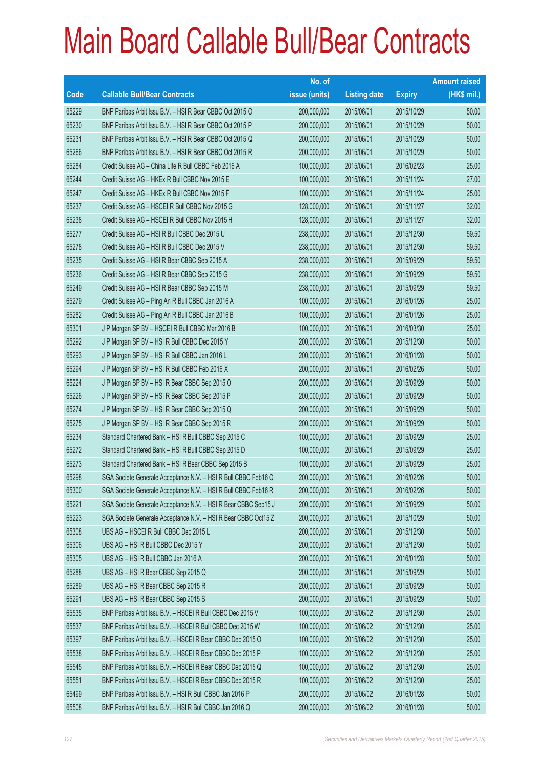# Main Board Callable Bull/Bear Contracts

| Code | Callable Bull/Bear Contracts | No. of issue (units) | Listing date | Expiry | Amount raised (HK$ mil.) |
|---|---|---|---|---|---|
| 65229 | BNP Paribas Arbit Issu B.V. – HSI R Bear CBBC Oct 2015 O | 200,000,000 | 2015/06/01 | 2015/10/29 | 50.00 |
| 65230 | BNP Paribas Arbit Issu B.V. – HSI R Bear CBBC Oct 2015 P | 200,000,000 | 2015/06/01 | 2015/10/29 | 50.00 |
| 65231 | BNP Paribas Arbit Issu B.V. – HSI R Bear CBBC Oct 2015 Q | 200,000,000 | 2015/06/01 | 2015/10/29 | 50.00 |
| 65266 | BNP Paribas Arbit Issu B.V. – HSI R Bear CBBC Oct 2015 R | 200,000,000 | 2015/06/01 | 2015/10/29 | 50.00 |
| 65284 | Credit Suisse AG – China Life R Bull CBBC Feb 2016 A | 100,000,000 | 2015/06/01 | 2016/02/23 | 25.00 |
| 65244 | Credit Suisse AG – HKEx R Bull CBBC Nov 2015 E | 100,000,000 | 2015/06/01 | 2015/11/24 | 27.00 |
| 65247 | Credit Suisse AG – HKEx R Bull CBBC Nov 2015 F | 100,000,000 | 2015/06/01 | 2015/11/24 | 25.00 |
| 65237 | Credit Suisse AG – HSCEI R Bull CBBC Nov 2015 G | 128,000,000 | 2015/06/01 | 2015/11/27 | 32.00 |
| 65238 | Credit Suisse AG – HSCEI R Bull CBBC Nov 2015 H | 128,000,000 | 2015/06/01 | 2015/11/27 | 32.00 |
| 65277 | Credit Suisse AG – HSI R Bull CBBC Dec 2015 U | 238,000,000 | 2015/06/01 | 2015/12/30 | 59.50 |
| 65278 | Credit Suisse AG – HSI R Bull CBBC Dec 2015 V | 238,000,000 | 2015/06/01 | 2015/12/30 | 59.50 |
| 65235 | Credit Suisse AG – HSI R Bear CBBC Sep 2015 A | 238,000,000 | 2015/06/01 | 2015/09/29 | 59.50 |
| 65236 | Credit Suisse AG – HSI R Bear CBBC Sep 2015 G | 238,000,000 | 2015/06/01 | 2015/09/29 | 59.50 |
| 65249 | Credit Suisse AG – HSI R Bear CBBC Sep 2015 M | 238,000,000 | 2015/06/01 | 2015/09/29 | 59.50 |
| 65279 | Credit Suisse AG – Ping An R Bull CBBC Jan 2016 A | 100,000,000 | 2015/06/01 | 2016/01/26 | 25.00 |
| 65282 | Credit Suisse AG – Ping An R Bull CBBC Jan 2016 B | 100,000,000 | 2015/06/01 | 2016/01/26 | 25.00 |
| 65301 | J P Morgan SP BV – HSCEI R Bull CBBC Mar 2016 B | 100,000,000 | 2015/06/01 | 2016/03/30 | 25.00 |
| 65292 | J P Morgan SP BV – HSI R Bull CBBC Dec 2015 Y | 200,000,000 | 2015/06/01 | 2015/12/30 | 50.00 |
| 65293 | J P Morgan SP BV – HSI R Bull CBBC Jan 2016 L | 200,000,000 | 2015/06/01 | 2016/01/28 | 50.00 |
| 65294 | J P Morgan SP BV – HSI R Bull CBBC Feb 2016 X | 200,000,000 | 2015/06/01 | 2016/02/26 | 50.00 |
| 65224 | J P Morgan SP BV – HSI R Bear CBBC Sep 2015 O | 200,000,000 | 2015/06/01 | 2015/09/29 | 50.00 |
| 65226 | J P Morgan SP BV – HSI R Bear CBBC Sep 2015 P | 200,000,000 | 2015/06/01 | 2015/09/29 | 50.00 |
| 65274 | J P Morgan SP BV – HSI R Bear CBBC Sep 2015 Q | 200,000,000 | 2015/06/01 | 2015/09/29 | 50.00 |
| 65275 | J P Morgan SP BV – HSI R Bear CBBC Sep 2015 R | 200,000,000 | 2015/06/01 | 2015/09/29 | 50.00 |
| 65234 | Standard Chartered Bank – HSI R Bull CBBC Sep 2015 C | 100,000,000 | 2015/06/01 | 2015/09/29 | 25.00 |
| 65272 | Standard Chartered Bank – HSI R Bull CBBC Sep 2015 D | 100,000,000 | 2015/06/01 | 2015/09/29 | 25.00 |
| 65273 | Standard Chartered Bank – HSI R Bear CBBC Sep 2015 B | 100,000,000 | 2015/06/01 | 2015/09/29 | 25.00 |
| 65298 | SGA Societe Generale Acceptance N.V. – HSI R Bull CBBC Feb16 Q | 200,000,000 | 2015/06/01 | 2016/02/26 | 50.00 |
| 65300 | SGA Societe Generale Acceptance N.V. – HSI R Bull CBBC Feb16 R | 200,000,000 | 2015/06/01 | 2016/02/26 | 50.00 |
| 65221 | SGA Societe Generale Acceptance N.V. – HSI R Bear CBBC Sep15 J | 200,000,000 | 2015/06/01 | 2015/09/29 | 50.00 |
| 65223 | SGA Societe Generale Acceptance N.V. – HSI R Bear CBBC Oct15 Z | 200,000,000 | 2015/06/01 | 2015/10/29 | 50.00 |
| 65308 | UBS AG – HSCEI R Bull CBBC Dec 2015 L | 200,000,000 | 2015/06/01 | 2015/12/30 | 50.00 |
| 65306 | UBS AG – HSI R Bull CBBC Dec 2015 Y | 200,000,000 | 2015/06/01 | 2015/12/30 | 50.00 |
| 65305 | UBS AG – HSI R Bull CBBC Jan 2016 A | 200,000,000 | 2015/06/01 | 2016/01/28 | 50.00 |
| 65288 | UBS AG – HSI R Bear CBBC Sep 2015 Q | 200,000,000 | 2015/06/01 | 2015/09/29 | 50.00 |
| 65289 | UBS AG – HSI R Bear CBBC Sep 2015 R | 200,000,000 | 2015/06/01 | 2015/09/29 | 50.00 |
| 65291 | UBS AG – HSI R Bear CBBC Sep 2015 S | 200,000,000 | 2015/06/01 | 2015/09/29 | 50.00 |
| 65535 | BNP Paribas Arbit Issu B.V. – HSCEI R Bull CBBC Dec 2015 V | 100,000,000 | 2015/06/02 | 2015/12/30 | 25.00 |
| 65537 | BNP Paribas Arbit Issu B.V. – HSCEI R Bull CBBC Dec 2015 W | 100,000,000 | 2015/06/02 | 2015/12/30 | 25.00 |
| 65397 | BNP Paribas Arbit Issu B.V. – HSCEI R Bear CBBC Dec 2015 O | 100,000,000 | 2015/06/02 | 2015/12/30 | 25.00 |
| 65538 | BNP Paribas Arbit Issu B.V. – HSCEI R Bear CBBC Dec 2015 P | 100,000,000 | 2015/06/02 | 2015/12/30 | 25.00 |
| 65545 | BNP Paribas Arbit Issu B.V. – HSCEI R Bear CBBC Dec 2015 Q | 100,000,000 | 2015/06/02 | 2015/12/30 | 25.00 |
| 65551 | BNP Paribas Arbit Issu B.V. – HSCEI R Bear CBBC Dec 2015 R | 100,000,000 | 2015/06/02 | 2015/12/30 | 25.00 |
| 65499 | BNP Paribas Arbit Issu B.V. – HSI R Bull CBBC Jan 2016 P | 200,000,000 | 2015/06/02 | 2016/01/28 | 50.00 |
| 65508 | BNP Paribas Arbit Issu B.V. – HSI R Bull CBBC Jan 2016 Q | 200,000,000 | 2015/06/02 | 2016/01/28 | 50.00 |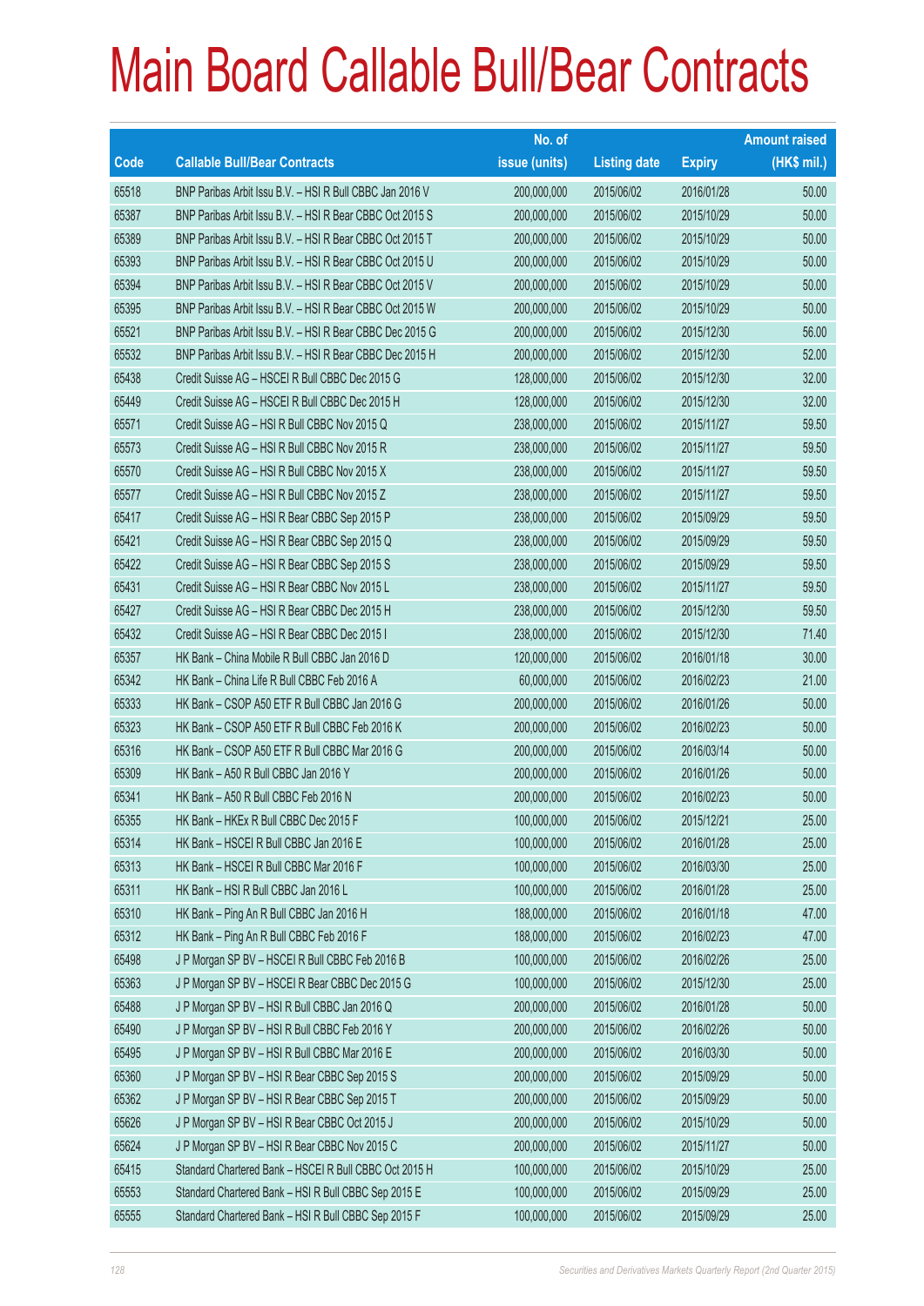# Main Board Callable Bull/Bear Contracts

| Code | Callable Bull/Bear Contracts | No. of issue (units) | Listing date | Expiry | Amount raised (HK$ mil.) |
|---|---|---|---|---|---|
| 65518 | BNP Paribas Arbit Issu B.V. – HSI R Bull CBBC Jan 2016 V | 200,000,000 | 2015/06/02 | 2016/01/28 | 50.00 |
| 65387 | BNP Paribas Arbit Issu B.V. – HSI R Bear CBBC Oct 2015 S | 200,000,000 | 2015/06/02 | 2015/10/29 | 50.00 |
| 65389 | BNP Paribas Arbit Issu B.V. – HSI R Bear CBBC Oct 2015 T | 200,000,000 | 2015/06/02 | 2015/10/29 | 50.00 |
| 65393 | BNP Paribas Arbit Issu B.V. – HSI R Bear CBBC Oct 2015 U | 200,000,000 | 2015/06/02 | 2015/10/29 | 50.00 |
| 65394 | BNP Paribas Arbit Issu B.V. – HSI R Bear CBBC Oct 2015 V | 200,000,000 | 2015/06/02 | 2015/10/29 | 50.00 |
| 65395 | BNP Paribas Arbit Issu B.V. – HSI R Bear CBBC Oct 2015 W | 200,000,000 | 2015/06/02 | 2015/10/29 | 50.00 |
| 65521 | BNP Paribas Arbit Issu B.V. – HSI R Bear CBBC Dec 2015 G | 200,000,000 | 2015/06/02 | 2015/12/30 | 56.00 |
| 65532 | BNP Paribas Arbit Issu B.V. – HSI R Bear CBBC Dec 2015 H | 200,000,000 | 2015/06/02 | 2015/12/30 | 52.00 |
| 65438 | Credit Suisse AG – HSCEI R Bull CBBC Dec 2015 G | 128,000,000 | 2015/06/02 | 2015/12/30 | 32.00 |
| 65449 | Credit Suisse AG – HSCEI R Bull CBBC Dec 2015 H | 128,000,000 | 2015/06/02 | 2015/12/30 | 32.00 |
| 65571 | Credit Suisse AG – HSI R Bull CBBC Nov 2015 Q | 238,000,000 | 2015/06/02 | 2015/11/27 | 59.50 |
| 65573 | Credit Suisse AG – HSI R Bull CBBC Nov 2015 R | 238,000,000 | 2015/06/02 | 2015/11/27 | 59.50 |
| 65570 | Credit Suisse AG – HSI R Bull CBBC Nov 2015 X | 238,000,000 | 2015/06/02 | 2015/11/27 | 59.50 |
| 65577 | Credit Suisse AG – HSI R Bull CBBC Nov 2015 Z | 238,000,000 | 2015/06/02 | 2015/11/27 | 59.50 |
| 65417 | Credit Suisse AG – HSI R Bear CBBC Sep 2015 P | 238,000,000 | 2015/06/02 | 2015/09/29 | 59.50 |
| 65421 | Credit Suisse AG – HSI R Bear CBBC Sep 2015 Q | 238,000,000 | 2015/06/02 | 2015/09/29 | 59.50 |
| 65422 | Credit Suisse AG – HSI R Bear CBBC Sep 2015 S | 238,000,000 | 2015/06/02 | 2015/09/29 | 59.50 |
| 65431 | Credit Suisse AG – HSI R Bear CBBC Nov 2015 L | 238,000,000 | 2015/06/02 | 2015/11/27 | 59.50 |
| 65427 | Credit Suisse AG – HSI R Bear CBBC Dec 2015 H | 238,000,000 | 2015/06/02 | 2015/12/30 | 59.50 |
| 65432 | Credit Suisse AG – HSI R Bear CBBC Dec 2015 I | 238,000,000 | 2015/06/02 | 2015/12/30 | 71.40 |
| 65357 | HK Bank – China Mobile R Bull CBBC Jan 2016 D | 120,000,000 | 2015/06/02 | 2016/01/18 | 30.00 |
| 65342 | HK Bank – China Life R Bull CBBC Feb 2016 A | 60,000,000 | 2015/06/02 | 2016/02/23 | 21.00 |
| 65333 | HK Bank – CSOP A50 ETF R Bull CBBC Jan 2016 G | 200,000,000 | 2015/06/02 | 2016/01/26 | 50.00 |
| 65323 | HK Bank – CSOP A50 ETF R Bull CBBC Feb 2016 K | 200,000,000 | 2015/06/02 | 2016/02/23 | 50.00 |
| 65316 | HK Bank – CSOP A50 ETF R Bull CBBC Mar 2016 G | 200,000,000 | 2015/06/02 | 2016/03/14 | 50.00 |
| 65309 | HK Bank – A50 R Bull CBBC Jan 2016 Y | 200,000,000 | 2015/06/02 | 2016/01/26 | 50.00 |
| 65341 | HK Bank – A50 R Bull CBBC Feb 2016 N | 200,000,000 | 2015/06/02 | 2016/02/23 | 50.00 |
| 65355 | HK Bank – HKEx R Bull CBBC Dec 2015 F | 100,000,000 | 2015/06/02 | 2015/12/21 | 25.00 |
| 65314 | HK Bank – HSCEI R Bull CBBC Jan 2016 E | 100,000,000 | 2015/06/02 | 2016/01/28 | 25.00 |
| 65313 | HK Bank – HSCEI R Bull CBBC Mar 2016 F | 100,000,000 | 2015/06/02 | 2016/03/30 | 25.00 |
| 65311 | HK Bank – HSI R Bull CBBC Jan 2016 L | 100,000,000 | 2015/06/02 | 2016/01/28 | 25.00 |
| 65310 | HK Bank – Ping An R Bull CBBC Jan 2016 H | 188,000,000 | 2015/06/02 | 2016/01/18 | 47.00 |
| 65312 | HK Bank – Ping An R Bull CBBC Feb 2016 F | 188,000,000 | 2015/06/02 | 2016/02/23 | 47.00 |
| 65498 | J P Morgan SP BV – HSCEI R Bull CBBC Feb 2016 B | 100,000,000 | 2015/06/02 | 2016/02/26 | 25.00 |
| 65363 | J P Morgan SP BV – HSCEI R Bear CBBC Dec 2015 G | 100,000,000 | 2015/06/02 | 2015/12/30 | 25.00 |
| 65488 | J P Morgan SP BV – HSI R Bull CBBC Jan 2016 Q | 200,000,000 | 2015/06/02 | 2016/01/28 | 50.00 |
| 65490 | J P Morgan SP BV – HSI R Bull CBBC Feb 2016 Y | 200,000,000 | 2015/06/02 | 2016/02/26 | 50.00 |
| 65495 | J P Morgan SP BV – HSI R Bull CBBC Mar 2016 E | 200,000,000 | 2015/06/02 | 2016/03/30 | 50.00 |
| 65360 | J P Morgan SP BV – HSI R Bear CBBC Sep 2015 S | 200,000,000 | 2015/06/02 | 2015/09/29 | 50.00 |
| 65362 | J P Morgan SP BV – HSI R Bear CBBC Sep 2015 T | 200,000,000 | 2015/06/02 | 2015/09/29 | 50.00 |
| 65626 | J P Morgan SP BV – HSI R Bear CBBC Oct 2015 J | 200,000,000 | 2015/06/02 | 2015/10/29 | 50.00 |
| 65624 | J P Morgan SP BV – HSI R Bear CBBC Nov 2015 C | 200,000,000 | 2015/06/02 | 2015/11/27 | 50.00 |
| 65415 | Standard Chartered Bank – HSCEI R Bull CBBC Oct 2015 H | 100,000,000 | 2015/06/02 | 2015/10/29 | 25.00 |
| 65553 | Standard Chartered Bank – HSI R Bull CBBC Sep 2015 E | 100,000,000 | 2015/06/02 | 2015/09/29 | 25.00 |
| 65555 | Standard Chartered Bank – HSI R Bull CBBC Sep 2015 F | 100,000,000 | 2015/06/02 | 2015/09/29 | 25.00 |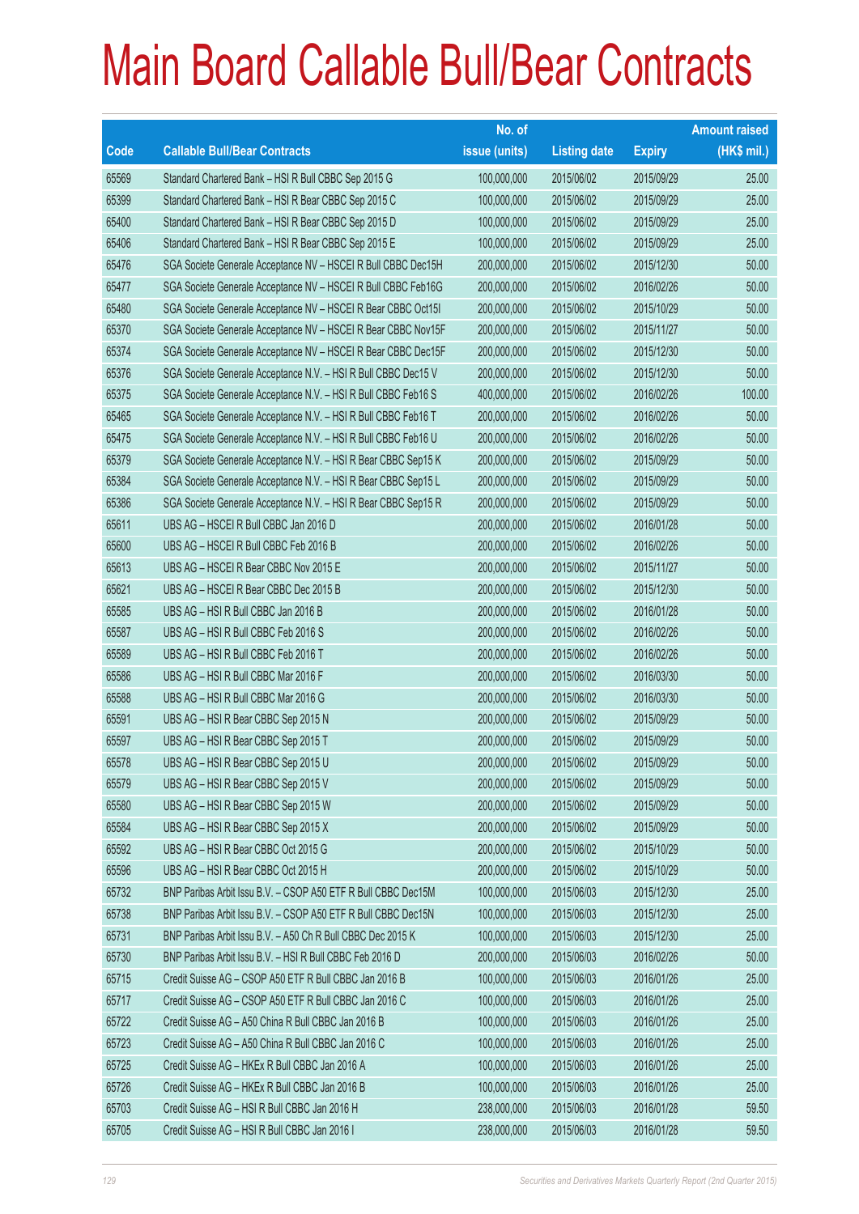# Main Board Callable Bull/Bear Contracts

| Code | Callable Bull/Bear Contracts | No. of issue (units) | Listing date | Expiry | Amount raised (HK$ mil.) |
|---|---|---|---|---|---|
| 65569 | Standard Chartered Bank – HSI R Bull CBBC Sep 2015 G | 100,000,000 | 2015/06/02 | 2015/09/29 | 25.00 |
| 65399 | Standard Chartered Bank – HSI R Bear CBBC Sep 2015 C | 100,000,000 | 2015/06/02 | 2015/09/29 | 25.00 |
| 65400 | Standard Chartered Bank – HSI R Bear CBBC Sep 2015 D | 100,000,000 | 2015/06/02 | 2015/09/29 | 25.00 |
| 65406 | Standard Chartered Bank – HSI R Bear CBBC Sep 2015 E | 100,000,000 | 2015/06/02 | 2015/09/29 | 25.00 |
| 65476 | SGA Societe Generale Acceptance NV – HSCEI R Bull CBBC Dec15H | 200,000,000 | 2015/06/02 | 2015/12/30 | 50.00 |
| 65477 | SGA Societe Generale Acceptance NV – HSCEI R Bull CBBC Feb16G | 200,000,000 | 2015/06/02 | 2016/02/26 | 50.00 |
| 65480 | SGA Societe Generale Acceptance NV – HSCEI R Bear CBBC Oct15I | 200,000,000 | 2015/06/02 | 2015/10/29 | 50.00 |
| 65370 | SGA Societe Generale Acceptance NV – HSCEI R Bear CBBC Nov15F | 200,000,000 | 2015/06/02 | 2015/11/27 | 50.00 |
| 65374 | SGA Societe Generale Acceptance NV – HSCEI R Bear CBBC Dec15F | 200,000,000 | 2015/06/02 | 2015/12/30 | 50.00 |
| 65376 | SGA Societe Generale Acceptance N.V. – HSI R Bull CBBC Dec15 V | 200,000,000 | 2015/06/02 | 2015/12/30 | 50.00 |
| 65375 | SGA Societe Generale Acceptance N.V. – HSI R Bull CBBC Feb16 S | 400,000,000 | 2015/06/02 | 2016/02/26 | 100.00 |
| 65465 | SGA Societe Generale Acceptance N.V. – HSI R Bull CBBC Feb16 T | 200,000,000 | 2015/06/02 | 2016/02/26 | 50.00 |
| 65475 | SGA Societe Generale Acceptance N.V. – HSI R Bull CBBC Feb16 U | 200,000,000 | 2015/06/02 | 2016/02/26 | 50.00 |
| 65379 | SGA Societe Generale Acceptance N.V. – HSI R Bear CBBC Sep15 K | 200,000,000 | 2015/06/02 | 2015/09/29 | 50.00 |
| 65384 | SGA Societe Generale Acceptance N.V. – HSI R Bear CBBC Sep15 L | 200,000,000 | 2015/06/02 | 2015/09/29 | 50.00 |
| 65386 | SGA Societe Generale Acceptance N.V. – HSI R Bear CBBC Sep15 R | 200,000,000 | 2015/06/02 | 2015/09/29 | 50.00 |
| 65611 | UBS AG – HSCEI R Bull CBBC Jan 2016 D | 200,000,000 | 2015/06/02 | 2016/01/28 | 50.00 |
| 65600 | UBS AG – HSCEI R Bull CBBC Feb 2016 B | 200,000,000 | 2015/06/02 | 2016/02/26 | 50.00 |
| 65613 | UBS AG – HSCEI R Bear CBBC Nov 2015 E | 200,000,000 | 2015/06/02 | 2015/11/27 | 50.00 |
| 65621 | UBS AG – HSCEI R Bear CBBC Dec 2015 B | 200,000,000 | 2015/06/02 | 2015/12/30 | 50.00 |
| 65585 | UBS AG – HSI R Bull CBBC Jan 2016 B | 200,000,000 | 2015/06/02 | 2016/01/28 | 50.00 |
| 65587 | UBS AG – HSI R Bull CBBC Feb 2016 S | 200,000,000 | 2015/06/02 | 2016/02/26 | 50.00 |
| 65589 | UBS AG – HSI R Bull CBBC Feb 2016 T | 200,000,000 | 2015/06/02 | 2016/02/26 | 50.00 |
| 65586 | UBS AG – HSI R Bull CBBC Mar 2016 F | 200,000,000 | 2015/06/02 | 2016/03/30 | 50.00 |
| 65588 | UBS AG – HSI R Bull CBBC Mar 2016 G | 200,000,000 | 2015/06/02 | 2016/03/30 | 50.00 |
| 65591 | UBS AG – HSI R Bear CBBC Sep 2015 N | 200,000,000 | 2015/06/02 | 2015/09/29 | 50.00 |
| 65597 | UBS AG – HSI R Bear CBBC Sep 2015 T | 200,000,000 | 2015/06/02 | 2015/09/29 | 50.00 |
| 65578 | UBS AG – HSI R Bear CBBC Sep 2015 U | 200,000,000 | 2015/06/02 | 2015/09/29 | 50.00 |
| 65579 | UBS AG – HSI R Bear CBBC Sep 2015 V | 200,000,000 | 2015/06/02 | 2015/09/29 | 50.00 |
| 65580 | UBS AG – HSI R Bear CBBC Sep 2015 W | 200,000,000 | 2015/06/02 | 2015/09/29 | 50.00 |
| 65584 | UBS AG – HSI R Bear CBBC Sep 2015 X | 200,000,000 | 2015/06/02 | 2015/09/29 | 50.00 |
| 65592 | UBS AG – HSI R Bear CBBC Oct 2015 G | 200,000,000 | 2015/06/02 | 2015/10/29 | 50.00 |
| 65596 | UBS AG – HSI R Bear CBBC Oct 2015 H | 200,000,000 | 2015/06/02 | 2015/10/29 | 50.00 |
| 65732 | BNP Paribas Arbit Issu B.V. – CSOP A50 ETF R Bull CBBC Dec15M | 100,000,000 | 2015/06/03 | 2015/12/30 | 25.00 |
| 65738 | BNP Paribas Arbit Issu B.V. – CSOP A50 ETF R Bull CBBC Dec15N | 100,000,000 | 2015/06/03 | 2015/12/30 | 25.00 |
| 65731 | BNP Paribas Arbit Issu B.V. – A50 Ch R Bull CBBC Dec 2015 K | 100,000,000 | 2015/06/03 | 2015/12/30 | 25.00 |
| 65730 | BNP Paribas Arbit Issu B.V. – HSI R Bull CBBC Feb 2016 D | 200,000,000 | 2015/06/03 | 2016/02/26 | 50.00 |
| 65715 | Credit Suisse AG – CSOP A50 ETF R Bull CBBC Jan 2016 B | 100,000,000 | 2015/06/03 | 2016/01/26 | 25.00 |
| 65717 | Credit Suisse AG – CSOP A50 ETF R Bull CBBC Jan 2016 C | 100,000,000 | 2015/06/03 | 2016/01/26 | 25.00 |
| 65722 | Credit Suisse AG – A50 China R Bull CBBC Jan 2016 B | 100,000,000 | 2015/06/03 | 2016/01/26 | 25.00 |
| 65723 | Credit Suisse AG – A50 China R Bull CBBC Jan 2016 C | 100,000,000 | 2015/06/03 | 2016/01/26 | 25.00 |
| 65725 | Credit Suisse AG – HKEx R Bull CBBC Jan 2016 A | 100,000,000 | 2015/06/03 | 2016/01/26 | 25.00 |
| 65726 | Credit Suisse AG – HKEx R Bull CBBC Jan 2016 B | 100,000,000 | 2015/06/03 | 2016/01/26 | 25.00 |
| 65703 | Credit Suisse AG – HSI R Bull CBBC Jan 2016 H | 238,000,000 | 2015/06/03 | 2016/01/28 | 59.50 |
| 65705 | Credit Suisse AG – HSI R Bull CBBC Jan 2016 I | 238,000,000 | 2015/06/03 | 2016/01/28 | 59.50 |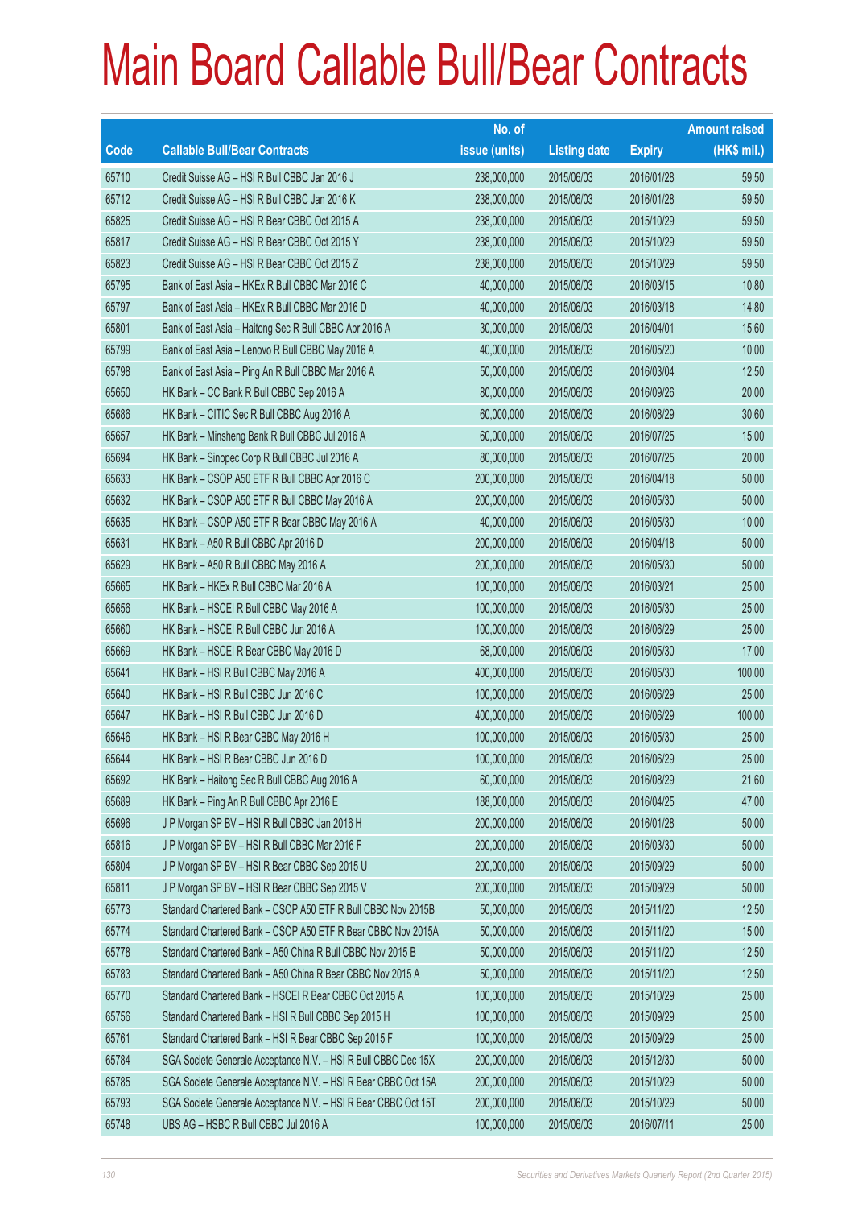# Main Board Callable Bull/Bear Contracts

| Code | Callable Bull/Bear Contracts | No. of issue (units) | Listing date | Expiry | Amount raised (HK$ mil.) |
|---|---|---|---|---|---|
| 65710 | Credit Suisse AG – HSI R Bull CBBC Jan 2016 J | 238,000,000 | 2015/06/03 | 2016/01/28 | 59.50 |
| 65712 | Credit Suisse AG – HSI R Bull CBBC Jan 2016 K | 238,000,000 | 2015/06/03 | 2016/01/28 | 59.50 |
| 65825 | Credit Suisse AG – HSI R Bear CBBC Oct 2015 A | 238,000,000 | 2015/06/03 | 2015/10/29 | 59.50 |
| 65817 | Credit Suisse AG – HSI R Bear CBBC Oct 2015 Y | 238,000,000 | 2015/06/03 | 2015/10/29 | 59.50 |
| 65823 | Credit Suisse AG – HSI R Bear CBBC Oct 2015 Z | 238,000,000 | 2015/06/03 | 2015/10/29 | 59.50 |
| 65795 | Bank of East Asia – HKEx R Bull CBBC Mar 2016 C | 40,000,000 | 2015/06/03 | 2016/03/15 | 10.80 |
| 65797 | Bank of East Asia – HKEx R Bull CBBC Mar 2016 D | 40,000,000 | 2015/06/03 | 2016/03/18 | 14.80 |
| 65801 | Bank of East Asia – Haitong Sec R Bull CBBC Apr 2016 A | 30,000,000 | 2015/06/03 | 2016/04/01 | 15.60 |
| 65799 | Bank of East Asia – Lenovo R Bull CBBC May 2016 A | 40,000,000 | 2015/06/03 | 2016/05/20 | 10.00 |
| 65798 | Bank of East Asia – Ping An R Bull CBBC Mar 2016 A | 50,000,000 | 2015/06/03 | 2016/03/04 | 12.50 |
| 65650 | HK Bank – CC Bank R Bull CBBC Sep 2016 A | 80,000,000 | 2015/06/03 | 2016/09/26 | 20.00 |
| 65686 | HK Bank – CITIC Sec R Bull CBBC Aug 2016 A | 60,000,000 | 2015/06/03 | 2016/08/29 | 30.60 |
| 65657 | HK Bank – Minsheng Bank R Bull CBBC Jul 2016 A | 60,000,000 | 2015/06/03 | 2016/07/25 | 15.00 |
| 65694 | HK Bank – Sinopec Corp R Bull CBBC Jul 2016 A | 80,000,000 | 2015/06/03 | 2016/07/25 | 20.00 |
| 65633 | HK Bank – CSOP A50 ETF R Bull CBBC Apr 2016 C | 200,000,000 | 2015/06/03 | 2016/04/18 | 50.00 |
| 65632 | HK Bank – CSOP A50 ETF R Bull CBBC May 2016 A | 200,000,000 | 2015/06/03 | 2016/05/30 | 50.00 |
| 65635 | HK Bank – CSOP A50 ETF R Bear CBBC May 2016 A | 40,000,000 | 2015/06/03 | 2016/05/30 | 10.00 |
| 65631 | HK Bank – A50 R Bull CBBC Apr 2016 D | 200,000,000 | 2015/06/03 | 2016/04/18 | 50.00 |
| 65629 | HK Bank – A50 R Bull CBBC May 2016 A | 200,000,000 | 2015/06/03 | 2016/05/30 | 50.00 |
| 65665 | HK Bank – HKEx R Bull CBBC Mar 2016 A | 100,000,000 | 2015/06/03 | 2016/03/21 | 25.00 |
| 65656 | HK Bank – HSCEI R Bull CBBC May 2016 A | 100,000,000 | 2015/06/03 | 2016/05/30 | 25.00 |
| 65660 | HK Bank – HSCEI R Bull CBBC Jun 2016 A | 100,000,000 | 2015/06/03 | 2016/06/29 | 25.00 |
| 65669 | HK Bank – HSCEI R Bear CBBC May 2016 D | 68,000,000 | 2015/06/03 | 2016/05/30 | 17.00 |
| 65641 | HK Bank – HSI R Bull CBBC May 2016 A | 400,000,000 | 2015/06/03 | 2016/05/30 | 100.00 |
| 65640 | HK Bank – HSI R Bull CBBC Jun 2016 C | 100,000,000 | 2015/06/03 | 2016/06/29 | 25.00 |
| 65647 | HK Bank – HSI R Bull CBBC Jun 2016 D | 400,000,000 | 2015/06/03 | 2016/06/29 | 100.00 |
| 65646 | HK Bank – HSI R Bear CBBC May 2016 H | 100,000,000 | 2015/06/03 | 2016/05/30 | 25.00 |
| 65644 | HK Bank – HSI R Bear CBBC Jun 2016 D | 100,000,000 | 2015/06/03 | 2016/06/29 | 25.00 |
| 65692 | HK Bank – Haitong Sec R Bull CBBC Aug 2016 A | 60,000,000 | 2015/06/03 | 2016/08/29 | 21.60 |
| 65689 | HK Bank – Ping An R Bull CBBC Apr 2016 E | 188,000,000 | 2015/06/03 | 2016/04/25 | 47.00 |
| 65696 | J P Morgan SP BV – HSI R Bull CBBC Jan 2016 H | 200,000,000 | 2015/06/03 | 2016/01/28 | 50.00 |
| 65816 | J P Morgan SP BV – HSI R Bull CBBC Mar 2016 F | 200,000,000 | 2015/06/03 | 2016/03/30 | 50.00 |
| 65804 | J P Morgan SP BV – HSI R Bear CBBC Sep 2015 U | 200,000,000 | 2015/06/03 | 2015/09/29 | 50.00 |
| 65811 | J P Morgan SP BV – HSI R Bear CBBC Sep 2015 V | 200,000,000 | 2015/06/03 | 2015/09/29 | 50.00 |
| 65773 | Standard Chartered Bank – CSOP A50 ETF R Bull CBBC Nov 2015B | 50,000,000 | 2015/06/03 | 2015/11/20 | 12.50 |
| 65774 | Standard Chartered Bank – CSOP A50 ETF R Bear CBBC Nov 2015A | 50,000,000 | 2015/06/03 | 2015/11/20 | 15.00 |
| 65778 | Standard Chartered Bank – A50 China R Bull CBBC Nov 2015 B | 50,000,000 | 2015/06/03 | 2015/11/20 | 12.50 |
| 65783 | Standard Chartered Bank – A50 China R Bear CBBC Nov 2015 A | 50,000,000 | 2015/06/03 | 2015/11/20 | 12.50 |
| 65770 | Standard Chartered Bank – HSCEI R Bear CBBC Oct 2015 A | 100,000,000 | 2015/06/03 | 2015/10/29 | 25.00 |
| 65756 | Standard Chartered Bank – HSI R Bull CBBC Sep 2015 H | 100,000,000 | 2015/06/03 | 2015/09/29 | 25.00 |
| 65761 | Standard Chartered Bank – HSI R Bear CBBC Sep 2015 F | 100,000,000 | 2015/06/03 | 2015/09/29 | 25.00 |
| 65784 | SGA Societe Generale Acceptance N.V. – HSI R Bull CBBC Dec 15X | 200,000,000 | 2015/06/03 | 2015/12/30 | 50.00 |
| 65785 | SGA Societe Generale Acceptance N.V. – HSI R Bear CBBC Oct 15A | 200,000,000 | 2015/06/03 | 2015/10/29 | 50.00 |
| 65793 | SGA Societe Generale Acceptance N.V. – HSI R Bear CBBC Oct 15T | 200,000,000 | 2015/06/03 | 2015/10/29 | 50.00 |
| 65748 | UBS AG – HSBC R Bull CBBC Jul 2016 A | 100,000,000 | 2015/06/03 | 2016/07/11 | 25.00 |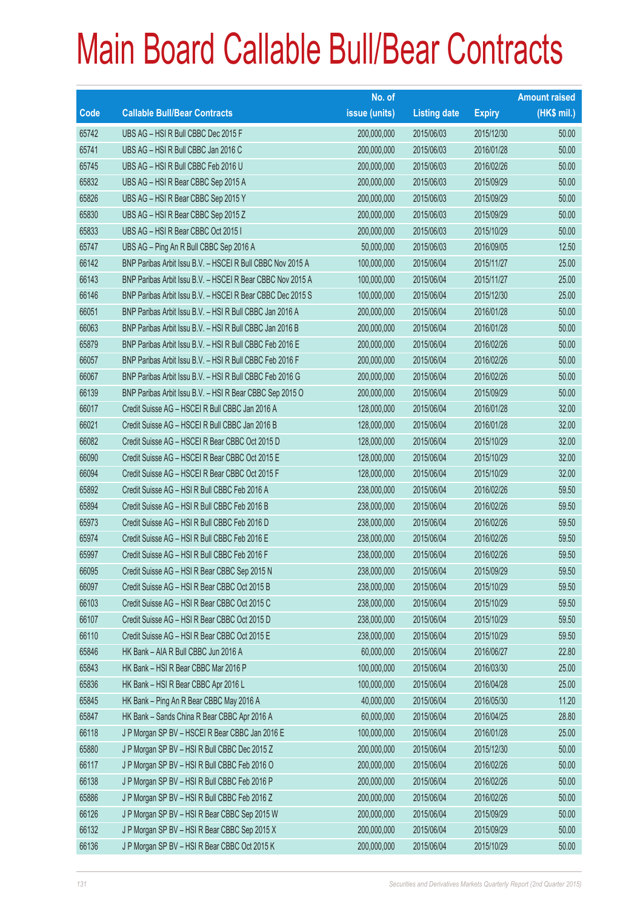# Main Board Callable Bull/Bear Contracts

| Code | Callable Bull/Bear Contracts | No. of issue (units) | Listing date | Expiry | Amount raised (HK$ mil.) |
|---|---|---|---|---|---|
| 65742 | UBS AG – HSI R Bull CBBC Dec 2015 F | 200,000,000 | 2015/06/03 | 2015/12/30 | 50.00 |
| 65741 | UBS AG – HSI R Bull CBBC Jan 2016 C | 200,000,000 | 2015/06/03 | 2016/01/28 | 50.00 |
| 65745 | UBS AG – HSI R Bull CBBC Feb 2016 U | 200,000,000 | 2015/06/03 | 2016/02/26 | 50.00 |
| 65832 | UBS AG – HSI R Bear CBBC Sep 2015 A | 200,000,000 | 2015/06/03 | 2015/09/29 | 50.00 |
| 65826 | UBS AG – HSI R Bear CBBC Sep 2015 Y | 200,000,000 | 2015/06/03 | 2015/09/29 | 50.00 |
| 65830 | UBS AG – HSI R Bear CBBC Sep 2015 Z | 200,000,000 | 2015/06/03 | 2015/09/29 | 50.00 |
| 65833 | UBS AG – HSI R Bear CBBC Oct 2015 I | 200,000,000 | 2015/06/03 | 2015/10/29 | 50.00 |
| 65747 | UBS AG – Ping An R Bull CBBC Sep 2016 A | 50,000,000 | 2015/06/03 | 2016/09/05 | 12.50 |
| 66142 | BNP Paribas Arbit Issu B.V. – HSCEI R Bull CBBC Nov 2015 A | 100,000,000 | 2015/06/04 | 2015/11/27 | 25.00 |
| 66143 | BNP Paribas Arbit Issu B.V. – HSCEI R Bear CBBC Nov 2015 A | 100,000,000 | 2015/06/04 | 2015/11/27 | 25.00 |
| 66146 | BNP Paribas Arbit Issu B.V. – HSCEI R Bear CBBC Dec 2015 S | 100,000,000 | 2015/06/04 | 2015/12/30 | 25.00 |
| 66051 | BNP Paribas Arbit Issu B.V. – HSI R Bull CBBC Jan 2016 A | 200,000,000 | 2015/06/04 | 2016/01/28 | 50.00 |
| 66063 | BNP Paribas Arbit Issu B.V. – HSI R Bull CBBC Jan 2016 B | 200,000,000 | 2015/06/04 | 2016/01/28 | 50.00 |
| 65879 | BNP Paribas Arbit Issu B.V. – HSI R Bull CBBC Feb 2016 E | 200,000,000 | 2015/06/04 | 2016/02/26 | 50.00 |
| 66057 | BNP Paribas Arbit Issu B.V. – HSI R Bull CBBC Feb 2016 F | 200,000,000 | 2015/06/04 | 2016/02/26 | 50.00 |
| 66067 | BNP Paribas Arbit Issu B.V. – HSI R Bull CBBC Feb 2016 G | 200,000,000 | 2015/06/04 | 2016/02/26 | 50.00 |
| 66139 | BNP Paribas Arbit Issu B.V. – HSI R Bear CBBC Sep 2015 O | 200,000,000 | 2015/06/04 | 2015/09/29 | 50.00 |
| 66017 | Credit Suisse AG – HSCEI R Bull CBBC Jan 2016 A | 128,000,000 | 2015/06/04 | 2016/01/28 | 32.00 |
| 66021 | Credit Suisse AG – HSCEI R Bull CBBC Jan 2016 B | 128,000,000 | 2015/06/04 | 2016/01/28 | 32.00 |
| 66082 | Credit Suisse AG – HSCEI R Bear CBBC Oct 2015 D | 128,000,000 | 2015/06/04 | 2015/10/29 | 32.00 |
| 66090 | Credit Suisse AG – HSCEI R Bear CBBC Oct 2015 E | 128,000,000 | 2015/06/04 | 2015/10/29 | 32.00 |
| 66094 | Credit Suisse AG – HSCEI R Bear CBBC Oct 2015 F | 128,000,000 | 2015/06/04 | 2015/10/29 | 32.00 |
| 65892 | Credit Suisse AG – HSI R Bull CBBC Feb 2016 A | 238,000,000 | 2015/06/04 | 2016/02/26 | 59.50 |
| 65894 | Credit Suisse AG – HSI R Bull CBBC Feb 2016 B | 238,000,000 | 2015/06/04 | 2016/02/26 | 59.50 |
| 65973 | Credit Suisse AG – HSI R Bull CBBC Feb 2016 D | 238,000,000 | 2015/06/04 | 2016/02/26 | 59.50 |
| 65974 | Credit Suisse AG – HSI R Bull CBBC Feb 2016 E | 238,000,000 | 2015/06/04 | 2016/02/26 | 59.50 |
| 65997 | Credit Suisse AG – HSI R Bull CBBC Feb 2016 F | 238,000,000 | 2015/06/04 | 2016/02/26 | 59.50 |
| 66095 | Credit Suisse AG – HSI R Bear CBBC Sep 2015 N | 238,000,000 | 2015/06/04 | 2015/09/29 | 59.50 |
| 66097 | Credit Suisse AG – HSI R Bear CBBC Oct 2015 B | 238,000,000 | 2015/06/04 | 2015/10/29 | 59.50 |
| 66103 | Credit Suisse AG – HSI R Bear CBBC Oct 2015 C | 238,000,000 | 2015/06/04 | 2015/10/29 | 59.50 |
| 66107 | Credit Suisse AG – HSI R Bear CBBC Oct 2015 D | 238,000,000 | 2015/06/04 | 2015/10/29 | 59.50 |
| 66110 | Credit Suisse AG – HSI R Bear CBBC Oct 2015 E | 238,000,000 | 2015/06/04 | 2015/10/29 | 59.50 |
| 65846 | HK Bank – AIA R Bull CBBC Jun 2016 A | 60,000,000 | 2015/06/04 | 2016/06/27 | 22.80 |
| 65843 | HK Bank – HSI R Bear CBBC Mar 2016 P | 100,000,000 | 2015/06/04 | 2016/03/30 | 25.00 |
| 65836 | HK Bank – HSI R Bear CBBC Apr 2016 L | 100,000,000 | 2015/06/04 | 2016/04/28 | 25.00 |
| 65845 | HK Bank – Ping An R Bear CBBC May 2016 A | 40,000,000 | 2015/06/04 | 2016/05/30 | 11.20 |
| 65847 | HK Bank – Sands China R Bear CBBC Apr 2016 A | 60,000,000 | 2015/06/04 | 2016/04/25 | 28.80 |
| 66118 | J P Morgan SP BV – HSCEI R Bear CBBC Jan 2016 E | 100,000,000 | 2015/06/04 | 2016/01/28 | 25.00 |
| 65880 | J P Morgan SP BV – HSI R Bull CBBC Dec 2015 Z | 200,000,000 | 2015/06/04 | 2015/12/30 | 50.00 |
| 66117 | J P Morgan SP BV – HSI R Bull CBBC Feb 2016 O | 200,000,000 | 2015/06/04 | 2016/02/26 | 50.00 |
| 66138 | J P Morgan SP BV – HSI R Bull CBBC Feb 2016 P | 200,000,000 | 2015/06/04 | 2016/02/26 | 50.00 |
| 65886 | J P Morgan SP BV – HSI R Bull CBBC Feb 2016 Z | 200,000,000 | 2015/06/04 | 2016/02/26 | 50.00 |
| 66126 | J P Morgan SP BV – HSI R Bear CBBC Sep 2015 W | 200,000,000 | 2015/06/04 | 2015/09/29 | 50.00 |
| 66132 | J P Morgan SP BV – HSI R Bear CBBC Sep 2015 X | 200,000,000 | 2015/06/04 | 2015/09/29 | 50.00 |
| 66136 | J P Morgan SP BV – HSI R Bear CBBC Oct 2015 K | 200,000,000 | 2015/06/04 | 2015/10/29 | 50.00 |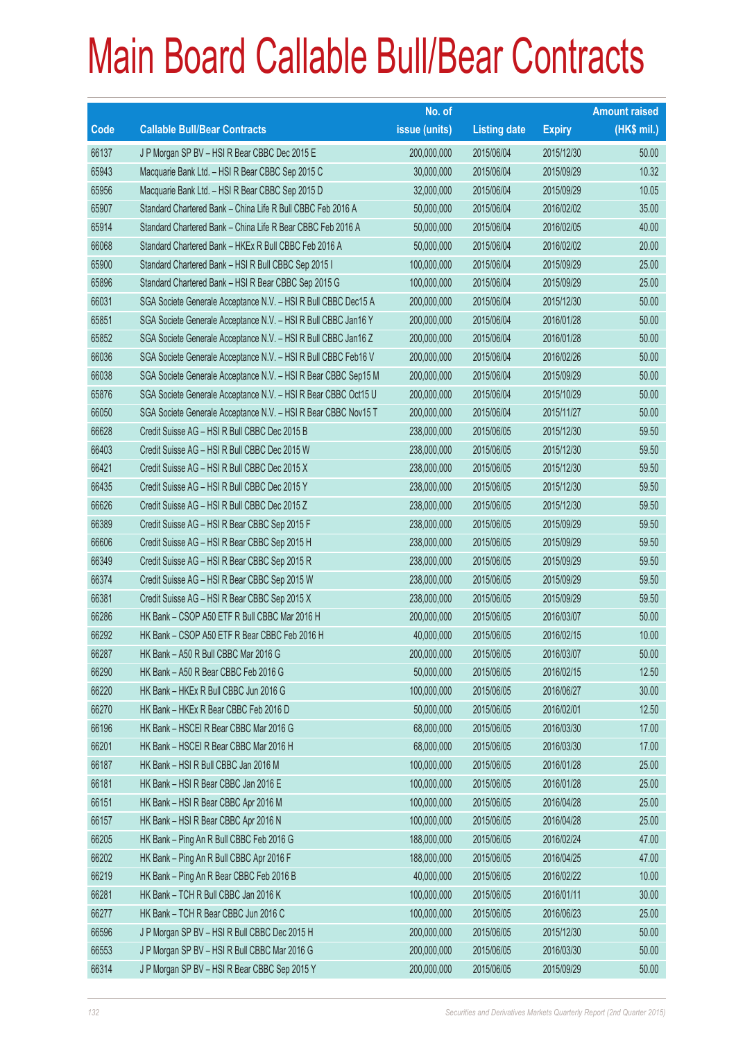# Main Board Callable Bull/Bear Contracts

| Code | Callable Bull/Bear Contracts | No. of issue (units) | Listing date | Expiry | Amount raised (HK$ mil.) |
|---|---|---|---|---|---|
| 66137 | J P Morgan SP BV – HSI R Bear CBBC Dec 2015 E | 200,000,000 | 2015/06/04 | 2015/12/30 | 50.00 |
| 65943 | Macquarie Bank Ltd. – HSI R Bear CBBC Sep 2015 C | 30,000,000 | 2015/06/04 | 2015/09/29 | 10.32 |
| 65956 | Macquarie Bank Ltd. – HSI R Bear CBBC Sep 2015 D | 32,000,000 | 2015/06/04 | 2015/09/29 | 10.05 |
| 65907 | Standard Chartered Bank – China Life R Bull CBBC Feb 2016 A | 50,000,000 | 2015/06/04 | 2016/02/02 | 35.00 |
| 65914 | Standard Chartered Bank – China Life R Bear CBBC Feb 2016 A | 50,000,000 | 2015/06/04 | 2016/02/05 | 40.00 |
| 66068 | Standard Chartered Bank – HKEx R Bull CBBC Feb 2016 A | 50,000,000 | 2015/06/04 | 2016/02/02 | 20.00 |
| 65900 | Standard Chartered Bank – HSI R Bull CBBC Sep 2015 I | 100,000,000 | 2015/06/04 | 2015/09/29 | 25.00 |
| 65896 | Standard Chartered Bank – HSI R Bear CBBC Sep 2015 G | 100,000,000 | 2015/06/04 | 2015/09/29 | 25.00 |
| 66031 | SGA Societe Generale Acceptance N.V. – HSI R Bull CBBC Dec15 A | 200,000,000 | 2015/06/04 | 2015/12/30 | 50.00 |
| 65851 | SGA Societe Generale Acceptance N.V. – HSI R Bull CBBC Jan16 Y | 200,000,000 | 2015/06/04 | 2016/01/28 | 50.00 |
| 65852 | SGA Societe Generale Acceptance N.V. – HSI R Bull CBBC Jan16 Z | 200,000,000 | 2015/06/04 | 2016/01/28 | 50.00 |
| 66036 | SGA Societe Generale Acceptance N.V. – HSI R Bull CBBC Feb16 V | 200,000,000 | 2015/06/04 | 2016/02/26 | 50.00 |
| 66038 | SGA Societe Generale Acceptance N.V. – HSI R Bear CBBC Sep15 M | 200,000,000 | 2015/06/04 | 2015/09/29 | 50.00 |
| 65876 | SGA Societe Generale Acceptance N.V. – HSI R Bear CBBC Oct15 U | 200,000,000 | 2015/06/04 | 2015/10/29 | 50.00 |
| 66050 | SGA Societe Generale Acceptance N.V. – HSI R Bear CBBC Nov15 T | 200,000,000 | 2015/06/04 | 2015/11/27 | 50.00 |
| 66628 | Credit Suisse AG – HSI R Bull CBBC Dec 2015 B | 238,000,000 | 2015/06/05 | 2015/12/30 | 59.50 |
| 66403 | Credit Suisse AG – HSI R Bull CBBC Dec 2015 W | 238,000,000 | 2015/06/05 | 2015/12/30 | 59.50 |
| 66421 | Credit Suisse AG – HSI R Bull CBBC Dec 2015 X | 238,000,000 | 2015/06/05 | 2015/12/30 | 59.50 |
| 66435 | Credit Suisse AG – HSI R Bull CBBC Dec 2015 Y | 238,000,000 | 2015/06/05 | 2015/12/30 | 59.50 |
| 66626 | Credit Suisse AG – HSI R Bull CBBC Dec 2015 Z | 238,000,000 | 2015/06/05 | 2015/12/30 | 59.50 |
| 66389 | Credit Suisse AG – HSI R Bear CBBC Sep 2015 F | 238,000,000 | 2015/06/05 | 2015/09/29 | 59.50 |
| 66606 | Credit Suisse AG – HSI R Bear CBBC Sep 2015 H | 238,000,000 | 2015/06/05 | 2015/09/29 | 59.50 |
| 66349 | Credit Suisse AG – HSI R Bear CBBC Sep 2015 R | 238,000,000 | 2015/06/05 | 2015/09/29 | 59.50 |
| 66374 | Credit Suisse AG – HSI R Bear CBBC Sep 2015 W | 238,000,000 | 2015/06/05 | 2015/09/29 | 59.50 |
| 66381 | Credit Suisse AG – HSI R Bear CBBC Sep 2015 X | 238,000,000 | 2015/06/05 | 2015/09/29 | 59.50 |
| 66286 | HK Bank – CSOP A50 ETF R Bull CBBC Mar 2016 H | 200,000,000 | 2015/06/05 | 2016/03/07 | 50.00 |
| 66292 | HK Bank – CSOP A50 ETF R Bear CBBC Feb 2016 H | 40,000,000 | 2015/06/05 | 2016/02/15 | 10.00 |
| 66287 | HK Bank – A50 R Bull CBBC Mar 2016 G | 200,000,000 | 2015/06/05 | 2016/03/07 | 50.00 |
| 66290 | HK Bank – A50 R Bear CBBC Feb 2016 G | 50,000,000 | 2015/06/05 | 2016/02/15 | 12.50 |
| 66220 | HK Bank – HKEx R Bull CBBC Jun 2016 G | 100,000,000 | 2015/06/05 | 2016/06/27 | 30.00 |
| 66270 | HK Bank – HKEx R Bear CBBC Feb 2016 D | 50,000,000 | 2015/06/05 | 2016/02/01 | 12.50 |
| 66196 | HK Bank – HSCEI R Bear CBBC Mar 2016 G | 68,000,000 | 2015/06/05 | 2016/03/30 | 17.00 |
| 66201 | HK Bank – HSCEI R Bear CBBC Mar 2016 H | 68,000,000 | 2015/06/05 | 2016/03/30 | 17.00 |
| 66187 | HK Bank – HSI R Bull CBBC Jan 2016 M | 100,000,000 | 2015/06/05 | 2016/01/28 | 25.00 |
| 66181 | HK Bank – HSI R Bear CBBC Jan 2016 E | 100,000,000 | 2015/06/05 | 2016/01/28 | 25.00 |
| 66151 | HK Bank – HSI R Bear CBBC Apr 2016 M | 100,000,000 | 2015/06/05 | 2016/04/28 | 25.00 |
| 66157 | HK Bank – HSI R Bear CBBC Apr 2016 N | 100,000,000 | 2015/06/05 | 2016/04/28 | 25.00 |
| 66205 | HK Bank – Ping An R Bull CBBC Feb 2016 G | 188,000,000 | 2015/06/05 | 2016/02/24 | 47.00 |
| 66202 | HK Bank – Ping An R Bull CBBC Apr 2016 F | 188,000,000 | 2015/06/05 | 2016/04/25 | 47.00 |
| 66219 | HK Bank – Ping An R Bear CBBC Feb 2016 B | 40,000,000 | 2015/06/05 | 2016/02/22 | 10.00 |
| 66281 | HK Bank – TCH R Bull CBBC Jan 2016 K | 100,000,000 | 2015/06/05 | 2016/01/11 | 30.00 |
| 66277 | HK Bank – TCH R Bear CBBC Jun 2016 C | 100,000,000 | 2015/06/05 | 2016/06/23 | 25.00 |
| 66596 | J P Morgan SP BV – HSI R Bull CBBC Dec 2015 H | 200,000,000 | 2015/06/05 | 2015/12/30 | 50.00 |
| 66553 | J P Morgan SP BV – HSI R Bull CBBC Mar 2016 G | 200,000,000 | 2015/06/05 | 2016/03/30 | 50.00 |
| 66314 | J P Morgan SP BV – HSI R Bear CBBC Sep 2015 Y | 200,000,000 | 2015/06/05 | 2015/09/29 | 50.00 |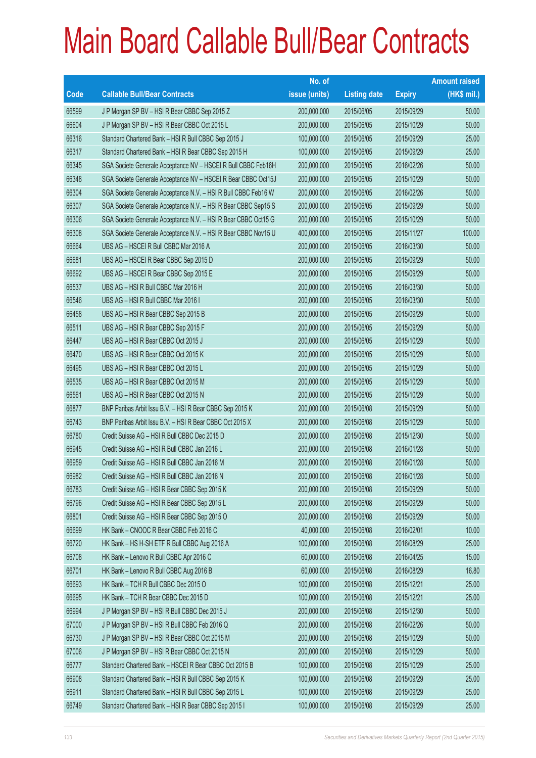# Main Board Callable Bull/Bear Contracts

| Code | Callable Bull/Bear Contracts | No. of issue (units) | Listing date | Expiry | Amount raised (HK$ mil.) |
|---|---|---|---|---|---|
| 66599 | J P Morgan SP BV – HSI R Bear CBBC Sep 2015 Z | 200,000,000 | 2015/06/05 | 2015/09/29 | 50.00 |
| 66604 | J P Morgan SP BV – HSI R Bear CBBC Oct 2015 L | 200,000,000 | 2015/06/05 | 2015/10/29 | 50.00 |
| 66316 | Standard Chartered Bank – HSI R Bull CBBC Sep 2015 J | 100,000,000 | 2015/06/05 | 2015/09/29 | 25.00 |
| 66317 | Standard Chartered Bank – HSI R Bear CBBC Sep 2015 H | 100,000,000 | 2015/06/05 | 2015/09/29 | 25.00 |
| 66345 | SGA Societe Generale Acceptance NV – HSCEI R Bull CBBC Feb16H | 200,000,000 | 2015/06/05 | 2016/02/26 | 50.00 |
| 66348 | SGA Societe Generale Acceptance NV – HSCEI R Bear CBBC Oct15J | 200,000,000 | 2015/06/05 | 2015/10/29 | 50.00 |
| 66304 | SGA Societe Generale Acceptance N.V. – HSI R Bull CBBC Feb16 W | 200,000,000 | 2015/06/05 | 2016/02/26 | 50.00 |
| 66307 | SGA Societe Generale Acceptance N.V. – HSI R Bear CBBC Sep15 S | 200,000,000 | 2015/06/05 | 2015/09/29 | 50.00 |
| 66306 | SGA Societe Generale Acceptance N.V. – HSI R Bear CBBC Oct15 G | 200,000,000 | 2015/06/05 | 2015/10/29 | 50.00 |
| 66308 | SGA Societe Generale Acceptance N.V. – HSI R Bear CBBC Nov15 U | 400,000,000 | 2015/06/05 | 2015/11/27 | 100.00 |
| 66664 | UBS AG – HSCEI R Bull CBBC Mar 2016 A | 200,000,000 | 2015/06/05 | 2016/03/30 | 50.00 |
| 66681 | UBS AG – HSCEI R Bear CBBC Sep 2015 D | 200,000,000 | 2015/06/05 | 2015/09/29 | 50.00 |
| 66692 | UBS AG – HSCEI R Bear CBBC Sep 2015 E | 200,000,000 | 2015/06/05 | 2015/09/29 | 50.00 |
| 66537 | UBS AG – HSI R Bull CBBC Mar 2016 H | 200,000,000 | 2015/06/05 | 2016/03/30 | 50.00 |
| 66546 | UBS AG – HSI R Bull CBBC Mar 2016 I | 200,000,000 | 2015/06/05 | 2016/03/30 | 50.00 |
| 66458 | UBS AG – HSI R Bear CBBC Sep 2015 B | 200,000,000 | 2015/06/05 | 2015/09/29 | 50.00 |
| 66511 | UBS AG – HSI R Bear CBBC Sep 2015 F | 200,000,000 | 2015/06/05 | 2015/09/29 | 50.00 |
| 66447 | UBS AG – HSI R Bear CBBC Oct 2015 J | 200,000,000 | 2015/06/05 | 2015/10/29 | 50.00 |
| 66470 | UBS AG – HSI R Bear CBBC Oct 2015 K | 200,000,000 | 2015/06/05 | 2015/10/29 | 50.00 |
| 66495 | UBS AG – HSI R Bear CBBC Oct 2015 L | 200,000,000 | 2015/06/05 | 2015/10/29 | 50.00 |
| 66535 | UBS AG – HSI R Bear CBBC Oct 2015 M | 200,000,000 | 2015/06/05 | 2015/10/29 | 50.00 |
| 66561 | UBS AG – HSI R Bear CBBC Oct 2015 N | 200,000,000 | 2015/06/05 | 2015/10/29 | 50.00 |
| 66877 | BNP Paribas Arbit Issu B.V. – HSI R Bear CBBC Sep 2015 K | 200,000,000 | 2015/06/08 | 2015/09/29 | 50.00 |
| 66743 | BNP Paribas Arbit Issu B.V. – HSI R Bear CBBC Oct 2015 X | 200,000,000 | 2015/06/08 | 2015/10/29 | 50.00 |
| 66780 | Credit Suisse AG – HSI R Bull CBBC Dec 2015 D | 200,000,000 | 2015/06/08 | 2015/12/30 | 50.00 |
| 66945 | Credit Suisse AG – HSI R Bull CBBC Jan 2016 L | 200,000,000 | 2015/06/08 | 2016/01/28 | 50.00 |
| 66959 | Credit Suisse AG – HSI R Bull CBBC Jan 2016 M | 200,000,000 | 2015/06/08 | 2016/01/28 | 50.00 |
| 66982 | Credit Suisse AG – HSI R Bull CBBC Jan 2016 N | 200,000,000 | 2015/06/08 | 2016/01/28 | 50.00 |
| 66783 | Credit Suisse AG – HSI R Bear CBBC Sep 2015 K | 200,000,000 | 2015/06/08 | 2015/09/29 | 50.00 |
| 66796 | Credit Suisse AG – HSI R Bear CBBC Sep 2015 L | 200,000,000 | 2015/06/08 | 2015/09/29 | 50.00 |
| 66801 | Credit Suisse AG – HSI R Bear CBBC Sep 2015 O | 200,000,000 | 2015/06/08 | 2015/09/29 | 50.00 |
| 66699 | HK Bank – CNOOC R Bear CBBC Feb 2016 C | 40,000,000 | 2015/06/08 | 2016/02/01 | 10.00 |
| 66720 | HK Bank – HS H-SH ETF R Bull CBBC Aug 2016 A | 100,000,000 | 2015/06/08 | 2016/08/29 | 25.00 |
| 66708 | HK Bank – Lenovo R Bull CBBC Apr 2016 C | 60,000,000 | 2015/06/08 | 2016/04/25 | 15.00 |
| 66701 | HK Bank – Lenovo R Bull CBBC Aug 2016 B | 60,000,000 | 2015/06/08 | 2016/08/29 | 16.80 |
| 66693 | HK Bank – TCH R Bull CBBC Dec 2015 O | 100,000,000 | 2015/06/08 | 2015/12/21 | 25.00 |
| 66695 | HK Bank – TCH R Bear CBBC Dec 2015 D | 100,000,000 | 2015/06/08 | 2015/12/21 | 25.00 |
| 66994 | J P Morgan SP BV – HSI R Bull CBBC Dec 2015 J | 200,000,000 | 2015/06/08 | 2015/12/30 | 50.00 |
| 67000 | J P Morgan SP BV – HSI R Bull CBBC Feb 2016 Q | 200,000,000 | 2015/06/08 | 2016/02/26 | 50.00 |
| 66730 | J P Morgan SP BV – HSI R Bear CBBC Oct 2015 M | 200,000,000 | 2015/06/08 | 2015/10/29 | 50.00 |
| 67006 | J P Morgan SP BV – HSI R Bear CBBC Oct 2015 N | 200,000,000 | 2015/06/08 | 2015/10/29 | 50.00 |
| 66777 | Standard Chartered Bank – HSCEI R Bear CBBC Oct 2015 B | 100,000,000 | 2015/06/08 | 2015/10/29 | 25.00 |
| 66908 | Standard Chartered Bank – HSI R Bull CBBC Sep 2015 K | 100,000,000 | 2015/06/08 | 2015/09/29 | 25.00 |
| 66911 | Standard Chartered Bank – HSI R Bull CBBC Sep 2015 L | 100,000,000 | 2015/06/08 | 2015/09/29 | 25.00 |
| 66749 | Standard Chartered Bank – HSI R Bear CBBC Sep 2015 I | 100,000,000 | 2015/06/08 | 2015/09/29 | 25.00 |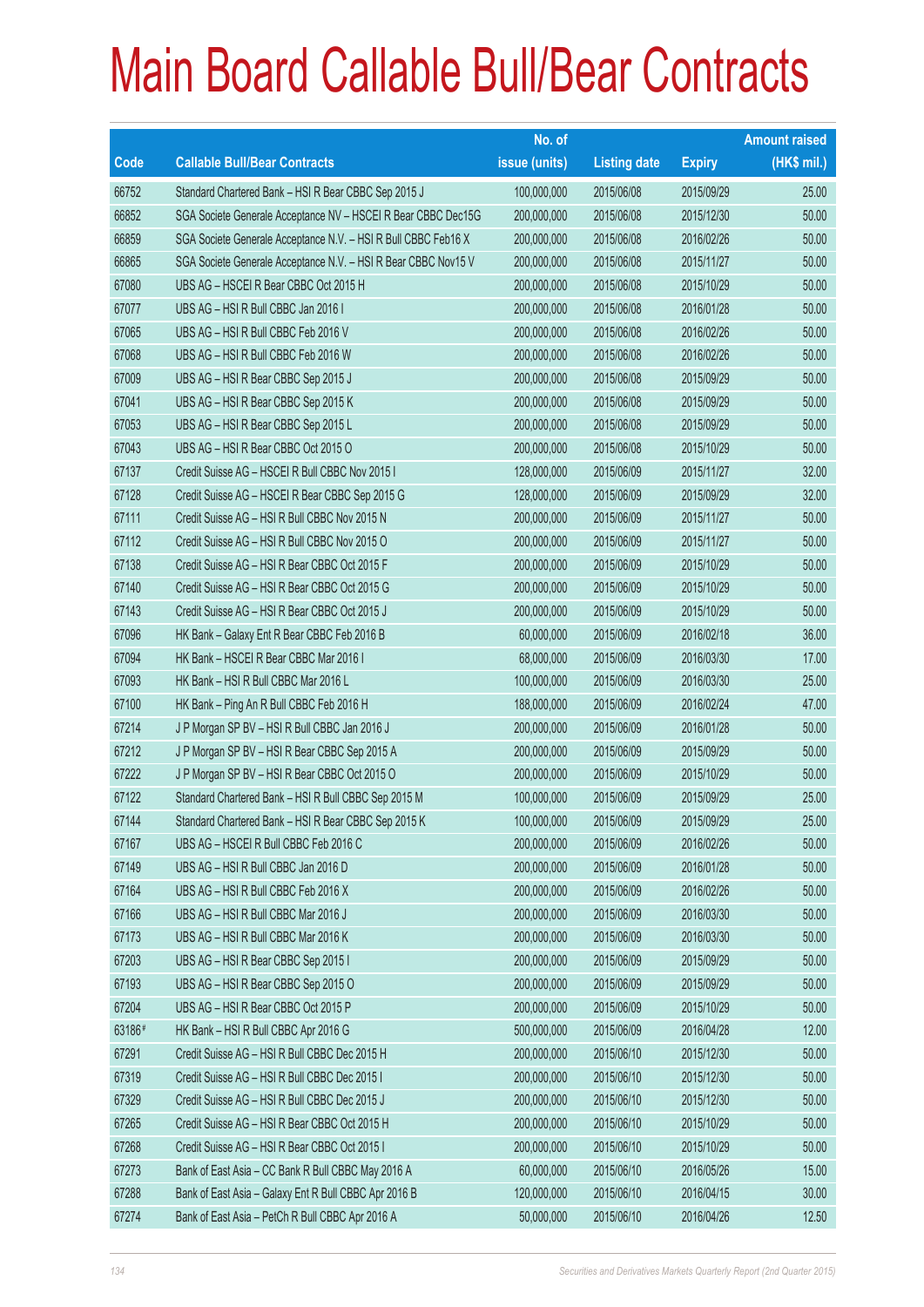# Main Board Callable Bull/Bear Contracts

| Code | Callable Bull/Bear Contracts | No. of issue (units) | Listing date | Expiry | Amount raised (HK$ mil.) |
|---|---|---|---|---|---|
| 66752 | Standard Chartered Bank – HSI R Bear CBBC Sep 2015 J | 100,000,000 | 2015/06/08 | 2015/09/29 | 25.00 |
| 66852 | SGA Societe Generale Acceptance NV – HSCEI R Bear CBBC Dec15G | 200,000,000 | 2015/06/08 | 2015/12/30 | 50.00 |
| 66859 | SGA Societe Generale Acceptance N.V. – HSI R Bull CBBC Feb16 X | 200,000,000 | 2015/06/08 | 2016/02/26 | 50.00 |
| 66865 | SGA Societe Generale Acceptance N.V. – HSI R Bear CBBC Nov15 V | 200,000,000 | 2015/06/08 | 2015/11/27 | 50.00 |
| 67080 | UBS AG – HSCEI R Bear CBBC Oct 2015 H | 200,000,000 | 2015/06/08 | 2015/10/29 | 50.00 |
| 67077 | UBS AG – HSI R Bull CBBC Jan 2016 I | 200,000,000 | 2015/06/08 | 2016/01/28 | 50.00 |
| 67065 | UBS AG – HSI R Bull CBBC Feb 2016 V | 200,000,000 | 2015/06/08 | 2016/02/26 | 50.00 |
| 67068 | UBS AG – HSI R Bull CBBC Feb 2016 W | 200,000,000 | 2015/06/08 | 2016/02/26 | 50.00 |
| 67009 | UBS AG – HSI R Bear CBBC Sep 2015 J | 200,000,000 | 2015/06/08 | 2015/09/29 | 50.00 |
| 67041 | UBS AG – HSI R Bear CBBC Sep 2015 K | 200,000,000 | 2015/06/08 | 2015/09/29 | 50.00 |
| 67053 | UBS AG – HSI R Bear CBBC Sep 2015 L | 200,000,000 | 2015/06/08 | 2015/09/29 | 50.00 |
| 67043 | UBS AG – HSI R Bear CBBC Oct 2015 O | 200,000,000 | 2015/06/08 | 2015/10/29 | 50.00 |
| 67137 | Credit Suisse AG – HSCEI R Bull CBBC Nov 2015 I | 128,000,000 | 2015/06/09 | 2015/11/27 | 32.00 |
| 67128 | Credit Suisse AG – HSCEI R Bear CBBC Sep 2015 G | 128,000,000 | 2015/06/09 | 2015/09/29 | 32.00 |
| 67111 | Credit Suisse AG – HSI R Bull CBBC Nov 2015 N | 200,000,000 | 2015/06/09 | 2015/11/27 | 50.00 |
| 67112 | Credit Suisse AG – HSI R Bull CBBC Nov 2015 O | 200,000,000 | 2015/06/09 | 2015/11/27 | 50.00 |
| 67138 | Credit Suisse AG – HSI R Bear CBBC Oct 2015 F | 200,000,000 | 2015/06/09 | 2015/10/29 | 50.00 |
| 67140 | Credit Suisse AG – HSI R Bear CBBC Oct 2015 G | 200,000,000 | 2015/06/09 | 2015/10/29 | 50.00 |
| 67143 | Credit Suisse AG – HSI R Bear CBBC Oct 2015 J | 200,000,000 | 2015/06/09 | 2015/10/29 | 50.00 |
| 67096 | HK Bank – Galaxy Ent R Bear CBBC Feb 2016 B | 60,000,000 | 2015/06/09 | 2016/02/18 | 36.00 |
| 67094 | HK Bank – HSCEI R Bear CBBC Mar 2016 I | 68,000,000 | 2015/06/09 | 2016/03/30 | 17.00 |
| 67093 | HK Bank – HSI R Bull CBBC Mar 2016 L | 100,000,000 | 2015/06/09 | 2016/03/30 | 25.00 |
| 67100 | HK Bank – Ping An R Bull CBBC Feb 2016 H | 188,000,000 | 2015/06/09 | 2016/02/24 | 47.00 |
| 67214 | J P Morgan SP BV – HSI R Bull CBBC Jan 2016 J | 200,000,000 | 2015/06/09 | 2016/01/28 | 50.00 |
| 67212 | J P Morgan SP BV – HSI R Bear CBBC Sep 2015 A | 200,000,000 | 2015/06/09 | 2015/09/29 | 50.00 |
| 67222 | J P Morgan SP BV – HSI R Bear CBBC Oct 2015 O | 200,000,000 | 2015/06/09 | 2015/10/29 | 50.00 |
| 67122 | Standard Chartered Bank – HSI R Bull CBBC Sep 2015 M | 100,000,000 | 2015/06/09 | 2015/09/29 | 25.00 |
| 67144 | Standard Chartered Bank – HSI R Bear CBBC Sep 2015 K | 100,000,000 | 2015/06/09 | 2015/09/29 | 25.00 |
| 67167 | UBS AG – HSCEI R Bull CBBC Feb 2016 C | 200,000,000 | 2015/06/09 | 2016/02/26 | 50.00 |
| 67149 | UBS AG – HSI R Bull CBBC Jan 2016 D | 200,000,000 | 2015/06/09 | 2016/01/28 | 50.00 |
| 67164 | UBS AG – HSI R Bull CBBC Feb 2016 X | 200,000,000 | 2015/06/09 | 2016/02/26 | 50.00 |
| 67166 | UBS AG – HSI R Bull CBBC Mar 2016 J | 200,000,000 | 2015/06/09 | 2016/03/30 | 50.00 |
| 67173 | UBS AG – HSI R Bull CBBC Mar 2016 K | 200,000,000 | 2015/06/09 | 2016/03/30 | 50.00 |
| 67203 | UBS AG – HSI R Bear CBBC Sep 2015 I | 200,000,000 | 2015/06/09 | 2015/09/29 | 50.00 |
| 67193 | UBS AG – HSI R Bear CBBC Sep 2015 O | 200,000,000 | 2015/06/09 | 2015/09/29 | 50.00 |
| 67204 | UBS AG – HSI R Bear CBBC Oct 2015 P | 200,000,000 | 2015/06/09 | 2015/10/29 | 50.00 |
| 63186 # | HK Bank – HSI R Bull CBBC Apr 2016 G | 500,000,000 | 2015/06/09 | 2016/04/28 | 12.00 |
| 67291 | Credit Suisse AG – HSI R Bull CBBC Dec 2015 H | 200,000,000 | 2015/06/10 | 2015/12/30 | 50.00 |
| 67319 | Credit Suisse AG – HSI R Bull CBBC Dec 2015 I | 200,000,000 | 2015/06/10 | 2015/12/30 | 50.00 |
| 67329 | Credit Suisse AG – HSI R Bull CBBC Dec 2015 J | 200,000,000 | 2015/06/10 | 2015/12/30 | 50.00 |
| 67265 | Credit Suisse AG – HSI R Bear CBBC Oct 2015 H | 200,000,000 | 2015/06/10 | 2015/10/29 | 50.00 |
| 67268 | Credit Suisse AG – HSI R Bear CBBC Oct 2015 I | 200,000,000 | 2015/06/10 | 2015/10/29 | 50.00 |
| 67273 | Bank of East Asia – CC Bank R Bull CBBC May 2016 A | 60,000,000 | 2015/06/10 | 2016/05/26 | 15.00 |
| 67288 | Bank of East Asia – Galaxy Ent R Bull CBBC Apr 2016 B | 120,000,000 | 2015/06/10 | 2016/04/15 | 30.00 |
| 67274 | Bank of East Asia – PetCh R Bull CBBC Apr 2016 A | 50,000,000 | 2015/06/10 | 2016/04/26 | 12.50 |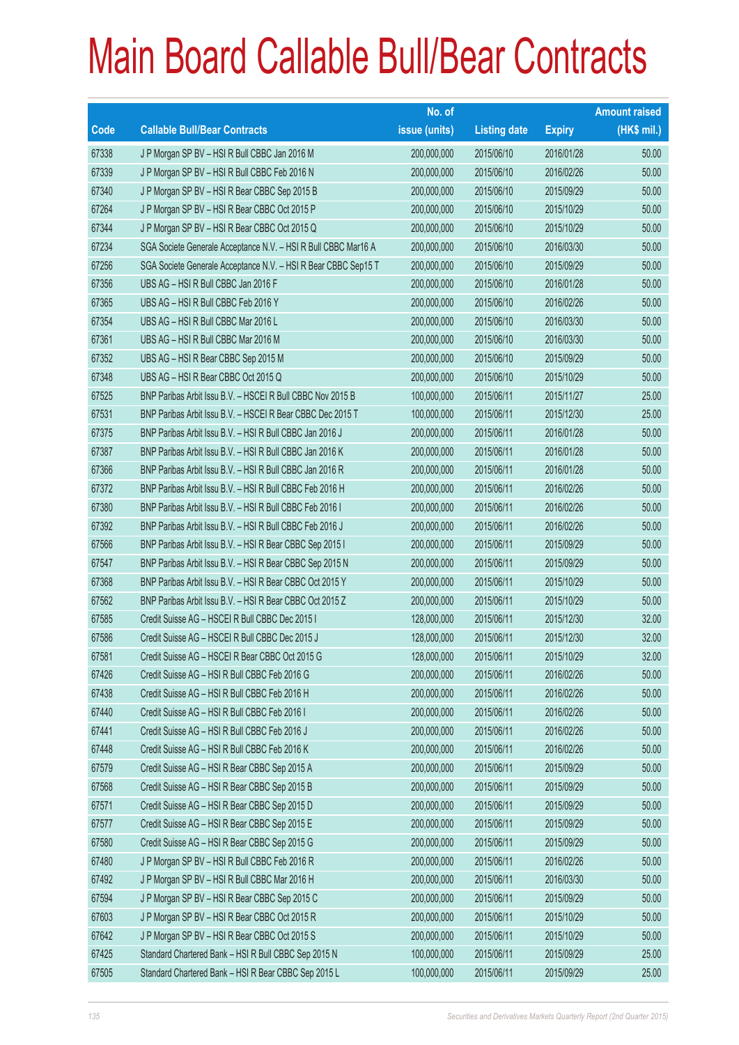# Main Board Callable Bull/Bear Contracts

| Code | Callable Bull/Bear Contracts | No. of issue (units) | Listing date | Expiry | Amount raised (HK$ mil.) |
|---|---|---|---|---|---|
| 67338 | J P Morgan SP BV – HSI R Bull CBBC Jan 2016 M | 200,000,000 | 2015/06/10 | 2016/01/28 | 50.00 |
| 67339 | J P Morgan SP BV – HSI R Bull CBBC Feb 2016 N | 200,000,000 | 2015/06/10 | 2016/02/26 | 50.00 |
| 67340 | J P Morgan SP BV – HSI R Bear CBBC Sep 2015 B | 200,000,000 | 2015/06/10 | 2015/09/29 | 50.00 |
| 67264 | J P Morgan SP BV – HSI R Bear CBBC Oct 2015 P | 200,000,000 | 2015/06/10 | 2015/10/29 | 50.00 |
| 67344 | J P Morgan SP BV – HSI R Bear CBBC Oct 2015 Q | 200,000,000 | 2015/06/10 | 2015/10/29 | 50.00 |
| 67234 | SGA Societe Generale Acceptance N.V. – HSI R Bull CBBC Mar16 A | 200,000,000 | 2015/06/10 | 2016/03/30 | 50.00 |
| 67256 | SGA Societe Generale Acceptance N.V. – HSI R Bear CBBC Sep15 T | 200,000,000 | 2015/06/10 | 2015/09/29 | 50.00 |
| 67356 | UBS AG – HSI R Bull CBBC Jan 2016 F | 200,000,000 | 2015/06/10 | 2016/01/28 | 50.00 |
| 67365 | UBS AG – HSI R Bull CBBC Feb 2016 Y | 200,000,000 | 2015/06/10 | 2016/02/26 | 50.00 |
| 67354 | UBS AG – HSI R Bull CBBC Mar 2016 L | 200,000,000 | 2015/06/10 | 2016/03/30 | 50.00 |
| 67361 | UBS AG – HSI R Bull CBBC Mar 2016 M | 200,000,000 | 2015/06/10 | 2016/03/30 | 50.00 |
| 67352 | UBS AG – HSI R Bear CBBC Sep 2015 M | 200,000,000 | 2015/06/10 | 2015/09/29 | 50.00 |
| 67348 | UBS AG – HSI R Bear CBBC Oct 2015 Q | 200,000,000 | 2015/06/10 | 2015/10/29 | 50.00 |
| 67525 | BNP Paribas Arbit Issu B.V. – HSCEI R Bull CBBC Nov 2015 B | 100,000,000 | 2015/06/11 | 2015/11/27 | 25.00 |
| 67531 | BNP Paribas Arbit Issu B.V. – HSCEI R Bear CBBC Dec 2015 T | 100,000,000 | 2015/06/11 | 2015/12/30 | 25.00 |
| 67375 | BNP Paribas Arbit Issu B.V. – HSI R Bull CBBC Jan 2016 J | 200,000,000 | 2015/06/11 | 2016/01/28 | 50.00 |
| 67387 | BNP Paribas Arbit Issu B.V. – HSI R Bull CBBC Jan 2016 K | 200,000,000 | 2015/06/11 | 2016/01/28 | 50.00 |
| 67366 | BNP Paribas Arbit Issu B.V. – HSI R Bull CBBC Jan 2016 R | 200,000,000 | 2015/06/11 | 2016/01/28 | 50.00 |
| 67372 | BNP Paribas Arbit Issu B.V. – HSI R Bull CBBC Feb 2016 H | 200,000,000 | 2015/06/11 | 2016/02/26 | 50.00 |
| 67380 | BNP Paribas Arbit Issu B.V. – HSI R Bull CBBC Feb 2016 I | 200,000,000 | 2015/06/11 | 2016/02/26 | 50.00 |
| 67392 | BNP Paribas Arbit Issu B.V. – HSI R Bull CBBC Feb 2016 J | 200,000,000 | 2015/06/11 | 2016/02/26 | 50.00 |
| 67566 | BNP Paribas Arbit Issu B.V. – HSI R Bear CBBC Sep 2015 I | 200,000,000 | 2015/06/11 | 2015/09/29 | 50.00 |
| 67547 | BNP Paribas Arbit Issu B.V. – HSI R Bear CBBC Sep 2015 N | 200,000,000 | 2015/06/11 | 2015/09/29 | 50.00 |
| 67368 | BNP Paribas Arbit Issu B.V. – HSI R Bear CBBC Oct 2015 Y | 200,000,000 | 2015/06/11 | 2015/10/29 | 50.00 |
| 67562 | BNP Paribas Arbit Issu B.V. – HSI R Bear CBBC Oct 2015 Z | 200,000,000 | 2015/06/11 | 2015/10/29 | 50.00 |
| 67585 | Credit Suisse AG – HSCEI R Bull CBBC Dec 2015 I | 128,000,000 | 2015/06/11 | 2015/12/30 | 32.00 |
| 67586 | Credit Suisse AG – HSCEI R Bull CBBC Dec 2015 J | 128,000,000 | 2015/06/11 | 2015/12/30 | 32.00 |
| 67581 | Credit Suisse AG – HSCEI R Bear CBBC Oct 2015 G | 128,000,000 | 2015/06/11 | 2015/10/29 | 32.00 |
| 67426 | Credit Suisse AG – HSI R Bull CBBC Feb 2016 G | 200,000,000 | 2015/06/11 | 2016/02/26 | 50.00 |
| 67438 | Credit Suisse AG – HSI R Bull CBBC Feb 2016 H | 200,000,000 | 2015/06/11 | 2016/02/26 | 50.00 |
| 67440 | Credit Suisse AG – HSI R Bull CBBC Feb 2016 I | 200,000,000 | 2015/06/11 | 2016/02/26 | 50.00 |
| 67441 | Credit Suisse AG – HSI R Bull CBBC Feb 2016 J | 200,000,000 | 2015/06/11 | 2016/02/26 | 50.00 |
| 67448 | Credit Suisse AG – HSI R Bull CBBC Feb 2016 K | 200,000,000 | 2015/06/11 | 2016/02/26 | 50.00 |
| 67579 | Credit Suisse AG – HSI R Bear CBBC Sep 2015 A | 200,000,000 | 2015/06/11 | 2015/09/29 | 50.00 |
| 67568 | Credit Suisse AG – HSI R Bear CBBC Sep 2015 B | 200,000,000 | 2015/06/11 | 2015/09/29 | 50.00 |
| 67571 | Credit Suisse AG – HSI R Bear CBBC Sep 2015 D | 200,000,000 | 2015/06/11 | 2015/09/29 | 50.00 |
| 67577 | Credit Suisse AG – HSI R Bear CBBC Sep 2015 E | 200,000,000 | 2015/06/11 | 2015/09/29 | 50.00 |
| 67580 | Credit Suisse AG – HSI R Bear CBBC Sep 2015 G | 200,000,000 | 2015/06/11 | 2015/09/29 | 50.00 |
| 67480 | J P Morgan SP BV – HSI R Bull CBBC Feb 2016 R | 200,000,000 | 2015/06/11 | 2016/02/26 | 50.00 |
| 67492 | J P Morgan SP BV – HSI R Bull CBBC Mar 2016 H | 200,000,000 | 2015/06/11 | 2016/03/30 | 50.00 |
| 67594 | J P Morgan SP BV – HSI R Bear CBBC Sep 2015 C | 200,000,000 | 2015/06/11 | 2015/09/29 | 50.00 |
| 67603 | J P Morgan SP BV – HSI R Bear CBBC Oct 2015 R | 200,000,000 | 2015/06/11 | 2015/10/29 | 50.00 |
| 67642 | J P Morgan SP BV – HSI R Bear CBBC Oct 2015 S | 200,000,000 | 2015/06/11 | 2015/10/29 | 50.00 |
| 67425 | Standard Chartered Bank – HSI R Bull CBBC Sep 2015 N | 100,000,000 | 2015/06/11 | 2015/09/29 | 25.00 |
| 67505 | Standard Chartered Bank – HSI R Bear CBBC Sep 2015 L | 100,000,000 | 2015/06/11 | 2015/09/29 | 25.00 |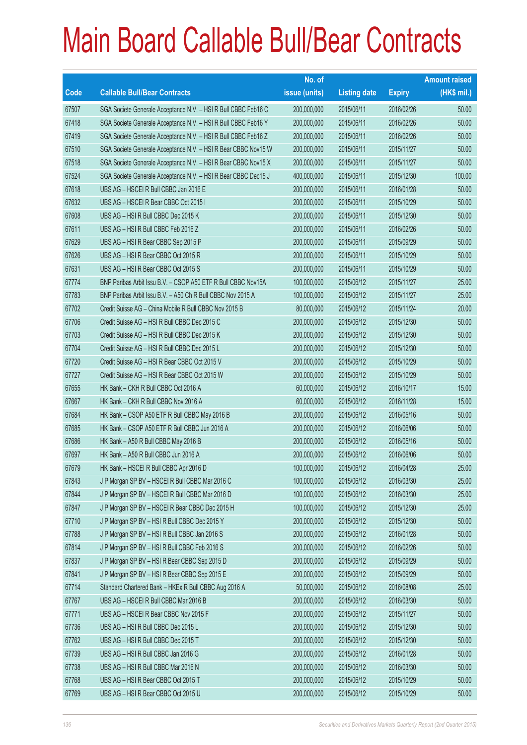# Main Board Callable Bull/Bear Contracts

| Code | Callable Bull/Bear Contracts | No. of issue (units) | Listing date | Expiry | Amount raised (HK$ mil.) |
|---|---|---|---|---|---|
| 67507 | SGA Societe Generale Acceptance N.V. – HSI R Bull CBBC Feb16 C | 200,000,000 | 2015/06/11 | 2016/02/26 | 50.00 |
| 67418 | SGA Societe Generale Acceptance N.V. – HSI R Bull CBBC Feb16 Y | 200,000,000 | 2015/06/11 | 2016/02/26 | 50.00 |
| 67419 | SGA Societe Generale Acceptance N.V. – HSI R Bull CBBC Feb16 Z | 200,000,000 | 2015/06/11 | 2016/02/26 | 50.00 |
| 67510 | SGA Societe Generale Acceptance N.V. – HSI R Bear CBBC Nov15 W | 200,000,000 | 2015/06/11 | 2015/11/27 | 50.00 |
| 67518 | SGA Societe Generale Acceptance N.V. – HSI R Bear CBBC Nov15 X | 200,000,000 | 2015/06/11 | 2015/11/27 | 50.00 |
| 67524 | SGA Societe Generale Acceptance N.V. – HSI R Bear CBBC Dec15 J | 400,000,000 | 2015/06/11 | 2015/12/30 | 100.00 |
| 67618 | UBS AG – HSCEI R Bull CBBC Jan 2016 E | 200,000,000 | 2015/06/11 | 2016/01/28 | 50.00 |
| 67632 | UBS AG – HSCEI R Bear CBBC Oct 2015 I | 200,000,000 | 2015/06/11 | 2015/10/29 | 50.00 |
| 67608 | UBS AG – HSI R Bull CBBC Dec 2015 K | 200,000,000 | 2015/06/11 | 2015/12/30 | 50.00 |
| 67611 | UBS AG – HSI R Bull CBBC Feb 2016 Z | 200,000,000 | 2015/06/11 | 2016/02/26 | 50.00 |
| 67629 | UBS AG – HSI R Bear CBBC Sep 2015 P | 200,000,000 | 2015/06/11 | 2015/09/29 | 50.00 |
| 67626 | UBS AG – HSI R Bear CBBC Oct 2015 R | 200,000,000 | 2015/06/11 | 2015/10/29 | 50.00 |
| 67631 | UBS AG – HSI R Bear CBBC Oct 2015 S | 200,000,000 | 2015/06/11 | 2015/10/29 | 50.00 |
| 67774 | BNP Paribas Arbit Issu B.V. – CSOP A50 ETF R Bull CBBC Nov15A | 100,000,000 | 2015/06/12 | 2015/11/27 | 25.00 |
| 67783 | BNP Paribas Arbit Issu B.V. – A50 Ch R Bull CBBC Nov 2015 A | 100,000,000 | 2015/06/12 | 2015/11/27 | 25.00 |
| 67702 | Credit Suisse AG – China Mobile R Bull CBBC Nov 2015 B | 80,000,000 | 2015/06/12 | 2015/11/24 | 20.00 |
| 67706 | Credit Suisse AG – HSI R Bull CBBC Dec 2015 C | 200,000,000 | 2015/06/12 | 2015/12/30 | 50.00 |
| 67703 | Credit Suisse AG – HSI R Bull CBBC Dec 2015 K | 200,000,000 | 2015/06/12 | 2015/12/30 | 50.00 |
| 67704 | Credit Suisse AG – HSI R Bull CBBC Dec 2015 L | 200,000,000 | 2015/06/12 | 2015/12/30 | 50.00 |
| 67720 | Credit Suisse AG – HSI R Bear CBBC Oct 2015 V | 200,000,000 | 2015/06/12 | 2015/10/29 | 50.00 |
| 67727 | Credit Suisse AG – HSI R Bear CBBC Oct 2015 W | 200,000,000 | 2015/06/12 | 2015/10/29 | 50.00 |
| 67655 | HK Bank – CKH R Bull CBBC Oct 2016 A | 60,000,000 | 2015/06/12 | 2016/10/17 | 15.00 |
| 67667 | HK Bank – CKH R Bull CBBC Nov 2016 A | 60,000,000 | 2015/06/12 | 2016/11/28 | 15.00 |
| 67684 | HK Bank – CSOP A50 ETF R Bull CBBC May 2016 B | 200,000,000 | 2015/06/12 | 2016/05/16 | 50.00 |
| 67685 | HK Bank – CSOP A50 ETF R Bull CBBC Jun 2016 A | 200,000,000 | 2015/06/12 | 2016/06/06 | 50.00 |
| 67686 | HK Bank – A50 R Bull CBBC May 2016 B | 200,000,000 | 2015/06/12 | 2016/05/16 | 50.00 |
| 67697 | HK Bank – A50 R Bull CBBC Jun 2016 A | 200,000,000 | 2015/06/12 | 2016/06/06 | 50.00 |
| 67679 | HK Bank – HSCEI R Bull CBBC Apr 2016 D | 100,000,000 | 2015/06/12 | 2016/04/28 | 25.00 |
| 67843 | J P Morgan SP BV – HSCEI R Bull CBBC Mar 2016 C | 100,000,000 | 2015/06/12 | 2016/03/30 | 25.00 |
| 67844 | J P Morgan SP BV – HSCEI R Bull CBBC Mar 2016 D | 100,000,000 | 2015/06/12 | 2016/03/30 | 25.00 |
| 67847 | J P Morgan SP BV – HSCEI R Bear CBBC Dec 2015 H | 100,000,000 | 2015/06/12 | 2015/12/30 | 25.00 |
| 67710 | J P Morgan SP BV – HSI R Bull CBBC Dec 2015 Y | 200,000,000 | 2015/06/12 | 2015/12/30 | 50.00 |
| 67788 | J P Morgan SP BV – HSI R Bull CBBC Jan 2016 S | 200,000,000 | 2015/06/12 | 2016/01/28 | 50.00 |
| 67814 | J P Morgan SP BV – HSI R Bull CBBC Feb 2016 S | 200,000,000 | 2015/06/12 | 2016/02/26 | 50.00 |
| 67837 | J P Morgan SP BV – HSI R Bear CBBC Sep 2015 D | 200,000,000 | 2015/06/12 | 2015/09/29 | 50.00 |
| 67841 | J P Morgan SP BV – HSI R Bear CBBC Sep 2015 E | 200,000,000 | 2015/06/12 | 2015/09/29 | 50.00 |
| 67714 | Standard Chartered Bank – HKEx R Bull CBBC Aug 2016 A | 50,000,000 | 2015/06/12 | 2016/08/08 | 25.00 |
| 67767 | UBS AG – HSCEI R Bull CBBC Mar 2016 B | 200,000,000 | 2015/06/12 | 2016/03/30 | 50.00 |
| 67771 | UBS AG – HSCEI R Bear CBBC Nov 2015 F | 200,000,000 | 2015/06/12 | 2015/11/27 | 50.00 |
| 67736 | UBS AG – HSI R Bull CBBC Dec 2015 L | 200,000,000 | 2015/06/12 | 2015/12/30 | 50.00 |
| 67762 | UBS AG – HSI R Bull CBBC Dec 2015 T | 200,000,000 | 2015/06/12 | 2015/12/30 | 50.00 |
| 67739 | UBS AG – HSI R Bull CBBC Jan 2016 G | 200,000,000 | 2015/06/12 | 2016/01/28 | 50.00 |
| 67738 | UBS AG – HSI R Bull CBBC Mar 2016 N | 200,000,000 | 2015/06/12 | 2016/03/30 | 50.00 |
| 67768 | UBS AG – HSI R Bear CBBC Oct 2015 T | 200,000,000 | 2015/06/12 | 2015/10/29 | 50.00 |
| 67769 | UBS AG – HSI R Bear CBBC Oct 2015 U | 200,000,000 | 2015/06/12 | 2015/10/29 | 50.00 |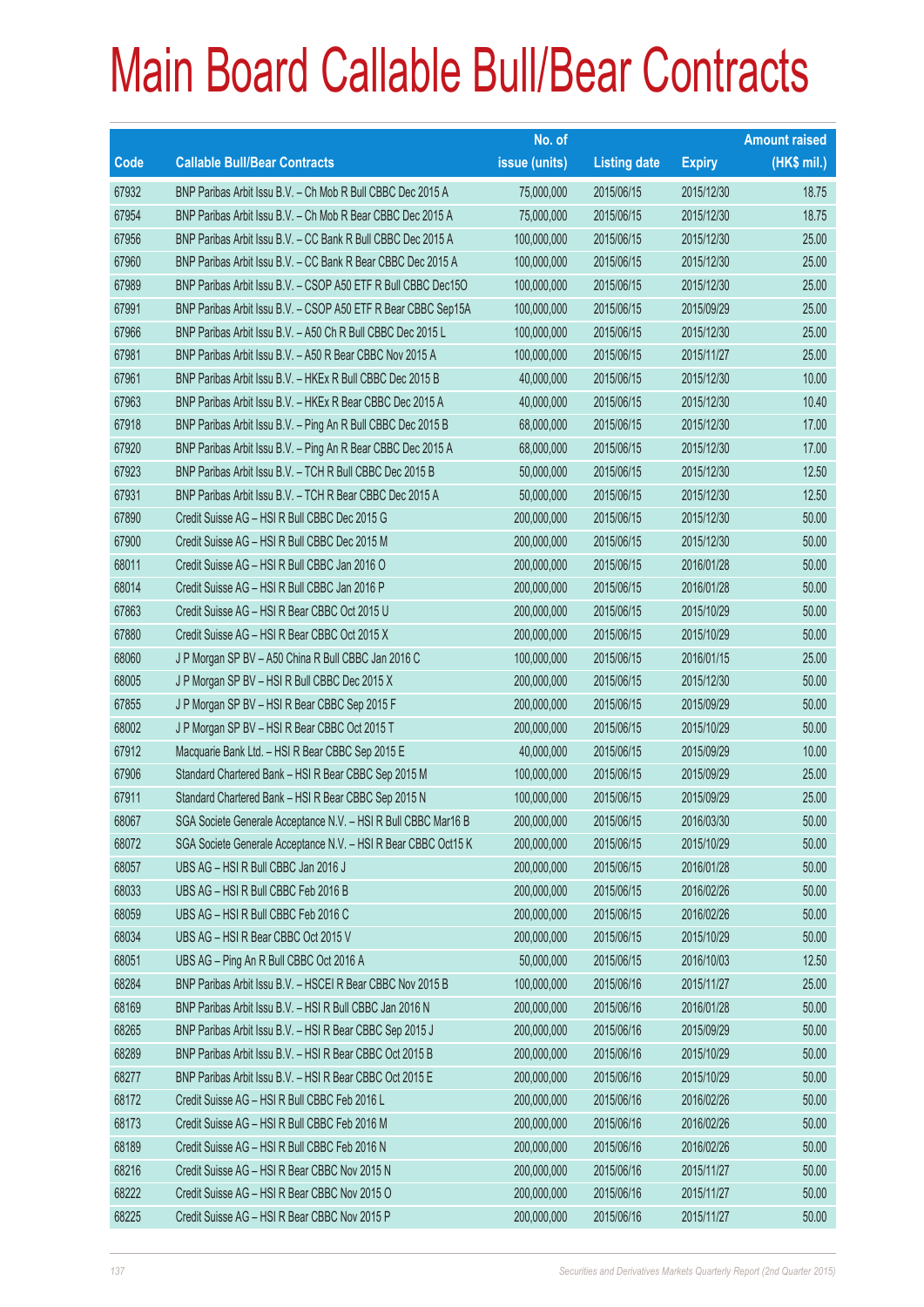# Main Board Callable Bull/Bear Contracts

| Code | Callable Bull/Bear Contracts | No. of issue (units) | Listing date | Expiry | Amount raised (HK$ mil.) |
|---|---|---|---|---|---|
| 67932 | BNP Paribas Arbit Issu B.V. – Ch Mob R Bull CBBC Dec 2015 A | 75,000,000 | 2015/06/15 | 2015/12/30 | 18.75 |
| 67954 | BNP Paribas Arbit Issu B.V. – Ch Mob R Bear CBBC Dec 2015 A | 75,000,000 | 2015/06/15 | 2015/12/30 | 18.75 |
| 67956 | BNP Paribas Arbit Issu B.V. – CC Bank R Bull CBBC Dec 2015 A | 100,000,000 | 2015/06/15 | 2015/12/30 | 25.00 |
| 67960 | BNP Paribas Arbit Issu B.V. – CC Bank R Bear CBBC Dec 2015 A | 100,000,000 | 2015/06/15 | 2015/12/30 | 25.00 |
| 67989 | BNP Paribas Arbit Issu B.V. – CSOP A50 ETF R Bull CBBC Dec15O | 100,000,000 | 2015/06/15 | 2015/12/30 | 25.00 |
| 67991 | BNP Paribas Arbit Issu B.V. – CSOP A50 ETF R Bear CBBC Sep15A | 100,000,000 | 2015/06/15 | 2015/09/29 | 25.00 |
| 67966 | BNP Paribas Arbit Issu B.V. – A50 Ch R Bull CBBC Dec 2015 L | 100,000,000 | 2015/06/15 | 2015/12/30 | 25.00 |
| 67981 | BNP Paribas Arbit Issu B.V. – A50 R Bear CBBC Nov 2015 A | 100,000,000 | 2015/06/15 | 2015/11/27 | 25.00 |
| 67961 | BNP Paribas Arbit Issu B.V. – HKEx R Bull CBBC Dec 2015 B | 40,000,000 | 2015/06/15 | 2015/12/30 | 10.00 |
| 67963 | BNP Paribas Arbit Issu B.V. – HKEx R Bear CBBC Dec 2015 A | 40,000,000 | 2015/06/15 | 2015/12/30 | 10.40 |
| 67918 | BNP Paribas Arbit Issu B.V. – Ping An R Bull CBBC Dec 2015 B | 68,000,000 | 2015/06/15 | 2015/12/30 | 17.00 |
| 67920 | BNP Paribas Arbit Issu B.V. – Ping An R Bear CBBC Dec 2015 A | 68,000,000 | 2015/06/15 | 2015/12/30 | 17.00 |
| 67923 | BNP Paribas Arbit Issu B.V. – TCH R Bull CBBC Dec 2015 B | 50,000,000 | 2015/06/15 | 2015/12/30 | 12.50 |
| 67931 | BNP Paribas Arbit Issu B.V. – TCH R Bear CBBC Dec 2015 A | 50,000,000 | 2015/06/15 | 2015/12/30 | 12.50 |
| 67890 | Credit Suisse AG – HSI R Bull CBBC Dec 2015 G | 200,000,000 | 2015/06/15 | 2015/12/30 | 50.00 |
| 67900 | Credit Suisse AG – HSI R Bull CBBC Dec 2015 M | 200,000,000 | 2015/06/15 | 2015/12/30 | 50.00 |
| 68011 | Credit Suisse AG – HSI R Bull CBBC Jan 2016 O | 200,000,000 | 2015/06/15 | 2016/01/28 | 50.00 |
| 68014 | Credit Suisse AG – HSI R Bull CBBC Jan 2016 P | 200,000,000 | 2015/06/15 | 2016/01/28 | 50.00 |
| 67863 | Credit Suisse AG – HSI R Bear CBBC Oct 2015 U | 200,000,000 | 2015/06/15 | 2015/10/29 | 50.00 |
| 67880 | Credit Suisse AG – HSI R Bear CBBC Oct 2015 X | 200,000,000 | 2015/06/15 | 2015/10/29 | 50.00 |
| 68060 | J P Morgan SP BV – A50 China R Bull CBBC Jan 2016 C | 100,000,000 | 2015/06/15 | 2016/01/15 | 25.00 |
| 68005 | J P Morgan SP BV – HSI R Bull CBBC Dec 2015 X | 200,000,000 | 2015/06/15 | 2015/12/30 | 50.00 |
| 67855 | J P Morgan SP BV – HSI R Bear CBBC Sep 2015 F | 200,000,000 | 2015/06/15 | 2015/09/29 | 50.00 |
| 68002 | J P Morgan SP BV – HSI R Bear CBBC Oct 2015 T | 200,000,000 | 2015/06/15 | 2015/10/29 | 50.00 |
| 67912 | Macquarie Bank Ltd. – HSI R Bear CBBC Sep 2015 E | 40,000,000 | 2015/06/15 | 2015/09/29 | 10.00 |
| 67906 | Standard Chartered Bank – HSI R Bear CBBC Sep 2015 M | 100,000,000 | 2015/06/15 | 2015/09/29 | 25.00 |
| 67911 | Standard Chartered Bank – HSI R Bear CBBC Sep 2015 N | 100,000,000 | 2015/06/15 | 2015/09/29 | 25.00 |
| 68067 | SGA Societe Generale Acceptance N.V. – HSI R Bull CBBC Mar16 B | 200,000,000 | 2015/06/15 | 2016/03/30 | 50.00 |
| 68072 | SGA Societe Generale Acceptance N.V. – HSI R Bear CBBC Oct15 K | 200,000,000 | 2015/06/15 | 2015/10/29 | 50.00 |
| 68057 | UBS AG – HSI R Bull CBBC Jan 2016 J | 200,000,000 | 2015/06/15 | 2016/01/28 | 50.00 |
| 68033 | UBS AG – HSI R Bull CBBC Feb 2016 B | 200,000,000 | 2015/06/15 | 2016/02/26 | 50.00 |
| 68059 | UBS AG – HSI R Bull CBBC Feb 2016 C | 200,000,000 | 2015/06/15 | 2016/02/26 | 50.00 |
| 68034 | UBS AG – HSI R Bear CBBC Oct 2015 V | 200,000,000 | 2015/06/15 | 2015/10/29 | 50.00 |
| 68051 | UBS AG – Ping An R Bull CBBC Oct 2016 A | 50,000,000 | 2015/06/15 | 2016/10/03 | 12.50 |
| 68284 | BNP Paribas Arbit Issu B.V. – HSCEI R Bear CBBC Nov 2015 B | 100,000,000 | 2015/06/16 | 2015/11/27 | 25.00 |
| 68169 | BNP Paribas Arbit Issu B.V. – HSI R Bull CBBC Jan 2016 N | 200,000,000 | 2015/06/16 | 2016/01/28 | 50.00 |
| 68265 | BNP Paribas Arbit Issu B.V. – HSI R Bear CBBC Sep 2015 J | 200,000,000 | 2015/06/16 | 2015/09/29 | 50.00 |
| 68289 | BNP Paribas Arbit Issu B.V. – HSI R Bear CBBC Oct 2015 B | 200,000,000 | 2015/06/16 | 2015/10/29 | 50.00 |
| 68277 | BNP Paribas Arbit Issu B.V. – HSI R Bear CBBC Oct 2015 E | 200,000,000 | 2015/06/16 | 2015/10/29 | 50.00 |
| 68172 | Credit Suisse AG – HSI R Bull CBBC Feb 2016 L | 200,000,000 | 2015/06/16 | 2016/02/26 | 50.00 |
| 68173 | Credit Suisse AG – HSI R Bull CBBC Feb 2016 M | 200,000,000 | 2015/06/16 | 2016/02/26 | 50.00 |
| 68189 | Credit Suisse AG – HSI R Bull CBBC Feb 2016 N | 200,000,000 | 2015/06/16 | 2016/02/26 | 50.00 |
| 68216 | Credit Suisse AG – HSI R Bear CBBC Nov 2015 N | 200,000,000 | 2015/06/16 | 2015/11/27 | 50.00 |
| 68222 | Credit Suisse AG – HSI R Bear CBBC Nov 2015 O | 200,000,000 | 2015/06/16 | 2015/11/27 | 50.00 |
| 68225 | Credit Suisse AG – HSI R Bear CBBC Nov 2015 P | 200,000,000 | 2015/06/16 | 2015/11/27 | 50.00 |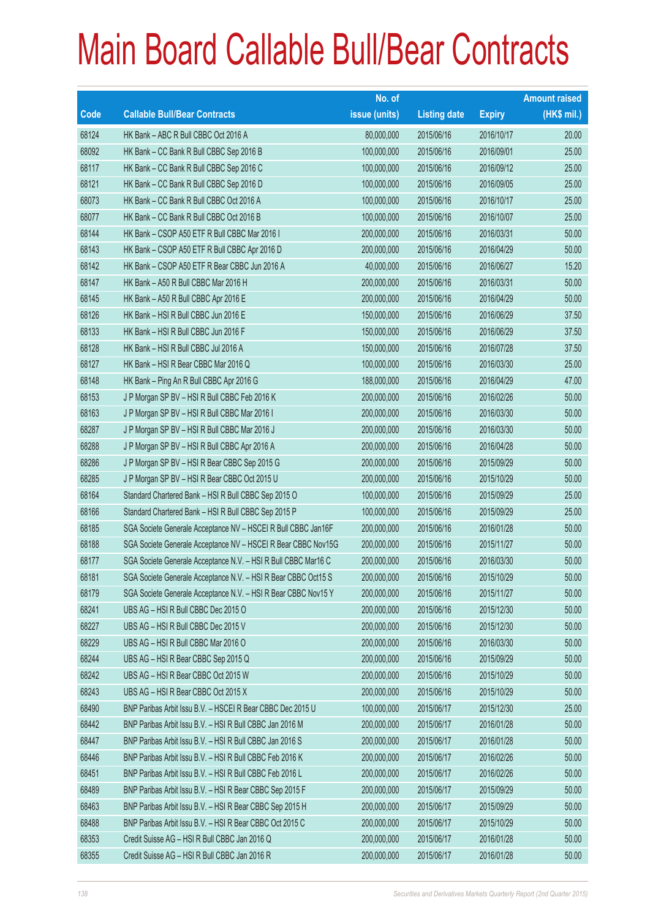# Main Board Callable Bull/Bear Contracts

| Code | Callable Bull/Bear Contracts | No. of issue (units) | Listing date | Expiry | Amount raised (HK$ mil.) |
|---|---|---|---|---|---|
| 68124 | HK Bank – ABC R Bull CBBC Oct 2016 A | 80,000,000 | 2015/06/16 | 2016/10/17 | 20.00 |
| 68092 | HK Bank – CC Bank R Bull CBBC Sep 2016 B | 100,000,000 | 2015/06/16 | 2016/09/01 | 25.00 |
| 68117 | HK Bank – CC Bank R Bull CBBC Sep 2016 C | 100,000,000 | 2015/06/16 | 2016/09/12 | 25.00 |
| 68121 | HK Bank – CC Bank R Bull CBBC Sep 2016 D | 100,000,000 | 2015/06/16 | 2016/09/05 | 25.00 |
| 68073 | HK Bank – CC Bank R Bull CBBC Oct 2016 A | 100,000,000 | 2015/06/16 | 2016/10/17 | 25.00 |
| 68077 | HK Bank – CC Bank R Bull CBBC Oct 2016 B | 100,000,000 | 2015/06/16 | 2016/10/07 | 25.00 |
| 68144 | HK Bank – CSOP A50 ETF R Bull CBBC Mar 2016 I | 200,000,000 | 2015/06/16 | 2016/03/31 | 50.00 |
| 68143 | HK Bank – CSOP A50 ETF R Bull CBBC Apr 2016 D | 200,000,000 | 2015/06/16 | 2016/04/29 | 50.00 |
| 68142 | HK Bank – CSOP A50 ETF R Bear CBBC Jun 2016 A | 40,000,000 | 2015/06/16 | 2016/06/27 | 15.20 |
| 68147 | HK Bank – A50 R Bull CBBC Mar 2016 H | 200,000,000 | 2015/06/16 | 2016/03/31 | 50.00 |
| 68145 | HK Bank – A50 R Bull CBBC Apr 2016 E | 200,000,000 | 2015/06/16 | 2016/04/29 | 50.00 |
| 68126 | HK Bank – HSI R Bull CBBC Jun 2016 E | 150,000,000 | 2015/06/16 | 2016/06/29 | 37.50 |
| 68133 | HK Bank – HSI R Bull CBBC Jun 2016 F | 150,000,000 | 2015/06/16 | 2016/06/29 | 37.50 |
| 68128 | HK Bank – HSI R Bull CBBC Jul 2016 A | 150,000,000 | 2015/06/16 | 2016/07/28 | 37.50 |
| 68127 | HK Bank – HSI R Bear CBBC Mar 2016 Q | 100,000,000 | 2015/06/16 | 2016/03/30 | 25.00 |
| 68148 | HK Bank – Ping An R Bull CBBC Apr 2016 G | 188,000,000 | 2015/06/16 | 2016/04/29 | 47.00 |
| 68153 | J P Morgan SP BV – HSI R Bull CBBC Feb 2016 K | 200,000,000 | 2015/06/16 | 2016/02/26 | 50.00 |
| 68163 | J P Morgan SP BV – HSI R Bull CBBC Mar 2016 I | 200,000,000 | 2015/06/16 | 2016/03/30 | 50.00 |
| 68287 | J P Morgan SP BV – HSI R Bull CBBC Mar 2016 J | 200,000,000 | 2015/06/16 | 2016/03/30 | 50.00 |
| 68288 | J P Morgan SP BV – HSI R Bull CBBC Apr 2016 A | 200,000,000 | 2015/06/16 | 2016/04/28 | 50.00 |
| 68286 | J P Morgan SP BV – HSI R Bear CBBC Sep 2015 G | 200,000,000 | 2015/06/16 | 2015/09/29 | 50.00 |
| 68285 | J P Morgan SP BV – HSI R Bear CBBC Oct 2015 U | 200,000,000 | 2015/06/16 | 2015/10/29 | 50.00 |
| 68164 | Standard Chartered Bank – HSI R Bull CBBC Sep 2015 O | 100,000,000 | 2015/06/16 | 2015/09/29 | 25.00 |
| 68166 | Standard Chartered Bank – HSI R Bull CBBC Sep 2015 P | 100,000,000 | 2015/06/16 | 2015/09/29 | 25.00 |
| 68185 | SGA Societe Generale Acceptance NV – HSCEI R Bull CBBC Jan16F | 200,000,000 | 2015/06/16 | 2016/01/28 | 50.00 |
| 68188 | SGA Societe Generale Acceptance NV – HSCEI R Bear CBBC Nov15G | 200,000,000 | 2015/06/16 | 2015/11/27 | 50.00 |
| 68177 | SGA Societe Generale Acceptance N.V. – HSI R Bull CBBC Mar16 C | 200,000,000 | 2015/06/16 | 2016/03/30 | 50.00 |
| 68181 | SGA Societe Generale Acceptance N.V. – HSI R Bear CBBC Oct15 S | 200,000,000 | 2015/06/16 | 2015/10/29 | 50.00 |
| 68179 | SGA Societe Generale Acceptance N.V. – HSI R Bear CBBC Nov15 Y | 200,000,000 | 2015/06/16 | 2015/11/27 | 50.00 |
| 68241 | UBS AG – HSI R Bull CBBC Dec 2015 O | 200,000,000 | 2015/06/16 | 2015/12/30 | 50.00 |
| 68227 | UBS AG – HSI R Bull CBBC Dec 2015 V | 200,000,000 | 2015/06/16 | 2015/12/30 | 50.00 |
| 68229 | UBS AG – HSI R Bull CBBC Mar 2016 O | 200,000,000 | 2015/06/16 | 2016/03/30 | 50.00 |
| 68244 | UBS AG – HSI R Bear CBBC Sep 2015 Q | 200,000,000 | 2015/06/16 | 2015/09/29 | 50.00 |
| 68242 | UBS AG – HSI R Bear CBBC Oct 2015 W | 200,000,000 | 2015/06/16 | 2015/10/29 | 50.00 |
| 68243 | UBS AG – HSI R Bear CBBC Oct 2015 X | 200,000,000 | 2015/06/16 | 2015/10/29 | 50.00 |
| 68490 | BNP Paribas Arbit Issu B.V. – HSCEI R Bear CBBC Dec 2015 U | 100,000,000 | 2015/06/17 | 2015/12/30 | 25.00 |
| 68442 | BNP Paribas Arbit Issu B.V. – HSI R Bull CBBC Jan 2016 M | 200,000,000 | 2015/06/17 | 2016/01/28 | 50.00 |
| 68447 | BNP Paribas Arbit Issu B.V. – HSI R Bull CBBC Jan 2016 S | 200,000,000 | 2015/06/17 | 2016/01/28 | 50.00 |
| 68446 | BNP Paribas Arbit Issu B.V. – HSI R Bull CBBC Feb 2016 K | 200,000,000 | 2015/06/17 | 2016/02/26 | 50.00 |
| 68451 | BNP Paribas Arbit Issu B.V. – HSI R Bull CBBC Feb 2016 L | 200,000,000 | 2015/06/17 | 2016/02/26 | 50.00 |
| 68489 | BNP Paribas Arbit Issu B.V. – HSI R Bear CBBC Sep 2015 F | 200,000,000 | 2015/06/17 | 2015/09/29 | 50.00 |
| 68463 | BNP Paribas Arbit Issu B.V. – HSI R Bear CBBC Sep 2015 H | 200,000,000 | 2015/06/17 | 2015/09/29 | 50.00 |
| 68488 | BNP Paribas Arbit Issu B.V. – HSI R Bear CBBC Oct 2015 C | 200,000,000 | 2015/06/17 | 2015/10/29 | 50.00 |
| 68353 | Credit Suisse AG – HSI R Bull CBBC Jan 2016 Q | 200,000,000 | 2015/06/17 | 2016/01/28 | 50.00 |
| 68355 | Credit Suisse AG – HSI R Bull CBBC Jan 2016 R | 200,000,000 | 2015/06/17 | 2016/01/28 | 50.00 |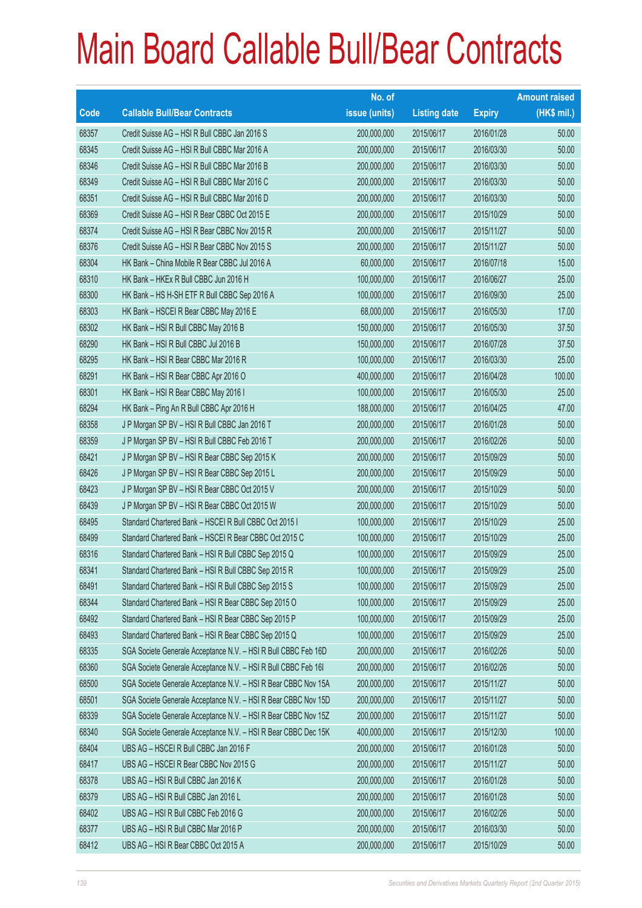# Main Board Callable Bull/Bear Contracts

| Code | Callable Bull/Bear Contracts | No. of issue (units) | Listing date | Expiry | Amount raised (HK$ mil.) |
|---|---|---|---|---|---|
| 68357 | Credit Suisse AG – HSI R Bull CBBC Jan 2016 S | 200,000,000 | 2015/06/17 | 2016/01/28 | 50.00 |
| 68345 | Credit Suisse AG – HSI R Bull CBBC Mar 2016 A | 200,000,000 | 2015/06/17 | 2016/03/30 | 50.00 |
| 68346 | Credit Suisse AG – HSI R Bull CBBC Mar 2016 B | 200,000,000 | 2015/06/17 | 2016/03/30 | 50.00 |
| 68349 | Credit Suisse AG – HSI R Bull CBBC Mar 2016 C | 200,000,000 | 2015/06/17 | 2016/03/30 | 50.00 |
| 68351 | Credit Suisse AG – HSI R Bull CBBC Mar 2016 D | 200,000,000 | 2015/06/17 | 2016/03/30 | 50.00 |
| 68369 | Credit Suisse AG – HSI R Bear CBBC Oct 2015 E | 200,000,000 | 2015/06/17 | 2015/10/29 | 50.00 |
| 68374 | Credit Suisse AG – HSI R Bear CBBC Nov 2015 R | 200,000,000 | 2015/06/17 | 2015/11/27 | 50.00 |
| 68376 | Credit Suisse AG – HSI R Bear CBBC Nov 2015 S | 200,000,000 | 2015/06/17 | 2015/11/27 | 50.00 |
| 68304 | HK Bank – China Mobile R Bear CBBC Jul 2016 A | 60,000,000 | 2015/06/17 | 2016/07/18 | 15.00 |
| 68310 | HK Bank – HKEx R Bull CBBC Jun 2016 H | 100,000,000 | 2015/06/17 | 2016/06/27 | 25.00 |
| 68300 | HK Bank – HS H-SH ETF R Bull CBBC Sep 2016 A | 100,000,000 | 2015/06/17 | 2016/09/30 | 25.00 |
| 68303 | HK Bank – HSCEI R Bear CBBC May 2016 E | 68,000,000 | 2015/06/17 | 2016/05/30 | 17.00 |
| 68302 | HK Bank – HSI R Bull CBBC May 2016 B | 150,000,000 | 2015/06/17 | 2016/05/30 | 37.50 |
| 68290 | HK Bank – HSI R Bull CBBC Jul 2016 B | 150,000,000 | 2015/06/17 | 2016/07/28 | 37.50 |
| 68295 | HK Bank – HSI R Bear CBBC Mar 2016 R | 100,000,000 | 2015/06/17 | 2016/03/30 | 25.00 |
| 68291 | HK Bank – HSI R Bear CBBC Apr 2016 O | 400,000,000 | 2015/06/17 | 2016/04/28 | 100.00 |
| 68301 | HK Bank – HSI R Bear CBBC May 2016 I | 100,000,000 | 2015/06/17 | 2016/05/30 | 25.00 |
| 68294 | HK Bank – Ping An R Bull CBBC Apr 2016 H | 188,000,000 | 2015/06/17 | 2016/04/25 | 47.00 |
| 68358 | J P Morgan SP BV – HSI R Bull CBBC Jan 2016 T | 200,000,000 | 2015/06/17 | 2016/01/28 | 50.00 |
| 68359 | J P Morgan SP BV – HSI R Bull CBBC Feb 2016 T | 200,000,000 | 2015/06/17 | 2016/02/26 | 50.00 |
| 68421 | J P Morgan SP BV – HSI R Bear CBBC Sep 2015 K | 200,000,000 | 2015/06/17 | 2015/09/29 | 50.00 |
| 68426 | J P Morgan SP BV – HSI R Bear CBBC Sep 2015 L | 200,000,000 | 2015/06/17 | 2015/09/29 | 50.00 |
| 68423 | J P Morgan SP BV – HSI R Bear CBBC Oct 2015 V | 200,000,000 | 2015/06/17 | 2015/10/29 | 50.00 |
| 68439 | J P Morgan SP BV – HSI R Bear CBBC Oct 2015 W | 200,000,000 | 2015/06/17 | 2015/10/29 | 50.00 |
| 68495 | Standard Chartered Bank – HSCEI R Bull CBBC Oct 2015 I | 100,000,000 | 2015/06/17 | 2015/10/29 | 25.00 |
| 68499 | Standard Chartered Bank – HSCEI R Bear CBBC Oct 2015 C | 100,000,000 | 2015/06/17 | 2015/10/29 | 25.00 |
| 68316 | Standard Chartered Bank – HSI R Bull CBBC Sep 2015 Q | 100,000,000 | 2015/06/17 | 2015/09/29 | 25.00 |
| 68341 | Standard Chartered Bank – HSI R Bull CBBC Sep 2015 R | 100,000,000 | 2015/06/17 | 2015/09/29 | 25.00 |
| 68491 | Standard Chartered Bank – HSI R Bull CBBC Sep 2015 S | 100,000,000 | 2015/06/17 | 2015/09/29 | 25.00 |
| 68344 | Standard Chartered Bank – HSI R Bear CBBC Sep 2015 O | 100,000,000 | 2015/06/17 | 2015/09/29 | 25.00 |
| 68492 | Standard Chartered Bank – HSI R Bear CBBC Sep 2015 P | 100,000,000 | 2015/06/17 | 2015/09/29 | 25.00 |
| 68493 | Standard Chartered Bank – HSI R Bear CBBC Sep 2015 Q | 100,000,000 | 2015/06/17 | 2015/09/29 | 25.00 |
| 68335 | SGA Societe Generale Acceptance N.V. – HSI R Bull CBBC Feb 16D | 200,000,000 | 2015/06/17 | 2016/02/26 | 50.00 |
| 68360 | SGA Societe Generale Acceptance N.V. – HSI R Bull CBBC Feb 16I | 200,000,000 | 2015/06/17 | 2016/02/26 | 50.00 |
| 68500 | SGA Societe Generale Acceptance N.V. – HSI R Bear CBBC Nov 15A | 200,000,000 | 2015/06/17 | 2015/11/27 | 50.00 |
| 68501 | SGA Societe Generale Acceptance N.V. – HSI R Bear CBBC Nov 15D | 200,000,000 | 2015/06/17 | 2015/11/27 | 50.00 |
| 68339 | SGA Societe Generale Acceptance N.V. – HSI R Bear CBBC Nov 15Z | 200,000,000 | 2015/06/17 | 2015/11/27 | 50.00 |
| 68340 | SGA Societe Generale Acceptance N.V. – HSI R Bear CBBC Dec 15K | 400,000,000 | 2015/06/17 | 2015/12/30 | 100.00 |
| 68404 | UBS AG – HSCEI R Bull CBBC Jan 2016 F | 200,000,000 | 2015/06/17 | 2016/01/28 | 50.00 |
| 68417 | UBS AG – HSCEI R Bear CBBC Nov 2015 G | 200,000,000 | 2015/06/17 | 2015/11/27 | 50.00 |
| 68378 | UBS AG – HSI R Bull CBBC Jan 2016 K | 200,000,000 | 2015/06/17 | 2016/01/28 | 50.00 |
| 68379 | UBS AG – HSI R Bull CBBC Jan 2016 L | 200,000,000 | 2015/06/17 | 2016/01/28 | 50.00 |
| 68402 | UBS AG – HSI R Bull CBBC Feb 2016 G | 200,000,000 | 2015/06/17 | 2016/02/26 | 50.00 |
| 68377 | UBS AG – HSI R Bull CBBC Mar 2016 P | 200,000,000 | 2015/06/17 | 2016/03/30 | 50.00 |
| 68412 | UBS AG – HSI R Bear CBBC Oct 2015 A | 200,000,000 | 2015/06/17 | 2015/10/29 | 50.00 |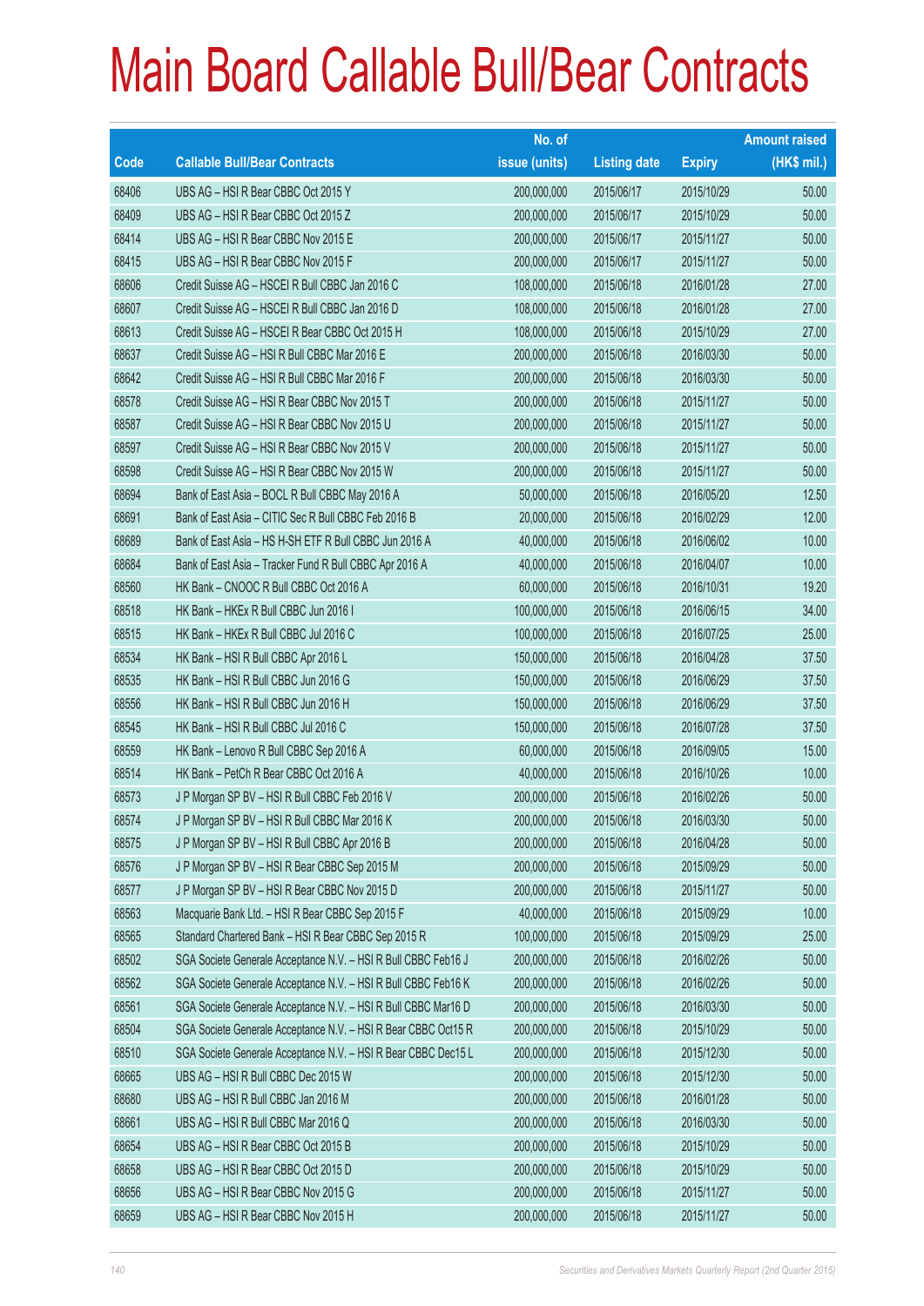# Main Board Callable Bull/Bear Contracts

| Code | Callable Bull/Bear Contracts | No. of issue (units) | Listing date | Expiry | Amount raised (HK$ mil.) |
|---|---|---|---|---|---|
| 68406 | UBS AG – HSI R Bear CBBC Oct 2015 Y | 200,000,000 | 2015/06/17 | 2015/10/29 | 50.00 |
| 68409 | UBS AG – HSI R Bear CBBC Oct 2015 Z | 200,000,000 | 2015/06/17 | 2015/10/29 | 50.00 |
| 68414 | UBS AG – HSI R Bear CBBC Nov 2015 E | 200,000,000 | 2015/06/17 | 2015/11/27 | 50.00 |
| 68415 | UBS AG – HSI R Bear CBBC Nov 2015 F | 200,000,000 | 2015/06/17 | 2015/11/27 | 50.00 |
| 68606 | Credit Suisse AG – HSCEI R Bull CBBC Jan 2016 C | 108,000,000 | 2015/06/18 | 2016/01/28 | 27.00 |
| 68607 | Credit Suisse AG – HSCEI R Bull CBBC Jan 2016 D | 108,000,000 | 2015/06/18 | 2016/01/28 | 27.00 |
| 68613 | Credit Suisse AG – HSCEI R Bear CBBC Oct 2015 H | 108,000,000 | 2015/06/18 | 2015/10/29 | 27.00 |
| 68637 | Credit Suisse AG – HSI R Bull CBBC Mar 2016 E | 200,000,000 | 2015/06/18 | 2016/03/30 | 50.00 |
| 68642 | Credit Suisse AG – HSI R Bull CBBC Mar 2016 F | 200,000,000 | 2015/06/18 | 2016/03/30 | 50.00 |
| 68578 | Credit Suisse AG – HSI R Bear CBBC Nov 2015 T | 200,000,000 | 2015/06/18 | 2015/11/27 | 50.00 |
| 68587 | Credit Suisse AG – HSI R Bear CBBC Nov 2015 U | 200,000,000 | 2015/06/18 | 2015/11/27 | 50.00 |
| 68597 | Credit Suisse AG – HSI R Bear CBBC Nov 2015 V | 200,000,000 | 2015/06/18 | 2015/11/27 | 50.00 |
| 68598 | Credit Suisse AG – HSI R Bear CBBC Nov 2015 W | 200,000,000 | 2015/06/18 | 2015/11/27 | 50.00 |
| 68694 | Bank of East Asia – BOCL R Bull CBBC May 2016 A | 50,000,000 | 2015/06/18 | 2016/05/20 | 12.50 |
| 68691 | Bank of East Asia – CITIC Sec R Bull CBBC Feb 2016 B | 20,000,000 | 2015/06/18 | 2016/02/29 | 12.00 |
| 68689 | Bank of East Asia – HS H-SH ETF R Bull CBBC Jun 2016 A | 40,000,000 | 2015/06/18 | 2016/06/02 | 10.00 |
| 68684 | Bank of East Asia – Tracker Fund R Bull CBBC Apr 2016 A | 40,000,000 | 2015/06/18 | 2016/04/07 | 10.00 |
| 68560 | HK Bank – CNOOC R Bull CBBC Oct 2016 A | 60,000,000 | 2015/06/18 | 2016/10/31 | 19.20 |
| 68518 | HK Bank – HKEx R Bull CBBC Jun 2016 I | 100,000,000 | 2015/06/18 | 2016/06/15 | 34.00 |
| 68515 | HK Bank – HKEx R Bull CBBC Jul 2016 C | 100,000,000 | 2015/06/18 | 2016/07/25 | 25.00 |
| 68534 | HK Bank – HSI R Bull CBBC Apr 2016 L | 150,000,000 | 2015/06/18 | 2016/04/28 | 37.50 |
| 68535 | HK Bank – HSI R Bull CBBC Jun 2016 G | 150,000,000 | 2015/06/18 | 2016/06/29 | 37.50 |
| 68556 | HK Bank – HSI R Bull CBBC Jun 2016 H | 150,000,000 | 2015/06/18 | 2016/06/29 | 37.50 |
| 68545 | HK Bank – HSI R Bull CBBC Jul 2016 C | 150,000,000 | 2015/06/18 | 2016/07/28 | 37.50 |
| 68559 | HK Bank – Lenovo R Bull CBBC Sep 2016 A | 60,000,000 | 2015/06/18 | 2016/09/05 | 15.00 |
| 68514 | HK Bank – PetCh R Bear CBBC Oct 2016 A | 40,000,000 | 2015/06/18 | 2016/10/26 | 10.00 |
| 68573 | J P Morgan SP BV – HSI R Bull CBBC Feb 2016 V | 200,000,000 | 2015/06/18 | 2016/02/26 | 50.00 |
| 68574 | J P Morgan SP BV – HSI R Bull CBBC Mar 2016 K | 200,000,000 | 2015/06/18 | 2016/03/30 | 50.00 |
| 68575 | J P Morgan SP BV – HSI R Bull CBBC Apr 2016 B | 200,000,000 | 2015/06/18 | 2016/04/28 | 50.00 |
| 68576 | J P Morgan SP BV – HSI R Bear CBBC Sep 2015 M | 200,000,000 | 2015/06/18 | 2015/09/29 | 50.00 |
| 68577 | J P Morgan SP BV – HSI R Bear CBBC Nov 2015 D | 200,000,000 | 2015/06/18 | 2015/11/27 | 50.00 |
| 68563 | Macquarie Bank Ltd. – HSI R Bear CBBC Sep 2015 F | 40,000,000 | 2015/06/18 | 2015/09/29 | 10.00 |
| 68565 | Standard Chartered Bank – HSI R Bear CBBC Sep 2015 R | 100,000,000 | 2015/06/18 | 2015/09/29 | 25.00 |
| 68502 | SGA Societe Generale Acceptance N.V. – HSI R Bull CBBC Feb16 J | 200,000,000 | 2015/06/18 | 2016/02/26 | 50.00 |
| 68562 | SGA Societe Generale Acceptance N.V. – HSI R Bull CBBC Feb16 K | 200,000,000 | 2015/06/18 | 2016/02/26 | 50.00 |
| 68561 | SGA Societe Generale Acceptance N.V. – HSI R Bull CBBC Mar16 D | 200,000,000 | 2015/06/18 | 2016/03/30 | 50.00 |
| 68504 | SGA Societe Generale Acceptance N.V. – HSI R Bear CBBC Oct15 R | 200,000,000 | 2015/06/18 | 2015/10/29 | 50.00 |
| 68510 | SGA Societe Generale Acceptance N.V. – HSI R Bear CBBC Dec15 L | 200,000,000 | 2015/06/18 | 2015/12/30 | 50.00 |
| 68665 | UBS AG – HSI R Bull CBBC Dec 2015 W | 200,000,000 | 2015/06/18 | 2015/12/30 | 50.00 |
| 68680 | UBS AG – HSI R Bull CBBC Jan 2016 M | 200,000,000 | 2015/06/18 | 2016/01/28 | 50.00 |
| 68661 | UBS AG – HSI R Bull CBBC Mar 2016 Q | 200,000,000 | 2015/06/18 | 2016/03/30 | 50.00 |
| 68654 | UBS AG – HSI R Bear CBBC Oct 2015 B | 200,000,000 | 2015/06/18 | 2015/10/29 | 50.00 |
| 68658 | UBS AG – HSI R Bear CBBC Oct 2015 D | 200,000,000 | 2015/06/18 | 2015/10/29 | 50.00 |
| 68656 | UBS AG – HSI R Bear CBBC Nov 2015 G | 200,000,000 | 2015/06/18 | 2015/11/27 | 50.00 |
| 68659 | UBS AG – HSI R Bear CBBC Nov 2015 H | 200,000,000 | 2015/06/18 | 2015/11/27 | 50.00 |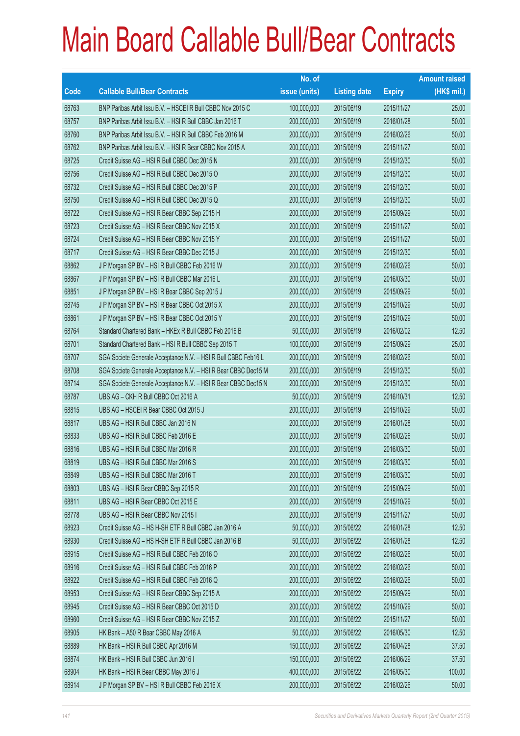# Main Board Callable Bull/Bear Contracts

| Code | Callable Bull/Bear Contracts | No. of issue (units) | Listing date | Expiry | Amount raised (HK$ mil.) |
|---|---|---|---|---|---|
| 68763 | BNP Paribas Arbit Issu B.V. – HSCEI R Bull CBBC Nov 2015 C | 100,000,000 | 2015/06/19 | 2015/11/27 | 25.00 |
| 68757 | BNP Paribas Arbit Issu B.V. – HSI R Bull CBBC Jan 2016 T | 200,000,000 | 2015/06/19 | 2016/01/28 | 50.00 |
| 68760 | BNP Paribas Arbit Issu B.V. – HSI R Bull CBBC Feb 2016 M | 200,000,000 | 2015/06/19 | 2016/02/26 | 50.00 |
| 68762 | BNP Paribas Arbit Issu B.V. – HSI R Bear CBBC Nov 2015 A | 200,000,000 | 2015/06/19 | 2015/11/27 | 50.00 |
| 68725 | Credit Suisse AG – HSI R Bull CBBC Dec 2015 N | 200,000,000 | 2015/06/19 | 2015/12/30 | 50.00 |
| 68756 | Credit Suisse AG – HSI R Bull CBBC Dec 2015 O | 200,000,000 | 2015/06/19 | 2015/12/30 | 50.00 |
| 68732 | Credit Suisse AG – HSI R Bull CBBC Dec 2015 P | 200,000,000 | 2015/06/19 | 2015/12/30 | 50.00 |
| 68750 | Credit Suisse AG – HSI R Bull CBBC Dec 2015 Q | 200,000,000 | 2015/06/19 | 2015/12/30 | 50.00 |
| 68722 | Credit Suisse AG – HSI R Bear CBBC Sep 2015 H | 200,000,000 | 2015/06/19 | 2015/09/29 | 50.00 |
| 68723 | Credit Suisse AG – HSI R Bear CBBC Nov 2015 X | 200,000,000 | 2015/06/19 | 2015/11/27 | 50.00 |
| 68724 | Credit Suisse AG – HSI R Bear CBBC Nov 2015 Y | 200,000,000 | 2015/06/19 | 2015/11/27 | 50.00 |
| 68717 | Credit Suisse AG – HSI R Bear CBBC Dec 2015 J | 200,000,000 | 2015/06/19 | 2015/12/30 | 50.00 |
| 68862 | J P Morgan SP BV – HSI R Bull CBBC Feb 2016 W | 200,000,000 | 2015/06/19 | 2016/02/26 | 50.00 |
| 68867 | J P Morgan SP BV – HSI R Bull CBBC Mar 2016 L | 200,000,000 | 2015/06/19 | 2016/03/30 | 50.00 |
| 68851 | J P Morgan SP BV – HSI R Bear CBBC Sep 2015 J | 200,000,000 | 2015/06/19 | 2015/09/29 | 50.00 |
| 68745 | J P Morgan SP BV – HSI R Bear CBBC Oct 2015 X | 200,000,000 | 2015/06/19 | 2015/10/29 | 50.00 |
| 68861 | J P Morgan SP BV – HSI R Bear CBBC Oct 2015 Y | 200,000,000 | 2015/06/19 | 2015/10/29 | 50.00 |
| 68764 | Standard Chartered Bank – HKEx R Bull CBBC Feb 2016 B | 50,000,000 | 2015/06/19 | 2016/02/02 | 12.50 |
| 68701 | Standard Chartered Bank – HSI R Bull CBBC Sep 2015 T | 100,000,000 | 2015/06/19 | 2015/09/29 | 25.00 |
| 68707 | SGA Societe Generale Acceptance N.V. – HSI R Bull CBBC Feb16 L | 200,000,000 | 2015/06/19 | 2016/02/26 | 50.00 |
| 68708 | SGA Societe Generale Acceptance N.V. – HSI R Bear CBBC Dec15 M | 200,000,000 | 2015/06/19 | 2015/12/30 | 50.00 |
| 68714 | SGA Societe Generale Acceptance N.V. – HSI R Bear CBBC Dec15 N | 200,000,000 | 2015/06/19 | 2015/12/30 | 50.00 |
| 68787 | UBS AG – CKH R Bull CBBC Oct 2016 A | 50,000,000 | 2015/06/19 | 2016/10/31 | 12.50 |
| 68815 | UBS AG – HSCEI R Bear CBBC Oct 2015 J | 200,000,000 | 2015/06/19 | 2015/10/29 | 50.00 |
| 68817 | UBS AG – HSI R Bull CBBC Jan 2016 N | 200,000,000 | 2015/06/19 | 2016/01/28 | 50.00 |
| 68833 | UBS AG – HSI R Bull CBBC Feb 2016 E | 200,000,000 | 2015/06/19 | 2016/02/26 | 50.00 |
| 68816 | UBS AG – HSI R Bull CBBC Mar 2016 R | 200,000,000 | 2015/06/19 | 2016/03/30 | 50.00 |
| 68819 | UBS AG – HSI R Bull CBBC Mar 2016 S | 200,000,000 | 2015/06/19 | 2016/03/30 | 50.00 |
| 68849 | UBS AG – HSI R Bull CBBC Mar 2016 T | 200,000,000 | 2015/06/19 | 2016/03/30 | 50.00 |
| 68803 | UBS AG – HSI R Bear CBBC Sep 2015 R | 200,000,000 | 2015/06/19 | 2015/09/29 | 50.00 |
| 68811 | UBS AG – HSI R Bear CBBC Oct 2015 E | 200,000,000 | 2015/06/19 | 2015/10/29 | 50.00 |
| 68778 | UBS AG – HSI R Bear CBBC Nov 2015 I | 200,000,000 | 2015/06/19 | 2015/11/27 | 50.00 |
| 68923 | Credit Suisse AG – HS H-SH ETF R Bull CBBC Jan 2016 A | 50,000,000 | 2015/06/22 | 2016/01/28 | 12.50 |
| 68930 | Credit Suisse AG – HS H-SH ETF R Bull CBBC Jan 2016 B | 50,000,000 | 2015/06/22 | 2016/01/28 | 12.50 |
| 68915 | Credit Suisse AG – HSI R Bull CBBC Feb 2016 O | 200,000,000 | 2015/06/22 | 2016/02/26 | 50.00 |
| 68916 | Credit Suisse AG – HSI R Bull CBBC Feb 2016 P | 200,000,000 | 2015/06/22 | 2016/02/26 | 50.00 |
| 68922 | Credit Suisse AG – HSI R Bull CBBC Feb 2016 Q | 200,000,000 | 2015/06/22 | 2016/02/26 | 50.00 |
| 68953 | Credit Suisse AG – HSI R Bear CBBC Sep 2015 A | 200,000,000 | 2015/06/22 | 2015/09/29 | 50.00 |
| 68945 | Credit Suisse AG – HSI R Bear CBBC Oct 2015 D | 200,000,000 | 2015/06/22 | 2015/10/29 | 50.00 |
| 68960 | Credit Suisse AG – HSI R Bear CBBC Nov 2015 Z | 200,000,000 | 2015/06/22 | 2015/11/27 | 50.00 |
| 68905 | HK Bank – A50 R Bear CBBC May 2016 A | 50,000,000 | 2015/06/22 | 2016/05/30 | 12.50 |
| 68889 | HK Bank – HSI R Bull CBBC Apr 2016 M | 150,000,000 | 2015/06/22 | 2016/04/28 | 37.50 |
| 68874 | HK Bank – HSI R Bull CBBC Jun 2016 I | 150,000,000 | 2015/06/22 | 2016/06/29 | 37.50 |
| 68904 | HK Bank – HSI R Bear CBBC May 2016 J | 400,000,000 | 2015/06/22 | 2016/05/30 | 100.00 |
| 68914 | J P Morgan SP BV – HSI R Bull CBBC Feb 2016 X | 200,000,000 | 2015/06/22 | 2016/02/26 | 50.00 |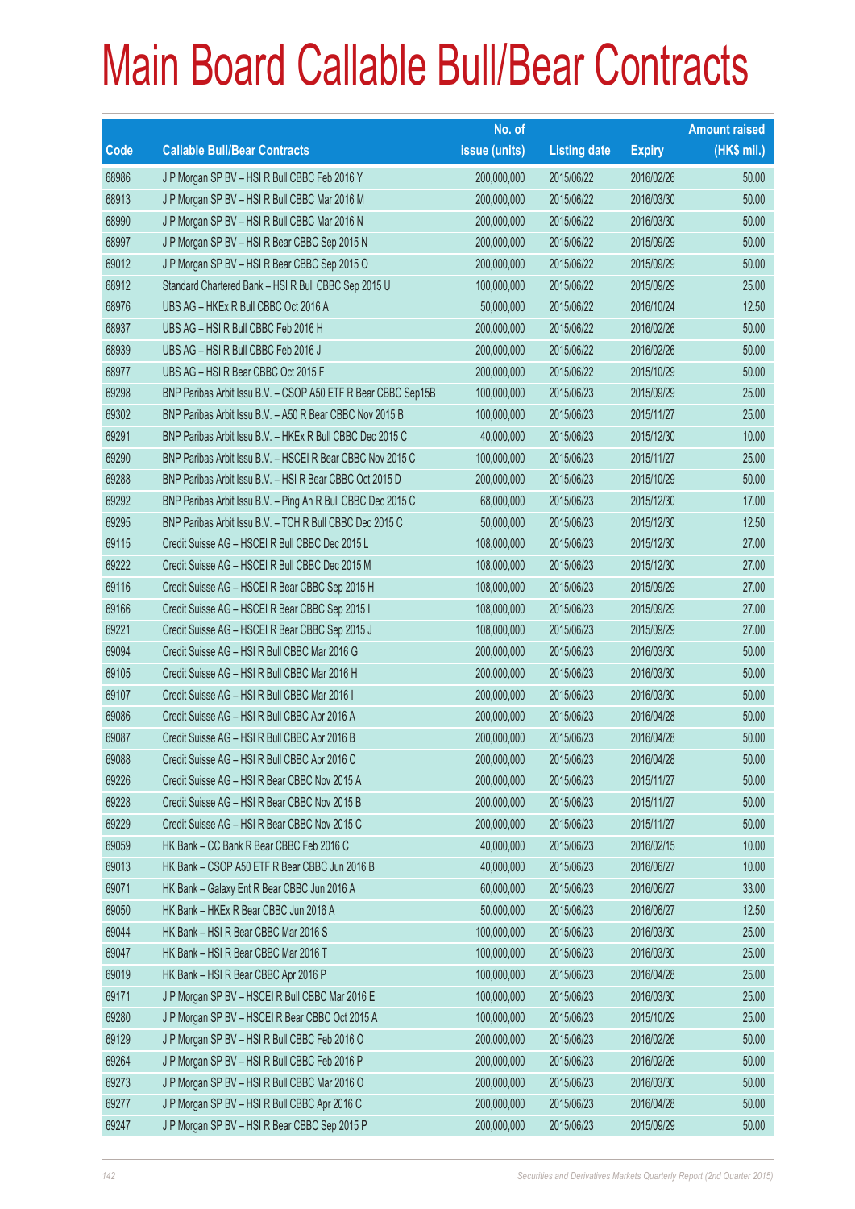# Main Board Callable Bull/Bear Contracts

| Code | Callable Bull/Bear Contracts | No. of issue (units) | Listing date | Expiry | Amount raised (HK$ mil.) |
|---|---|---|---|---|---|
| 68986 | J P Morgan SP BV – HSI R Bull CBBC Feb 2016 Y | 200,000,000 | 2015/06/22 | 2016/02/26 | 50.00 |
| 68913 | J P Morgan SP BV – HSI R Bull CBBC Mar 2016 M | 200,000,000 | 2015/06/22 | 2016/03/30 | 50.00 |
| 68990 | J P Morgan SP BV – HSI R Bull CBBC Mar 2016 N | 200,000,000 | 2015/06/22 | 2016/03/30 | 50.00 |
| 68997 | J P Morgan SP BV – HSI R Bear CBBC Sep 2015 N | 200,000,000 | 2015/06/22 | 2015/09/29 | 50.00 |
| 69012 | J P Morgan SP BV – HSI R Bear CBBC Sep 2015 O | 200,000,000 | 2015/06/22 | 2015/09/29 | 50.00 |
| 68912 | Standard Chartered Bank – HSI R Bull CBBC Sep 2015 U | 100,000,000 | 2015/06/22 | 2015/09/29 | 25.00 |
| 68976 | UBS AG – HKEx R Bull CBBC Oct 2016 A | 50,000,000 | 2015/06/22 | 2016/10/24 | 12.50 |
| 68937 | UBS AG – HSI R Bull CBBC Feb 2016 H | 200,000,000 | 2015/06/22 | 2016/02/26 | 50.00 |
| 68939 | UBS AG – HSI R Bull CBBC Feb 2016 J | 200,000,000 | 2015/06/22 | 2016/02/26 | 50.00 |
| 68977 | UBS AG – HSI R Bear CBBC Oct 2015 F | 200,000,000 | 2015/06/22 | 2015/10/29 | 50.00 |
| 69298 | BNP Paribas Arbit Issu B.V. – CSOP A50 ETF R Bear CBBC Sep15B | 100,000,000 | 2015/06/23 | 2015/09/29 | 25.00 |
| 69302 | BNP Paribas Arbit Issu B.V. – A50 R Bear CBBC Nov 2015 B | 100,000,000 | 2015/06/23 | 2015/11/27 | 25.00 |
| 69291 | BNP Paribas Arbit Issu B.V. – HKEx R Bull CBBC Dec 2015 C | 40,000,000 | 2015/06/23 | 2015/12/30 | 10.00 |
| 69290 | BNP Paribas Arbit Issu B.V. – HSCEI R Bear CBBC Nov 2015 C | 100,000,000 | 2015/06/23 | 2015/11/27 | 25.00 |
| 69288 | BNP Paribas Arbit Issu B.V. – HSI R Bear CBBC Oct 2015 D | 200,000,000 | 2015/06/23 | 2015/10/29 | 50.00 |
| 69292 | BNP Paribas Arbit Issu B.V. – Ping An R Bull CBBC Dec 2015 C | 68,000,000 | 2015/06/23 | 2015/12/30 | 17.00 |
| 69295 | BNP Paribas Arbit Issu B.V. – TCH R Bull CBBC Dec 2015 C | 50,000,000 | 2015/06/23 | 2015/12/30 | 12.50 |
| 69115 | Credit Suisse AG – HSCEI R Bull CBBC Dec 2015 L | 108,000,000 | 2015/06/23 | 2015/12/30 | 27.00 |
| 69222 | Credit Suisse AG – HSCEI R Bull CBBC Dec 2015 M | 108,000,000 | 2015/06/23 | 2015/12/30 | 27.00 |
| 69116 | Credit Suisse AG – HSCEI R Bear CBBC Sep 2015 H | 108,000,000 | 2015/06/23 | 2015/09/29 | 27.00 |
| 69166 | Credit Suisse AG – HSCEI R Bear CBBC Sep 2015 I | 108,000,000 | 2015/06/23 | 2015/09/29 | 27.00 |
| 69221 | Credit Suisse AG – HSCEI R Bear CBBC Sep 2015 J | 108,000,000 | 2015/06/23 | 2015/09/29 | 27.00 |
| 69094 | Credit Suisse AG – HSI R Bull CBBC Mar 2016 G | 200,000,000 | 2015/06/23 | 2016/03/30 | 50.00 |
| 69105 | Credit Suisse AG – HSI R Bull CBBC Mar 2016 H | 200,000,000 | 2015/06/23 | 2016/03/30 | 50.00 |
| 69107 | Credit Suisse AG – HSI R Bull CBBC Mar 2016 I | 200,000,000 | 2015/06/23 | 2016/03/30 | 50.00 |
| 69086 | Credit Suisse AG – HSI R Bull CBBC Apr 2016 A | 200,000,000 | 2015/06/23 | 2016/04/28 | 50.00 |
| 69087 | Credit Suisse AG – HSI R Bull CBBC Apr 2016 B | 200,000,000 | 2015/06/23 | 2016/04/28 | 50.00 |
| 69088 | Credit Suisse AG – HSI R Bull CBBC Apr 2016 C | 200,000,000 | 2015/06/23 | 2016/04/28 | 50.00 |
| 69226 | Credit Suisse AG – HSI R Bear CBBC Nov 2015 A | 200,000,000 | 2015/06/23 | 2015/11/27 | 50.00 |
| 69228 | Credit Suisse AG – HSI R Bear CBBC Nov 2015 B | 200,000,000 | 2015/06/23 | 2015/11/27 | 50.00 |
| 69229 | Credit Suisse AG – HSI R Bear CBBC Nov 2015 C | 200,000,000 | 2015/06/23 | 2015/11/27 | 50.00 |
| 69059 | HK Bank – CC Bank R Bear CBBC Feb 2016 C | 40,000,000 | 2015/06/23 | 2016/02/15 | 10.00 |
| 69013 | HK Bank – CSOP A50 ETF R Bear CBBC Jun 2016 B | 40,000,000 | 2015/06/23 | 2016/06/27 | 10.00 |
| 69071 | HK Bank – Galaxy Ent R Bear CBBC Jun 2016 A | 60,000,000 | 2015/06/23 | 2016/06/27 | 33.00 |
| 69050 | HK Bank – HKEx R Bear CBBC Jun 2016 A | 50,000,000 | 2015/06/23 | 2016/06/27 | 12.50 |
| 69044 | HK Bank – HSI R Bear CBBC Mar 2016 S | 100,000,000 | 2015/06/23 | 2016/03/30 | 25.00 |
| 69047 | HK Bank – HSI R Bear CBBC Mar 2016 T | 100,000,000 | 2015/06/23 | 2016/03/30 | 25.00 |
| 69019 | HK Bank – HSI R Bear CBBC Apr 2016 P | 100,000,000 | 2015/06/23 | 2016/04/28 | 25.00 |
| 69171 | J P Morgan SP BV – HSCEI R Bull CBBC Mar 2016 E | 100,000,000 | 2015/06/23 | 2016/03/30 | 25.00 |
| 69280 | J P Morgan SP BV – HSCEI R Bear CBBC Oct 2015 A | 100,000,000 | 2015/06/23 | 2015/10/29 | 25.00 |
| 69129 | J P Morgan SP BV – HSI R Bull CBBC Feb 2016 O | 200,000,000 | 2015/06/23 | 2016/02/26 | 50.00 |
| 69264 | J P Morgan SP BV – HSI R Bull CBBC Feb 2016 P | 200,000,000 | 2015/06/23 | 2016/02/26 | 50.00 |
| 69273 | J P Morgan SP BV – HSI R Bull CBBC Mar 2016 O | 200,000,000 | 2015/06/23 | 2016/03/30 | 50.00 |
| 69277 | J P Morgan SP BV – HSI R Bull CBBC Apr 2016 C | 200,000,000 | 2015/06/23 | 2016/04/28 | 50.00 |
| 69247 | J P Morgan SP BV – HSI R Bear CBBC Sep 2015 P | 200,000,000 | 2015/06/23 | 2015/09/29 | 50.00 |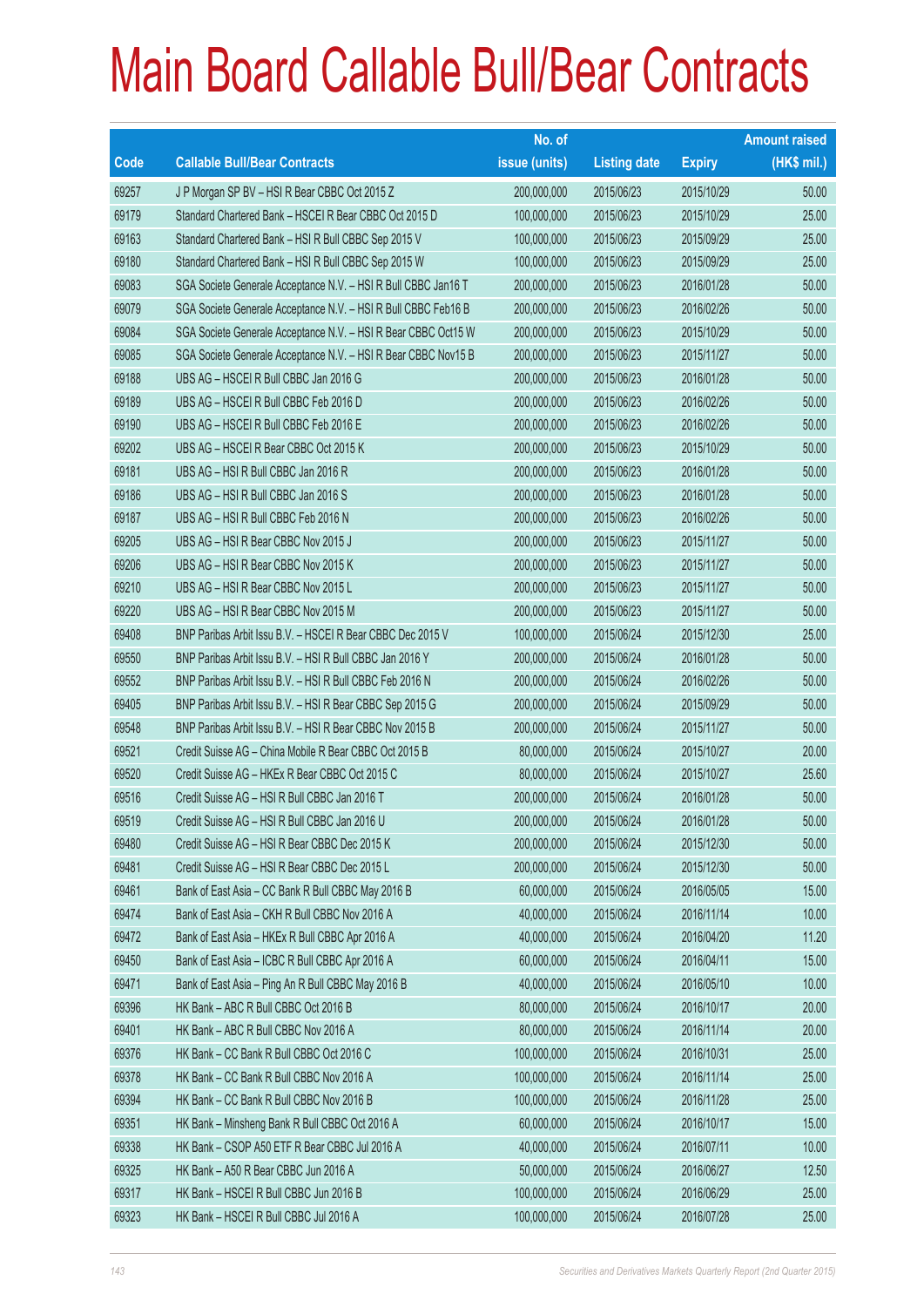# Main Board Callable Bull/Bear Contracts

| Code | Callable Bull/Bear Contracts | No. of issue (units) | Listing date | Expiry | Amount raised (HK$ mil.) |
|---|---|---|---|---|---|
| 69257 | J P Morgan SP BV – HSI R Bear CBBC Oct 2015 Z | 200,000,000 | 2015/06/23 | 2015/10/29 | 50.00 |
| 69179 | Standard Chartered Bank – HSCEI R Bear CBBC Oct 2015 D | 100,000,000 | 2015/06/23 | 2015/10/29 | 25.00 |
| 69163 | Standard Chartered Bank – HSI R Bull CBBC Sep 2015 V | 100,000,000 | 2015/06/23 | 2015/09/29 | 25.00 |
| 69180 | Standard Chartered Bank – HSI R Bull CBBC Sep 2015 W | 100,000,000 | 2015/06/23 | 2015/09/29 | 25.00 |
| 69083 | SGA Societe Generale Acceptance N.V. – HSI R Bull CBBC Jan16 T | 200,000,000 | 2015/06/23 | 2016/01/28 | 50.00 |
| 69079 | SGA Societe Generale Acceptance N.V. – HSI R Bull CBBC Feb16 B | 200,000,000 | 2015/06/23 | 2016/02/26 | 50.00 |
| 69084 | SGA Societe Generale Acceptance N.V. – HSI R Bear CBBC Oct15 W | 200,000,000 | 2015/06/23 | 2015/10/29 | 50.00 |
| 69085 | SGA Societe Generale Acceptance N.V. – HSI R Bear CBBC Nov15 B | 200,000,000 | 2015/06/23 | 2015/11/27 | 50.00 |
| 69188 | UBS AG – HSCEI R Bull CBBC Jan 2016 G | 200,000,000 | 2015/06/23 | 2016/01/28 | 50.00 |
| 69189 | UBS AG – HSCEI R Bull CBBC Feb 2016 D | 200,000,000 | 2015/06/23 | 2016/02/26 | 50.00 |
| 69190 | UBS AG – HSCEI R Bull CBBC Feb 2016 E | 200,000,000 | 2015/06/23 | 2016/02/26 | 50.00 |
| 69202 | UBS AG – HSCEI R Bear CBBC Oct 2015 K | 200,000,000 | 2015/06/23 | 2015/10/29 | 50.00 |
| 69181 | UBS AG – HSI R Bull CBBC Jan 2016 R | 200,000,000 | 2015/06/23 | 2016/01/28 | 50.00 |
| 69186 | UBS AG – HSI R Bull CBBC Jan 2016 S | 200,000,000 | 2015/06/23 | 2016/01/28 | 50.00 |
| 69187 | UBS AG – HSI R Bull CBBC Feb 2016 N | 200,000,000 | 2015/06/23 | 2016/02/26 | 50.00 |
| 69205 | UBS AG – HSI R Bear CBBC Nov 2015 J | 200,000,000 | 2015/06/23 | 2015/11/27 | 50.00 |
| 69206 | UBS AG – HSI R Bear CBBC Nov 2015 K | 200,000,000 | 2015/06/23 | 2015/11/27 | 50.00 |
| 69210 | UBS AG – HSI R Bear CBBC Nov 2015 L | 200,000,000 | 2015/06/23 | 2015/11/27 | 50.00 |
| 69220 | UBS AG – HSI R Bear CBBC Nov 2015 M | 200,000,000 | 2015/06/23 | 2015/11/27 | 50.00 |
| 69408 | BNP Paribas Arbit Issu B.V. – HSCEI R Bear CBBC Dec 2015 V | 100,000,000 | 2015/06/24 | 2015/12/30 | 25.00 |
| 69550 | BNP Paribas Arbit Issu B.V. – HSI R Bull CBBC Jan 2016 Y | 200,000,000 | 2015/06/24 | 2016/01/28 | 50.00 |
| 69552 | BNP Paribas Arbit Issu B.V. – HSI R Bull CBBC Feb 2016 N | 200,000,000 | 2015/06/24 | 2016/02/26 | 50.00 |
| 69405 | BNP Paribas Arbit Issu B.V. – HSI R Bear CBBC Sep 2015 G | 200,000,000 | 2015/06/24 | 2015/09/29 | 50.00 |
| 69548 | BNP Paribas Arbit Issu B.V. – HSI R Bear CBBC Nov 2015 B | 200,000,000 | 2015/06/24 | 2015/11/27 | 50.00 |
| 69521 | Credit Suisse AG – China Mobile R Bear CBBC Oct 2015 B | 80,000,000 | 2015/06/24 | 2015/10/27 | 20.00 |
| 69520 | Credit Suisse AG – HKEx R Bear CBBC Oct 2015 C | 80,000,000 | 2015/06/24 | 2015/10/27 | 25.60 |
| 69516 | Credit Suisse AG – HSI R Bull CBBC Jan 2016 T | 200,000,000 | 2015/06/24 | 2016/01/28 | 50.00 |
| 69519 | Credit Suisse AG – HSI R Bull CBBC Jan 2016 U | 200,000,000 | 2015/06/24 | 2016/01/28 | 50.00 |
| 69480 | Credit Suisse AG – HSI R Bear CBBC Dec 2015 K | 200,000,000 | 2015/06/24 | 2015/12/30 | 50.00 |
| 69481 | Credit Suisse AG – HSI R Bear CBBC Dec 2015 L | 200,000,000 | 2015/06/24 | 2015/12/30 | 50.00 |
| 69461 | Bank of East Asia – CC Bank R Bull CBBC May 2016 B | 60,000,000 | 2015/06/24 | 2016/05/05 | 15.00 |
| 69474 | Bank of East Asia – CKH R Bull CBBC Nov 2016 A | 40,000,000 | 2015/06/24 | 2016/11/14 | 10.00 |
| 69472 | Bank of East Asia – HKEx R Bull CBBC Apr 2016 A | 40,000,000 | 2015/06/24 | 2016/04/20 | 11.20 |
| 69450 | Bank of East Asia – ICBC R Bull CBBC Apr 2016 A | 60,000,000 | 2015/06/24 | 2016/04/11 | 15.00 |
| 69471 | Bank of East Asia – Ping An R Bull CBBC May 2016 B | 40,000,000 | 2015/06/24 | 2016/05/10 | 10.00 |
| 69396 | HK Bank – ABC R Bull CBBC Oct 2016 B | 80,000,000 | 2015/06/24 | 2016/10/17 | 20.00 |
| 69401 | HK Bank – ABC R Bull CBBC Nov 2016 A | 80,000,000 | 2015/06/24 | 2016/11/14 | 20.00 |
| 69376 | HK Bank – CC Bank R Bull CBBC Oct 2016 C | 100,000,000 | 2015/06/24 | 2016/10/31 | 25.00 |
| 69378 | HK Bank – CC Bank R Bull CBBC Nov 2016 A | 100,000,000 | 2015/06/24 | 2016/11/14 | 25.00 |
| 69394 | HK Bank – CC Bank R Bull CBBC Nov 2016 B | 100,000,000 | 2015/06/24 | 2016/11/28 | 25.00 |
| 69351 | HK Bank – Minsheng Bank R Bull CBBC Oct 2016 A | 60,000,000 | 2015/06/24 | 2016/10/17 | 15.00 |
| 69338 | HK Bank – CSOP A50 ETF R Bear CBBC Jul 2016 A | 40,000,000 | 2015/06/24 | 2016/07/11 | 10.00 |
| 69325 | HK Bank – A50 R Bear CBBC Jun 2016 A | 50,000,000 | 2015/06/24 | 2016/06/27 | 12.50 |
| 69317 | HK Bank – HSCEI R Bull CBBC Jun 2016 B | 100,000,000 | 2015/06/24 | 2016/06/29 | 25.00 |
| 69323 | HK Bank – HSCEI R Bull CBBC Jul 2016 A | 100,000,000 | 2015/06/24 | 2016/07/28 | 25.00 |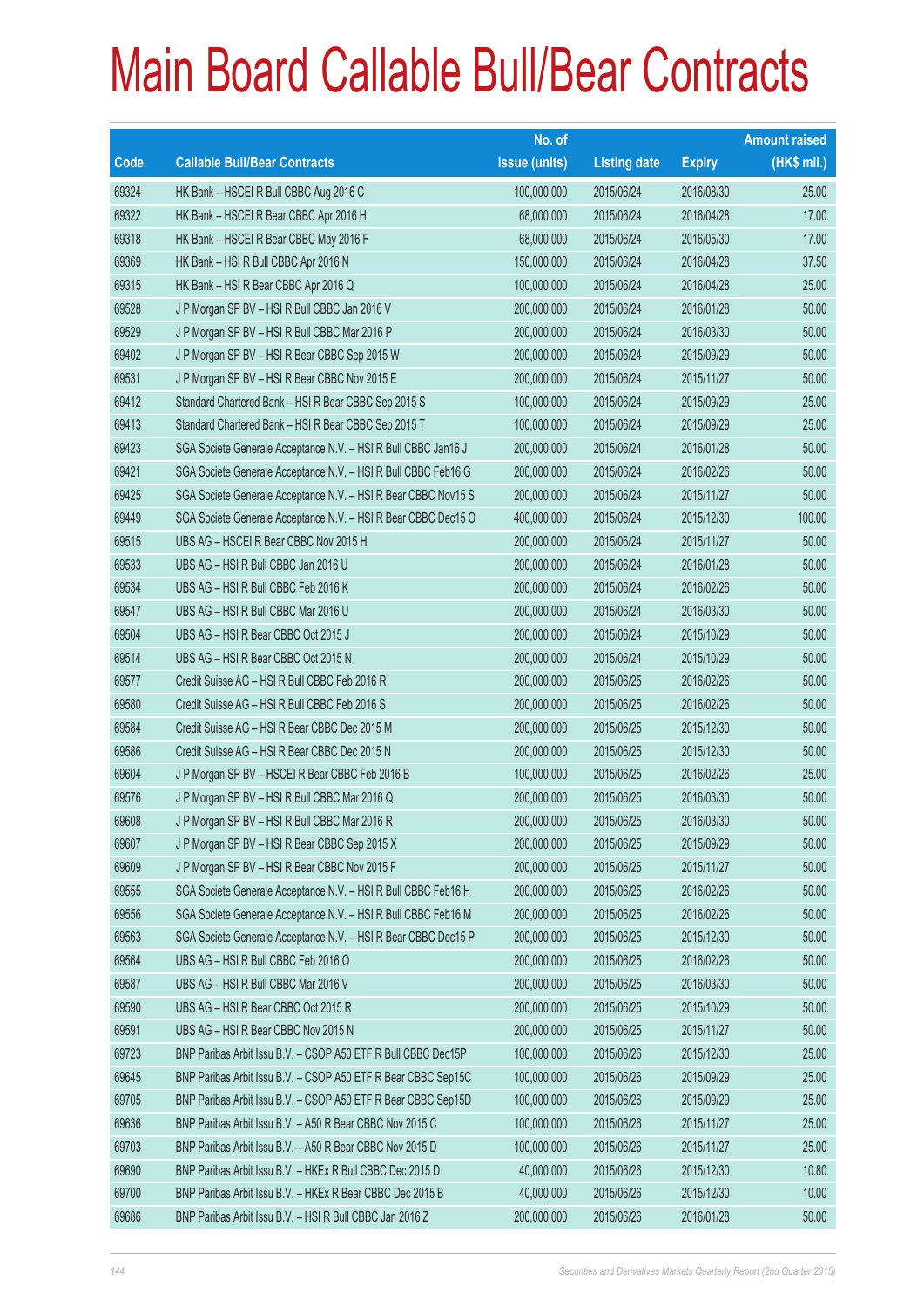# Main Board Callable Bull/Bear Contracts

| Code | Callable Bull/Bear Contracts | No. of issue (units) | Listing date | Expiry | Amount raised (HK$ mil.) |
|---|---|---|---|---|---|
| 69324 | HK Bank – HSCEI R Bull CBBC Aug 2016 C | 100,000,000 | 2015/06/24 | 2016/08/30 | 25.00 |
| 69322 | HK Bank – HSCEI R Bear CBBC Apr 2016 H | 68,000,000 | 2015/06/24 | 2016/04/28 | 17.00 |
| 69318 | HK Bank – HSCEI R Bear CBBC May 2016 F | 68,000,000 | 2015/06/24 | 2016/05/30 | 17.00 |
| 69369 | HK Bank – HSI R Bull CBBC Apr 2016 N | 150,000,000 | 2015/06/24 | 2016/04/28 | 37.50 |
| 69315 | HK Bank – HSI R Bear CBBC Apr 2016 Q | 100,000,000 | 2015/06/24 | 2016/04/28 | 25.00 |
| 69528 | J P Morgan SP BV – HSI R Bull CBBC Jan 2016 V | 200,000,000 | 2015/06/24 | 2016/01/28 | 50.00 |
| 69529 | J P Morgan SP BV – HSI R Bull CBBC Mar 2016 P | 200,000,000 | 2015/06/24 | 2016/03/30 | 50.00 |
| 69402 | J P Morgan SP BV – HSI R Bear CBBC Sep 2015 W | 200,000,000 | 2015/06/24 | 2015/09/29 | 50.00 |
| 69531 | J P Morgan SP BV – HSI R Bear CBBC Nov 2015 E | 200,000,000 | 2015/06/24 | 2015/11/27 | 50.00 |
| 69412 | Standard Chartered Bank – HSI R Bear CBBC Sep 2015 S | 100,000,000 | 2015/06/24 | 2015/09/29 | 25.00 |
| 69413 | Standard Chartered Bank – HSI R Bear CBBC Sep 2015 T | 100,000,000 | 2015/06/24 | 2015/09/29 | 25.00 |
| 69423 | SGA Societe Generale Acceptance N.V. – HSI R Bull CBBC Jan16 J | 200,000,000 | 2015/06/24 | 2016/01/28 | 50.00 |
| 69421 | SGA Societe Generale Acceptance N.V. – HSI R Bull CBBC Feb16 G | 200,000,000 | 2015/06/24 | 2016/02/26 | 50.00 |
| 69425 | SGA Societe Generale Acceptance N.V. – HSI R Bear CBBC Nov15 S | 200,000,000 | 2015/06/24 | 2015/11/27 | 50.00 |
| 69449 | SGA Societe Generale Acceptance N.V. – HSI R Bear CBBC Dec15 O | 400,000,000 | 2015/06/24 | 2015/12/30 | 100.00 |
| 69515 | UBS AG – HSCEI R Bear CBBC Nov 2015 H | 200,000,000 | 2015/06/24 | 2015/11/27 | 50.00 |
| 69533 | UBS AG – HSI R Bull CBBC Jan 2016 U | 200,000,000 | 2015/06/24 | 2016/01/28 | 50.00 |
| 69534 | UBS AG – HSI R Bull CBBC Feb 2016 K | 200,000,000 | 2015/06/24 | 2016/02/26 | 50.00 |
| 69547 | UBS AG – HSI R Bull CBBC Mar 2016 U | 200,000,000 | 2015/06/24 | 2016/03/30 | 50.00 |
| 69504 | UBS AG – HSI R Bear CBBC Oct 2015 J | 200,000,000 | 2015/06/24 | 2015/10/29 | 50.00 |
| 69514 | UBS AG – HSI R Bear CBBC Oct 2015 N | 200,000,000 | 2015/06/24 | 2015/10/29 | 50.00 |
| 69577 | Credit Suisse AG – HSI R Bull CBBC Feb 2016 R | 200,000,000 | 2015/06/25 | 2016/02/26 | 50.00 |
| 69580 | Credit Suisse AG – HSI R Bull CBBC Feb 2016 S | 200,000,000 | 2015/06/25 | 2016/02/26 | 50.00 |
| 69584 | Credit Suisse AG – HSI R Bear CBBC Dec 2015 M | 200,000,000 | 2015/06/25 | 2015/12/30 | 50.00 |
| 69586 | Credit Suisse AG – HSI R Bear CBBC Dec 2015 N | 200,000,000 | 2015/06/25 | 2015/12/30 | 50.00 |
| 69604 | J P Morgan SP BV – HSCEI R Bear CBBC Feb 2016 B | 100,000,000 | 2015/06/25 | 2016/02/26 | 25.00 |
| 69576 | J P Morgan SP BV – HSI R Bull CBBC Mar 2016 Q | 200,000,000 | 2015/06/25 | 2016/03/30 | 50.00 |
| 69608 | J P Morgan SP BV – HSI R Bull CBBC Mar 2016 R | 200,000,000 | 2015/06/25 | 2016/03/30 | 50.00 |
| 69607 | J P Morgan SP BV – HSI R Bear CBBC Sep 2015 X | 200,000,000 | 2015/06/25 | 2015/09/29 | 50.00 |
| 69609 | J P Morgan SP BV – HSI R Bear CBBC Nov 2015 F | 200,000,000 | 2015/06/25 | 2015/11/27 | 50.00 |
| 69555 | SGA Societe Generale Acceptance N.V. – HSI R Bull CBBC Feb16 H | 200,000,000 | 2015/06/25 | 2016/02/26 | 50.00 |
| 69556 | SGA Societe Generale Acceptance N.V. – HSI R Bull CBBC Feb16 M | 200,000,000 | 2015/06/25 | 2016/02/26 | 50.00 |
| 69563 | SGA Societe Generale Acceptance N.V. – HSI R Bear CBBC Dec15 P | 200,000,000 | 2015/06/25 | 2015/12/30 | 50.00 |
| 69564 | UBS AG – HSI R Bull CBBC Feb 2016 O | 200,000,000 | 2015/06/25 | 2016/02/26 | 50.00 |
| 69587 | UBS AG – HSI R Bull CBBC Mar 2016 V | 200,000,000 | 2015/06/25 | 2016/03/30 | 50.00 |
| 69590 | UBS AG – HSI R Bear CBBC Oct 2015 R | 200,000,000 | 2015/06/25 | 2015/10/29 | 50.00 |
| 69591 | UBS AG – HSI R Bear CBBC Nov 2015 N | 200,000,000 | 2015/06/25 | 2015/11/27 | 50.00 |
| 69723 | BNP Paribas Arbit Issu B.V. – CSOP A50 ETF R Bull CBBC Dec15P | 100,000,000 | 2015/06/26 | 2015/12/30 | 25.00 |
| 69645 | BNP Paribas Arbit Issu B.V. – CSOP A50 ETF R Bear CBBC Sep15C | 100,000,000 | 2015/06/26 | 2015/09/29 | 25.00 |
| 69705 | BNP Paribas Arbit Issu B.V. – CSOP A50 ETF R Bear CBBC Sep15D | 100,000,000 | 2015/06/26 | 2015/09/29 | 25.00 |
| 69636 | BNP Paribas Arbit Issu B.V. – A50 R Bear CBBC Nov 2015 C | 100,000,000 | 2015/06/26 | 2015/11/27 | 25.00 |
| 69703 | BNP Paribas Arbit Issu B.V. – A50 R Bear CBBC Nov 2015 D | 100,000,000 | 2015/06/26 | 2015/11/27 | 25.00 |
| 69690 | BNP Paribas Arbit Issu B.V. – HKEx R Bull CBBC Dec 2015 D | 40,000,000 | 2015/06/26 | 2015/12/30 | 10.80 |
| 69700 | BNP Paribas Arbit Issu B.V. – HKEx R Bear CBBC Dec 2015 B | 40,000,000 | 2015/06/26 | 2015/12/30 | 10.00 |
| 69686 | BNP Paribas Arbit Issu B.V. – HSI R Bull CBBC Jan 2016 Z | 200,000,000 | 2015/06/26 | 2016/01/28 | 50.00 |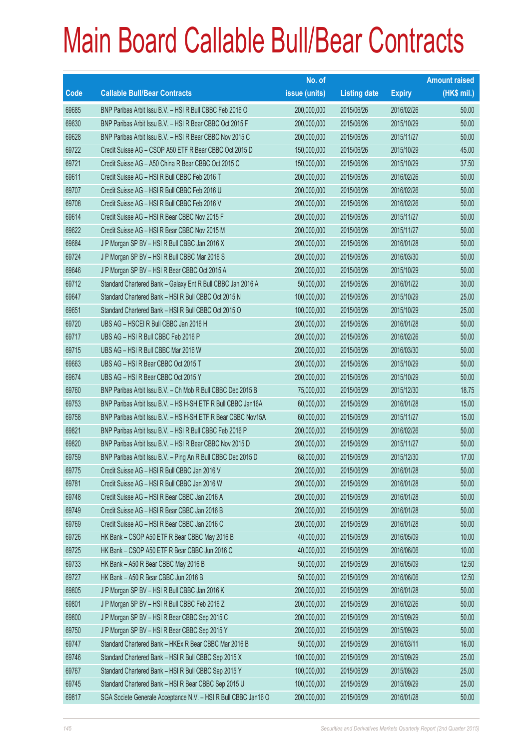# Main Board Callable Bull/Bear Contracts

| Code | Callable Bull/Bear Contracts | No. of issue (units) | Listing date | Expiry | Amount raised (HK$ mil.) |
|---|---|---|---|---|---|
| 69685 | BNP Paribas Arbit Issu B.V. – HSI R Bull CBBC Feb 2016 O | 200,000,000 | 2015/06/26 | 2016/02/26 | 50.00 |
| 69630 | BNP Paribas Arbit Issu B.V. – HSI R Bear CBBC Oct 2015 F | 200,000,000 | 2015/06/26 | 2015/10/29 | 50.00 |
| 69628 | BNP Paribas Arbit Issu B.V. – HSI R Bear CBBC Nov 2015 C | 200,000,000 | 2015/06/26 | 2015/11/27 | 50.00 |
| 69722 | Credit Suisse AG – CSOP A50 ETF R Bear CBBC Oct 2015 D | 150,000,000 | 2015/06/26 | 2015/10/29 | 45.00 |
| 69721 | Credit Suisse AG – A50 China R Bear CBBC Oct 2015 C | 150,000,000 | 2015/06/26 | 2015/10/29 | 37.50 |
| 69611 | Credit Suisse AG – HSI R Bull CBBC Feb 2016 T | 200,000,000 | 2015/06/26 | 2016/02/26 | 50.00 |
| 69707 | Credit Suisse AG – HSI R Bull CBBC Feb 2016 U | 200,000,000 | 2015/06/26 | 2016/02/26 | 50.00 |
| 69708 | Credit Suisse AG – HSI R Bull CBBC Feb 2016 V | 200,000,000 | 2015/06/26 | 2016/02/26 | 50.00 |
| 69614 | Credit Suisse AG – HSI R Bear CBBC Nov 2015 F | 200,000,000 | 2015/06/26 | 2015/11/27 | 50.00 |
| 69622 | Credit Suisse AG – HSI R Bear CBBC Nov 2015 M | 200,000,000 | 2015/06/26 | 2015/11/27 | 50.00 |
| 69684 | J P Morgan SP BV – HSI R Bull CBBC Jan 2016 X | 200,000,000 | 2015/06/26 | 2016/01/28 | 50.00 |
| 69724 | J P Morgan SP BV – HSI R Bull CBBC Mar 2016 S | 200,000,000 | 2015/06/26 | 2016/03/30 | 50.00 |
| 69646 | J P Morgan SP BV – HSI R Bear CBBC Oct 2015 A | 200,000,000 | 2015/06/26 | 2015/10/29 | 50.00 |
| 69712 | Standard Chartered Bank – Galaxy Ent R Bull CBBC Jan 2016 A | 50,000,000 | 2015/06/26 | 2016/01/22 | 30.00 |
| 69647 | Standard Chartered Bank – HSI R Bull CBBC Oct 2015 N | 100,000,000 | 2015/06/26 | 2015/10/29 | 25.00 |
| 69651 | Standard Chartered Bank – HSI R Bull CBBC Oct 2015 O | 100,000,000 | 2015/06/26 | 2015/10/29 | 25.00 |
| 69720 | UBS AG – HSCEI R Bull CBBC Jan 2016 H | 200,000,000 | 2015/06/26 | 2016/01/28 | 50.00 |
| 69717 | UBS AG – HSI R Bull CBBC Feb 2016 P | 200,000,000 | 2015/06/26 | 2016/02/26 | 50.00 |
| 69715 | UBS AG – HSI R Bull CBBC Mar 2016 W | 200,000,000 | 2015/06/26 | 2016/03/30 | 50.00 |
| 69663 | UBS AG – HSI R Bear CBBC Oct 2015 T | 200,000,000 | 2015/06/26 | 2015/10/29 | 50.00 |
| 69674 | UBS AG – HSI R Bear CBBC Oct 2015 Y | 200,000,000 | 2015/06/26 | 2015/10/29 | 50.00 |
| 69760 | BNP Paribas Arbit Issu B.V. – Ch Mob R Bull CBBC Dec 2015 B | 75,000,000 | 2015/06/29 | 2015/12/30 | 18.75 |
| 69753 | BNP Paribas Arbit Issu B.V. – HS H-SH ETF R Bull CBBC Jan16A | 60,000,000 | 2015/06/29 | 2016/01/28 | 15.00 |
| 69758 | BNP Paribas Arbit Issu B.V. – HS H-SH ETF R Bear CBBC Nov15A | 60,000,000 | 2015/06/29 | 2015/11/27 | 15.00 |
| 69821 | BNP Paribas Arbit Issu B.V. – HSI R Bull CBBC Feb 2016 P | 200,000,000 | 2015/06/29 | 2016/02/26 | 50.00 |
| 69820 | BNP Paribas Arbit Issu B.V. – HSI R Bear CBBC Nov 2015 D | 200,000,000 | 2015/06/29 | 2015/11/27 | 50.00 |
| 69759 | BNP Paribas Arbit Issu B.V. – Ping An R Bull CBBC Dec 2015 D | 68,000,000 | 2015/06/29 | 2015/12/30 | 17.00 |
| 69775 | Credit Suisse AG – HSI R Bull CBBC Jan 2016 V | 200,000,000 | 2015/06/29 | 2016/01/28 | 50.00 |
| 69781 | Credit Suisse AG – HSI R Bull CBBC Jan 2016 W | 200,000,000 | 2015/06/29 | 2016/01/28 | 50.00 |
| 69748 | Credit Suisse AG – HSI R Bear CBBC Jan 2016 A | 200,000,000 | 2015/06/29 | 2016/01/28 | 50.00 |
| 69749 | Credit Suisse AG – HSI R Bear CBBC Jan 2016 B | 200,000,000 | 2015/06/29 | 2016/01/28 | 50.00 |
| 69769 | Credit Suisse AG – HSI R Bear CBBC Jan 2016 C | 200,000,000 | 2015/06/29 | 2016/01/28 | 50.00 |
| 69726 | HK Bank – CSOP A50 ETF R Bear CBBC May 2016 B | 40,000,000 | 2015/06/29 | 2016/05/09 | 10.00 |
| 69725 | HK Bank – CSOP A50 ETF R Bear CBBC Jun 2016 C | 40,000,000 | 2015/06/29 | 2016/06/06 | 10.00 |
| 69733 | HK Bank – A50 R Bear CBBC May 2016 B | 50,000,000 | 2015/06/29 | 2016/05/09 | 12.50 |
| 69727 | HK Bank – A50 R Bear CBBC Jun 2016 B | 50,000,000 | 2015/06/29 | 2016/06/06 | 12.50 |
| 69805 | J P Morgan SP BV – HSI R Bull CBBC Jan 2016 K | 200,000,000 | 2015/06/29 | 2016/01/28 | 50.00 |
| 69801 | J P Morgan SP BV – HSI R Bull CBBC Feb 2016 Z | 200,000,000 | 2015/06/29 | 2016/02/26 | 50.00 |
| 69800 | J P Morgan SP BV – HSI R Bear CBBC Sep 2015 C | 200,000,000 | 2015/06/29 | 2015/09/29 | 50.00 |
| 69750 | J P Morgan SP BV – HSI R Bear CBBC Sep 2015 Y | 200,000,000 | 2015/06/29 | 2015/09/29 | 50.00 |
| 69747 | Standard Chartered Bank – HKEx R Bear CBBC Mar 2016 B | 50,000,000 | 2015/06/29 | 2016/03/11 | 16.00 |
| 69746 | Standard Chartered Bank – HSI R Bull CBBC Sep 2015 X | 100,000,000 | 2015/06/29 | 2015/09/29 | 25.00 |
| 69767 | Standard Chartered Bank – HSI R Bull CBBC Sep 2015 Y | 100,000,000 | 2015/06/29 | 2015/09/29 | 25.00 |
| 69745 | Standard Chartered Bank – HSI R Bear CBBC Sep 2015 U | 100,000,000 | 2015/06/29 | 2015/09/29 | 25.00 |
| 69817 | SGA Societe Generale Acceptance N.V. – HSI R Bull CBBC Jan16 O | 200,000,000 | 2015/06/29 | 2016/01/28 | 50.00 |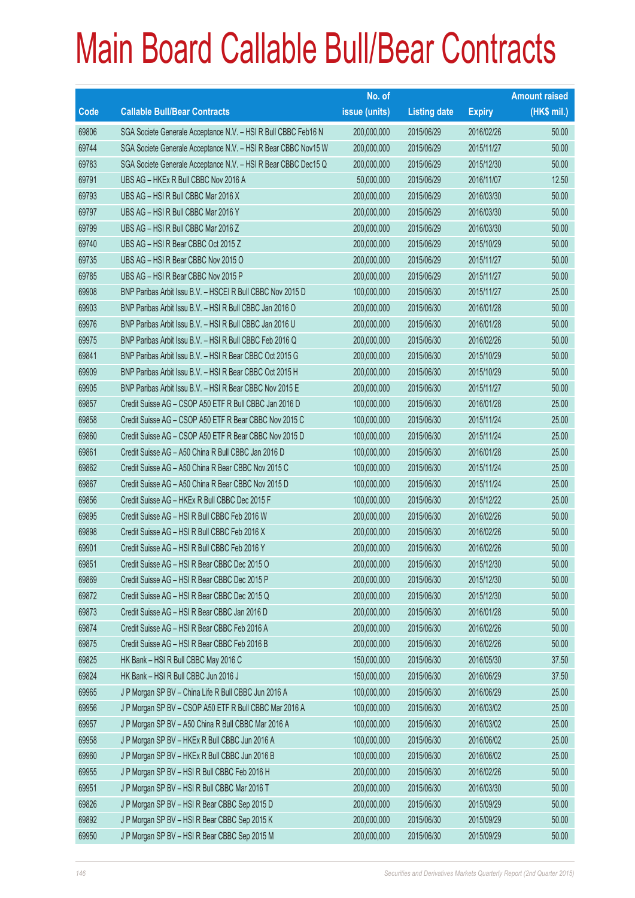# Main Board Callable Bull/Bear Contracts

| Code | Callable Bull/Bear Contracts | No. of issue (units) | Listing date | Expiry | Amount raised (HK$ mil.) |
|---|---|---|---|---|---|
| 69806 | SGA Societe Generale Acceptance N.V. – HSI R Bull CBBC Feb16 N | 200,000,000 | 2015/06/29 | 2016/02/26 | 50.00 |
| 69744 | SGA Societe Generale Acceptance N.V. – HSI R Bear CBBC Nov15 W | 200,000,000 | 2015/06/29 | 2015/11/27 | 50.00 |
| 69783 | SGA Societe Generale Acceptance N.V. – HSI R Bear CBBC Dec15 Q | 200,000,000 | 2015/06/29 | 2015/12/30 | 50.00 |
| 69791 | UBS AG – HKEx R Bull CBBC Nov 2016 A | 50,000,000 | 2015/06/29 | 2016/11/07 | 12.50 |
| 69793 | UBS AG – HSI R Bull CBBC Mar 2016 X | 200,000,000 | 2015/06/29 | 2016/03/30 | 50.00 |
| 69797 | UBS AG – HSI R Bull CBBC Mar 2016 Y | 200,000,000 | 2015/06/29 | 2016/03/30 | 50.00 |
| 69799 | UBS AG – HSI R Bull CBBC Mar 2016 Z | 200,000,000 | 2015/06/29 | 2016/03/30 | 50.00 |
| 69740 | UBS AG – HSI R Bear CBBC Oct 2015 Z | 200,000,000 | 2015/06/29 | 2015/10/29 | 50.00 |
| 69735 | UBS AG – HSI R Bear CBBC Nov 2015 O | 200,000,000 | 2015/06/29 | 2015/11/27 | 50.00 |
| 69785 | UBS AG – HSI R Bear CBBC Nov 2015 P | 200,000,000 | 2015/06/29 | 2015/11/27 | 50.00 |
| 69908 | BNP Paribas Arbit Issu B.V. – HSCEI R Bull CBBC Nov 2015 D | 100,000,000 | 2015/06/30 | 2015/11/27 | 25.00 |
| 69903 | BNP Paribas Arbit Issu B.V. – HSI R Bull CBBC Jan 2016 O | 200,000,000 | 2015/06/30 | 2016/01/28 | 50.00 |
| 69976 | BNP Paribas Arbit Issu B.V. – HSI R Bull CBBC Jan 2016 U | 200,000,000 | 2015/06/30 | 2016/01/28 | 50.00 |
| 69975 | BNP Paribas Arbit Issu B.V. – HSI R Bull CBBC Feb 2016 Q | 200,000,000 | 2015/06/30 | 2016/02/26 | 50.00 |
| 69841 | BNP Paribas Arbit Issu B.V. – HSI R Bear CBBC Oct 2015 G | 200,000,000 | 2015/06/30 | 2015/10/29 | 50.00 |
| 69909 | BNP Paribas Arbit Issu B.V. – HSI R Bear CBBC Oct 2015 H | 200,000,000 | 2015/06/30 | 2015/10/29 | 50.00 |
| 69905 | BNP Paribas Arbit Issu B.V. – HSI R Bear CBBC Nov 2015 E | 200,000,000 | 2015/06/30 | 2015/11/27 | 50.00 |
| 69857 | Credit Suisse AG – CSOP A50 ETF R Bull CBBC Jan 2016 D | 100,000,000 | 2015/06/30 | 2016/01/28 | 25.00 |
| 69858 | Credit Suisse AG – CSOP A50 ETF R Bear CBBC Nov 2015 C | 100,000,000 | 2015/06/30 | 2015/11/24 | 25.00 |
| 69860 | Credit Suisse AG – CSOP A50 ETF R Bear CBBC Nov 2015 D | 100,000,000 | 2015/06/30 | 2015/11/24 | 25.00 |
| 69861 | Credit Suisse AG – A50 China R Bull CBBC Jan 2016 D | 100,000,000 | 2015/06/30 | 2016/01/28 | 25.00 |
| 69862 | Credit Suisse AG – A50 China R Bear CBBC Nov 2015 C | 100,000,000 | 2015/06/30 | 2015/11/24 | 25.00 |
| 69867 | Credit Suisse AG – A50 China R Bear CBBC Nov 2015 D | 100,000,000 | 2015/06/30 | 2015/11/24 | 25.00 |
| 69856 | Credit Suisse AG – HKEx R Bull CBBC Dec 2015 F | 100,000,000 | 2015/06/30 | 2015/12/22 | 25.00 |
| 69895 | Credit Suisse AG – HSI R Bull CBBC Feb 2016 W | 200,000,000 | 2015/06/30 | 2016/02/26 | 50.00 |
| 69898 | Credit Suisse AG – HSI R Bull CBBC Feb 2016 X | 200,000,000 | 2015/06/30 | 2016/02/26 | 50.00 |
| 69901 | Credit Suisse AG – HSI R Bull CBBC Feb 2016 Y | 200,000,000 | 2015/06/30 | 2016/02/26 | 50.00 |
| 69851 | Credit Suisse AG – HSI R Bear CBBC Dec 2015 O | 200,000,000 | 2015/06/30 | 2015/12/30 | 50.00 |
| 69869 | Credit Suisse AG – HSI R Bear CBBC Dec 2015 P | 200,000,000 | 2015/06/30 | 2015/12/30 | 50.00 |
| 69872 | Credit Suisse AG – HSI R Bear CBBC Dec 2015 Q | 200,000,000 | 2015/06/30 | 2015/12/30 | 50.00 |
| 69873 | Credit Suisse AG – HSI R Bear CBBC Jan 2016 D | 200,000,000 | 2015/06/30 | 2016/01/28 | 50.00 |
| 69874 | Credit Suisse AG – HSI R Bear CBBC Feb 2016 A | 200,000,000 | 2015/06/30 | 2016/02/26 | 50.00 |
| 69875 | Credit Suisse AG – HSI R Bear CBBC Feb 2016 B | 200,000,000 | 2015/06/30 | 2016/02/26 | 50.00 |
| 69825 | HK Bank – HSI R Bull CBBC May 2016 C | 150,000,000 | 2015/06/30 | 2016/05/30 | 37.50 |
| 69824 | HK Bank – HSI R Bull CBBC Jun 2016 J | 150,000,000 | 2015/06/30 | 2016/06/29 | 37.50 |
| 69965 | J P Morgan SP BV – China Life R Bull CBBC Jun 2016 A | 100,000,000 | 2015/06/30 | 2016/06/29 | 25.00 |
| 69956 | J P Morgan SP BV – CSOP A50 ETF R Bull CBBC Mar 2016 A | 100,000,000 | 2015/06/30 | 2016/03/02 | 25.00 |
| 69957 | J P Morgan SP BV – A50 China R Bull CBBC Mar 2016 A | 100,000,000 | 2015/06/30 | 2016/03/02 | 25.00 |
| 69958 | J P Morgan SP BV – HKEx R Bull CBBC Jun 2016 A | 100,000,000 | 2015/06/30 | 2016/06/02 | 25.00 |
| 69960 | J P Morgan SP BV – HKEx R Bull CBBC Jun 2016 B | 100,000,000 | 2015/06/30 | 2016/06/02 | 25.00 |
| 69955 | J P Morgan SP BV – HSI R Bull CBBC Feb 2016 H | 200,000,000 | 2015/06/30 | 2016/02/26 | 50.00 |
| 69951 | J P Morgan SP BV – HSI R Bull CBBC Mar 2016 T | 200,000,000 | 2015/06/30 | 2016/03/30 | 50.00 |
| 69826 | J P Morgan SP BV – HSI R Bear CBBC Sep 2015 D | 200,000,000 | 2015/06/30 | 2015/09/29 | 50.00 |
| 69892 | J P Morgan SP BV – HSI R Bear CBBC Sep 2015 K | 200,000,000 | 2015/06/30 | 2015/09/29 | 50.00 |
| 69950 | J P Morgan SP BV – HSI R Bear CBBC Sep 2015 M | 200,000,000 | 2015/06/30 | 2015/09/29 | 50.00 |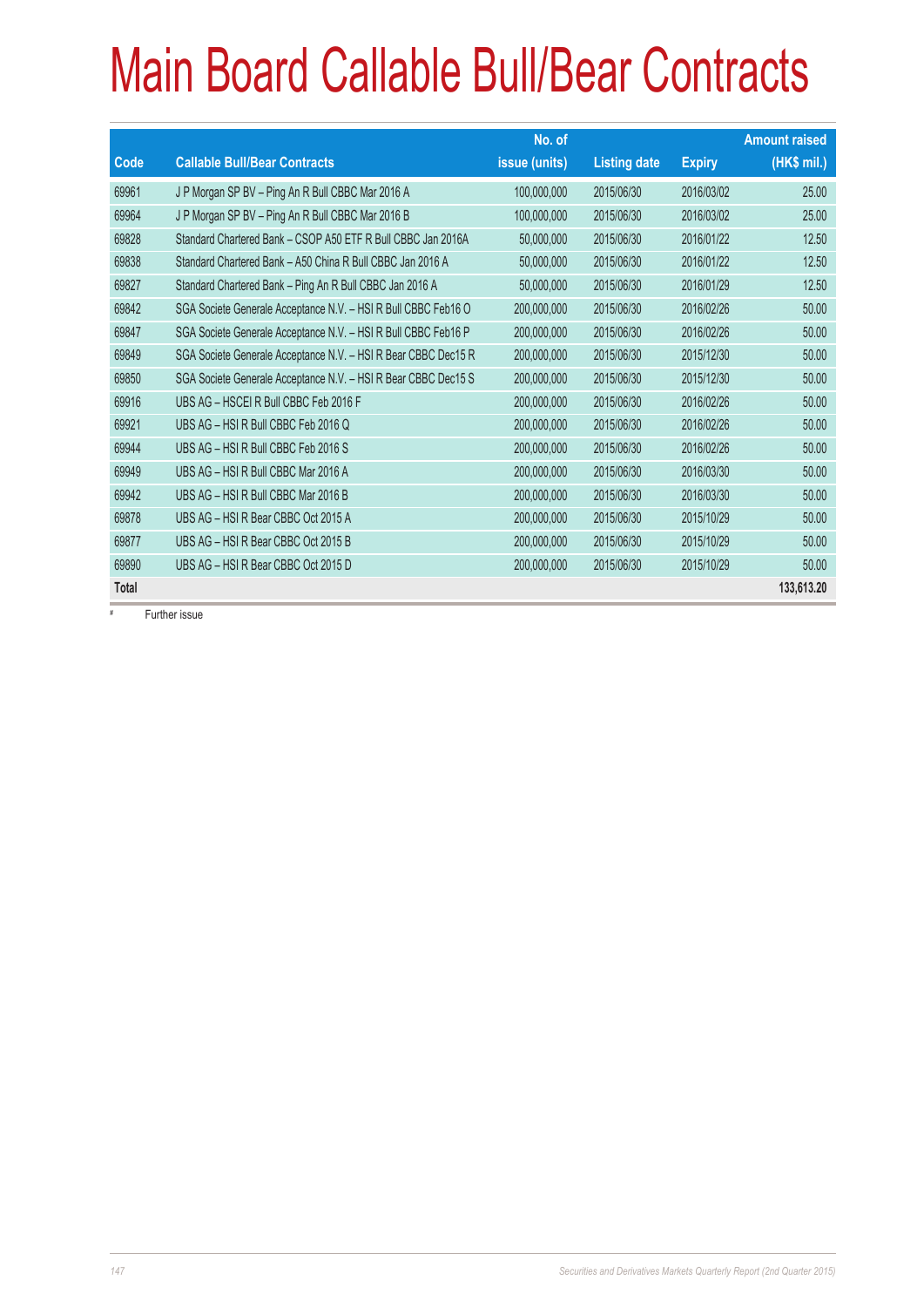# Main Board Callable Bull/Bear Contracts

| Code | Callable Bull/Bear Contracts | No. of issue (units) | Listing date | Expiry | Amount raised (HK$ mil.) |
|---|---|---|---|---|---|
| 69961 | J P Morgan SP BV – Ping An R Bull CBBC Mar 2016 A | 100,000,000 | 2015/06/30 | 2016/03/02 | 25.00 |
| 69964 | J P Morgan SP BV – Ping An R Bull CBBC Mar 2016 B | 100,000,000 | 2015/06/30 | 2016/03/02 | 25.00 |
| 69828 | Standard Chartered Bank – CSOP A50 ETF R Bull CBBC Jan 2016A | 50,000,000 | 2015/06/30 | 2016/01/22 | 12.50 |
| 69838 | Standard Chartered Bank – A50 China R Bull CBBC Jan 2016 A | 50,000,000 | 2015/06/30 | 2016/01/22 | 12.50 |
| 69827 | Standard Chartered Bank – Ping An R Bull CBBC Jan 2016 A | 50,000,000 | 2015/06/30 | 2016/01/29 | 12.50 |
| 69842 | SGA Societe Generale Acceptance N.V. – HSI R Bull CBBC Feb16 O | 200,000,000 | 2015/06/30 | 2016/02/26 | 50.00 |
| 69847 | SGA Societe Generale Acceptance N.V. – HSI R Bull CBBC Feb16 P | 200,000,000 | 2015/06/30 | 2016/02/26 | 50.00 |
| 69849 | SGA Societe Generale Acceptance N.V. – HSI R Bear CBBC Dec15 R | 200,000,000 | 2015/06/30 | 2015/12/30 | 50.00 |
| 69850 | SGA Societe Generale Acceptance N.V. – HSI R Bear CBBC Dec15 S | 200,000,000 | 2015/06/30 | 2015/12/30 | 50.00 |
| 69916 | UBS AG – HSCEI R Bull CBBC Feb 2016 F | 200,000,000 | 2015/06/30 | 2016/02/26 | 50.00 |
| 69921 | UBS AG – HSI R Bull CBBC Feb 2016 Q | 200,000,000 | 2015/06/30 | 2016/02/26 | 50.00 |
| 69944 | UBS AG – HSI R Bull CBBC Feb 2016 S | 200,000,000 | 2015/06/30 | 2016/02/26 | 50.00 |
| 69949 | UBS AG – HSI R Bull CBBC Mar 2016 A | 200,000,000 | 2015/06/30 | 2016/03/30 | 50.00 |
| 69942 | UBS AG – HSI R Bull CBBC Mar 2016 B | 200,000,000 | 2015/06/30 | 2016/03/30 | 50.00 |
| 69878 | UBS AG – HSI R Bear CBBC Oct 2015 A | 200,000,000 | 2015/06/30 | 2015/10/29 | 50.00 |
| 69877 | UBS AG – HSI R Bear CBBC Oct 2015 B | 200,000,000 | 2015/06/30 | 2015/10/29 | 50.00 |
| 69890 | UBS AG – HSI R Bear CBBC Oct 2015 D | 200,000,000 | 2015/06/30 | 2015/10/29 | 50.00 |
| **Total** | | | | | **133,613.20** |

# Further issue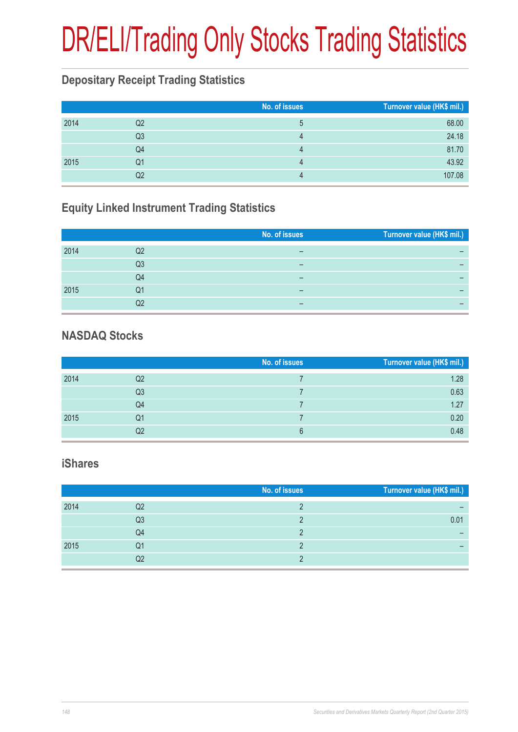# DR/ELI/Trading Only Stocks Trading Statistics

## Depositary Receipt Trading Statistics

| | | No. of issues | Turnover value (HK$ mil.) |
|---|---|---|---|
| 2014 | Q2 | 5 | 68.00 |
| | Q3 | 4 | 24.18 |
| | Q4 | 4 | 81.70 |
| 2015 | Q1 | 4 | 43.92 |
| | Q2 | 4 | 107.08 |

## Equity Linked Instrument Trading Statistics

| | | No. of issues | Turnover value (HK$ mil.) |
|---|---|---|---|
| 2014 | Q2 | – | – |
| | Q3 | – | – |
| | Q4 | – | – |
| 2015 | Q1 | – | – |
| | Q2 | – | – |

## NASDAQ Stocks

| | | No. of issues | Turnover value (HK$ mil.) |
|---|---|---|---|
| 2014 | Q2 | 7 | 1.28 |
| | Q3 | 7 | 0.63 |
| | Q4 | 7 | 1.27 |
| 2015 | Q1 | 7 | 0.20 |
| | Q2 | 6 | 0.48 |

## iShares

| | | No. of issues | Turnover value (HK$ mil.) |
|---|---|---|---|
| 2014 | Q2 | 2 | – |
| | Q3 | 2 | 0.01 |
| | Q4 | 2 | – |
| 2015 | Q1 | 2 | – |
| | Q2 | 2 | |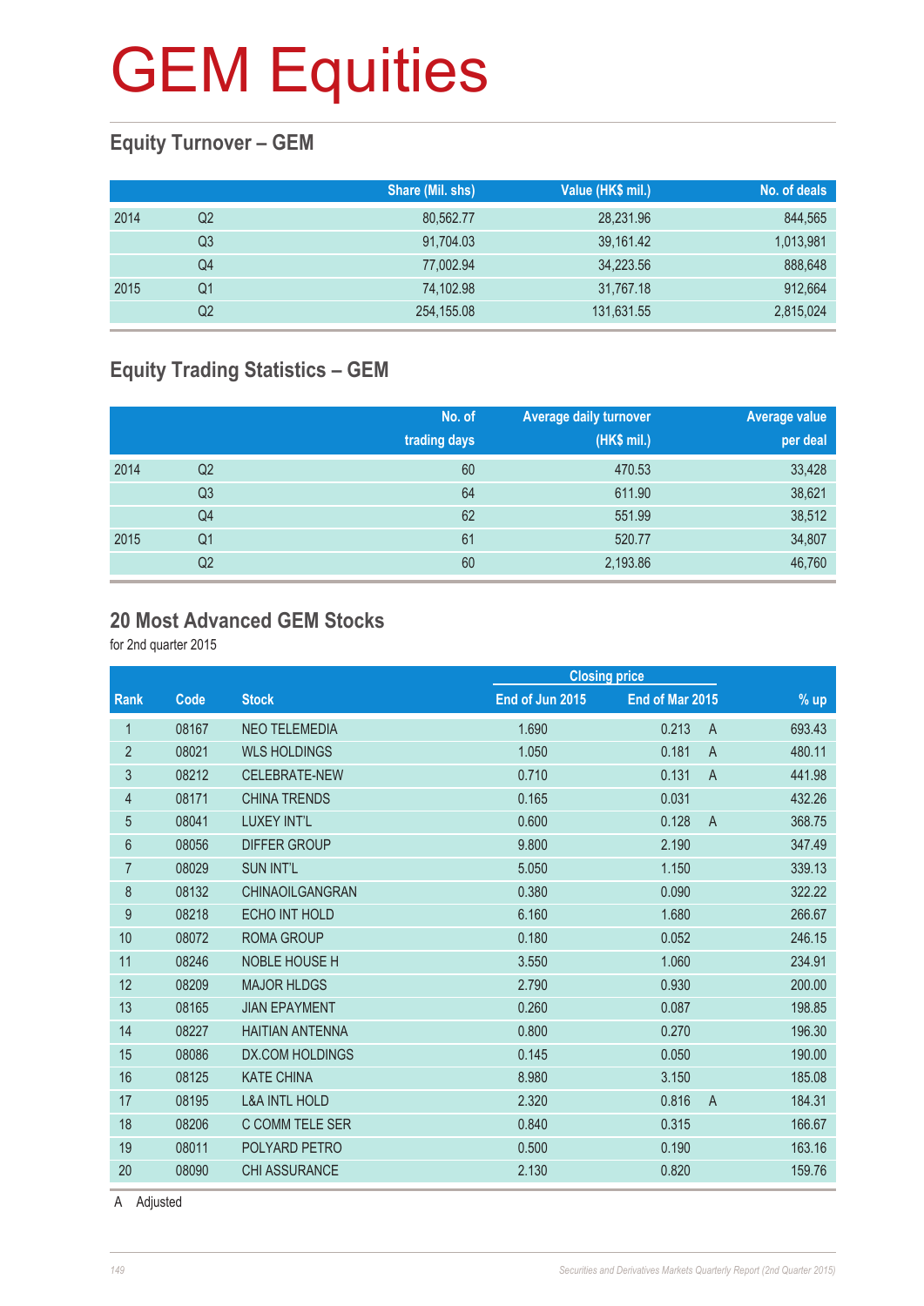# GEM Equities

## Equity Turnover – GEM

| | | Share (Mil. shs) | Value (HK$ mil.) | No. of deals |
|---|---|---|---|---|
| 2014 | Q2 | 80,562.77 | 28,231.96 | 844,565 |
| | Q3 | 91,704.03 | 39,161.42 | 1,013,981 |
| | Q4 | 77,002.94 | 34,223.56 | 888,648 |
| 2015 | Q1 | 74,102.98 | 31,767.18 | 912,664 |
| | Q2 | 254,155.08 | 131,631.55 | 2,815,024 |

## Equity Trading Statistics – GEM

| | | No. of trading days | Average daily turnover (HK$ mil.) | Average value per deal |
|---|---|---|---|---|
| 2014 | Q2 | 60 | 470.53 | 33,428 |
| | Q3 | 64 | 611.90 | 38,621 |
| | Q4 | 62 | 551.99 | 38,512 |
| 2015 | Q1 | 61 | 520.77 | 34,807 |
| | Q2 | 60 | 2,193.86 | 46,760 |

## 20 Most Advanced GEM Stocks

for 2nd quarter 2015

| | | | Closing price | | | |
|---|---|---|---|---|---|---|
| Rank | Code | Stock | End of Jun 2015 | End of Mar 2015 | | % up |
| 1 | 08167 | NEO TELEMEDIA | 1.690 | 0.213 | A | 693.43 |
| 2 | 08021 | WLS HOLDINGS | 1.050 | 0.181 | A | 480.11 |
| 3 | 08212 | CELEBRATE-NEW | 0.710 | 0.131 | A | 441.98 |
| 4 | 08171 | CHINA TRENDS | 0.165 | 0.031 | | 432.26 |
| 5 | 08041 | LUXEY INT'L | 0.600 | 0.128 | A | 368.75 |
| 6 | 08056 | DIFFER GROUP | 9.800 | 2.190 | | 347.49 |
| 7 | 08029 | SUN INT'L | 5.050 | 1.150 | | 339.13 |
| 8 | 08132 | CHINAOILGANGRAN | 0.380 | 0.090 | | 322.22 |
| 9 | 08218 | ECHO INT HOLD | 6.160 | 1.680 | | 266.67 |
| 10 | 08072 | ROMA GROUP | 0.180 | 0.052 | | 246.15 |
| 11 | 08246 | NOBLE HOUSE H | 3.550 | 1.060 | | 234.91 |
| 12 | 08209 | MAJOR HLDGS | 2.790 | 0.930 | | 200.00 |
| 13 | 08165 | JIAN EPAYMENT | 0.260 | 0.087 | | 198.85 |
| 14 | 08227 | HAITIAN ANTENNA | 0.800 | 0.270 | | 196.30 |
| 15 | 08086 | DX.COM HOLDINGS | 0.145 | 0.050 | | 190.00 |
| 16 | 08125 | KATE CHINA | 8.980 | 3.150 | | 185.08 |
| 17 | 08195 | L&A INTL HOLD | 2.320 | 0.816 | A | 184.31 |
| 18 | 08206 | C COMM TELE SER | 0.840 | 0.315 | | 166.67 |
| 19 | 08011 | POLYARD PETRO | 0.500 | 0.190 | | 163.16 |
| 20 | 08090 | CHI ASSURANCE | 2.130 | 0.820 | | 159.76 |

A Adjusted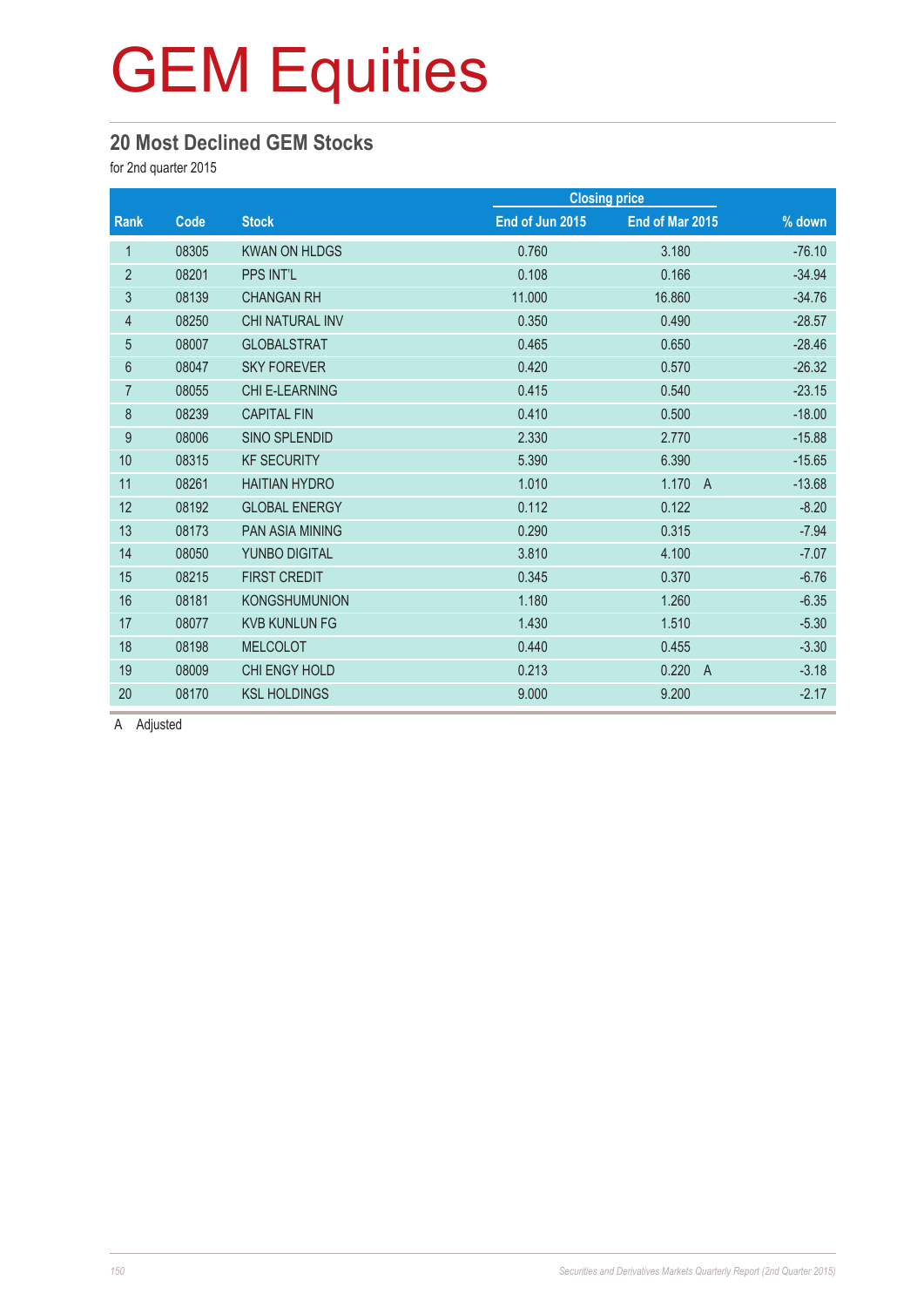# GEM Equities

## 20 Most Declined GEM Stocks

for 2nd quarter 2015

| Rank | Code | Stock | Closing price | | % down |
|---|---|---|---|---|---|
| | | | End of Jun 2015 | End of Mar 2015 | |
| 1 | 08305 | KWAN ON HLDGS | 0.760 | 3.180 | -76.10 |
| 2 | 08201 | PPS INT'L | 0.108 | 0.166 | -34.94 |
| 3 | 08139 | CHANGAN RH | 11.000 | 16.860 | -34.76 |
| 4 | 08250 | CHI NATURAL INV | 0.350 | 0.490 | -28.57 |
| 5 | 08007 | GLOBALSTRAT | 0.465 | 0.650 | -28.46 |
| 6 | 08047 | SKY FOREVER | 0.420 | 0.570 | -26.32 |
| 7 | 08055 | CHI E-LEARNING | 0.415 | 0.540 | -23.15 |
| 8 | 08239 | CAPITAL FIN | 0.410 | 0.500 | -18.00 |
| 9 | 08006 | SINO SPLENDID | 2.330 | 2.770 | -15.88 |
| 10 | 08315 | KF SECURITY | 5.390 | 6.390 | -15.65 |
| 11 | 08261 | HAITIAN HYDRO | 1.010 | 1.170 A | -13.68 |
| 12 | 08192 | GLOBAL ENERGY | 0.112 | 0.122 | -8.20 |
| 13 | 08173 | PAN ASIA MINING | 0.290 | 0.315 | -7.94 |
| 14 | 08050 | YUNBO DIGITAL | 3.810 | 4.100 | -7.07 |
| 15 | 08215 | FIRST CREDIT | 0.345 | 0.370 | -6.76 |
| 16 | 08181 | KONGSHUMUNION | 1.180 | 1.260 | -6.35 |
| 17 | 08077 | KVB KUNLUN FG | 1.430 | 1.510 | -5.30 |
| 18 | 08198 | MELCOLOT | 0.440 | 0.455 | -3.30 |
| 19 | 08009 | CHI ENGY HOLD | 0.213 | 0.220 A | -3.18 |
| 20 | 08170 | KSL HOLDINGS | 9.000 | 9.200 | -2.17 |

A Adjusted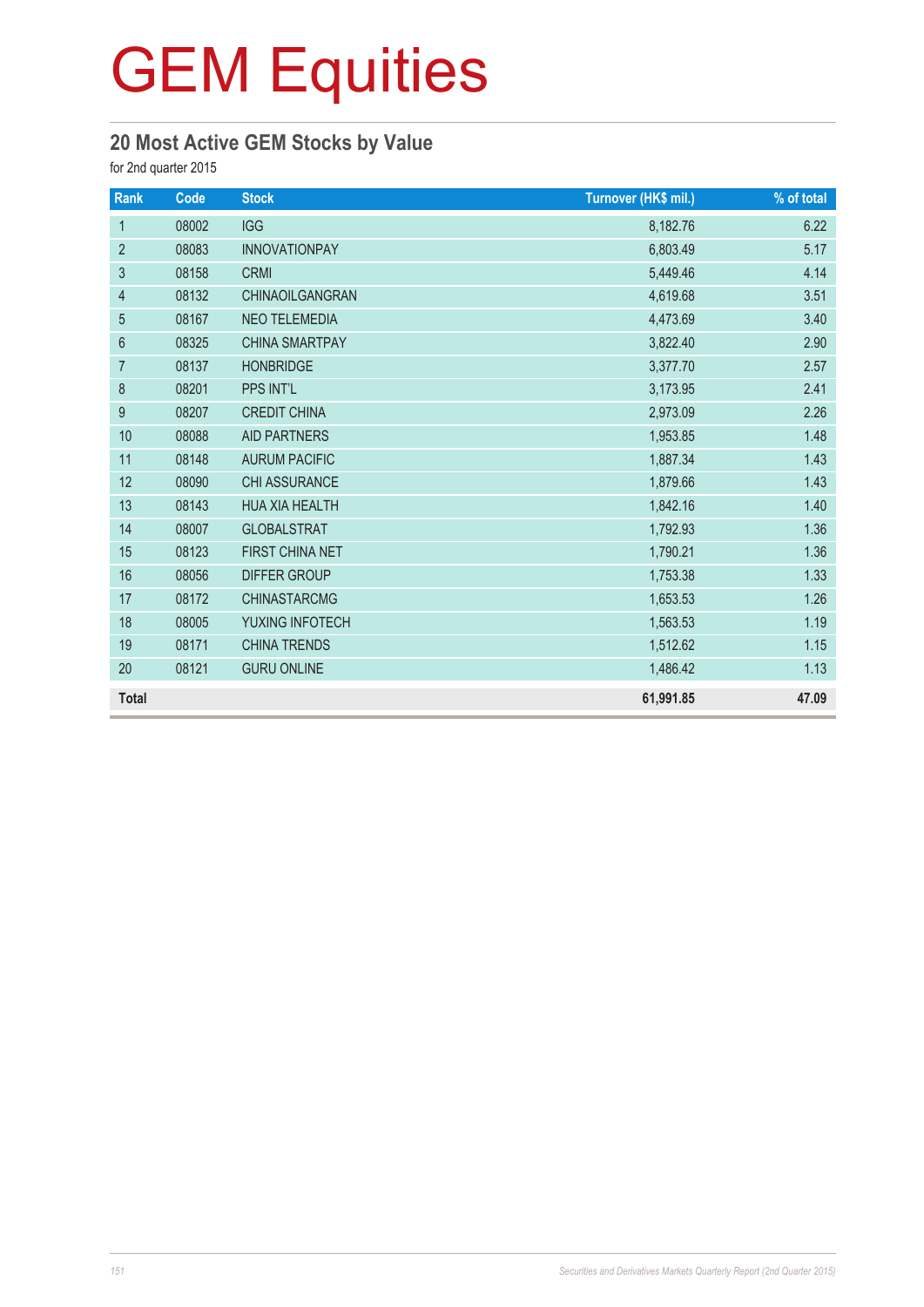# GEM Equities

## 20 Most Active GEM Stocks by Value

for 2nd quarter 2015

| Rank | Code | Stock | Turnover (HK$ mil.) | % of total |
|---|---|---|---|---|
| 1 | 08002 | IGG | 8,182.76 | 6.22 |
| 2 | 08083 | INNOVATIONPAY | 6,803.49 | 5.17 |
| 3 | 08158 | CRMI | 5,449.46 | 4.14 |
| 4 | 08132 | CHINAOILGANGRAN | 4,619.68 | 3.51 |
| 5 | 08167 | NEO TELEMEDIA | 4,473.69 | 3.40 |
| 6 | 08325 | CHINA SMARTPAY | 3,822.40 | 2.90 |
| 7 | 08137 | HONBRIDGE | 3,377.70 | 2.57 |
| 8 | 08201 | PPS INT'L | 3,173.95 | 2.41 |
| 9 | 08207 | CREDIT CHINA | 2,973.09 | 2.26 |
| 10 | 08088 | AID PARTNERS | 1,953.85 | 1.48 |
| 11 | 08148 | AURUM PACIFIC | 1,887.34 | 1.43 |
| 12 | 08090 | CHI ASSURANCE | 1,879.66 | 1.43 |
| 13 | 08143 | HUA XIA HEALTH | 1,842.16 | 1.40 |
| 14 | 08007 | GLOBALSTRAT | 1,792.93 | 1.36 |
| 15 | 08123 | FIRST CHINA NET | 1,790.21 | 1.36 |
| 16 | 08056 | DIFFER GROUP | 1,753.38 | 1.33 |
| 17 | 08172 | CHINASTARCMG | 1,653.53 | 1.26 |
| 18 | 08005 | YUXING INFOTECH | 1,563.53 | 1.19 |
| 19 | 08171 | CHINA TRENDS | 1,512.62 | 1.15 |
| 20 | 08121 | GURU ONLINE | 1,486.42 | 1.13 |
| **Total** | | | **61,991.85** | **47.09** |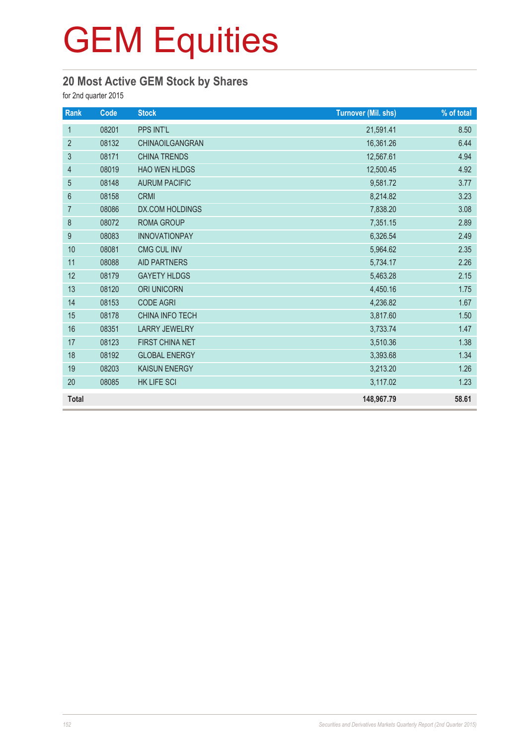# GEM Equities

## 20 Most Active GEM Stock by Shares

for 2nd quarter 2015

| Rank | Code | Stock | Turnover (Mil. shs) | % of total |
|---|---|---|---|---|
| 1 | 08201 | PPS INT'L | 21,591.41 | 8.50 |
| 2 | 08132 | CHINAOILGANGRAN | 16,361.26 | 6.44 |
| 3 | 08171 | CHINA TRENDS | 12,567.61 | 4.94 |
| 4 | 08019 | HAO WEN HLDGS | 12,500.45 | 4.92 |
| 5 | 08148 | AURUM PACIFIC | 9,581.72 | 3.77 |
| 6 | 08158 | CRMI | 8,214.82 | 3.23 |
| 7 | 08086 | DX.COM HOLDINGS | 7,838.20 | 3.08 |
| 8 | 08072 | ROMA GROUP | 7,351.15 | 2.89 |
| 9 | 08083 | INNOVATIONPAY | 6,326.54 | 2.49 |
| 10 | 08081 | CMG CUL INV | 5,964.62 | 2.35 |
| 11 | 08088 | AID PARTNERS | 5,734.17 | 2.26 |
| 12 | 08179 | GAYETY HLDGS | 5,463.28 | 2.15 |
| 13 | 08120 | ORI UNICORN | 4,450.16 | 1.75 |
| 14 | 08153 | CODE AGRI | 4,236.82 | 1.67 |
| 15 | 08178 | CHINA INFO TECH | 3,817.60 | 1.50 |
| 16 | 08351 | LARRY JEWELRY | 3,733.74 | 1.47 |
| 17 | 08123 | FIRST CHINA NET | 3,510.36 | 1.38 |
| 18 | 08192 | GLOBAL ENERGY | 3,393.68 | 1.34 |
| 19 | 08203 | KAISUN ENERGY | 3,213.20 | 1.26 |
| 20 | 08085 | HK LIFE SCI | 3,117.02 | 1.23 |
| **Total** | | | **148,967.79** | **58.61** |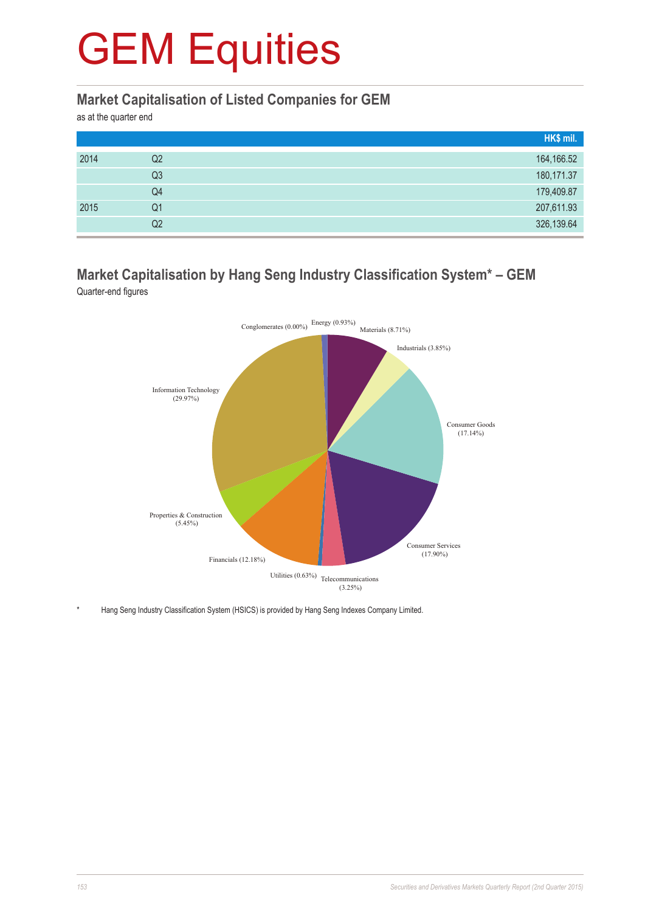# GEM Equities

## Market Capitalisation of Listed Companies for GEM

as at the quarter end

| | | HK$ mil. |
|---|---|---|
| 2014 | Q2 | 164,166.52 |
| | Q3 | 180,171.37 |
| | Q4 | 179,409.87 |
| 2015 | Q1 | 207,611.93 |
| | Q2 | 326,139.64 |

## Market Capitalisation by Hang Seng Industry Classification System* – GEM

Quarter-end figures

Conglomerates (0.00%)
Energy (0.93%)
Materials (8.71%)
Industrials (3.85%)
Consumer Goods (17.14%)
Consumer Services (17.90%)
Telecommunications (3.25%)
Utilities (0.63%)
Financials (12.18%)
Properties & Construction (5.45%)
Information Technology (29.97%)

\* Hang Seng Industry Classification System (HSICS) is provided by Hang Seng Indexes Company Limited.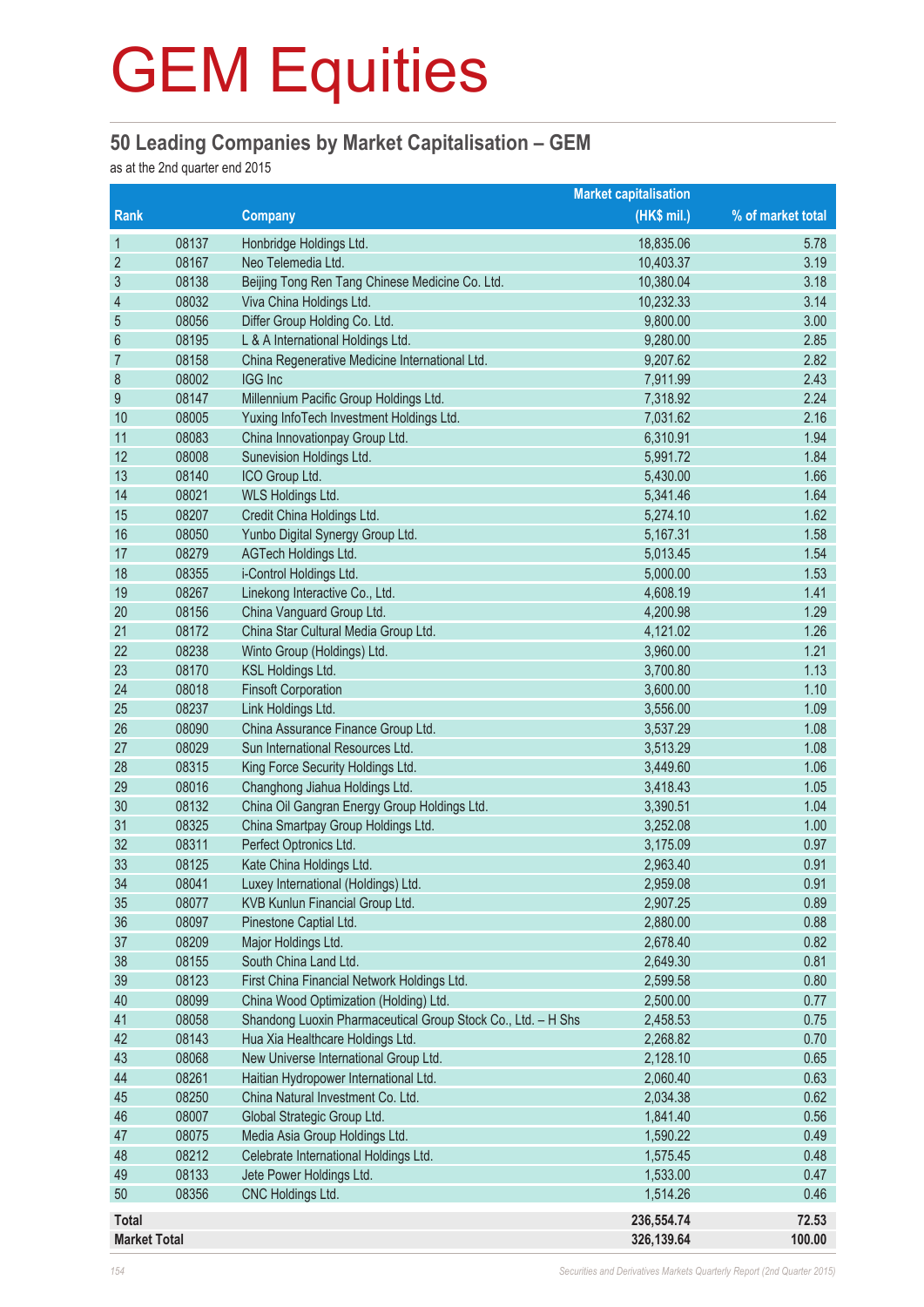# GEM Equities

## 50 Leading Companies by Market Capitalisation – GEM

as at the 2nd quarter end 2015

| Rank | | Company | Market capitalisation (HK$ mil.) | % of market total |
|---|---|---|---|---|
| 1 | 08137 | Honbridge Holdings Ltd. | 18,835.06 | 5.78 |
| 2 | 08167 | Neo Telemedia Ltd. | 10,403.37 | 3.19 |
| 3 | 08138 | Beijing Tong Ren Tang Chinese Medicine Co. Ltd. | 10,380.04 | 3.18 |
| 4 | 08032 | Viva China Holdings Ltd. | 10,232.33 | 3.14 |
| 5 | 08056 | Differ Group Holding Co. Ltd. | 9,800.00 | 3.00 |
| 6 | 08195 | L & A International Holdings Ltd. | 9,280.00 | 2.85 |
| 7 | 08158 | China Regenerative Medicine International Ltd. | 9,207.62 | 2.82 |
| 8 | 08002 | IGG Inc | 7,911.99 | 2.43 |
| 9 | 08147 | Millennium Pacific Group Holdings Ltd. | 7,318.92 | 2.24 |
| 10 | 08005 | Yuxing InfoTech Investment Holdings Ltd. | 7,031.62 | 2.16 |
| 11 | 08083 | China Innovationpay Group Ltd. | 6,310.91 | 1.94 |
| 12 | 08008 | Sunevision Holdings Ltd. | 5,991.72 | 1.84 |
| 13 | 08140 | ICO Group Ltd. | 5,430.00 | 1.66 |
| 14 | 08021 | WLS Holdings Ltd. | 5,341.46 | 1.64 |
| 15 | 08207 | Credit China Holdings Ltd. | 5,274.10 | 1.62 |
| 16 | 08050 | Yunbo Digital Synergy Group Ltd. | 5,167.31 | 1.58 |
| 17 | 08279 | AGTech Holdings Ltd. | 5,013.45 | 1.54 |
| 18 | 08355 | i-Control Holdings Ltd. | 5,000.00 | 1.53 |
| 19 | 08267 | Linekong Interactive Co., Ltd. | 4,608.19 | 1.41 |
| 20 | 08156 | China Vanguard Group Ltd. | 4,200.98 | 1.29 |
| 21 | 08172 | China Star Cultural Media Group Ltd. | 4,121.02 | 1.26 |
| 22 | 08238 | Winto Group (Holdings) Ltd. | 3,960.00 | 1.21 |
| 23 | 08170 | KSL Holdings Ltd. | 3,700.80 | 1.13 |
| 24 | 08018 | Finsoft Corporation | 3,600.00 | 1.10 |
| 25 | 08237 | Link Holdings Ltd. | 3,556.00 | 1.09 |
| 26 | 08090 | China Assurance Finance Group Ltd. | 3,537.29 | 1.08 |
| 27 | 08029 | Sun International Resources Ltd. | 3,513.29 | 1.08 |
| 28 | 08315 | King Force Security Holdings Ltd. | 3,449.60 | 1.06 |
| 29 | 08016 | Changhong Jiahua Holdings Ltd. | 3,418.43 | 1.05 |
| 30 | 08132 | China Oil Gangran Energy Group Holdings Ltd. | 3,390.51 | 1.04 |
| 31 | 08325 | China Smartpay Group Holdings Ltd. | 3,252.08 | 1.00 |
| 32 | 08311 | Perfect Optronics Ltd. | 3,175.09 | 0.97 |
| 33 | 08125 | Kate China Holdings Ltd. | 2,963.40 | 0.91 |
| 34 | 08041 | Luxey International (Holdings) Ltd. | 2,959.08 | 0.91 |
| 35 | 08077 | KVB Kunlun Financial Group Ltd. | 2,907.25 | 0.89 |
| 36 | 08097 | Pinestone Captial Ltd. | 2,880.00 | 0.88 |
| 37 | 08209 | Major Holdings Ltd. | 2,678.40 | 0.82 |
| 38 | 08155 | South China Land Ltd. | 2,649.30 | 0.81 |
| 39 | 08123 | First China Financial Network Holdings Ltd. | 2,599.58 | 0.80 |
| 40 | 08099 | China Wood Optimization (Holding) Ltd. | 2,500.00 | 0.77 |
| 41 | 08058 | Shandong Luoxin Pharmaceutical Group Stock Co., Ltd. – H Shs | 2,458.53 | 0.75 |
| 42 | 08143 | Hua Xia Healthcare Holdings Ltd. | 2,268.82 | 0.70 |
| 43 | 08068 | New Universe International Group Ltd. | 2,128.10 | 0.65 |
| 44 | 08261 | Haitian Hydropower International Ltd. | 2,060.40 | 0.63 |
| 45 | 08250 | China Natural Investment Co. Ltd. | 2,034.38 | 0.62 |
| 46 | 08007 | Global Strategic Group Ltd. | 1,841.40 | 0.56 |
| 47 | 08075 | Media Asia Group Holdings Ltd. | 1,590.22 | 0.49 |
| 48 | 08212 | Celebrate International Holdings Ltd. | 1,575.45 | 0.48 |
| 49 | 08133 | Jete Power Holdings Ltd. | 1,533.00 | 0.47 |
| 50 | 08356 | CNC Holdings Ltd. | 1,514.26 | 0.46 |
| **Total** | | | **236,554.74** | **72.53** |
| **Market Total** | | | **326,139.64** | **100.00** |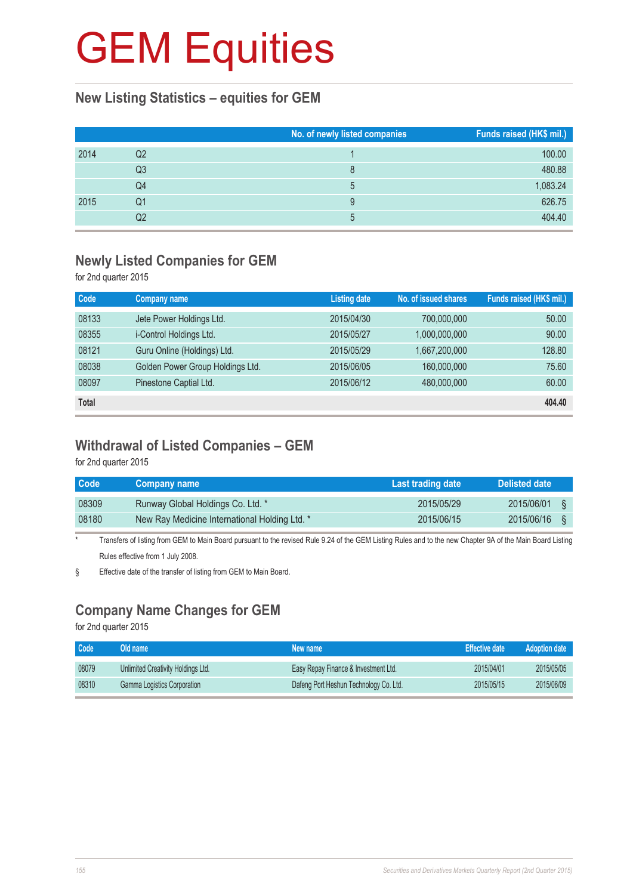# GEM Equities

## New Listing Statistics – equities for GEM

| | | No. of newly listed companies | Funds raised (HK$ mil.) |
|---|---|---|---|
| 2014 | Q2 | 1 | 100.00 |
| | Q3 | 8 | 480.88 |
| | Q4 | 5 | 1,083.24 |
| 2015 | Q1 | 9 | 626.75 |
| | Q2 | 5 | 404.40 |

## Newly Listed Companies for GEM

for 2nd quarter 2015

| Code | Company name | Listing date | No. of issued shares | Funds raised (HK$ mil.) |
|---|---|---|---|---|
| 08133 | Jete Power Holdings Ltd. | 2015/04/30 | 700,000,000 | 50.00 |
| 08355 | i-Control Holdings Ltd. | 2015/05/27 | 1,000,000,000 | 90.00 |
| 08121 | Guru Online (Holdings) Ltd. | 2015/05/29 | 1,667,200,000 | 128.80 |
| 08038 | Golden Power Group Holdings Ltd. | 2015/06/05 | 160,000,000 | 75.60 |
| 08097 | Pinestone Captial Ltd. | 2015/06/12 | 480,000,000 | 60.00 |
| **Total** | | | | **404.40** |

## Withdrawal of Listed Companies – GEM

for 2nd quarter 2015

| Code | Company name | Last trading date | Delisted date |
|---|---|---|---|
| 08309 | Runway Global Holdings Co. Ltd. * | 2015/05/29 | 2015/06/01 § |
| 08180 | New Ray Medicine International Holding Ltd. * | 2015/06/15 | 2015/06/16 § |

\* Transfers of listing from GEM to Main Board pursuant to the revised Rule 9.24 of the GEM Listing Rules and to the new Chapter 9A of the Main Board Listing Rules effective from 1 July 2008.

§ Effective date of the transfer of listing from GEM to Main Board.

## Company Name Changes for GEM

for 2nd quarter 2015

| Code | Old name | New name | Effective date | Adoption date |
|---|---|---|---|---|
| 08079 | Unlimited Creativity Holdings Ltd. | Easy Repay Finance & Investment Ltd. | 2015/04/01 | 2015/05/05 |
| 08310 | Gamma Logistics Corporation | Dafeng Port Heshun Technology Co. Ltd. | 2015/05/15 | 2015/06/09 |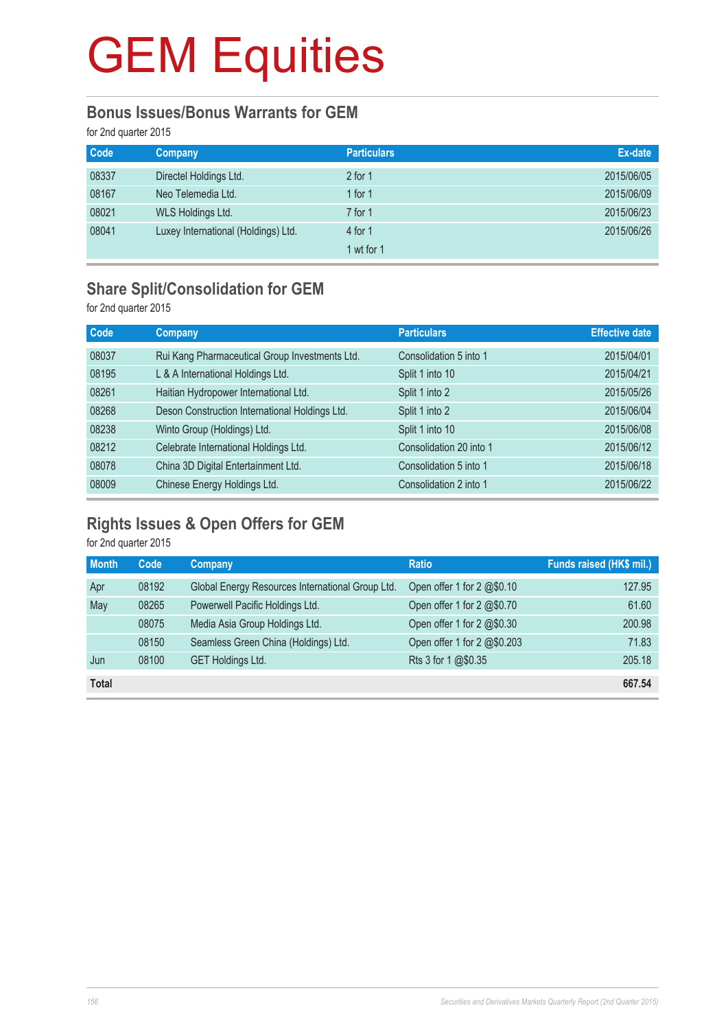# GEM Equities

## Bonus Issues/Bonus Warrants for GEM

for 2nd quarter 2015

| Code | Company | Particulars | Ex-date |
|---|---|---|---|
| 08337 | Directel Holdings Ltd. | 2 for 1 | 2015/06/05 |
| 08167 | Neo Telemedia Ltd. | 1 for 1 | 2015/06/09 |
| 08021 | WLS Holdings Ltd. | 7 for 1 | 2015/06/23 |
| 08041 | Luxey International (Holdings) Ltd. | 4 for 1 | 2015/06/26 |
| | | 1 wt for 1 | |

## Share Split/Consolidation for GEM

for 2nd quarter 2015

| Code | Company | Particulars | Effective date |
|---|---|---|---|
| 08037 | Rui Kang Pharmaceutical Group Investments Ltd. | Consolidation 5 into 1 | 2015/04/01 |
| 08195 | L & A International Holdings Ltd. | Split 1 into 10 | 2015/04/21 |
| 08261 | Haitian Hydropower International Ltd. | Split 1 into 2 | 2015/05/26 |
| 08268 | Deson Construction International Holdings Ltd. | Split 1 into 2 | 2015/06/04 |
| 08238 | Winto Group (Holdings) Ltd. | Split 1 into 10 | 2015/06/08 |
| 08212 | Celebrate International Holdings Ltd. | Consolidation 20 into 1 | 2015/06/12 |
| 08078 | China 3D Digital Entertainment Ltd. | Consolidation 5 into 1 | 2015/06/18 |
| 08009 | Chinese Energy Holdings Ltd. | Consolidation 2 into 1 | 2015/06/22 |

## Rights Issues & Open Offers for GEM

for 2nd quarter 2015

| Month | Code | Company | Ratio | Funds raised (HK$ mil.) |
|---|---|---|---|---|
| Apr | 08192 | Global Energy Resources International Group Ltd. | Open offer 1 for 2 @$0.10 | 127.95 |
| May | 08265 | Powerwell Pacific Holdings Ltd. | Open offer 1 for 2 @$0.70 | 61.60 |
| | 08075 | Media Asia Group Holdings Ltd. | Open offer 1 for 2 @$0.30 | 200.98 |
| | 08150 | Seamless Green China (Holdings) Ltd. | Open offer 1 for 2 @$0.203 | 71.83 |
| Jun | 08100 | GET Holdings Ltd. | Rts 3 for 1 @$0.35 | 205.18 |
| **Total** | | | | **667.54** |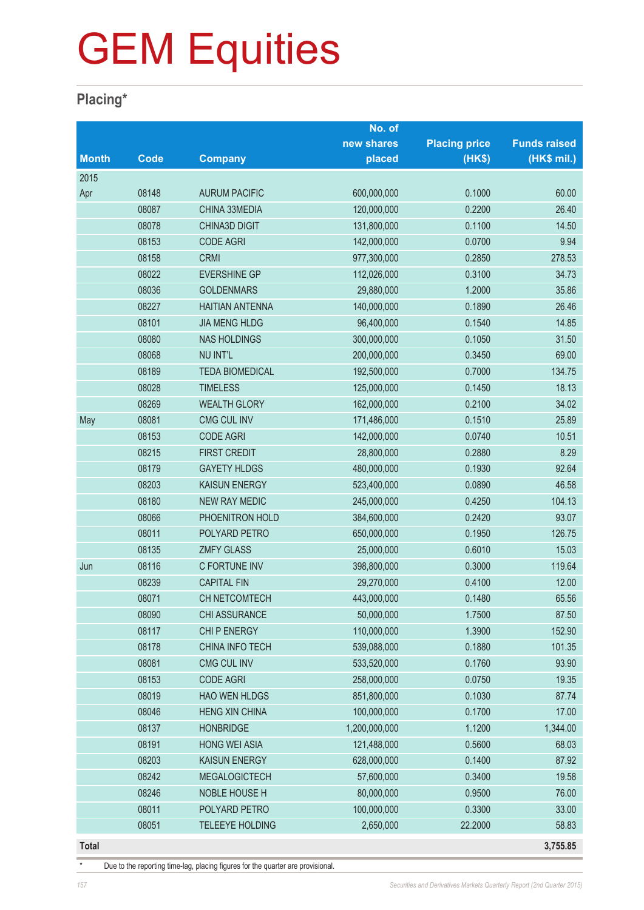# GEM Equities

## Placing*

| Month | Code | Company | No. of new shares placed | Placing price (HK$) | Funds raised (HK$ mil.) |
|---|---|---|---|---|---|
| 2015 | | | | | |
| Apr | 08148 | AURUM PACIFIC | 600,000,000 | 0.1000 | 60.00 |
| | 08087 | CHINA 33MEDIA | 120,000,000 | 0.2200 | 26.40 |
| | 08078 | CHINA3D DIGIT | 131,800,000 | 0.1100 | 14.50 |
| | 08153 | CODE AGRI | 142,000,000 | 0.0700 | 9.94 |
| | 08158 | CRMI | 977,300,000 | 0.2850 | 278.53 |
| | 08022 | EVERSHINE GP | 112,026,000 | 0.3100 | 34.73 |
| | 08036 | GOLDENMARS | 29,880,000 | 1.2000 | 35.86 |
| | 08227 | HAITIAN ANTENNA | 140,000,000 | 0.1890 | 26.46 |
| | 08101 | JIA MENG HLDG | 96,400,000 | 0.1540 | 14.85 |
| | 08080 | NAS HOLDINGS | 300,000,000 | 0.1050 | 31.50 |
| | 08068 | NU INT'L | 200,000,000 | 0.3450 | 69.00 |
| | 08189 | TEDA BIOMEDICAL | 192,500,000 | 0.7000 | 134.75 |
| | 08028 | TIMELESS | 125,000,000 | 0.1450 | 18.13 |
| | 08269 | WEALTH GLORY | 162,000,000 | 0.2100 | 34.02 |
| May | 08081 | CMG CUL INV | 171,486,000 | 0.1510 | 25.89 |
| | 08153 | CODE AGRI | 142,000,000 | 0.0740 | 10.51 |
| | 08215 | FIRST CREDIT | 28,800,000 | 0.2880 | 8.29 |
| | 08179 | GAYETY HLDGS | 480,000,000 | 0.1930 | 92.64 |
| | 08203 | KAISUN ENERGY | 523,400,000 | 0.0890 | 46.58 |
| | 08180 | NEW RAY MEDIC | 245,000,000 | 0.4250 | 104.13 |
| | 08066 | PHOENITRON HOLD | 384,600,000 | 0.2420 | 93.07 |
| | 08011 | POLYARD PETRO | 650,000,000 | 0.1950 | 126.75 |
| | 08135 | ZMFY GLASS | 25,000,000 | 0.6010 | 15.03 |
| Jun | 08116 | C FORTUNE INV | 398,800,000 | 0.3000 | 119.64 |
| | 08239 | CAPITAL FIN | 29,270,000 | 0.4100 | 12.00 |
| | 08071 | CH NETCOMTECH | 443,000,000 | 0.1480 | 65.56 |
| | 08090 | CHI ASSURANCE | 50,000,000 | 1.7500 | 87.50 |
| | 08117 | CHI P ENERGY | 110,000,000 | 1.3900 | 152.90 |
| | 08178 | CHINA INFO TECH | 539,088,000 | 0.1880 | 101.35 |
| | 08081 | CMG CUL INV | 533,520,000 | 0.1760 | 93.90 |
| | 08153 | CODE AGRI | 258,000,000 | 0.0750 | 19.35 |
| | 08019 | HAO WEN HLDGS | 851,800,000 | 0.1030 | 87.74 |
| | 08046 | HENG XIN CHINA | 100,000,000 | 0.1700 | 17.00 |
| | 08137 | HONBRIDGE | 1,200,000,000 | 1.1200 | 1,344.00 |
| | 08191 | HONG WEI ASIA | 121,488,000 | 0.5600 | 68.03 |
| | 08203 | KAISUN ENERGY | 628,000,000 | 0.1400 | 87.92 |
| | 08242 | MEGALOGICTECH | 57,600,000 | 0.3400 | 19.58 |
| | 08246 | NOBLE HOUSE H | 80,000,000 | 0.9500 | 76.00 |
| | 08011 | POLYARD PETRO | 100,000,000 | 0.3300 | 33.00 |
| | 08051 | TELEEYE HOLDING | 2,650,000 | 22.2000 | 58.83 |
| **Total** | | | | | **3,755.85** |

\* Due to the reporting time-lag, placing figures for the quarter are provisional.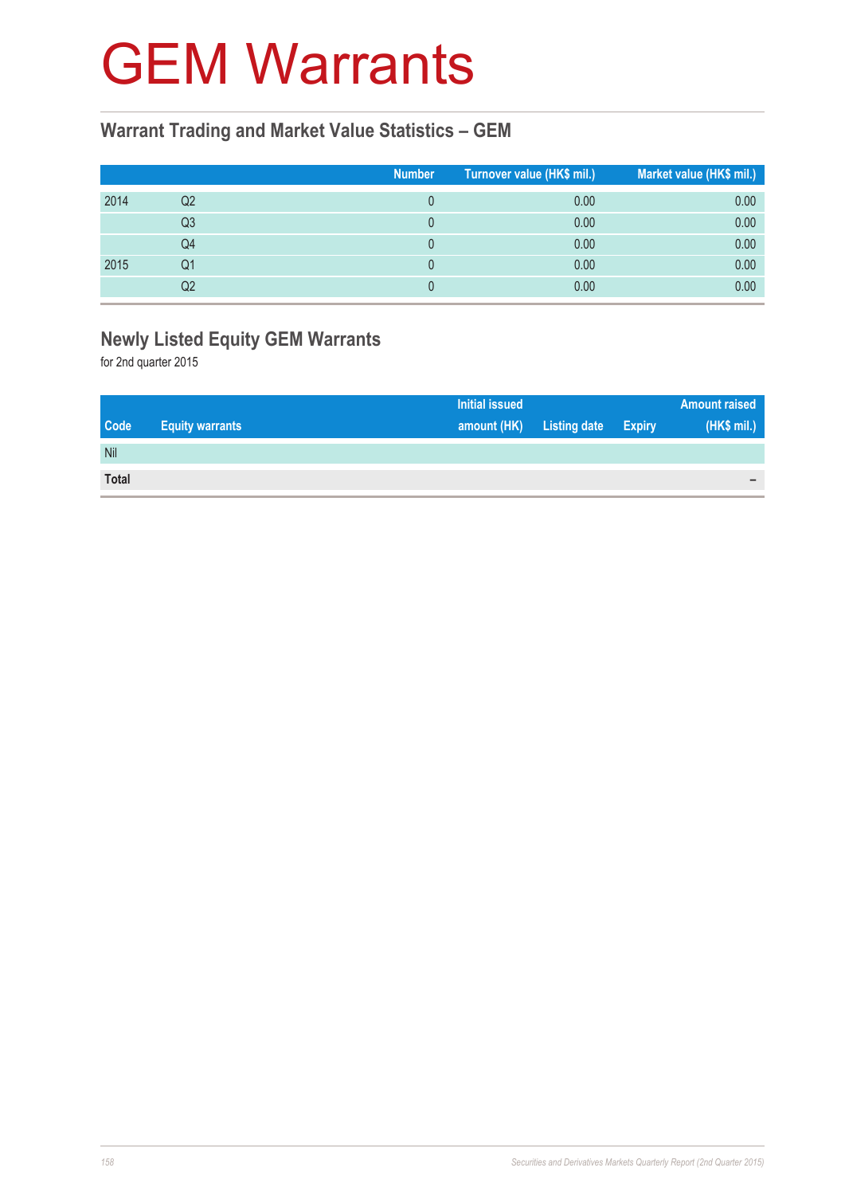# GEM Warrants

## Warrant Trading and Market Value Statistics – GEM

| | | Number | Turnover value (HK$ mil.) | Market value (HK$ mil.) |
|---|---|---|---|---|
| 2014 | Q2 | 0 | 0.00 | 0.00 |
| | Q3 | 0 | 0.00 | 0.00 |
| | Q4 | 0 | 0.00 | 0.00 |
| 2015 | Q1 | 0 | 0.00 | 0.00 |
| | Q2 | 0 | 0.00 | 0.00 |

## Newly Listed Equity GEM Warrants

for 2nd quarter 2015

| Code | Equity warrants | Initial issued amount (HK) | Listing date | Expiry | Amount raised (HK$ mil.) |
|---|---|---|---|---|---|
| Nil | | | | | |
| **Total** | | | | | – |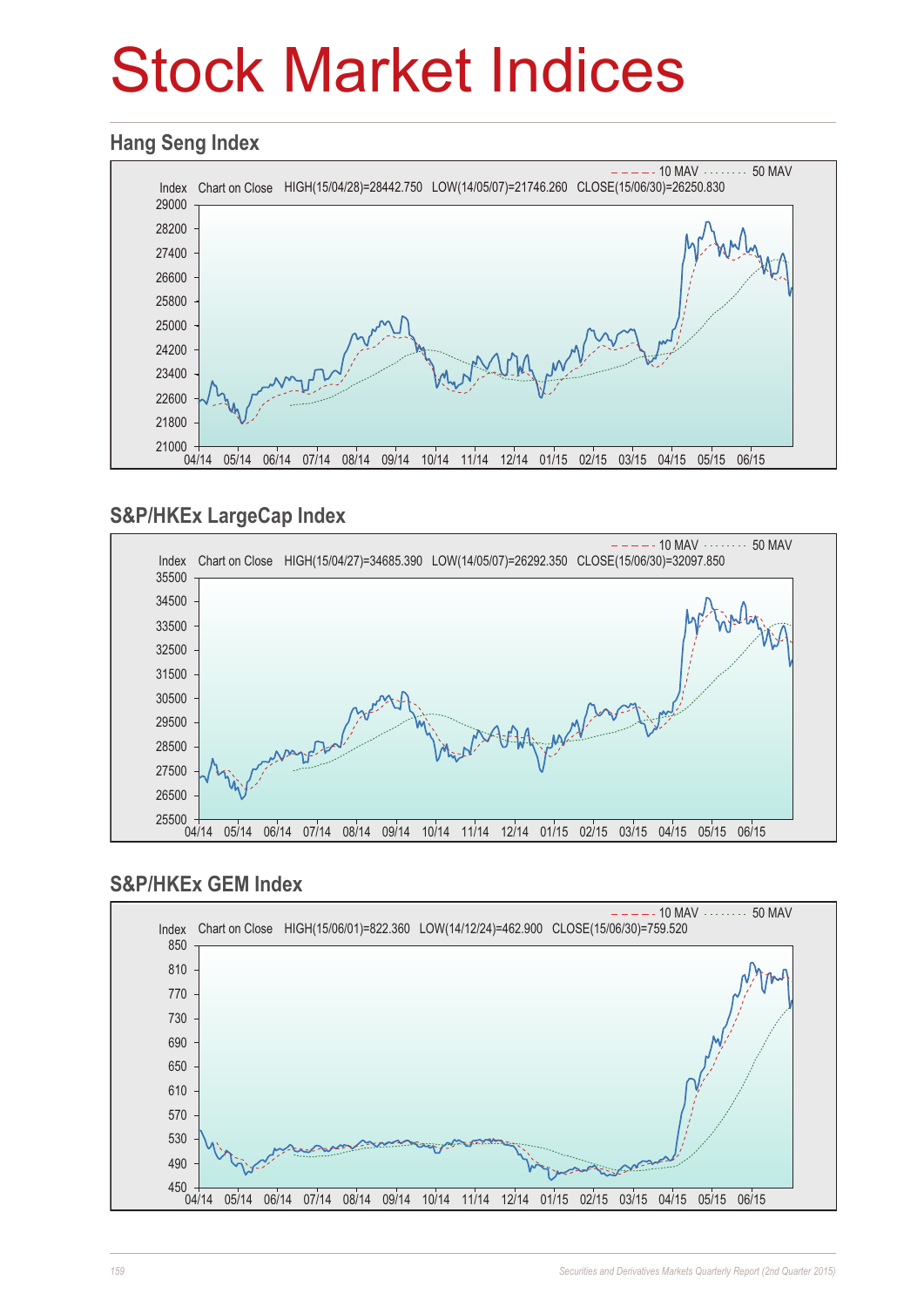# Stock Market Indices

## Hang Seng Index

10 MAV 50 MAV

Index Chart on Close HIGH(15/04/28)=28442.750 LOW(14/05/07)=21746.260 CLOSE(15/06/30)=26250.830

## S&P/HKEx LargeCap Index

10 MAV 50 MAV

Index Chart on Close HIGH(15/04/27)=34685.390 LOW(14/05/07)=26292.350 CLOSE(15/06/30)=32097.850

## S&P/HKEx GEM Index

10 MAV 50 MAV

Index Chart on Close HIGH(15/06/01)=822.360 LOW(14/12/24)=462.900 CLOSE(15/06/30)=759.520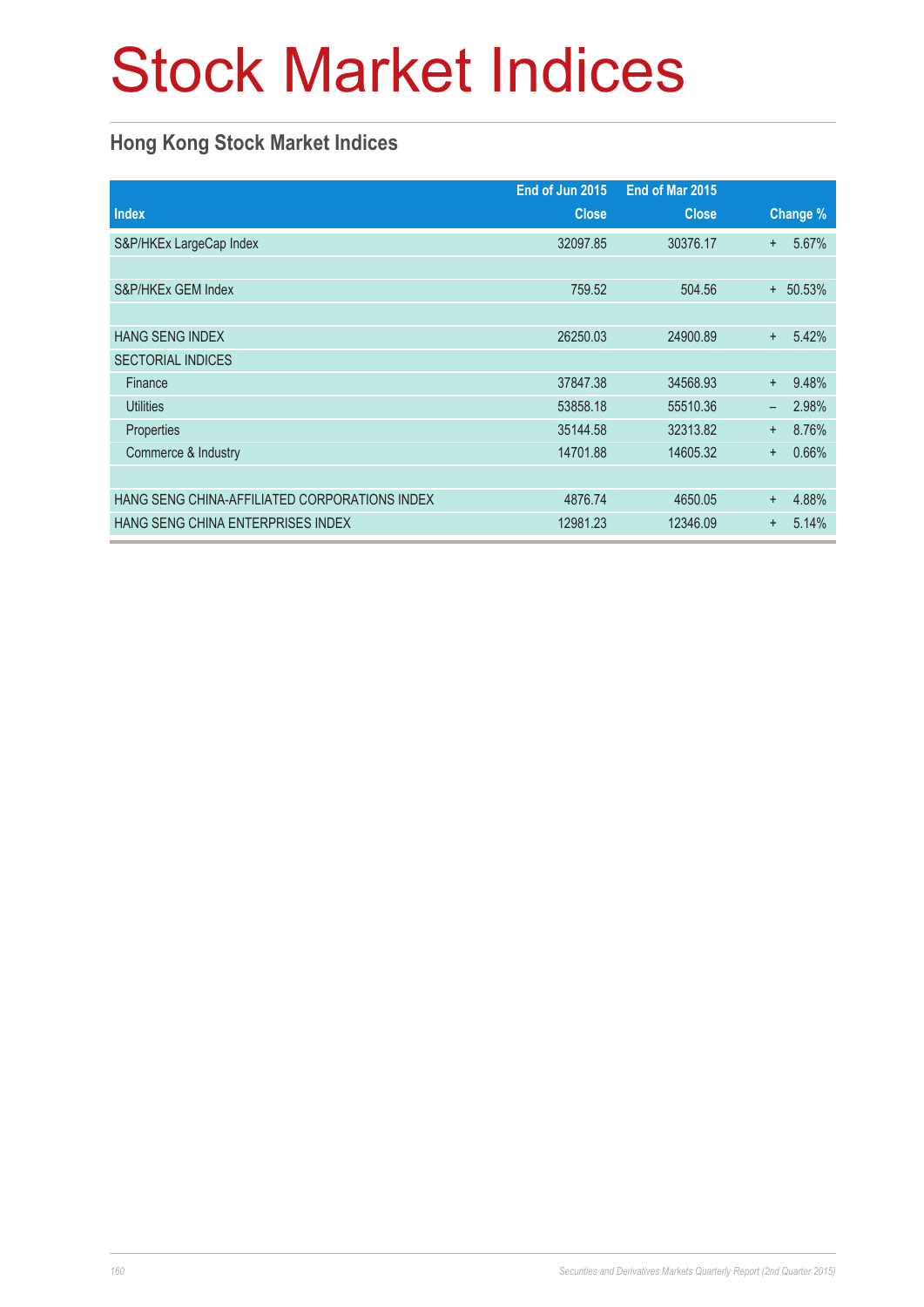# Stock Market Indices

## Hong Kong Stock Market Indices

| Index | End of Jun 2015 Close | End of Mar 2015 Close | Change % |
|---|---|---|---|
| S&P/HKEx LargeCap Index | 32097.85 | 30376.17 | + 5.67% |
| | | | |
| S&P/HKEx GEM Index | 759.52 | 504.56 | + 50.53% |
| | | | |
| HANG SENG INDEX | 26250.03 | 24900.89 | + 5.42% |
| SECTORIAL INDICES | | | |
| Finance | 37847.38 | 34568.93 | + 9.48% |
| Utilities | 53858.18 | 55510.36 | – 2.98% |
| Properties | 35144.58 | 32313.82 | + 8.76% |
| Commerce & Industry | 14701.88 | 14605.32 | + 0.66% |
| | | | |
| HANG SENG CHINA-AFFILIATED CORPORATIONS INDEX | 4876.74 | 4650.05 | + 4.88% |
| HANG SENG CHINA ENTERPRISES INDEX | 12981.23 | 12346.09 | + 5.14% |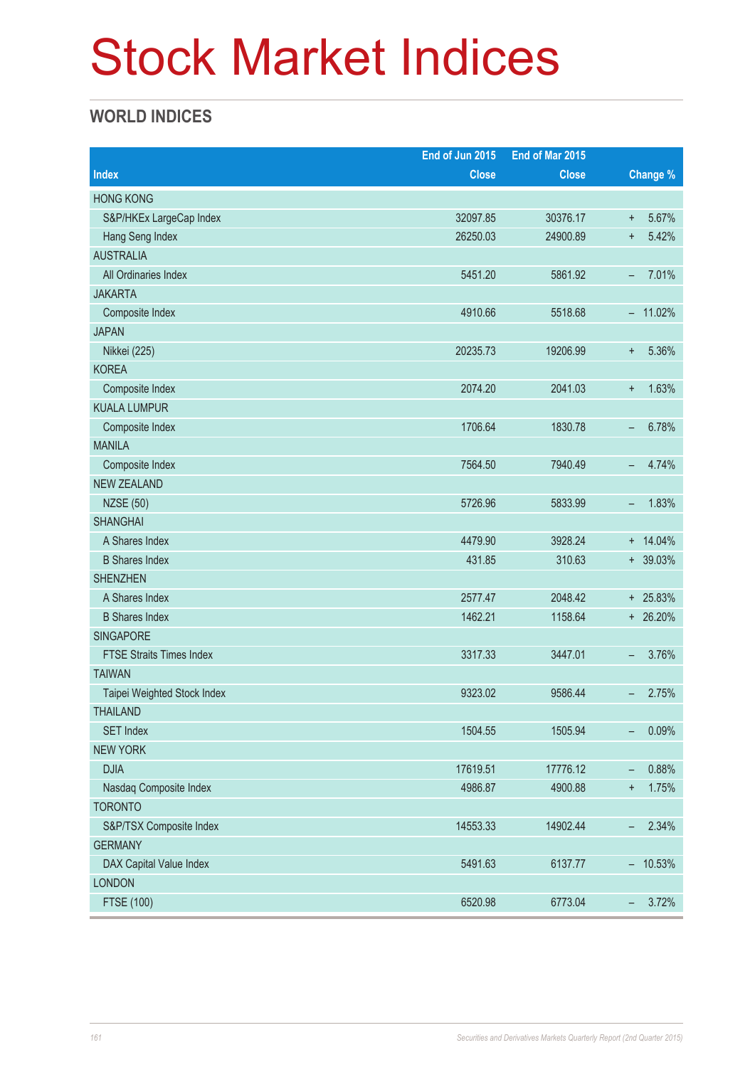# Stock Market Indices

## WORLD INDICES

| Index | End of Jun 2015 Close | End of Mar 2015 Close | Change % |
|---|---|---|---|
| HONG KONG | | | |
| S&P/HKEx LargeCap Index | 32097.85 | 30376.17 | + 5.67% |
| Hang Seng Index | 26250.03 | 24900.89 | + 5.42% |
| AUSTRALIA | | | |
| All Ordinaries Index | 5451.20 | 5861.92 | – 7.01% |
| JAKARTA | | | |
| Composite Index | 4910.66 | 5518.68 | – 11.02% |
| JAPAN | | | |
| Nikkei (225) | 20235.73 | 19206.99 | + 5.36% |
| KOREA | | | |
| Composite Index | 2074.20 | 2041.03 | + 1.63% |
| KUALA LUMPUR | | | |
| Composite Index | 1706.64 | 1830.78 | – 6.78% |
| MANILA | | | |
| Composite Index | 7564.50 | 7940.49 | – 4.74% |
| NEW ZEALAND | | | |
| NZSE (50) | 5726.96 | 5833.99 | – 1.83% |
| SHANGHAI | | | |
| A Shares Index | 4479.90 | 3928.24 | + 14.04% |
| B Shares Index | 431.85 | 310.63 | + 39.03% |
| SHENZHEN | | | |
| A Shares Index | 2577.47 | 2048.42 | + 25.83% |
| B Shares Index | 1462.21 | 1158.64 | + 26.20% |
| SINGAPORE | | | |
| FTSE Straits Times Index | 3317.33 | 3447.01 | – 3.76% |
| TAIWAN | | | |
| Taipei Weighted Stock Index | 9323.02 | 9586.44 | – 2.75% |
| THAILAND | | | |
| SET Index | 1504.55 | 1505.94 | – 0.09% |
| NEW YORK | | | |
| DJIA | 17619.51 | 17776.12 | – 0.88% |
| Nasdaq Composite Index | 4986.87 | 4900.88 | + 1.75% |
| TORONTO | | | |
| S&P/TSX Composite Index | 14553.33 | 14902.44 | – 2.34% |
| GERMANY | | | |
| DAX Capital Value Index | 5491.63 | 6137.77 | – 10.53% |
| LONDON | | | |
| FTSE (100) | 6520.98 | 6773.04 | – 3.72% |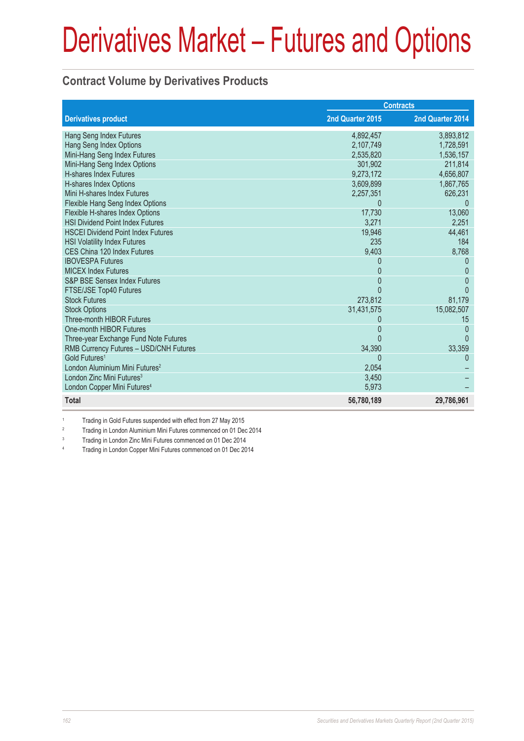# Derivatives Market – Futures and Options

## Contract Volume by Derivatives Products

| Derivatives product | Contracts | |
|---|---|---|
| | 2nd Quarter 2015 | 2nd Quarter 2014 |
| Hang Seng Index Futures | 4,892,457 | 3,893,812 |
| Hang Seng Index Options | 2,107,749 | 1,728,591 |
| Mini-Hang Seng Index Futures | 2,535,820 | 1,536,157 |
| Mini-Hang Seng Index Options | 301,902 | 211,814 |
| H-shares Index Futures | 9,273,172 | 4,656,807 |
| H-shares Index Options | 3,609,899 | 1,867,765 |
| Mini H-shares Index Futures | 2,257,351 | 626,231 |
| Flexible Hang Seng Index Options | 0 | 0 |
| Flexible H-shares Index Options | 17,730 | 13,060 |
| HSI Dividend Point Index Futures | 3,271 | 2,251 |
| HSCEI Dividend Point Index Futures | 19,946 | 44,461 |
| HSI Volatility Index Futures | 235 | 184 |
| CES China 120 Index Futures | 9,403 | 8,768 |
| IBOVESPA Futures | 0 | 0 |
| MICEX Index Futures | 0 | 0 |
| S&P BSE Sensex Index Futures | 0 | 0 |
| FTSE/JSE Top40 Futures | 0 | 0 |
| Stock Futures | 273,812 | 81,179 |
| Stock Options | 31,431,575 | 15,082,507 |
| Three-month HIBOR Futures | 0 | 15 |
| One-month HIBOR Futures | 0 | 0 |
| Three-year Exchange Fund Note Futures | 0 | 0 |
| RMB Currency Futures – USD/CNH Futures | 34,390 | 33,359 |
| Gold Futures[1] | 0 | 0 |
| London Aluminium Mini Futures[2] | 2,054 | – |
| London Zinc Mini Futures[3] | 3,450 | – |
| London Copper Mini Futures[4] | 5,973 | – |
| **Total** | **56,780,189** | **29,786,961** |

[1] Trading in Gold Futures suspended with effect from 27 May 2015

[2] Trading in London Aluminium Mini Futures commenced on 01 Dec 2014

[3] Trading in London Zinc Mini Futures commenced on 01 Dec 2014

[4] Trading in London Copper Mini Futures commenced on 01 Dec 2014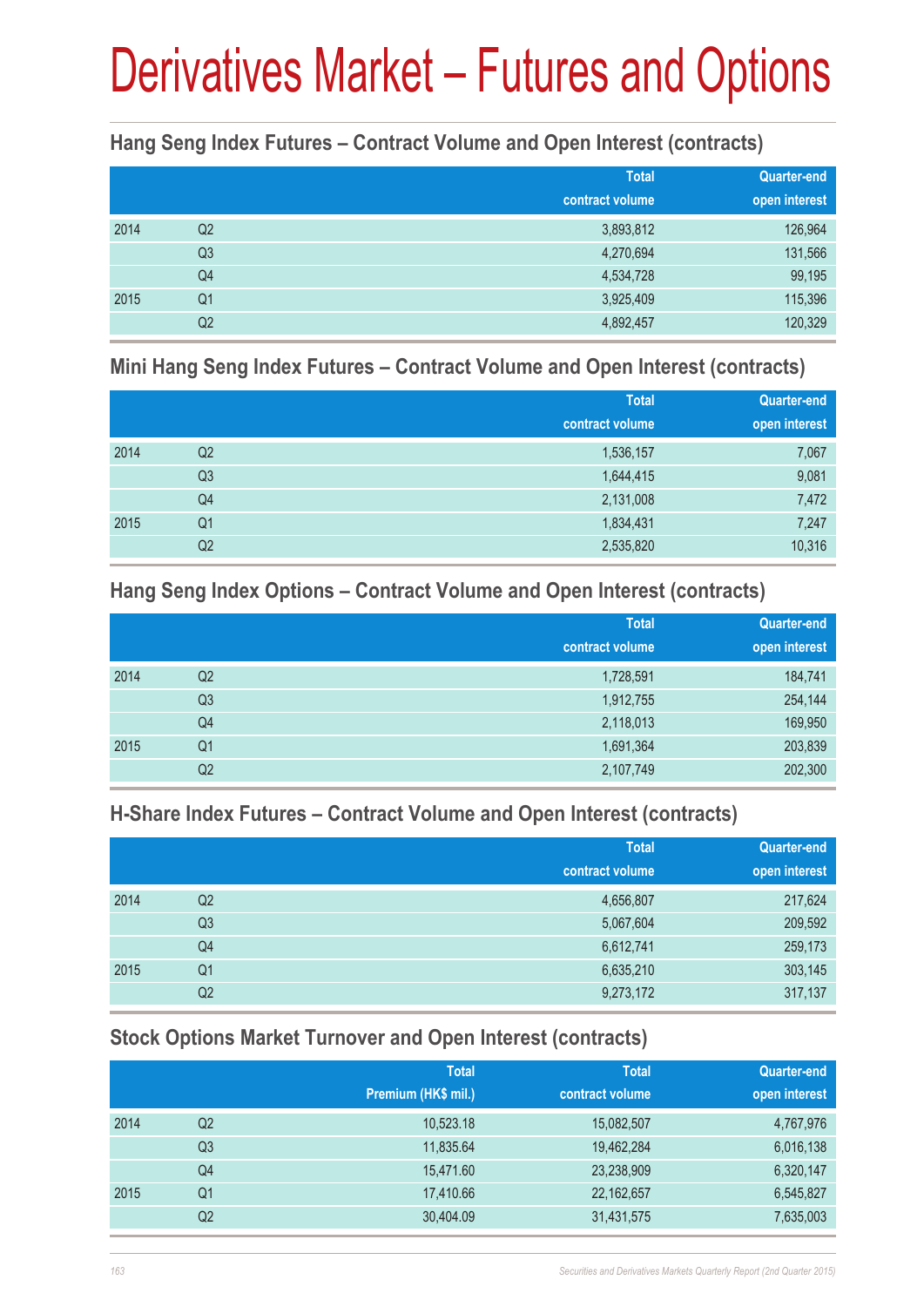# Derivatives Market – Futures and Options

### Hang Seng Index Futures – Contract Volume and Open Interest (contracts)

| | | Total contract volume | Quarter-end open interest |
|---|---|---|---|
| 2014 | Q2 | 3,893,812 | 126,964 |
| | Q3 | 4,270,694 | 131,566 |
| | Q4 | 4,534,728 | 99,195 |
| 2015 | Q1 | 3,925,409 | 115,396 |
| | Q2 | 4,892,457 | 120,329 |

### Mini Hang Seng Index Futures – Contract Volume and Open Interest (contracts)

| | | Total contract volume | Quarter-end open interest |
|---|---|---|---|
| 2014 | Q2 | 1,536,157 | 7,067 |
| | Q3 | 1,644,415 | 9,081 |
| | Q4 | 2,131,008 | 7,472 |
| 2015 | Q1 | 1,834,431 | 7,247 |
| | Q2 | 2,535,820 | 10,316 |

### Hang Seng Index Options – Contract Volume and Open Interest (contracts)

| | | Total contract volume | Quarter-end open interest |
|---|---|---|---|
| 2014 | Q2 | 1,728,591 | 184,741 |
| | Q3 | 1,912,755 | 254,144 |
| | Q4 | 2,118,013 | 169,950 |
| 2015 | Q1 | 1,691,364 | 203,839 |
| | Q2 | 2,107,749 | 202,300 |

### H-Share Index Futures – Contract Volume and Open Interest (contracts)

| | | Total contract volume | Quarter-end open interest |
|---|---|---|---|
| 2014 | Q2 | 4,656,807 | 217,624 |
| | Q3 | 5,067,604 | 209,592 |
| | Q4 | 6,612,741 | 259,173 |
| 2015 | Q1 | 6,635,210 | 303,145 |
| | Q2 | 9,273,172 | 317,137 |

### Stock Options Market Turnover and Open Interest (contracts)

| | | Total Premium (HK$ mil.) | Total contract volume | Quarter-end open interest |
|---|---|---|---|---|
| 2014 | Q2 | 10,523.18 | 15,082,507 | 4,767,976 |
| | Q3 | 11,835.64 | 19,462,284 | 6,016,138 |
| | Q4 | 15,471.60 | 23,238,909 | 6,320,147 |
| 2015 | Q1 | 17,410.66 | 22,162,657 | 6,545,827 |
| | Q2 | 30,404.09 | 31,431,575 | 7,635,003 |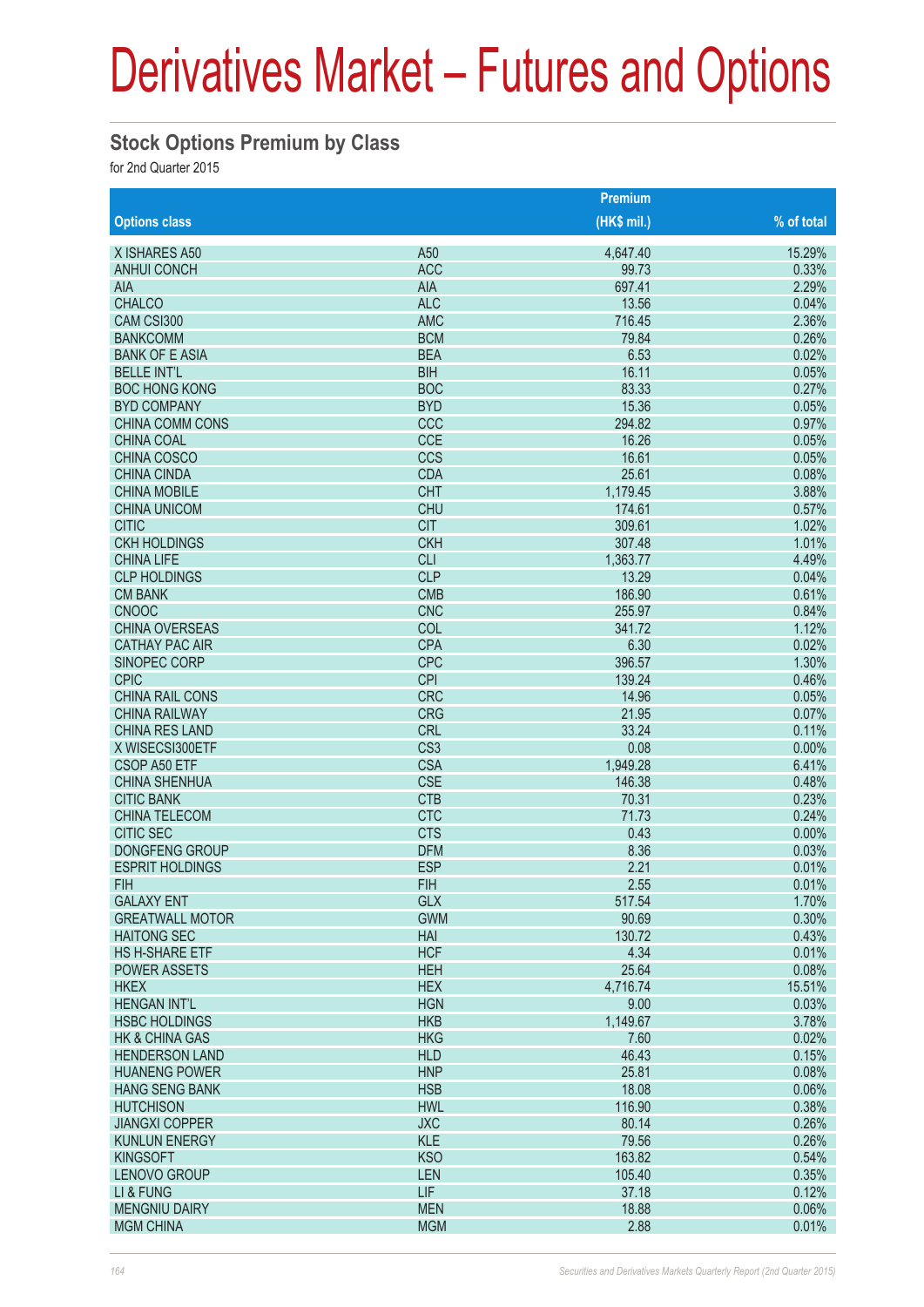# Derivatives Market – Futures and Options

## Stock Options Premium by Class

for 2nd Quarter 2015

| Options class | | Premium (HK$ mil.) | % of total |
|---|---|---|---|
| X ISHARES A50 | A50 | 4,647.40 | 15.29% |
| ANHUI CONCH | ACC | 99.73 | 0.33% |
| AIA | AIA | 697.41 | 2.29% |
| CHALCO | ALC | 13.56 | 0.04% |
| CAM CSI300 | AMC | 716.45 | 2.36% |
| BANKCOMM | BCM | 79.84 | 0.26% |
| BANK OF E ASIA | BEA | 6.53 | 0.02% |
| BELLE INT'L | BIH | 16.11 | 0.05% |
| BOC HONG KONG | BOC | 83.33 | 0.27% |
| BYD COMPANY | BYD | 15.36 | 0.05% |
| CHINA COMM CONS | CCC | 294.82 | 0.97% |
| CHINA COAL | CCE | 16.26 | 0.05% |
| CHINA COSCO | CCS | 16.61 | 0.05% |
| CHINA CINDA | CDA | 25.61 | 0.08% |
| CHINA MOBILE | CHT | 1,179.45 | 3.88% |
| CHINA UNICOM | CHU | 174.61 | 0.57% |
| CITIC | CIT | 309.61 | 1.02% |
| CKH HOLDINGS | CKH | 307.48 | 1.01% |
| CHINA LIFE | CLI | 1,363.77 | 4.49% |
| CLP HOLDINGS | CLP | 13.29 | 0.04% |
| CM BANK | CMB | 186.90 | 0.61% |
| CNOOC | CNC | 255.97 | 0.84% |
| CHINA OVERSEAS | COL | 341.72 | 1.12% |
| CATHAY PAC AIR | CPA | 6.30 | 0.02% |
| SINOPEC CORP | CPC | 396.57 | 1.30% |
| CPIC | CPI | 139.24 | 0.46% |
| CHINA RAIL CONS | CRC | 14.96 | 0.05% |
| CHINA RAILWAY | CRG | 21.95 | 0.07% |
| CHINA RES LAND | CRL | 33.24 | 0.11% |
| X WISECSI300ETF | CS3 | 0.08 | 0.00% |
| CSOP A50 ETF | CSA | 1,949.28 | 6.41% |
| CHINA SHENHUA | CSE | 146.38 | 0.48% |
| CITIC BANK | CTB | 70.31 | 0.23% |
| CHINA TELECOM | CTC | 71.73 | 0.24% |
| CITIC SEC | CTS | 0.43 | 0.00% |
| DONGFENG GROUP | DFM | 8.36 | 0.03% |
| ESPRIT HOLDINGS | ESP | 2.21 | 0.01% |
| FIH | FIH | 2.55 | 0.01% |
| GALAXY ENT | GLX | 517.54 | 1.70% |
| GREATWALL MOTOR | GWM | 90.69 | 0.30% |
| HAITONG SEC | HAI | 130.72 | 0.43% |
| HS H-SHARE ETF | HCF | 4.34 | 0.01% |
| POWER ASSETS | HEH | 25.64 | 0.08% |
| HKEX | HEX | 4,716.74 | 15.51% |
| HENGAN INT'L | HGN | 9.00 | 0.03% |
| HSBC HOLDINGS | HKB | 1,149.67 | 3.78% |
| HK & CHINA GAS | HKG | 7.60 | 0.02% |
| HENDERSON LAND | HLD | 46.43 | 0.15% |
| HUANENG POWER | HNP | 25.81 | 0.08% |
| HANG SENG BANK | HSB | 18.08 | 0.06% |
| HUTCHISON | HWL | 116.90 | 0.38% |
| JIANGXI COPPER | JXC | 80.14 | 0.26% |
| KUNLUN ENERGY | KLE | 79.56 | 0.26% |
| KINGSOFT | KSO | 163.82 | 0.54% |
| LENOVO GROUP | LEN | 105.40 | 0.35% |
| LI & FUNG | LIF | 37.18 | 0.12% |
| MENGNIU DAIRY | MEN | 18.88 | 0.06% |
| MGM CHINA | MGM | 2.88 | 0.01% |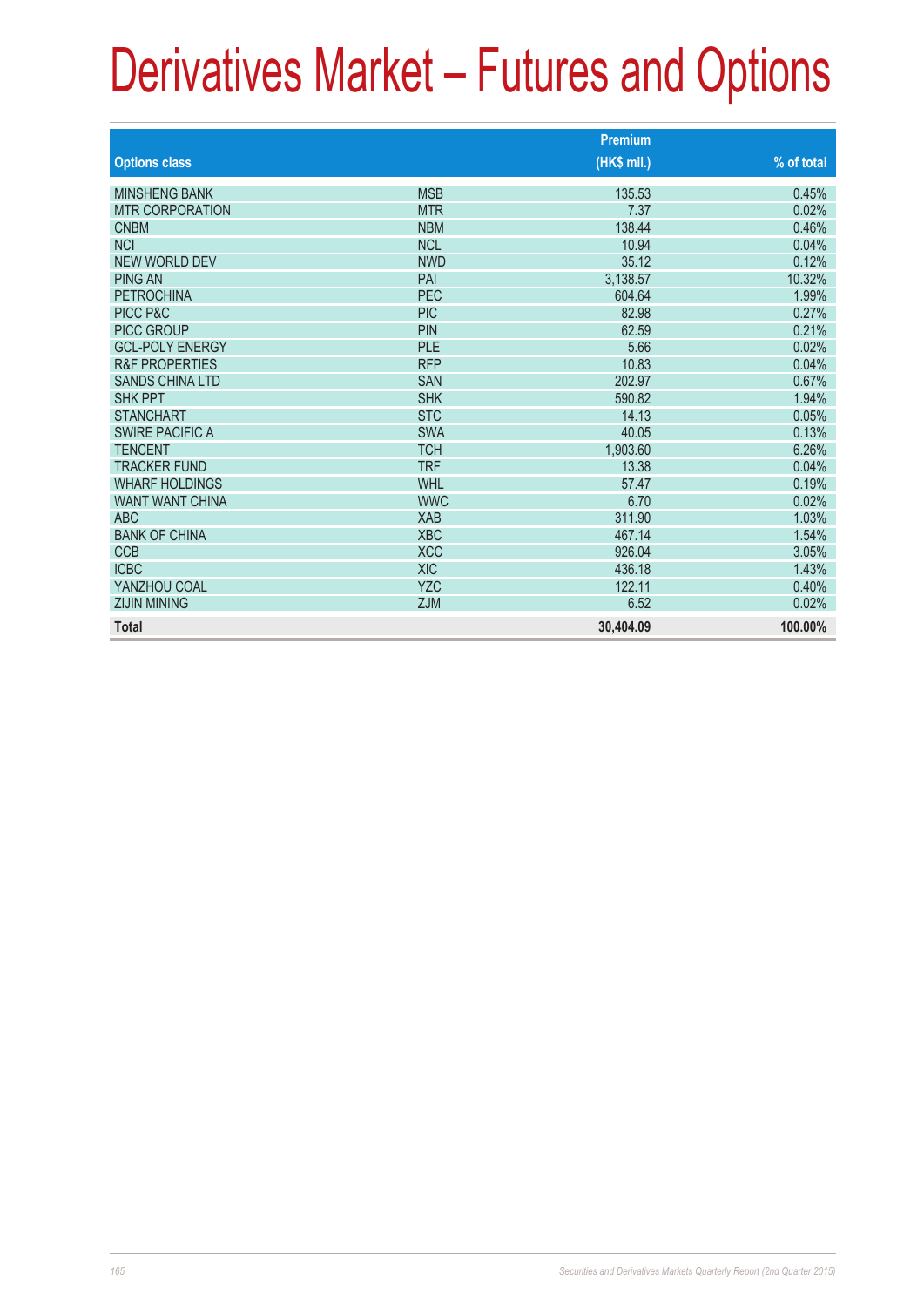# Derivatives Market – Futures and Options

| Options class | | Premium (HK$ mil.) | % of total |
|---|---|---|---|
| MINSHENG BANK | MSB | 135.53 | 0.45% |
| MTR CORPORATION | MTR | 7.37 | 0.02% |
| CNBM | NBM | 138.44 | 0.46% |
| NCI | NCL | 10.94 | 0.04% |
| NEW WORLD DEV | NWD | 35.12 | 0.12% |
| PING AN | PAI | 3,138.57 | 10.32% |
| PETROCHINA | PEC | 604.64 | 1.99% |
| PICC P&C | PIC | 82.98 | 0.27% |
| PICC GROUP | PIN | 62.59 | 0.21% |
| GCL-POLY ENERGY | PLE | 5.66 | 0.02% |
| R&F PROPERTIES | RFP | 10.83 | 0.04% |
| SANDS CHINA LTD | SAN | 202.97 | 0.67% |
| SHK PPT | SHK | 590.82 | 1.94% |
| STANCHART | STC | 14.13 | 0.05% |
| SWIRE PACIFIC A | SWA | 40.05 | 0.13% |
| TENCENT | TCH | 1,903.60 | 6.26% |
| TRACKER FUND | TRF | 13.38 | 0.04% |
| WHARF HOLDINGS | WHL | 57.47 | 0.19% |
| WANT WANT CHINA | WWC | 6.70 | 0.02% |
| ABC | XAB | 311.90 | 1.03% |
| BANK OF CHINA | XBC | 467.14 | 1.54% |
| CCB | XCC | 926.04 | 3.05% |
| ICBC | XIC | 436.18 | 1.43% |
| YANZHOU COAL | YZC | 122.11 | 0.40% |
| ZIJIN MINING | ZJM | 6.52 | 0.02% |
| **Total** | | **30,404.09** | **100.00%** |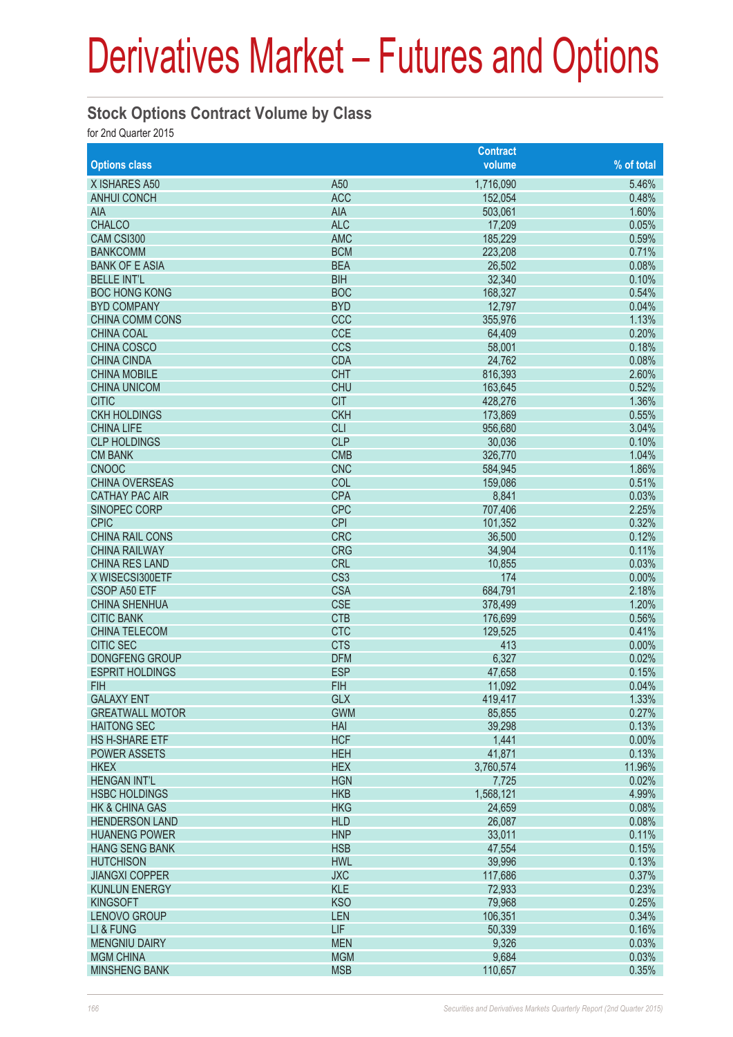# Derivatives Market – Futures and Options

## Stock Options Contract Volume by Class

for 2nd Quarter 2015

| Options class | | Contract volume | % of total |
|---|---|---|---|
| X ISHARES A50 | A50 | 1,716,090 | 5.46% |
| ANHUI CONCH | ACC | 152,054 | 0.48% |
| AIA | AIA | 503,061 | 1.60% |
| CHALCO | ALC | 17,209 | 0.05% |
| CAM CSI300 | AMC | 185,229 | 0.59% |
| BANKCOMM | BCM | 223,208 | 0.71% |
| BANK OF E ASIA | BEA | 26,502 | 0.08% |
| BELLE INT'L | BIH | 32,340 | 0.10% |
| BOC HONG KONG | BOC | 168,327 | 0.54% |
| BYD COMPANY | BYD | 12,797 | 0.04% |
| CHINA COMM CONS | CCC | 355,976 | 1.13% |
| CHINA COAL | CCE | 64,409 | 0.20% |
| CHINA COSCO | CCS | 58,001 | 0.18% |
| CHINA CINDA | CDA | 24,762 | 0.08% |
| CHINA MOBILE | CHT | 816,393 | 2.60% |
| CHINA UNICOM | CHU | 163,645 | 0.52% |
| CITIC | CIT | 428,276 | 1.36% |
| CKH HOLDINGS | CKH | 173,869 | 0.55% |
| CHINA LIFE | CLI | 956,680 | 3.04% |
| CLP HOLDINGS | CLP | 30,036 | 0.10% |
| CM BANK | CMB | 326,770 | 1.04% |
| CNOOC | CNC | 584,945 | 1.86% |
| CHINA OVERSEAS | COL | 159,086 | 0.51% |
| CATHAY PAC AIR | CPA | 8,841 | 0.03% |
| SINOPEC CORP | CPC | 707,406 | 2.25% |
| CPIC | CPI | 101,352 | 0.32% |
| CHINA RAIL CONS | CRC | 36,500 | 0.12% |
| CHINA RAILWAY | CRG | 34,904 | 0.11% |
| CHINA RES LAND | CRL | 10,855 | 0.03% |
| X WISECSI300ETF | CS3 | 174 | 0.00% |
| CSOP A50 ETF | CSA | 684,791 | 2.18% |
| CHINA SHENHUA | CSE | 378,499 | 1.20% |
| CITIC BANK | CTB | 176,699 | 0.56% |
| CHINA TELECOM | CTC | 129,525 | 0.41% |
| CITIC SEC | CTS | 413 | 0.00% |
| DONGFENG GROUP | DFM | 6,327 | 0.02% |
| ESPRIT HOLDINGS | ESP | 47,658 | 0.15% |
| FIH | FIH | 11,092 | 0.04% |
| GALAXY ENT | GLX | 419,417 | 1.33% |
| GREATWALL MOTOR | GWM | 85,855 | 0.27% |
| HAITONG SEC | HAI | 39,298 | 0.13% |
| HS H-SHARE ETF | HCF | 1,441 | 0.00% |
| POWER ASSETS | HEH | 41,871 | 0.13% |
| HKEX | HEX | 3,760,574 | 11.96% |
| HENGAN INT'L | HGN | 7,725 | 0.02% |
| HSBC HOLDINGS | HKB | 1,568,121 | 4.99% |
| HK & CHINA GAS | HKG | 24,659 | 0.08% |
| HENDERSON LAND | HLD | 26,087 | 0.08% |
| HUANENG POWER | HNP | 33,011 | 0.11% |
| HANG SENG BANK | HSB | 47,554 | 0.15% |
| HUTCHISON | HWL | 39,996 | 0.13% |
| JIANGXI COPPER | JXC | 117,686 | 0.37% |
| KUNLUN ENERGY | KLE | 72,933 | 0.23% |
| KINGSOFT | KSO | 79,968 | 0.25% |
| LENOVO GROUP | LEN | 106,351 | 0.34% |
| LI & FUNG | LIF | 50,339 | 0.16% |
| MENGNIU DAIRY | MEN | 9,326 | 0.03% |
| MGM CHINA | MGM | 9,684 | 0.03% |
| MINSHENG BANK | MSB | 110,657 | 0.35% |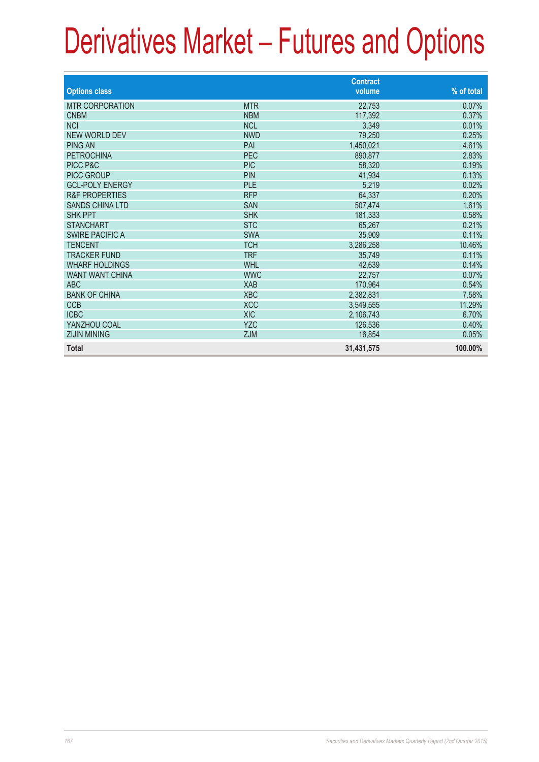# Derivatives Market – Futures and Options

| Options class | | Contract volume | % of total |
|---|---|---|---|
| MTR CORPORATION | MTR | 22,753 | 0.07% |
| CNBM | NBM | 117,392 | 0.37% |
| NCI | NCL | 3,349 | 0.01% |
| NEW WORLD DEV | NWD | 79,250 | 0.25% |
| PING AN | PAI | 1,450,021 | 4.61% |
| PETROCHINA | PEC | 890,877 | 2.83% |
| PICC P&C | PIC | 58,320 | 0.19% |
| PICC GROUP | PIN | 41,934 | 0.13% |
| GCL-POLY ENERGY | PLE | 5,219 | 0.02% |
| R&F PROPERTIES | RFP | 64,337 | 0.20% |
| SANDS CHINA LTD | SAN | 507,474 | 1.61% |
| SHK PPT | SHK | 181,333 | 0.58% |
| STANCHART | STC | 65,267 | 0.21% |
| SWIRE PACIFIC A | SWA | 35,909 | 0.11% |
| TENCENT | TCH | 3,286,258 | 10.46% |
| TRACKER FUND | TRF | 35,749 | 0.11% |
| WHARF HOLDINGS | WHL | 42,639 | 0.14% |
| WANT WANT CHINA | WWC | 22,757 | 0.07% |
| ABC | XAB | 170,964 | 0.54% |
| BANK OF CHINA | XBC | 2,382,831 | 7.58% |
| CCB | XCC | 3,549,555 | 11.29% |
| ICBC | XIC | 2,106,743 | 6.70% |
| YANZHOU COAL | YZC | 126,536 | 0.40% |
| ZIJIN MINING | ZJM | 16,854 | 0.05% |
| **Total** | | **31,431,575** | **100.00%** |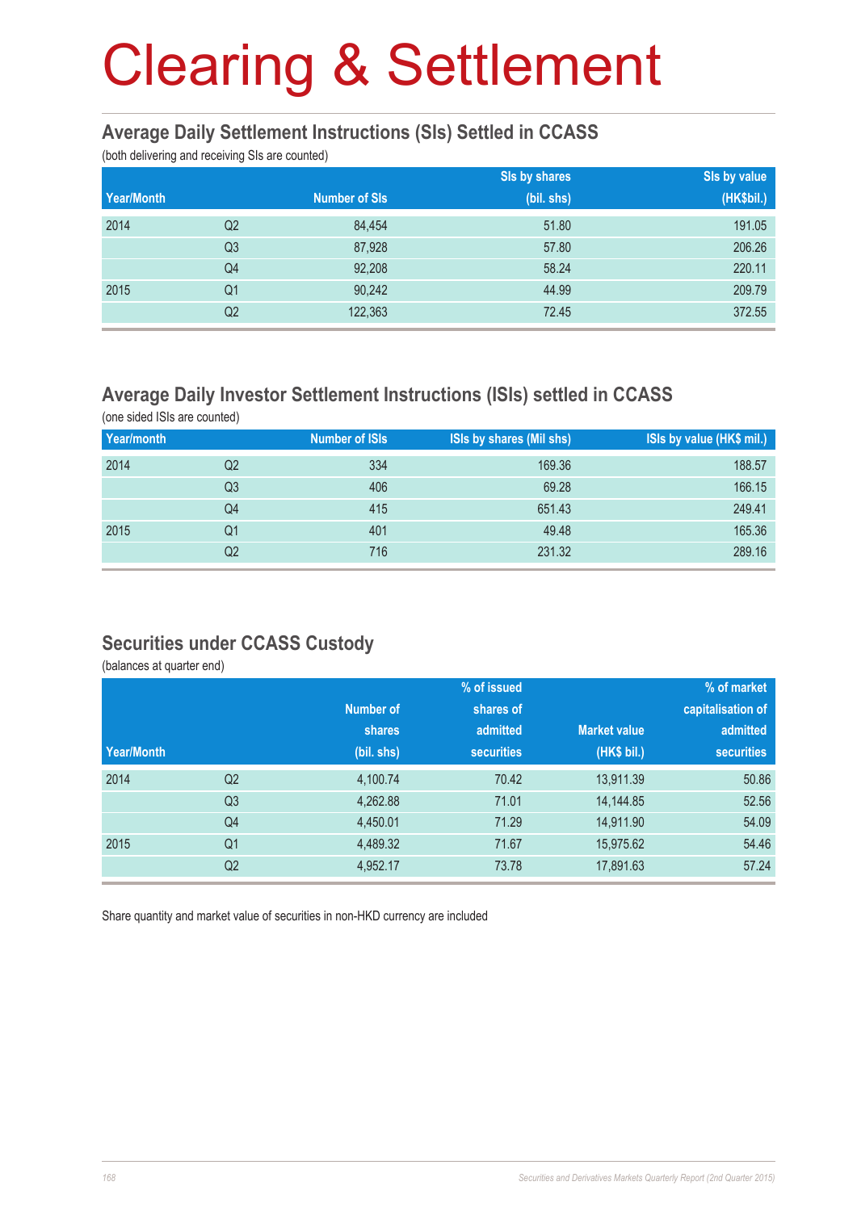# Clearing & Settlement

## Average Daily Settlement Instructions (SIs) Settled in CCASS

(both delivering and receiving SIs are counted)

| Year/Month | | Number of SIs | SIs by shares (bil. shs) | SIs by value (HK$bil.) |
|---|---|---|---|---|
| 2014 | Q2 | 84,454 | 51.80 | 191.05 |
| | Q3 | 87,928 | 57.80 | 206.26 |
| | Q4 | 92,208 | 58.24 | 220.11 |
| 2015 | Q1 | 90,242 | 44.99 | 209.79 |
| | Q2 | 122,363 | 72.45 | 372.55 |

## Average Daily Investor Settlement Instructions (ISIs) settled in CCASS

(one sided ISIs are counted)

| Year/month | | Number of ISIs | ISIs by shares (Mil shs) | ISIs by value (HK$ mil.) |
|---|---|---|---|---|
| 2014 | Q2 | 334 | 169.36 | 188.57 |
| | Q3 | 406 | 69.28 | 166.15 |
| | Q4 | 415 | 651.43 | 249.41 |
| 2015 | Q1 | 401 | 49.48 | 165.36 |
| | Q2 | 716 | 231.32 | 289.16 |

## Securities under CCASS Custody

(balances at quarter end)

| Year/Month | | Number of shares (bil. shs) | % of issued shares of admitted securities | Market value (HK$ bil.) | % of market capitalisation of admitted securities |
|---|---|---|---|---|---|
| 2014 | Q2 | 4,100.74 | 70.42 | 13,911.39 | 50.86 |
| | Q3 | 4,262.88 | 71.01 | 14,144.85 | 52.56 |
| | Q4 | 4,450.01 | 71.29 | 14,911.90 | 54.09 |
| 2015 | Q1 | 4,489.32 | 71.67 | 15,975.62 | 54.46 |
| | Q2 | 4,952.17 | 73.78 | 17,891.63 | 57.24 |

Share quantity and market value of securities in non-HKD currency are included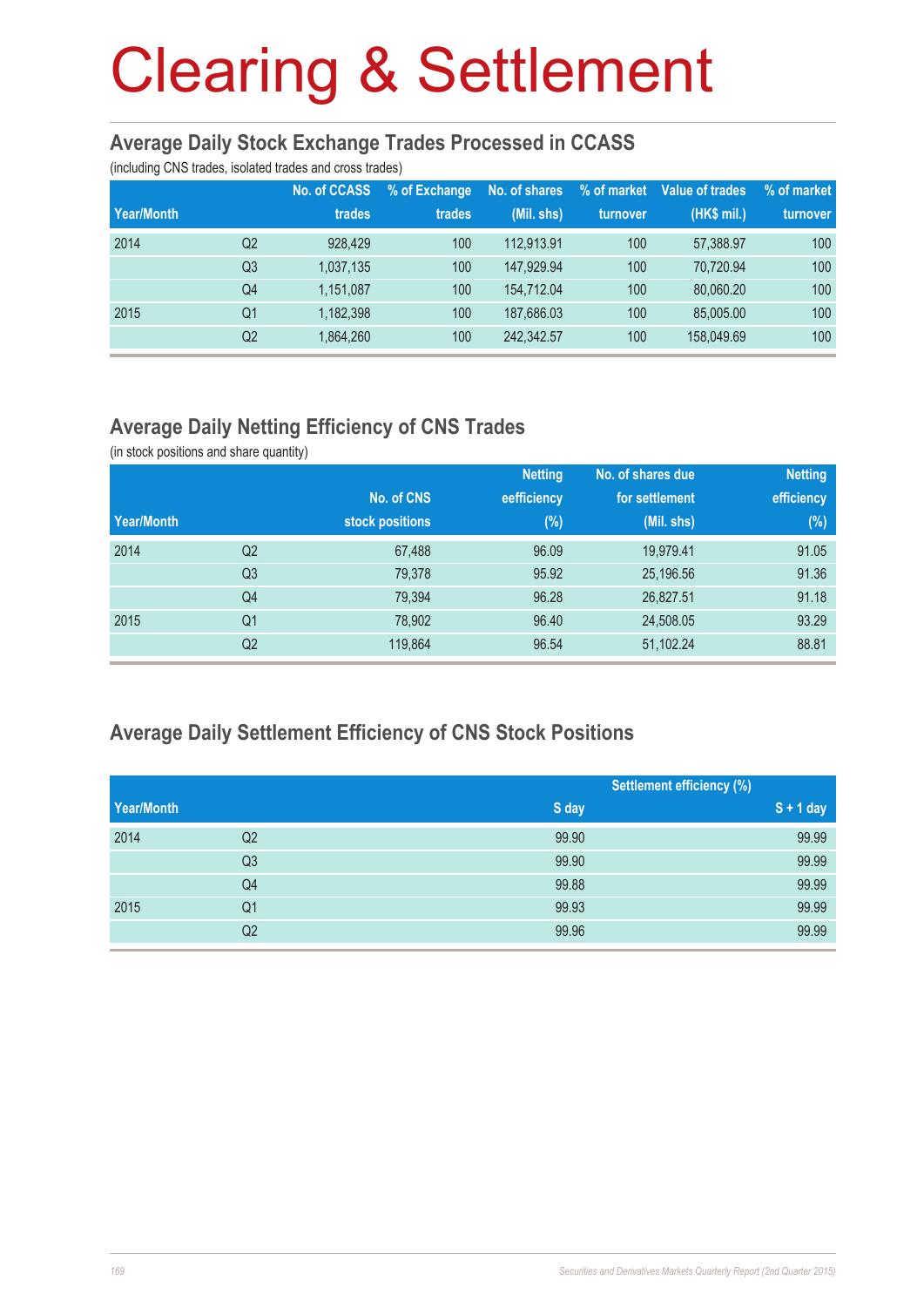# Clearing & Settlement

## Average Daily Stock Exchange Trades Processed in CCASS

(including CNS trades, isolated trades and cross trades)

| Year/Month | | No. of CCASS trades | % of Exchange trades | No. of shares (Mil. shs) | % of market turnover | Value of trades (HK$ mil.) | % of market turnover |
|---|---|---|---|---|---|---|---|
| 2014 | Q2 | 928,429 | 100 | 112,913.91 | 100 | 57,388.97 | 100 |
| | Q3 | 1,037,135 | 100 | 147,929.94 | 100 | 70,720.94 | 100 |
| | Q4 | 1,151,087 | 100 | 154,712.04 | 100 | 80,060.20 | 100 |
| 2015 | Q1 | 1,182,398 | 100 | 187,686.03 | 100 | 85,005.00 | 100 |
| | Q2 | 1,864,260 | 100 | 242,342.57 | 100 | 158,049.69 | 100 |

## Average Daily Netting Efficiency of CNS Trades

(in stock positions and share quantity)

| Year/Month | | No. of CNS stock positions | Netting efficiency (%) | No. of shares due for settlement (Mil. shs) | Netting efficiency (%) |
|---|---|---|---|---|---|
| 2014 | Q2 | 67,488 | 96.09 | 19,979.41 | 91.05 |
| | Q3 | 79,378 | 95.92 | 25,196.56 | 91.36 |
| | Q4 | 79,394 | 96.28 | 26,827.51 | 91.18 |
| 2015 | Q1 | 78,902 | 96.40 | 24,508.05 | 93.29 |
| | Q2 | 119,864 | 96.54 | 51,102.24 | 88.81 |

## Average Daily Settlement Efficiency of CNS Stock Positions

| | | Settlement efficiency (%) | |
|---|---|---|---|
| Year/Month | | S day | S + 1 day |
| 2014 | Q2 | 99.90 | 99.99 |
| | Q3 | 99.90 | 99.99 |
| | Q4 | 99.88 | 99.99 |
| 2015 | Q1 | 99.93 | 99.99 |
| | Q2 | 99.96 | 99.99 |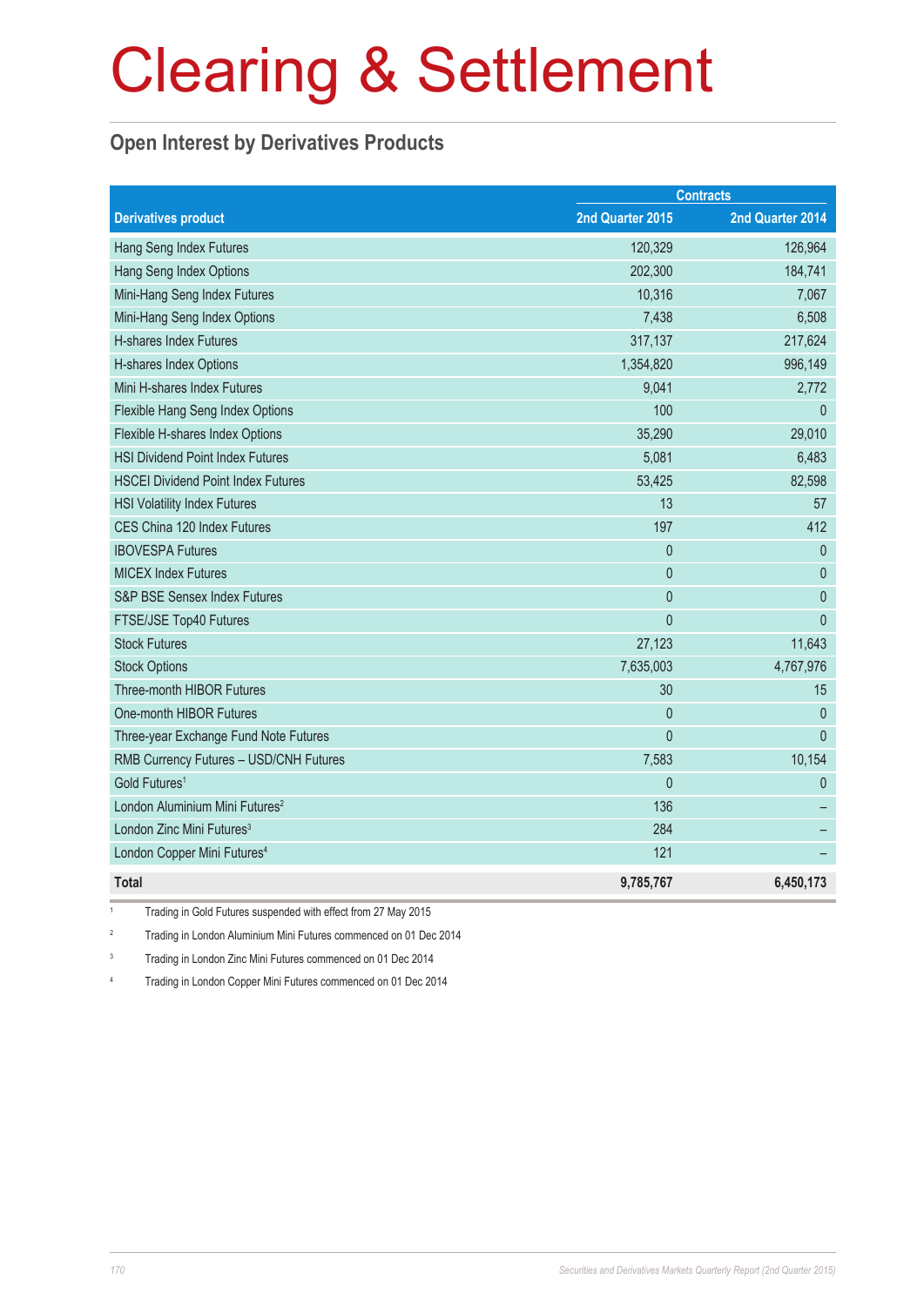# Clearing & Settlement

## Open Interest by Derivatives Products

| Derivatives product | Contracts | |
|---|---|---|
| | 2nd Quarter 2015 | 2nd Quarter 2014 |
| Hang Seng Index Futures | 120,329 | 126,964 |
| Hang Seng Index Options | 202,300 | 184,741 |
| Mini-Hang Seng Index Futures | 10,316 | 7,067 |
| Mini-Hang Seng Index Options | 7,438 | 6,508 |
| H-shares Index Futures | 317,137 | 217,624 |
| H-shares Index Options | 1,354,820 | 996,149 |
| Mini H-shares Index Futures | 9,041 | 2,772 |
| Flexible Hang Seng Index Options | 100 | 0 |
| Flexible H-shares Index Options | 35,290 | 29,010 |
| HSI Dividend Point Index Futures | 5,081 | 6,483 |
| HSCEI Dividend Point Index Futures | 53,425 | 82,598 |
| HSI Volatility Index Futures | 13 | 57 |
| CES China 120 Index Futures | 197 | 412 |
| IBOVESPA Futures | 0 | 0 |
| MICEX Index Futures | 0 | 0 |
| S&P BSE Sensex Index Futures | 0 | 0 |
| FTSE/JSE Top40 Futures | 0 | 0 |
| Stock Futures | 27,123 | 11,643 |
| Stock Options | 7,635,003 | 4,767,976 |
| Three-month HIBOR Futures | 30 | 15 |
| One-month HIBOR Futures | 0 | 0 |
| Three-year Exchange Fund Note Futures | 0 | 0 |
| RMB Currency Futures – USD/CNH Futures | 7,583 | 10,154 |
| Gold Futures[1] | 0 | 0 |
| London Aluminium Mini Futures[2] | 136 | – |
| London Zinc Mini Futures[3] | 284 | – |
| London Copper Mini Futures[4] | 121 | – |
| **Total** | **9,785,767** | **6,450,173** |

1 Trading in Gold Futures suspended with effect from 27 May 2015

2 Trading in London Aluminium Mini Futures commenced on 01 Dec 2014

3 Trading in London Zinc Mini Futures commenced on 01 Dec 2014

4 Trading in London Copper Mini Futures commenced on 01 Dec 2014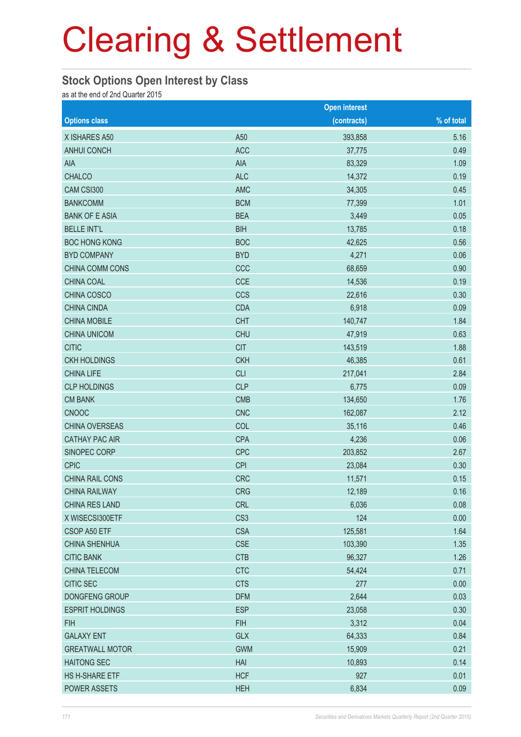# Clearing & Settlement

## Stock Options Open Interest by Class

as at the end of 2nd Quarter 2015

| Options class | | Open interest (contracts) | % of total |
|---|---|---|---|
| X ISHARES A50 | A50 | 393,858 | 5.16 |
| ANHUI CONCH | ACC | 37,775 | 0.49 |
| AIA | AIA | 83,329 | 1.09 |
| CHALCO | ALC | 14,372 | 0.19 |
| CAM CSI300 | AMC | 34,305 | 0.45 |
| BANKCOMM | BCM | 77,399 | 1.01 |
| BANK OF E ASIA | BEA | 3,449 | 0.05 |
| BELLE INT'L | BIH | 13,785 | 0.18 |
| BOC HONG KONG | BOC | 42,625 | 0.56 |
| BYD COMPANY | BYD | 4,271 | 0.06 |
| CHINA COMM CONS | CCC | 68,659 | 0.90 |
| CHINA COAL | CCE | 14,536 | 0.19 |
| CHINA COSCO | CCS | 22,616 | 0.30 |
| CHINA CINDA | CDA | 6,918 | 0.09 |
| CHINA MOBILE | CHT | 140,747 | 1.84 |
| CHINA UNICOM | CHU | 47,919 | 0.63 |
| CITIC | CIT | 143,519 | 1.88 |
| CKH HOLDINGS | CKH | 46,385 | 0.61 |
| CHINA LIFE | CLI | 217,041 | 2.84 |
| CLP HOLDINGS | CLP | 6,775 | 0.09 |
| CM BANK | CMB | 134,650 | 1.76 |
| CNOOC | CNC | 162,087 | 2.12 |
| CHINA OVERSEAS | COL | 35,116 | 0.46 |
| CATHAY PAC AIR | CPA | 4,236 | 0.06 |
| SINOPEC CORP | CPC | 203,852 | 2.67 |
| CPIC | CPI | 23,084 | 0.30 |
| CHINA RAIL CONS | CRC | 11,571 | 0.15 |
| CHINA RAILWAY | CRG | 12,189 | 0.16 |
| CHINA RES LAND | CRL | 6,036 | 0.08 |
| X WISECSI300ETF | CS3 | 124 | 0.00 |
| CSOP A50 ETF | CSA | 125,581 | 1.64 |
| CHINA SHENHUA | CSE | 103,390 | 1.35 |
| CITIC BANK | CTB | 96,327 | 1.26 |
| CHINA TELECOM | CTC | 54,424 | 0.71 |
| CITIC SEC | CTS | 277 | 0.00 |
| DONGFENG GROUP | DFM | 2,644 | 0.03 |
| ESPRIT HOLDINGS | ESP | 23,058 | 0.30 |
| FIH | FIH | 3,312 | 0.04 |
| GALAXY ENT | GLX | 64,333 | 0.84 |
| GREATWALL MOTOR | GWM | 15,909 | 0.21 |
| HAITONG SEC | HAI | 10,893 | 0.14 |
| HS H-SHARE ETF | HCF | 927 | 0.01 |
| POWER ASSETS | HEH | 6,834 | 0.09 |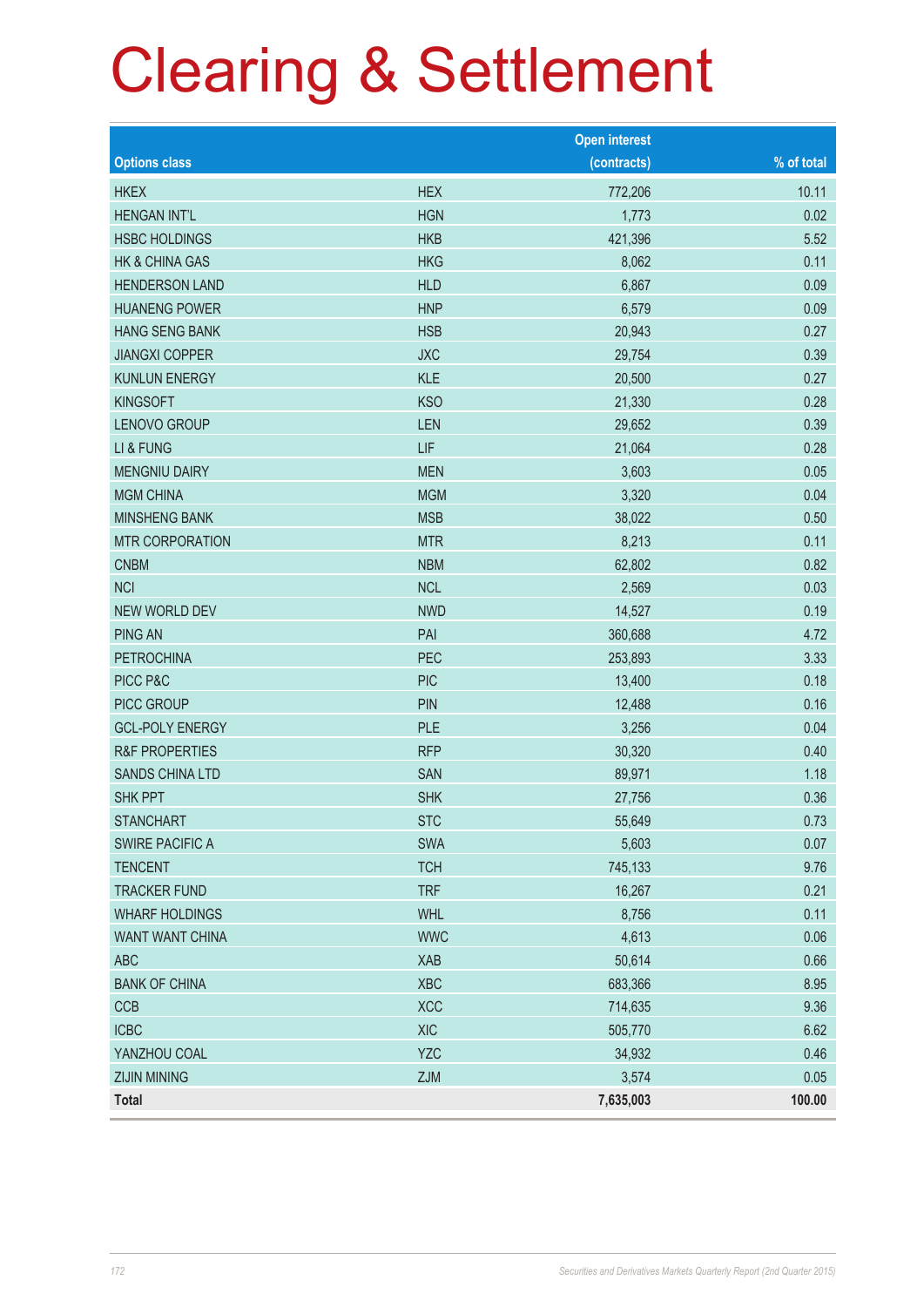# Clearing & Settlement

| Options class | | Open interest (contracts) | % of total |
|---|---|---|---|
| HKEX | HEX | 772,206 | 10.11 |
| HENGAN INT'L | HGN | 1,773 | 0.02 |
| HSBC HOLDINGS | HKB | 421,396 | 5.52 |
| HK & CHINA GAS | HKG | 8,062 | 0.11 |
| HENDERSON LAND | HLD | 6,867 | 0.09 |
| HUANENG POWER | HNP | 6,579 | 0.09 |
| HANG SENG BANK | HSB | 20,943 | 0.27 |
| JIANGXI COPPER | JXC | 29,754 | 0.39 |
| KUNLUN ENERGY | KLE | 20,500 | 0.27 |
| KINGSOFT | KSO | 21,330 | 0.28 |
| LENOVO GROUP | LEN | 29,652 | 0.39 |
| LI & FUNG | LIF | 21,064 | 0.28 |
| MENGNIU DAIRY | MEN | 3,603 | 0.05 |
| MGM CHINA | MGM | 3,320 | 0.04 |
| MINSHENG BANK | MSB | 38,022 | 0.50 |
| MTR CORPORATION | MTR | 8,213 | 0.11 |
| CNBM | NBM | 62,802 | 0.82 |
| NCI | NCL | 2,569 | 0.03 |
| NEW WORLD DEV | NWD | 14,527 | 0.19 |
| PING AN | PAI | 360,688 | 4.72 |
| PETROCHINA | PEC | 253,893 | 3.33 |
| PICC P&C | PIC | 13,400 | 0.18 |
| PICC GROUP | PIN | 12,488 | 0.16 |
| GCL-POLY ENERGY | PLE | 3,256 | 0.04 |
| R&F PROPERTIES | RFP | 30,320 | 0.40 |
| SANDS CHINA LTD | SAN | 89,971 | 1.18 |
| SHK PPT | SHK | 27,756 | 0.36 |
| STANCHART | STC | 55,649 | 0.73 |
| SWIRE PACIFIC A | SWA | 5,603 | 0.07 |
| TENCENT | TCH | 745,133 | 9.76 |
| TRACKER FUND | TRF | 16,267 | 0.21 |
| WHARF HOLDINGS | WHL | 8,756 | 0.11 |
| WANT WANT CHINA | WWC | 4,613 | 0.06 |
| ABC | XAB | 50,614 | 0.66 |
| BANK OF CHINA | XBC | 683,366 | 8.95 |
| CCB | XCC | 714,635 | 9.36 |
| ICBC | XIC | 505,770 | 6.62 |
| YANZHOU COAL | YZC | 34,932 | 0.46 |
| ZIJIN MINING | ZJM | 3,574 | 0.05 |
| **Total** | | **7,635,003** | **100.00** |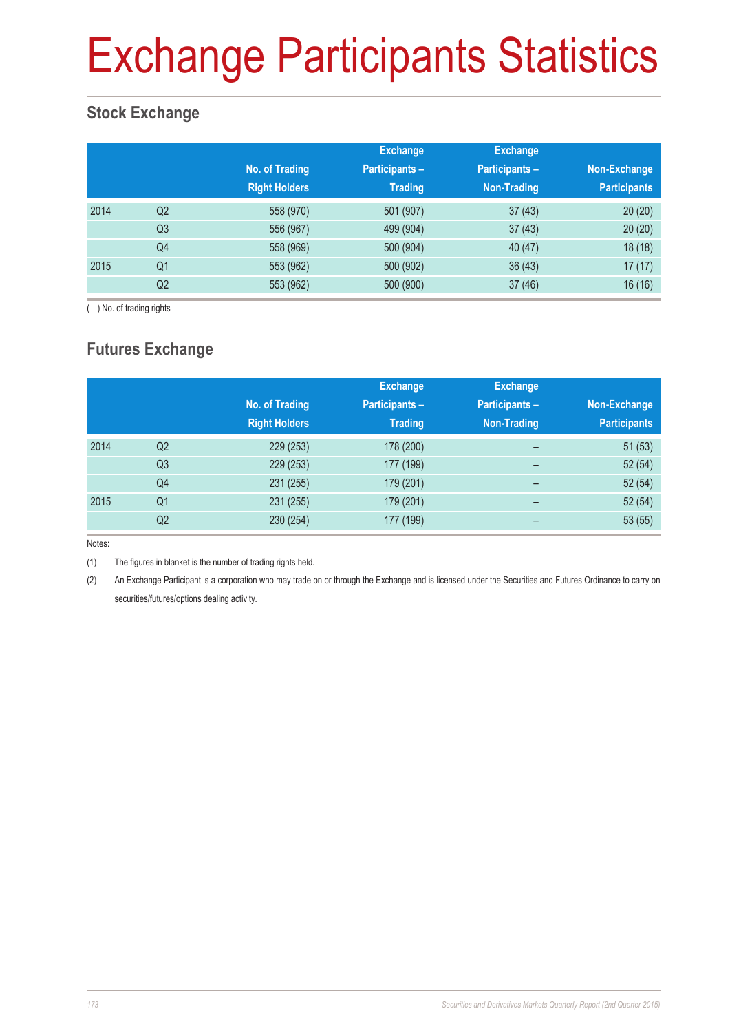# Exchange Participants Statistics

## Stock Exchange

| | | No. of Trading Right Holders | Exchange Participants – Trading | Exchange Participants – Non-Trading | Non-Exchange Participants |
|---|---|---|---|---|---|
| 2014 | Q2 | 558 (970) | 501 (907) | 37 (43) | 20 (20) |
| | Q3 | 556 (967) | 499 (904) | 37 (43) | 20 (20) |
| | Q4 | 558 (969) | 500 (904) | 40 (47) | 18 (18) |
| 2015 | Q1 | 553 (962) | 500 (902) | 36 (43) | 17 (17) |
| | Q2 | 553 (962) | 500 (900) | 37 (46) | 16 (16) |

( ) No. of trading rights

## Futures Exchange

| | | No. of Trading Right Holders | Exchange Participants – Trading | Exchange Participants – Non-Trading | Non-Exchange Participants |
|---|---|---|---|---|---|
| 2014 | Q2 | 229 (253) | 178 (200) | – | 51 (53) |
| | Q3 | 229 (253) | 177 (199) | – | 52 (54) |
| | Q4 | 231 (255) | 179 (201) | – | 52 (54) |
| 2015 | Q1 | 231 (255) | 179 (201) | – | 52 (54) |
| | Q2 | 230 (254) | 177 (199) | – | 53 (55) |

Notes:

(1) The figures in blanket is the number of trading rights held.

(2) An Exchange Participant is a corporation who may trade on or through the Exchange and is licensed under the Securities and Futures Ordinance to carry on securities/futures/options dealing activity.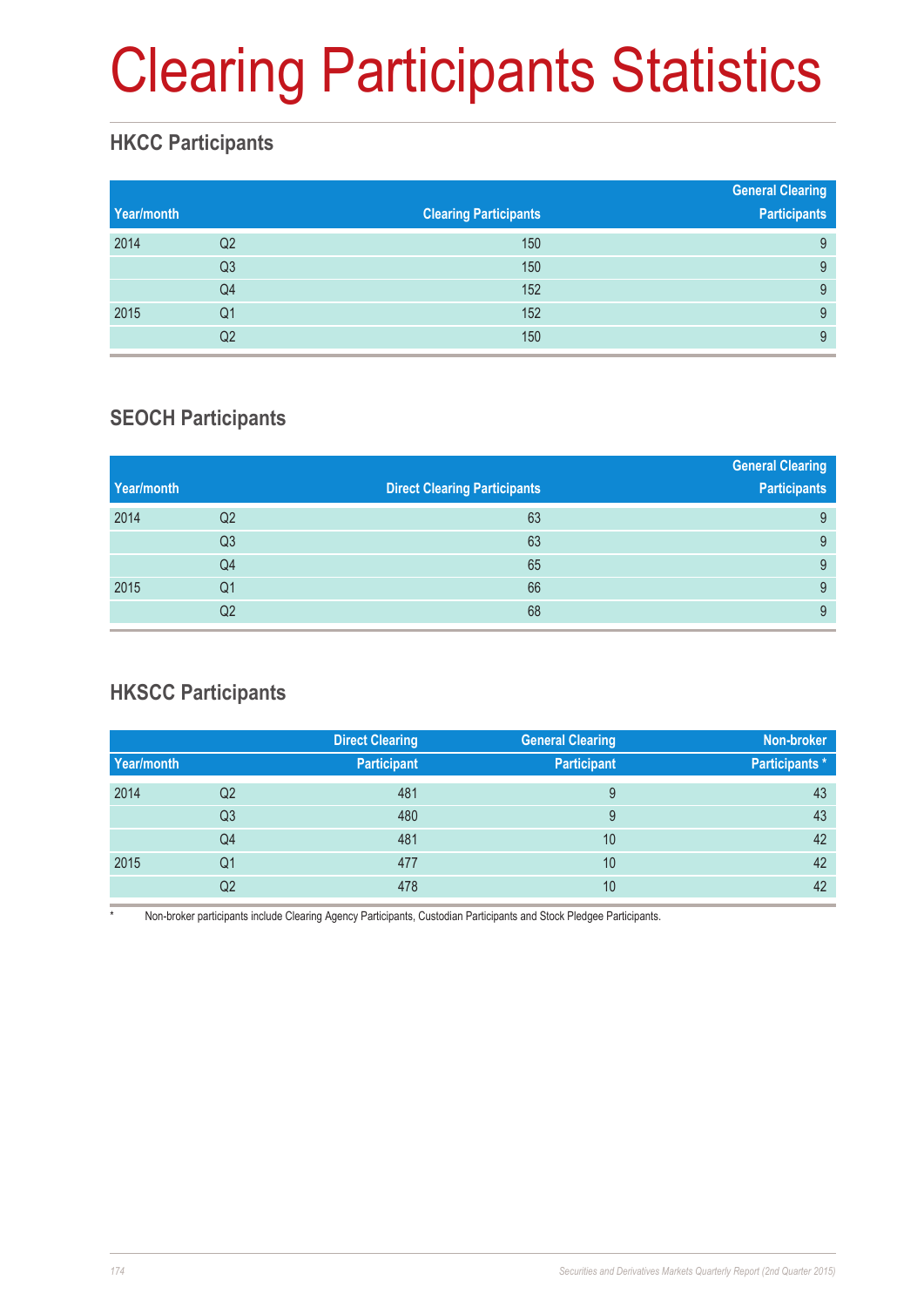# Clearing Participants Statistics

## HKCC Participants

| Year/month | | Clearing Participants | General Clearing Participants |
|---|---|---|---|
| 2014 | Q2 | 150 | 9 |
| | Q3 | 150 | 9 |
| | Q4 | 152 | 9 |
| 2015 | Q1 | 152 | 9 |
| | Q2 | 150 | 9 |

## SEOCH Participants

| Year/month | | Direct Clearing Participants | General Clearing Participants |
|---|---|---|---|
| 2014 | Q2 | 63 | 9 |
| | Q3 | 63 | 9 |
| | Q4 | 65 | 9 |
| 2015 | Q1 | 66 | 9 |
| | Q2 | 68 | 9 |

## HKSCC Participants

| Year/month | | Direct Clearing Participant | General Clearing Participant | Non-broker Participants * |
|---|---|---|---|---|
| 2014 | Q2 | 481 | 9 | 43 |
| | Q3 | 480 | 9 | 43 |
| | Q4 | 481 | 10 | 42 |
| 2015 | Q1 | 477 | 10 | 42 |
| | Q2 | 478 | 10 | 42 |

* Non-broker participants include Clearing Agency Participants, Custodian Participants and Stock Pledgee Participants.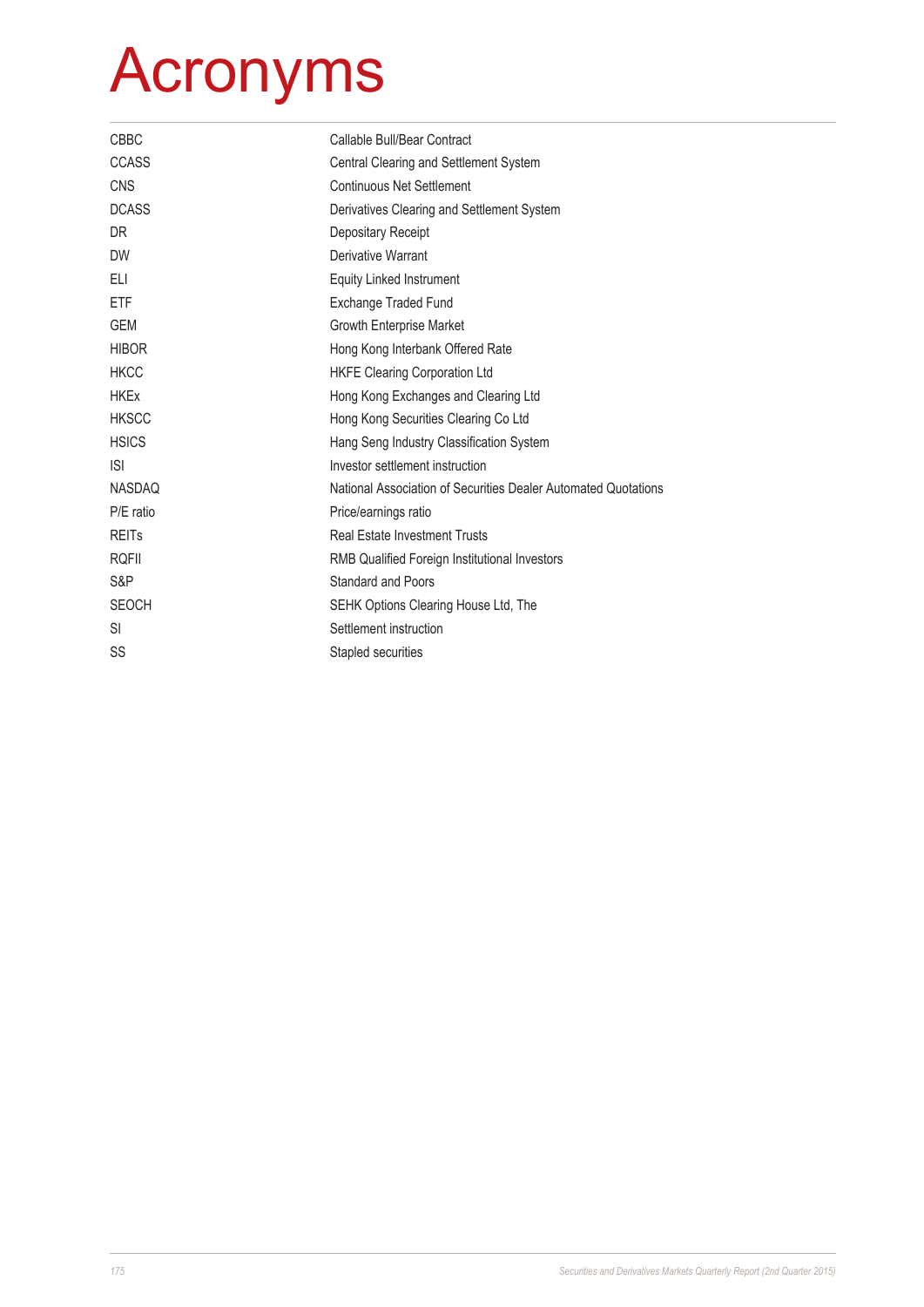# Acronyms

| | |
|---|---|
| CBBC | Callable Bull/Bear Contract |
| CCASS | Central Clearing and Settlement System |
| CNS | Continuous Net Settlement |
| DCASS | Derivatives Clearing and Settlement System |
| DR | Depositary Receipt |
| DW | Derivative Warrant |
| ELI | Equity Linked Instrument |
| ETF | Exchange Traded Fund |
| GEM | Growth Enterprise Market |
| HIBOR | Hong Kong Interbank Offered Rate |
| HKCC | HKFE Clearing Corporation Ltd |
| HKEx | Hong Kong Exchanges and Clearing Ltd |
| HKSCC | Hong Kong Securities Clearing Co Ltd |
| HSICS | Hang Seng Industry Classification System |
| ISI | Investor settlement instruction |
| NASDAQ | National Association of Securities Dealer Automated Quotations |
| P/E ratio | Price/earnings ratio |
| REITs | Real Estate Investment Trusts |
| RQFII | RMB Qualified Foreign Institutional Investors |
| S&P | Standard and Poors |
| SEOCH | SEHK Options Clearing House Ltd, The |
| SI | Settlement instruction |
| SS | Stapled securities |